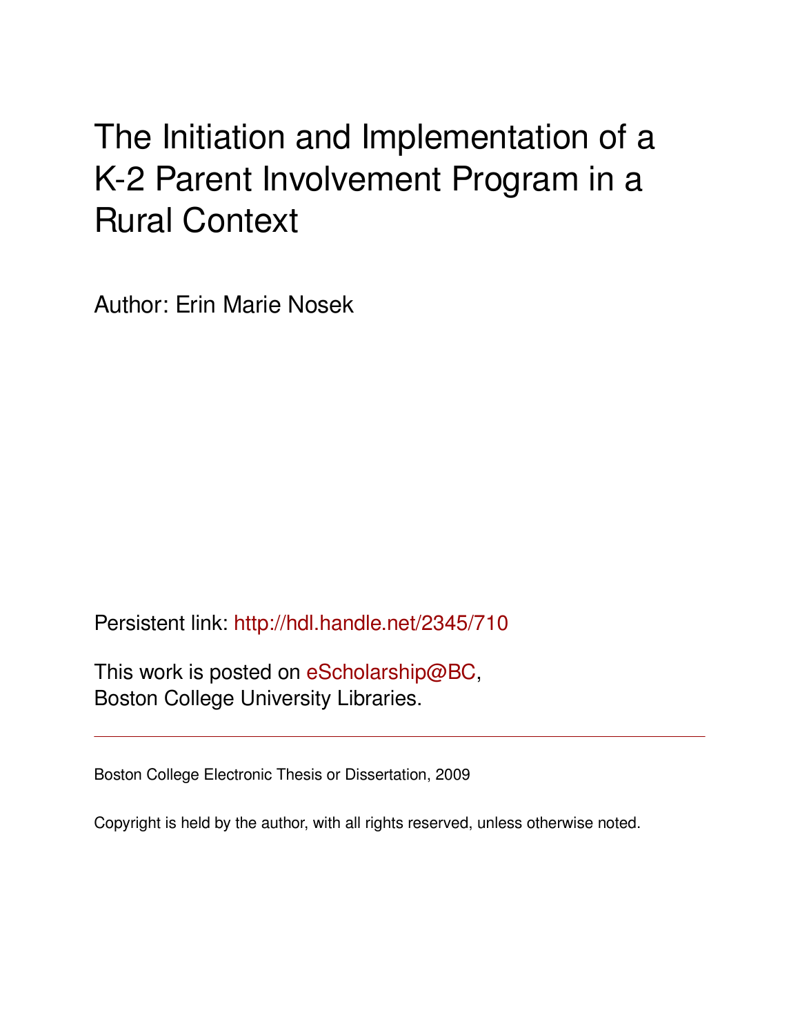# The Initiation and Implementation of a K-2 Parent Involvement Program in a Rural Context

Author: Erin Marie Nosek

Persistent link: http://hdl.handle.net/2345/710

This work is posted on eScholarship@BC, Boston College University Libraries.

---

Boston College Electronic Thesis or Dissertation, 2009

Copyright is held by the author, with all rights reserved, unless otherwise noted.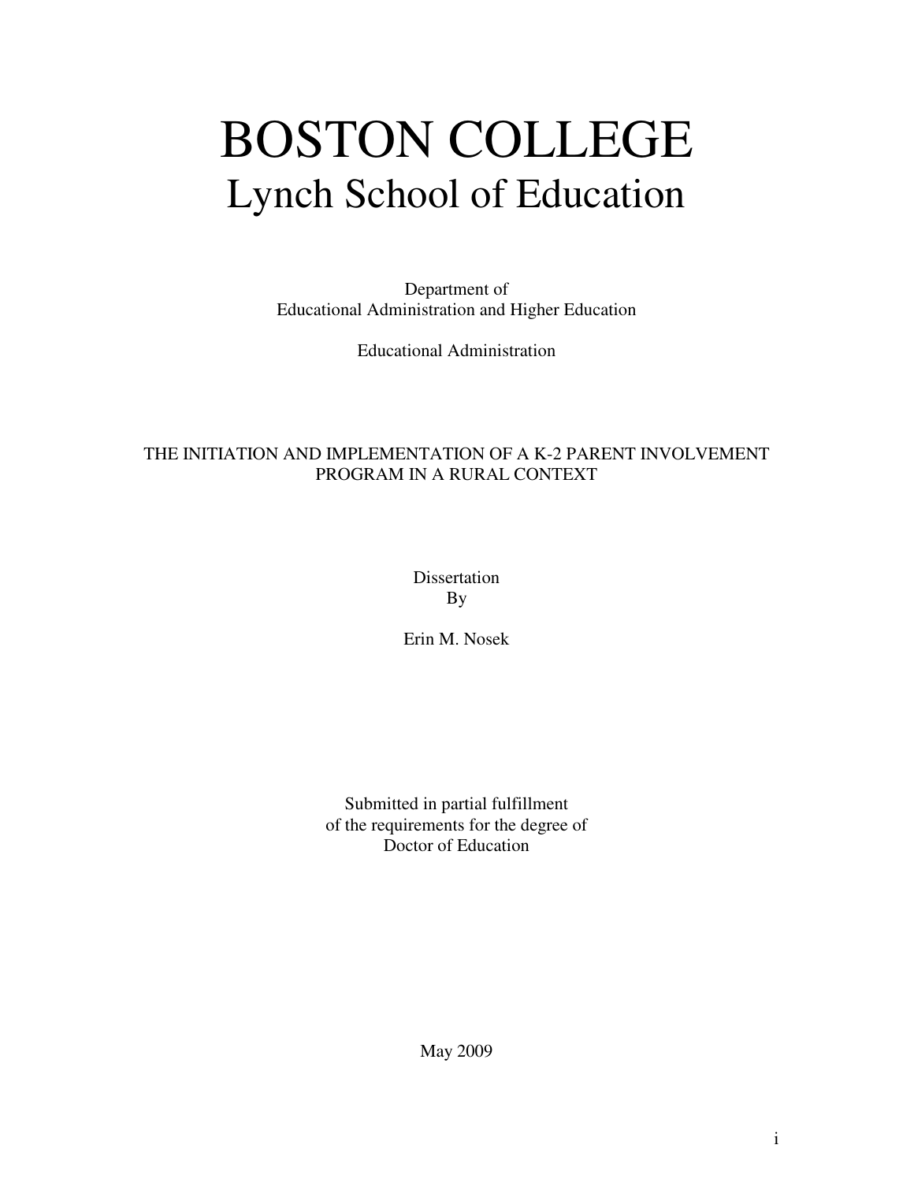# BOSTON COLLEGE

## Lynch School of Education

Department of
Educational Administration and Higher Education

Educational Administration

THE INITIATION AND IMPLEMENTATION OF A K-2 PARENT INVOLVEMENT PROGRAM IN A RURAL CONTEXT

Dissertation
By

Erin M. Nosek

Submitted in partial fulfillment
of the requirements for the degree of
Doctor of Education

May 2009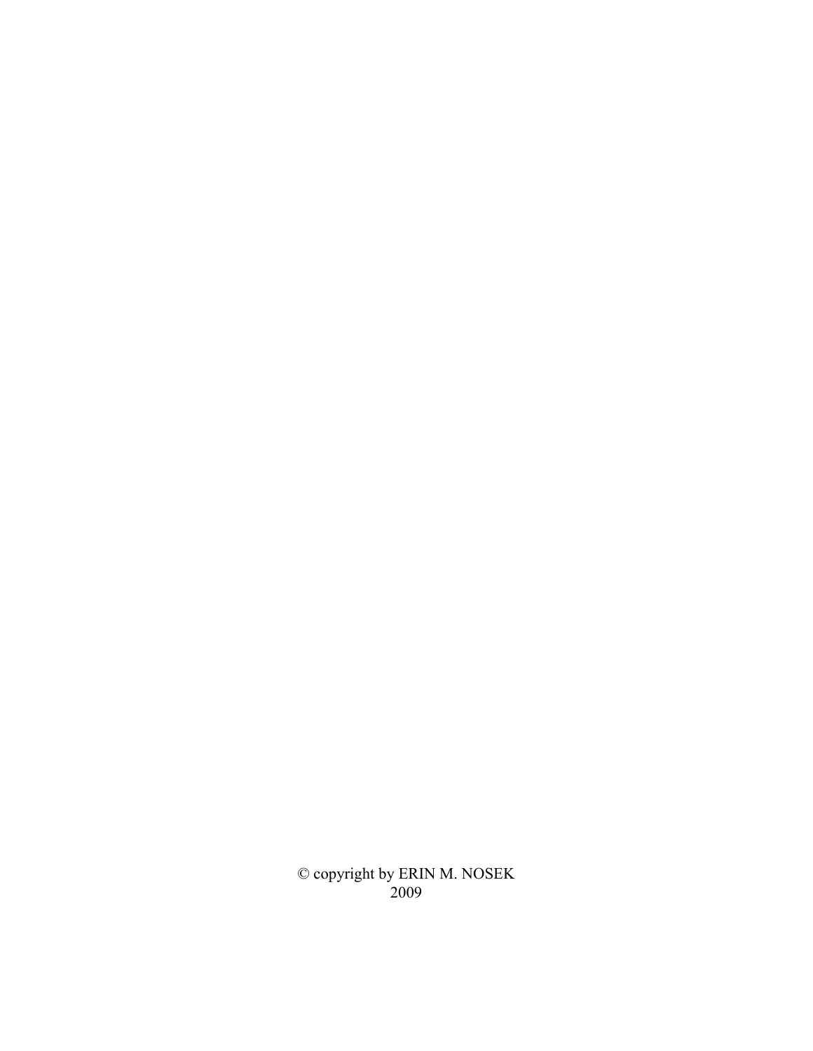© copyright by ERIN M. NOSEK
2009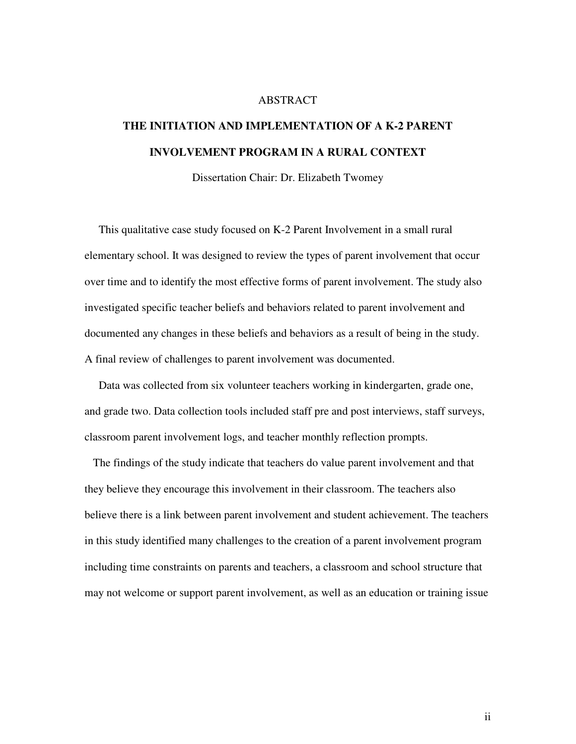ABSTRACT

# THE INITIATION AND IMPLEMENTATION OF A K-2 PARENT INVOLVEMENT PROGRAM IN A RURAL CONTEXT

Dissertation Chair: Dr. Elizabeth Twomey

This qualitative case study focused on K-2 Parent Involvement in a small rural elementary school. It was designed to review the types of parent involvement that occur over time and to identify the most effective forms of parent involvement. The study also investigated specific teacher beliefs and behaviors related to parent involvement and documented any changes in these beliefs and behaviors as a result of being in the study. A final review of challenges to parent involvement was documented.

Data was collected from six volunteer teachers working in kindergarten, grade one, and grade two. Data collection tools included staff pre and post interviews, staff surveys, classroom parent involvement logs, and teacher monthly reflection prompts.

The findings of the study indicate that teachers do value parent involvement and that they believe they encourage this involvement in their classroom. The teachers also believe there is a link between parent involvement and student achievement. The teachers in this study identified many challenges to the creation of a parent involvement program including time constraints on parents and teachers, a classroom and school structure that may not welcome or support parent involvement, as well as an education or training issue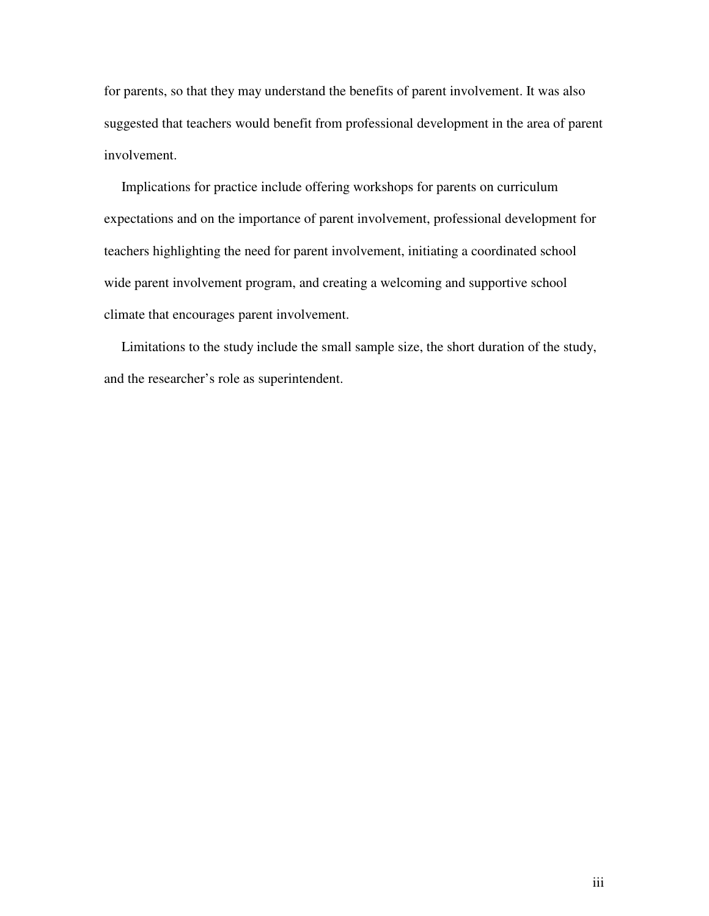for parents, so that they may understand the benefits of parent involvement. It was also suggested that teachers would benefit from professional development in the area of parent involvement.

Implications for practice include offering workshops for parents on curriculum expectations and on the importance of parent involvement, professional development for teachers highlighting the need for parent involvement, initiating a coordinated school wide parent involvement program, and creating a welcoming and supportive school climate that encourages parent involvement.

Limitations to the study include the small sample size, the short duration of the study, and the researcher's role as superintendent.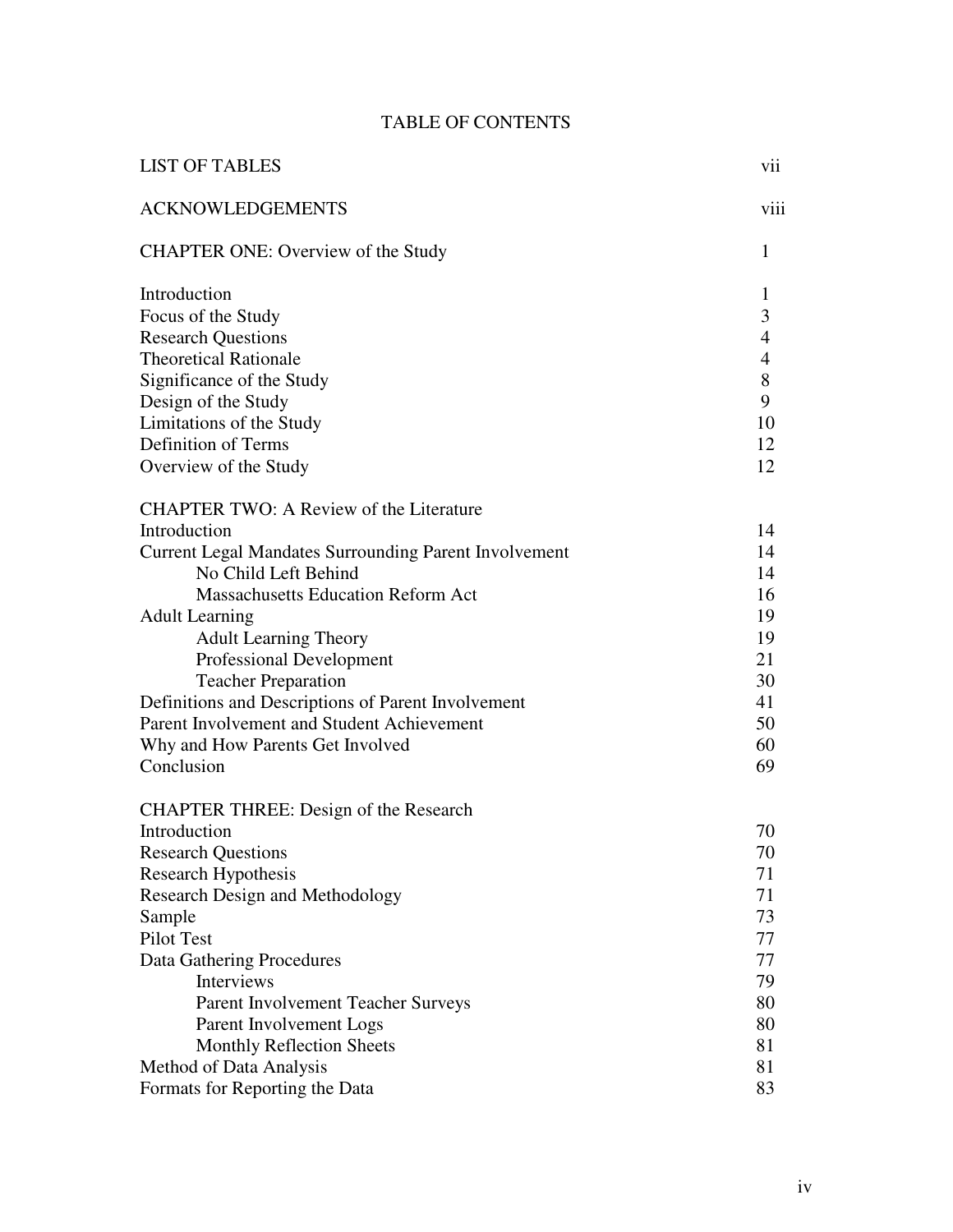# TABLE OF CONTENTS

| | |
|---|---|
| LIST OF TABLES | vii |
| ACKNOWLEDGEMENTS | viii |
| CHAPTER ONE: Overview of the Study | 1 |
| Introduction | 1 |
| Focus of the Study | 3 |
| Research Questions | 4 |
| Theoretical Rationale | 4 |
| Significance of the Study | 8 |
| Design of the Study | 9 |
| Limitations of the Study | 10 |
| Definition of Terms | 12 |
| Overview of the Study | 12 |
| CHAPTER TWO: A Review of the Literature | |
| Introduction | 14 |
| Current Legal Mandates Surrounding Parent Involvement | 14 |
| No Child Left Behind | 14 |
| Massachusetts Education Reform Act | 16 |
| Adult Learning | 19 |
| Adult Learning Theory | 19 |
| Professional Development | 21 |
| Teacher Preparation | 30 |
| Definitions and Descriptions of Parent Involvement | 41 |
| Parent Involvement and Student Achievement | 50 |
| Why and How Parents Get Involved | 60 |
| Conclusion | 69 |
| CHAPTER THREE: Design of the Research | |
| Introduction | 70 |
| Research Questions | 70 |
| Research Hypothesis | 71 |
| Research Design and Methodology | 71 |
| Sample | 73 |
| Pilot Test | 77 |
| Data Gathering Procedures | 77 |
| Interviews | 79 |
| Parent Involvement Teacher Surveys | 80 |
| Parent Involvement Logs | 80 |
| Monthly Reflection Sheets | 81 |
| Method of Data Analysis | 81 |
| Formats for Reporting the Data | 83 |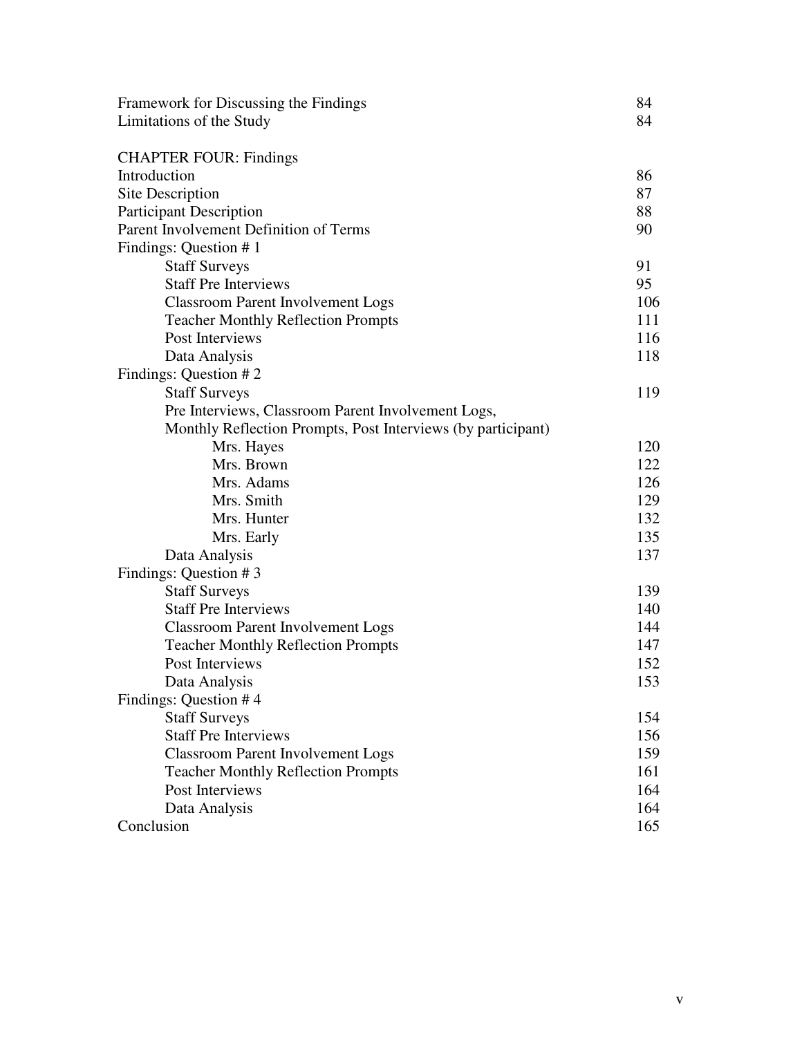| | |
|---|---|
| Framework for Discussing the Findings | 84 |
| Limitations of the Study | 84 |
| | |
| CHAPTER FOUR: Findings | |
| Introduction | 86 |
| Site Description | 87 |
| Participant Description | 88 |
| Parent Involvement Definition of Terms | 90 |
| Findings: Question # 1 | |
| Staff Surveys | 91 |
| Staff Pre Interviews | 95 |
| Classroom Parent Involvement Logs | 106 |
| Teacher Monthly Reflection Prompts | 111 |
| Post Interviews | 116 |
| Data Analysis | 118 |
| Findings: Question # 2 | |
| Staff Surveys | 119 |
| Pre Interviews, Classroom Parent Involvement Logs, Monthly Reflection Prompts, Post Interviews (by participant) | |
| Mrs. Hayes | 120 |
| Mrs. Brown | 122 |
| Mrs. Adams | 126 |
| Mrs. Smith | 129 |
| Mrs. Hunter | 132 |
| Mrs. Early | 135 |
| Data Analysis | 137 |
| Findings: Question # 3 | |
| Staff Surveys | 139 |
| Staff Pre Interviews | 140 |
| Classroom Parent Involvement Logs | 144 |
| Teacher Monthly Reflection Prompts | 147 |
| Post Interviews | 152 |
| Data Analysis | 153 |
| Findings: Question # 4 | |
| Staff Surveys | 154 |
| Staff Pre Interviews | 156 |
| Classroom Parent Involvement Logs | 159 |
| Teacher Monthly Reflection Prompts | 161 |
| Post Interviews | 164 |
| Data Analysis | 164 |
| Conclusion | 165 |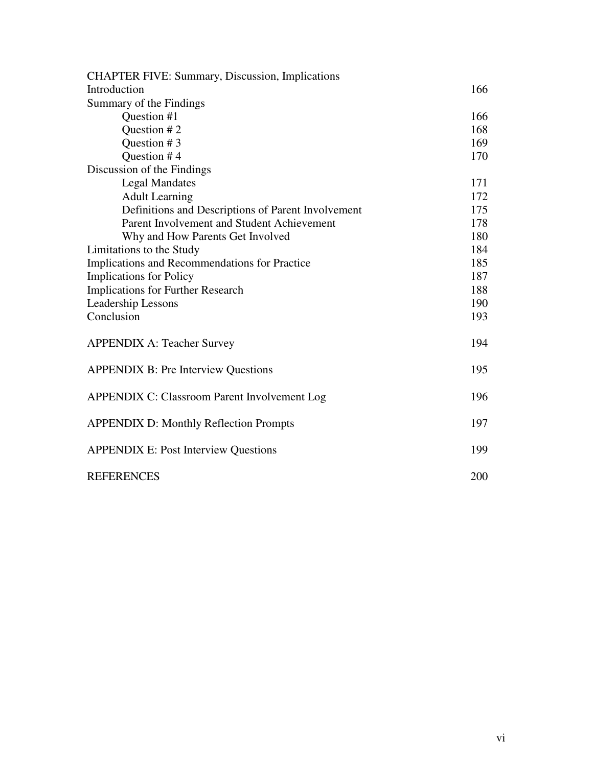| | |
|---|---|
| CHAPTER FIVE: Summary, Discussion, Implications | |
| Introduction | 166 |
| Summary of the Findings | |
| Question #1 | 166 |
| Question # 2 | 168 |
| Question # 3 | 169 |
| Question # 4 | 170 |
| Discussion of the Findings | |
| Legal Mandates | 171 |
| Adult Learning | 172 |
| Definitions and Descriptions of Parent Involvement | 175 |
| Parent Involvement and Student Achievement | 178 |
| Why and How Parents Get Involved | 180 |
| Limitations to the Study | 184 |
| Implications and Recommendations for Practice | 185 |
| Implications for Policy | 187 |
| Implications for Further Research | 188 |
| Leadership Lessons | 190 |
| Conclusion | 193 |
| APPENDIX A: Teacher Survey | 194 |
| APPENDIX B: Pre Interview Questions | 195 |
| APPENDIX C: Classroom Parent Involvement Log | 196 |
| APPENDIX D: Monthly Reflection Prompts | 197 |
| APPENDIX E: Post Interview Questions | 199 |
| REFERENCES | 200 |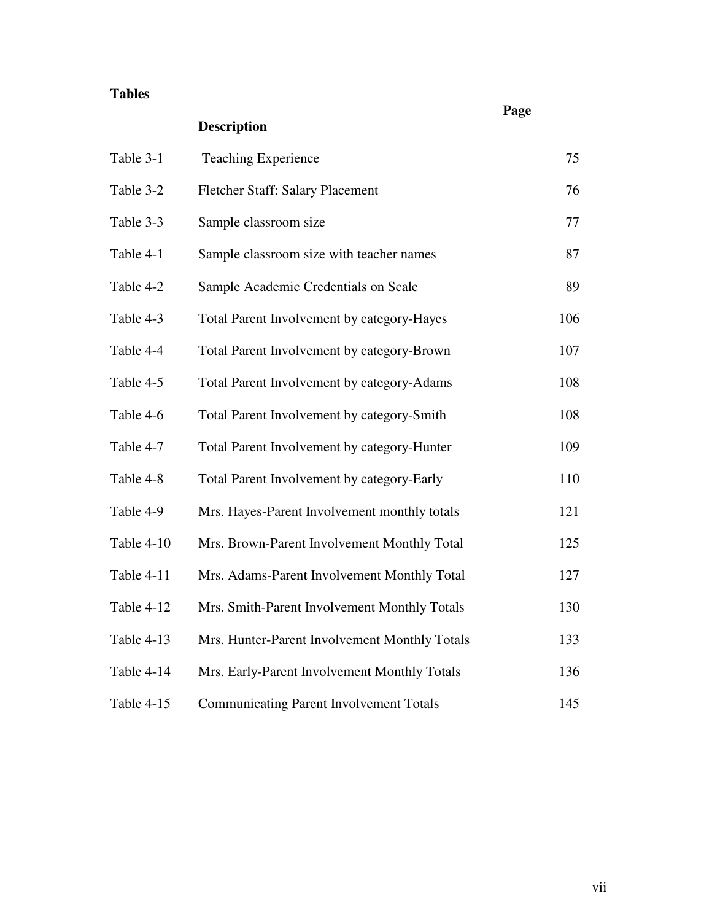**Tables**

| | Description | Page |
|---|---|---|
| Table 3-1 | Teaching Experience | 75 |
| Table 3-2 | Fletcher Staff: Salary Placement | 76 |
| Table 3-3 | Sample classroom size | 77 |
| Table 4-1 | Sample classroom size with teacher names | 87 |
| Table 4-2 | Sample Academic Credentials on Scale | 89 |
| Table 4-3 | Total Parent Involvement by category-Hayes | 106 |
| Table 4-4 | Total Parent Involvement by category-Brown | 107 |
| Table 4-5 | Total Parent Involvement by category-Adams | 108 |
| Table 4-6 | Total Parent Involvement by category-Smith | 108 |
| Table 4-7 | Total Parent Involvement by category-Hunter | 109 |
| Table 4-8 | Total Parent Involvement by category-Early | 110 |
| Table 4-9 | Mrs. Hayes-Parent Involvement monthly totals | 121 |
| Table 4-10 | Mrs. Brown-Parent Involvement Monthly Total | 125 |
| Table 4-11 | Mrs. Adams-Parent Involvement Monthly Total | 127 |
| Table 4-12 | Mrs. Smith-Parent Involvement Monthly Totals | 130 |
| Table 4-13 | Mrs. Hunter-Parent Involvement Monthly Totals | 133 |
| Table 4-14 | Mrs. Early-Parent Involvement Monthly Totals | 136 |
| Table 4-15 | Communicating Parent Involvement Totals | 145 |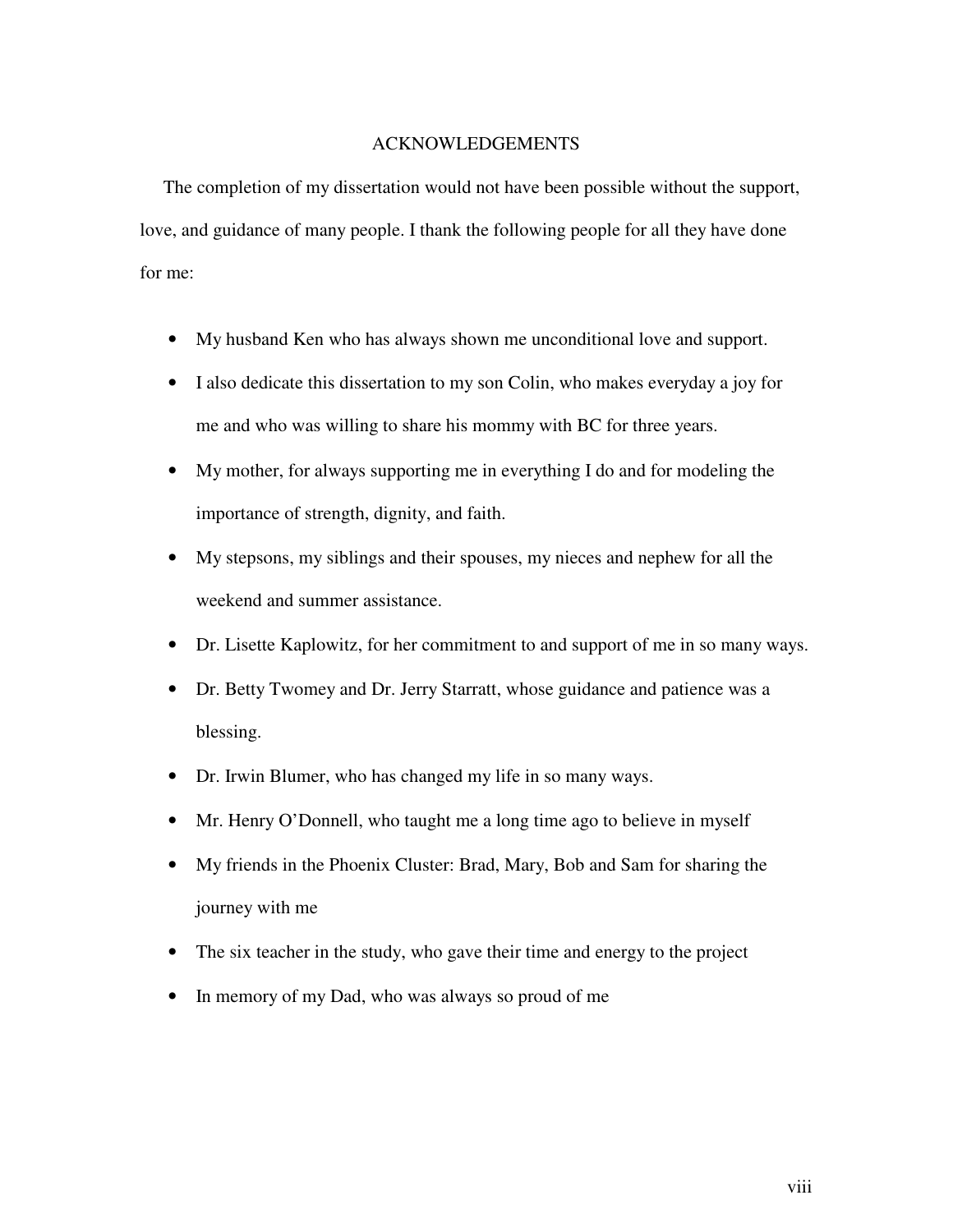# ACKNOWLEDGEMENTS

The completion of my dissertation would not have been possible without the support, love, and guidance of many people. I thank the following people for all they have done for me:

- My husband Ken who has always shown me unconditional love and support.
- I also dedicate this dissertation to my son Colin, who makes everyday a joy for me and who was willing to share his mommy with BC for three years.
- My mother, for always supporting me in everything I do and for modeling the importance of strength, dignity, and faith.
- My stepsons, my siblings and their spouses, my nieces and nephew for all the weekend and summer assistance.
- Dr. Lisette Kaplowitz, for her commitment to and support of me in so many ways.
- Dr. Betty Twomey and Dr. Jerry Starratt, whose guidance and patience was a blessing.
- Dr. Irwin Blumer, who has changed my life in so many ways.
- Mr. Henry O'Donnell, who taught me a long time ago to believe in myself
- My friends in the Phoenix Cluster: Brad, Mary, Bob and Sam for sharing the journey with me
- The six teacher in the study, who gave their time and energy to the project
- In memory of my Dad, who was always so proud of me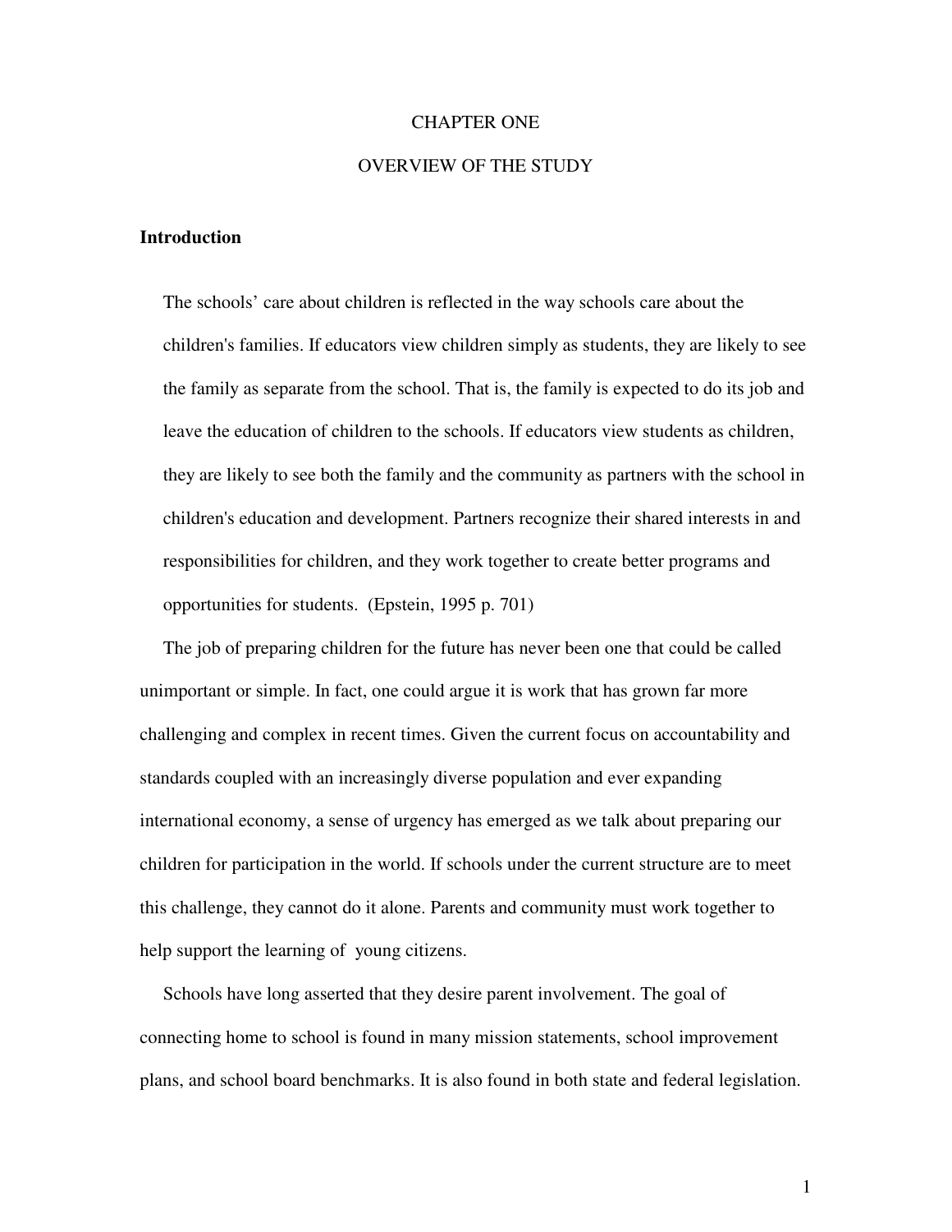# CHAPTER ONE

# OVERVIEW OF THE STUDY

## Introduction

> The schools' care about children is reflected in the way schools care about the children's families. If educators view children simply as students, they are likely to see the family as separate from the school. That is, the family is expected to do its job and leave the education of children to the schools. If educators view students as children, they are likely to see both the family and the community as partners with the school in children's education and development. Partners recognize their shared interests in and responsibilities for children, and they work together to create better programs and opportunities for students. (Epstein, 1995 p. 701)

The job of preparing children for the future has never been one that could be called unimportant or simple. In fact, one could argue it is work that has grown far more challenging and complex in recent times. Given the current focus on accountability and standards coupled with an increasingly diverse population and ever expanding international economy, a sense of urgency has emerged as we talk about preparing our children for participation in the world. If schools under the current structure are to meet this challenge, they cannot do it alone. Parents and community must work together to help support the learning of young citizens.

Schools have long asserted that they desire parent involvement. The goal of connecting home to school is found in many mission statements, school improvement plans, and school board benchmarks. It is also found in both state and federal legislation.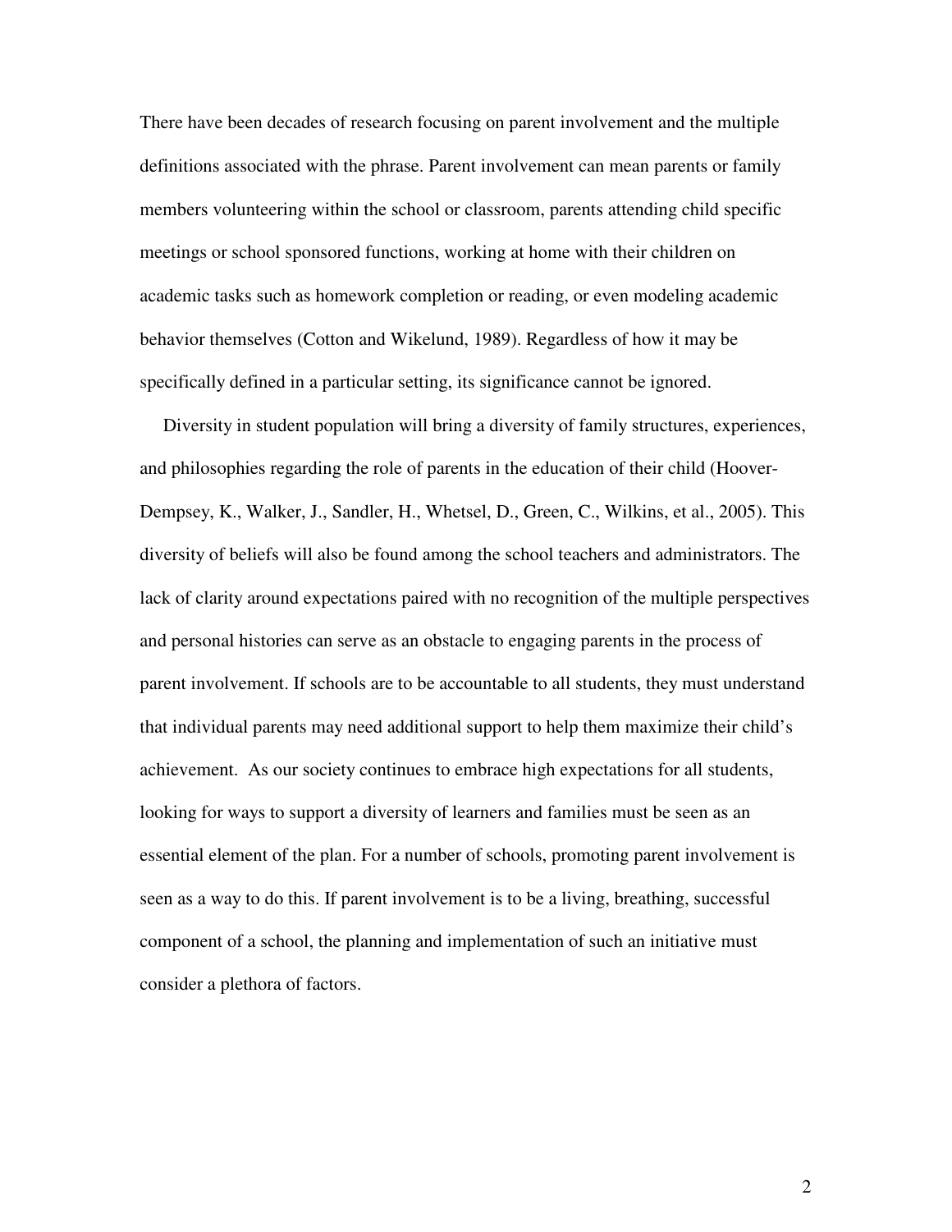There have been decades of research focusing on parent involvement and the multiple definitions associated with the phrase. Parent involvement can mean parents or family members volunteering within the school or classroom, parents attending child specific meetings or school sponsored functions, working at home with their children on academic tasks such as homework completion or reading, or even modeling academic behavior themselves (Cotton and Wikelund, 1989). Regardless of how it may be specifically defined in a particular setting, its significance cannot be ignored.

Diversity in student population will bring a diversity of family structures, experiences, and philosophies regarding the role of parents in the education of their child (Hoover-Dempsey, K., Walker, J., Sandler, H., Whetsel, D., Green, C., Wilkins, et al., 2005). This diversity of beliefs will also be found among the school teachers and administrators. The lack of clarity around expectations paired with no recognition of the multiple perspectives and personal histories can serve as an obstacle to engaging parents in the process of parent involvement. If schools are to be accountable to all students, they must understand that individual parents may need additional support to help them maximize their child's achievement. As our society continues to embrace high expectations for all students, looking for ways to support a diversity of learners and families must be seen as an essential element of the plan. For a number of schools, promoting parent involvement is seen as a way to do this. If parent involvement is to be a living, breathing, successful component of a school, the planning and implementation of such an initiative must consider a plethora of factors.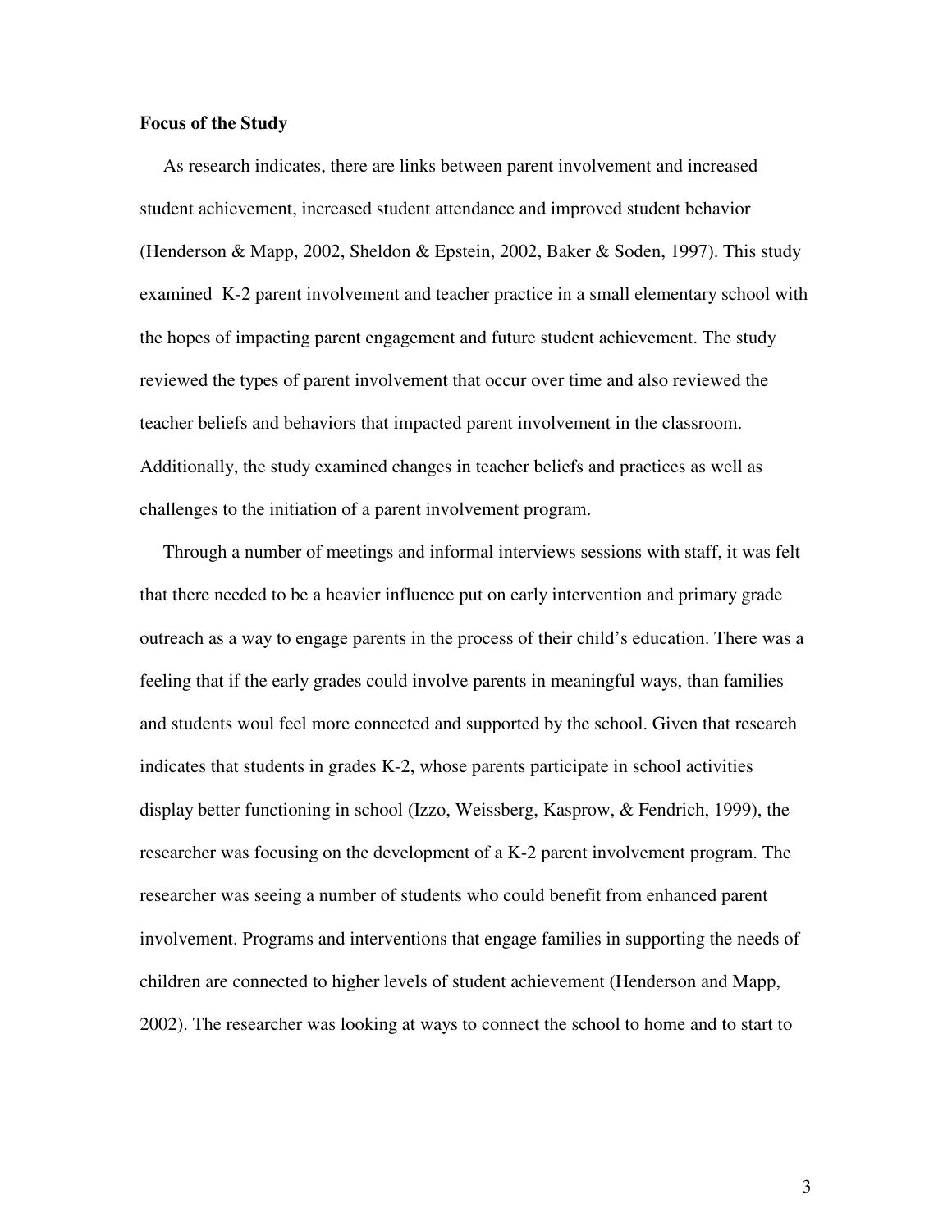**Focus of the Study**

As research indicates, there are links between parent involvement and increased student achievement, increased student attendance and improved student behavior (Henderson & Mapp, 2002, Sheldon & Epstein, 2002, Baker & Soden, 1997). This study examined K-2 parent involvement and teacher practice in a small elementary school with the hopes of impacting parent engagement and future student achievement. The study reviewed the types of parent involvement that occur over time and also reviewed the teacher beliefs and behaviors that impacted parent involvement in the classroom. Additionally, the study examined changes in teacher beliefs and practices as well as challenges to the initiation of a parent involvement program.

Through a number of meetings and informal interviews sessions with staff, it was felt that there needed to be a heavier influence put on early intervention and primary grade outreach as a way to engage parents in the process of their child's education. There was a feeling that if the early grades could involve parents in meaningful ways, than families and students woul feel more connected and supported by the school. Given that research indicates that students in grades K-2, whose parents participate in school activities display better functioning in school (Izzo, Weissberg, Kasprow, & Fendrich, 1999), the researcher was focusing on the development of a K-2 parent involvement program. The researcher was seeing a number of students who could benefit from enhanced parent involvement. Programs and interventions that engage families in supporting the needs of children are connected to higher levels of student achievement (Henderson and Mapp, 2002). The researcher was looking at ways to connect the school to home and to start to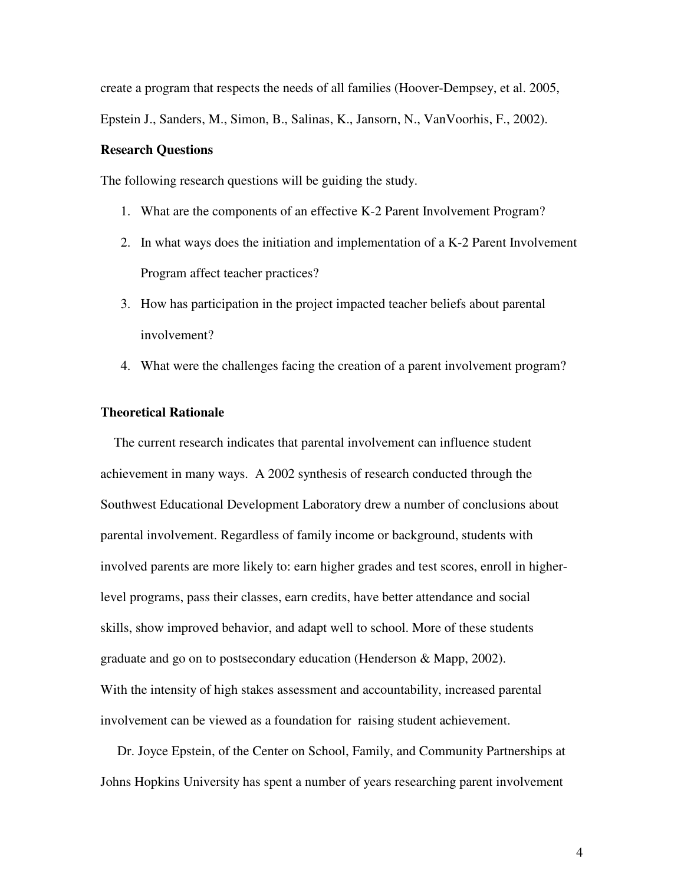create a program that respects the needs of all families (Hoover-Dempsey, et al. 2005, Epstein J., Sanders, M., Simon, B., Salinas, K., Jansorn, N., VanVoorhis, F., 2002).

**Research Questions**

The following research questions will be guiding the study.

1. What are the components of an effective K-2 Parent Involvement Program?
2. In what ways does the initiation and implementation of a K-2 Parent Involvement Program affect teacher practices?
3. How has participation in the project impacted teacher beliefs about parental involvement?
4. What were the challenges facing the creation of a parent involvement program?

**Theoretical Rationale**

The current research indicates that parental involvement can influence student achievement in many ways. A 2002 synthesis of research conducted through the Southwest Educational Development Laboratory drew a number of conclusions about parental involvement. Regardless of family income or background, students with involved parents are more likely to: earn higher grades and test scores, enroll in higher-level programs, pass their classes, earn credits, have better attendance and social skills, show improved behavior, and adapt well to school. More of these students graduate and go on to postsecondary education (Henderson & Mapp, 2002). With the intensity of high stakes assessment and accountability, increased parental involvement can be viewed as a foundation for raising student achievement.

Dr. Joyce Epstein, of the Center on School, Family, and Community Partnerships at Johns Hopkins University has spent a number of years researching parent involvement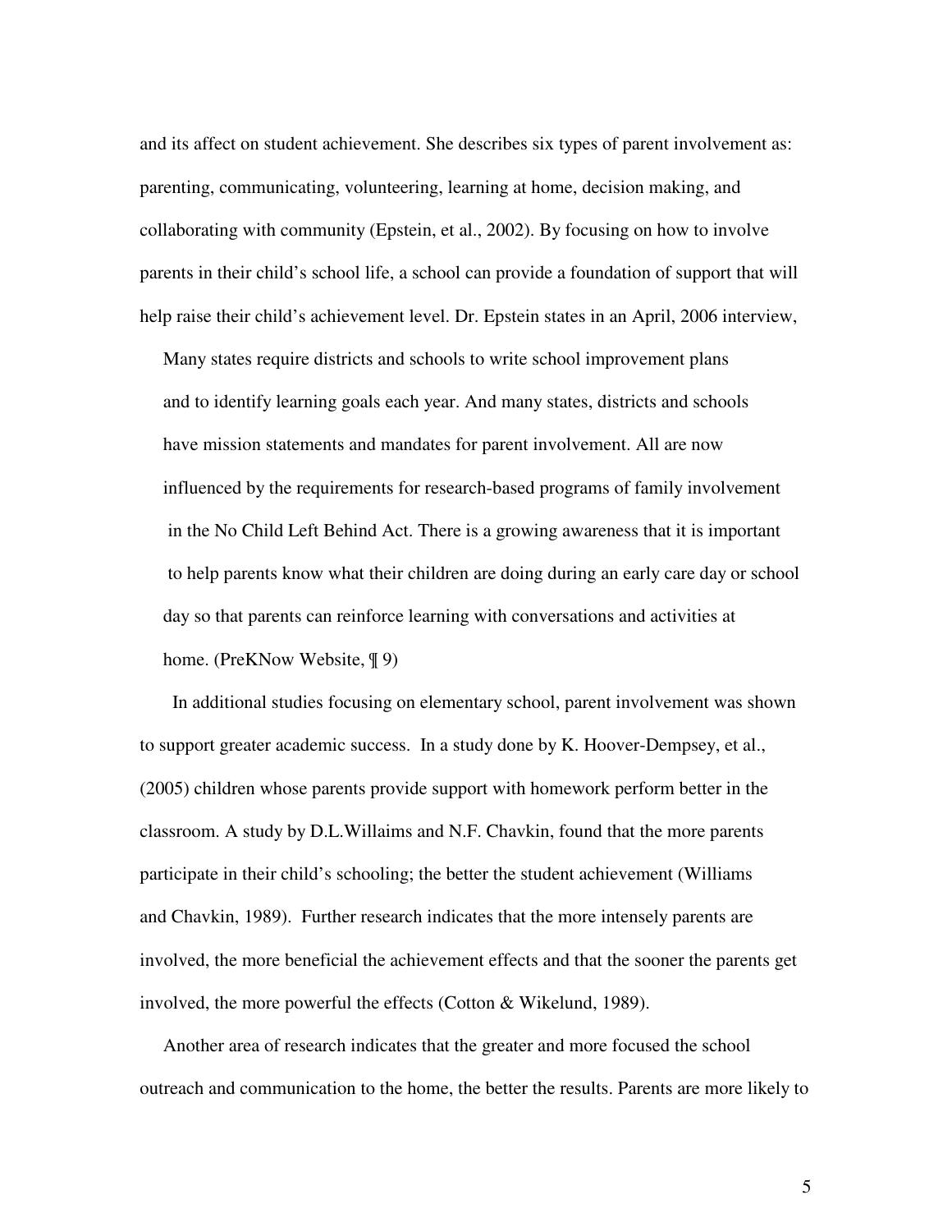and its affect on student achievement. She describes six types of parent involvement as: parenting, communicating, volunteering, learning at home, decision making, and collaborating with community (Epstein, et al., 2002). By focusing on how to involve parents in their child's school life, a school can provide a foundation of support that will help raise their child's achievement level. Dr. Epstein states in an April, 2006 interview,

> Many states require districts and schools to write school improvement plans and to identify learning goals each year. And many states, districts and schools have mission statements and mandates for parent involvement. All are now influenced by the requirements for research-based programs of family involvement in the No Child Left Behind Act. There is a growing awareness that it is important to help parents know what their children are doing during an early care day or school day so that parents can reinforce learning with conversations and activities at home. (PreKNow Website, ¶ 9)

In additional studies focusing on elementary school, parent involvement was shown to support greater academic success. In a study done by K. Hoover-Dempsey, et al., (2005) children whose parents provide support with homework perform better in the classroom. A study by D.L.Willaims and N.F. Chavkin, found that the more parents participate in their child's schooling; the better the student achievement (Williams and Chavkin, 1989). Further research indicates that the more intensely parents are involved, the more beneficial the achievement effects and that the sooner the parents get involved, the more powerful the effects (Cotton & Wikelund, 1989).

Another area of research indicates that the greater and more focused the school outreach and communication to the home, the better the results. Parents are more likely to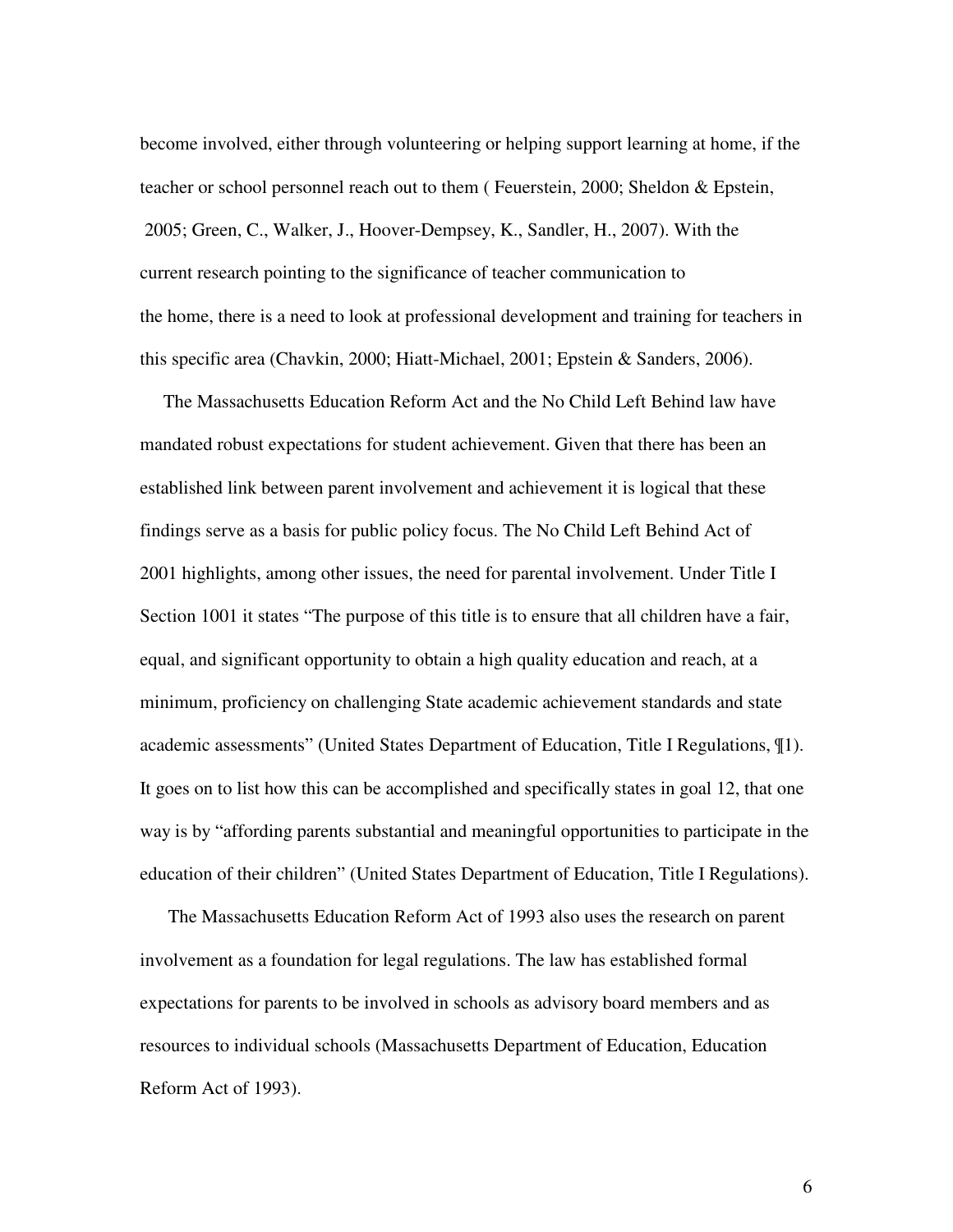become involved, either through volunteering or helping support learning at home, if the teacher or school personnel reach out to them ( Feuerstein, 2000; Sheldon & Epstein, 2005; Green, C., Walker, J., Hoover-Dempsey, K., Sandler, H., 2007). With the current research pointing to the significance of teacher communication to the home, there is a need to look at professional development and training for teachers in this specific area (Chavkin, 2000; Hiatt-Michael, 2001; Epstein & Sanders, 2006).

The Massachusetts Education Reform Act and the No Child Left Behind law have mandated robust expectations for student achievement. Given that there has been an established link between parent involvement and achievement it is logical that these findings serve as a basis for public policy focus. The No Child Left Behind Act of 2001 highlights, among other issues, the need for parental involvement. Under Title I Section 1001 it states “The purpose of this title is to ensure that all children have a fair, equal, and significant opportunity to obtain a high quality education and reach, at a minimum, proficiency on challenging State academic achievement standards and state academic assessments” (United States Department of Education, Title I Regulations, ¶1). It goes on to list how this can be accomplished and specifically states in goal 12, that one way is by “affording parents substantial and meaningful opportunities to participate in the education of their children” (United States Department of Education, Title I Regulations).

The Massachusetts Education Reform Act of 1993 also uses the research on parent involvement as a foundation for legal regulations. The law has established formal expectations for parents to be involved in schools as advisory board members and as resources to individual schools (Massachusetts Department of Education, Education Reform Act of 1993).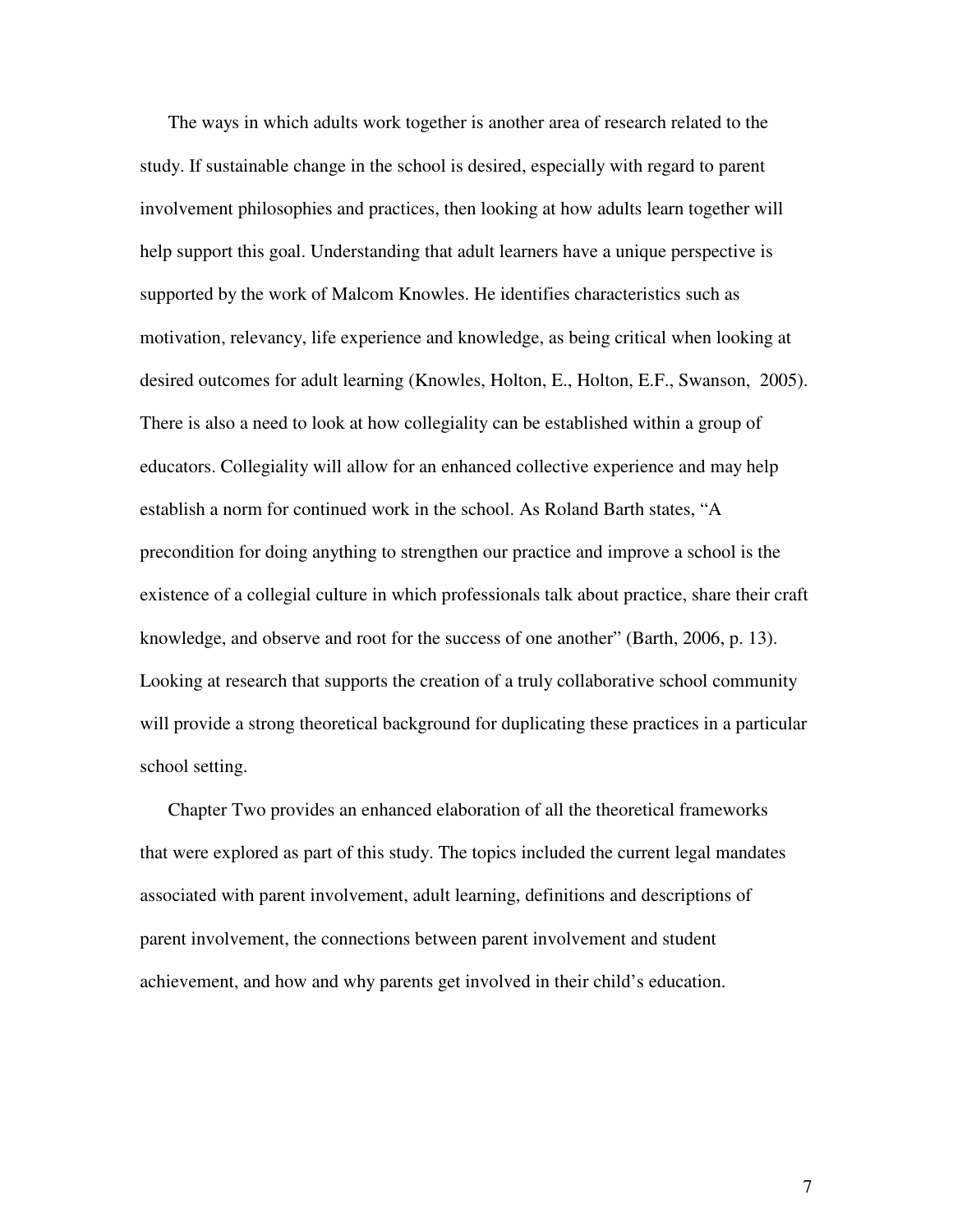The ways in which adults work together is another area of research related to the study. If sustainable change in the school is desired, especially with regard to parent involvement philosophies and practices, then looking at how adults learn together will help support this goal. Understanding that adult learners have a unique perspective is supported by the work of Malcom Knowles. He identifies characteristics such as motivation, relevancy, life experience and knowledge, as being critical when looking at desired outcomes for adult learning (Knowles, Holton, E., Holton, E.F., Swanson, 2005). There is also a need to look at how collegiality can be established within a group of educators. Collegiality will allow for an enhanced collective experience and may help establish a norm for continued work in the school. As Roland Barth states, "A precondition for doing anything to strengthen our practice and improve a school is the existence of a collegial culture in which professionals talk about practice, share their craft knowledge, and observe and root for the success of one another" (Barth, 2006, p. 13). Looking at research that supports the creation of a truly collaborative school community will provide a strong theoretical background for duplicating these practices in a particular school setting.

Chapter Two provides an enhanced elaboration of all the theoretical frameworks that were explored as part of this study. The topics included the current legal mandates associated with parent involvement, adult learning, definitions and descriptions of parent involvement, the connections between parent involvement and student achievement, and how and why parents get involved in their child's education.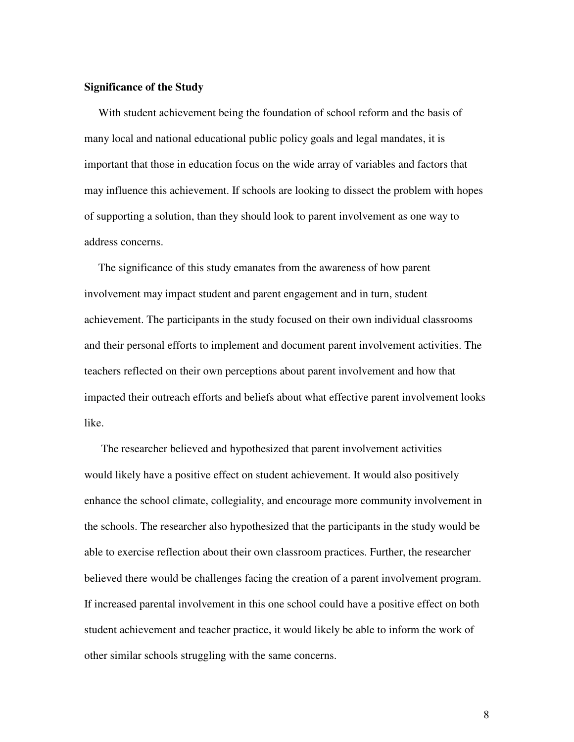**Significance of the Study**

With student achievement being the foundation of school reform and the basis of many local and national educational public policy goals and legal mandates, it is important that those in education focus on the wide array of variables and factors that may influence this achievement. If schools are looking to dissect the problem with hopes of supporting a solution, than they should look to parent involvement as one way to address concerns.

The significance of this study emanates from the awareness of how parent involvement may impact student and parent engagement and in turn, student achievement. The participants in the study focused on their own individual classrooms and their personal efforts to implement and document parent involvement activities. The teachers reflected on their own perceptions about parent involvement and how that impacted their outreach efforts and beliefs about what effective parent involvement looks like.

The researcher believed and hypothesized that parent involvement activities would likely have a positive effect on student achievement. It would also positively enhance the school climate, collegiality, and encourage more community involvement in the schools. The researcher also hypothesized that the participants in the study would be able to exercise reflection about their own classroom practices. Further, the researcher believed there would be challenges facing the creation of a parent involvement program. If increased parental involvement in this one school could have a positive effect on both student achievement and teacher practice, it would likely be able to inform the work of other similar schools struggling with the same concerns.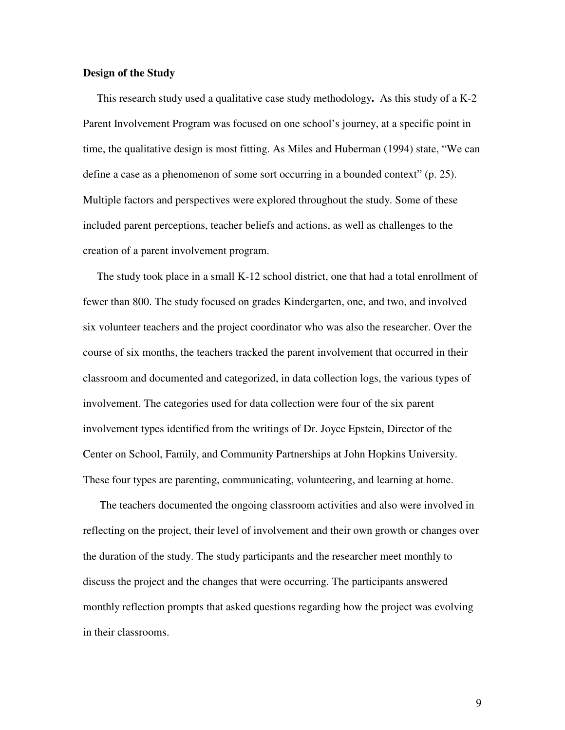**Design of the Study**

This research study used a qualitative case study methodology**.** As this study of a K-2 Parent Involvement Program was focused on one school's journey, at a specific point in time, the qualitative design is most fitting. As Miles and Huberman (1994) state, "We can define a case as a phenomenon of some sort occurring in a bounded context" (p. 25). Multiple factors and perspectives were explored throughout the study. Some of these included parent perceptions, teacher beliefs and actions, as well as challenges to the creation of a parent involvement program.

The study took place in a small K-12 school district, one that had a total enrollment of fewer than 800. The study focused on grades Kindergarten, one, and two, and involved six volunteer teachers and the project coordinator who was also the researcher. Over the course of six months, the teachers tracked the parent involvement that occurred in their classroom and documented and categorized, in data collection logs, the various types of involvement. The categories used for data collection were four of the six parent involvement types identified from the writings of Dr. Joyce Epstein, Director of the Center on School, Family, and Community Partnerships at John Hopkins University. These four types are parenting, communicating, volunteering, and learning at home.

The teachers documented the ongoing classroom activities and also were involved in reflecting on the project, their level of involvement and their own growth or changes over the duration of the study. The study participants and the researcher meet monthly to discuss the project and the changes that were occurring. The participants answered monthly reflection prompts that asked questions regarding how the project was evolving in their classrooms.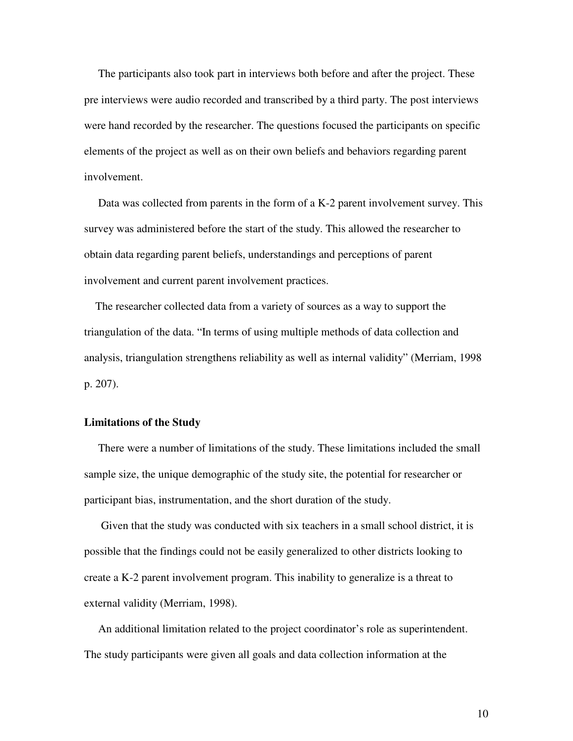The participants also took part in interviews both before and after the project. These pre interviews were audio recorded and transcribed by a third party. The post interviews were hand recorded by the researcher. The questions focused the participants on specific elements of the project as well as on their own beliefs and behaviors regarding parent involvement.

Data was collected from parents in the form of a K-2 parent involvement survey. This survey was administered before the start of the study. This allowed the researcher to obtain data regarding parent beliefs, understandings and perceptions of parent involvement and current parent involvement practices.

The researcher collected data from a variety of sources as a way to support the triangulation of the data. "In terms of using multiple methods of data collection and analysis, triangulation strengthens reliability as well as internal validity" (Merriam, 1998 p. 207).

**Limitations of the Study**

There were a number of limitations of the study. These limitations included the small sample size, the unique demographic of the study site, the potential for researcher or participant bias, instrumentation, and the short duration of the study.

Given that the study was conducted with six teachers in a small school district, it is possible that the findings could not be easily generalized to other districts looking to create a K-2 parent involvement program. This inability to generalize is a threat to external validity (Merriam, 1998).

An additional limitation related to the project coordinator's role as superintendent. The study participants were given all goals and data collection information at the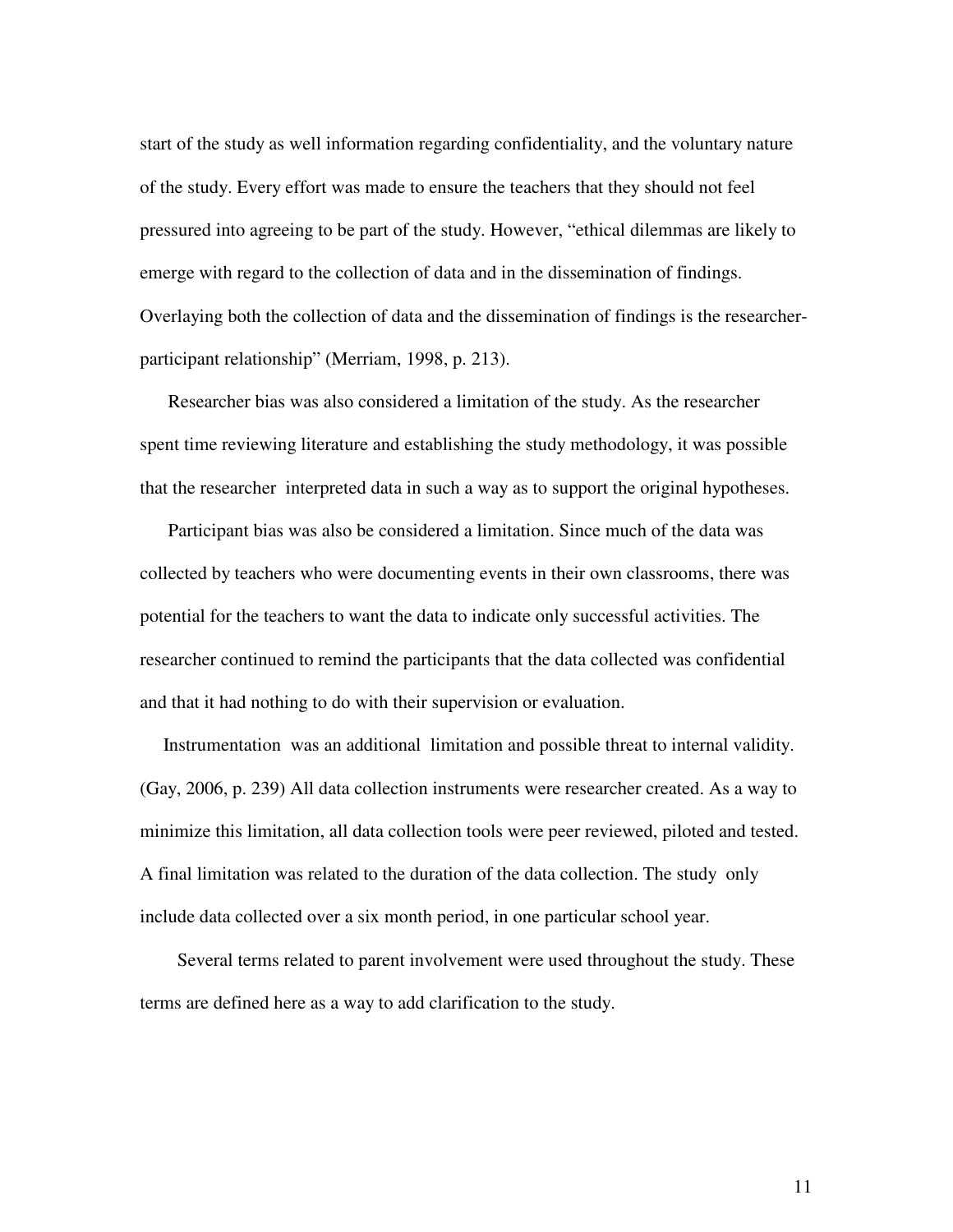start of the study as well information regarding confidentiality, and the voluntary nature of the study. Every effort was made to ensure the teachers that they should not feel pressured into agreeing to be part of the study. However, "ethical dilemmas are likely to emerge with regard to the collection of data and in the dissemination of findings. Overlaying both the collection of data and the dissemination of findings is the researcher-participant relationship" (Merriam, 1998, p. 213).

Researcher bias was also considered a limitation of the study. As the researcher spent time reviewing literature and establishing the study methodology, it was possible that the researcher interpreted data in such a way as to support the original hypotheses.

Participant bias was also be considered a limitation. Since much of the data was collected by teachers who were documenting events in their own classrooms, there was potential for the teachers to want the data to indicate only successful activities. The researcher continued to remind the participants that the data collected was confidential and that it had nothing to do with their supervision or evaluation.

Instrumentation was an additional limitation and possible threat to internal validity. (Gay, 2006, p. 239) All data collection instruments were researcher created. As a way to minimize this limitation, all data collection tools were peer reviewed, piloted and tested. A final limitation was related to the duration of the data collection. The study only include data collected over a six month period, in one particular school year.

Several terms related to parent involvement were used throughout the study. These terms are defined here as a way to add clarification to the study.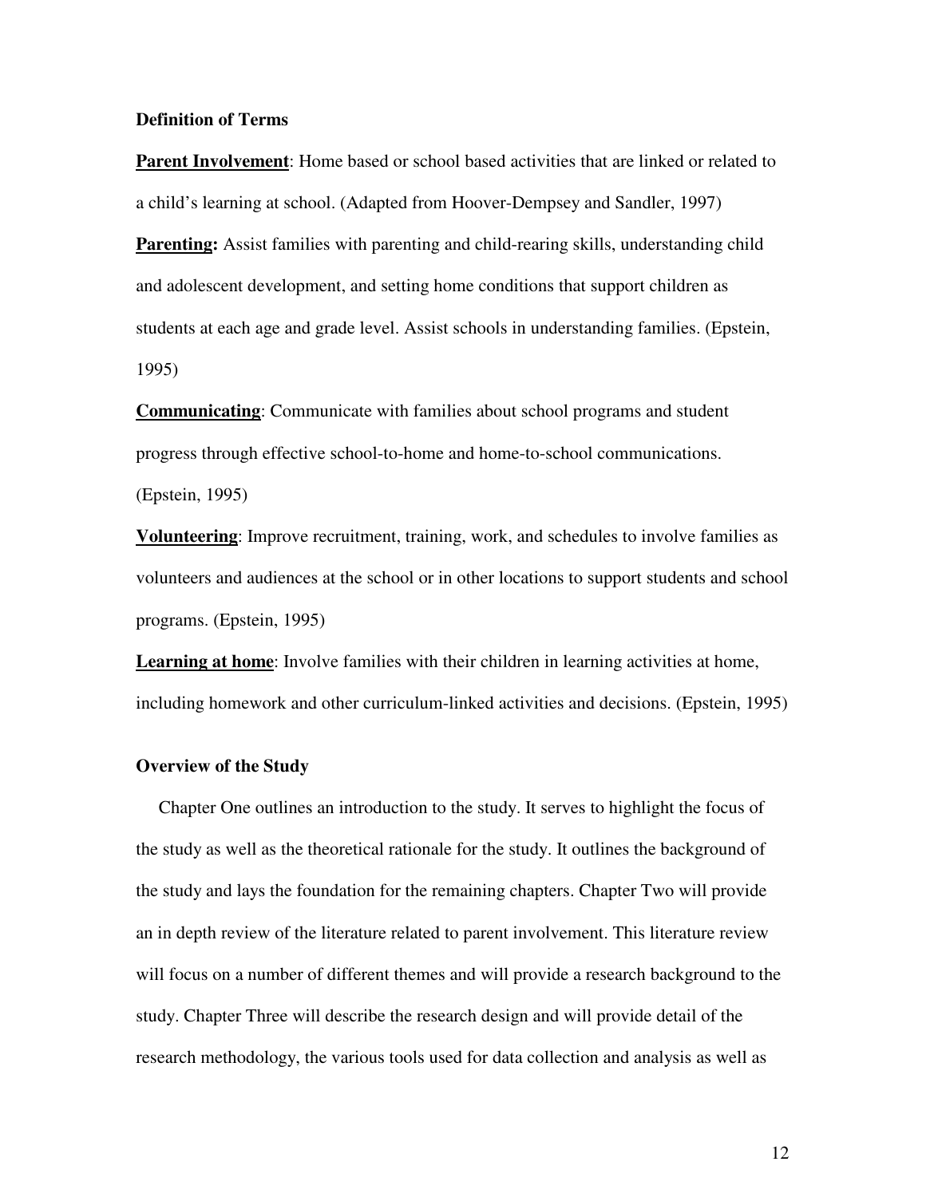### Definition of Terms

**Parent Involvement**: Home based or school based activities that are linked or related to a child's learning at school. (Adapted from Hoover-Dempsey and Sandler, 1997)

**Parenting:** Assist families with parenting and child-rearing skills, understanding child and adolescent development, and setting home conditions that support children as students at each age and grade level. Assist schools in understanding families. (Epstein, 1995)

**Communicating**: Communicate with families about school programs and student progress through effective school-to-home and home-to-school communications. (Epstein, 1995)

**Volunteering**: Improve recruitment, training, work, and schedules to involve families as volunteers and audiences at the school or in other locations to support students and school programs. (Epstein, 1995)

**Learning at home**: Involve families with their children in learning activities at home, including homework and other curriculum-linked activities and decisions. (Epstein, 1995)

### Overview of the Study

Chapter One outlines an introduction to the study. It serves to highlight the focus of the study as well as the theoretical rationale for the study. It outlines the background of the study and lays the foundation for the remaining chapters. Chapter Two will provide an in depth review of the literature related to parent involvement. This literature review will focus on a number of different themes and will provide a research background to the study. Chapter Three will describe the research design and will provide detail of the research methodology, the various tools used for data collection and analysis as well as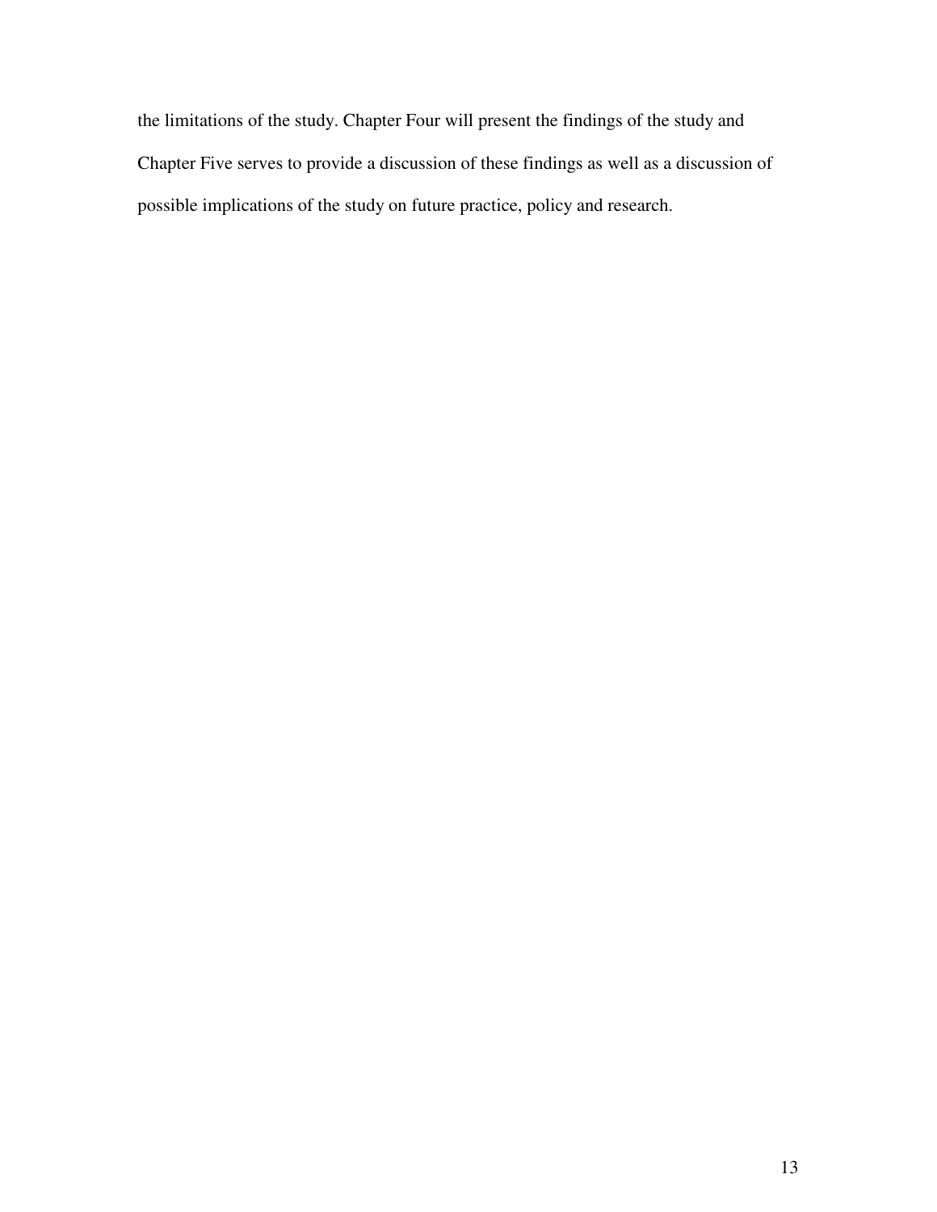the limitations of the study. Chapter Four will present the findings of the study and Chapter Five serves to provide a discussion of these findings as well as a discussion of possible implications of the study on future practice, policy and research.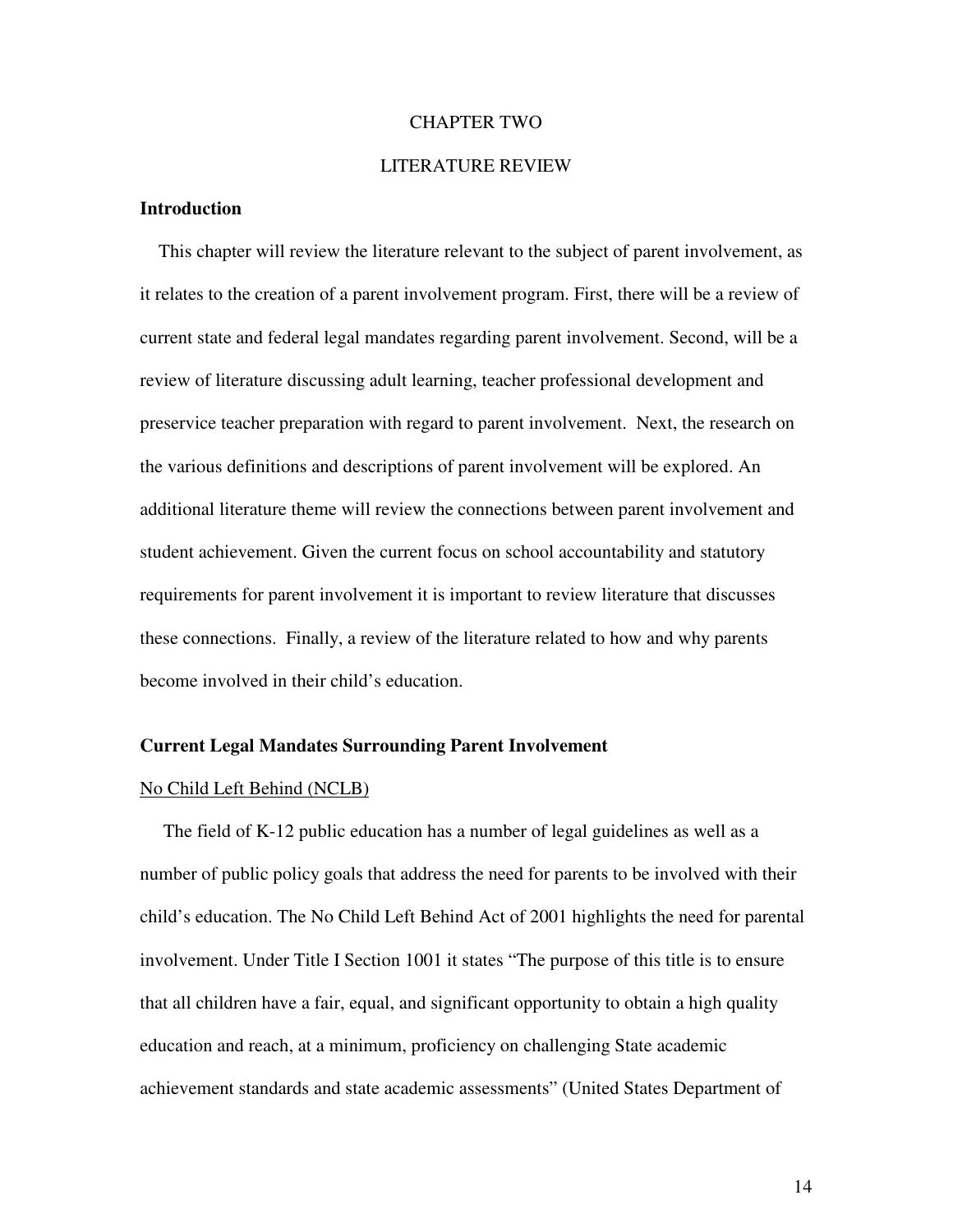# CHAPTER TWO

# LITERATURE REVIEW

## Introduction

This chapter will review the literature relevant to the subject of parent involvement, as it relates to the creation of a parent involvement program. First, there will be a review of current state and federal legal mandates regarding parent involvement. Second, will be a review of literature discussing adult learning, teacher professional development and preservice teacher preparation with regard to parent involvement. Next, the research on the various definitions and descriptions of parent involvement will be explored. An additional literature theme will review the connections between parent involvement and student achievement. Given the current focus on school accountability and statutory requirements for parent involvement it is important to review literature that discusses these connections. Finally, a review of the literature related to how and why parents become involved in their child's education.

## Current Legal Mandates Surrounding Parent Involvement

### No Child Left Behind (NCLB)

The field of K-12 public education has a number of legal guidelines as well as a number of public policy goals that address the need for parents to be involved with their child's education. The No Child Left Behind Act of 2001 highlights the need for parental involvement. Under Title I Section 1001 it states "The purpose of this title is to ensure that all children have a fair, equal, and significant opportunity to obtain a high quality education and reach, at a minimum, proficiency on challenging State academic achievement standards and state academic assessments" (United States Department of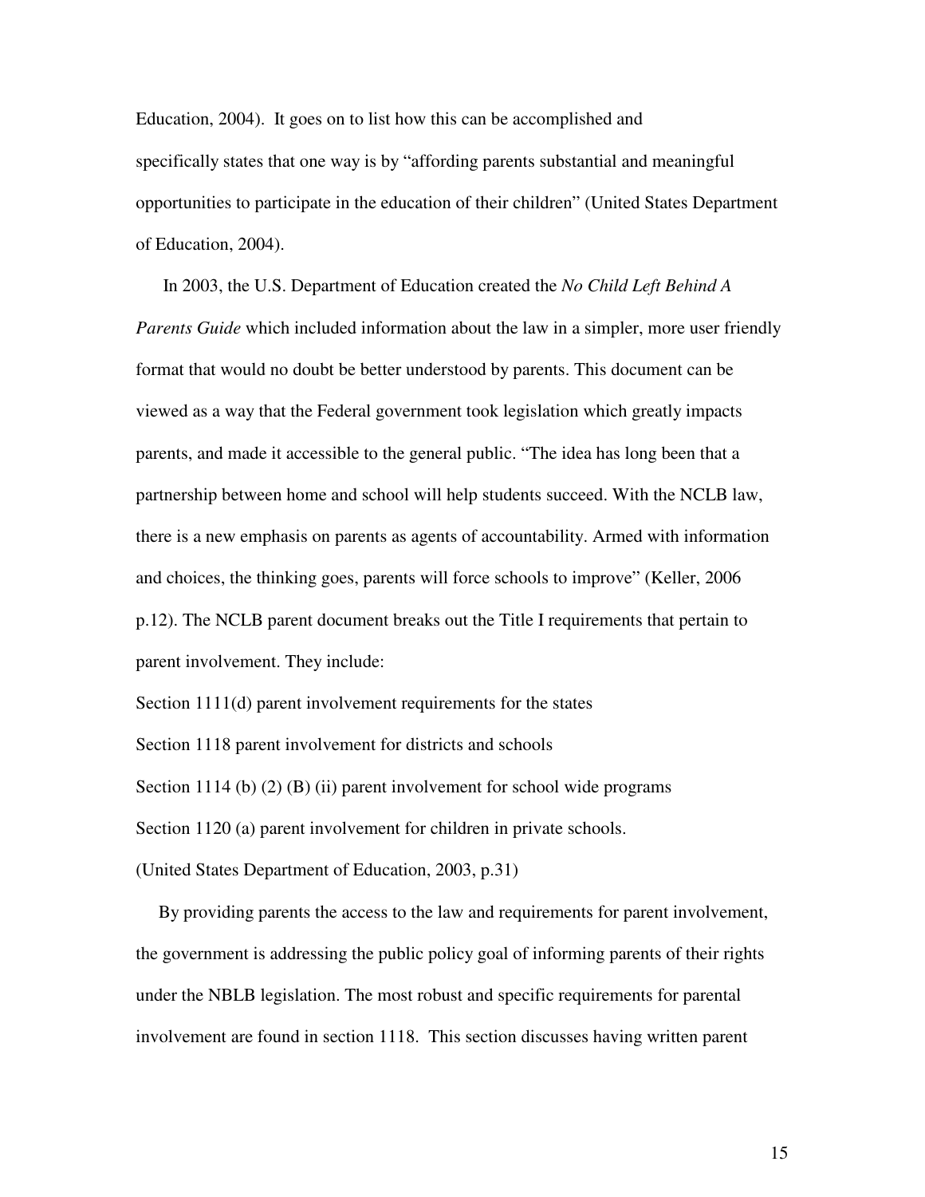Education, 2004). It goes on to list how this can be accomplished and specifically states that one way is by "affording parents substantial and meaningful opportunities to participate in the education of their children" (United States Department of Education, 2004).

In 2003, the U.S. Department of Education created the *No Child Left Behind A Parents Guide* which included information about the law in a simpler, more user friendly format that would no doubt be better understood by parents. This document can be viewed as a way that the Federal government took legislation which greatly impacts parents, and made it accessible to the general public. "The idea has long been that a partnership between home and school will help students succeed. With the NCLB law, there is a new emphasis on parents as agents of accountability. Armed with information and choices, the thinking goes, parents will force schools to improve" (Keller, 2006 p.12). The NCLB parent document breaks out the Title I requirements that pertain to parent involvement. They include:

Section 1111(d) parent involvement requirements for the states

Section 1118 parent involvement for districts and schools

Section 1114 (b) (2) (B) (ii) parent involvement for school wide programs

Section 1120 (a) parent involvement for children in private schools.

(United States Department of Education, 2003, p.31)

By providing parents the access to the law and requirements for parent involvement, the government is addressing the public policy goal of informing parents of their rights under the NBLB legislation. The most robust and specific requirements for parental involvement are found in section 1118. This section discusses having written parent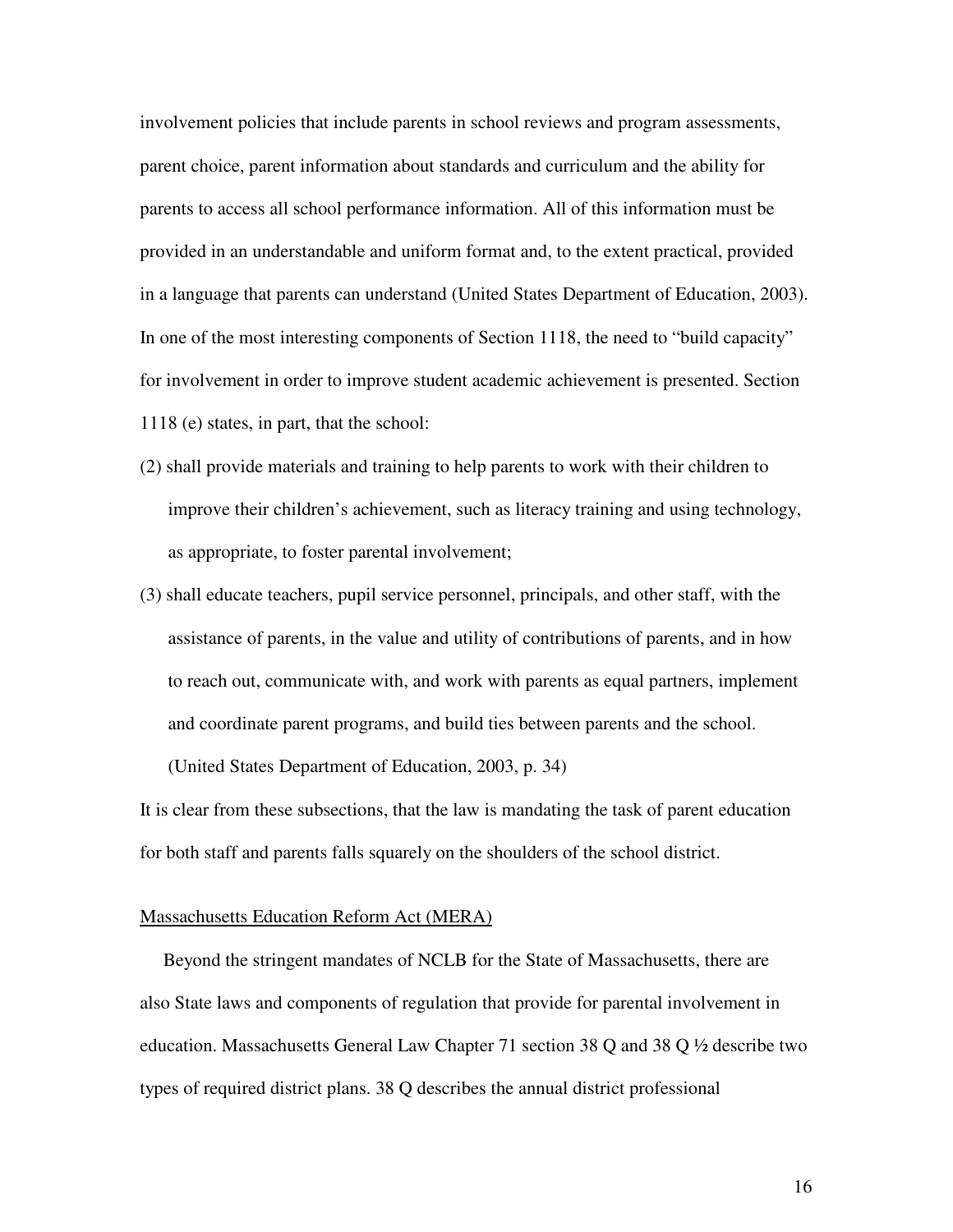involvement policies that include parents in school reviews and program assessments, parent choice, parent information about standards and curriculum and the ability for parents to access all school performance information. All of this information must be provided in an understandable and uniform format and, to the extent practical, provided in a language that parents can understand (United States Department of Education, 2003). In one of the most interesting components of Section 1118, the need to "build capacity" for involvement in order to improve student academic achievement is presented. Section 1118 (e) states, in part, that the school:

> (2) shall provide materials and training to help parents to work with their children to improve their children's achievement, such as literacy training and using technology, as appropriate, to foster parental involvement;
>
> (3) shall educate teachers, pupil service personnel, principals, and other staff, with the assistance of parents, in the value and utility of contributions of parents, and in how to reach out, communicate with, and work with parents as equal partners, implement and coordinate parent programs, and build ties between parents and the school. (United States Department of Education, 2003, p. 34)

It is clear from these subsections, that the law is mandating the task of parent education for both staff and parents falls squarely on the shoulders of the school district.

Massachusetts Education Reform Act (MERA)

Beyond the stringent mandates of NCLB for the State of Massachusetts, there are also State laws and components of regulation that provide for parental involvement in education. Massachusetts General Law Chapter 71 section 38 Q and 38 Q ½ describe two types of required district plans. 38 Q describes the annual district professional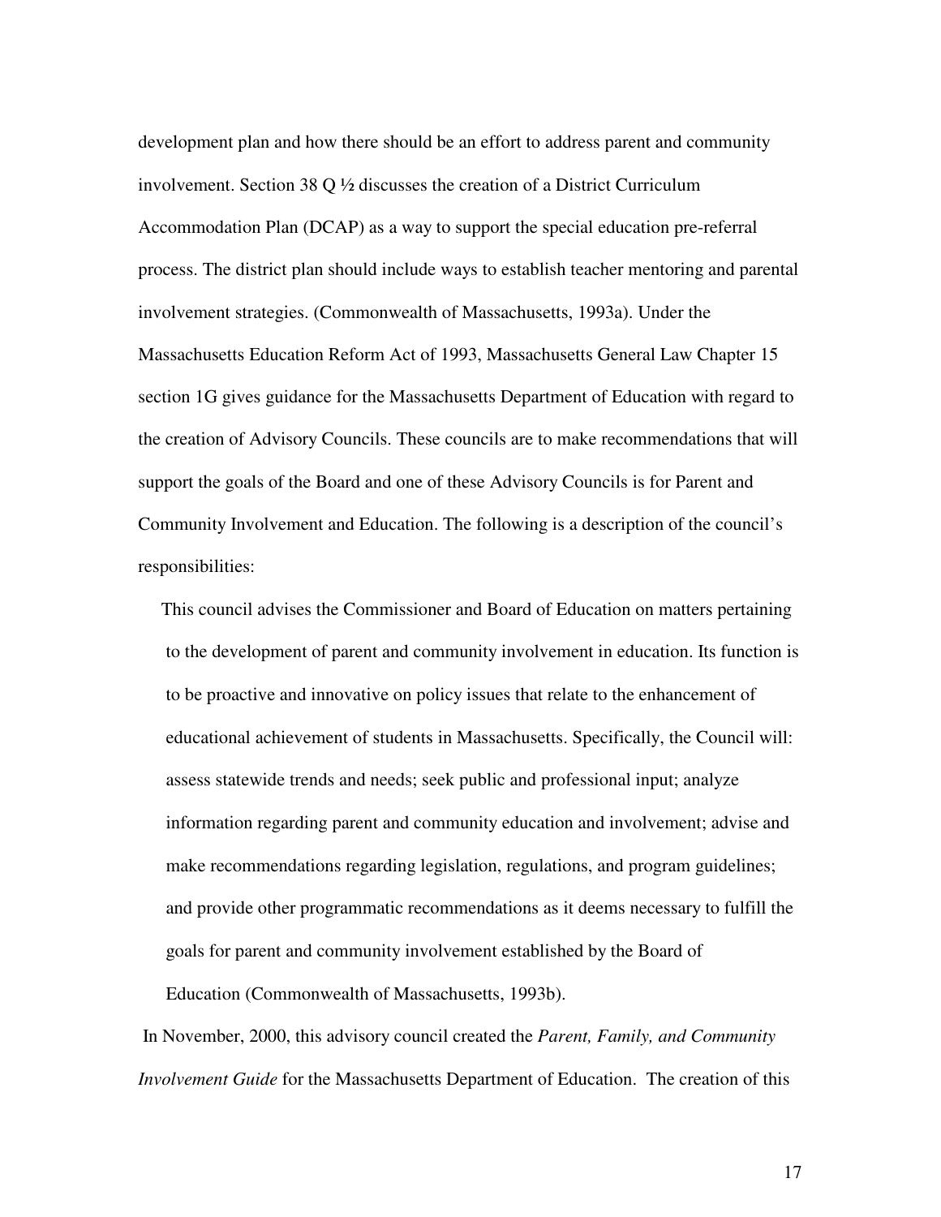development plan and how there should be an effort to address parent and community involvement. Section 38 Q ½ discusses the creation of a District Curriculum Accommodation Plan (DCAP) as a way to support the special education pre-referral process. The district plan should include ways to establish teacher mentoring and parental involvement strategies. (Commonwealth of Massachusetts, 1993a). Under the Massachusetts Education Reform Act of 1993, Massachusetts General Law Chapter 15 section 1G gives guidance for the Massachusetts Department of Education with regard to the creation of Advisory Councils. These councils are to make recommendations that will support the goals of the Board and one of these Advisory Councils is for Parent and Community Involvement and Education. The following is a description of the council's responsibilities:

> This council advises the Commissioner and Board of Education on matters pertaining to the development of parent and community involvement in education. Its function is to be proactive and innovative on policy issues that relate to the enhancement of educational achievement of students in Massachusetts. Specifically, the Council will: assess statewide trends and needs; seek public and professional input; analyze information regarding parent and community education and involvement; advise and make recommendations regarding legislation, regulations, and program guidelines; and provide other programmatic recommendations as it deems necessary to fulfill the goals for parent and community involvement established by the Board of Education (Commonwealth of Massachusetts, 1993b).

In November, 2000, this advisory council created the *Parent, Family, and Community Involvement Guide* for the Massachusetts Department of Education. The creation of this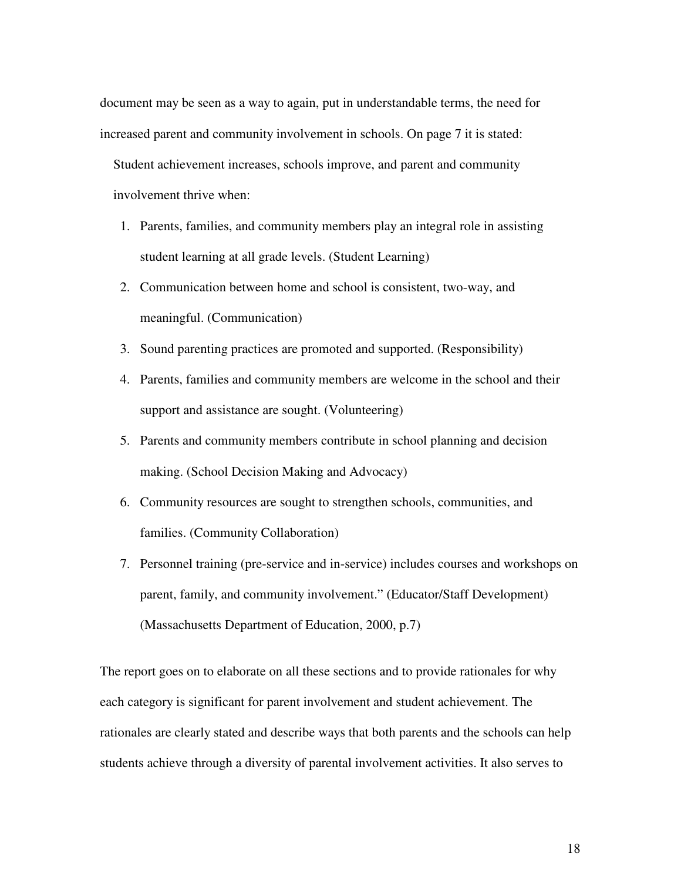document may be seen as a way to again, put in understandable terms, the need for increased parent and community involvement in schools. On page 7 it is stated:

> Student achievement increases, schools improve, and parent and community involvement thrive when:
>
> 1. Parents, families, and community members play an integral role in assisting student learning at all grade levels. (Student Learning)
> 2. Communication between home and school is consistent, two-way, and meaningful. (Communication)
> 3. Sound parenting practices are promoted and supported. (Responsibility)
> 4. Parents, families and community members are welcome in the school and their support and assistance are sought. (Volunteering)
> 5. Parents and community members contribute in school planning and decision making. (School Decision Making and Advocacy)
> 6. Community resources are sought to strengthen schools, communities, and families. (Community Collaboration)
> 7. Personnel training (pre-service and in-service) includes courses and workshops on parent, family, and community involvement." (Educator/Staff Development) (Massachusetts Department of Education, 2000, p.7)

The report goes on to elaborate on all these sections and to provide rationales for why each category is significant for parent involvement and student achievement. The rationales are clearly stated and describe ways that both parents and the schools can help students achieve through a diversity of parental involvement activities. It also serves to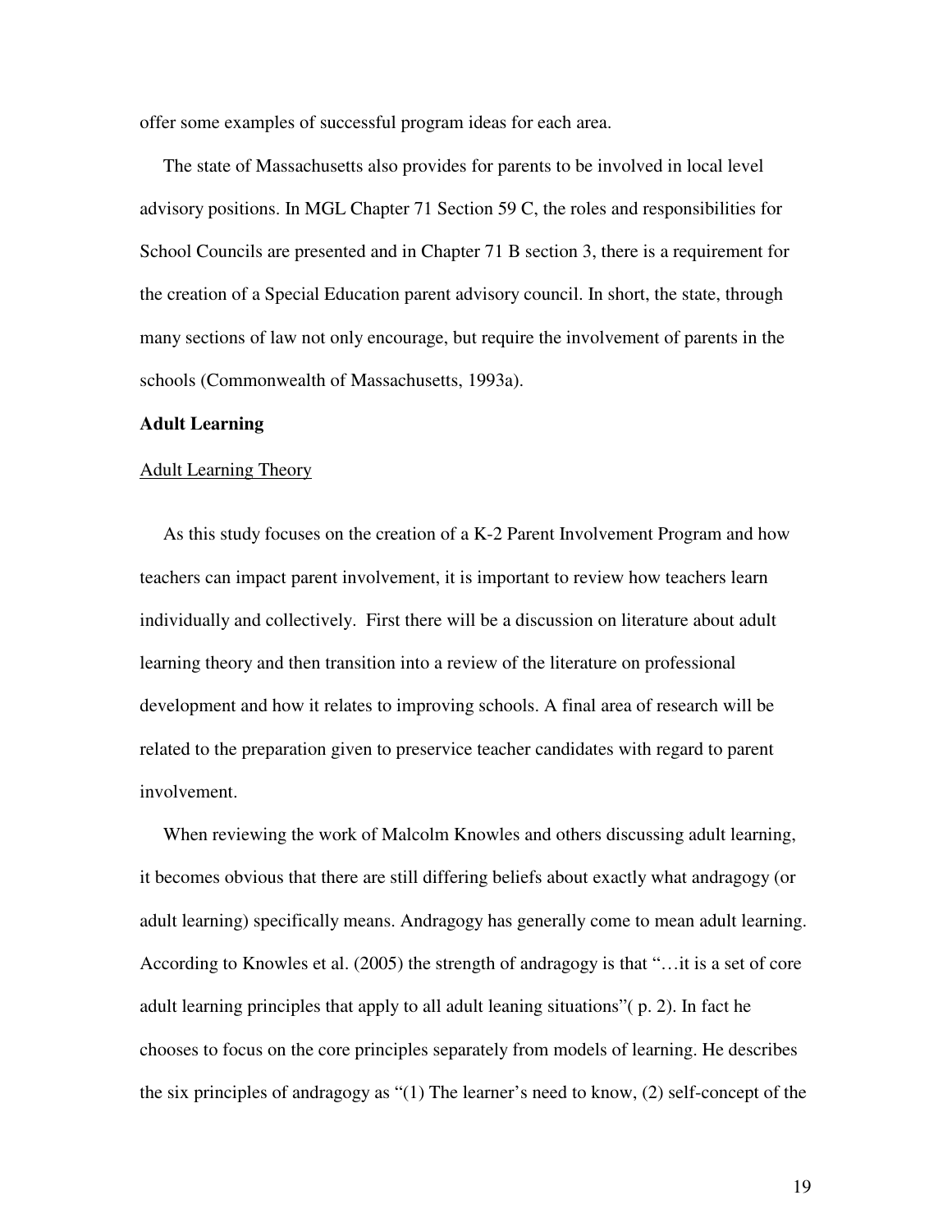offer some examples of successful program ideas for each area.

The state of Massachusetts also provides for parents to be involved in local level advisory positions. In MGL Chapter 71 Section 59 C, the roles and responsibilities for School Councils are presented and in Chapter 71 B section 3, there is a requirement for the creation of a Special Education parent advisory council. In short, the state, through many sections of law not only encourage, but require the involvement of parents in the schools (Commonwealth of Massachusetts, 1993a).

## Adult Learning

### Adult Learning Theory

As this study focuses on the creation of a K-2 Parent Involvement Program and how teachers can impact parent involvement, it is important to review how teachers learn individually and collectively. First there will be a discussion on literature about adult learning theory and then transition into a review of the literature on professional development and how it relates to improving schools. A final area of research will be related to the preparation given to preservice teacher candidates with regard to parent involvement.

When reviewing the work of Malcolm Knowles and others discussing adult learning, it becomes obvious that there are still differing beliefs about exactly what andragogy (or adult learning) specifically means. Andragogy has generally come to mean adult learning. According to Knowles et al. (2005) the strength of andragogy is that "…it is a set of core adult learning principles that apply to all adult leaning situations"( p. 2). In fact he chooses to focus on the core principles separately from models of learning. He describes the six principles of andragogy as "(1) The learner's need to know, (2) self-concept of the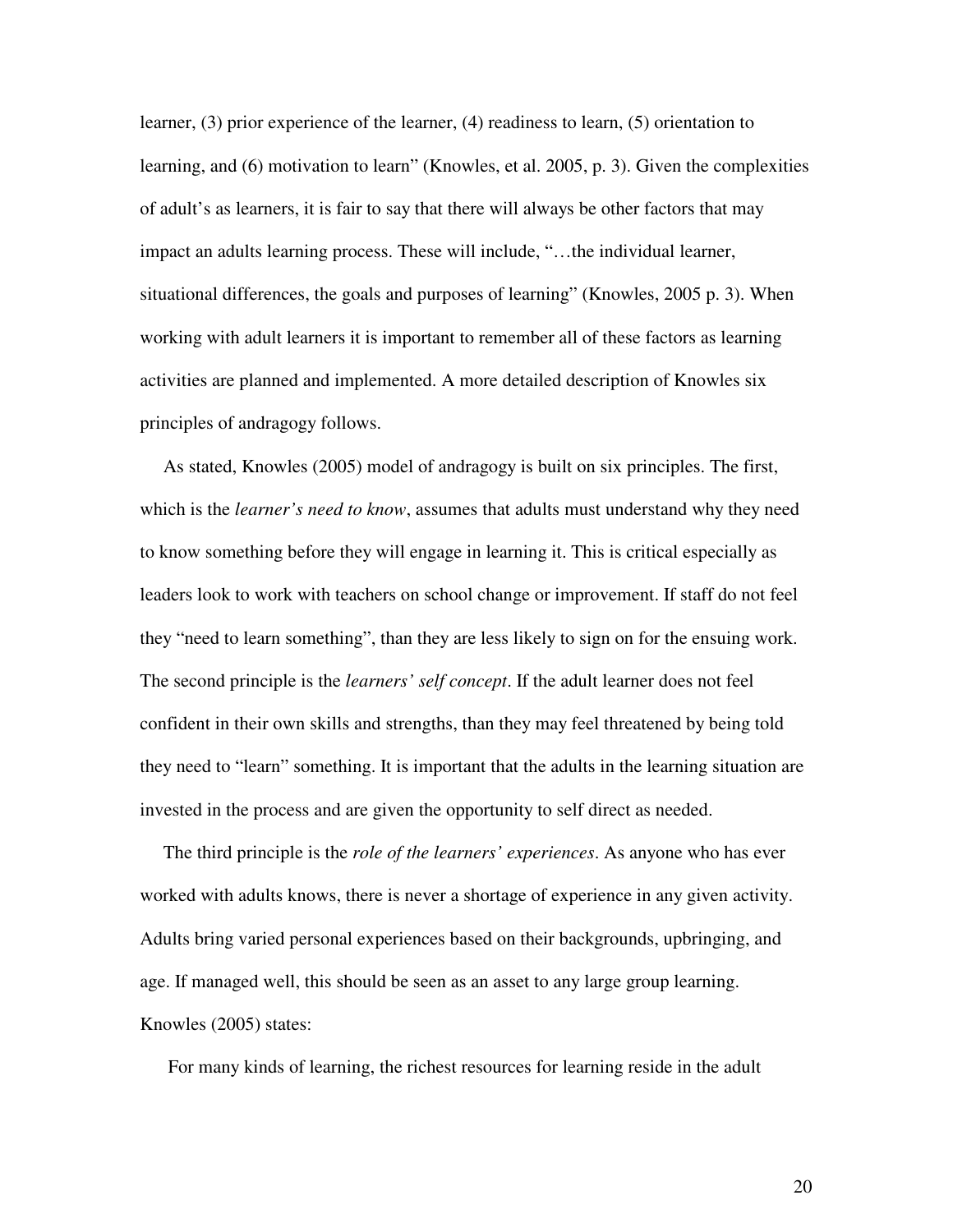learner, (3) prior experience of the learner, (4) readiness to learn, (5) orientation to learning, and (6) motivation to learn" (Knowles, et al. 2005, p. 3). Given the complexities of adult's as learners, it is fair to say that there will always be other factors that may impact an adults learning process. These will include, "…the individual learner, situational differences, the goals and purposes of learning" (Knowles, 2005 p. 3). When working with adult learners it is important to remember all of these factors as learning activities are planned and implemented. A more detailed description of Knowles six principles of andragogy follows.

As stated, Knowles (2005) model of andragogy is built on six principles. The first, which is the *learner's need to know*, assumes that adults must understand why they need to know something before they will engage in learning it. This is critical especially as leaders look to work with teachers on school change or improvement. If staff do not feel they "need to learn something", than they are less likely to sign on for the ensuing work. The second principle is the *learners' self concept*. If the adult learner does not feel confident in their own skills and strengths, than they may feel threatened by being told they need to "learn" something. It is important that the adults in the learning situation are invested in the process and are given the opportunity to self direct as needed.

The third principle is the *role of the learners' experiences*. As anyone who has ever worked with adults knows, there is never a shortage of experience in any given activity. Adults bring varied personal experiences based on their backgrounds, upbringing, and age. If managed well, this should be seen as an asset to any large group learning. Knowles (2005) states:

For many kinds of learning, the richest resources for learning reside in the adult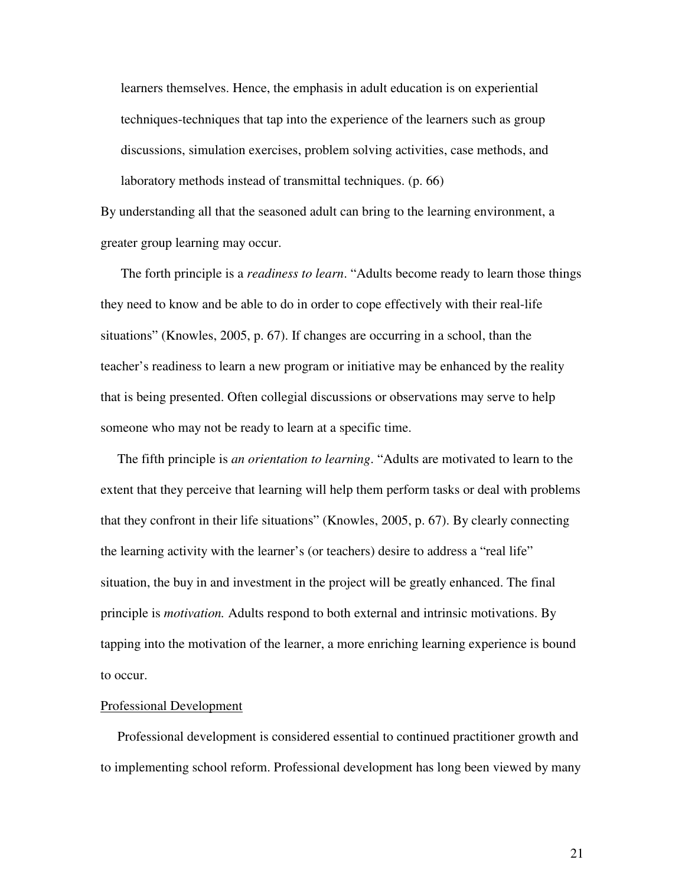> learners themselves. Hence, the emphasis in adult education is on experiential techniques-techniques that tap into the experience of the learners such as group discussions, simulation exercises, problem solving activities, case methods, and laboratory methods instead of transmittal techniques. (p. 66)

By understanding all that the seasoned adult can bring to the learning environment, a greater group learning may occur.

The forth principle is a *readiness to learn*. "Adults become ready to learn those things they need to know and be able to do in order to cope effectively with their real-life situations" (Knowles, 2005, p. 67). If changes are occurring in a school, than the teacher's readiness to learn a new program or initiative may be enhanced by the reality that is being presented. Often collegial discussions or observations may serve to help someone who may not be ready to learn at a specific time.

The fifth principle is *an orientation to learning*. "Adults are motivated to learn to the extent that they perceive that learning will help them perform tasks or deal with problems that they confront in their life situations" (Knowles, 2005, p. 67). By clearly connecting the learning activity with the learner's (or teachers) desire to address a "real life" situation, the buy in and investment in the project will be greatly enhanced. The final principle is *motivation.* Adults respond to both external and intrinsic motivations. By tapping into the motivation of the learner, a more enriching learning experience is bound to occur.

<u>Professional Development</u>

Professional development is considered essential to continued practitioner growth and to implementing school reform. Professional development has long been viewed by many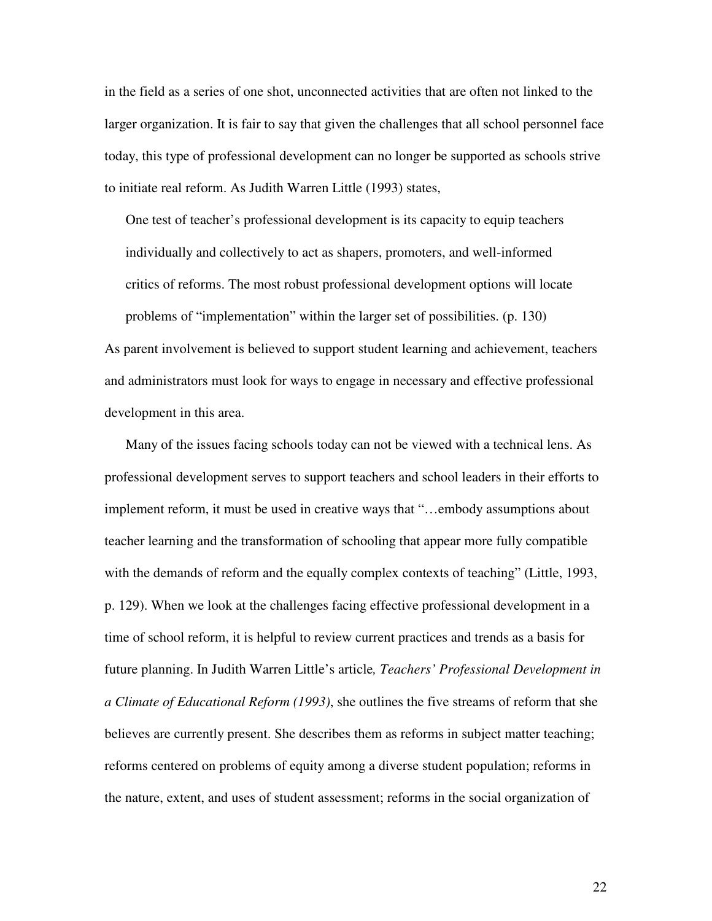in the field as a series of one shot, unconnected activities that are often not linked to the larger organization. It is fair to say that given the challenges that all school personnel face today, this type of professional development can no longer be supported as schools strive to initiate real reform. As Judith Warren Little (1993) states,

> One test of teacher's professional development is its capacity to equip teachers individually and collectively to act as shapers, promoters, and well-informed critics of reforms. The most robust professional development options will locate problems of "implementation" within the larger set of possibilities. (p. 130)

As parent involvement is believed to support student learning and achievement, teachers and administrators must look for ways to engage in necessary and effective professional development in this area.

Many of the issues facing schools today can not be viewed with a technical lens. As professional development serves to support teachers and school leaders in their efforts to implement reform, it must be used in creative ways that "…embody assumptions about teacher learning and the transformation of schooling that appear more fully compatible with the demands of reform and the equally complex contexts of teaching" (Little, 1993, p. 129). When we look at the challenges facing effective professional development in a time of school reform, it is helpful to review current practices and trends as a basis for future planning. In Judith Warren Little's article*, Teachers' Professional Development in a Climate of Educational Reform (1993)*, she outlines the five streams of reform that she believes are currently present. She describes them as reforms in subject matter teaching; reforms centered on problems of equity among a diverse student population; reforms in the nature, extent, and uses of student assessment; reforms in the social organization of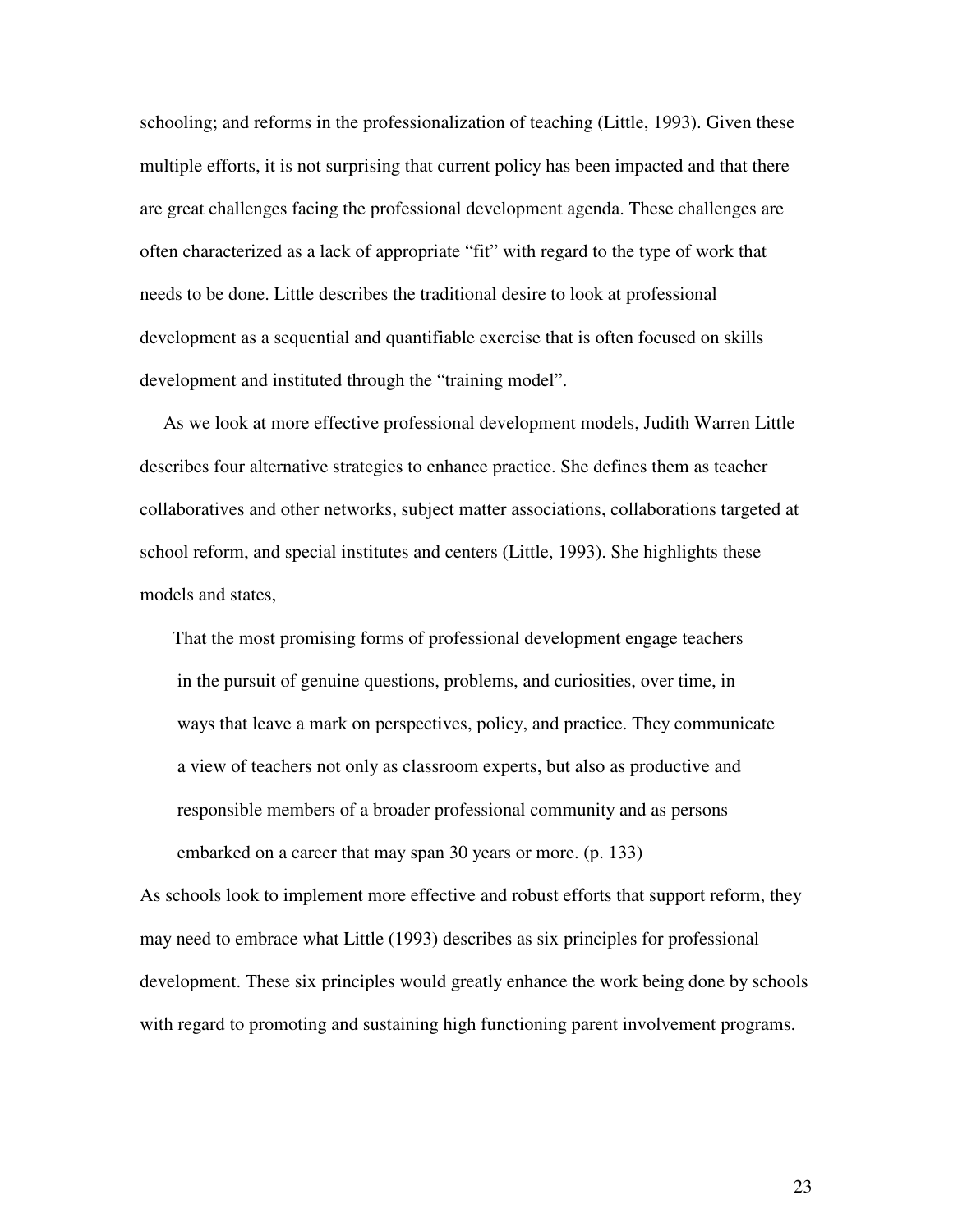schooling; and reforms in the professionalization of teaching (Little, 1993). Given these multiple efforts, it is not surprising that current policy has been impacted and that there are great challenges facing the professional development agenda. These challenges are often characterized as a lack of appropriate "fit" with regard to the type of work that needs to be done. Little describes the traditional desire to look at professional development as a sequential and quantifiable exercise that is often focused on skills development and instituted through the "training model".

As we look at more effective professional development models, Judith Warren Little describes four alternative strategies to enhance practice. She defines them as teacher collaboratives and other networks, subject matter associations, collaborations targeted at school reform, and special institutes and centers (Little, 1993). She highlights these models and states,

> That the most promising forms of professional development engage teachers in the pursuit of genuine questions, problems, and curiosities, over time, in ways that leave a mark on perspectives, policy, and practice. They communicate a view of teachers not only as classroom experts, but also as productive and responsible members of a broader professional community and as persons embarked on a career that may span 30 years or more. (p. 133)

As schools look to implement more effective and robust efforts that support reform, they may need to embrace what Little (1993) describes as six principles for professional development. These six principles would greatly enhance the work being done by schools with regard to promoting and sustaining high functioning parent involvement programs.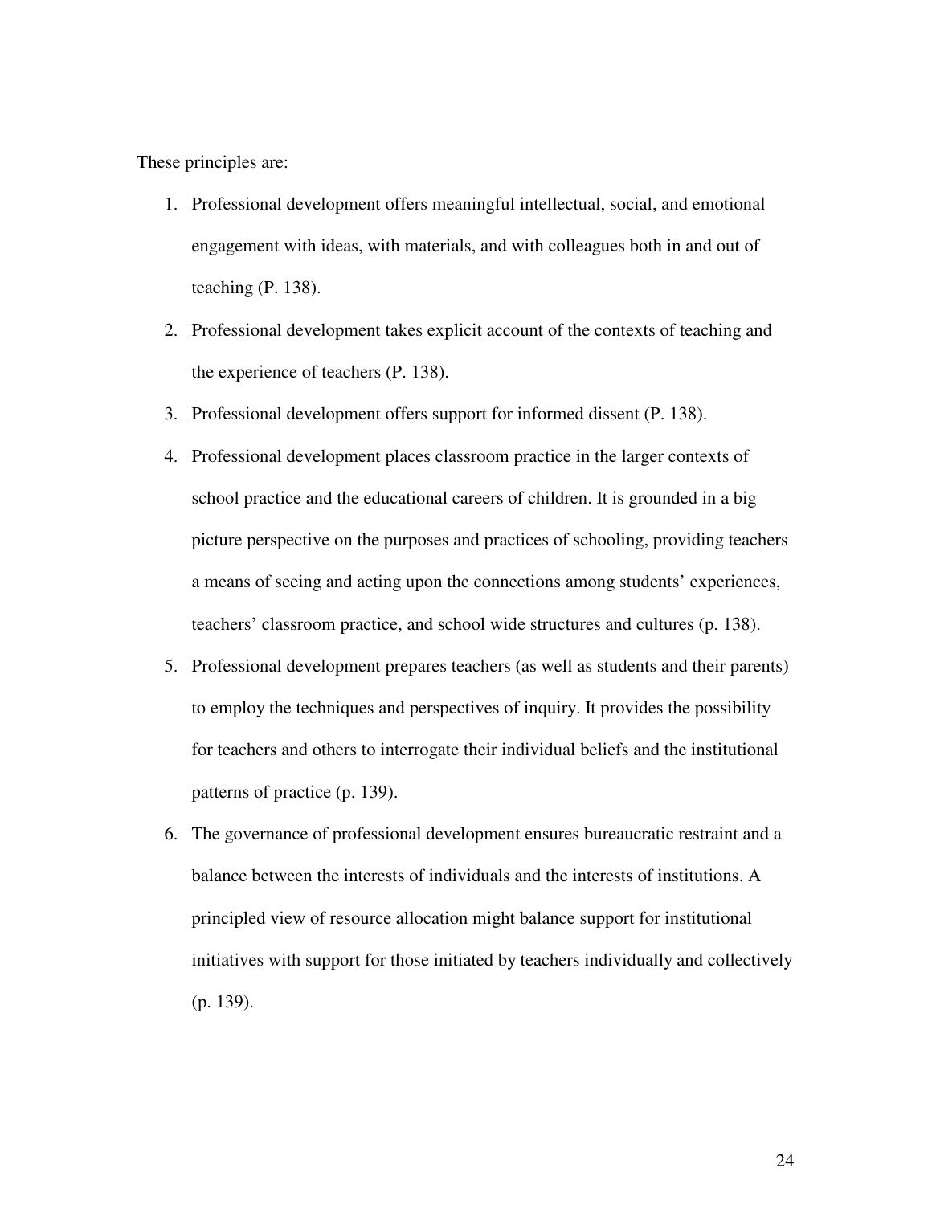These principles are:

1. Professional development offers meaningful intellectual, social, and emotional engagement with ideas, with materials, and with colleagues both in and out of teaching (P. 138).
2. Professional development takes explicit account of the contexts of teaching and the experience of teachers (P. 138).
3. Professional development offers support for informed dissent (P. 138).
4. Professional development places classroom practice in the larger contexts of school practice and the educational careers of children. It is grounded in a big picture perspective on the purposes and practices of schooling, providing teachers a means of seeing and acting upon the connections among students' experiences, teachers' classroom practice, and school wide structures and cultures (p. 138).
5. Professional development prepares teachers (as well as students and their parents) to employ the techniques and perspectives of inquiry. It provides the possibility for teachers and others to interrogate their individual beliefs and the institutional patterns of practice (p. 139).
6. The governance of professional development ensures bureaucratic restraint and a balance between the interests of individuals and the interests of institutions. A principled view of resource allocation might balance support for institutional initiatives with support for those initiated by teachers individually and collectively (p. 139).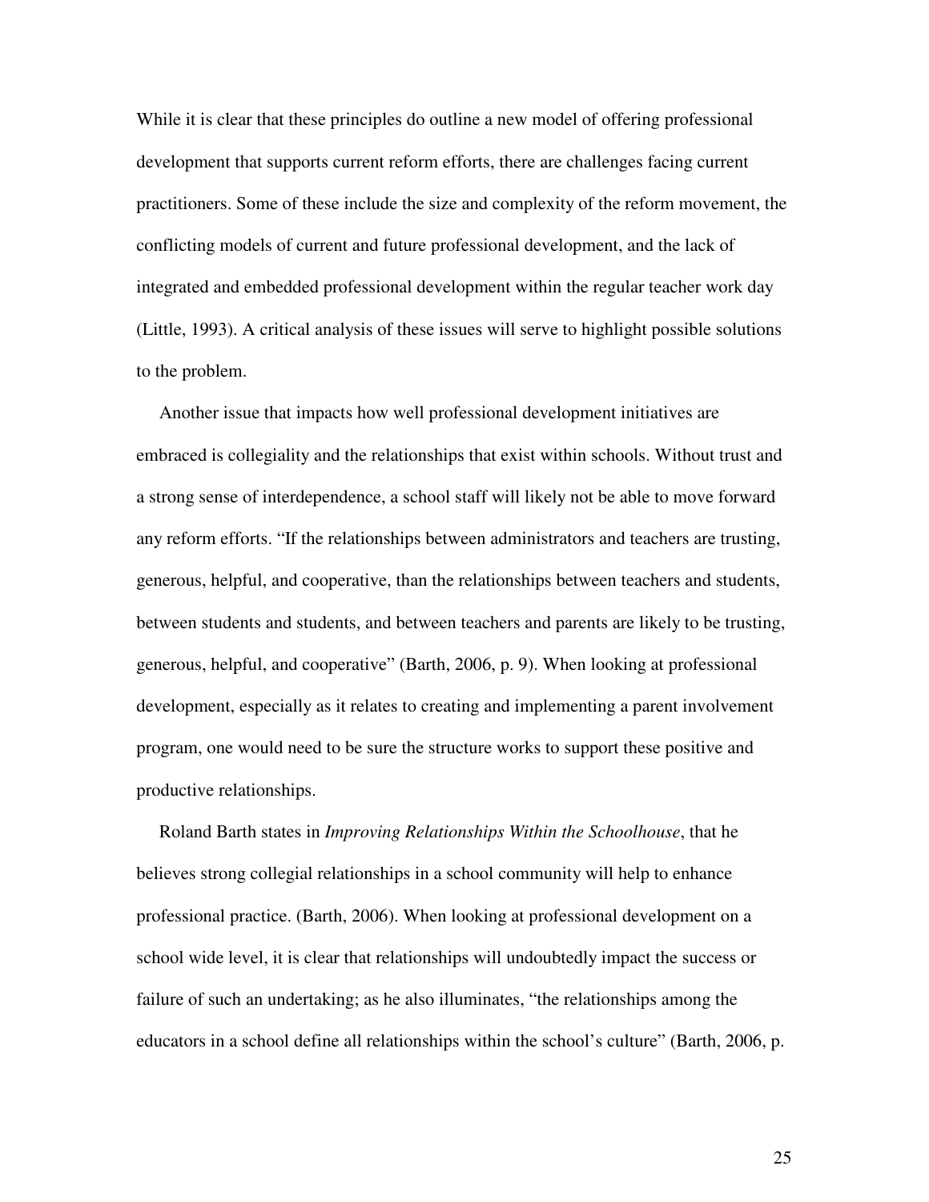While it is clear that these principles do outline a new model of offering professional development that supports current reform efforts, there are challenges facing current practitioners. Some of these include the size and complexity of the reform movement, the conflicting models of current and future professional development, and the lack of integrated and embedded professional development within the regular teacher work day (Little, 1993). A critical analysis of these issues will serve to highlight possible solutions to the problem.

Another issue that impacts how well professional development initiatives are embraced is collegiality and the relationships that exist within schools. Without trust and a strong sense of interdependence, a school staff will likely not be able to move forward any reform efforts. "If the relationships between administrators and teachers are trusting, generous, helpful, and cooperative, than the relationships between teachers and students, between students and students, and between teachers and parents are likely to be trusting, generous, helpful, and cooperative" (Barth, 2006, p. 9). When looking at professional development, especially as it relates to creating and implementing a parent involvement program, one would need to be sure the structure works to support these positive and productive relationships.

Roland Barth states in *Improving Relationships Within the Schoolhouse*, that he believes strong collegial relationships in a school community will help to enhance professional practice. (Barth, 2006). When looking at professional development on a school wide level, it is clear that relationships will undoubtedly impact the success or failure of such an undertaking; as he also illuminates, "the relationships among the educators in a school define all relationships within the school's culture" (Barth, 2006, p.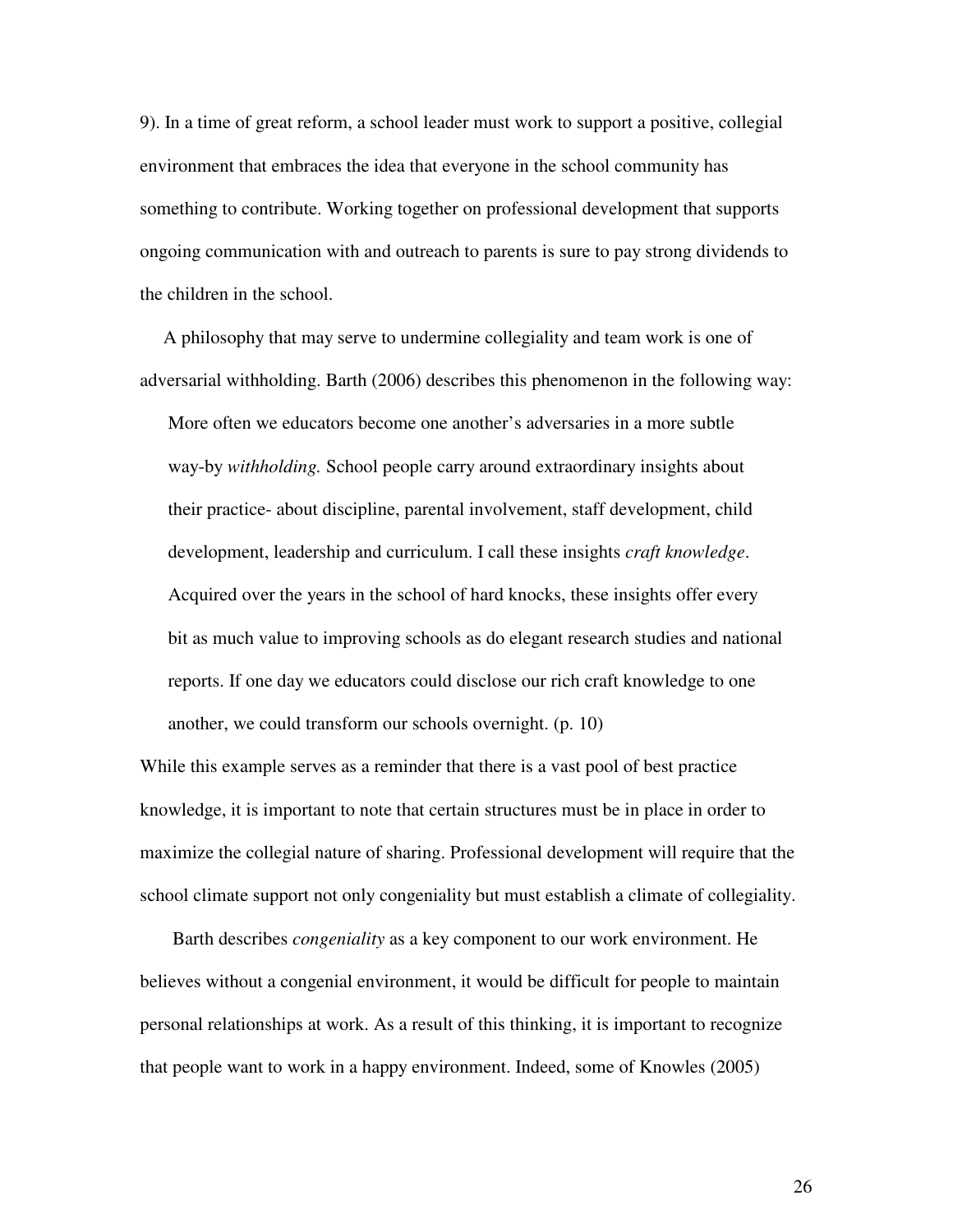9). In a time of great reform, a school leader must work to support a positive, collegial environment that embraces the idea that everyone in the school community has something to contribute. Working together on professional development that supports ongoing communication with and outreach to parents is sure to pay strong dividends to the children in the school.

A philosophy that may serve to undermine collegiality and team work is one of adversarial withholding. Barth (2006) describes this phenomenon in the following way:

> More often we educators become one another's adversaries in a more subtle way-by *withholding.* School people carry around extraordinary insights about their practice- about discipline, parental involvement, staff development, child development, leadership and curriculum. I call these insights *craft knowledge*. Acquired over the years in the school of hard knocks, these insights offer every bit as much value to improving schools as do elegant research studies and national reports. If one day we educators could disclose our rich craft knowledge to one another, we could transform our schools overnight. (p. 10)

While this example serves as a reminder that there is a vast pool of best practice knowledge, it is important to note that certain structures must be in place in order to maximize the collegial nature of sharing. Professional development will require that the school climate support not only congeniality but must establish a climate of collegiality.

Barth describes *congeniality* as a key component to our work environment. He believes without a congenial environment, it would be difficult for people to maintain personal relationships at work. As a result of this thinking, it is important to recognize that people want to work in a happy environment. Indeed, some of Knowles (2005)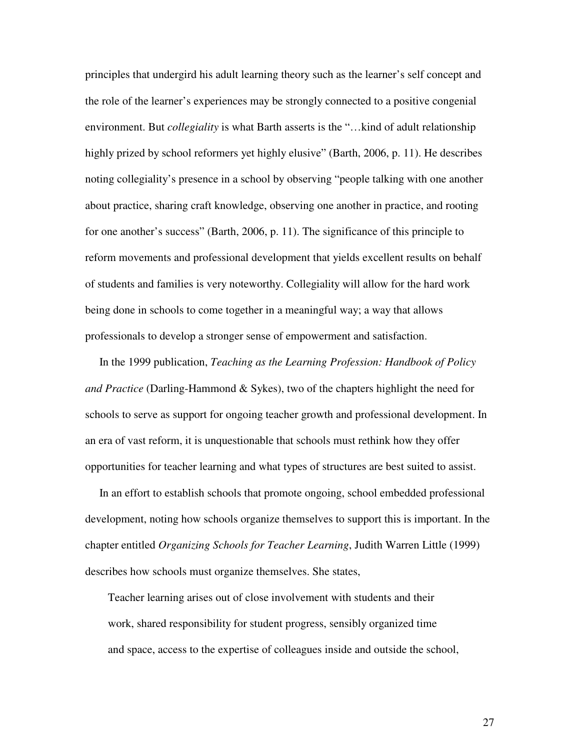principles that undergird his adult learning theory such as the learner's self concept and the role of the learner's experiences may be strongly connected to a positive congenial environment. But *collegiality* is what Barth asserts is the "…kind of adult relationship highly prized by school reformers yet highly elusive" (Barth, 2006, p. 11). He describes noting collegiality's presence in a school by observing "people talking with one another about practice, sharing craft knowledge, observing one another in practice, and rooting for one another's success" (Barth, 2006, p. 11). The significance of this principle to reform movements and professional development that yields excellent results on behalf of students and families is very noteworthy. Collegiality will allow for the hard work being done in schools to come together in a meaningful way; a way that allows professionals to develop a stronger sense of empowerment and satisfaction.

In the 1999 publication, *Teaching as the Learning Profession: Handbook of Policy and Practice* (Darling-Hammond & Sykes), two of the chapters highlight the need for schools to serve as support for ongoing teacher growth and professional development. In an era of vast reform, it is unquestionable that schools must rethink how they offer opportunities for teacher learning and what types of structures are best suited to assist.

In an effort to establish schools that promote ongoing, school embedded professional development, noting how schools organize themselves to support this is important. In the chapter entitled *Organizing Schools for Teacher Learning*, Judith Warren Little (1999) describes how schools must organize themselves. She states,

> Teacher learning arises out of close involvement with students and their work, shared responsibility for student progress, sensibly organized time and space, access to the expertise of colleagues inside and outside the school,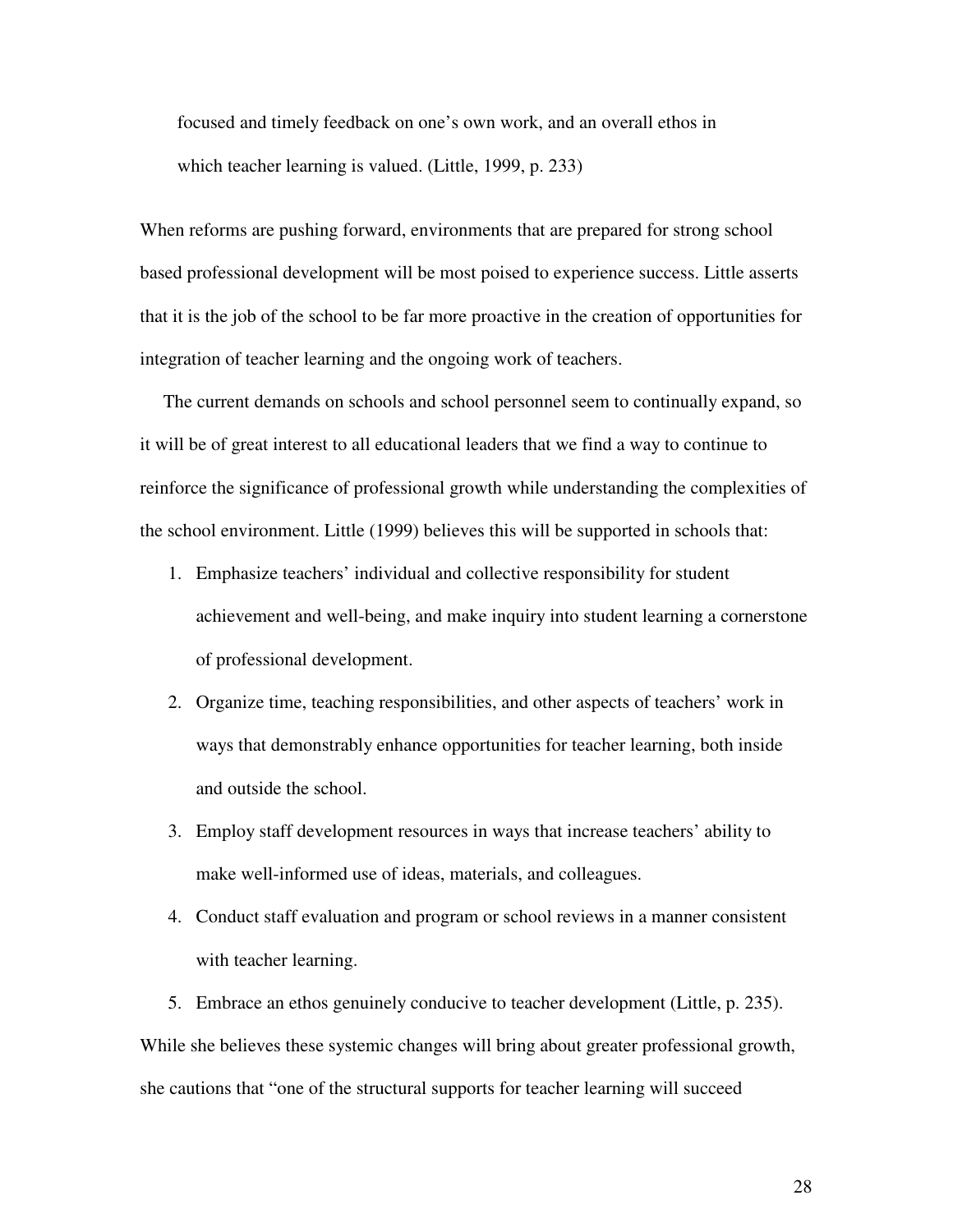> focused and timely feedback on one's own work, and an overall ethos in which teacher learning is valued. (Little, 1999, p. 233)

When reforms are pushing forward, environments that are prepared for strong school based professional development will be most poised to experience success. Little asserts that it is the job of the school to be far more proactive in the creation of opportunities for integration of teacher learning and the ongoing work of teachers.

The current demands on schools and school personnel seem to continually expand, so it will be of great interest to all educational leaders that we find a way to continue to reinforce the significance of professional growth while understanding the complexities of the school environment. Little (1999) believes this will be supported in schools that:

1. Emphasize teachers' individual and collective responsibility for student achievement and well-being, and make inquiry into student learning a cornerstone of professional development.
2. Organize time, teaching responsibilities, and other aspects of teachers' work in ways that demonstrably enhance opportunities for teacher learning, both inside and outside the school.
3. Employ staff development resources in ways that increase teachers' ability to make well-informed use of ideas, materials, and colleagues.
4. Conduct staff evaluation and program or school reviews in a manner consistent with teacher learning.
5. Embrace an ethos genuinely conducive to teacher development (Little, p. 235).

While she believes these systemic changes will bring about greater professional growth, she cautions that "one of the structural supports for teacher learning will succeed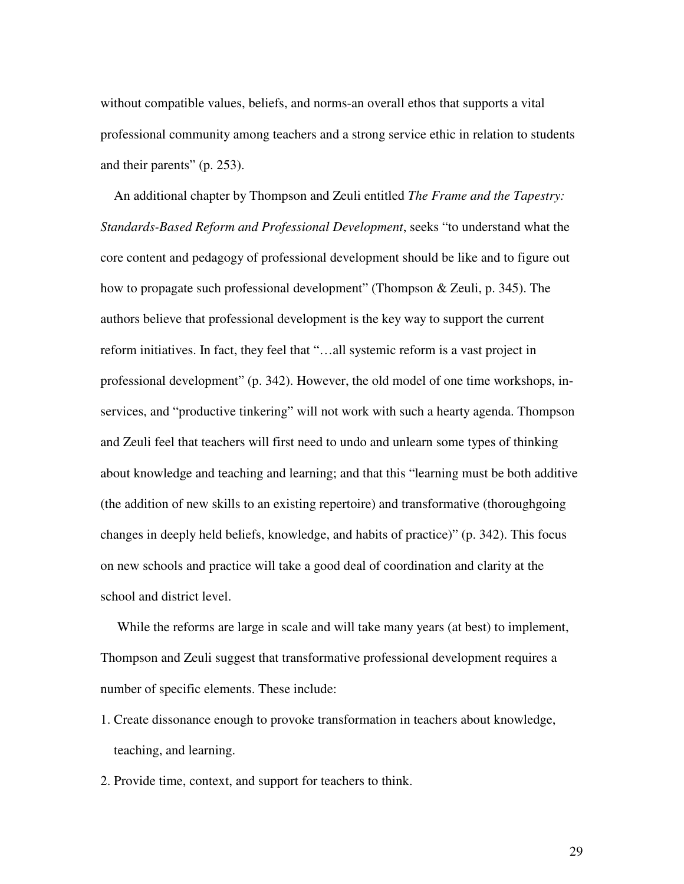without compatible values, beliefs, and norms-an overall ethos that supports a vital professional community among teachers and a strong service ethic in relation to students and their parents" (p. 253).

An additional chapter by Thompson and Zeuli entitled *The Frame and the Tapestry: Standards-Based Reform and Professional Development*, seeks "to understand what the core content and pedagogy of professional development should be like and to figure out how to propagate such professional development" (Thompson & Zeuli, p. 345). The authors believe that professional development is the key way to support the current reform initiatives. In fact, they feel that "…all systemic reform is a vast project in professional development" (p. 342). However, the old model of one time workshops, in-services, and "productive tinkering" will not work with such a hearty agenda. Thompson and Zeuli feel that teachers will first need to undo and unlearn some types of thinking about knowledge and teaching and learning; and that this "learning must be both additive (the addition of new skills to an existing repertoire) and transformative (thoroughgoing changes in deeply held beliefs, knowledge, and habits of practice)" (p. 342). This focus on new schools and practice will take a good deal of coordination and clarity at the school and district level.

While the reforms are large in scale and will take many years (at best) to implement, Thompson and Zeuli suggest that transformative professional development requires a number of specific elements. These include:

1. Create dissonance enough to provoke transformation in teachers about knowledge, teaching, and learning.
2. Provide time, context, and support for teachers to think.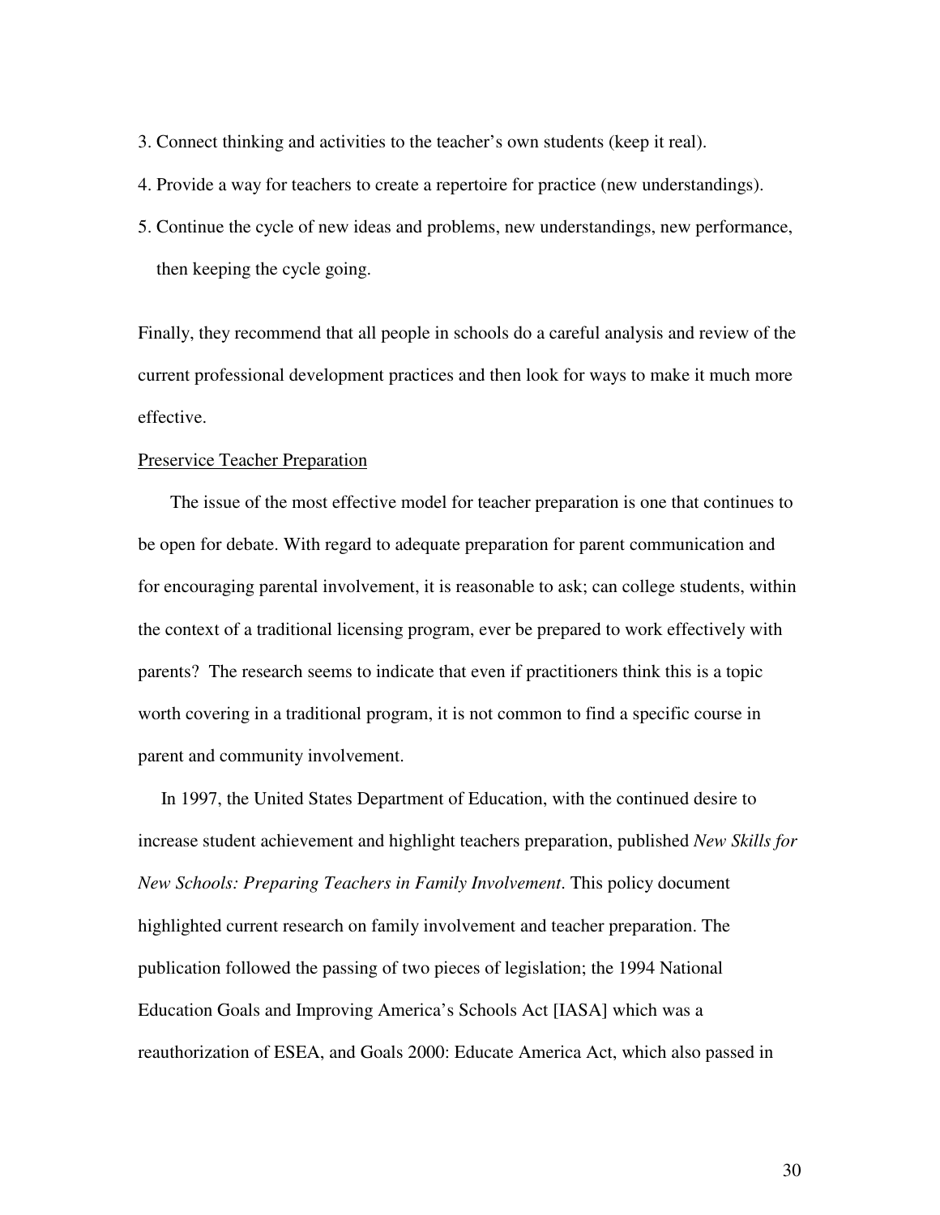3. Connect thinking and activities to the teacher's own students (keep it real).
4. Provide a way for teachers to create a repertoire for practice (new understandings).
5. Continue the cycle of new ideas and problems, new understandings, new performance, then keeping the cycle going.

Finally, they recommend that all people in schools do a careful analysis and review of the current professional development practices and then look for ways to make it much more effective.

<u>Preservice Teacher Preparation</u>

The issue of the most effective model for teacher preparation is one that continues to be open for debate. With regard to adequate preparation for parent communication and for encouraging parental involvement, it is reasonable to ask; can college students, within the context of a traditional licensing program, ever be prepared to work effectively with parents? The research seems to indicate that even if practitioners think this is a topic worth covering in a traditional program, it is not common to find a specific course in parent and community involvement.

In 1997, the United States Department of Education, with the continued desire to increase student achievement and highlight teachers preparation, published *New Skills for New Schools: Preparing Teachers in Family Involvement*. This policy document highlighted current research on family involvement and teacher preparation. The publication followed the passing of two pieces of legislation; the 1994 National Education Goals and Improving America's Schools Act [IASA] which was a reauthorization of ESEA, and Goals 2000: Educate America Act, which also passed in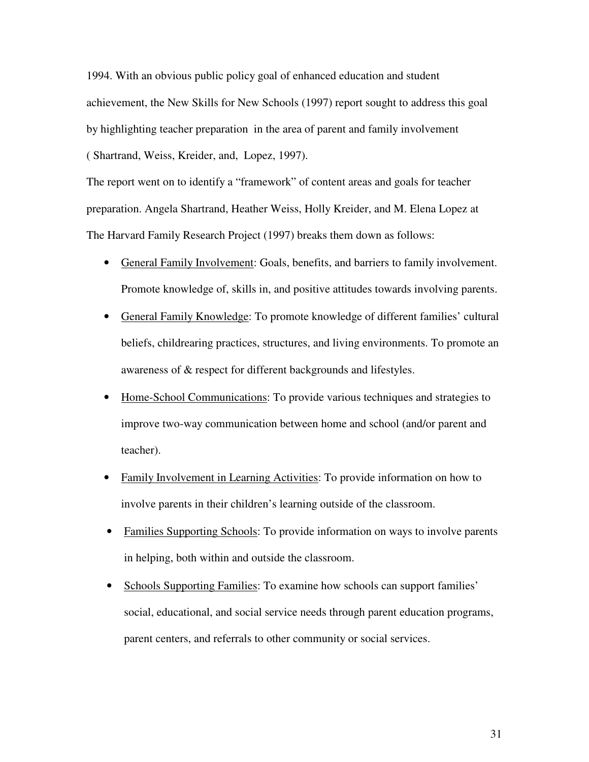1994. With an obvious public policy goal of enhanced education and student achievement, the New Skills for New Schools (1997) report sought to address this goal by highlighting teacher preparation in the area of parent and family involvement ( Shartrand, Weiss, Kreider, and, Lopez, 1997).

The report went on to identify a "framework" of content areas and goals for teacher preparation. Angela Shartrand, Heather Weiss, Holly Kreider, and M. Elena Lopez at The Harvard Family Research Project (1997) breaks them down as follows:

- General Family Involvement: Goals, benefits, and barriers to family involvement. Promote knowledge of, skills in, and positive attitudes towards involving parents.
- General Family Knowledge: To promote knowledge of different families' cultural beliefs, childrearing practices, structures, and living environments. To promote an awareness of & respect for different backgrounds and lifestyles.
- Home-School Communications: To provide various techniques and strategies to improve two-way communication between home and school (and/or parent and teacher).
- Family Involvement in Learning Activities: To provide information on how to involve parents in their children's learning outside of the classroom.
- Families Supporting Schools: To provide information on ways to involve parents in helping, both within and outside the classroom.
- Schools Supporting Families: To examine how schools can support families' social, educational, and social service needs through parent education programs, parent centers, and referrals to other community or social services.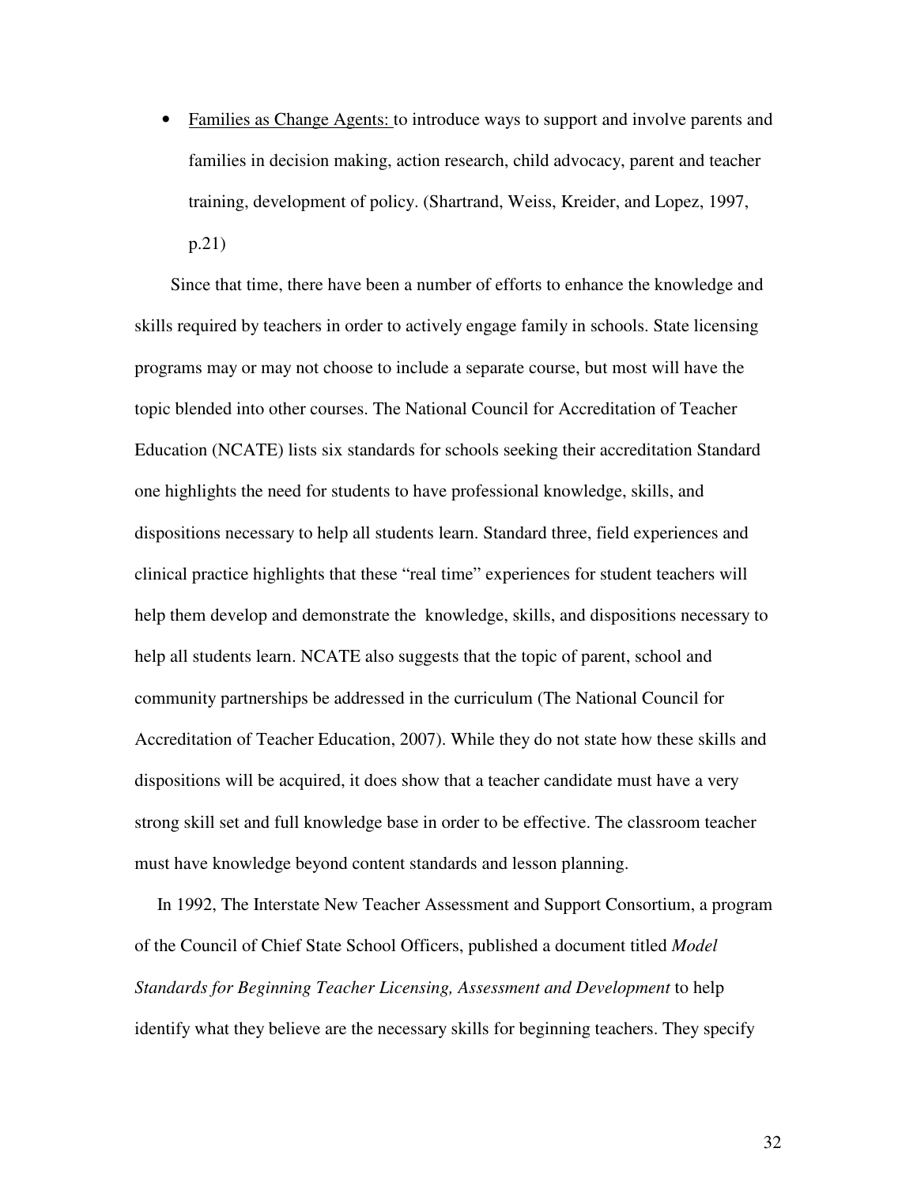- <u>Families as Change Agents:</u> to introduce ways to support and involve parents and families in decision making, action research, child advocacy, parent and teacher training, development of policy. (Shartrand, Weiss, Kreider, and Lopez, 1997, p.21)

Since that time, there have been a number of efforts to enhance the knowledge and skills required by teachers in order to actively engage family in schools. State licensing programs may or may not choose to include a separate course, but most will have the topic blended into other courses. The National Council for Accreditation of Teacher Education (NCATE) lists six standards for schools seeking their accreditation Standard one highlights the need for students to have professional knowledge, skills, and dispositions necessary to help all students learn. Standard three, field experiences and clinical practice highlights that these "real time" experiences for student teachers will help them develop and demonstrate the knowledge, skills, and dispositions necessary to help all students learn. NCATE also suggests that the topic of parent, school and community partnerships be addressed in the curriculum (The National Council for Accreditation of Teacher Education, 2007). While they do not state how these skills and dispositions will be acquired, it does show that a teacher candidate must have a very strong skill set and full knowledge base in order to be effective. The classroom teacher must have knowledge beyond content standards and lesson planning.

In 1992, The Interstate New Teacher Assessment and Support Consortium, a program of the Council of Chief State School Officers, published a document titled *Model Standards for Beginning Teacher Licensing, Assessment and Development* to help identify what they believe are the necessary skills for beginning teachers. They specify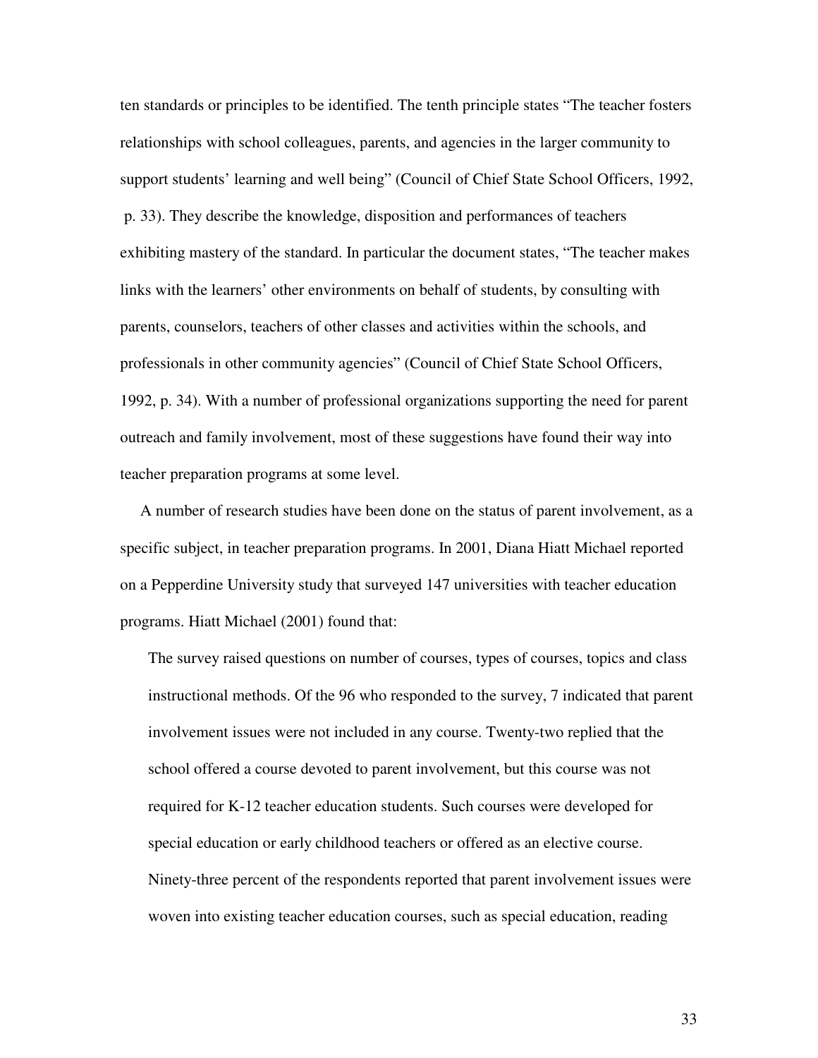ten standards or principles to be identified. The tenth principle states "The teacher fosters relationships with school colleagues, parents, and agencies in the larger community to support students' learning and well being" (Council of Chief State School Officers, 1992, p. 33). They describe the knowledge, disposition and performances of teachers exhibiting mastery of the standard. In particular the document states, "The teacher makes links with the learners' other environments on behalf of students, by consulting with parents, counselors, teachers of other classes and activities within the schools, and professionals in other community agencies" (Council of Chief State School Officers, 1992, p. 34). With a number of professional organizations supporting the need for parent outreach and family involvement, most of these suggestions have found their way into teacher preparation programs at some level.

A number of research studies have been done on the status of parent involvement, as a specific subject, in teacher preparation programs. In 2001, Diana Hiatt Michael reported on a Pepperdine University study that surveyed 147 universities with teacher education programs. Hiatt Michael (2001) found that:

> The survey raised questions on number of courses, types of courses, topics and class instructional methods. Of the 96 who responded to the survey, 7 indicated that parent involvement issues were not included in any course. Twenty-two replied that the school offered a course devoted to parent involvement, but this course was not required for K-12 teacher education students. Such courses were developed for special education or early childhood teachers or offered as an elective course. Ninety-three percent of the respondents reported that parent involvement issues were woven into existing teacher education courses, such as special education, reading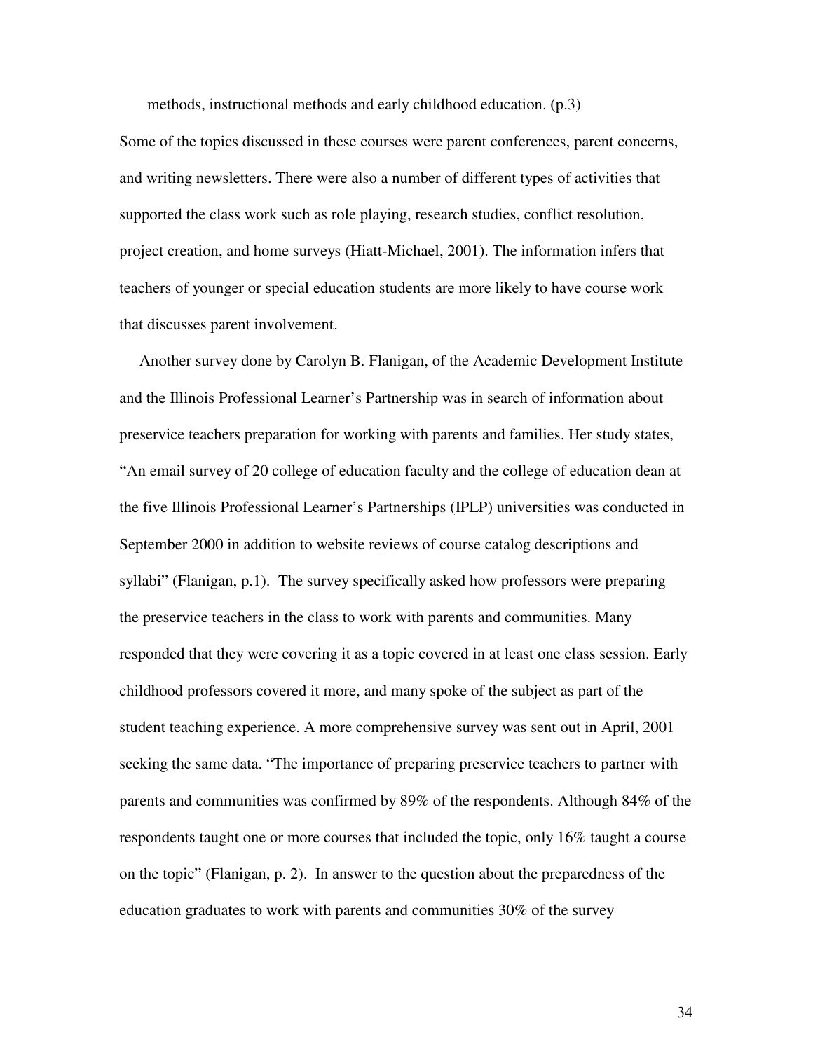methods, instructional methods and early childhood education. (p.3)

Some of the topics discussed in these courses were parent conferences, parent concerns, and writing newsletters. There were also a number of different types of activities that supported the class work such as role playing, research studies, conflict resolution, project creation, and home surveys (Hiatt-Michael, 2001). The information infers that teachers of younger or special education students are more likely to have course work that discusses parent involvement.

Another survey done by Carolyn B. Flanigan, of the Academic Development Institute and the Illinois Professional Learner's Partnership was in search of information about preservice teachers preparation for working with parents and families. Her study states, "An email survey of 20 college of education faculty and the college of education dean at the five Illinois Professional Learner's Partnerships (IPLP) universities was conducted in September 2000 in addition to website reviews of course catalog descriptions and syllabi" (Flanigan, p.1). The survey specifically asked how professors were preparing the preservice teachers in the class to work with parents and communities. Many responded that they were covering it as a topic covered in at least one class session. Early childhood professors covered it more, and many spoke of the subject as part of the student teaching experience. A more comprehensive survey was sent out in April, 2001 seeking the same data. "The importance of preparing preservice teachers to partner with parents and communities was confirmed by 89% of the respondents. Although 84% of the respondents taught one or more courses that included the topic, only 16% taught a course on the topic" (Flanigan, p. 2). In answer to the question about the preparedness of the education graduates to work with parents and communities 30% of the survey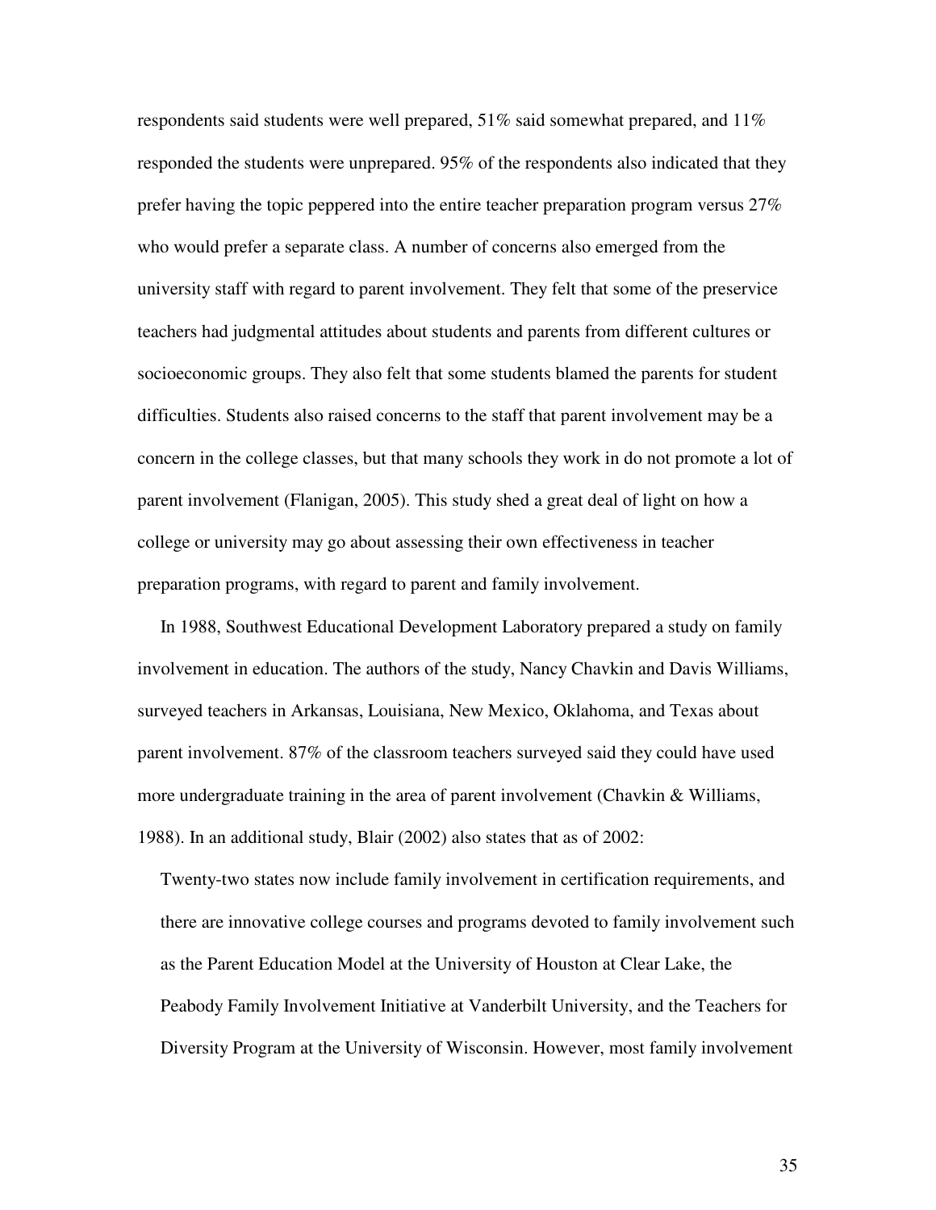respondents said students were well prepared, 51% said somewhat prepared, and 11% responded the students were unprepared. 95% of the respondents also indicated that they prefer having the topic peppered into the entire teacher preparation program versus 27% who would prefer a separate class. A number of concerns also emerged from the university staff with regard to parent involvement. They felt that some of the preservice teachers had judgmental attitudes about students and parents from different cultures or socioeconomic groups. They also felt that some students blamed the parents for student difficulties. Students also raised concerns to the staff that parent involvement may be a concern in the college classes, but that many schools they work in do not promote a lot of parent involvement (Flanigan, 2005). This study shed a great deal of light on how a college or university may go about assessing their own effectiveness in teacher preparation programs, with regard to parent and family involvement.

In 1988, Southwest Educational Development Laboratory prepared a study on family involvement in education. The authors of the study, Nancy Chavkin and Davis Williams, surveyed teachers in Arkansas, Louisiana, New Mexico, Oklahoma, and Texas about parent involvement. 87% of the classroom teachers surveyed said they could have used more undergraduate training in the area of parent involvement (Chavkin & Williams, 1988). In an additional study, Blair (2002) also states that as of 2002:

> Twenty-two states now include family involvement in certification requirements, and there are innovative college courses and programs devoted to family involvement such as the Parent Education Model at the University of Houston at Clear Lake, the Peabody Family Involvement Initiative at Vanderbilt University, and the Teachers for Diversity Program at the University of Wisconsin. However, most family involvement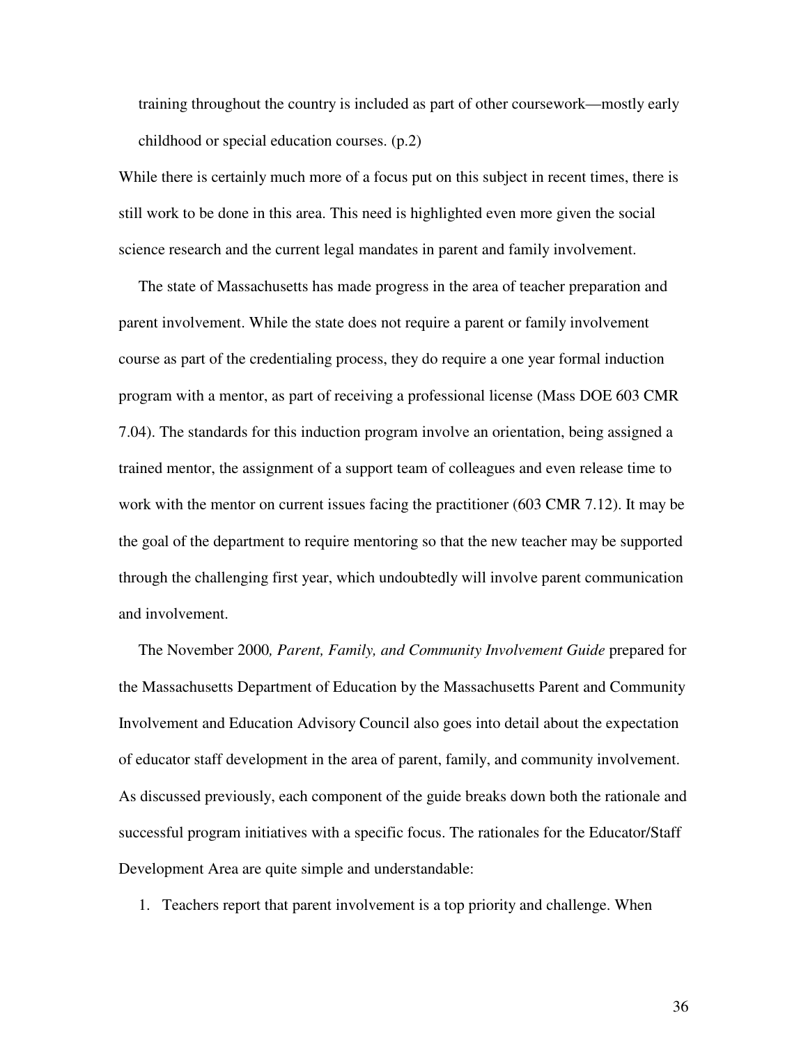> training throughout the country is included as part of other coursework—mostly early childhood or special education courses. (p.2)

While there is certainly much more of a focus put on this subject in recent times, there is still work to be done in this area. This need is highlighted even more given the social science research and the current legal mandates in parent and family involvement.

The state of Massachusetts has made progress in the area of teacher preparation and parent involvement. While the state does not require a parent or family involvement course as part of the credentialing process, they do require a one year formal induction program with a mentor, as part of receiving a professional license (Mass DOE 603 CMR 7.04). The standards for this induction program involve an orientation, being assigned a trained mentor, the assignment of a support team of colleagues and even release time to work with the mentor on current issues facing the practitioner (603 CMR 7.12). It may be the goal of the department to require mentoring so that the new teacher may be supported through the challenging first year, which undoubtedly will involve parent communication and involvement.

The November 2000*, Parent, Family, and Community Involvement Guide* prepared for the Massachusetts Department of Education by the Massachusetts Parent and Community Involvement and Education Advisory Council also goes into detail about the expectation of educator staff development in the area of parent, family, and community involvement. As discussed previously, each component of the guide breaks down both the rationale and successful program initiatives with a specific focus. The rationales for the Educator/Staff Development Area are quite simple and understandable:

1. Teachers report that parent involvement is a top priority and challenge. When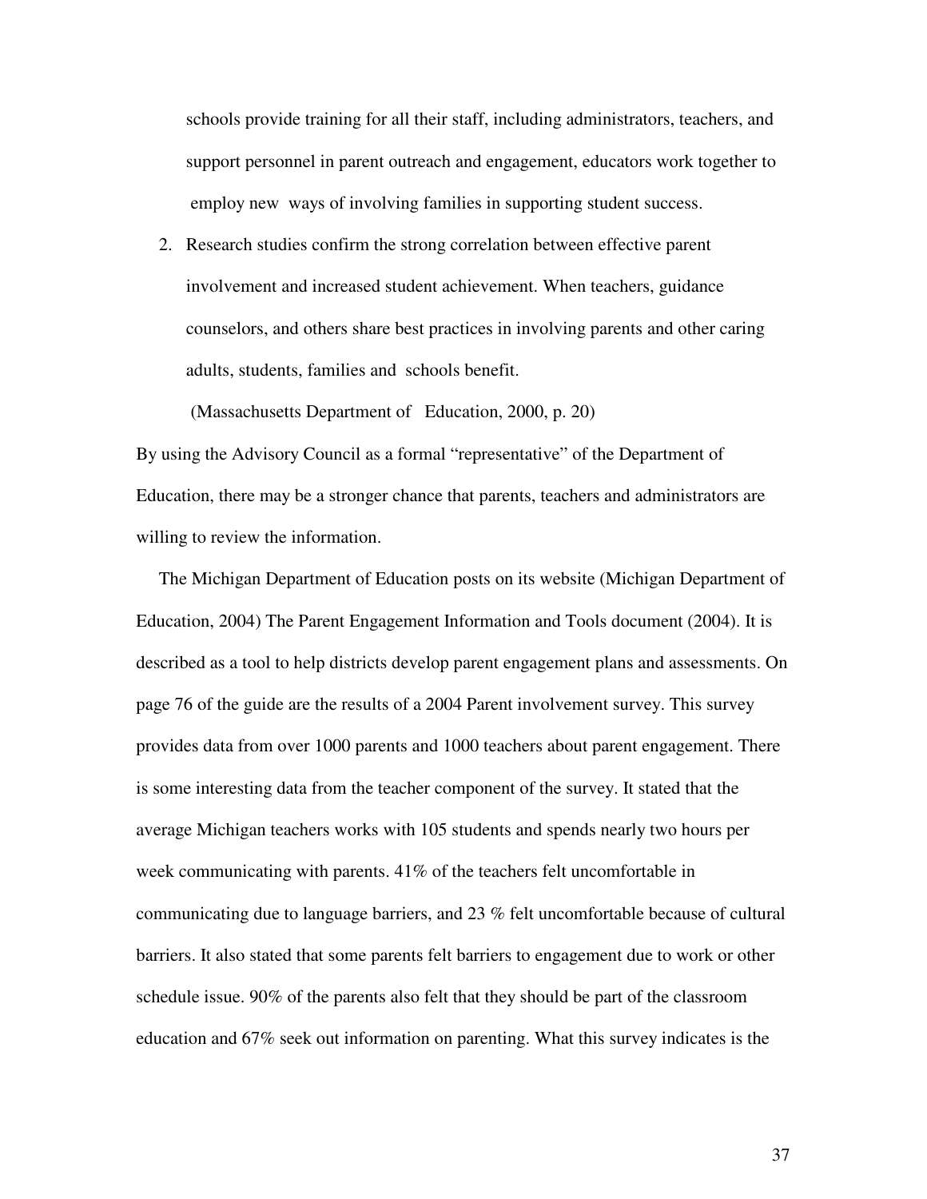schools provide training for all their staff, including administrators, teachers, and support personnel in parent outreach and engagement, educators work together to employ new ways of involving families in supporting student success.

2. Research studies confirm the strong correlation between effective parent involvement and increased student achievement. When teachers, guidance counselors, and others share best practices in involving parents and other caring adults, students, families and schools benefit.

   (Massachusetts Department of Education, 2000, p. 20)

By using the Advisory Council as a formal "representative" of the Department of Education, there may be a stronger chance that parents, teachers and administrators are willing to review the information.

The Michigan Department of Education posts on its website (Michigan Department of Education, 2004) The Parent Engagement Information and Tools document (2004). It is described as a tool to help districts develop parent engagement plans and assessments. On page 76 of the guide are the results of a 2004 Parent involvement survey. This survey provides data from over 1000 parents and 1000 teachers about parent engagement. There is some interesting data from the teacher component of the survey. It stated that the average Michigan teachers works with 105 students and spends nearly two hours per week communicating with parents. 41% of the teachers felt uncomfortable in communicating due to language barriers, and 23 % felt uncomfortable because of cultural barriers. It also stated that some parents felt barriers to engagement due to work or other schedule issue. 90% of the parents also felt that they should be part of the classroom education and 67% seek out information on parenting. What this survey indicates is the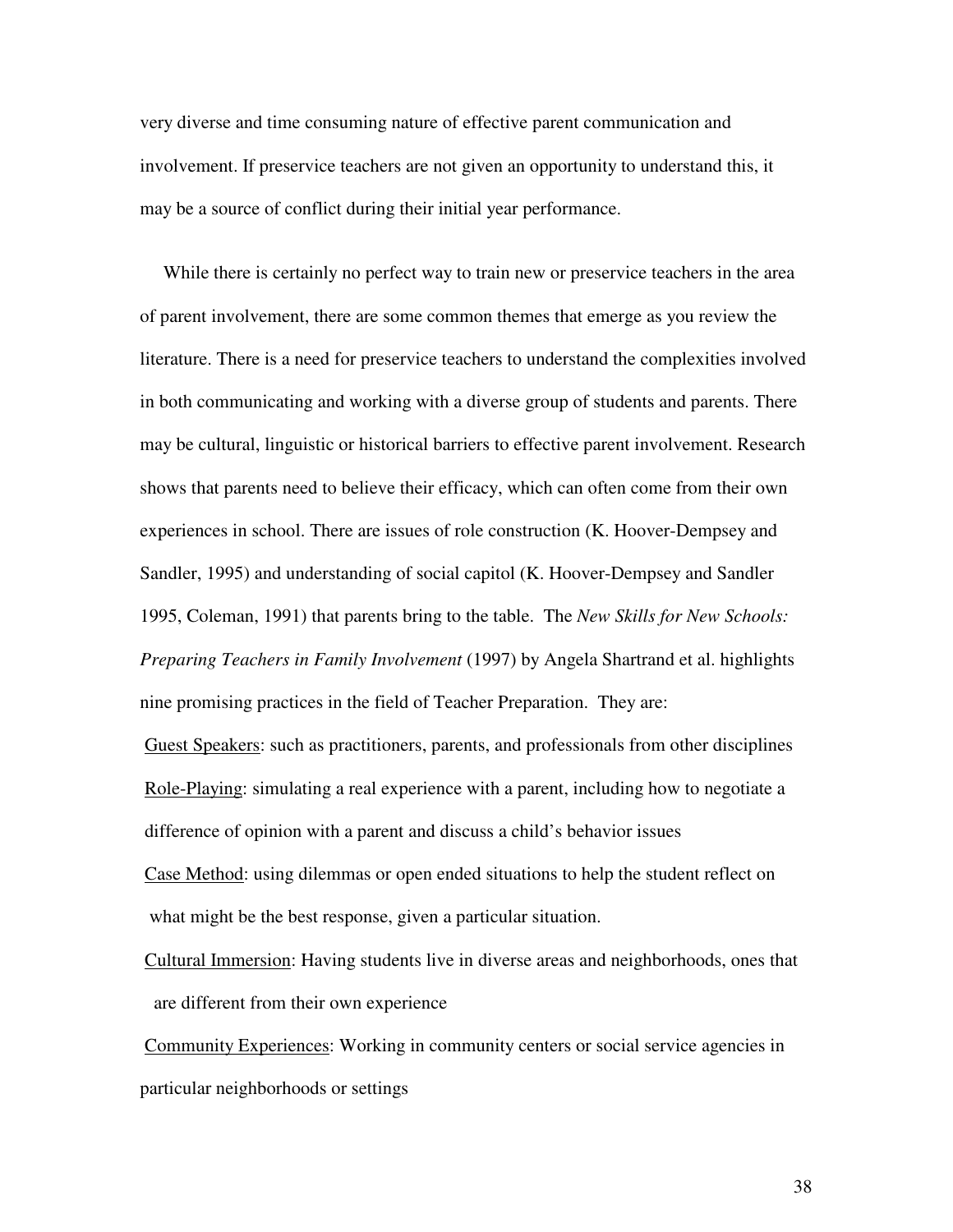very diverse and time consuming nature of effective parent communication and involvement. If preservice teachers are not given an opportunity to understand this, it may be a source of conflict during their initial year performance.

While there is certainly no perfect way to train new or preservice teachers in the area of parent involvement, there are some common themes that emerge as you review the literature. There is a need for preservice teachers to understand the complexities involved in both communicating and working with a diverse group of students and parents. There may be cultural, linguistic or historical barriers to effective parent involvement. Research shows that parents need to believe their efficacy, which can often come from their own experiences in school. There are issues of role construction (K. Hoover-Dempsey and Sandler, 1995) and understanding of social capitol (K. Hoover-Dempsey and Sandler 1995, Coleman, 1991) that parents bring to the table. The *New Skills for New Schools: Preparing Teachers in Family Involvement* (1997) by Angela Shartrand et al. highlights nine promising practices in the field of Teacher Preparation. They are:

<u>Guest Speakers</u>: such as practitioners, parents, and professionals from other disciplines

<u>Role-Playing</u>: simulating a real experience with a parent, including how to negotiate a difference of opinion with a parent and discuss a child's behavior issues

<u>Case Method</u>: using dilemmas or open ended situations to help the student reflect on what might be the best response, given a particular situation.

<u>Cultural Immersion</u>: Having students live in diverse areas and neighborhoods, ones that are different from their own experience

<u>Community Experiences</u>: Working in community centers or social service agencies in particular neighborhoods or settings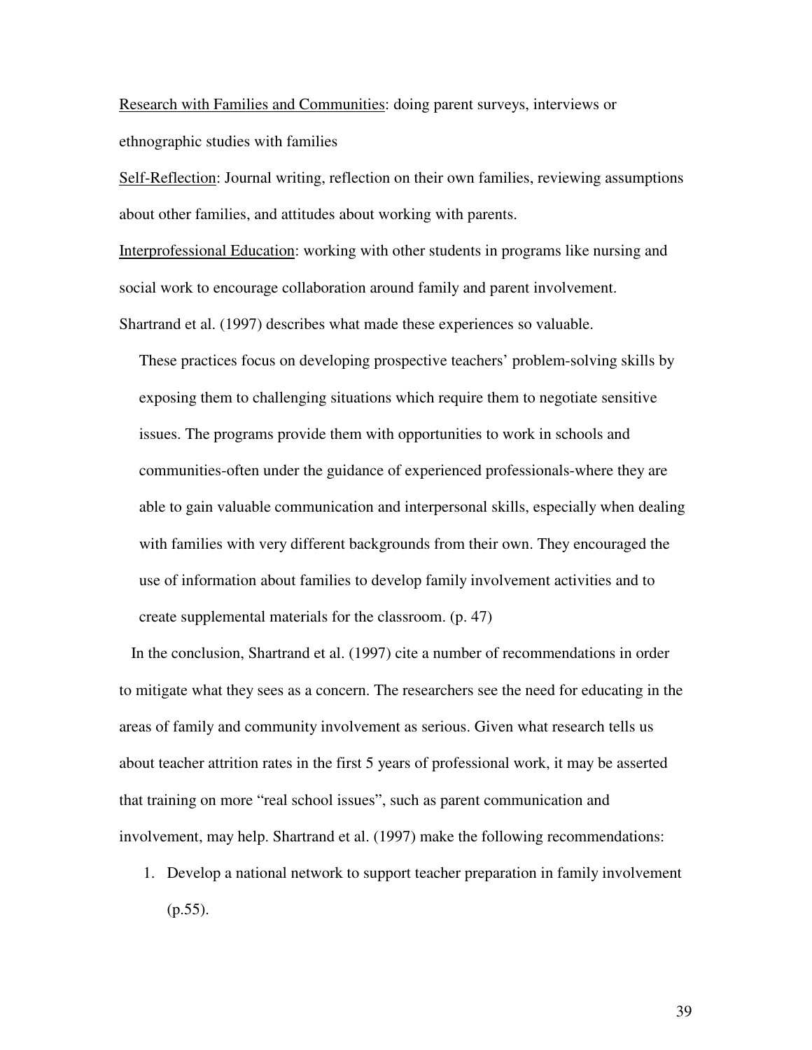<u>Research with Families and Communities</u>: doing parent surveys, interviews or ethnographic studies with families

<u>Self-Reflection</u>: Journal writing, reflection on their own families, reviewing assumptions about other families, and attitudes about working with parents.

<u>Interprofessional Education</u>: working with other students in programs like nursing and social work to encourage collaboration around family and parent involvement.

Shartrand et al. (1997) describes what made these experiences so valuable.

> These practices focus on developing prospective teachers' problem-solving skills by exposing them to challenging situations which require them to negotiate sensitive issues. The programs provide them with opportunities to work in schools and communities-often under the guidance of experienced professionals-where they are able to gain valuable communication and interpersonal skills, especially when dealing with families with very different backgrounds from their own. They encouraged the use of information about families to develop family involvement activities and to create supplemental materials for the classroom. (p. 47)

In the conclusion, Shartrand et al. (1997) cite a number of recommendations in order to mitigate what they sees as a concern. The researchers see the need for educating in the areas of family and community involvement as serious. Given what research tells us about teacher attrition rates in the first 5 years of professional work, it may be asserted that training on more "real school issues", such as parent communication and involvement, may help. Shartrand et al. (1997) make the following recommendations:

1. Develop a national network to support teacher preparation in family involvement (p.55).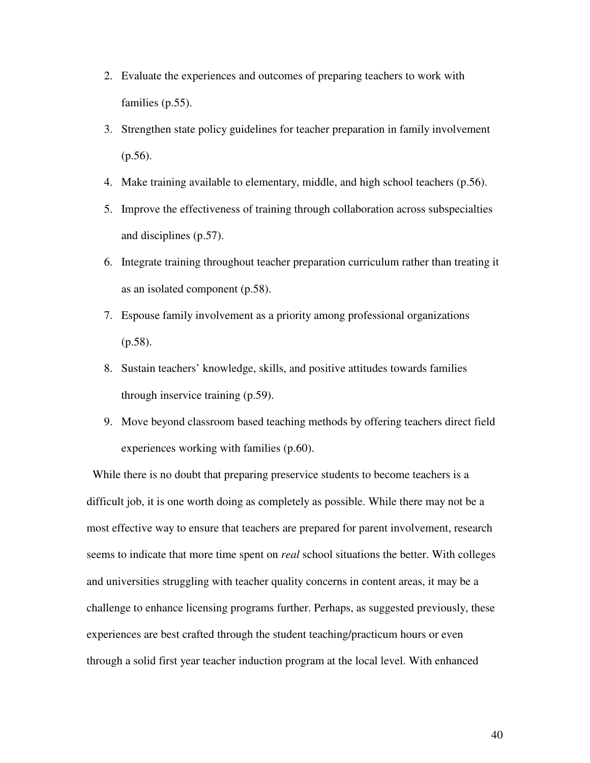2. Evaluate the experiences and outcomes of preparing teachers to work with families (p.55).
3. Strengthen state policy guidelines for teacher preparation in family involvement (p.56).
4. Make training available to elementary, middle, and high school teachers (p.56).
5. Improve the effectiveness of training through collaboration across subspecialties and disciplines (p.57).
6. Integrate training throughout teacher preparation curriculum rather than treating it as an isolated component (p.58).
7. Espouse family involvement as a priority among professional organizations (p.58).
8. Sustain teachers' knowledge, skills, and positive attitudes towards families through inservice training (p.59).
9. Move beyond classroom based teaching methods by offering teachers direct field experiences working with families (p.60).

While there is no doubt that preparing preservice students to become teachers is a difficult job, it is one worth doing as completely as possible. While there may not be a most effective way to ensure that teachers are prepared for parent involvement, research seems to indicate that more time spent on *real* school situations the better. With colleges and universities struggling with teacher quality concerns in content areas, it may be a challenge to enhance licensing programs further. Perhaps, as suggested previously, these experiences are best crafted through the student teaching/practicum hours or even through a solid first year teacher induction program at the local level. With enhanced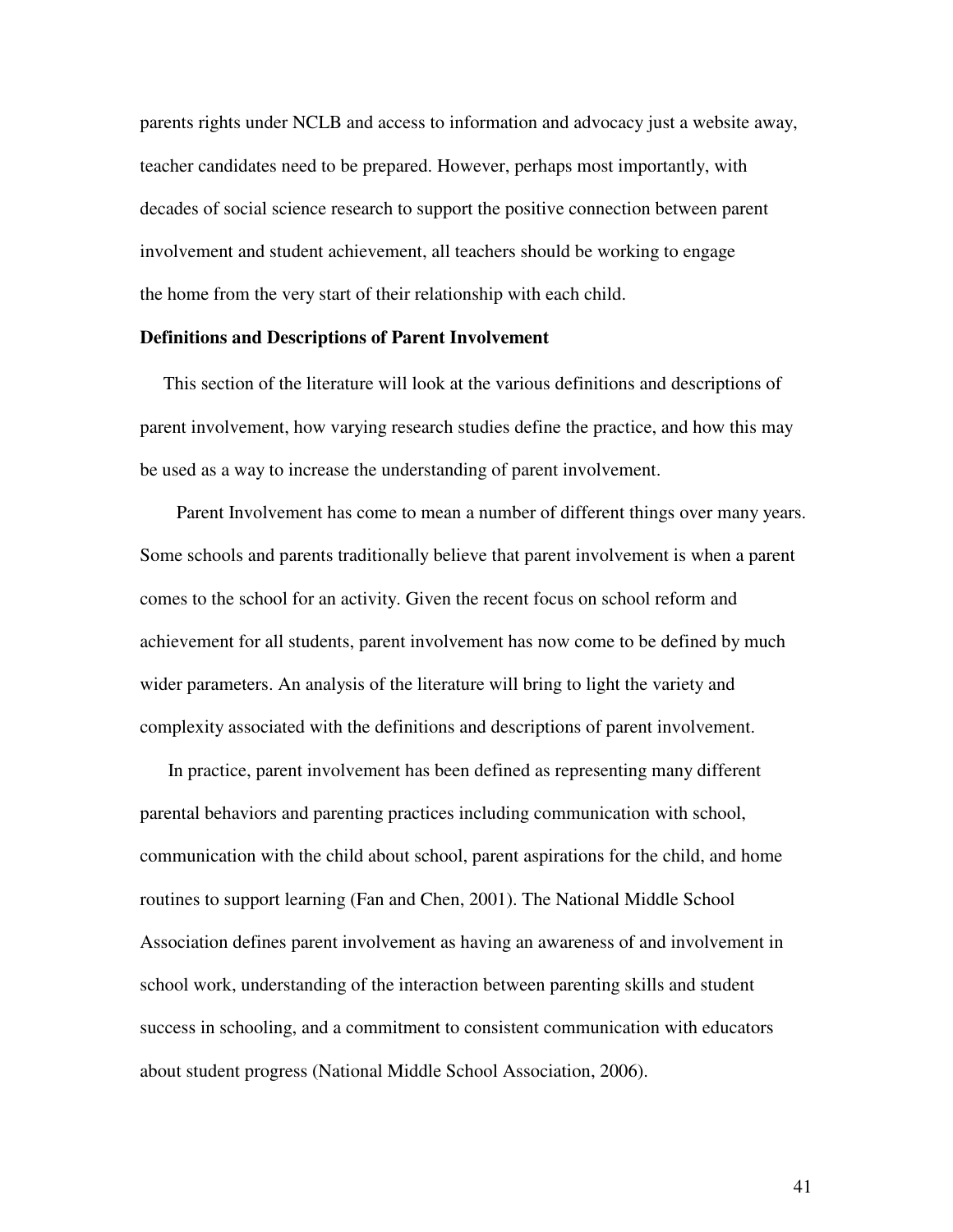parents rights under NCLB and access to information and advocacy just a website away, teacher candidates need to be prepared. However, perhaps most importantly, with decades of social science research to support the positive connection between parent involvement and student achievement, all teachers should be working to engage the home from the very start of their relationship with each child.

**Definitions and Descriptions of Parent Involvement**

This section of the literature will look at the various definitions and descriptions of parent involvement, how varying research studies define the practice, and how this may be used as a way to increase the understanding of parent involvement.

Parent Involvement has come to mean a number of different things over many years. Some schools and parents traditionally believe that parent involvement is when a parent comes to the school for an activity. Given the recent focus on school reform and achievement for all students, parent involvement has now come to be defined by much wider parameters. An analysis of the literature will bring to light the variety and complexity associated with the definitions and descriptions of parent involvement.

In practice, parent involvement has been defined as representing many different parental behaviors and parenting practices including communication with school, communication with the child about school, parent aspirations for the child, and home routines to support learning (Fan and Chen, 2001). The National Middle School Association defines parent involvement as having an awareness of and involvement in school work, understanding of the interaction between parenting skills and student success in schooling, and a commitment to consistent communication with educators about student progress (National Middle School Association, 2006).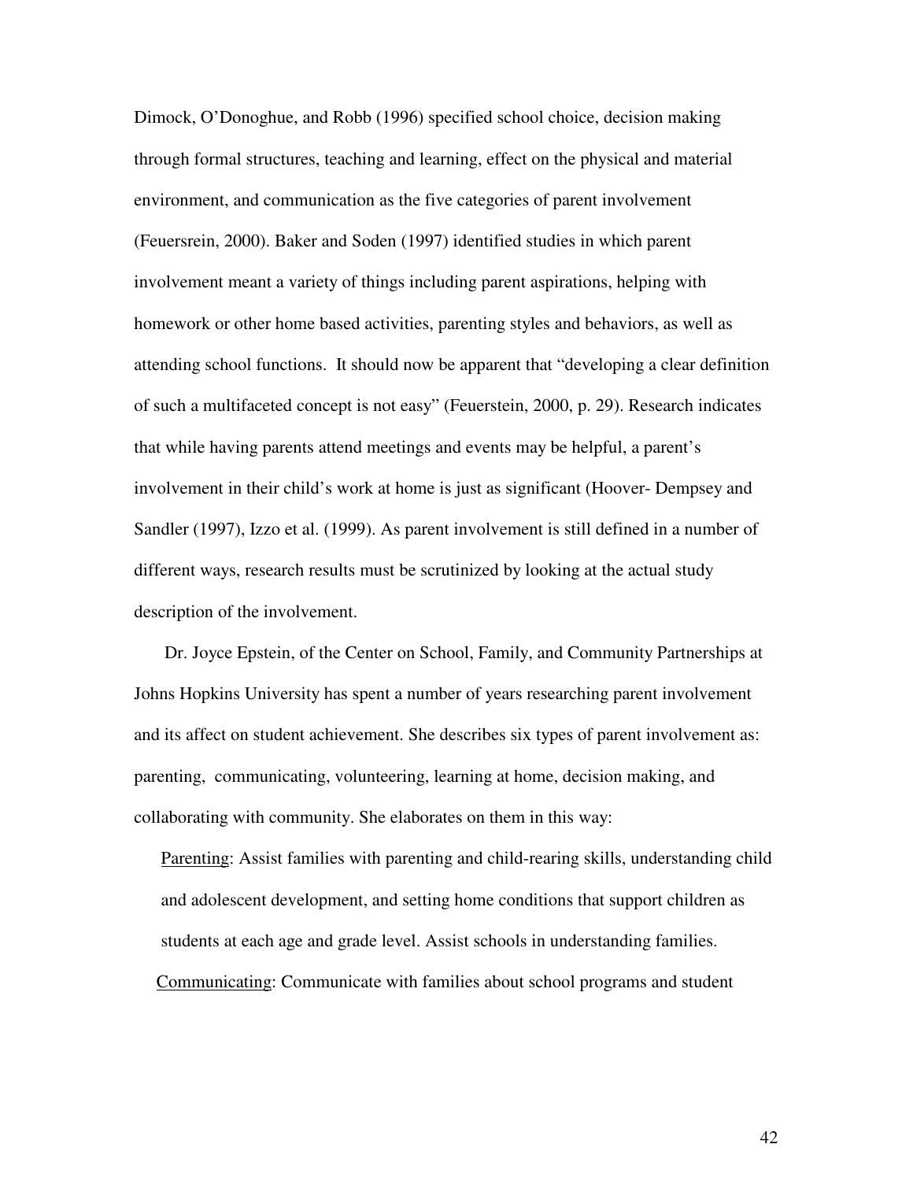Dimock, O'Donoghue, and Robb (1996) specified school choice, decision making through formal structures, teaching and learning, effect on the physical and material environment, and communication as the five categories of parent involvement (Feuersrein, 2000). Baker and Soden (1997) identified studies in which parent involvement meant a variety of things including parent aspirations, helping with homework or other home based activities, parenting styles and behaviors, as well as attending school functions. It should now be apparent that "developing a clear definition of such a multifaceted concept is not easy" (Feuerstein, 2000, p. 29). Research indicates that while having parents attend meetings and events may be helpful, a parent's involvement in their child's work at home is just as significant (Hoover- Dempsey and Sandler (1997), Izzo et al. (1999). As parent involvement is still defined in a number of different ways, research results must be scrutinized by looking at the actual study description of the involvement.

Dr. Joyce Epstein, of the Center on School, Family, and Community Partnerships at Johns Hopkins University has spent a number of years researching parent involvement and its affect on student achievement. She describes six types of parent involvement as: parenting, communicating, volunteering, learning at home, decision making, and collaborating with community. She elaborates on them in this way:

<u>Parenting</u>: Assist families with parenting and child-rearing skills, understanding child and adolescent development, and setting home conditions that support children as students at each age and grade level. Assist schools in understanding families.

<u>Communicating</u>: Communicate with families about school programs and student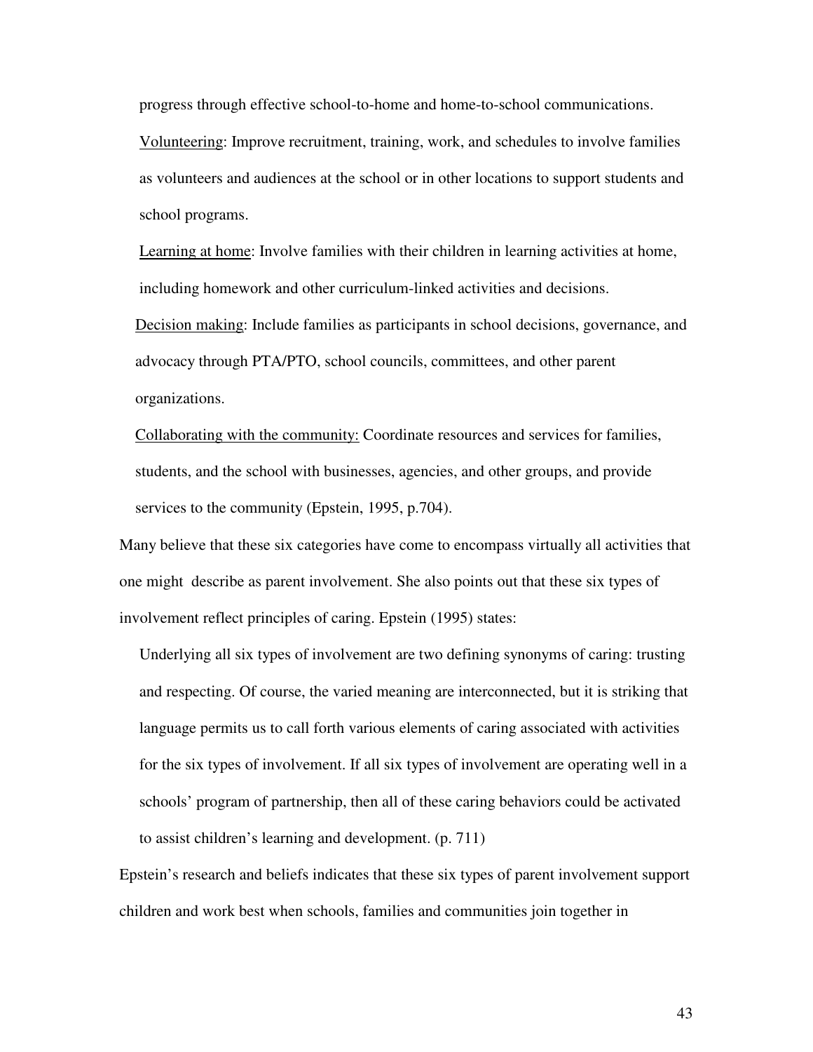progress through effective school-to-home and home-to-school communications.

Volunteering: Improve recruitment, training, work, and schedules to involve families as volunteers and audiences at the school or in other locations to support students and school programs.

Learning at home: Involve families with their children in learning activities at home, including homework and other curriculum-linked activities and decisions.

Decision making: Include families as participants in school decisions, governance, and advocacy through PTA/PTO, school councils, committees, and other parent organizations.

Collaborating with the community: Coordinate resources and services for families, students, and the school with businesses, agencies, and other groups, and provide services to the community (Epstein, 1995, p.704).

Many believe that these six categories have come to encompass virtually all activities that one might describe as parent involvement. She also points out that these six types of involvement reflect principles of caring. Epstein (1995) states:

> Underlying all six types of involvement are two defining synonyms of caring: trusting and respecting. Of course, the varied meaning are interconnected, but it is striking that language permits us to call forth various elements of caring associated with activities for the six types of involvement. If all six types of involvement are operating well in a schools' program of partnership, then all of these caring behaviors could be activated to assist children's learning and development. (p. 711)

Epstein's research and beliefs indicates that these six types of parent involvement support children and work best when schools, families and communities join together in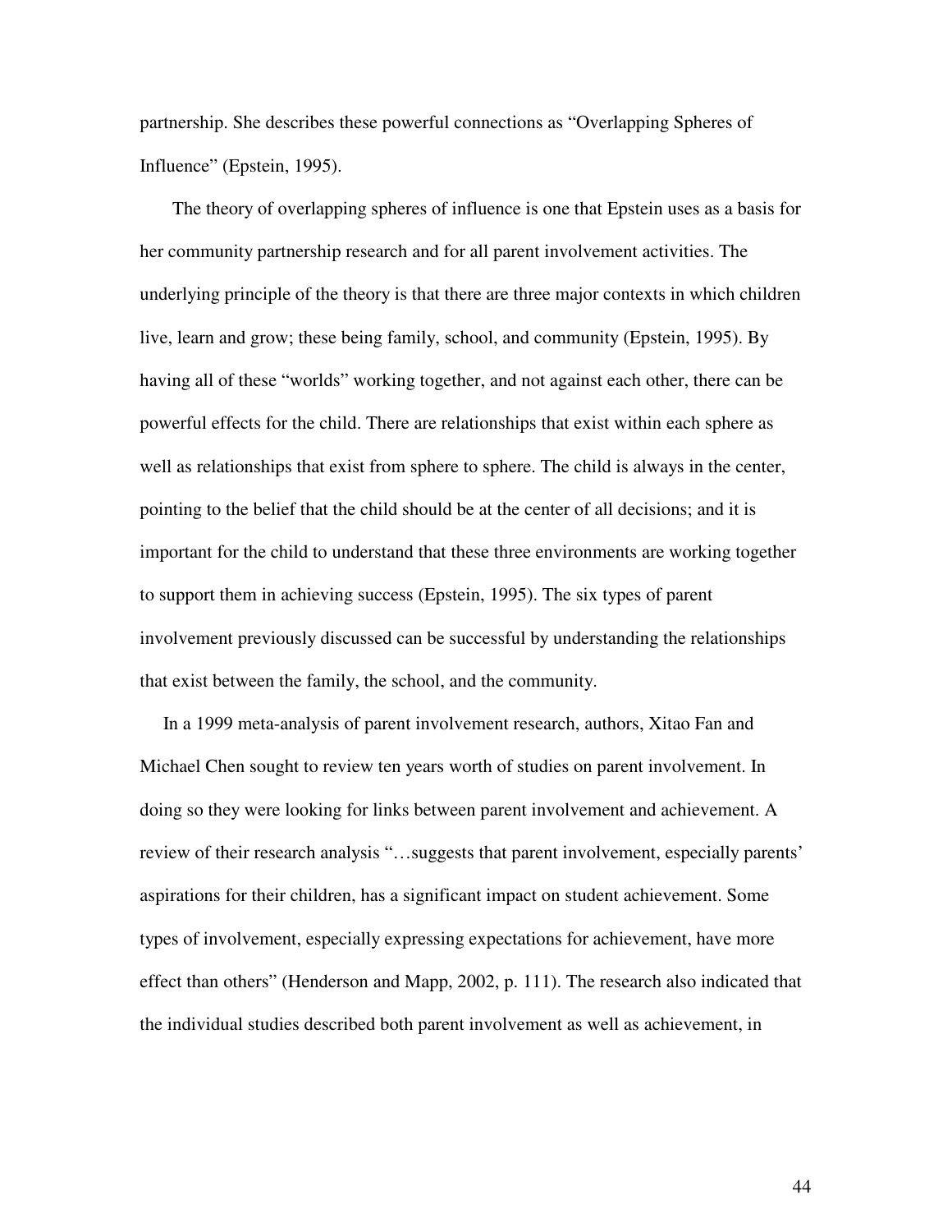partnership. She describes these powerful connections as "Overlapping Spheres of Influence" (Epstein, 1995).

The theory of overlapping spheres of influence is one that Epstein uses as a basis for her community partnership research and for all parent involvement activities. The underlying principle of the theory is that there are three major contexts in which children live, learn and grow; these being family, school, and community (Epstein, 1995). By having all of these "worlds" working together, and not against each other, there can be powerful effects for the child. There are relationships that exist within each sphere as well as relationships that exist from sphere to sphere. The child is always in the center, pointing to the belief that the child should be at the center of all decisions; and it is important for the child to understand that these three environments are working together to support them in achieving success (Epstein, 1995). The six types of parent involvement previously discussed can be successful by understanding the relationships that exist between the family, the school, and the community.

In a 1999 meta-analysis of parent involvement research, authors, Xitao Fan and Michael Chen sought to review ten years worth of studies on parent involvement. In doing so they were looking for links between parent involvement and achievement. A review of their research analysis "…suggests that parent involvement, especially parents' aspirations for their children, has a significant impact on student achievement. Some types of involvement, especially expressing expectations for achievement, have more effect than others" (Henderson and Mapp, 2002, p. 111). The research also indicated that the individual studies described both parent involvement as well as achievement, in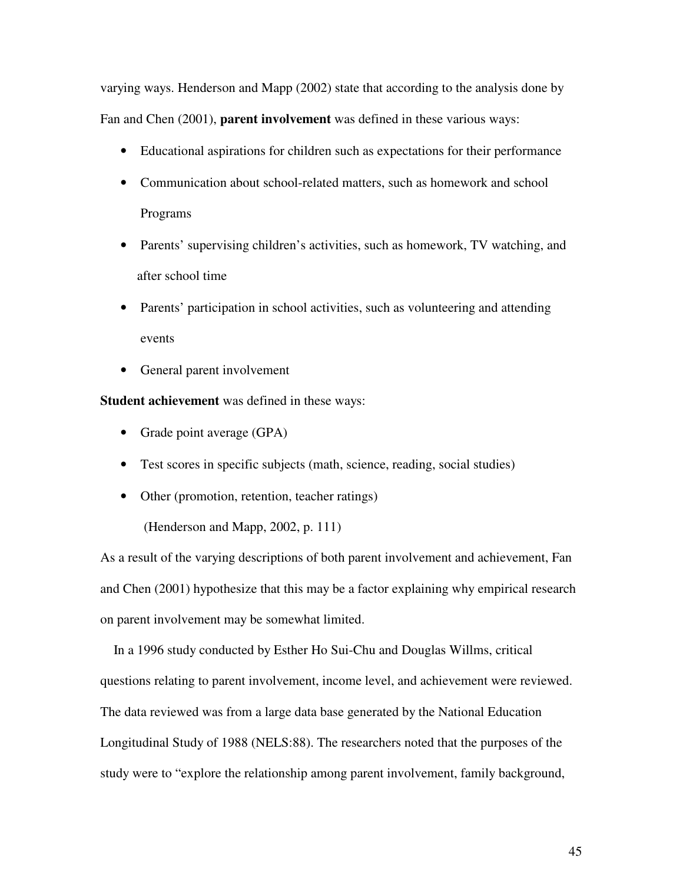varying ways. Henderson and Mapp (2002) state that according to the analysis done by Fan and Chen (2001), **parent involvement** was defined in these various ways:

- Educational aspirations for children such as expectations for their performance
- Communication about school-related matters, such as homework and school Programs
- Parents' supervising children's activities, such as homework, TV watching, and after school time
- Parents' participation in school activities, such as volunteering and attending events
- General parent involvement

**Student achievement** was defined in these ways:

- Grade point average (GPA)
- Test scores in specific subjects (math, science, reading, social studies)
- Other (promotion, retention, teacher ratings)

(Henderson and Mapp, 2002, p. 111)

As a result of the varying descriptions of both parent involvement and achievement, Fan and Chen (2001) hypothesize that this may be a factor explaining why empirical research on parent involvement may be somewhat limited.

In a 1996 study conducted by Esther Ho Sui-Chu and Douglas Willms, critical questions relating to parent involvement, income level, and achievement were reviewed. The data reviewed was from a large data base generated by the National Education Longitudinal Study of 1988 (NELS:88). The researchers noted that the purposes of the study were to "explore the relationship among parent involvement, family background,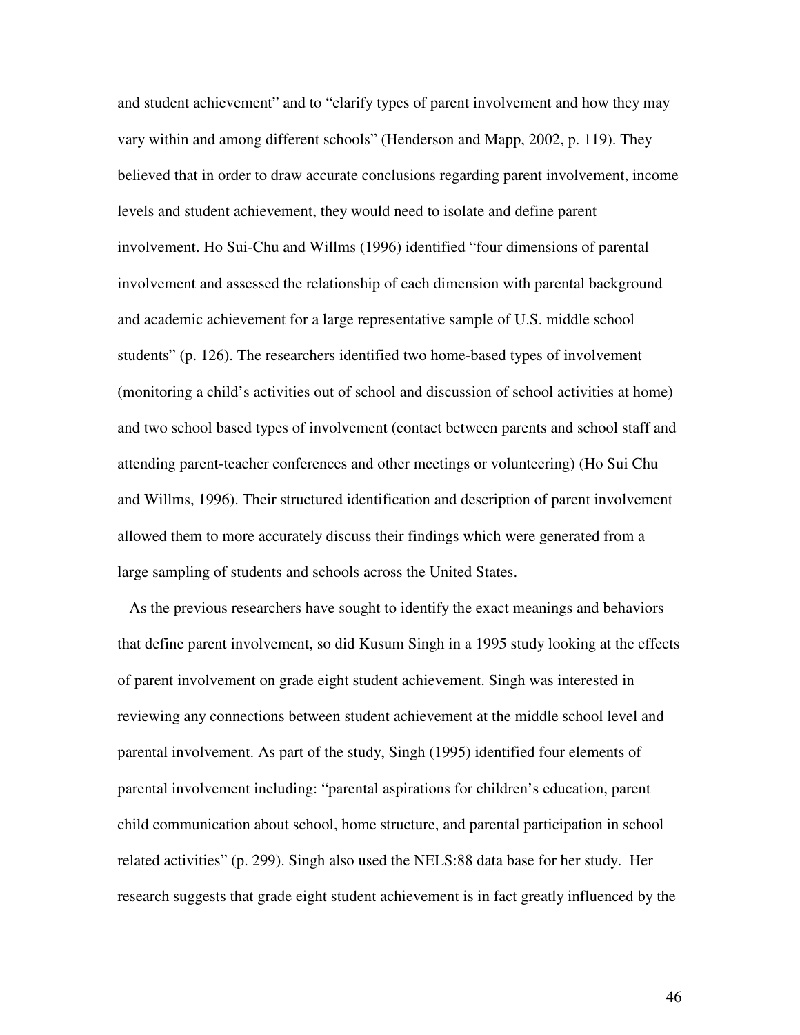and student achievement" and to "clarify types of parent involvement and how they may vary within and among different schools" (Henderson and Mapp, 2002, p. 119). They believed that in order to draw accurate conclusions regarding parent involvement, income levels and student achievement, they would need to isolate and define parent involvement. Ho Sui-Chu and Willms (1996) identified "four dimensions of parental involvement and assessed the relationship of each dimension with parental background and academic achievement for a large representative sample of U.S. middle school students" (p. 126). The researchers identified two home-based types of involvement (monitoring a child's activities out of school and discussion of school activities at home) and two school based types of involvement (contact between parents and school staff and attending parent-teacher conferences and other meetings or volunteering) (Ho Sui Chu and Willms, 1996). Their structured identification and description of parent involvement allowed them to more accurately discuss their findings which were generated from a large sampling of students and schools across the United States.

As the previous researchers have sought to identify the exact meanings and behaviors that define parent involvement, so did Kusum Singh in a 1995 study looking at the effects of parent involvement on grade eight student achievement. Singh was interested in reviewing any connections between student achievement at the middle school level and parental involvement. As part of the study, Singh (1995) identified four elements of parental involvement including: "parental aspirations for children's education, parent child communication about school, home structure, and parental participation in school related activities" (p. 299). Singh also used the NELS:88 data base for her study. Her research suggests that grade eight student achievement is in fact greatly influenced by the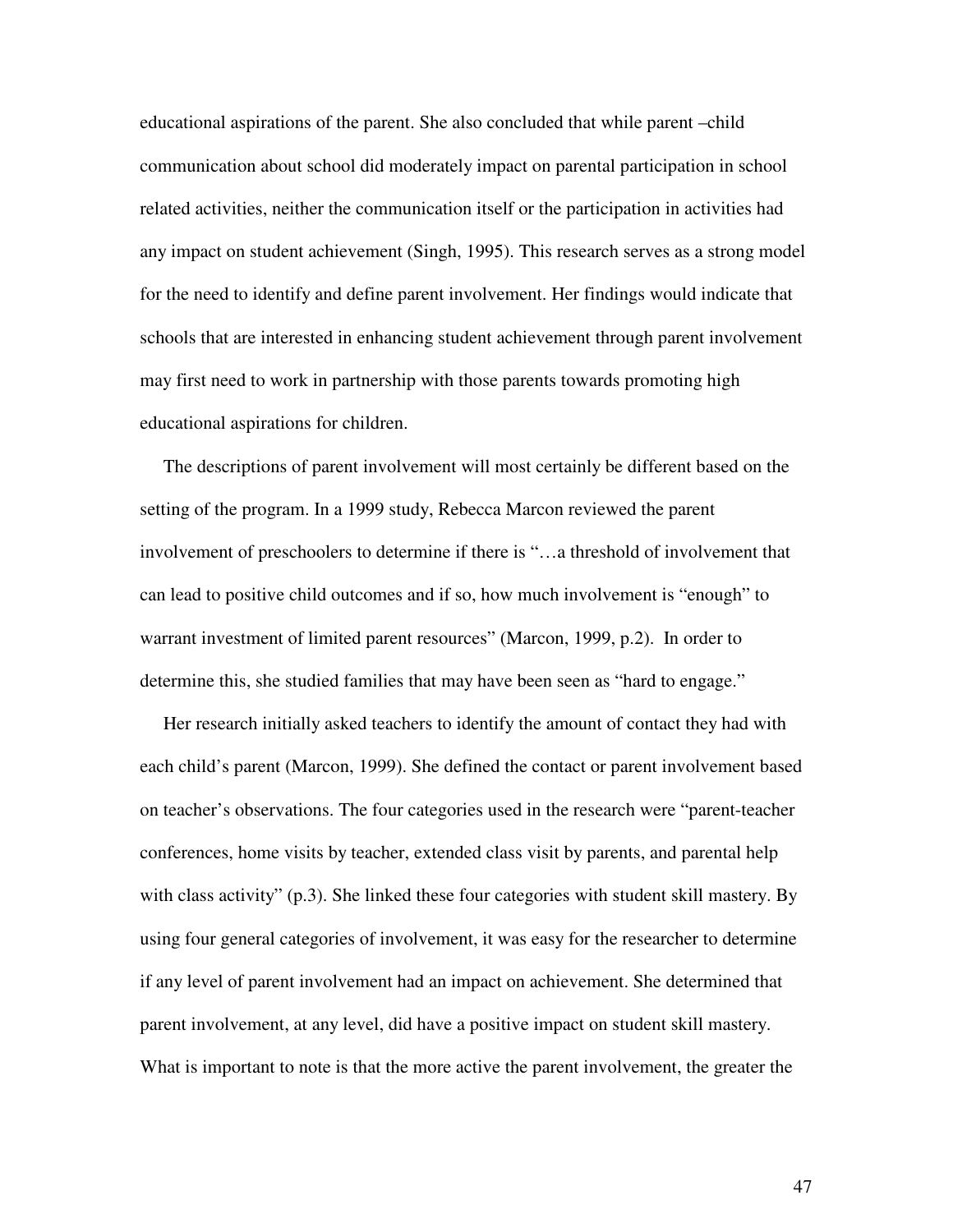educational aspirations of the parent. She also concluded that while parent –child communication about school did moderately impact on parental participation in school related activities, neither the communication itself or the participation in activities had any impact on student achievement (Singh, 1995). This research serves as a strong model for the need to identify and define parent involvement. Her findings would indicate that schools that are interested in enhancing student achievement through parent involvement may first need to work in partnership with those parents towards promoting high educational aspirations for children.

The descriptions of parent involvement will most certainly be different based on the setting of the program. In a 1999 study, Rebecca Marcon reviewed the parent involvement of preschoolers to determine if there is "…a threshold of involvement that can lead to positive child outcomes and if so, how much involvement is "enough" to warrant investment of limited parent resources" (Marcon, 1999, p.2). In order to determine this, she studied families that may have been seen as "hard to engage."

Her research initially asked teachers to identify the amount of contact they had with each child's parent (Marcon, 1999). She defined the contact or parent involvement based on teacher's observations. The four categories used in the research were "parent-teacher conferences, home visits by teacher, extended class visit by parents, and parental help with class activity" (p.3). She linked these four categories with student skill mastery. By using four general categories of involvement, it was easy for the researcher to determine if any level of parent involvement had an impact on achievement. She determined that parent involvement, at any level, did have a positive impact on student skill mastery. What is important to note is that the more active the parent involvement, the greater the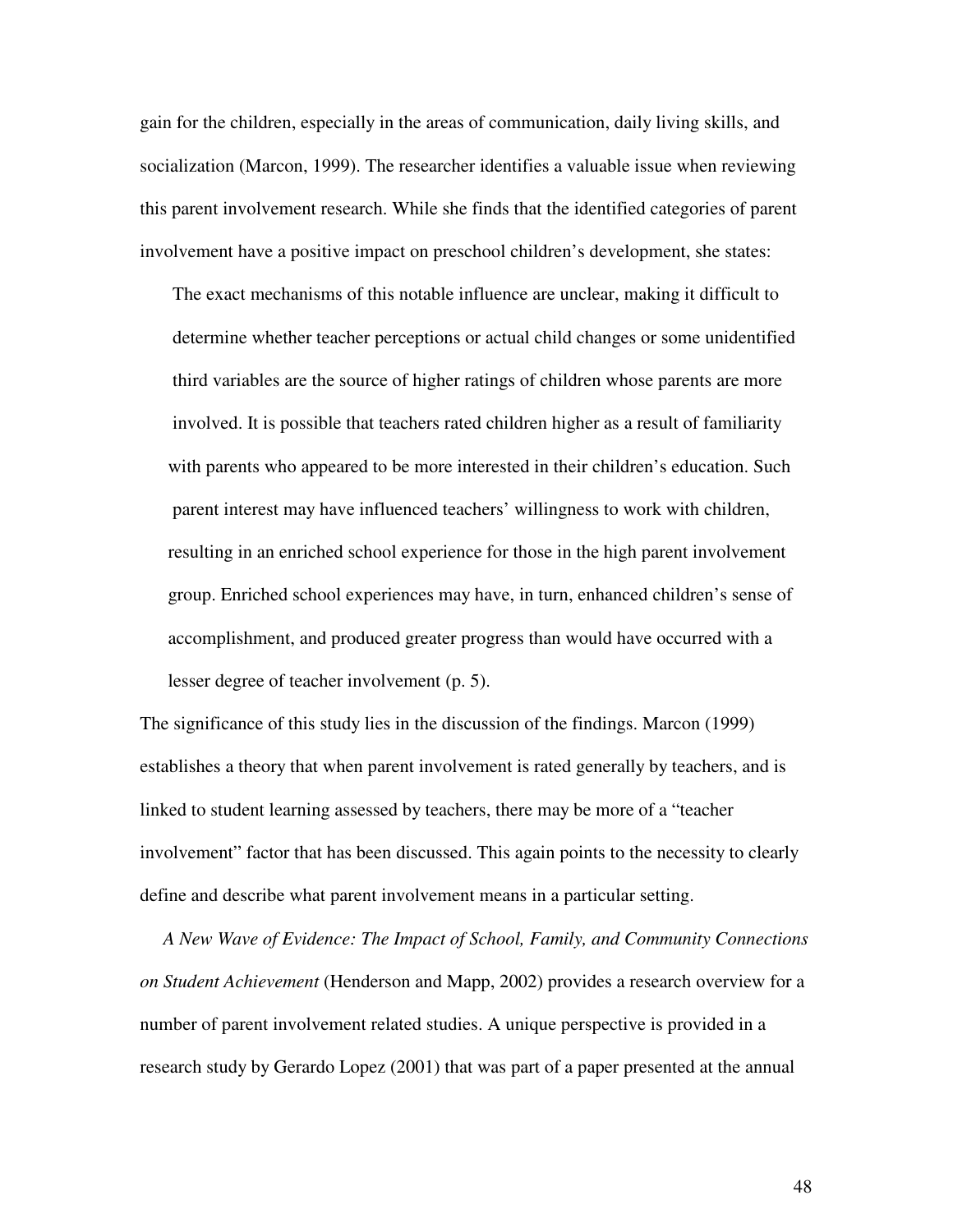gain for the children, especially in the areas of communication, daily living skills, and socialization (Marcon, 1999). The researcher identifies a valuable issue when reviewing this parent involvement research. While she finds that the identified categories of parent involvement have a positive impact on preschool children's development, she states:

> The exact mechanisms of this notable influence are unclear, making it difficult to determine whether teacher perceptions or actual child changes or some unidentified third variables are the source of higher ratings of children whose parents are more involved. It is possible that teachers rated children higher as a result of familiarity with parents who appeared to be more interested in their children's education. Such parent interest may have influenced teachers' willingness to work with children, resulting in an enriched school experience for those in the high parent involvement group. Enriched school experiences may have, in turn, enhanced children's sense of accomplishment, and produced greater progress than would have occurred with a lesser degree of teacher involvement (p. 5).

The significance of this study lies in the discussion of the findings. Marcon (1999) establishes a theory that when parent involvement is rated generally by teachers, and is linked to student learning assessed by teachers, there may be more of a "teacher involvement" factor that has been discussed. This again points to the necessity to clearly define and describe what parent involvement means in a particular setting.

*A New Wave of Evidence: The Impact of School, Family, and Community Connections on Student Achievement* (Henderson and Mapp, 2002) provides a research overview for a number of parent involvement related studies. A unique perspective is provided in a research study by Gerardo Lopez (2001) that was part of a paper presented at the annual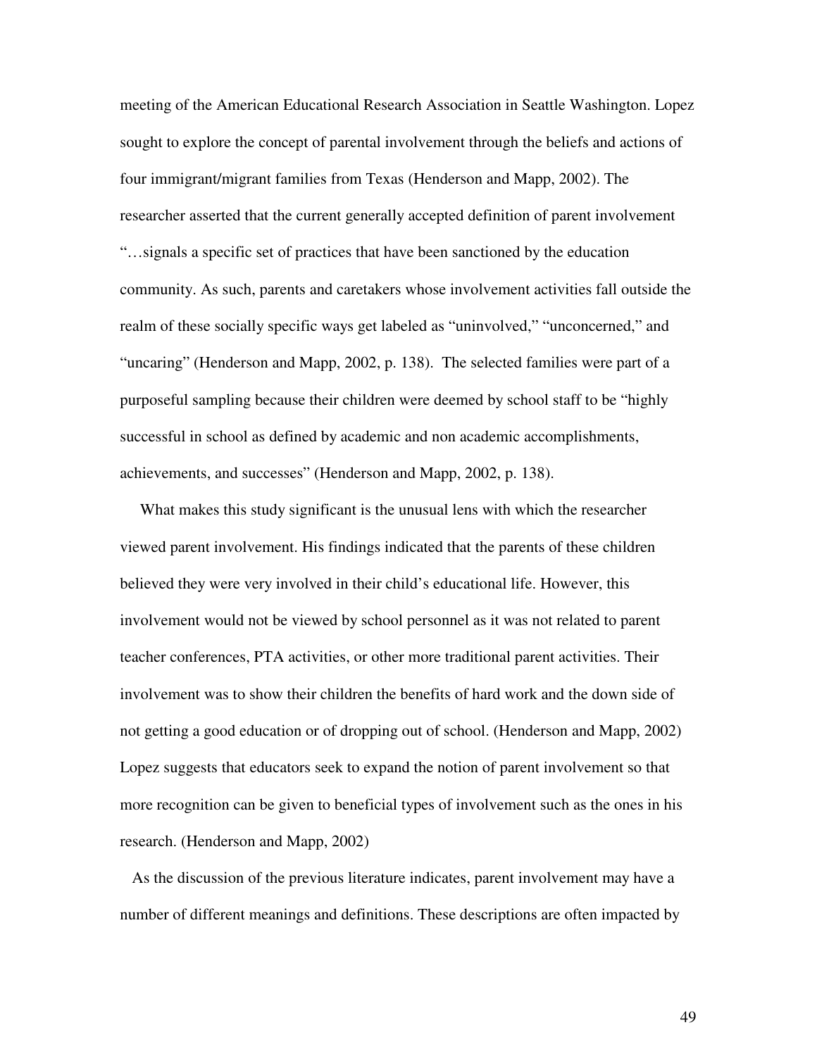meeting of the American Educational Research Association in Seattle Washington. Lopez sought to explore the concept of parental involvement through the beliefs and actions of four immigrant/migrant families from Texas (Henderson and Mapp, 2002). The researcher asserted that the current generally accepted definition of parent involvement "…signals a specific set of practices that have been sanctioned by the education community. As such, parents and caretakers whose involvement activities fall outside the realm of these socially specific ways get labeled as "uninvolved," "unconcerned," and "uncaring" (Henderson and Mapp, 2002, p. 138). The selected families were part of a purposeful sampling because their children were deemed by school staff to be "highly successful in school as defined by academic and non academic accomplishments, achievements, and successes" (Henderson and Mapp, 2002, p. 138).

What makes this study significant is the unusual lens with which the researcher viewed parent involvement. His findings indicated that the parents of these children believed they were very involved in their child's educational life. However, this involvement would not be viewed by school personnel as it was not related to parent teacher conferences, PTA activities, or other more traditional parent activities. Their involvement was to show their children the benefits of hard work and the down side of not getting a good education or of dropping out of school. (Henderson and Mapp, 2002) Lopez suggests that educators seek to expand the notion of parent involvement so that more recognition can be given to beneficial types of involvement such as the ones in his research. (Henderson and Mapp, 2002)

As the discussion of the previous literature indicates, parent involvement may have a number of different meanings and definitions. These descriptions are often impacted by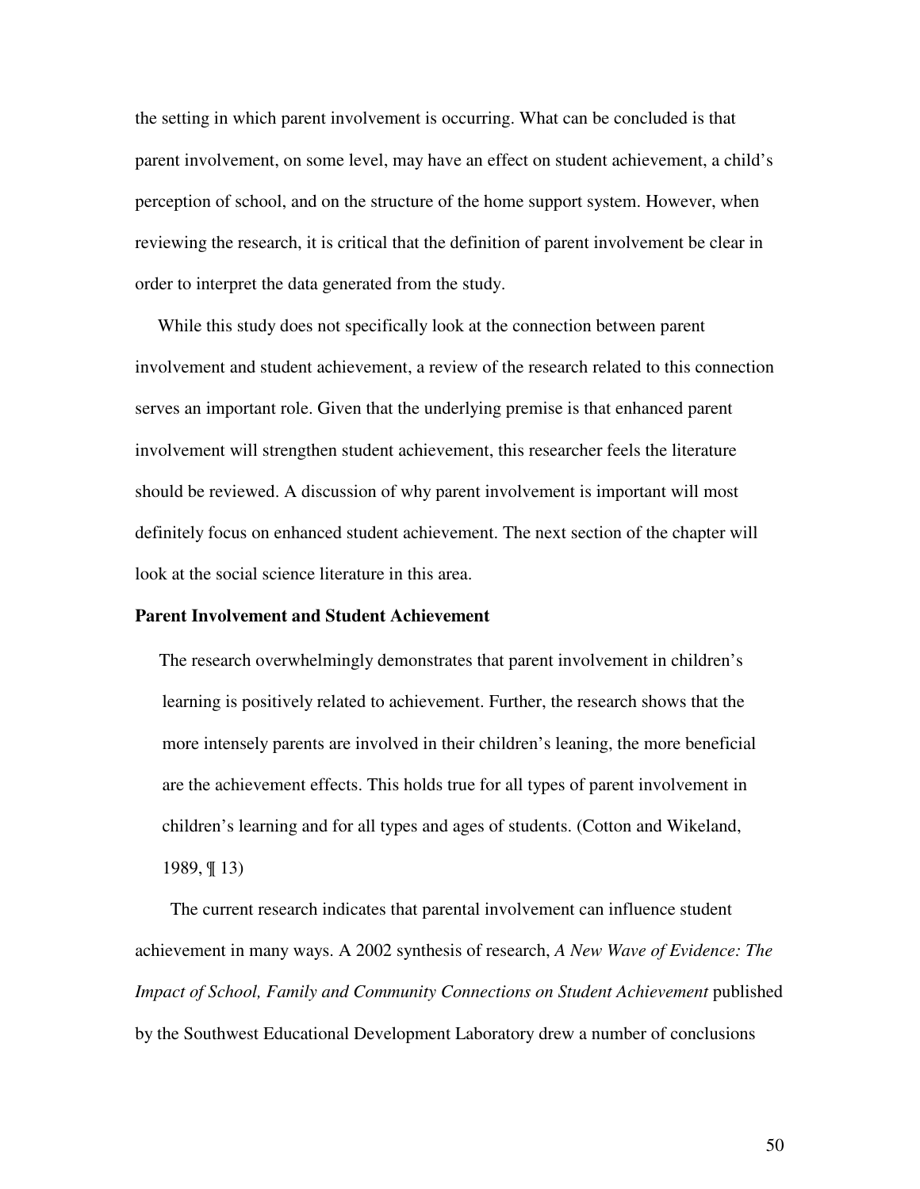the setting in which parent involvement is occurring. What can be concluded is that parent involvement, on some level, may have an effect on student achievement, a child's perception of school, and on the structure of the home support system. However, when reviewing the research, it is critical that the definition of parent involvement be clear in order to interpret the data generated from the study.

While this study does not specifically look at the connection between parent involvement and student achievement, a review of the research related to this connection serves an important role. Given that the underlying premise is that enhanced parent involvement will strengthen student achievement, this researcher feels the literature should be reviewed. A discussion of why parent involvement is important will most definitely focus on enhanced student achievement. The next section of the chapter will look at the social science literature in this area.

**Parent Involvement and Student Achievement**

> The research overwhelmingly demonstrates that parent involvement in children's learning is positively related to achievement. Further, the research shows that the more intensely parents are involved in their children's leaning, the more beneficial are the achievement effects. This holds true for all types of parent involvement in children's learning and for all types and ages of students. (Cotton and Wikeland, 1989, ¶ 13)

The current research indicates that parental involvement can influence student achievement in many ways. A 2002 synthesis of research, *A New Wave of Evidence: The Impact of School, Family and Community Connections on Student Achievement* published by the Southwest Educational Development Laboratory drew a number of conclusions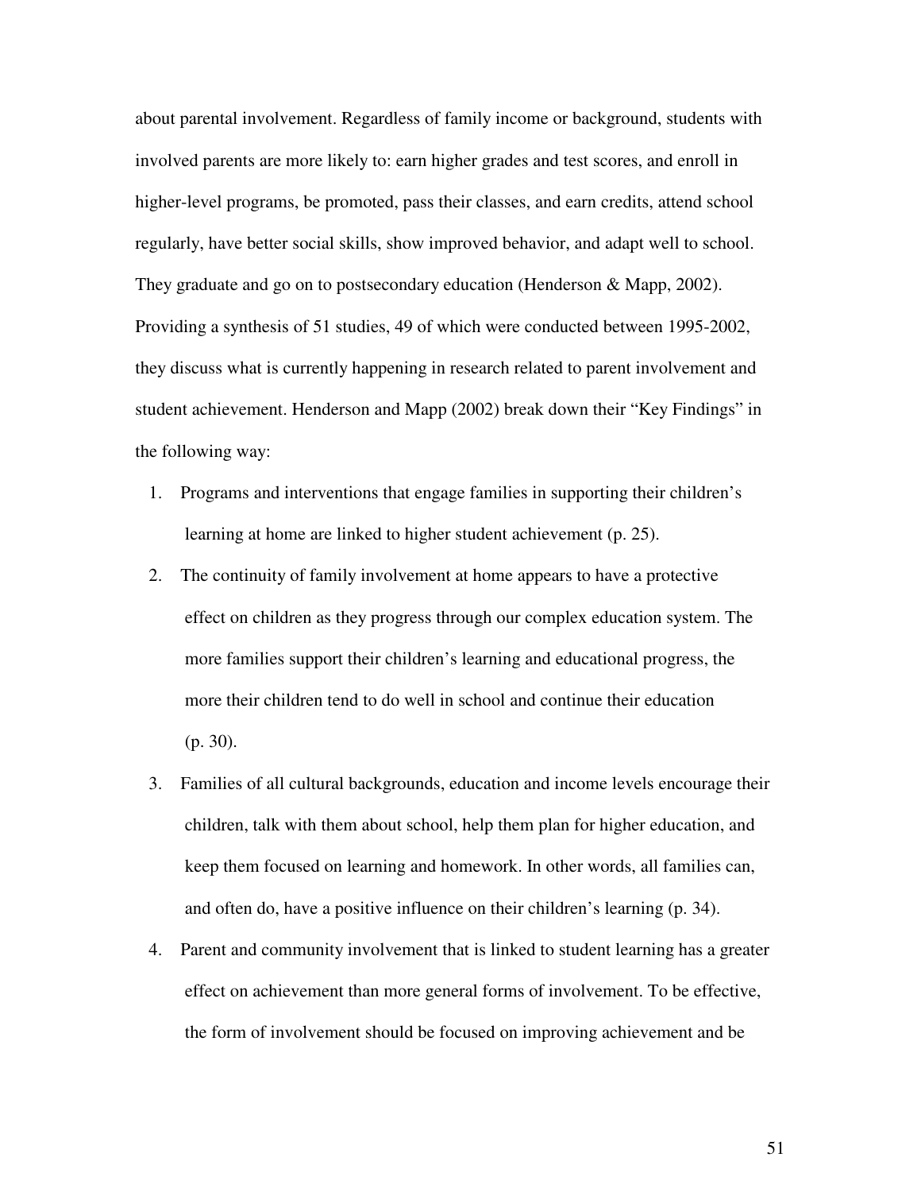about parental involvement. Regardless of family income or background, students with involved parents are more likely to: earn higher grades and test scores, and enroll in higher-level programs, be promoted, pass their classes, and earn credits, attend school regularly, have better social skills, show improved behavior, and adapt well to school. They graduate and go on to postsecondary education (Henderson & Mapp, 2002). Providing a synthesis of 51 studies, 49 of which were conducted between 1995-2002, they discuss what is currently happening in research related to parent involvement and student achievement. Henderson and Mapp (2002) break down their "Key Findings" in the following way:

1. Programs and interventions that engage families in supporting their children's learning at home are linked to higher student achievement (p. 25).
2. The continuity of family involvement at home appears to have a protective effect on children as they progress through our complex education system. The more families support their children's learning and educational progress, the more their children tend to do well in school and continue their education (p. 30).
3. Families of all cultural backgrounds, education and income levels encourage their children, talk with them about school, help them plan for higher education, and keep them focused on learning and homework. In other words, all families can, and often do, have a positive influence on their children's learning (p. 34).
4. Parent and community involvement that is linked to student learning has a greater effect on achievement than more general forms of involvement. To be effective, the form of involvement should be focused on improving achievement and be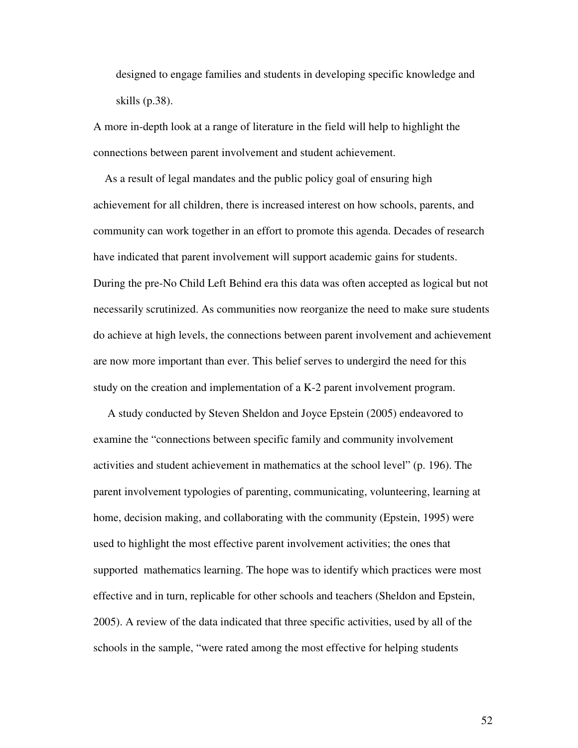designed to engage families and students in developing specific knowledge and skills (p.38).

A more in-depth look at a range of literature in the field will help to highlight the connections between parent involvement and student achievement.

As a result of legal mandates and the public policy goal of ensuring high achievement for all children, there is increased interest on how schools, parents, and community can work together in an effort to promote this agenda. Decades of research have indicated that parent involvement will support academic gains for students. During the pre-No Child Left Behind era this data was often accepted as logical but not necessarily scrutinized. As communities now reorganize the need to make sure students do achieve at high levels, the connections between parent involvement and achievement are now more important than ever. This belief serves to undergird the need for this study on the creation and implementation of a K-2 parent involvement program.

A study conducted by Steven Sheldon and Joyce Epstein (2005) endeavored to examine the "connections between specific family and community involvement activities and student achievement in mathematics at the school level" (p. 196). The parent involvement typologies of parenting, communicating, volunteering, learning at home, decision making, and collaborating with the community (Epstein, 1995) were used to highlight the most effective parent involvement activities; the ones that supported mathematics learning. The hope was to identify which practices were most effective and in turn, replicable for other schools and teachers (Sheldon and Epstein, 2005). A review of the data indicated that three specific activities, used by all of the schools in the sample, "were rated among the most effective for helping students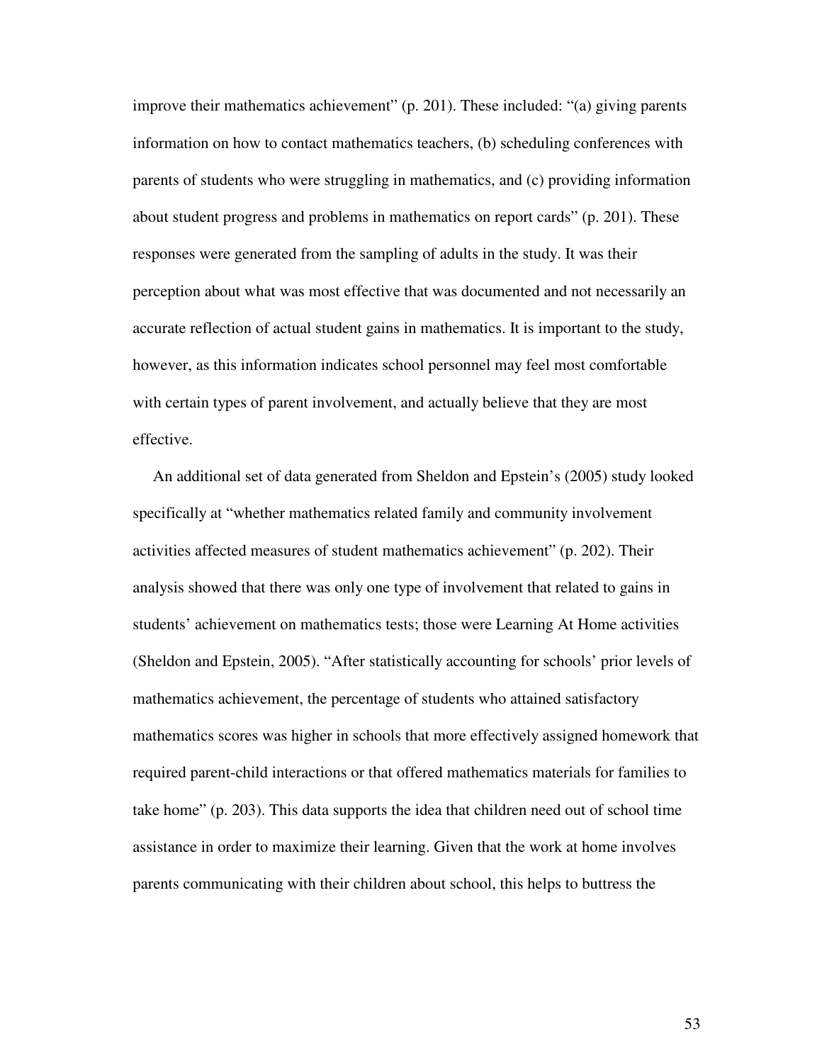improve their mathematics achievement" (p. 201). These included: "(a) giving parents information on how to contact mathematics teachers, (b) scheduling conferences with parents of students who were struggling in mathematics, and (c) providing information about student progress and problems in mathematics on report cards" (p. 201). These responses were generated from the sampling of adults in the study. It was their perception about what was most effective that was documented and not necessarily an accurate reflection of actual student gains in mathematics. It is important to the study, however, as this information indicates school personnel may feel most comfortable with certain types of parent involvement, and actually believe that they are most effective.

An additional set of data generated from Sheldon and Epstein's (2005) study looked specifically at "whether mathematics related family and community involvement activities affected measures of student mathematics achievement" (p. 202). Their analysis showed that there was only one type of involvement that related to gains in students' achievement on mathematics tests; those were Learning At Home activities (Sheldon and Epstein, 2005). "After statistically accounting for schools' prior levels of mathematics achievement, the percentage of students who attained satisfactory mathematics scores was higher in schools that more effectively assigned homework that required parent-child interactions or that offered mathematics materials for families to take home" (p. 203). This data supports the idea that children need out of school time assistance in order to maximize their learning. Given that the work at home involves parents communicating with their children about school, this helps to buttress the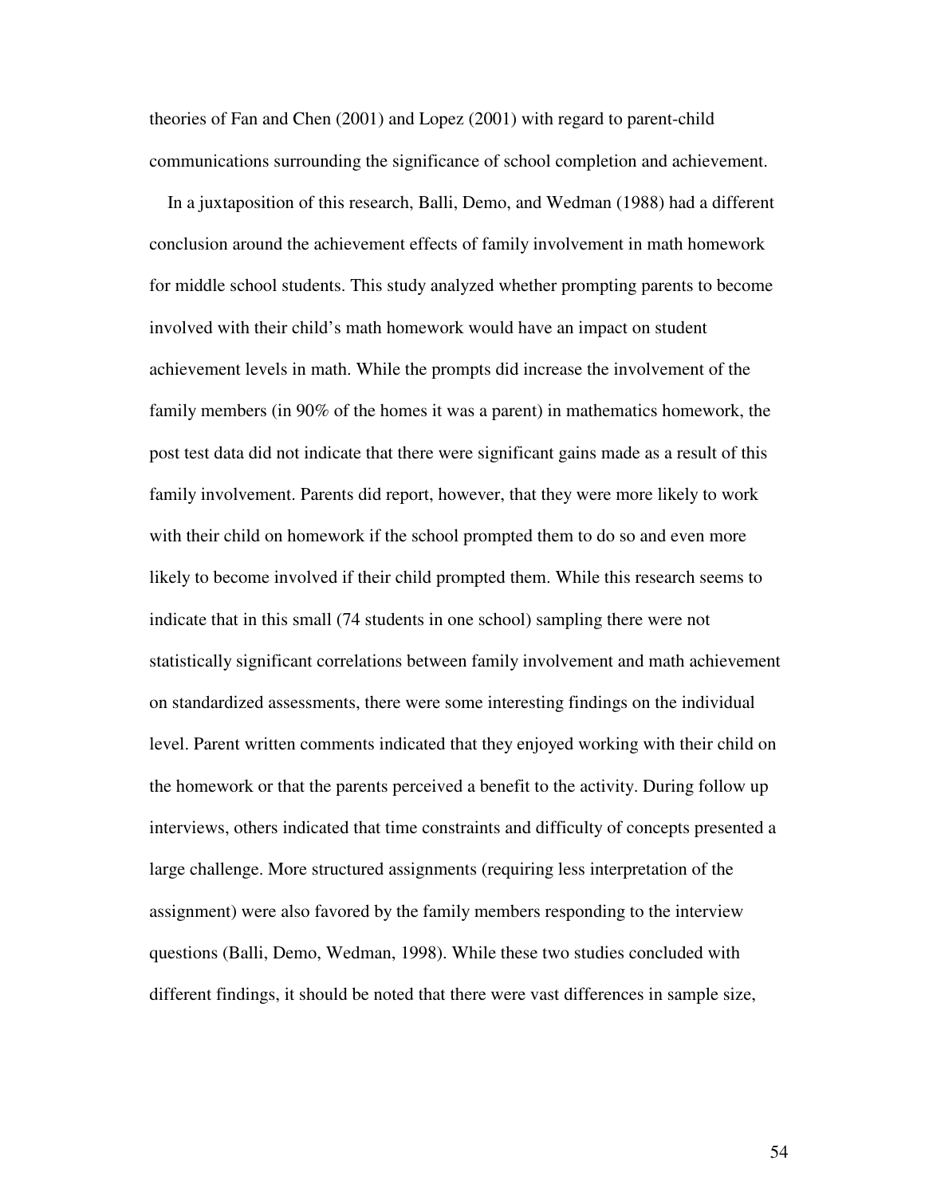theories of Fan and Chen (2001) and Lopez (2001) with regard to parent-child communications surrounding the significance of school completion and achievement.

In a juxtaposition of this research, Balli, Demo, and Wedman (1988) had a different conclusion around the achievement effects of family involvement in math homework for middle school students. This study analyzed whether prompting parents to become involved with their child's math homework would have an impact on student achievement levels in math. While the prompts did increase the involvement of the family members (in 90% of the homes it was a parent) in mathematics homework, the post test data did not indicate that there were significant gains made as a result of this family involvement. Parents did report, however, that they were more likely to work with their child on homework if the school prompted them to do so and even more likely to become involved if their child prompted them. While this research seems to indicate that in this small (74 students in one school) sampling there were not statistically significant correlations between family involvement and math achievement on standardized assessments, there were some interesting findings on the individual level. Parent written comments indicated that they enjoyed working with their child on the homework or that the parents perceived a benefit to the activity. During follow up interviews, others indicated that time constraints and difficulty of concepts presented a large challenge. More structured assignments (requiring less interpretation of the assignment) were also favored by the family members responding to the interview questions (Balli, Demo, Wedman, 1998). While these two studies concluded with different findings, it should be noted that there were vast differences in sample size,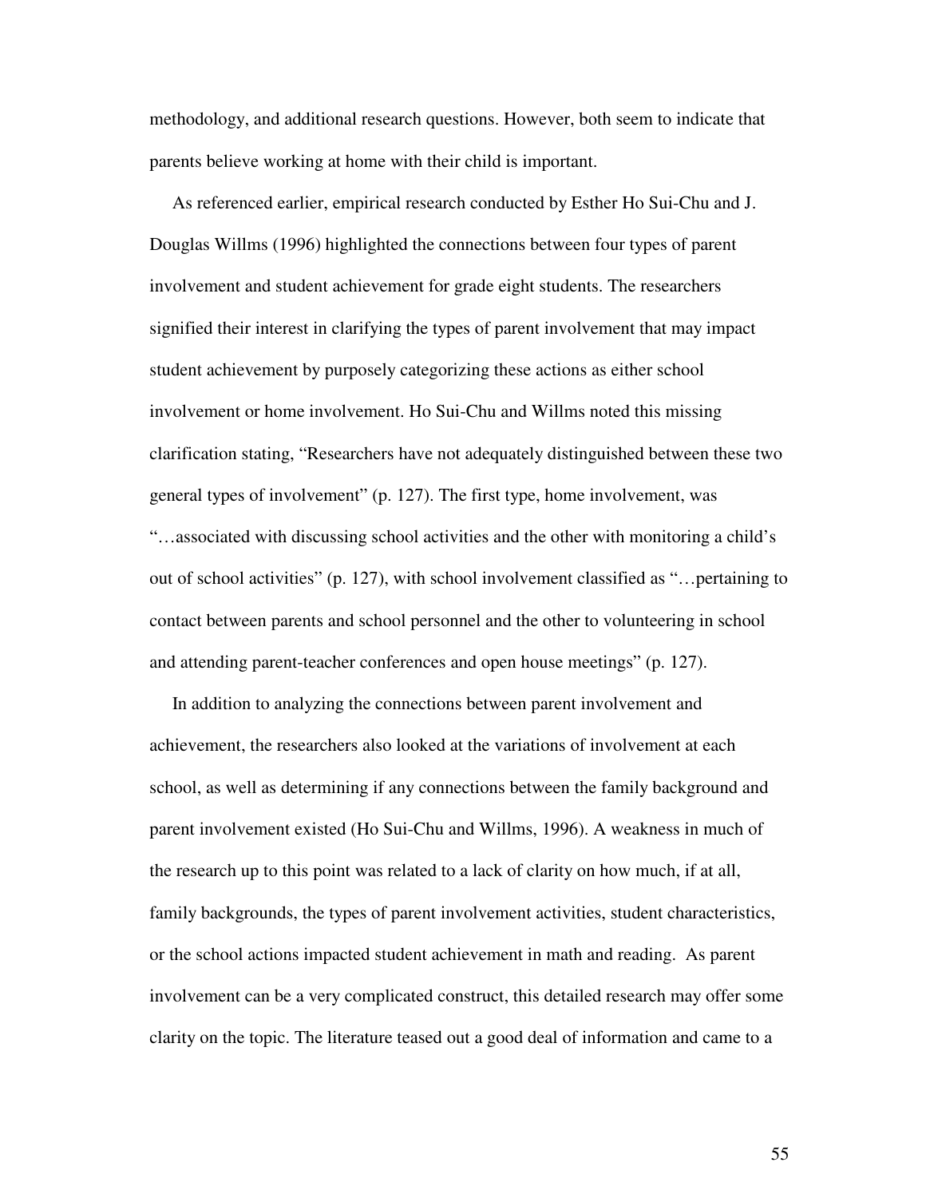methodology, and additional research questions. However, both seem to indicate that parents believe working at home with their child is important.

As referenced earlier, empirical research conducted by Esther Ho Sui-Chu and J. Douglas Willms (1996) highlighted the connections between four types of parent involvement and student achievement for grade eight students. The researchers signified their interest in clarifying the types of parent involvement that may impact student achievement by purposely categorizing these actions as either school involvement or home involvement. Ho Sui-Chu and Willms noted this missing clarification stating, "Researchers have not adequately distinguished between these two general types of involvement" (p. 127). The first type, home involvement, was "…associated with discussing school activities and the other with monitoring a child's out of school activities" (p. 127), with school involvement classified as "…pertaining to contact between parents and school personnel and the other to volunteering in school and attending parent-teacher conferences and open house meetings" (p. 127).

In addition to analyzing the connections between parent involvement and achievement, the researchers also looked at the variations of involvement at each school, as well as determining if any connections between the family background and parent involvement existed (Ho Sui-Chu and Willms, 1996). A weakness in much of the research up to this point was related to a lack of clarity on how much, if at all, family backgrounds, the types of parent involvement activities, student characteristics, or the school actions impacted student achievement in math and reading. As parent involvement can be a very complicated construct, this detailed research may offer some clarity on the topic. The literature teased out a good deal of information and came to a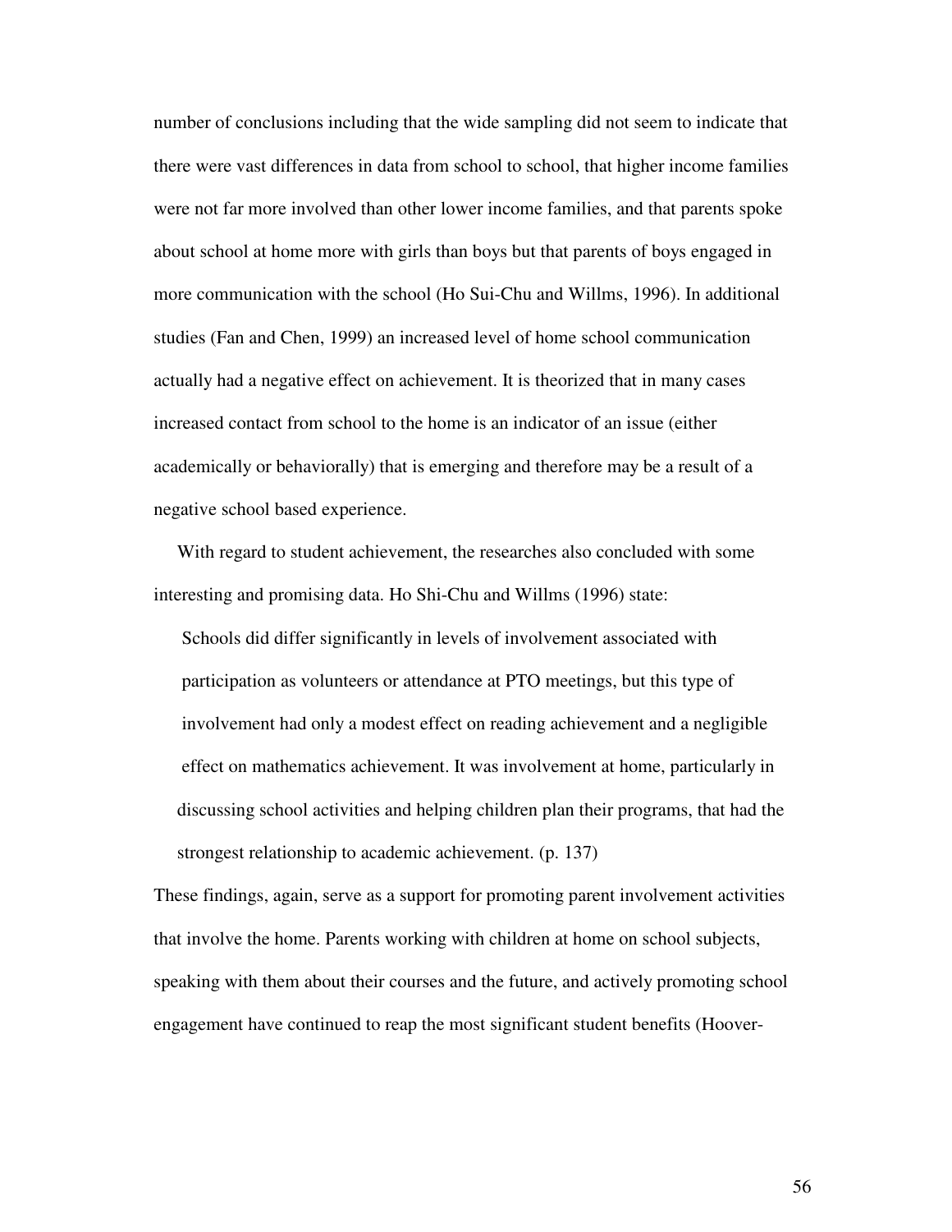number of conclusions including that the wide sampling did not seem to indicate that there were vast differences in data from school to school, that higher income families were not far more involved than other lower income families, and that parents spoke about school at home more with girls than boys but that parents of boys engaged in more communication with the school (Ho Sui-Chu and Willms, 1996). In additional studies (Fan and Chen, 1999) an increased level of home school communication actually had a negative effect on achievement. It is theorized that in many cases increased contact from school to the home is an indicator of an issue (either academically or behaviorally) that is emerging and therefore may be a result of a negative school based experience.

With regard to student achievement, the researches also concluded with some interesting and promising data. Ho Shi-Chu and Willms (1996) state:

> Schools did differ significantly in levels of involvement associated with participation as volunteers or attendance at PTO meetings, but this type of involvement had only a modest effect on reading achievement and a negligible effect on mathematics achievement. It was involvement at home, particularly in discussing school activities and helping children plan their programs, that had the strongest relationship to academic achievement. (p. 137)

These findings, again, serve as a support for promoting parent involvement activities that involve the home. Parents working with children at home on school subjects, speaking with them about their courses and the future, and actively promoting school engagement have continued to reap the most significant student benefits (Hoover-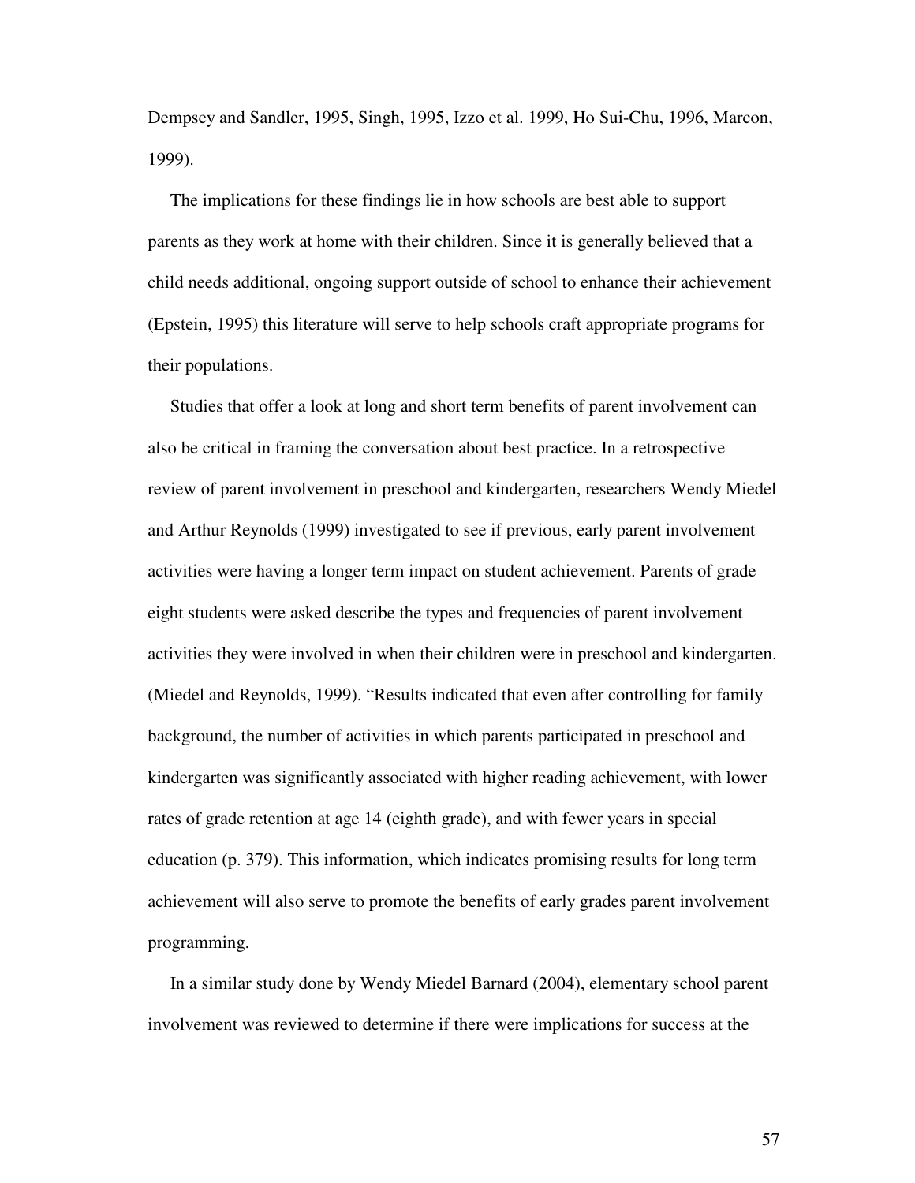Dempsey and Sandler, 1995, Singh, 1995, Izzo et al. 1999, Ho Sui-Chu, 1996, Marcon, 1999).

The implications for these findings lie in how schools are best able to support parents as they work at home with their children. Since it is generally believed that a child needs additional, ongoing support outside of school to enhance their achievement (Epstein, 1995) this literature will serve to help schools craft appropriate programs for their populations.

Studies that offer a look at long and short term benefits of parent involvement can also be critical in framing the conversation about best practice. In a retrospective review of parent involvement in preschool and kindergarten, researchers Wendy Miedel and Arthur Reynolds (1999) investigated to see if previous, early parent involvement activities were having a longer term impact on student achievement. Parents of grade eight students were asked describe the types and frequencies of parent involvement activities they were involved in when their children were in preschool and kindergarten. (Miedel and Reynolds, 1999). "Results indicated that even after controlling for family background, the number of activities in which parents participated in preschool and kindergarten was significantly associated with higher reading achievement, with lower rates of grade retention at age 14 (eighth grade), and with fewer years in special education (p. 379). This information, which indicates promising results for long term achievement will also serve to promote the benefits of early grades parent involvement programming.

In a similar study done by Wendy Miedel Barnard (2004), elementary school parent involvement was reviewed to determine if there were implications for success at the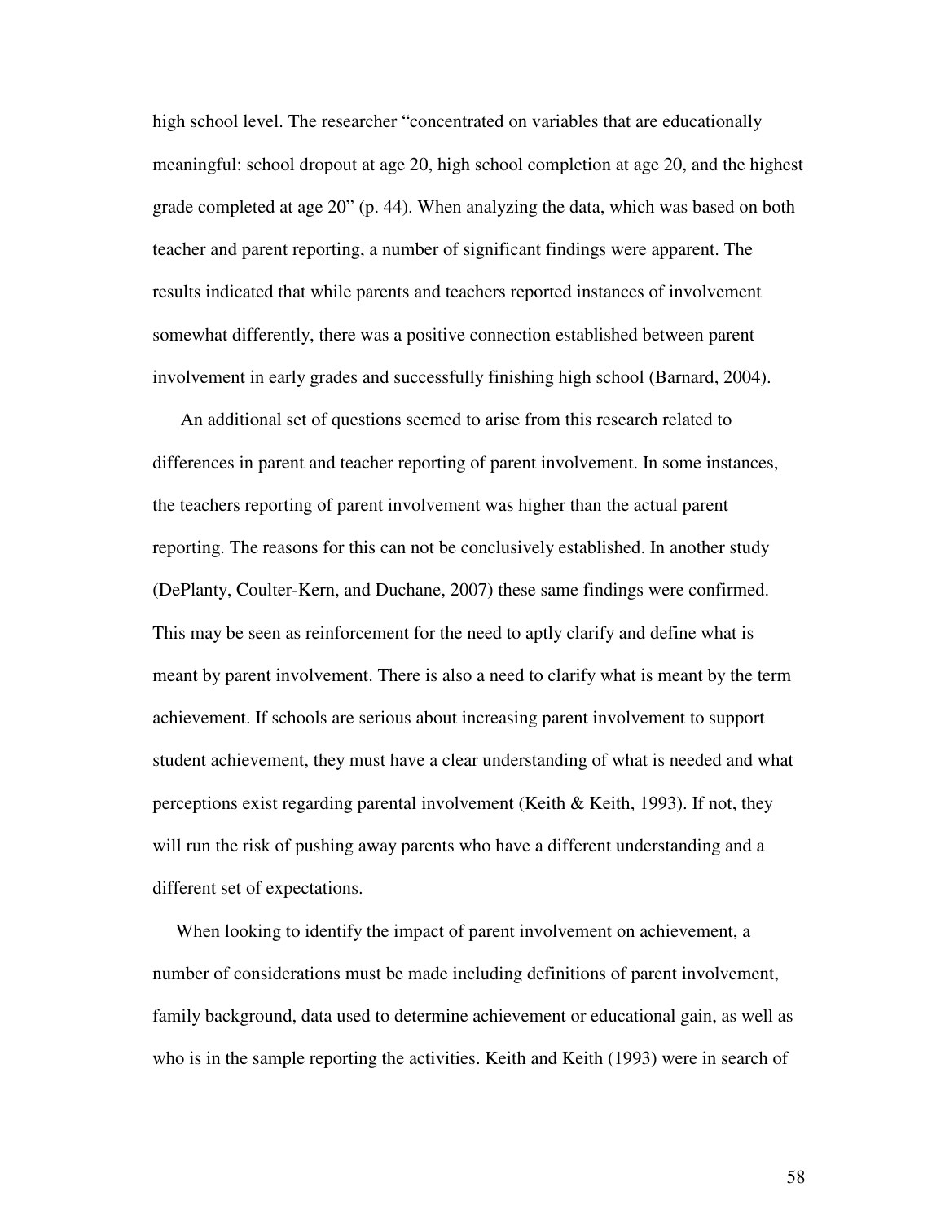high school level. The researcher "concentrated on variables that are educationally meaningful: school dropout at age 20, high school completion at age 20, and the highest grade completed at age 20" (p. 44). When analyzing the data, which was based on both teacher and parent reporting, a number of significant findings were apparent. The results indicated that while parents and teachers reported instances of involvement somewhat differently, there was a positive connection established between parent involvement in early grades and successfully finishing high school (Barnard, 2004).

An additional set of questions seemed to arise from this research related to differences in parent and teacher reporting of parent involvement. In some instances, the teachers reporting of parent involvement was higher than the actual parent reporting. The reasons for this can not be conclusively established. In another study (DePlanty, Coulter-Kern, and Duchane, 2007) these same findings were confirmed. This may be seen as reinforcement for the need to aptly clarify and define what is meant by parent involvement. There is also a need to clarify what is meant by the term achievement. If schools are serious about increasing parent involvement to support student achievement, they must have a clear understanding of what is needed and what perceptions exist regarding parental involvement (Keith & Keith, 1993). If not, they will run the risk of pushing away parents who have a different understanding and a different set of expectations.

When looking to identify the impact of parent involvement on achievement, a number of considerations must be made including definitions of parent involvement, family background, data used to determine achievement or educational gain, as well as who is in the sample reporting the activities. Keith and Keith (1993) were in search of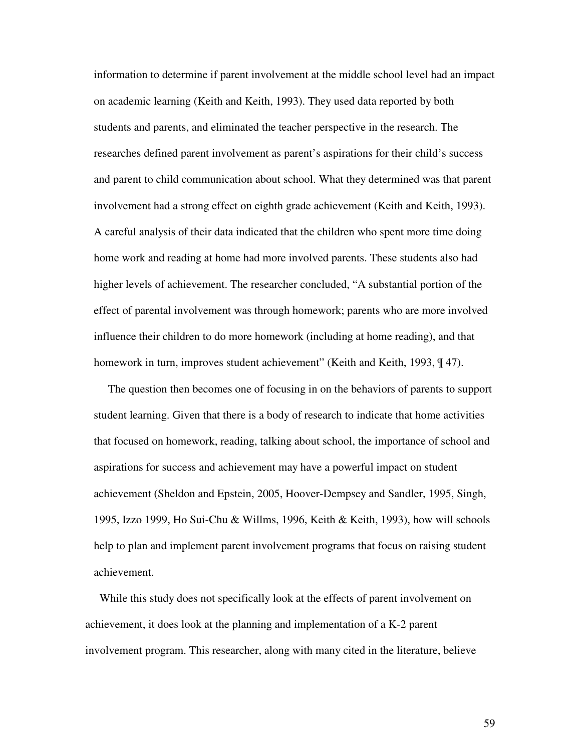information to determine if parent involvement at the middle school level had an impact on academic learning (Keith and Keith, 1993). They used data reported by both students and parents, and eliminated the teacher perspective in the research. The researches defined parent involvement as parent's aspirations for their child's success and parent to child communication about school. What they determined was that parent involvement had a strong effect on eighth grade achievement (Keith and Keith, 1993). A careful analysis of their data indicated that the children who spent more time doing home work and reading at home had more involved parents. These students also had higher levels of achievement. The researcher concluded, "A substantial portion of the effect of parental involvement was through homework; parents who are more involved influence their children to do more homework (including at home reading), and that homework in turn, improves student achievement" (Keith and Keith, 1993, ¶ 47).

The question then becomes one of focusing in on the behaviors of parents to support student learning. Given that there is a body of research to indicate that home activities that focused on homework, reading, talking about school, the importance of school and aspirations for success and achievement may have a powerful impact on student achievement (Sheldon and Epstein, 2005, Hoover-Dempsey and Sandler, 1995, Singh, 1995, Izzo 1999, Ho Sui-Chu & Willms, 1996, Keith & Keith, 1993), how will schools help to plan and implement parent involvement programs that focus on raising student achievement.

While this study does not specifically look at the effects of parent involvement on achievement, it does look at the planning and implementation of a K-2 parent involvement program. This researcher, along with many cited in the literature, believe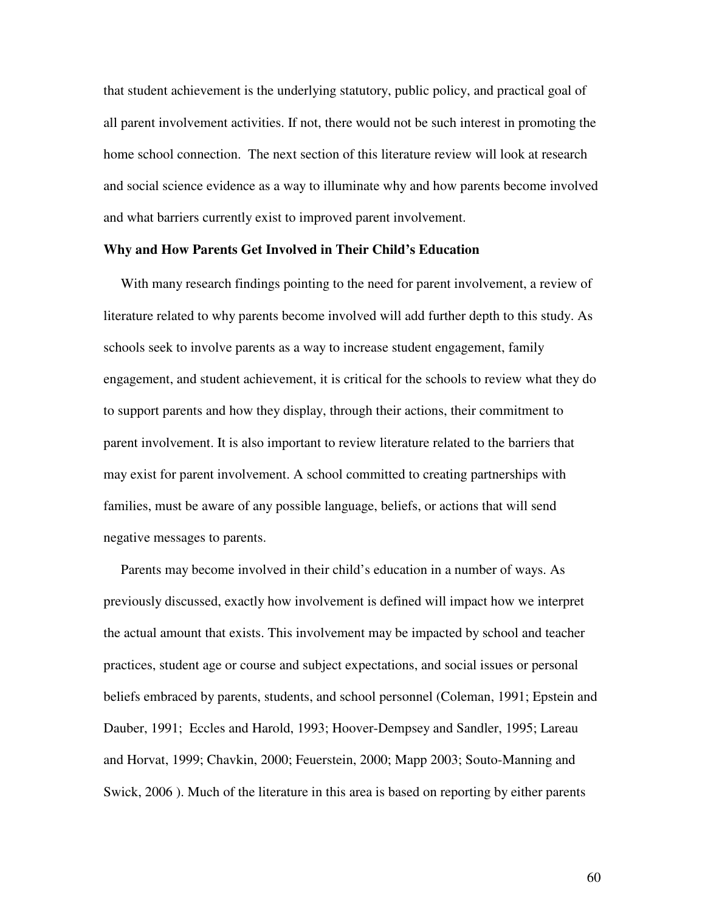that student achievement is the underlying statutory, public policy, and practical goal of all parent involvement activities. If not, there would not be such interest in promoting the home school connection. The next section of this literature review will look at research and social science evidence as a way to illuminate why and how parents become involved and what barriers currently exist to improved parent involvement.

**Why and How Parents Get Involved in Their Child's Education**

With many research findings pointing to the need for parent involvement, a review of literature related to why parents become involved will add further depth to this study. As schools seek to involve parents as a way to increase student engagement, family engagement, and student achievement, it is critical for the schools to review what they do to support parents and how they display, through their actions, their commitment to parent involvement. It is also important to review literature related to the barriers that may exist for parent involvement. A school committed to creating partnerships with families, must be aware of any possible language, beliefs, or actions that will send negative messages to parents.

Parents may become involved in their child's education in a number of ways. As previously discussed, exactly how involvement is defined will impact how we interpret the actual amount that exists. This involvement may be impacted by school and teacher practices, student age or course and subject expectations, and social issues or personal beliefs embraced by parents, students, and school personnel (Coleman, 1991; Epstein and Dauber, 1991; Eccles and Harold, 1993; Hoover-Dempsey and Sandler, 1995; Lareau and Horvat, 1999; Chavkin, 2000; Feuerstein, 2000; Mapp 2003; Souto-Manning and Swick, 2006 ). Much of the literature in this area is based on reporting by either parents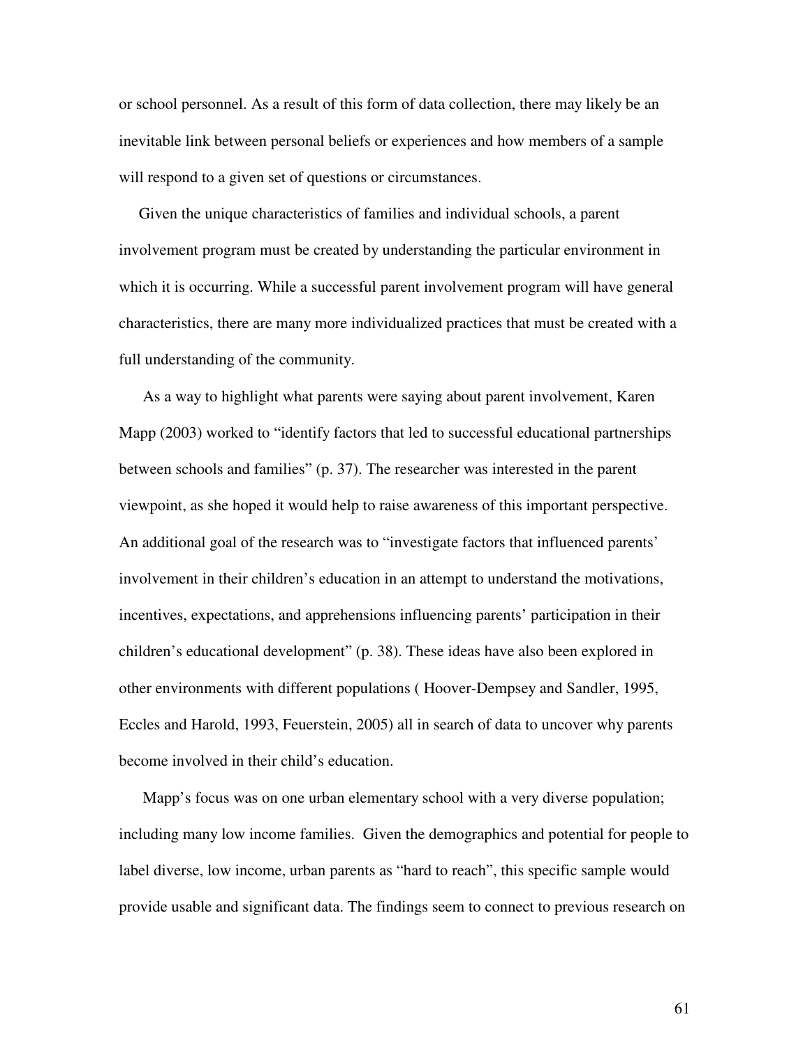or school personnel. As a result of this form of data collection, there may likely be an inevitable link between personal beliefs or experiences and how members of a sample will respond to a given set of questions or circumstances.

Given the unique characteristics of families and individual schools, a parent involvement program must be created by understanding the particular environment in which it is occurring. While a successful parent involvement program will have general characteristics, there are many more individualized practices that must be created with a full understanding of the community.

As a way to highlight what parents were saying about parent involvement, Karen Mapp (2003) worked to "identify factors that led to successful educational partnerships between schools and families" (p. 37). The researcher was interested in the parent viewpoint, as she hoped it would help to raise awareness of this important perspective. An additional goal of the research was to "investigate factors that influenced parents' involvement in their children's education in an attempt to understand the motivations, incentives, expectations, and apprehensions influencing parents' participation in their children's educational development" (p. 38). These ideas have also been explored in other environments with different populations ( Hoover-Dempsey and Sandler, 1995, Eccles and Harold, 1993, Feuerstein, 2005) all in search of data to uncover why parents become involved in their child's education.

Mapp's focus was on one urban elementary school with a very diverse population; including many low income families. Given the demographics and potential for people to label diverse, low income, urban parents as "hard to reach", this specific sample would provide usable and significant data. The findings seem to connect to previous research on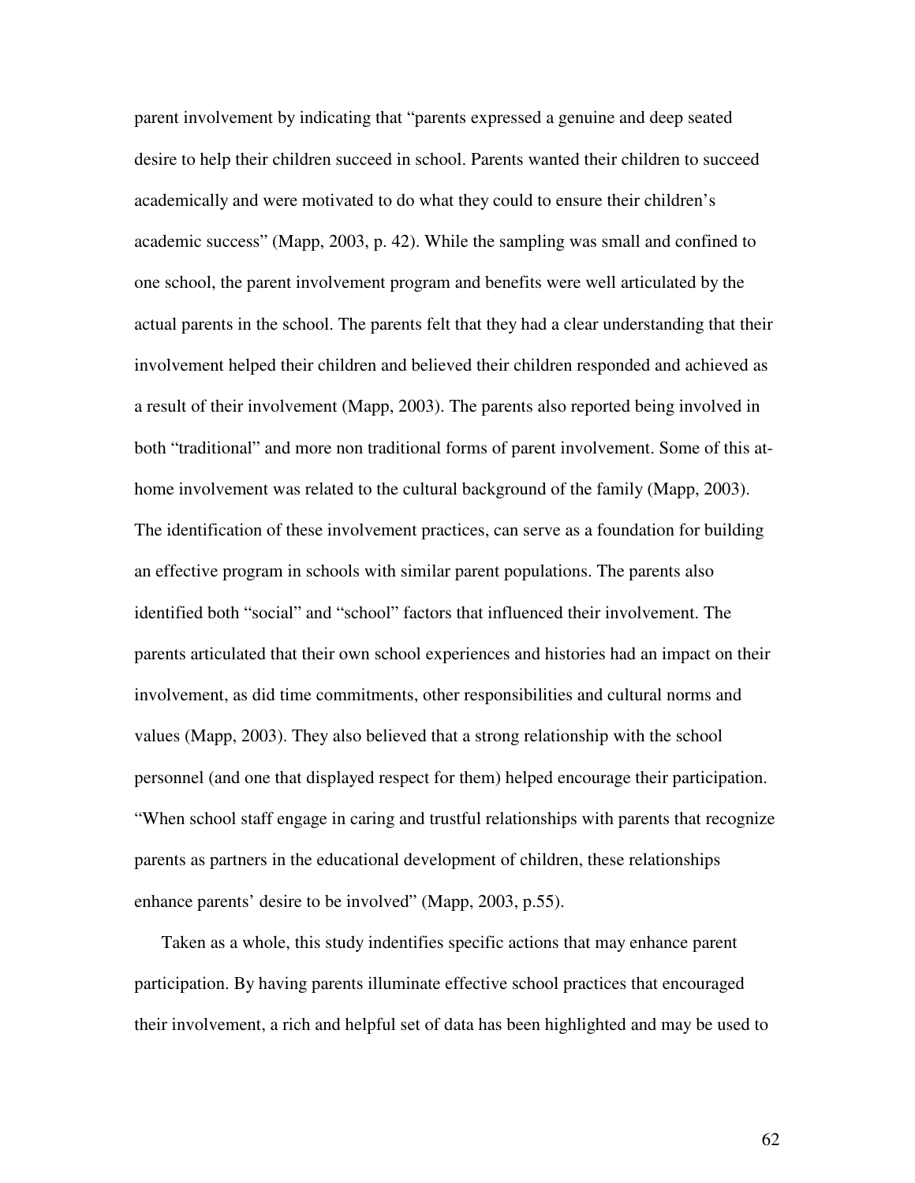parent involvement by indicating that "parents expressed a genuine and deep seated desire to help their children succeed in school. Parents wanted their children to succeed academically and were motivated to do what they could to ensure their children's academic success" (Mapp, 2003, p. 42). While the sampling was small and confined to one school, the parent involvement program and benefits were well articulated by the actual parents in the school. The parents felt that they had a clear understanding that their involvement helped their children and believed their children responded and achieved as a result of their involvement (Mapp, 2003). The parents also reported being involved in both "traditional" and more non traditional forms of parent involvement. Some of this at-home involvement was related to the cultural background of the family (Mapp, 2003). The identification of these involvement practices, can serve as a foundation for building an effective program in schools with similar parent populations. The parents also identified both "social" and "school" factors that influenced their involvement. The parents articulated that their own school experiences and histories had an impact on their involvement, as did time commitments, other responsibilities and cultural norms and values (Mapp, 2003). They also believed that a strong relationship with the school personnel (and one that displayed respect for them) helped encourage their participation. "When school staff engage in caring and trustful relationships with parents that recognize parents as partners in the educational development of children, these relationships enhance parents' desire to be involved" (Mapp, 2003, p.55).

Taken as a whole, this study indentifies specific actions that may enhance parent participation. By having parents illuminate effective school practices that encouraged their involvement, a rich and helpful set of data has been highlighted and may be used to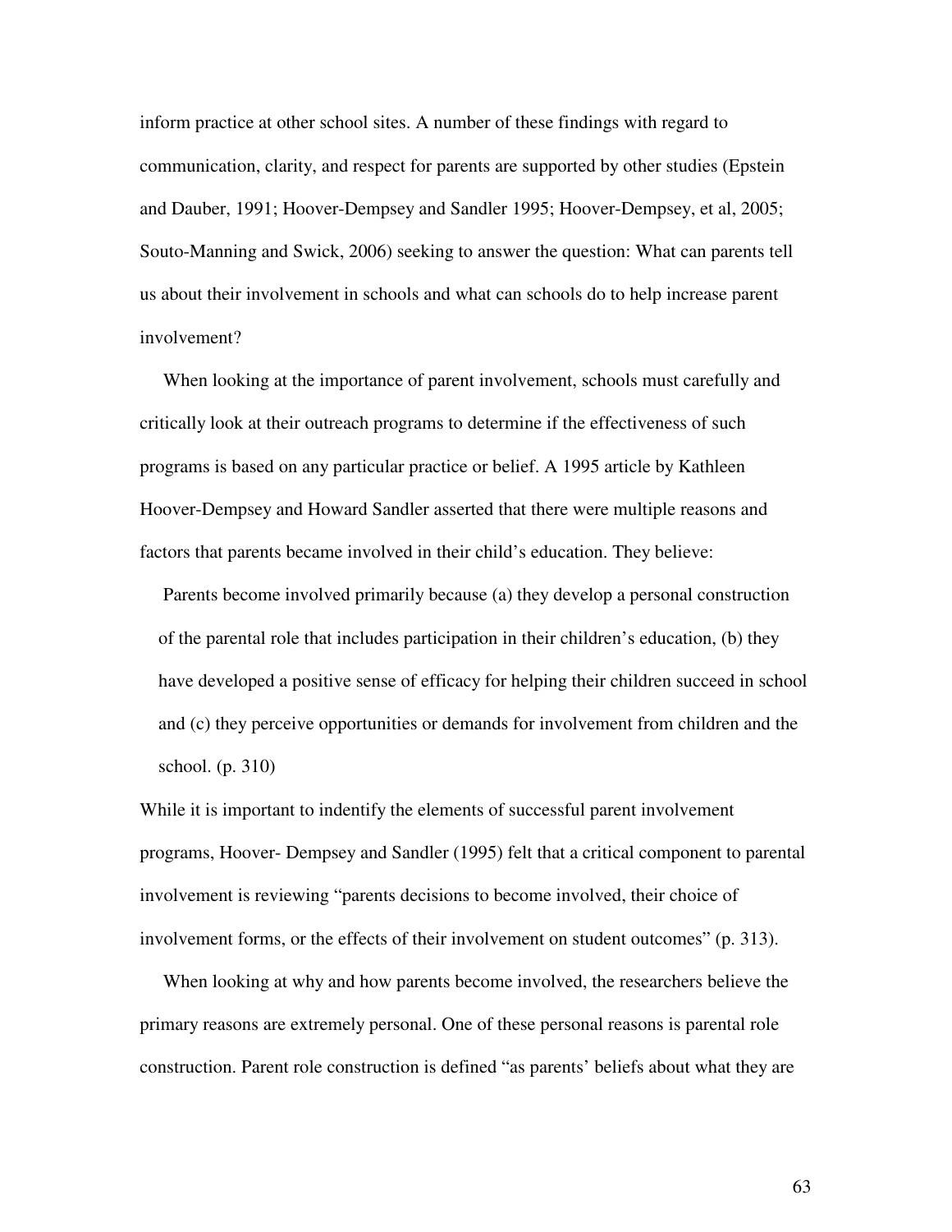inform practice at other school sites. A number of these findings with regard to communication, clarity, and respect for parents are supported by other studies (Epstein and Dauber, 1991; Hoover-Dempsey and Sandler 1995; Hoover-Dempsey, et al, 2005; Souto-Manning and Swick, 2006) seeking to answer the question: What can parents tell us about their involvement in schools and what can schools do to help increase parent involvement?

When looking at the importance of parent involvement, schools must carefully and critically look at their outreach programs to determine if the effectiveness of such programs is based on any particular practice or belief. A 1995 article by Kathleen Hoover-Dempsey and Howard Sandler asserted that there were multiple reasons and factors that parents became involved in their child's education. They believe:

> Parents become involved primarily because (a) they develop a personal construction of the parental role that includes participation in their children's education, (b) they have developed a positive sense of efficacy for helping their children succeed in school and (c) they perceive opportunities or demands for involvement from children and the school. (p. 310)

While it is important to indentify the elements of successful parent involvement programs, Hoover- Dempsey and Sandler (1995) felt that a critical component to parental involvement is reviewing "parents decisions to become involved, their choice of involvement forms, or the effects of their involvement on student outcomes" (p. 313).

When looking at why and how parents become involved, the researchers believe the primary reasons are extremely personal. One of these personal reasons is parental role construction. Parent role construction is defined "as parents' beliefs about what they are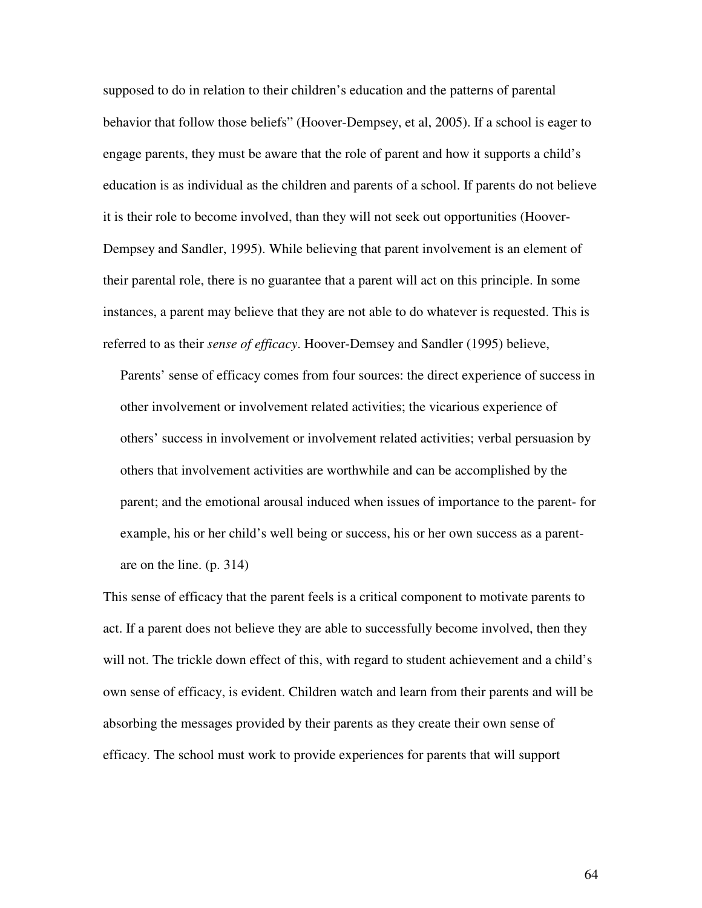supposed to do in relation to their children's education and the patterns of parental behavior that follow those beliefs" (Hoover-Dempsey, et al, 2005). If a school is eager to engage parents, they must be aware that the role of parent and how it supports a child's education is as individual as the children and parents of a school. If parents do not believe it is their role to become involved, than they will not seek out opportunities (Hoover-Dempsey and Sandler, 1995). While believing that parent involvement is an element of their parental role, there is no guarantee that a parent will act on this principle. In some instances, a parent may believe that they are not able to do whatever is requested. This is referred to as their *sense of efficacy*. Hoover-Demsey and Sandler (1995) believe,

> Parents' sense of efficacy comes from four sources: the direct experience of success in other involvement or involvement related activities; the vicarious experience of others' success in involvement or involvement related activities; verbal persuasion by others that involvement activities are worthwhile and can be accomplished by the parent; and the emotional arousal induced when issues of importance to the parent- for example, his or her child's well being or success, his or her own success as a parent- are on the line. (p. 314)

This sense of efficacy that the parent feels is a critical component to motivate parents to act. If a parent does not believe they are able to successfully become involved, then they will not. The trickle down effect of this, with regard to student achievement and a child's own sense of efficacy, is evident. Children watch and learn from their parents and will be absorbing the messages provided by their parents as they create their own sense of efficacy. The school must work to provide experiences for parents that will support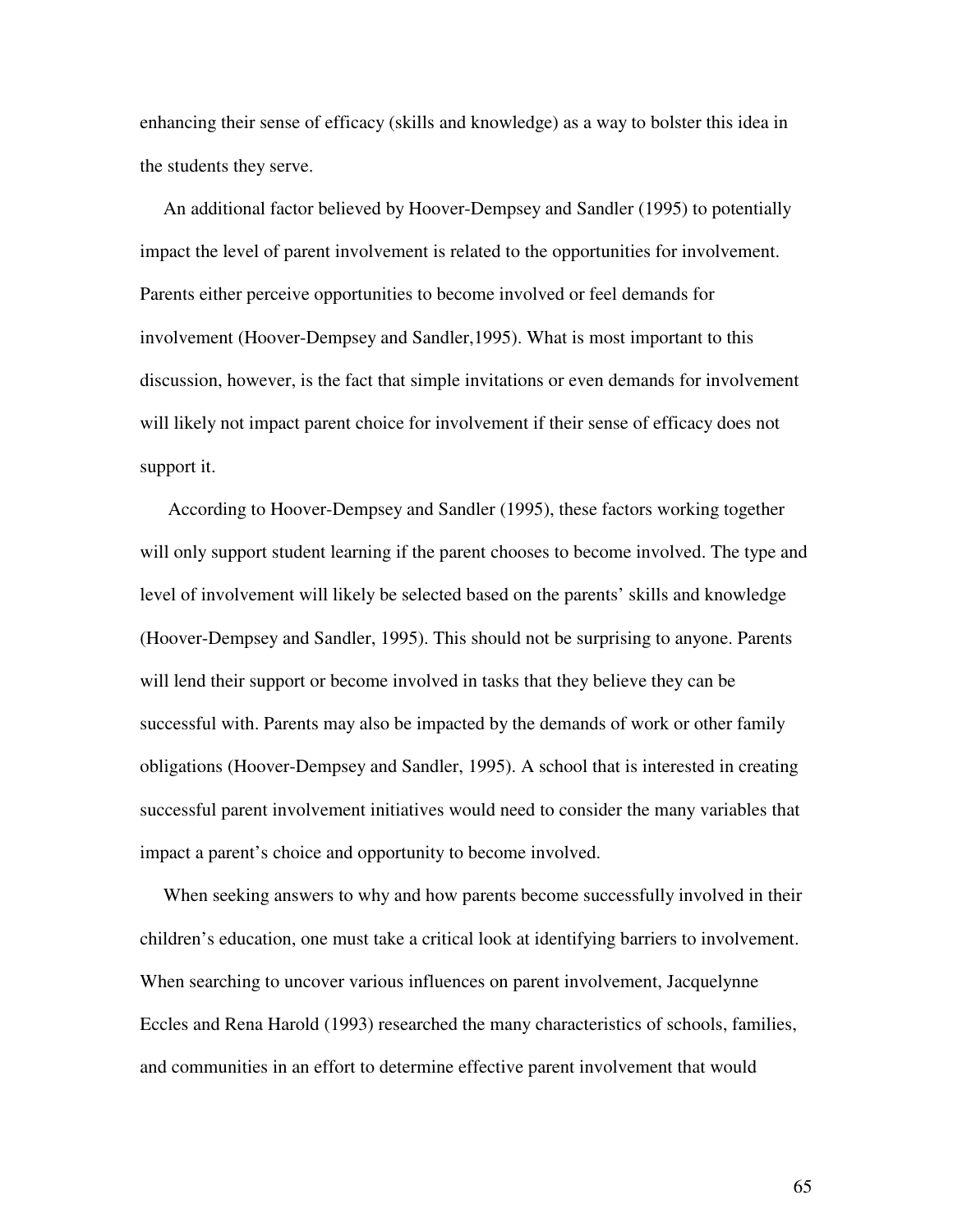enhancing their sense of efficacy (skills and knowledge) as a way to bolster this idea in the students they serve.

An additional factor believed by Hoover-Dempsey and Sandler (1995) to potentially impact the level of parent involvement is related to the opportunities for involvement. Parents either perceive opportunities to become involved or feel demands for involvement (Hoover-Dempsey and Sandler,1995). What is most important to this discussion, however, is the fact that simple invitations or even demands for involvement will likely not impact parent choice for involvement if their sense of efficacy does not support it.

According to Hoover-Dempsey and Sandler (1995), these factors working together will only support student learning if the parent chooses to become involved. The type and level of involvement will likely be selected based on the parents' skills and knowledge (Hoover-Dempsey and Sandler, 1995). This should not be surprising to anyone. Parents will lend their support or become involved in tasks that they believe they can be successful with. Parents may also be impacted by the demands of work or other family obligations (Hoover-Dempsey and Sandler, 1995). A school that is interested in creating successful parent involvement initiatives would need to consider the many variables that impact a parent's choice and opportunity to become involved.

When seeking answers to why and how parents become successfully involved in their children's education, one must take a critical look at identifying barriers to involvement. When searching to uncover various influences on parent involvement, Jacquelynne Eccles and Rena Harold (1993) researched the many characteristics of schools, families, and communities in an effort to determine effective parent involvement that would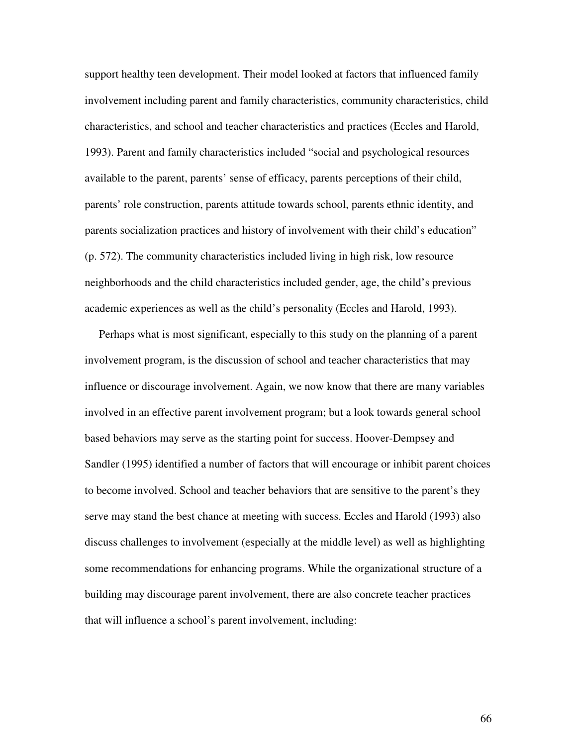support healthy teen development. Their model looked at factors that influenced family involvement including parent and family characteristics, community characteristics, child characteristics, and school and teacher characteristics and practices (Eccles and Harold, 1993). Parent and family characteristics included "social and psychological resources available to the parent, parents' sense of efficacy, parents perceptions of their child, parents' role construction, parents attitude towards school, parents ethnic identity, and parents socialization practices and history of involvement with their child's education" (p. 572). The community characteristics included living in high risk, low resource neighborhoods and the child characteristics included gender, age, the child's previous academic experiences as well as the child's personality (Eccles and Harold, 1993).

Perhaps what is most significant, especially to this study on the planning of a parent involvement program, is the discussion of school and teacher characteristics that may influence or discourage involvement. Again, we now know that there are many variables involved in an effective parent involvement program; but a look towards general school based behaviors may serve as the starting point for success. Hoover-Dempsey and Sandler (1995) identified a number of factors that will encourage or inhibit parent choices to become involved. School and teacher behaviors that are sensitive to the parent's they serve may stand the best chance at meeting with success. Eccles and Harold (1993) also discuss challenges to involvement (especially at the middle level) as well as highlighting some recommendations for enhancing programs. While the organizational structure of a building may discourage parent involvement, there are also concrete teacher practices that will influence a school's parent involvement, including: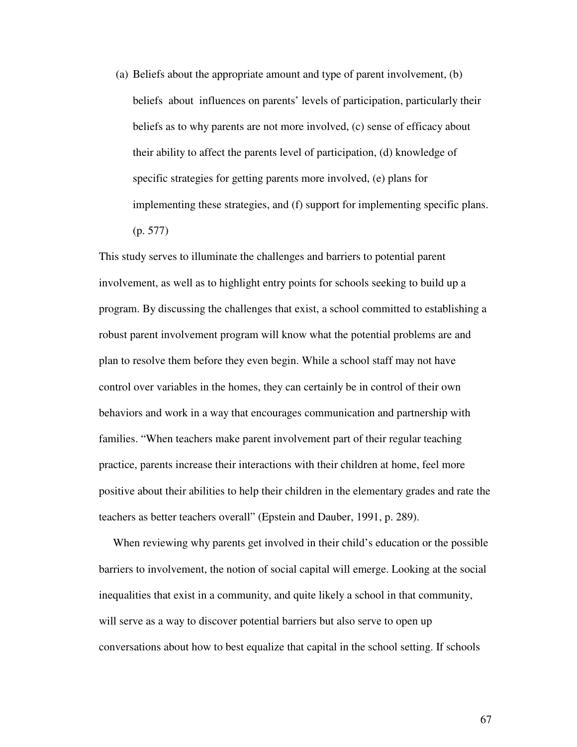> (a) Beliefs about the appropriate amount and type of parent involvement, (b) beliefs about influences on parents' levels of participation, particularly their beliefs as to why parents are not more involved, (c) sense of efficacy about their ability to affect the parents level of participation, (d) knowledge of specific strategies for getting parents more involved, (e) plans for implementing these strategies, and (f) support for implementing specific plans. (p. 577)

This study serves to illuminate the challenges and barriers to potential parent involvement, as well as to highlight entry points for schools seeking to build up a program. By discussing the challenges that exist, a school committed to establishing a robust parent involvement program will know what the potential problems are and plan to resolve them before they even begin. While a school staff may not have control over variables in the homes, they can certainly be in control of their own behaviors and work in a way that encourages communication and partnership with families. "When teachers make parent involvement part of their regular teaching practice, parents increase their interactions with their children at home, feel more positive about their abilities to help their children in the elementary grades and rate the teachers as better teachers overall" (Epstein and Dauber, 1991, p. 289).

When reviewing why parents get involved in their child's education or the possible barriers to involvement, the notion of social capital will emerge. Looking at the social inequalities that exist in a community, and quite likely a school in that community, will serve as a way to discover potential barriers but also serve to open up conversations about how to best equalize that capital in the school setting. If schools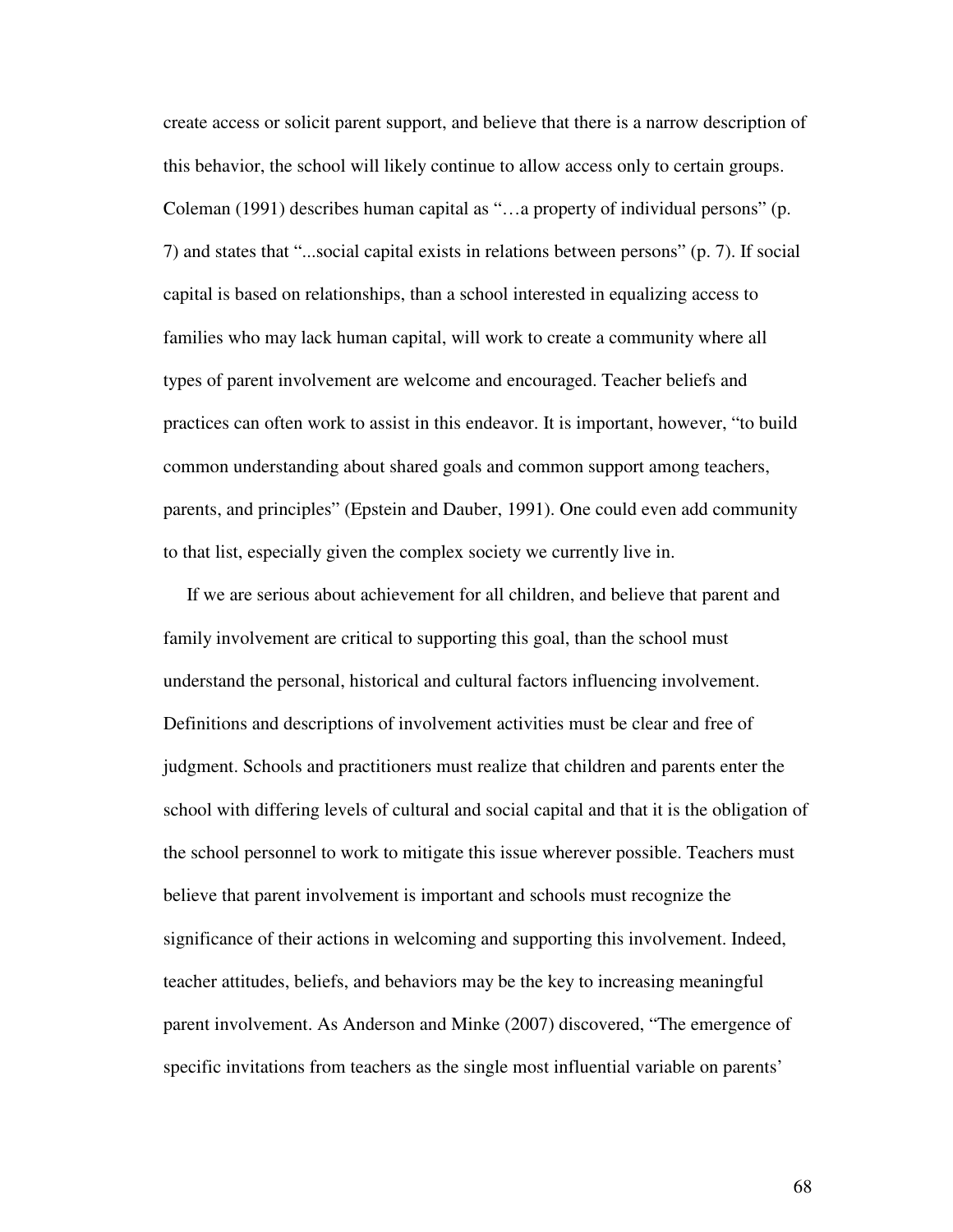create access or solicit parent support, and believe that there is a narrow description of this behavior, the school will likely continue to allow access only to certain groups. Coleman (1991) describes human capital as "…a property of individual persons" (p. 7) and states that "...social capital exists in relations between persons" (p. 7). If social capital is based on relationships, than a school interested in equalizing access to families who may lack human capital, will work to create a community where all types of parent involvement are welcome and encouraged. Teacher beliefs and practices can often work to assist in this endeavor. It is important, however, "to build common understanding about shared goals and common support among teachers, parents, and principles" (Epstein and Dauber, 1991). One could even add community to that list, especially given the complex society we currently live in.

If we are serious about achievement for all children, and believe that parent and family involvement are critical to supporting this goal, than the school must understand the personal, historical and cultural factors influencing involvement. Definitions and descriptions of involvement activities must be clear and free of judgment. Schools and practitioners must realize that children and parents enter the school with differing levels of cultural and social capital and that it is the obligation of the school personnel to work to mitigate this issue wherever possible. Teachers must believe that parent involvement is important and schools must recognize the significance of their actions in welcoming and supporting this involvement. Indeed, teacher attitudes, beliefs, and behaviors may be the key to increasing meaningful parent involvement. As Anderson and Minke (2007) discovered, "The emergence of specific invitations from teachers as the single most influential variable on parents'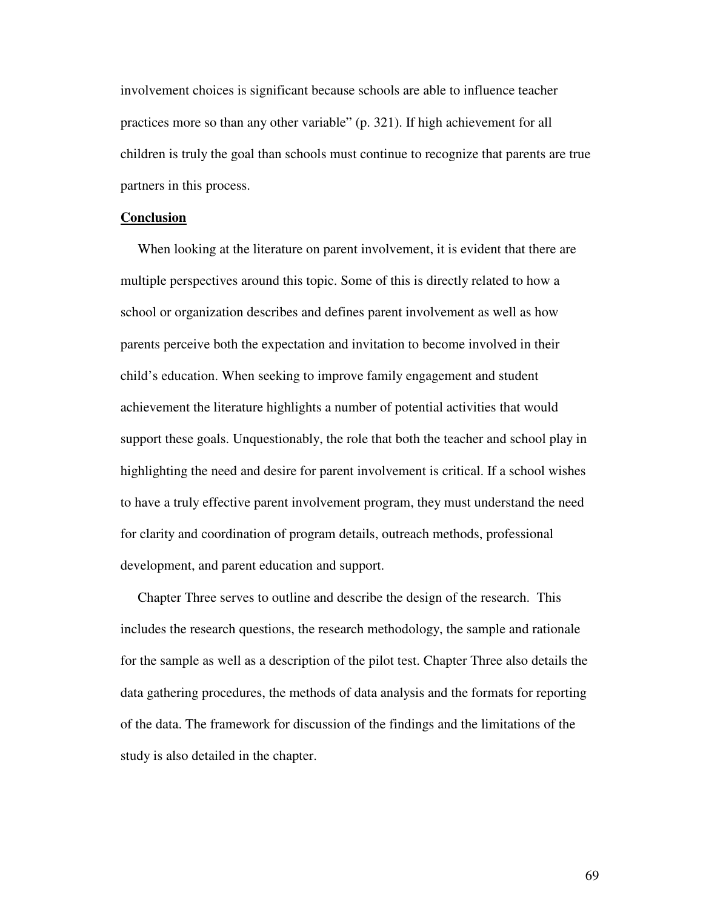involvement choices is significant because schools are able to influence teacher practices more so than any other variable" (p. 321). If high achievement for all children is truly the goal than schools must continue to recognize that parents are true partners in this process.

**Conclusion**

When looking at the literature on parent involvement, it is evident that there are multiple perspectives around this topic. Some of this is directly related to how a school or organization describes and defines parent involvement as well as how parents perceive both the expectation and invitation to become involved in their child's education. When seeking to improve family engagement and student achievement the literature highlights a number of potential activities that would support these goals. Unquestionably, the role that both the teacher and school play in highlighting the need and desire for parent involvement is critical. If a school wishes to have a truly effective parent involvement program, they must understand the need for clarity and coordination of program details, outreach methods, professional development, and parent education and support.

Chapter Three serves to outline and describe the design of the research. This includes the research questions, the research methodology, the sample and rationale for the sample as well as a description of the pilot test. Chapter Three also details the data gathering procedures, the methods of data analysis and the formats for reporting of the data. The framework for discussion of the findings and the limitations of the study is also detailed in the chapter.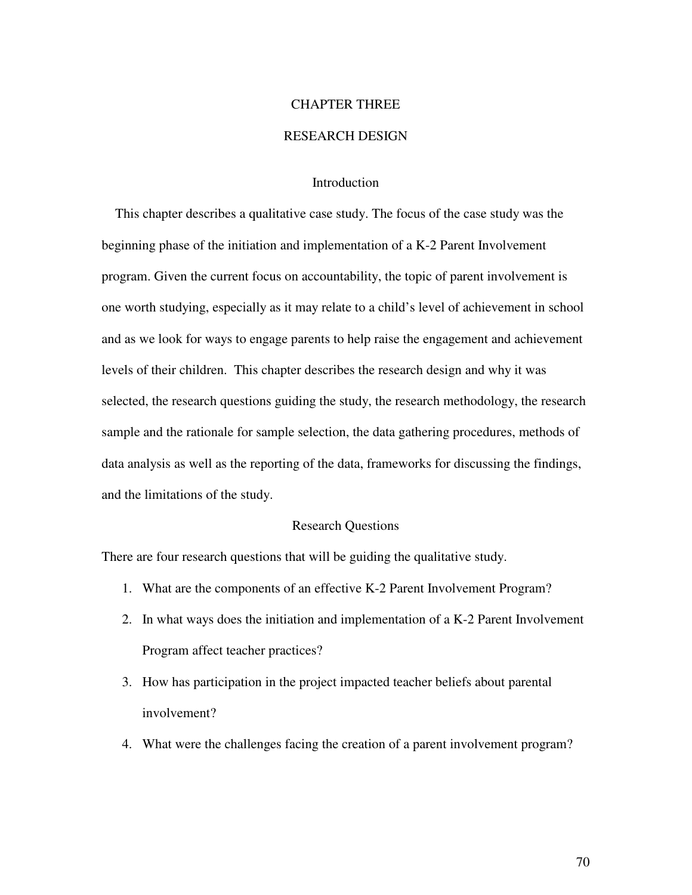# CHAPTER THREE

# RESEARCH DESIGN

## Introduction

This chapter describes a qualitative case study. The focus of the case study was the beginning phase of the initiation and implementation of a K-2 Parent Involvement program. Given the current focus on accountability, the topic of parent involvement is one worth studying, especially as it may relate to a child's level of achievement in school and as we look for ways to engage parents to help raise the engagement and achievement levels of their children. This chapter describes the research design and why it was selected, the research questions guiding the study, the research methodology, the research sample and the rationale for sample selection, the data gathering procedures, methods of data analysis as well as the reporting of the data, frameworks for discussing the findings, and the limitations of the study.

## Research Questions

There are four research questions that will be guiding the qualitative study.

1. What are the components of an effective K-2 Parent Involvement Program?
2. In what ways does the initiation and implementation of a K-2 Parent Involvement Program affect teacher practices?
3. How has participation in the project impacted teacher beliefs about parental involvement?
4. What were the challenges facing the creation of a parent involvement program?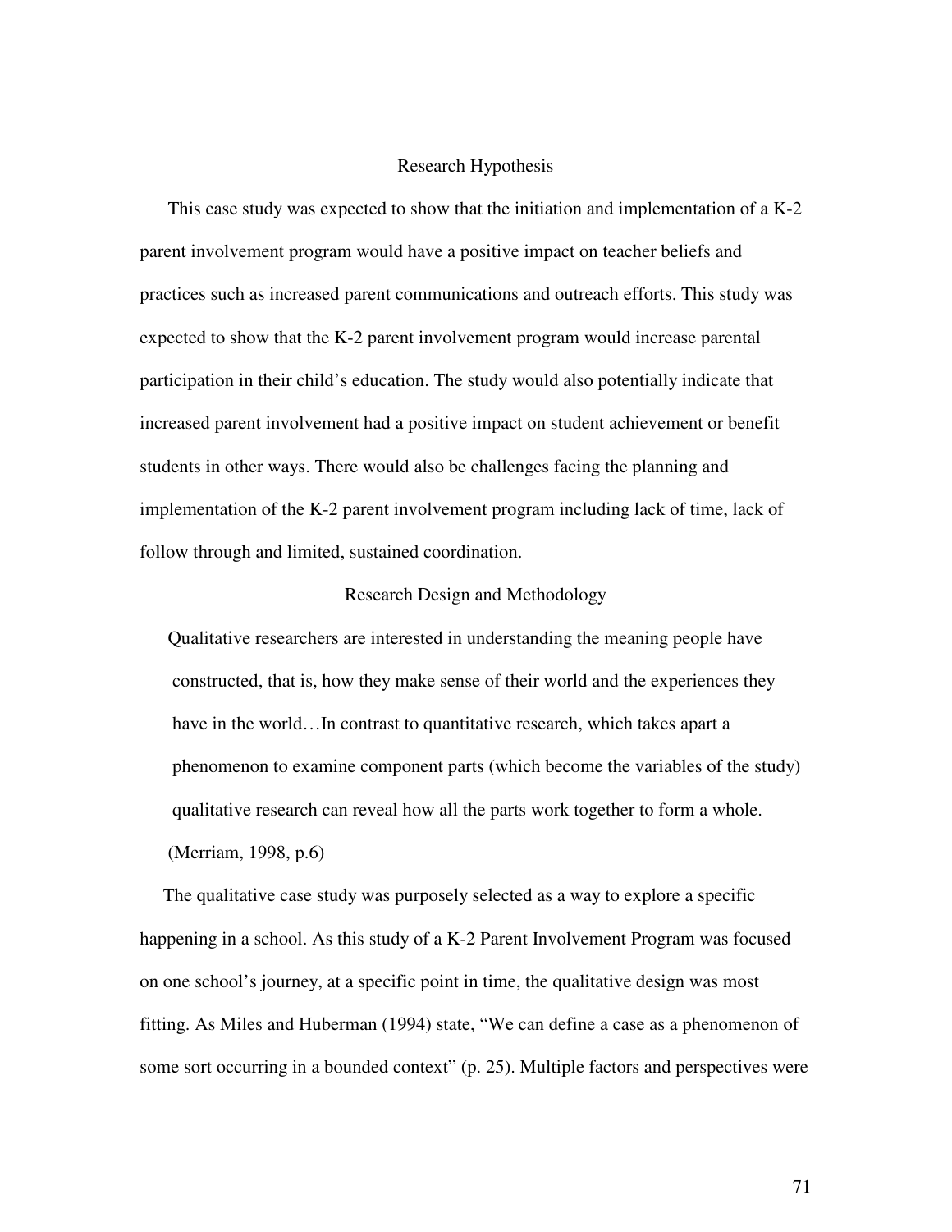## Research Hypothesis

This case study was expected to show that the initiation and implementation of a K-2 parent involvement program would have a positive impact on teacher beliefs and practices such as increased parent communications and outreach efforts. This study was expected to show that the K-2 parent involvement program would increase parental participation in their child's education. The study would also potentially indicate that increased parent involvement had a positive impact on student achievement or benefit students in other ways. There would also be challenges facing the planning and implementation of the K-2 parent involvement program including lack of time, lack of follow through and limited, sustained coordination.

## Research Design and Methodology

> Qualitative researchers are interested in understanding the meaning people have constructed, that is, how they make sense of their world and the experiences they have in the world…In contrast to quantitative research, which takes apart a phenomenon to examine component parts (which become the variables of the study) qualitative research can reveal how all the parts work together to form a whole. (Merriam, 1998, p.6)

The qualitative case study was purposely selected as a way to explore a specific happening in a school. As this study of a K-2 Parent Involvement Program was focused on one school's journey, at a specific point in time, the qualitative design was most fitting. As Miles and Huberman (1994) state, "We can define a case as a phenomenon of some sort occurring in a bounded context" (p. 25). Multiple factors and perspectives were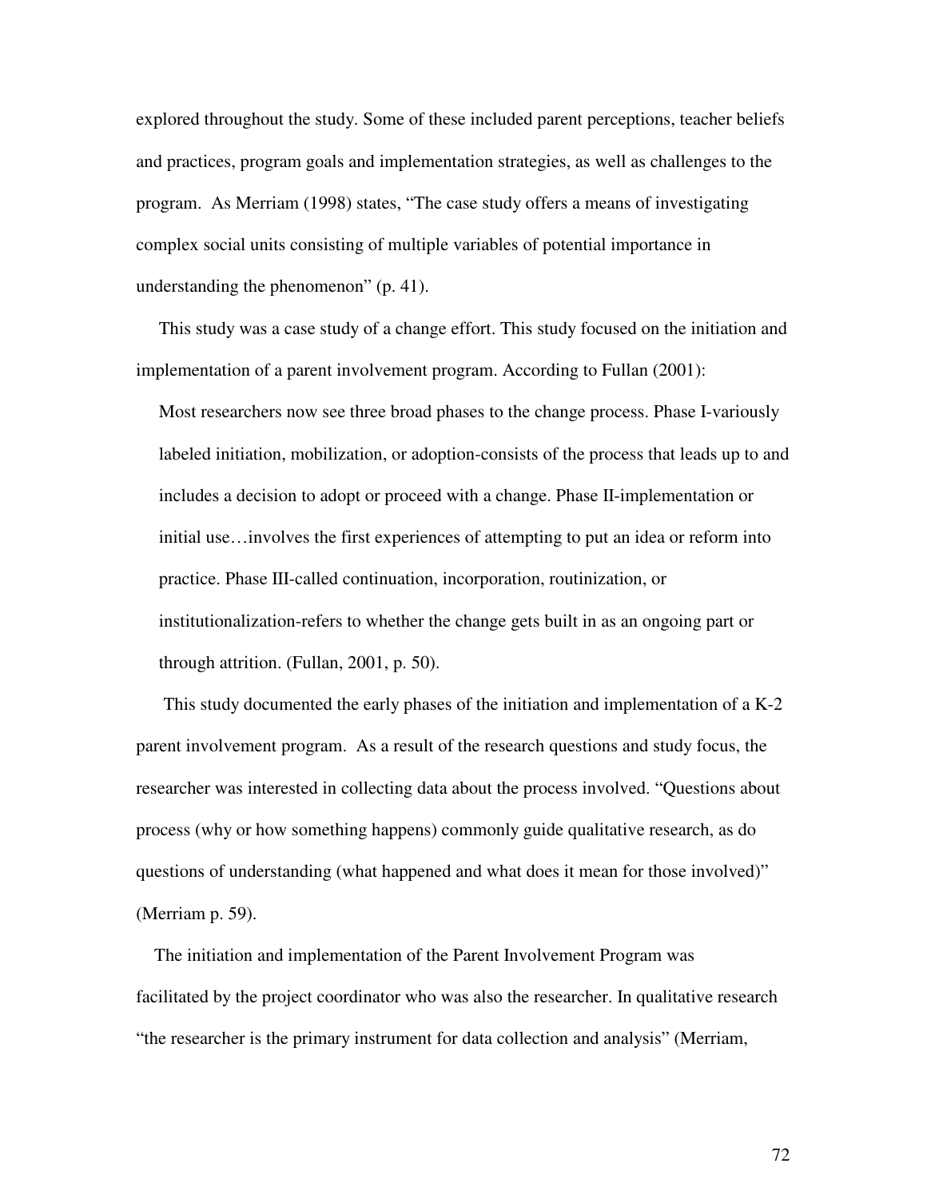explored throughout the study. Some of these included parent perceptions, teacher beliefs and practices, program goals and implementation strategies, as well as challenges to the program. As Merriam (1998) states, "The case study offers a means of investigating complex social units consisting of multiple variables of potential importance in understanding the phenomenon" (p. 41).

This study was a case study of a change effort. This study focused on the initiation and implementation of a parent involvement program. According to Fullan (2001):

> Most researchers now see three broad phases to the change process. Phase I-variously labeled initiation, mobilization, or adoption-consists of the process that leads up to and includes a decision to adopt or proceed with a change. Phase II-implementation or initial use…involves the first experiences of attempting to put an idea or reform into practice. Phase III-called continuation, incorporation, routinization, or institutionalization-refers to whether the change gets built in as an ongoing part or through attrition. (Fullan, 2001, p. 50).

This study documented the early phases of the initiation and implementation of a K-2 parent involvement program. As a result of the research questions and study focus, the researcher was interested in collecting data about the process involved. "Questions about process (why or how something happens) commonly guide qualitative research, as do questions of understanding (what happened and what does it mean for those involved)" (Merriam p. 59).

The initiation and implementation of the Parent Involvement Program was facilitated by the project coordinator who was also the researcher. In qualitative research "the researcher is the primary instrument for data collection and analysis" (Merriam,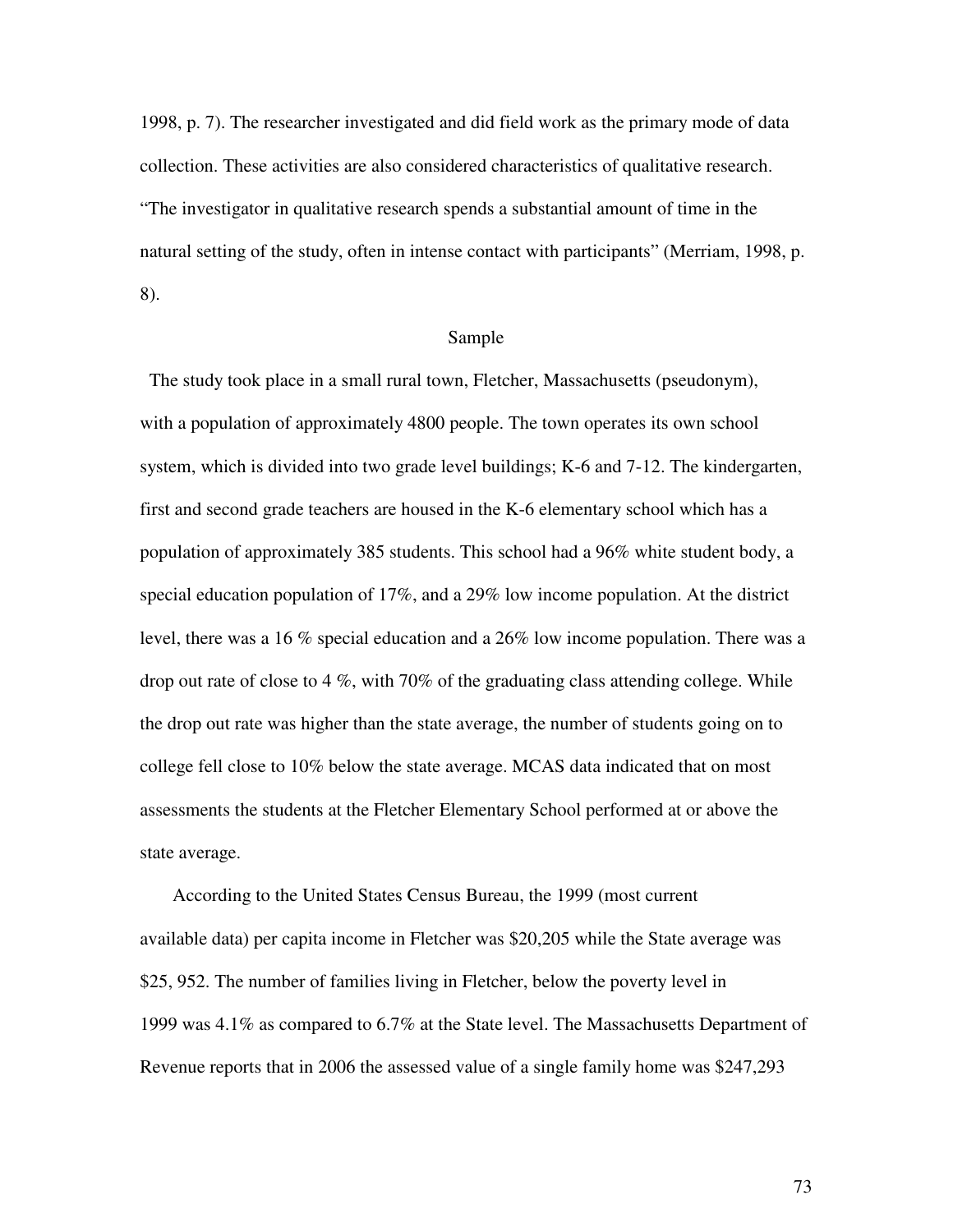1998, p. 7). The researcher investigated and did field work as the primary mode of data collection. These activities are also considered characteristics of qualitative research. "The investigator in qualitative research spends a substantial amount of time in the natural setting of the study, often in intense contact with participants" (Merriam, 1998, p. 8).

## Sample

The study took place in a small rural town, Fletcher, Massachusetts (pseudonym), with a population of approximately 4800 people. The town operates its own school system, which is divided into two grade level buildings; K-6 and 7-12. The kindergarten, first and second grade teachers are housed in the K-6 elementary school which has a population of approximately 385 students. This school had a 96% white student body, a special education population of 17%, and a 29% low income population. At the district level, there was a 16 % special education and a 26% low income population. There was a drop out rate of close to 4 %, with 70% of the graduating class attending college. While the drop out rate was higher than the state average, the number of students going on to college fell close to 10% below the state average. MCAS data indicated that on most assessments the students at the Fletcher Elementary School performed at or above the state average.

According to the United States Census Bureau, the 1999 (most current available data) per capita income in Fletcher was $20,205 while the State average was $25, 952. The number of families living in Fletcher, below the poverty level in 1999 was 4.1% as compared to 6.7% at the State level. The Massachusetts Department of Revenue reports that in 2006 the assessed value of a single family home was $247,293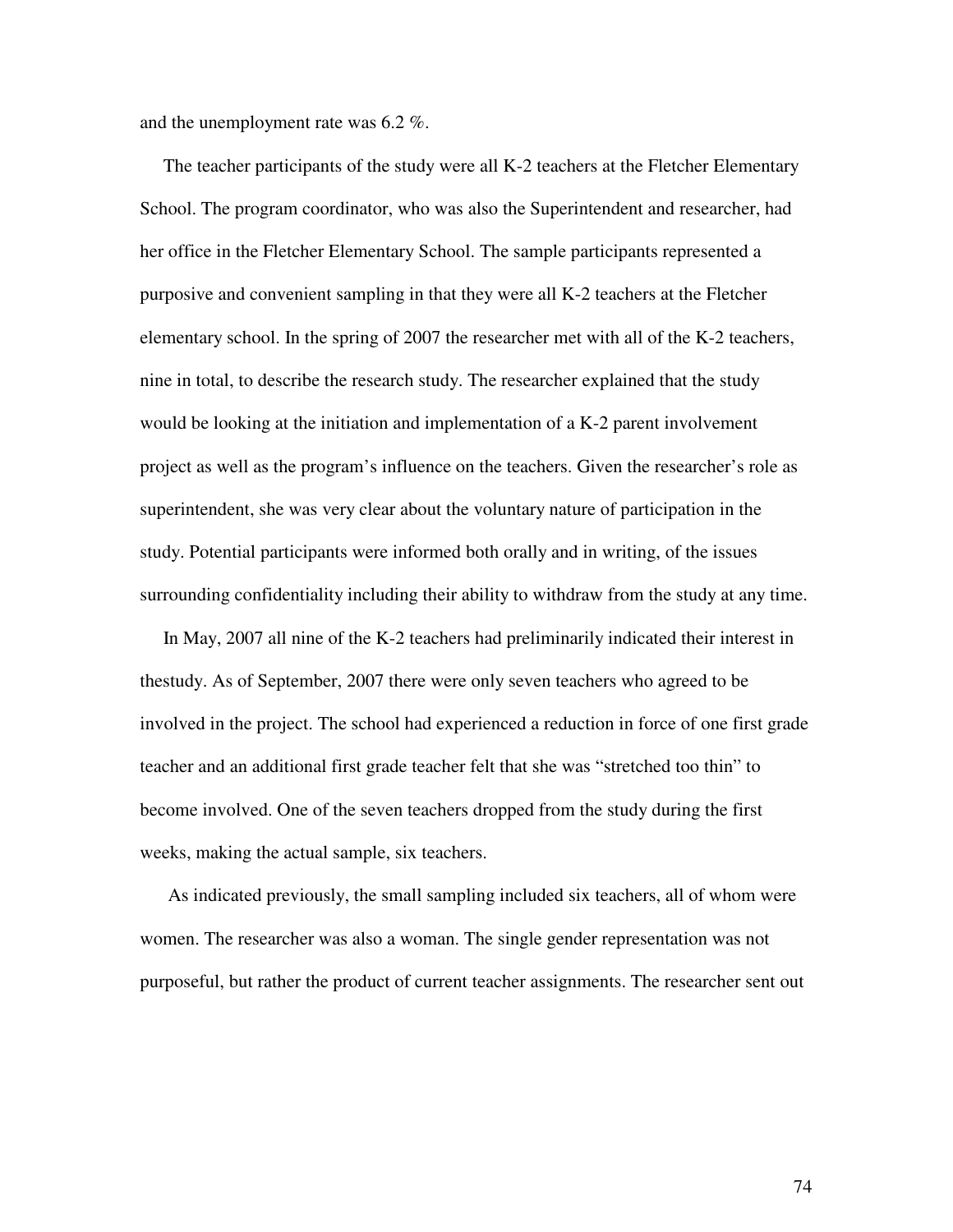and the unemployment rate was 6.2 %.

The teacher participants of the study were all K-2 teachers at the Fletcher Elementary School. The program coordinator, who was also the Superintendent and researcher, had her office in the Fletcher Elementary School. The sample participants represented a purposive and convenient sampling in that they were all K-2 teachers at the Fletcher elementary school. In the spring of 2007 the researcher met with all of the K-2 teachers, nine in total, to describe the research study. The researcher explained that the study would be looking at the initiation and implementation of a K-2 parent involvement project as well as the program's influence on the teachers. Given the researcher's role as superintendent, she was very clear about the voluntary nature of participation in the study. Potential participants were informed both orally and in writing, of the issues surrounding confidentiality including their ability to withdraw from the study at any time.

In May, 2007 all nine of the K-2 teachers had preliminarily indicated their interest in thestudy. As of September, 2007 there were only seven teachers who agreed to be involved in the project. The school had experienced a reduction in force of one first grade teacher and an additional first grade teacher felt that she was "stretched too thin" to become involved. One of the seven teachers dropped from the study during the first weeks, making the actual sample, six teachers.

As indicated previously, the small sampling included six teachers, all of whom were women. The researcher was also a woman. The single gender representation was not purposeful, but rather the product of current teacher assignments. The researcher sent out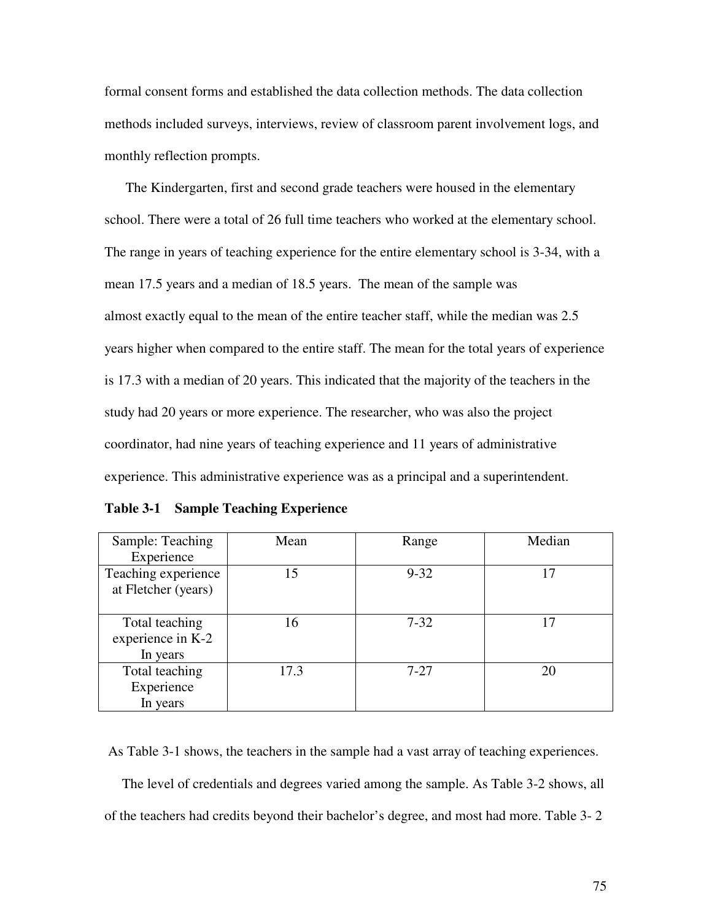formal consent forms and established the data collection methods. The data collection methods included surveys, interviews, review of classroom parent involvement logs, and monthly reflection prompts.

The Kindergarten, first and second grade teachers were housed in the elementary school. There were a total of 26 full time teachers who worked at the elementary school. The range in years of teaching experience for the entire elementary school is 3-34, with a mean 17.5 years and a median of 18.5 years. The mean of the sample was almost exactly equal to the mean of the entire teacher staff, while the median was 2.5 years higher when compared to the entire staff. The mean for the total years of experience is 17.3 with a median of 20 years. This indicated that the majority of the teachers in the study had 20 years or more experience. The researcher, who was also the project coordinator, had nine years of teaching experience and 11 years of administrative experience. This administrative experience was as a principal and a superintendent.

**Table 3-1 Sample Teaching Experience**

| Sample: Teaching Experience | Mean | Range | Median |
|---|---|---|---|
| Teaching experience at Fletcher (years) | 15 | 9-32 | 17 |
| Total teaching experience in K-2 In years | 16 | 7-32 | 17 |
| Total teaching Experience In years | 17.3 | 7-27 | 20 |

As Table 3-1 shows, the teachers in the sample had a vast array of teaching experiences.

The level of credentials and degrees varied among the sample. As Table 3-2 shows, all of the teachers had credits beyond their bachelor's degree, and most had more. Table 3- 2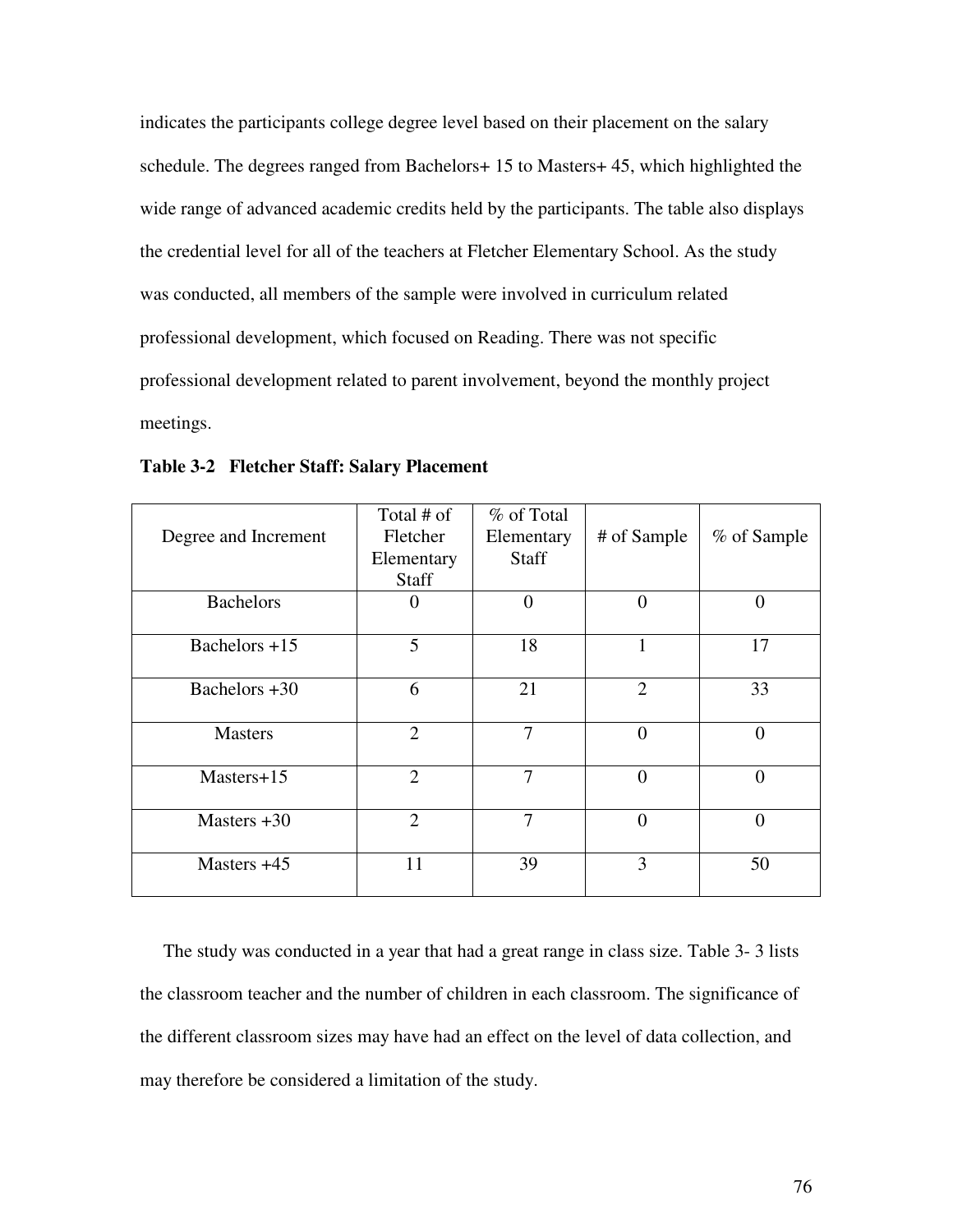indicates the participants college degree level based on their placement on the salary schedule. The degrees ranged from Bachelors+ 15 to Masters+ 45, which highlighted the wide range of advanced academic credits held by the participants. The table also displays the credential level for all of the teachers at Fletcher Elementary School. As the study was conducted, all members of the sample were involved in curriculum related professional development, which focused on Reading. There was not specific professional development related to parent involvement, beyond the monthly project meetings.

**Table 3-2 Fletcher Staff: Salary Placement**

| Degree and Increment | Total # of Fletcher Elementary Staff | % of Total Elementary Staff | # of Sample | % of Sample |
|---|---|---|---|---|
| Bachelors | 0 | 0 | 0 | 0 |
| Bachelors +15 | 5 | 18 | 1 | 17 |
| Bachelors +30 | 6 | 21 | 2 | 33 |
| Masters | 2 | 7 | 0 | 0 |
| Masters+15 | 2 | 7 | 0 | 0 |
| Masters +30 | 2 | 7 | 0 | 0 |
| Masters +45 | 11 | 39 | 3 | 50 |

The study was conducted in a year that had a great range in class size. Table 3- 3 lists the classroom teacher and the number of children in each classroom. The significance of the different classroom sizes may have had an effect on the level of data collection, and may therefore be considered a limitation of the study.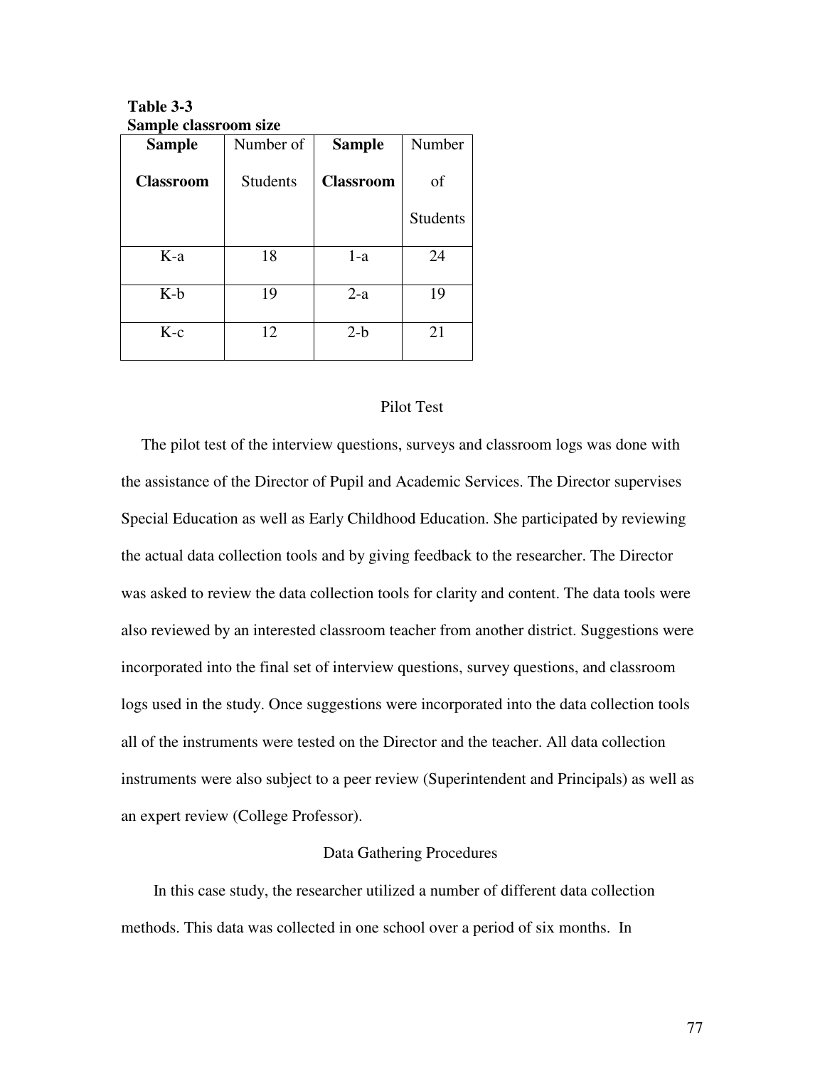**Table 3-3**
**Sample classroom size**

| **Sample Classroom** | Number of Students | **Sample Classroom** | Number of Students |
|---|---|---|---|
| K-a | 18 | 1-a | 24 |
| K-b | 19 | 2-a | 19 |
| K-c | 12 | 2-b | 21 |

## Pilot Test

The pilot test of the interview questions, surveys and classroom logs was done with the assistance of the Director of Pupil and Academic Services. The Director supervises Special Education as well as Early Childhood Education. She participated by reviewing the actual data collection tools and by giving feedback to the researcher. The Director was asked to review the data collection tools for clarity and content. The data tools were also reviewed by an interested classroom teacher from another district. Suggestions were incorporated into the final set of interview questions, survey questions, and classroom logs used in the study. Once suggestions were incorporated into the data collection tools all of the instruments were tested on the Director and the teacher. All data collection instruments were also subject to a peer review (Superintendent and Principals) as well as an expert review (College Professor).

## Data Gathering Procedures

In this case study, the researcher utilized a number of different data collection methods. This data was collected in one school over a period of six months. In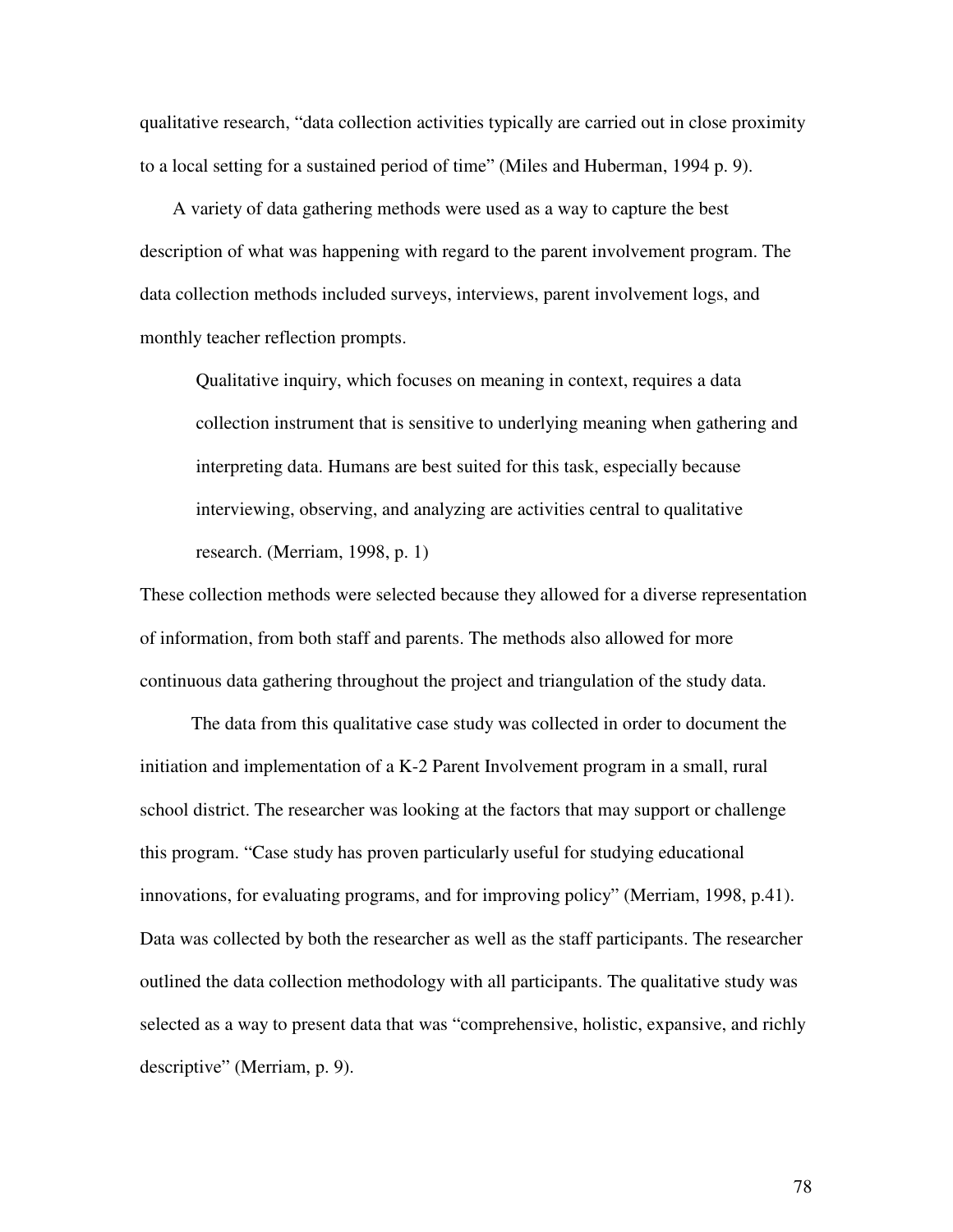qualitative research, "data collection activities typically are carried out in close proximity to a local setting for a sustained period of time" (Miles and Huberman, 1994 p. 9).

A variety of data gathering methods were used as a way to capture the best description of what was happening with regard to the parent involvement program. The data collection methods included surveys, interviews, parent involvement logs, and monthly teacher reflection prompts.

> Qualitative inquiry, which focuses on meaning in context, requires a data collection instrument that is sensitive to underlying meaning when gathering and interpreting data. Humans are best suited for this task, especially because interviewing, observing, and analyzing are activities central to qualitative research. (Merriam, 1998, p. 1)

These collection methods were selected because they allowed for a diverse representation of information, from both staff and parents. The methods also allowed for more continuous data gathering throughout the project and triangulation of the study data.

The data from this qualitative case study was collected in order to document the initiation and implementation of a K-2 Parent Involvement program in a small, rural school district. The researcher was looking at the factors that may support or challenge this program. "Case study has proven particularly useful for studying educational innovations, for evaluating programs, and for improving policy" (Merriam, 1998, p.41). Data was collected by both the researcher as well as the staff participants. The researcher outlined the data collection methodology with all participants. The qualitative study was selected as a way to present data that was "comprehensive, holistic, expansive, and richly descriptive" (Merriam, p. 9).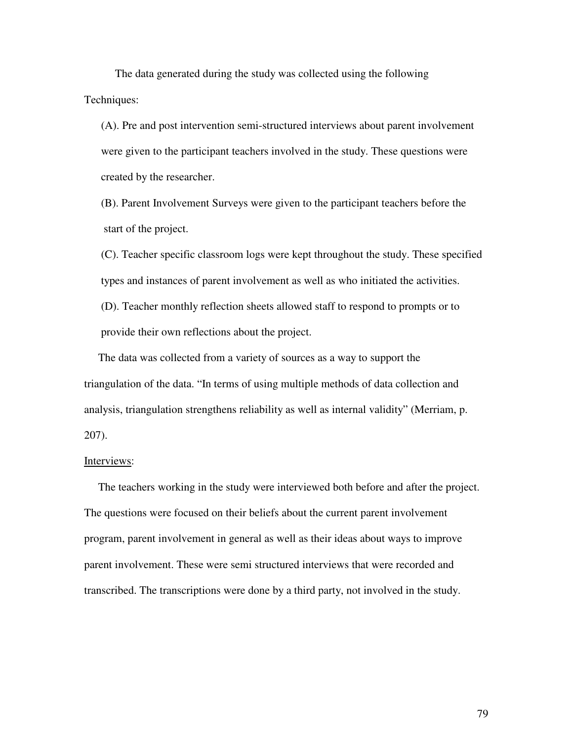The data generated during the study was collected using the following Techniques:

(A). Pre and post intervention semi-structured interviews about parent involvement were given to the participant teachers involved in the study. These questions were created by the researcher.

(B). Parent Involvement Surveys were given to the participant teachers before the start of the project.

(C). Teacher specific classroom logs were kept throughout the study. These specified types and instances of parent involvement as well as who initiated the activities.

(D). Teacher monthly reflection sheets allowed staff to respond to prompts or to provide their own reflections about the project.

The data was collected from a variety of sources as a way to support the triangulation of the data. "In terms of using multiple methods of data collection and analysis, triangulation strengthens reliability as well as internal validity" (Merriam, p. 207).

<u>Interviews</u>:

The teachers working in the study were interviewed both before and after the project. The questions were focused on their beliefs about the current parent involvement program, parent involvement in general as well as their ideas about ways to improve parent involvement. These were semi structured interviews that were recorded and transcribed. The transcriptions were done by a third party, not involved in the study.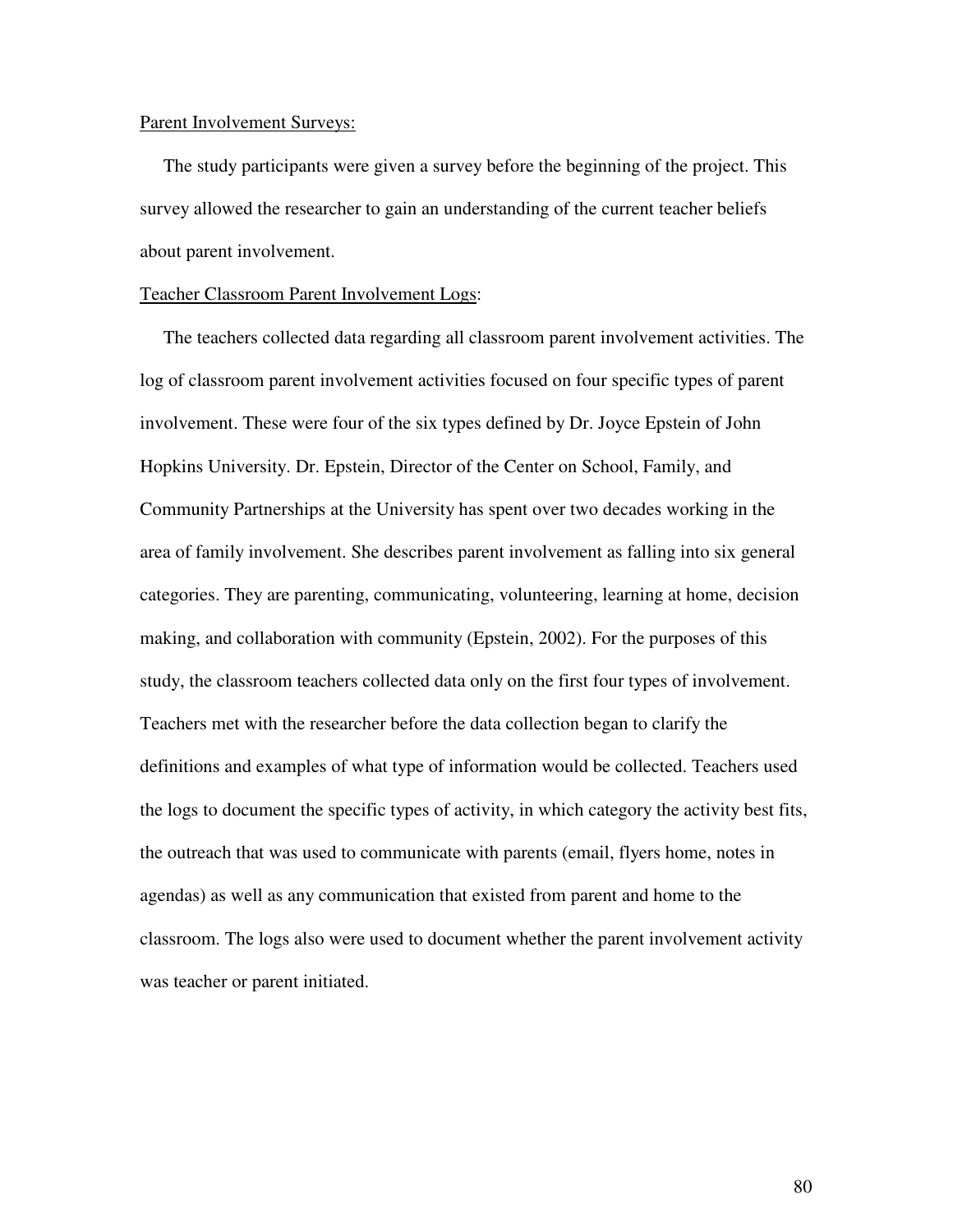Parent Involvement Surveys:

The study participants were given a survey before the beginning of the project. This survey allowed the researcher to gain an understanding of the current teacher beliefs about parent involvement.

Teacher Classroom Parent Involvement Logs:

The teachers collected data regarding all classroom parent involvement activities. The log of classroom parent involvement activities focused on four specific types of parent involvement. These were four of the six types defined by Dr. Joyce Epstein of John Hopkins University. Dr. Epstein, Director of the Center on School, Family, and Community Partnerships at the University has spent over two decades working in the area of family involvement. She describes parent involvement as falling into six general categories. They are parenting, communicating, volunteering, learning at home, decision making, and collaboration with community (Epstein, 2002). For the purposes of this study, the classroom teachers collected data only on the first four types of involvement. Teachers met with the researcher before the data collection began to clarify the definitions and examples of what type of information would be collected. Teachers used the logs to document the specific types of activity, in which category the activity best fits, the outreach that was used to communicate with parents (email, flyers home, notes in agendas) as well as any communication that existed from parent and home to the classroom. The logs also were used to document whether the parent involvement activity was teacher or parent initiated.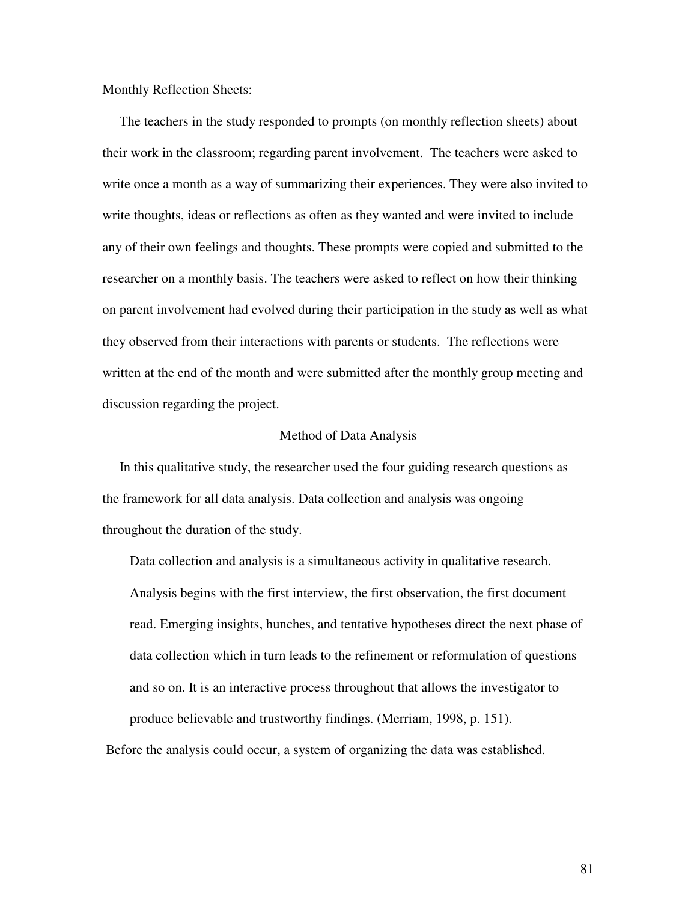Monthly Reflection Sheets:

The teachers in the study responded to prompts (on monthly reflection sheets) about their work in the classroom; regarding parent involvement. The teachers were asked to write once a month as a way of summarizing their experiences. They were also invited to write thoughts, ideas or reflections as often as they wanted and were invited to include any of their own feelings and thoughts. These prompts were copied and submitted to the researcher on a monthly basis. The teachers were asked to reflect on how their thinking on parent involvement had evolved during their participation in the study as well as what they observed from their interactions with parents or students. The reflections were written at the end of the month and were submitted after the monthly group meeting and discussion regarding the project.

## Method of Data Analysis

In this qualitative study, the researcher used the four guiding research questions as the framework for all data analysis. Data collection and analysis was ongoing throughout the duration of the study.

> Data collection and analysis is a simultaneous activity in qualitative research. Analysis begins with the first interview, the first observation, the first document read. Emerging insights, hunches, and tentative hypotheses direct the next phase of data collection which in turn leads to the refinement or reformulation of questions and so on. It is an interactive process throughout that allows the investigator to produce believable and trustworthy findings. (Merriam, 1998, p. 151).

Before the analysis could occur, a system of organizing the data was established.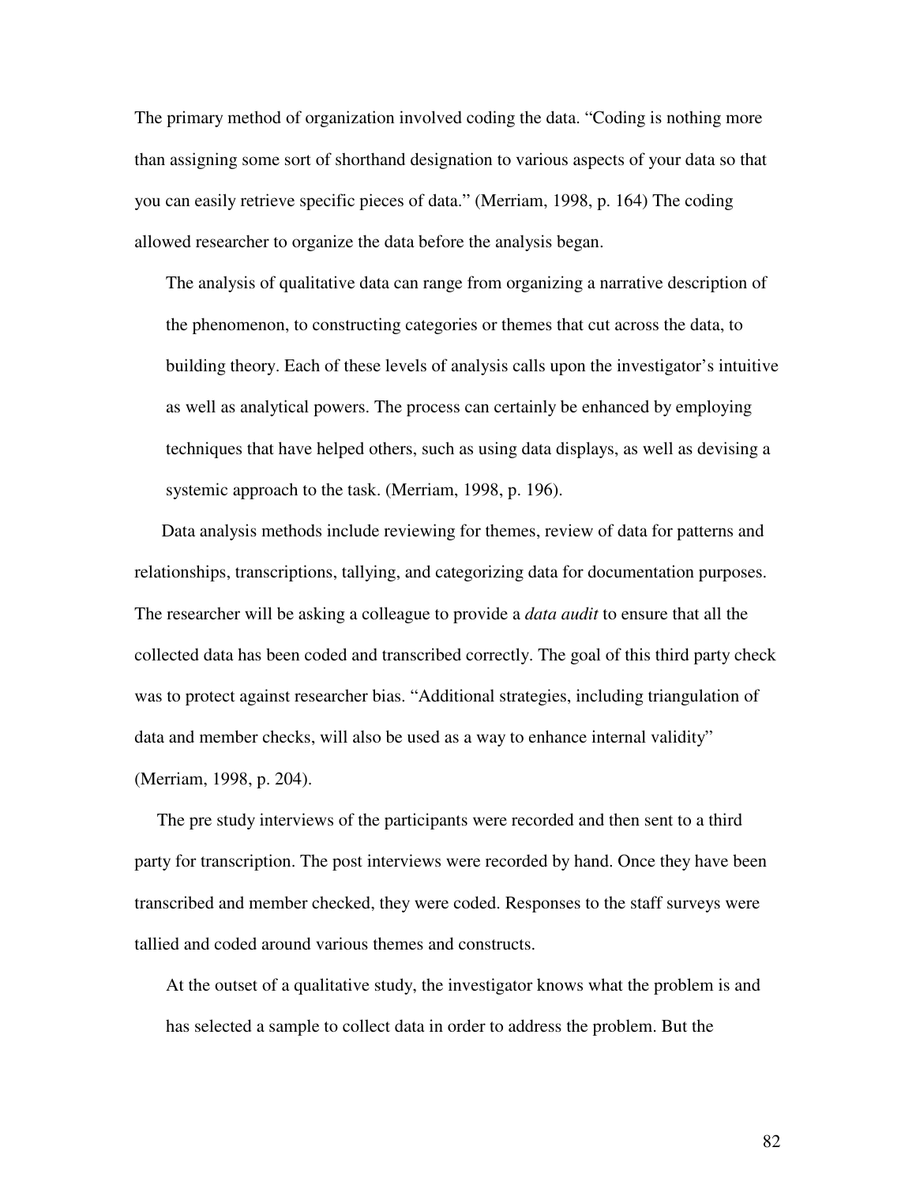The primary method of organization involved coding the data. "Coding is nothing more than assigning some sort of shorthand designation to various aspects of your data so that you can easily retrieve specific pieces of data." (Merriam, 1998, p. 164) The coding allowed researcher to organize the data before the analysis began.

> The analysis of qualitative data can range from organizing a narrative description of the phenomenon, to constructing categories or themes that cut across the data, to building theory. Each of these levels of analysis calls upon the investigator's intuitive as well as analytical powers. The process can certainly be enhanced by employing techniques that have helped others, such as using data displays, as well as devising a systemic approach to the task. (Merriam, 1998, p. 196).

Data analysis methods include reviewing for themes, review of data for patterns and relationships, transcriptions, tallying, and categorizing data for documentation purposes. The researcher will be asking a colleague to provide a *data audit* to ensure that all the collected data has been coded and transcribed correctly. The goal of this third party check was to protect against researcher bias. "Additional strategies, including triangulation of data and member checks, will also be used as a way to enhance internal validity" (Merriam, 1998, p. 204).

The pre study interviews of the participants were recorded and then sent to a third party for transcription. The post interviews were recorded by hand. Once they have been transcribed and member checked, they were coded. Responses to the staff surveys were tallied and coded around various themes and constructs.

> At the outset of a qualitative study, the investigator knows what the problem is and has selected a sample to collect data in order to address the problem. But the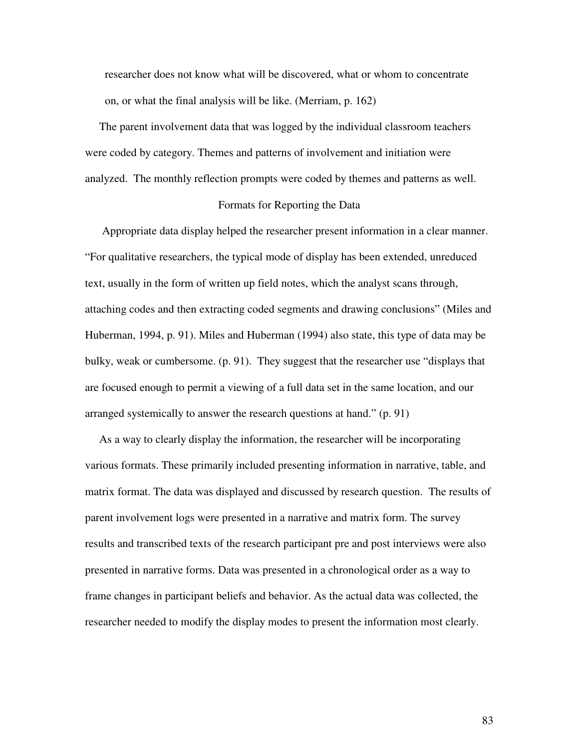researcher does not know what will be discovered, what or whom to concentrate on, or what the final analysis will be like. (Merriam, p. 162)

The parent involvement data that was logged by the individual classroom teachers were coded by category. Themes and patterns of involvement and initiation were analyzed. The monthly reflection prompts were coded by themes and patterns as well.

## Formats for Reporting the Data

Appropriate data display helped the researcher present information in a clear manner. "For qualitative researchers, the typical mode of display has been extended, unreduced text, usually in the form of written up field notes, which the analyst scans through, attaching codes and then extracting coded segments and drawing conclusions" (Miles and Huberman, 1994, p. 91). Miles and Huberman (1994) also state, this type of data may be bulky, weak or cumbersome. (p. 91). They suggest that the researcher use "displays that are focused enough to permit a viewing of a full data set in the same location, and our arranged systemically to answer the research questions at hand." (p. 91)

As a way to clearly display the information, the researcher will be incorporating various formats. These primarily included presenting information in narrative, table, and matrix format. The data was displayed and discussed by research question. The results of parent involvement logs were presented in a narrative and matrix form. The survey results and transcribed texts of the research participant pre and post interviews were also presented in narrative forms. Data was presented in a chronological order as a way to frame changes in participant beliefs and behavior. As the actual data was collected, the researcher needed to modify the display modes to present the information most clearly.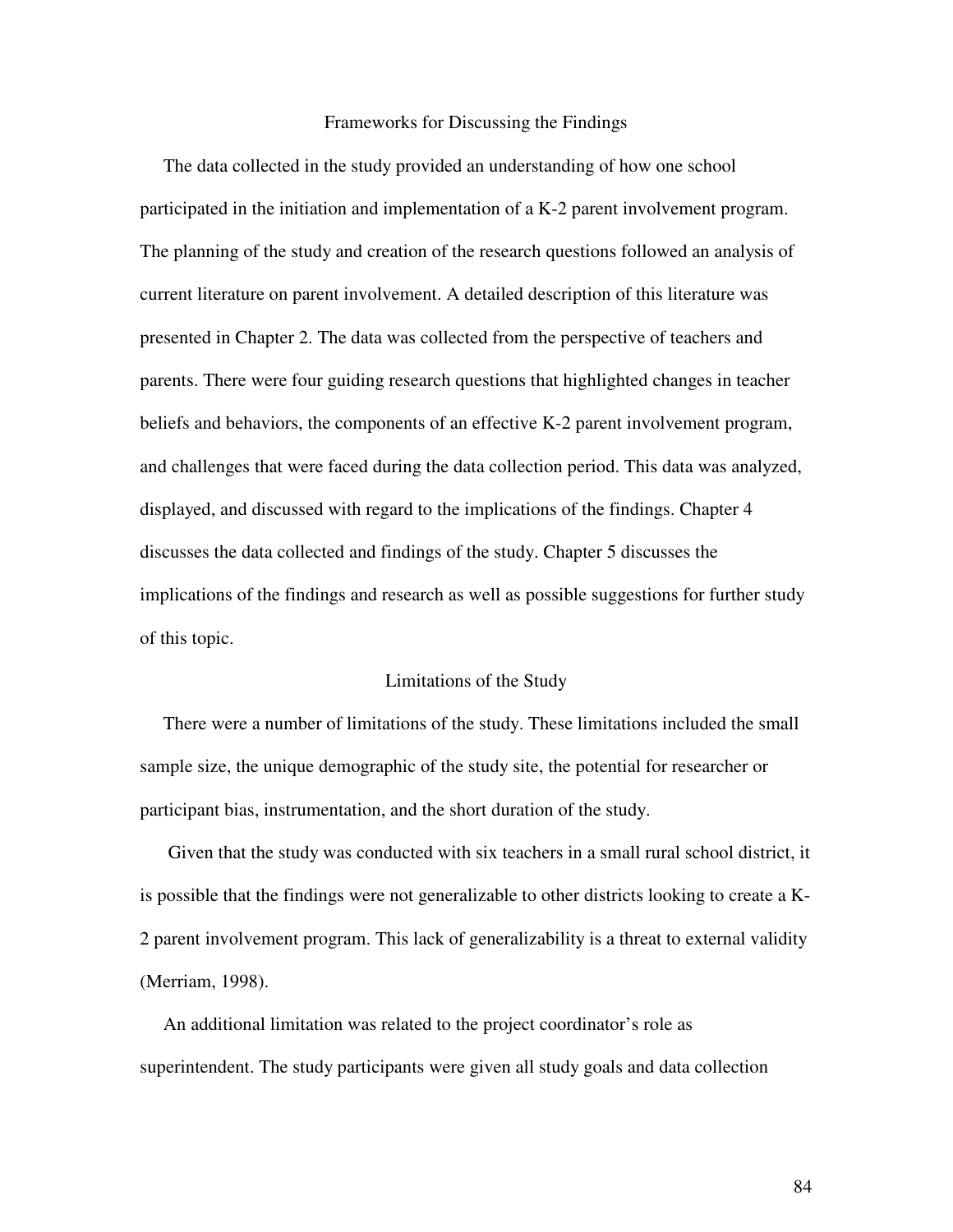## Frameworks for Discussing the Findings

The data collected in the study provided an understanding of how one school participated in the initiation and implementation of a K-2 parent involvement program. The planning of the study and creation of the research questions followed an analysis of current literature on parent involvement. A detailed description of this literature was presented in Chapter 2. The data was collected from the perspective of teachers and parents. There were four guiding research questions that highlighted changes in teacher beliefs and behaviors, the components of an effective K-2 parent involvement program, and challenges that were faced during the data collection period. This data was analyzed, displayed, and discussed with regard to the implications of the findings. Chapter 4 discusses the data collected and findings of the study. Chapter 5 discusses the implications of the findings and research as well as possible suggestions for further study of this topic.

## Limitations of the Study

There were a number of limitations of the study. These limitations included the small sample size, the unique demographic of the study site, the potential for researcher or participant bias, instrumentation, and the short duration of the study.

Given that the study was conducted with six teachers in a small rural school district, it is possible that the findings were not generalizable to other districts looking to create a K-2 parent involvement program. This lack of generalizability is a threat to external validity (Merriam, 1998).

An additional limitation was related to the project coordinator's role as superintendent. The study participants were given all study goals and data collection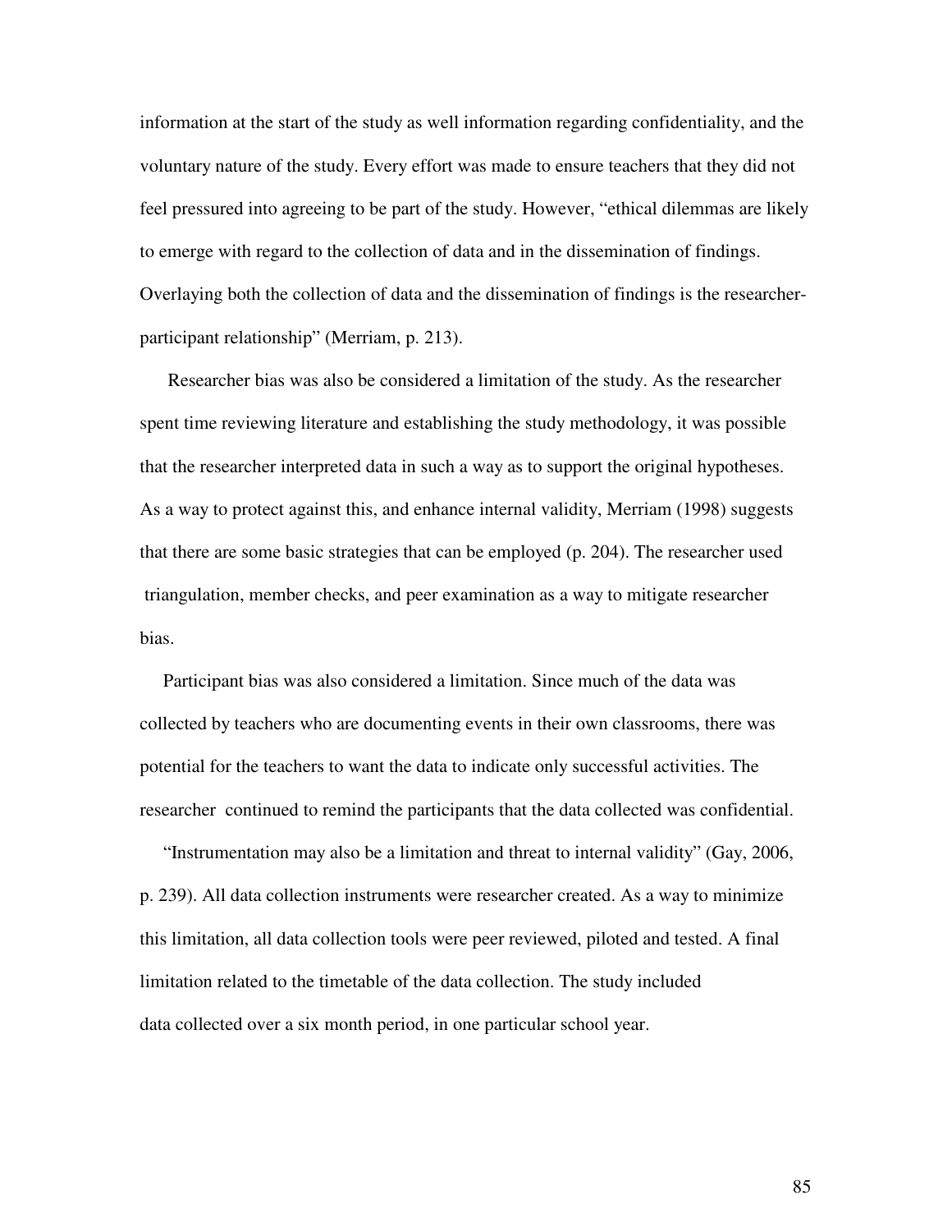information at the start of the study as well information regarding confidentiality, and the voluntary nature of the study. Every effort was made to ensure teachers that they did not feel pressured into agreeing to be part of the study. However, "ethical dilemmas are likely to emerge with regard to the collection of data and in the dissemination of findings. Overlaying both the collection of data and the dissemination of findings is the researcher-participant relationship" (Merriam, p. 213).

Researcher bias was also be considered a limitation of the study. As the researcher spent time reviewing literature and establishing the study methodology, it was possible that the researcher interpreted data in such a way as to support the original hypotheses. As a way to protect against this, and enhance internal validity, Merriam (1998) suggests that there are some basic strategies that can be employed (p. 204). The researcher used triangulation, member checks, and peer examination as a way to mitigate researcher bias.

Participant bias was also considered a limitation. Since much of the data was collected by teachers who are documenting events in their own classrooms, there was potential for the teachers to want the data to indicate only successful activities. The researcher continued to remind the participants that the data collected was confidential.

"Instrumentation may also be a limitation and threat to internal validity" (Gay, 2006, p. 239). All data collection instruments were researcher created. As a way to minimize this limitation, all data collection tools were peer reviewed, piloted and tested. A final limitation related to the timetable of the data collection. The study included data collected over a six month period, in one particular school year.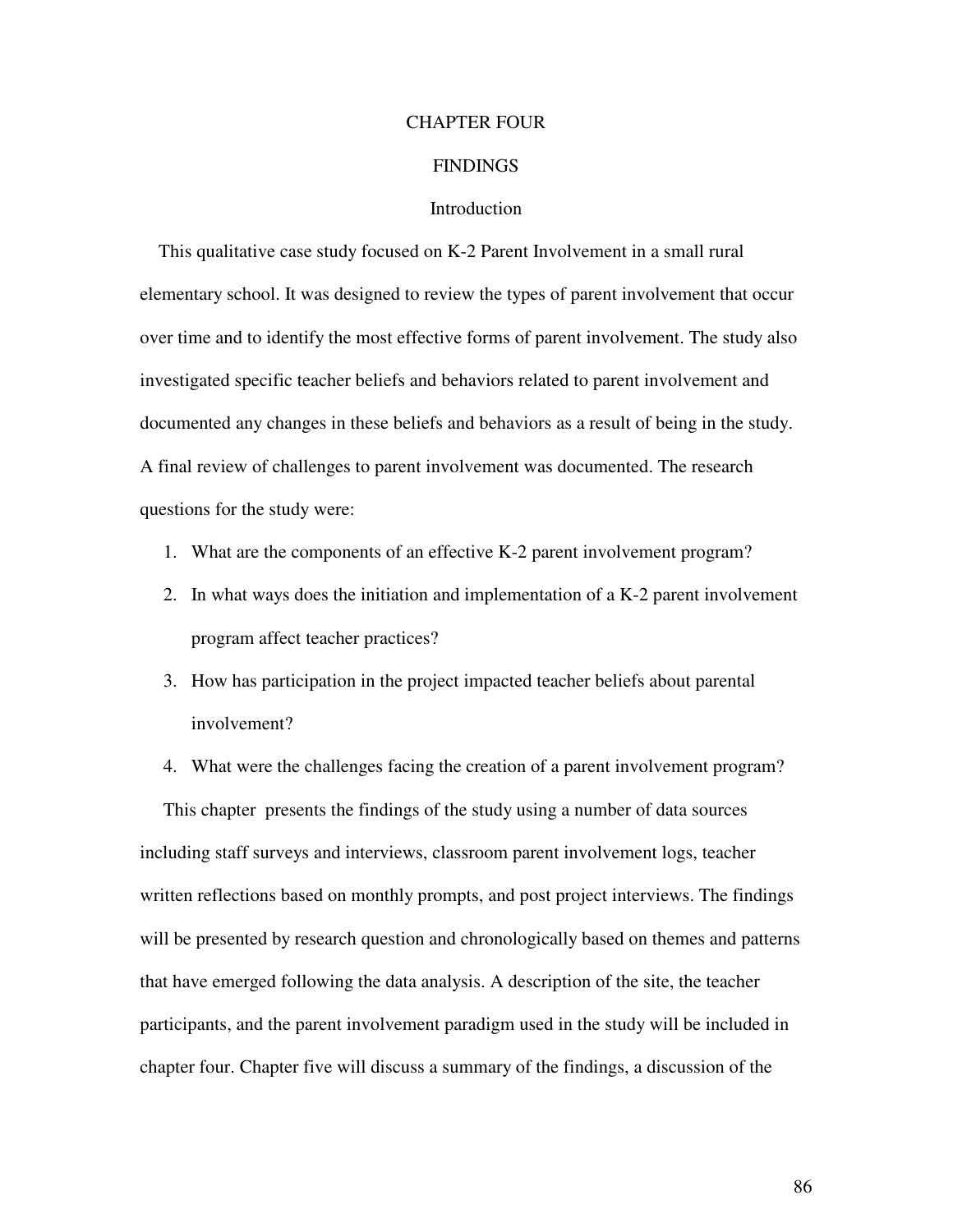# CHAPTER FOUR

## FINDINGS

### Introduction

This qualitative case study focused on K-2 Parent Involvement in a small rural elementary school. It was designed to review the types of parent involvement that occur over time and to identify the most effective forms of parent involvement. The study also investigated specific teacher beliefs and behaviors related to parent involvement and documented any changes in these beliefs and behaviors as a result of being in the study. A final review of challenges to parent involvement was documented. The research questions for the study were:

1. What are the components of an effective K-2 parent involvement program?
2. In what ways does the initiation and implementation of a K-2 parent involvement program affect teacher practices?
3. How has participation in the project impacted teacher beliefs about parental involvement?
4. What were the challenges facing the creation of a parent involvement program?

This chapter presents the findings of the study using a number of data sources including staff surveys and interviews, classroom parent involvement logs, teacher written reflections based on monthly prompts, and post project interviews. The findings will be presented by research question and chronologically based on themes and patterns that have emerged following the data analysis. A description of the site, the teacher participants, and the parent involvement paradigm used in the study will be included in chapter four. Chapter five will discuss a summary of the findings, a discussion of the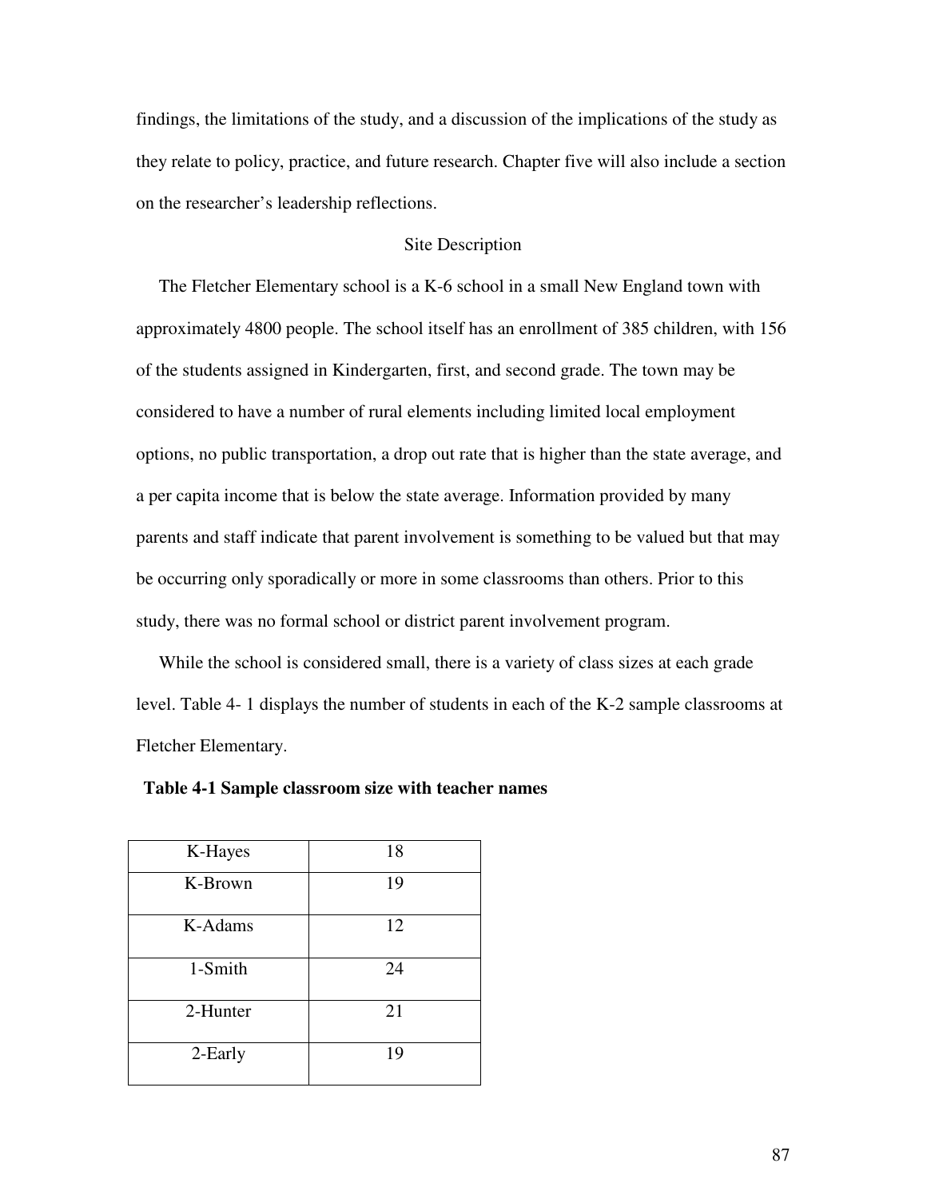findings, the limitations of the study, and a discussion of the implications of the study as they relate to policy, practice, and future research. Chapter five will also include a section on the researcher's leadership reflections.

## Site Description

The Fletcher Elementary school is a K-6 school in a small New England town with approximately 4800 people. The school itself has an enrollment of 385 children, with 156 of the students assigned in Kindergarten, first, and second grade. The town may be considered to have a number of rural elements including limited local employment options, no public transportation, a drop out rate that is higher than the state average, and a per capita income that is below the state average. Information provided by many parents and staff indicate that parent involvement is something to be valued but that may be occurring only sporadically or more in some classrooms than others. Prior to this study, there was no formal school or district parent involvement program.

While the school is considered small, there is a variety of class sizes at each grade level. Table 4- 1 displays the number of students in each of the K-2 sample classrooms at Fletcher Elementary.

**Table 4-1 Sample classroom size with teacher names**

| | |
|---|---|
| K-Hayes | 18 |
| K-Brown | 19 |
| K-Adams | 12 |
| 1-Smith | 24 |
| 2-Hunter | 21 |
| 2-Early | 19 |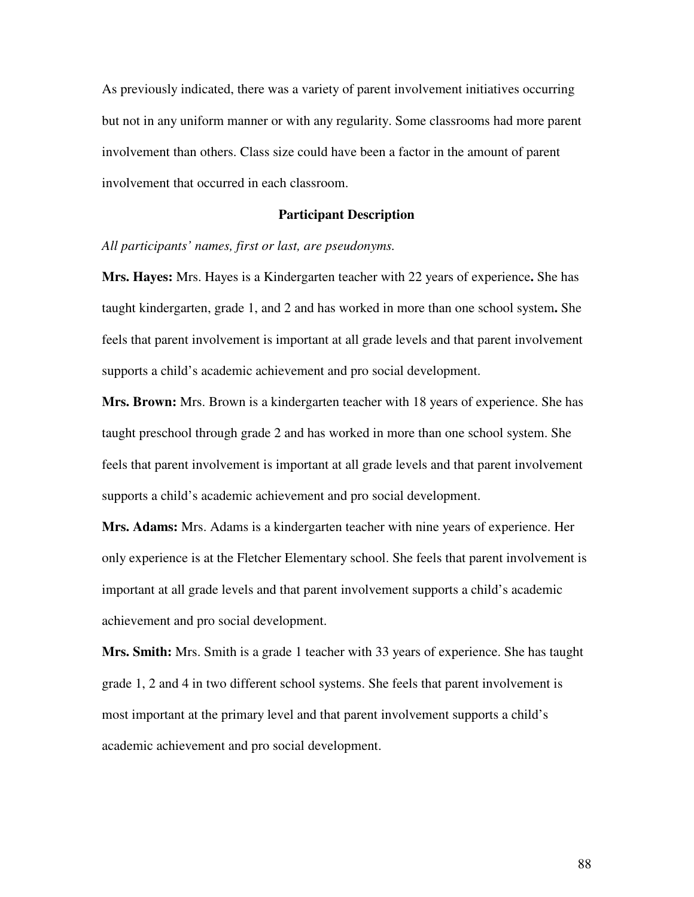As previously indicated, there was a variety of parent involvement initiatives occurring but not in any uniform manner or with any regularity. Some classrooms had more parent involvement than others. Class size could have been a factor in the amount of parent involvement that occurred in each classroom.

## Participant Description

*All participants' names, first or last, are pseudonyms.*

**Mrs. Hayes:** Mrs. Hayes is a Kindergarten teacher with 22 years of experience**.** She has taught kindergarten, grade 1, and 2 and has worked in more than one school system**.** She feels that parent involvement is important at all grade levels and that parent involvement supports a child's academic achievement and pro social development.

**Mrs. Brown:** Mrs. Brown is a kindergarten teacher with 18 years of experience. She has taught preschool through grade 2 and has worked in more than one school system. She feels that parent involvement is important at all grade levels and that parent involvement supports a child's academic achievement and pro social development.

**Mrs. Adams:** Mrs. Adams is a kindergarten teacher with nine years of experience. Her only experience is at the Fletcher Elementary school. She feels that parent involvement is important at all grade levels and that parent involvement supports a child's academic achievement and pro social development.

**Mrs. Smith:** Mrs. Smith is a grade 1 teacher with 33 years of experience. She has taught grade 1, 2 and 4 in two different school systems. She feels that parent involvement is most important at the primary level and that parent involvement supports a child's academic achievement and pro social development.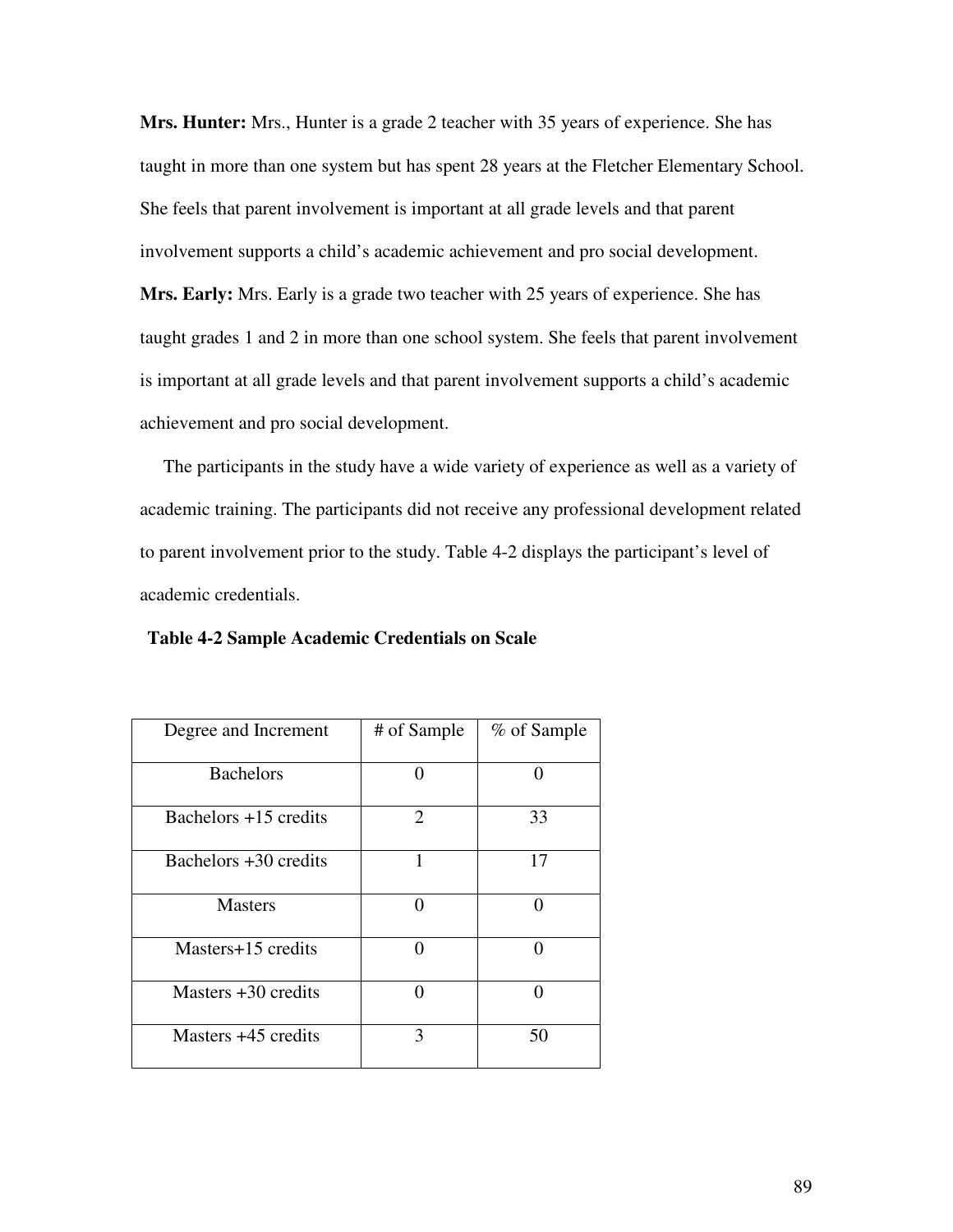**Mrs. Hunter:** Mrs., Hunter is a grade 2 teacher with 35 years of experience. She has taught in more than one system but has spent 28 years at the Fletcher Elementary School. She feels that parent involvement is important at all grade levels and that parent involvement supports a child's academic achievement and pro social development.

**Mrs. Early:** Mrs. Early is a grade two teacher with 25 years of experience. She has taught grades 1 and 2 in more than one school system. She feels that parent involvement is important at all grade levels and that parent involvement supports a child's academic achievement and pro social development.

The participants in the study have a wide variety of experience as well as a variety of academic training. The participants did not receive any professional development related to parent involvement prior to the study. Table 4-2 displays the participant's level of academic credentials.

**Table 4-2 Sample Academic Credentials on Scale**

| Degree and Increment | # of Sample | % of Sample |
|---|---|---|
| Bachelors | 0 | 0 |
| Bachelors +15 credits | 2 | 33 |
| Bachelors +30 credits | 1 | 17 |
| Masters | 0 | 0 |
| Masters+15 credits | 0 | 0 |
| Masters +30 credits | 0 | 0 |
| Masters +45 credits | 3 | 50 |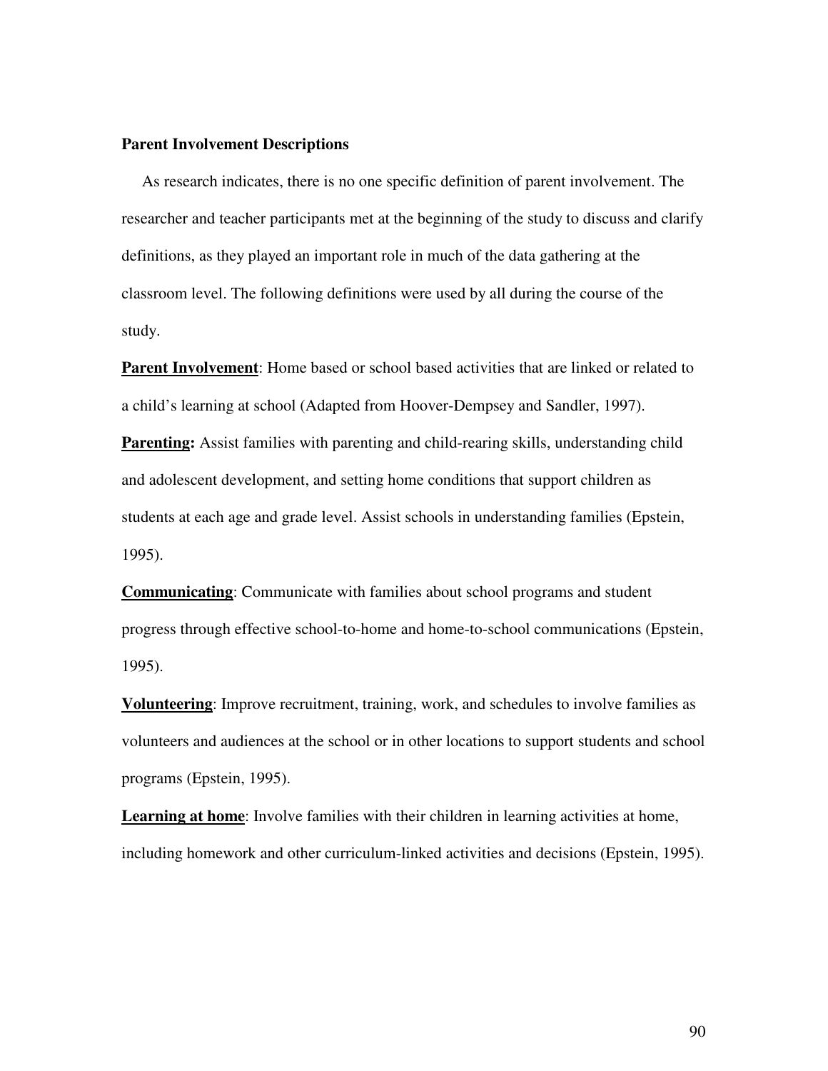**Parent Involvement Descriptions**

As research indicates, there is no one specific definition of parent involvement. The researcher and teacher participants met at the beginning of the study to discuss and clarify definitions, as they played an important role in much of the data gathering at the classroom level. The following definitions were used by all during the course of the study.

**Parent Involvement**: Home based or school based activities that are linked or related to a child's learning at school (Adapted from Hoover-Dempsey and Sandler, 1997).

**Parenting:** Assist families with parenting and child-rearing skills, understanding child and adolescent development, and setting home conditions that support children as students at each age and grade level. Assist schools in understanding families (Epstein, 1995).

**Communicating**: Communicate with families about school programs and student progress through effective school-to-home and home-to-school communications (Epstein, 1995).

**Volunteering**: Improve recruitment, training, work, and schedules to involve families as volunteers and audiences at the school or in other locations to support students and school programs (Epstein, 1995).

**Learning at home**: Involve families with their children in learning activities at home, including homework and other curriculum-linked activities and decisions (Epstein, 1995).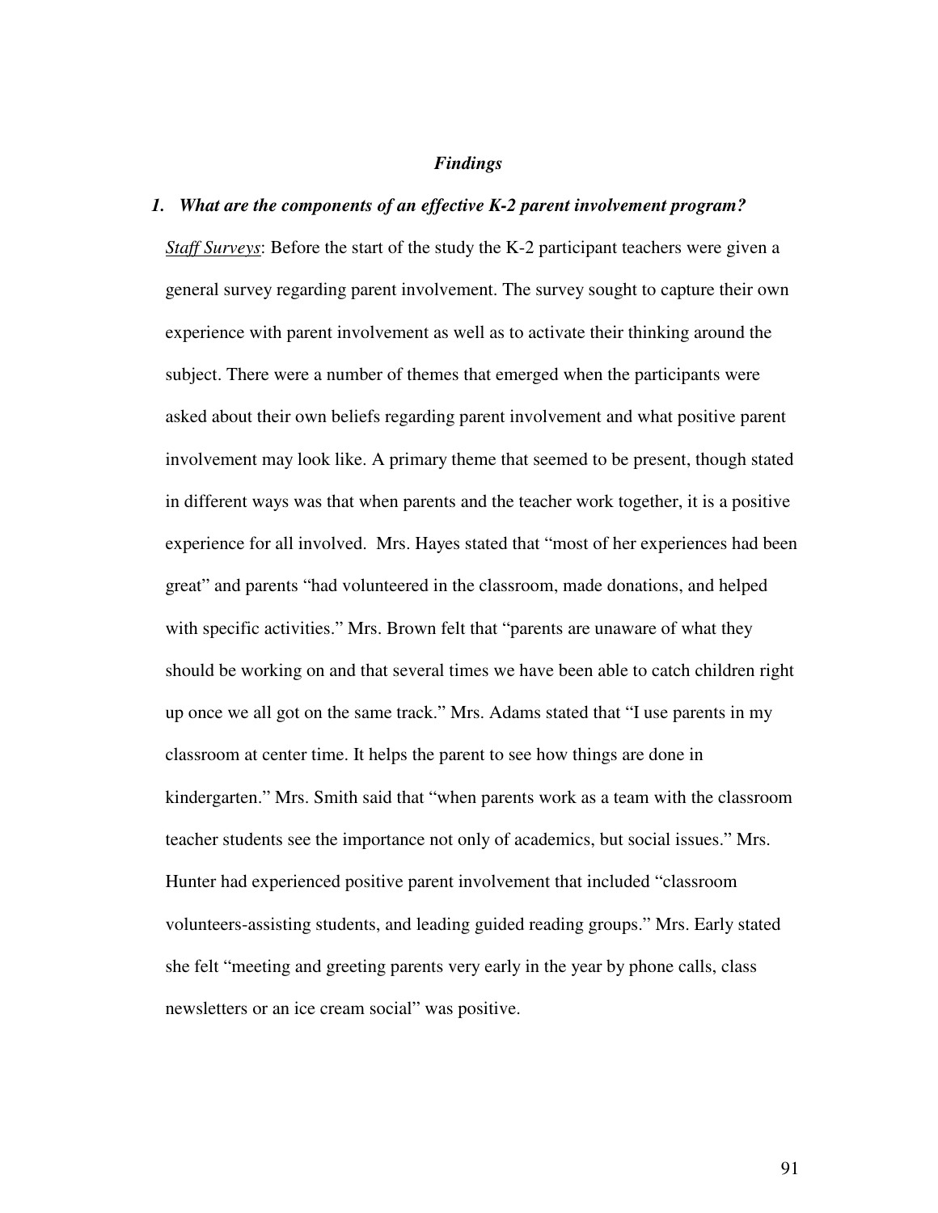### *Findings*

***1. What are the components of an effective K-2 parent involvement program?***

<u>*Staff Surveys*</u>: Before the start of the study the K-2 participant teachers were given a general survey regarding parent involvement. The survey sought to capture their own experience with parent involvement as well as to activate their thinking around the subject. There were a number of themes that emerged when the participants were asked about their own beliefs regarding parent involvement and what positive parent involvement may look like. A primary theme that seemed to be present, though stated in different ways was that when parents and the teacher work together, it is a positive experience for all involved. Mrs. Hayes stated that "most of her experiences had been great" and parents "had volunteered in the classroom, made donations, and helped with specific activities." Mrs. Brown felt that "parents are unaware of what they should be working on and that several times we have been able to catch children right up once we all got on the same track." Mrs. Adams stated that "I use parents in my classroom at center time. It helps the parent to see how things are done in kindergarten." Mrs. Smith said that "when parents work as a team with the classroom teacher students see the importance not only of academics, but social issues." Mrs. Hunter had experienced positive parent involvement that included "classroom volunteers-assisting students, and leading guided reading groups." Mrs. Early stated she felt "meeting and greeting parents very early in the year by phone calls, class newsletters or an ice cream social" was positive.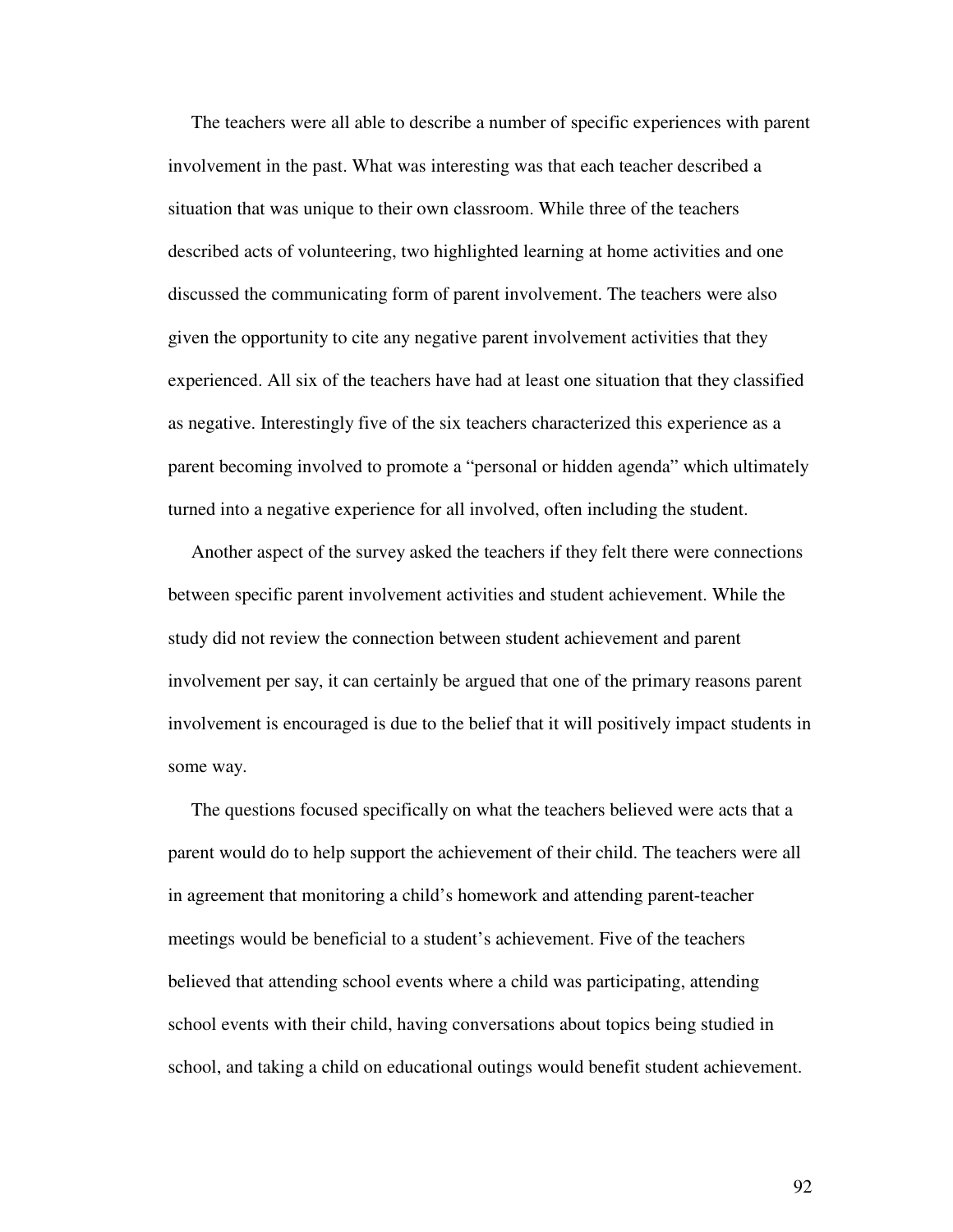The teachers were all able to describe a number of specific experiences with parent involvement in the past. What was interesting was that each teacher described a situation that was unique to their own classroom. While three of the teachers described acts of volunteering, two highlighted learning at home activities and one discussed the communicating form of parent involvement. The teachers were also given the opportunity to cite any negative parent involvement activities that they experienced. All six of the teachers have had at least one situation that they classified as negative. Interestingly five of the six teachers characterized this experience as a parent becoming involved to promote a "personal or hidden agenda" which ultimately turned into a negative experience for all involved, often including the student.

Another aspect of the survey asked the teachers if they felt there were connections between specific parent involvement activities and student achievement. While the study did not review the connection between student achievement and parent involvement per say, it can certainly be argued that one of the primary reasons parent involvement is encouraged is due to the belief that it will positively impact students in some way.

The questions focused specifically on what the teachers believed were acts that a parent would do to help support the achievement of their child. The teachers were all in agreement that monitoring a child's homework and attending parent-teacher meetings would be beneficial to a student's achievement. Five of the teachers believed that attending school events where a child was participating, attending school events with their child, having conversations about topics being studied in school, and taking a child on educational outings would benefit student achievement.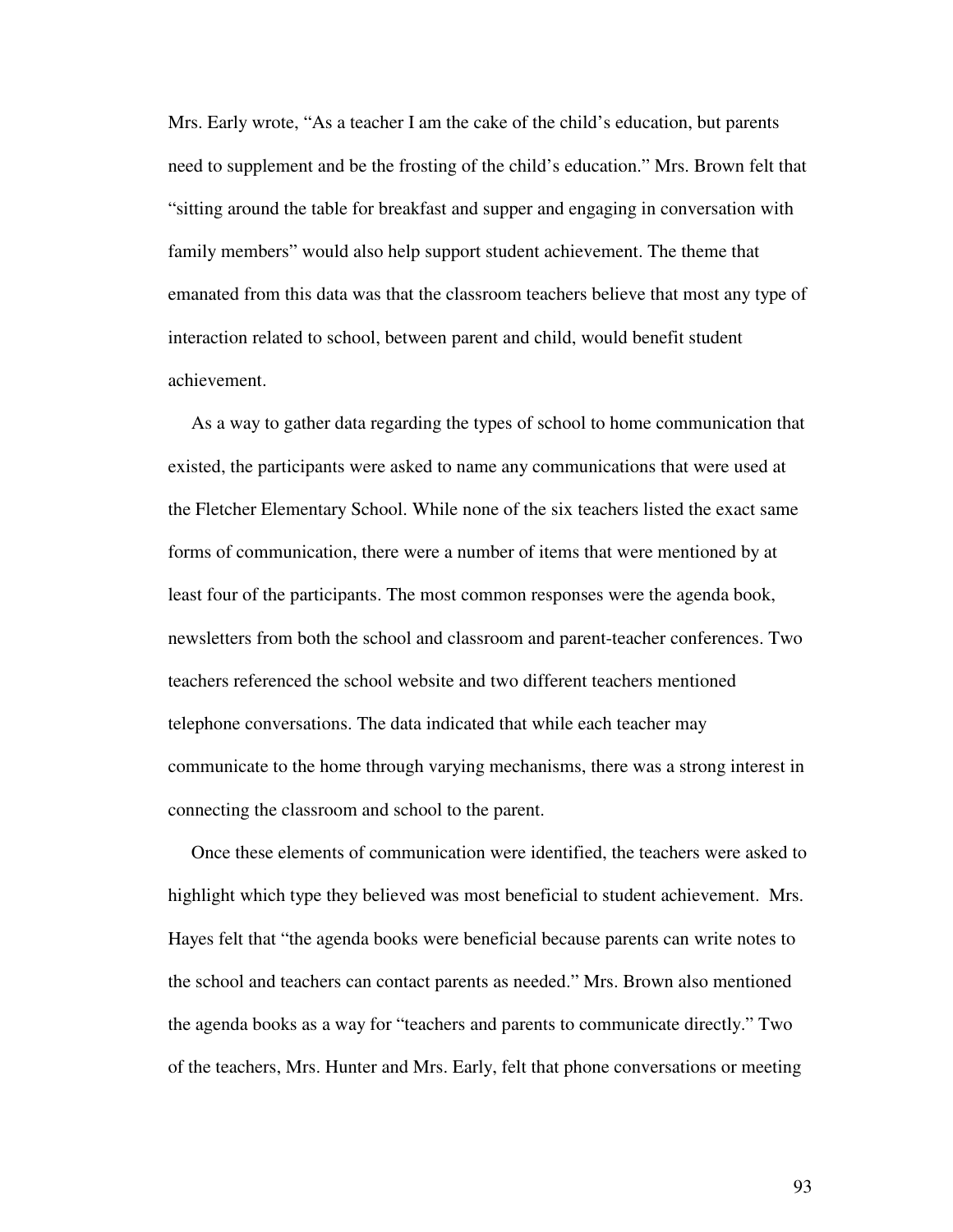Mrs. Early wrote, “As a teacher I am the cake of the child’s education, but parents need to supplement and be the frosting of the child’s education.” Mrs. Brown felt that “sitting around the table for breakfast and supper and engaging in conversation with family members” would also help support student achievement. The theme that emanated from this data was that the classroom teachers believe that most any type of interaction related to school, between parent and child, would benefit student achievement.

As a way to gather data regarding the types of school to home communication that existed, the participants were asked to name any communications that were used at the Fletcher Elementary School. While none of the six teachers listed the exact same forms of communication, there were a number of items that were mentioned by at least four of the participants. The most common responses were the agenda book, newsletters from both the school and classroom and parent-teacher conferences. Two teachers referenced the school website and two different teachers mentioned telephone conversations. The data indicated that while each teacher may communicate to the home through varying mechanisms, there was a strong interest in connecting the classroom and school to the parent.

Once these elements of communication were identified, the teachers were asked to highlight which type they believed was most beneficial to student achievement. Mrs. Hayes felt that “the agenda books were beneficial because parents can write notes to the school and teachers can contact parents as needed.” Mrs. Brown also mentioned the agenda books as a way for “teachers and parents to communicate directly.” Two of the teachers, Mrs. Hunter and Mrs. Early, felt that phone conversations or meeting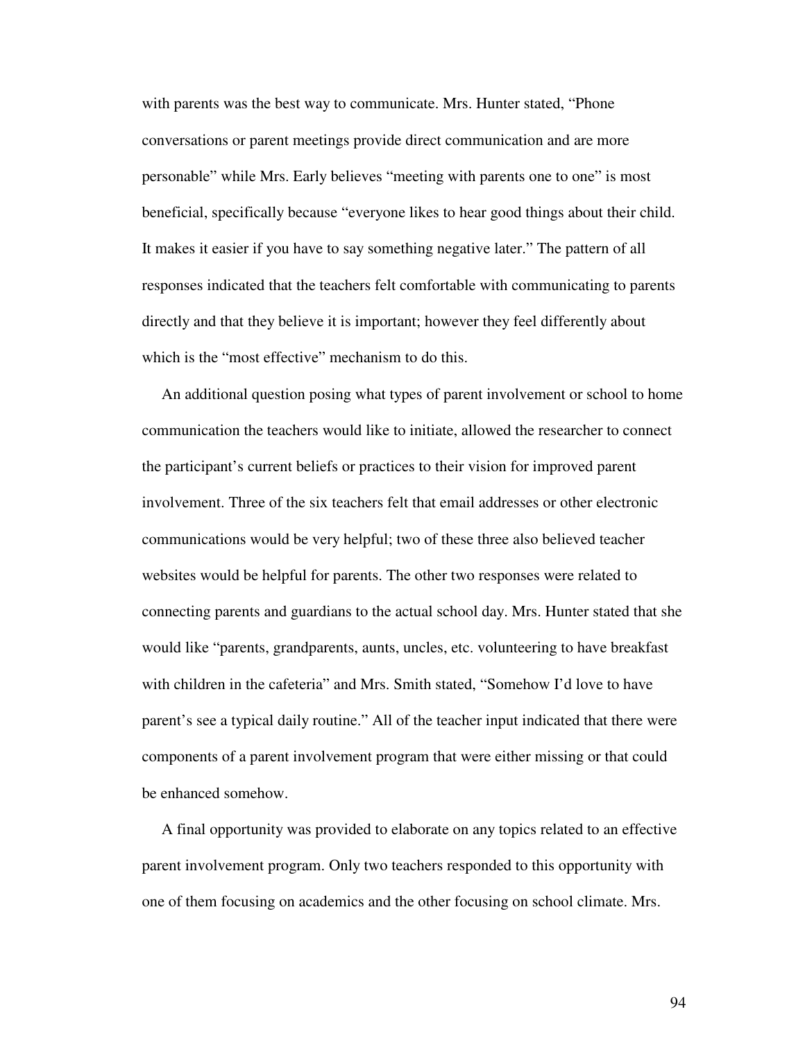with parents was the best way to communicate. Mrs. Hunter stated, "Phone conversations or parent meetings provide direct communication and are more personable" while Mrs. Early believes "meeting with parents one to one" is most beneficial, specifically because "everyone likes to hear good things about their child. It makes it easier if you have to say something negative later." The pattern of all responses indicated that the teachers felt comfortable with communicating to parents directly and that they believe it is important; however they feel differently about which is the "most effective" mechanism to do this.

An additional question posing what types of parent involvement or school to home communication the teachers would like to initiate, allowed the researcher to connect the participant's current beliefs or practices to their vision for improved parent involvement. Three of the six teachers felt that email addresses or other electronic communications would be very helpful; two of these three also believed teacher websites would be helpful for parents. The other two responses were related to connecting parents and guardians to the actual school day. Mrs. Hunter stated that she would like "parents, grandparents, aunts, uncles, etc. volunteering to have breakfast with children in the cafeteria" and Mrs. Smith stated, "Somehow I'd love to have parent's see a typical daily routine." All of the teacher input indicated that there were components of a parent involvement program that were either missing or that could be enhanced somehow.

A final opportunity was provided to elaborate on any topics related to an effective parent involvement program. Only two teachers responded to this opportunity with one of them focusing on academics and the other focusing on school climate. Mrs.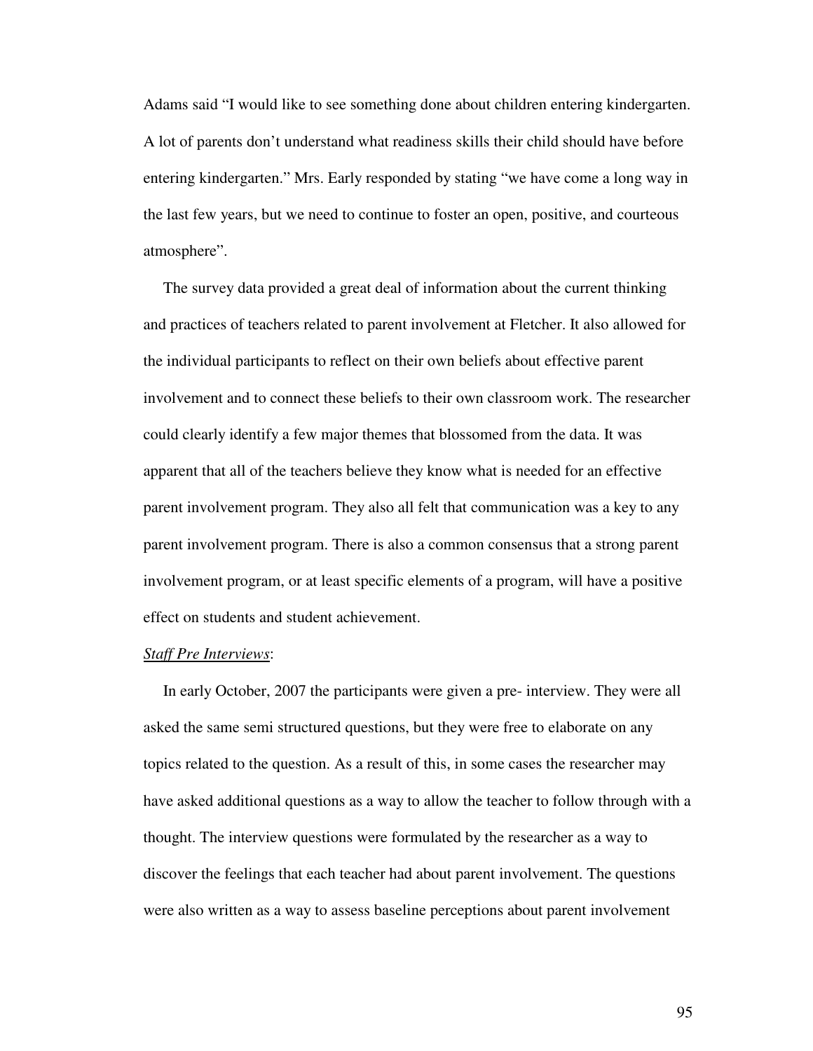Adams said "I would like to see something done about children entering kindergarten. A lot of parents don't understand what readiness skills their child should have before entering kindergarten." Mrs. Early responded by stating "we have come a long way in the last few years, but we need to continue to foster an open, positive, and courteous atmosphere".

The survey data provided a great deal of information about the current thinking and practices of teachers related to parent involvement at Fletcher. It also allowed for the individual participants to reflect on their own beliefs about effective parent involvement and to connect these beliefs to their own classroom work. The researcher could clearly identify a few major themes that blossomed from the data. It was apparent that all of the teachers believe they know what is needed for an effective parent involvement program. They also all felt that communication was a key to any parent involvement program. There is also a common consensus that a strong parent involvement program, or at least specific elements of a program, will have a positive effect on students and student achievement.

*Staff Pre Interviews*:

In early October, 2007 the participants were given a pre- interview. They were all asked the same semi structured questions, but they were free to elaborate on any topics related to the question. As a result of this, in some cases the researcher may have asked additional questions as a way to allow the teacher to follow through with a thought. The interview questions were formulated by the researcher as a way to discover the feelings that each teacher had about parent involvement. The questions were also written as a way to assess baseline perceptions about parent involvement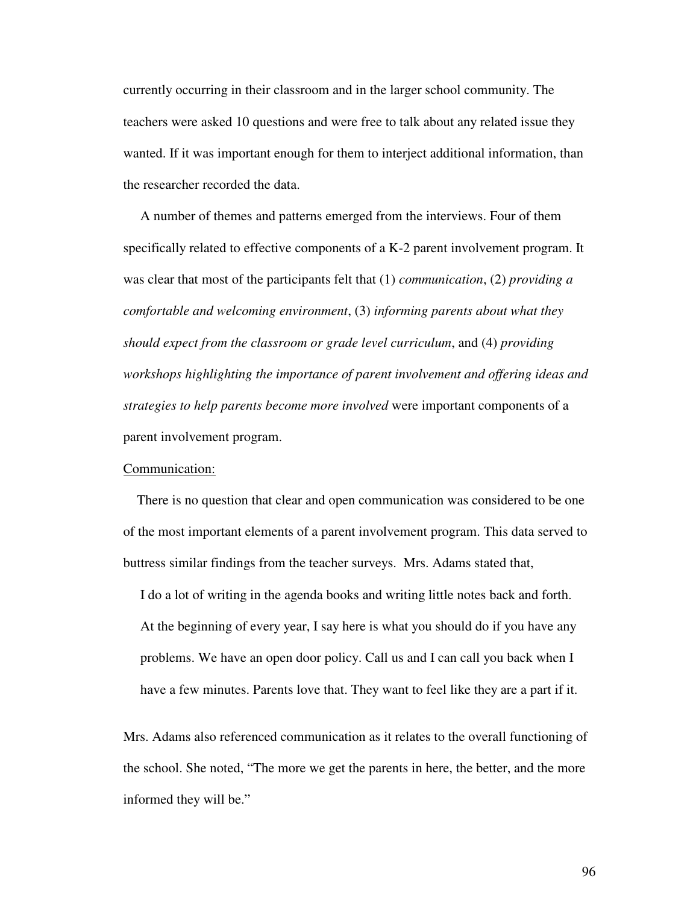currently occurring in their classroom and in the larger school community. The teachers were asked 10 questions and were free to talk about any related issue they wanted. If it was important enough for them to interject additional information, than the researcher recorded the data.

A number of themes and patterns emerged from the interviews. Four of them specifically related to effective components of a K-2 parent involvement program. It was clear that most of the participants felt that (1) *communication*, (2) *providing a comfortable and welcoming environment*, (3) *informing parents about what they should expect from the classroom or grade level curriculum*, and (4) *providing workshops highlighting the importance of parent involvement and offering ideas and strategies to help parents become more involved* were important components of a parent involvement program.

<u>Communication:</u>

There is no question that clear and open communication was considered to be one of the most important elements of a parent involvement program. This data served to buttress similar findings from the teacher surveys. Mrs. Adams stated that,

> I do a lot of writing in the agenda books and writing little notes back and forth. At the beginning of every year, I say here is what you should do if you have any problems. We have an open door policy. Call us and I can call you back when I have a few minutes. Parents love that. They want to feel like they are a part if it.

Mrs. Adams also referenced communication as it relates to the overall functioning of the school. She noted, "The more we get the parents in here, the better, and the more informed they will be."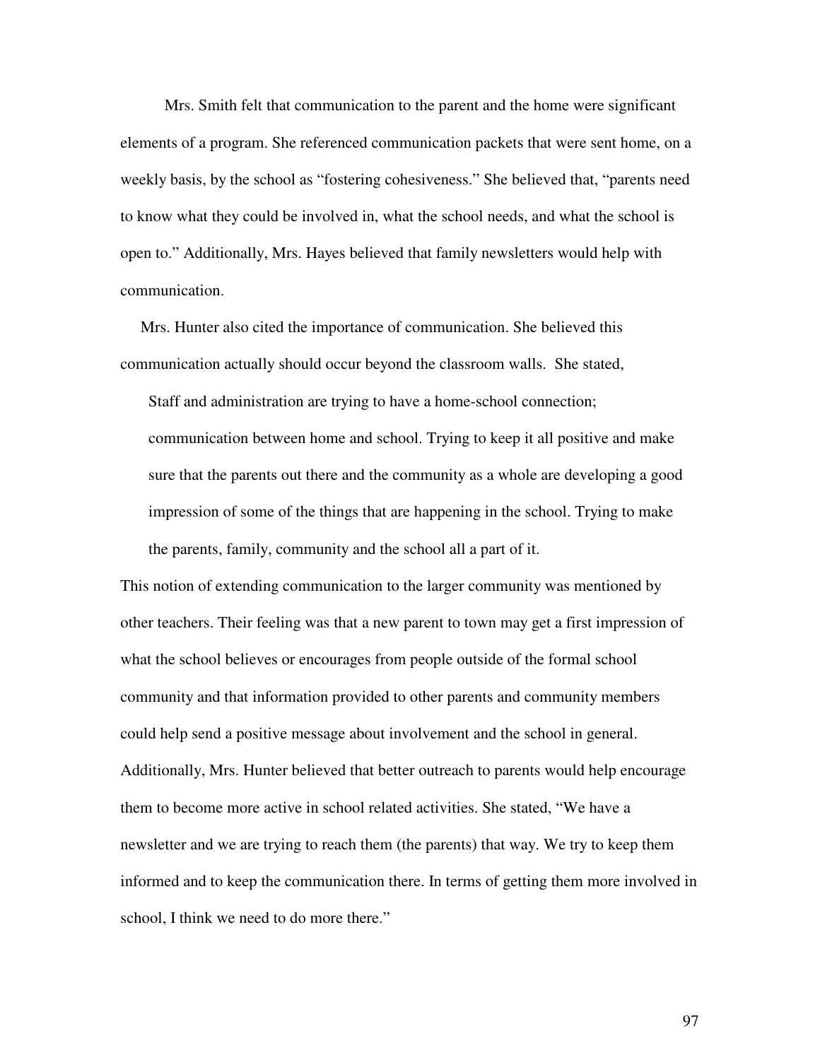Mrs. Smith felt that communication to the parent and the home were significant elements of a program. She referenced communication packets that were sent home, on a weekly basis, by the school as "fostering cohesiveness." She believed that, "parents need to know what they could be involved in, what the school needs, and what the school is open to." Additionally, Mrs. Hayes believed that family newsletters would help with communication.

Mrs. Hunter also cited the importance of communication. She believed this communication actually should occur beyond the classroom walls. She stated,

> Staff and administration are trying to have a home-school connection; communication between home and school. Trying to keep it all positive and make sure that the parents out there and the community as a whole are developing a good impression of some of the things that are happening in the school. Trying to make the parents, family, community and the school all a part of it.

This notion of extending communication to the larger community was mentioned by other teachers. Their feeling was that a new parent to town may get a first impression of what the school believes or encourages from people outside of the formal school community and that information provided to other parents and community members could help send a positive message about involvement and the school in general. Additionally, Mrs. Hunter believed that better outreach to parents would help encourage them to become more active in school related activities. She stated, "We have a newsletter and we are trying to reach them (the parents) that way. We try to keep them informed and to keep the communication there. In terms of getting them more involved in school, I think we need to do more there."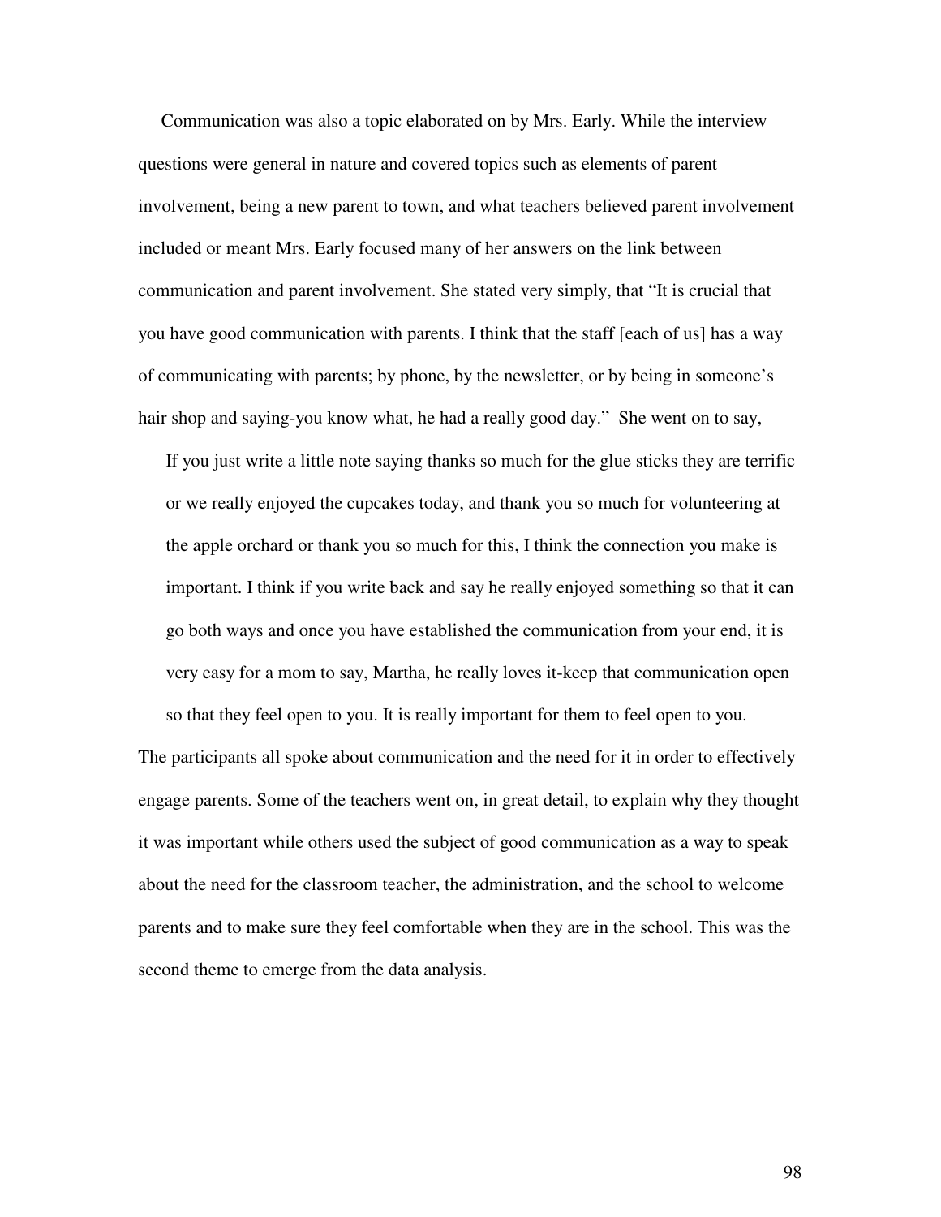Communication was also a topic elaborated on by Mrs. Early. While the interview questions were general in nature and covered topics such as elements of parent involvement, being a new parent to town, and what teachers believed parent involvement included or meant Mrs. Early focused many of her answers on the link between communication and parent involvement. She stated very simply, that "It is crucial that you have good communication with parents. I think that the staff [each of us] has a way of communicating with parents; by phone, by the newsletter, or by being in someone's hair shop and saying-you know what, he had a really good day." She went on to say,

> If you just write a little note saying thanks so much for the glue sticks they are terrific or we really enjoyed the cupcakes today, and thank you so much for volunteering at the apple orchard or thank you so much for this, I think the connection you make is important. I think if you write back and say he really enjoyed something so that it can go both ways and once you have established the communication from your end, it is very easy for a mom to say, Martha, he really loves it-keep that communication open so that they feel open to you. It is really important for them to feel open to you.

The participants all spoke about communication and the need for it in order to effectively engage parents. Some of the teachers went on, in great detail, to explain why they thought it was important while others used the subject of good communication as a way to speak about the need for the classroom teacher, the administration, and the school to welcome parents and to make sure they feel comfortable when they are in the school. This was the second theme to emerge from the data analysis.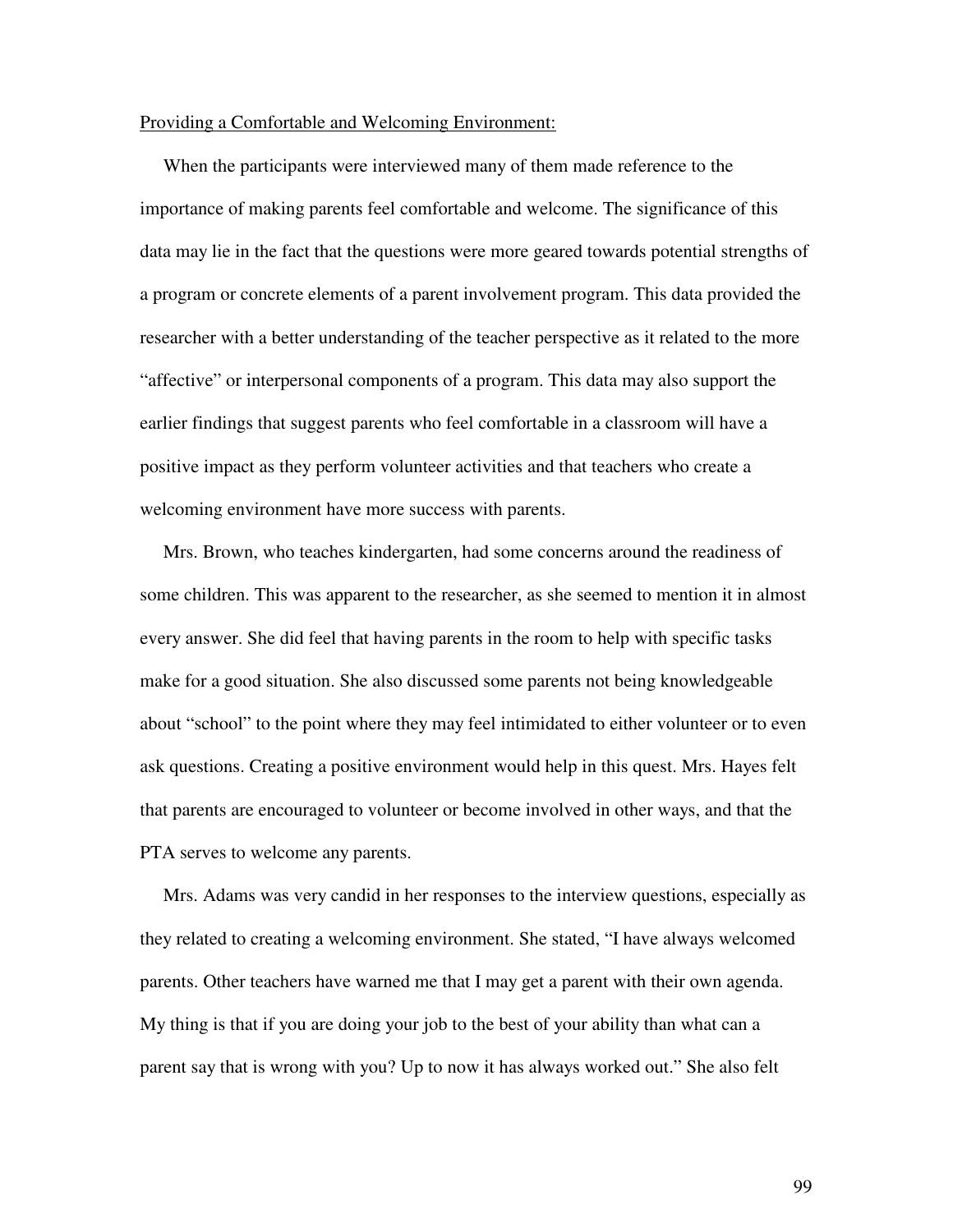Providing a Comfortable and Welcoming Environment:

When the participants were interviewed many of them made reference to the importance of making parents feel comfortable and welcome. The significance of this data may lie in the fact that the questions were more geared towards potential strengths of a program or concrete elements of a parent involvement program. This data provided the researcher with a better understanding of the teacher perspective as it related to the more "affective" or interpersonal components of a program. This data may also support the earlier findings that suggest parents who feel comfortable in a classroom will have a positive impact as they perform volunteer activities and that teachers who create a welcoming environment have more success with parents.

Mrs. Brown, who teaches kindergarten, had some concerns around the readiness of some children. This was apparent to the researcher, as she seemed to mention it in almost every answer. She did feel that having parents in the room to help with specific tasks make for a good situation. She also discussed some parents not being knowledgeable about "school" to the point where they may feel intimidated to either volunteer or to even ask questions. Creating a positive environment would help in this quest. Mrs. Hayes felt that parents are encouraged to volunteer or become involved in other ways, and that the PTA serves to welcome any parents.

Mrs. Adams was very candid in her responses to the interview questions, especially as they related to creating a welcoming environment. She stated, "I have always welcomed parents. Other teachers have warned me that I may get a parent with their own agenda. My thing is that if you are doing your job to the best of your ability than what can a parent say that is wrong with you? Up to now it has always worked out." She also felt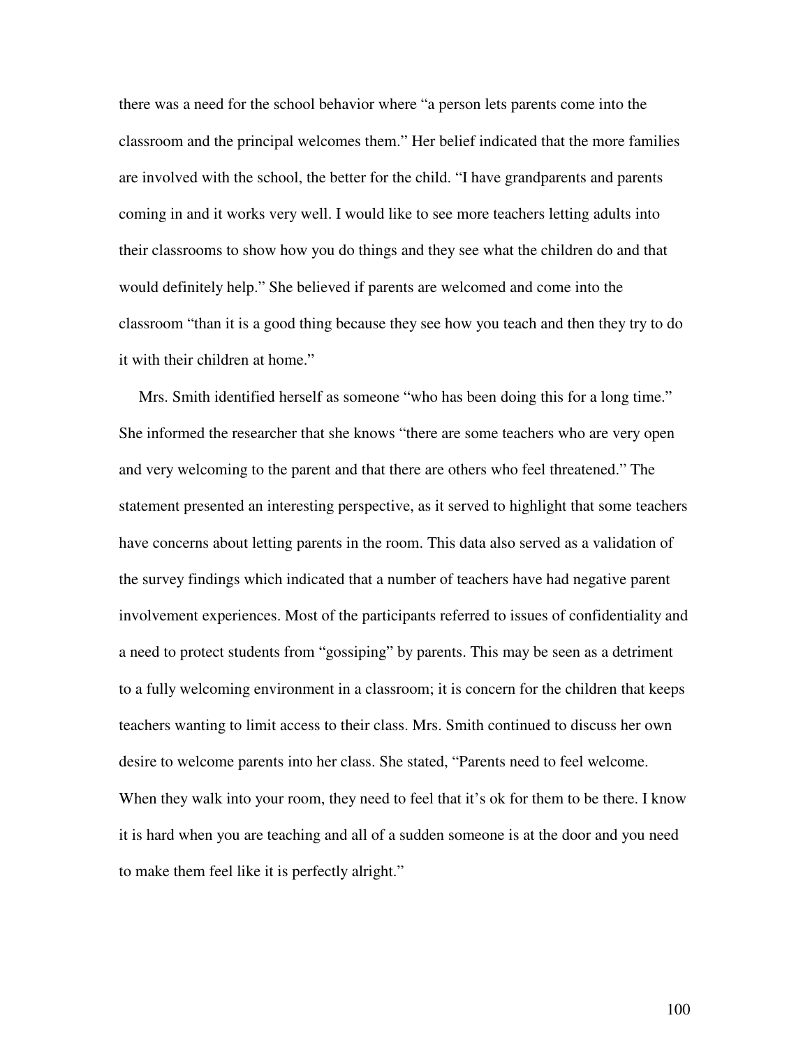there was a need for the school behavior where "a person lets parents come into the classroom and the principal welcomes them." Her belief indicated that the more families are involved with the school, the better for the child. "I have grandparents and parents coming in and it works very well. I would like to see more teachers letting adults into their classrooms to show how you do things and they see what the children do and that would definitely help." She believed if parents are welcomed and come into the classroom "than it is a good thing because they see how you teach and then they try to do it with their children at home."

Mrs. Smith identified herself as someone "who has been doing this for a long time." She informed the researcher that she knows "there are some teachers who are very open and very welcoming to the parent and that there are others who feel threatened." The statement presented an interesting perspective, as it served to highlight that some teachers have concerns about letting parents in the room. This data also served as a validation of the survey findings which indicated that a number of teachers have had negative parent involvement experiences. Most of the participants referred to issues of confidentiality and a need to protect students from "gossiping" by parents. This may be seen as a detriment to a fully welcoming environment in a classroom; it is concern for the children that keeps teachers wanting to limit access to their class. Mrs. Smith continued to discuss her own desire to welcome parents into her class. She stated, "Parents need to feel welcome. When they walk into your room, they need to feel that it's ok for them to be there. I know it is hard when you are teaching and all of a sudden someone is at the door and you need to make them feel like it is perfectly alright."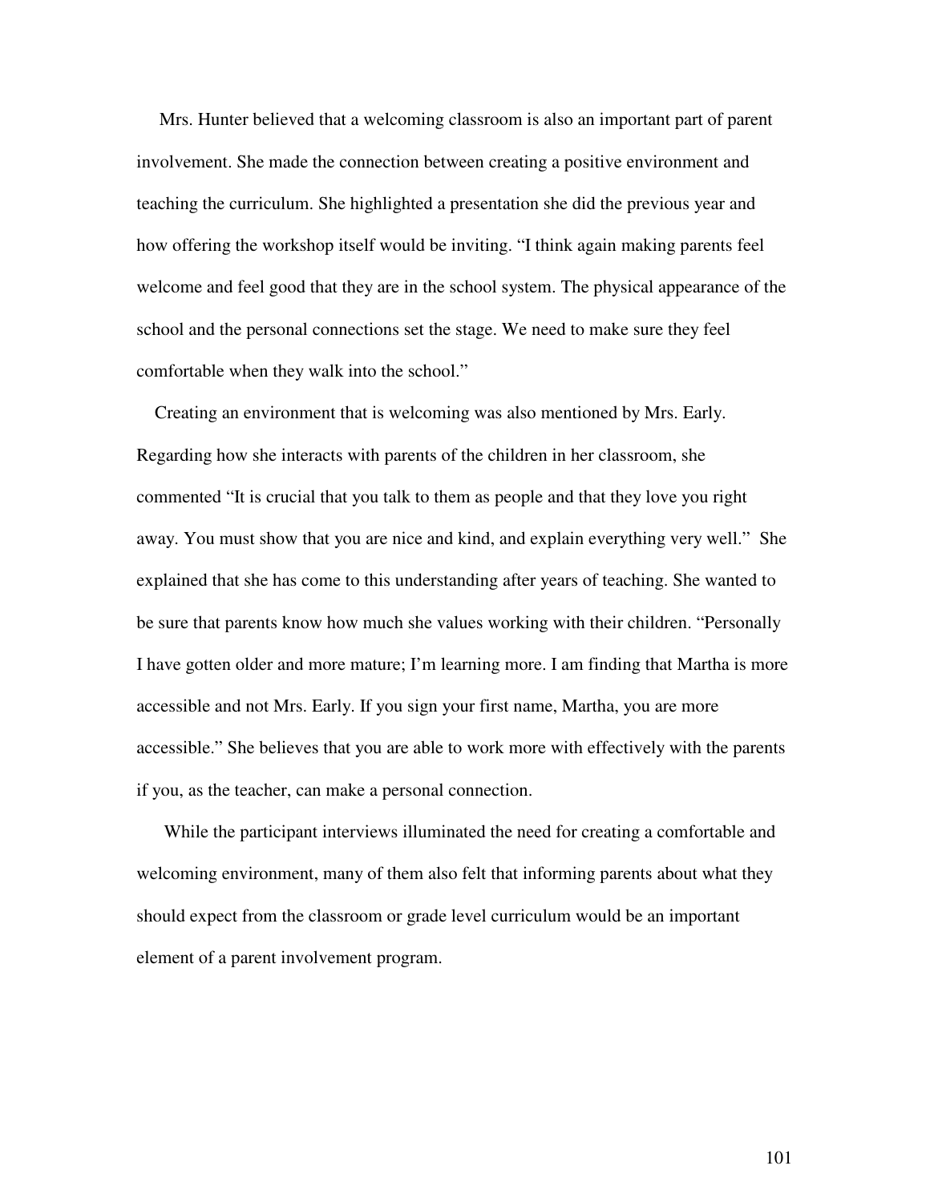Mrs. Hunter believed that a welcoming classroom is also an important part of parent involvement. She made the connection between creating a positive environment and teaching the curriculum. She highlighted a presentation she did the previous year and how offering the workshop itself would be inviting. "I think again making parents feel welcome and feel good that they are in the school system. The physical appearance of the school and the personal connections set the stage. We need to make sure they feel comfortable when they walk into the school."

Creating an environment that is welcoming was also mentioned by Mrs. Early. Regarding how she interacts with parents of the children in her classroom, she commented "It is crucial that you talk to them as people and that they love you right away. You must show that you are nice and kind, and explain everything very well." She explained that she has come to this understanding after years of teaching. She wanted to be sure that parents know how much she values working with their children. "Personally I have gotten older and more mature; I'm learning more. I am finding that Martha is more accessible and not Mrs. Early. If you sign your first name, Martha, you are more accessible." She believes that you are able to work more with effectively with the parents if you, as the teacher, can make a personal connection.

While the participant interviews illuminated the need for creating a comfortable and welcoming environment, many of them also felt that informing parents about what they should expect from the classroom or grade level curriculum would be an important element of a parent involvement program.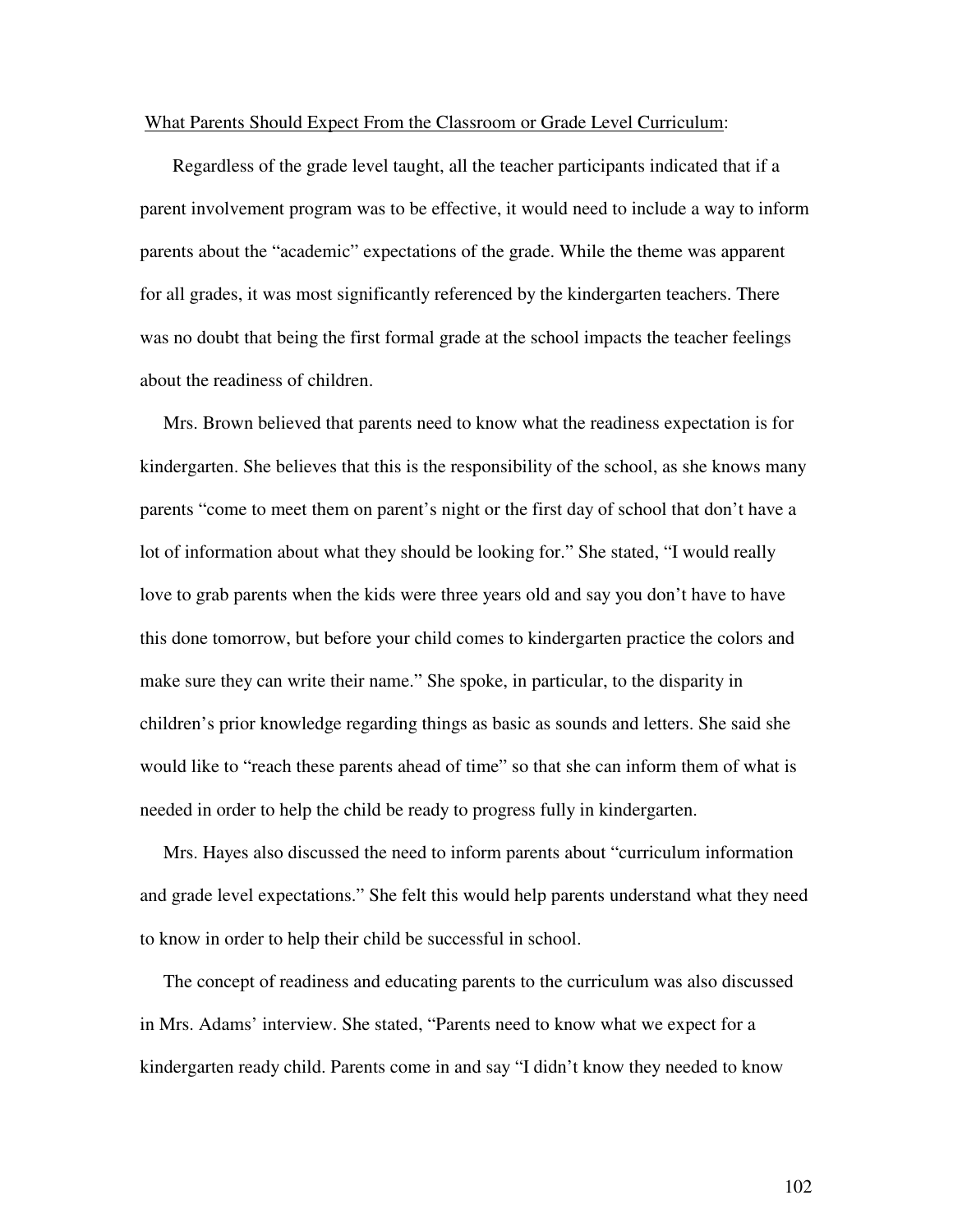<u>What Parents Should Expect From the Classroom or Grade Level Curriculum</u>:

Regardless of the grade level taught, all the teacher participants indicated that if a parent involvement program was to be effective, it would need to include a way to inform parents about the "academic" expectations of the grade. While the theme was apparent for all grades, it was most significantly referenced by the kindergarten teachers. There was no doubt that being the first formal grade at the school impacts the teacher feelings about the readiness of children.

Mrs. Brown believed that parents need to know what the readiness expectation is for kindergarten. She believes that this is the responsibility of the school, as she knows many parents "come to meet them on parent's night or the first day of school that don't have a lot of information about what they should be looking for." She stated, "I would really love to grab parents when the kids were three years old and say you don't have to have this done tomorrow, but before your child comes to kindergarten practice the colors and make sure they can write their name." She spoke, in particular, to the disparity in children's prior knowledge regarding things as basic as sounds and letters. She said she would like to "reach these parents ahead of time" so that she can inform them of what is needed in order to help the child be ready to progress fully in kindergarten.

Mrs. Hayes also discussed the need to inform parents about "curriculum information and grade level expectations." She felt this would help parents understand what they need to know in order to help their child be successful in school.

The concept of readiness and educating parents to the curriculum was also discussed in Mrs. Adams' interview. She stated, "Parents need to know what we expect for a kindergarten ready child. Parents come in and say "I didn't know they needed to know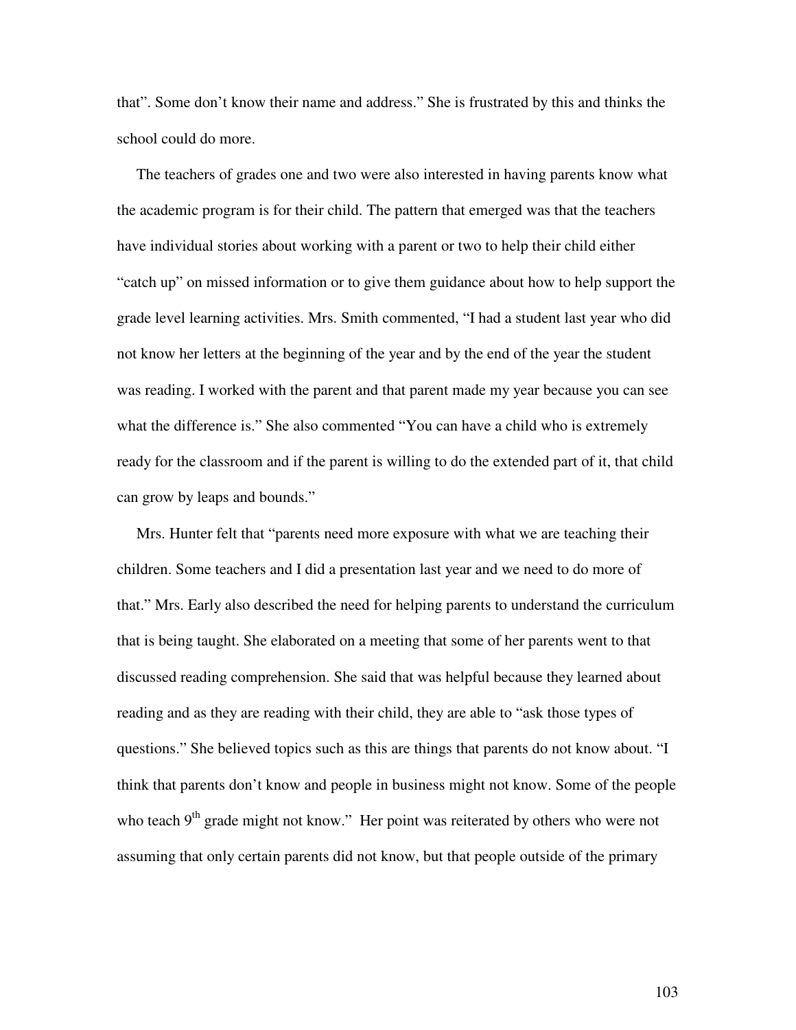that". Some don't know their name and address." She is frustrated by this and thinks the school could do more.

The teachers of grades one and two were also interested in having parents know what the academic program is for their child. The pattern that emerged was that the teachers have individual stories about working with a parent or two to help their child either "catch up" on missed information or to give them guidance about how to help support the grade level learning activities. Mrs. Smith commented, "I had a student last year who did not know her letters at the beginning of the year and by the end of the year the student was reading. I worked with the parent and that parent made my year because you can see what the difference is." She also commented "You can have a child who is extremely ready for the classroom and if the parent is willing to do the extended part of it, that child can grow by leaps and bounds."

Mrs. Hunter felt that "parents need more exposure with what we are teaching their children. Some teachers and I did a presentation last year and we need to do more of that." Mrs. Early also described the need for helping parents to understand the curriculum that is being taught. She elaborated on a meeting that some of her parents went to that discussed reading comprehension. She said that was helpful because they learned about reading and as they are reading with their child, they are able to "ask those types of questions." She believed topics such as this are things that parents do not know about. "I think that parents don't know and people in business might not know. Some of the people who teach 9th grade might not know." Her point was reiterated by others who were not assuming that only certain parents did not know, but that people outside of the primary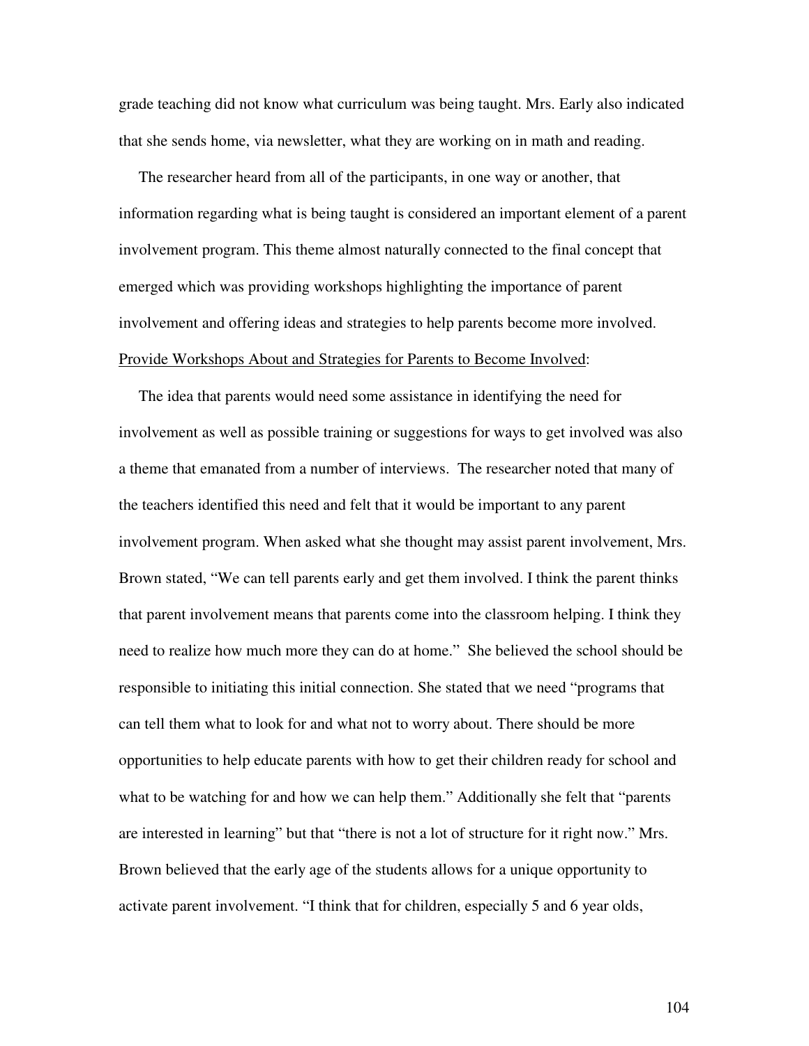grade teaching did not know what curriculum was being taught. Mrs. Early also indicated that she sends home, via newsletter, what they are working on in math and reading.

The researcher heard from all of the participants, in one way or another, that information regarding what is being taught is considered an important element of a parent involvement program. This theme almost naturally connected to the final concept that emerged which was providing workshops highlighting the importance of parent involvement and offering ideas and strategies to help parents become more involved.

<u>Provide Workshops About and Strategies for Parents to Become Involved</u>:

The idea that parents would need some assistance in identifying the need for involvement as well as possible training or suggestions for ways to get involved was also a theme that emanated from a number of interviews. The researcher noted that many of the teachers identified this need and felt that it would be important to any parent involvement program. When asked what she thought may assist parent involvement, Mrs. Brown stated, "We can tell parents early and get them involved. I think the parent thinks that parent involvement means that parents come into the classroom helping. I think they need to realize how much more they can do at home." She believed the school should be responsible to initiating this initial connection. She stated that we need "programs that can tell them what to look for and what not to worry about. There should be more opportunities to help educate parents with how to get their children ready for school and what to be watching for and how we can help them." Additionally she felt that "parents are interested in learning" but that "there is not a lot of structure for it right now." Mrs. Brown believed that the early age of the students allows for a unique opportunity to activate parent involvement. "I think that for children, especially 5 and 6 year olds,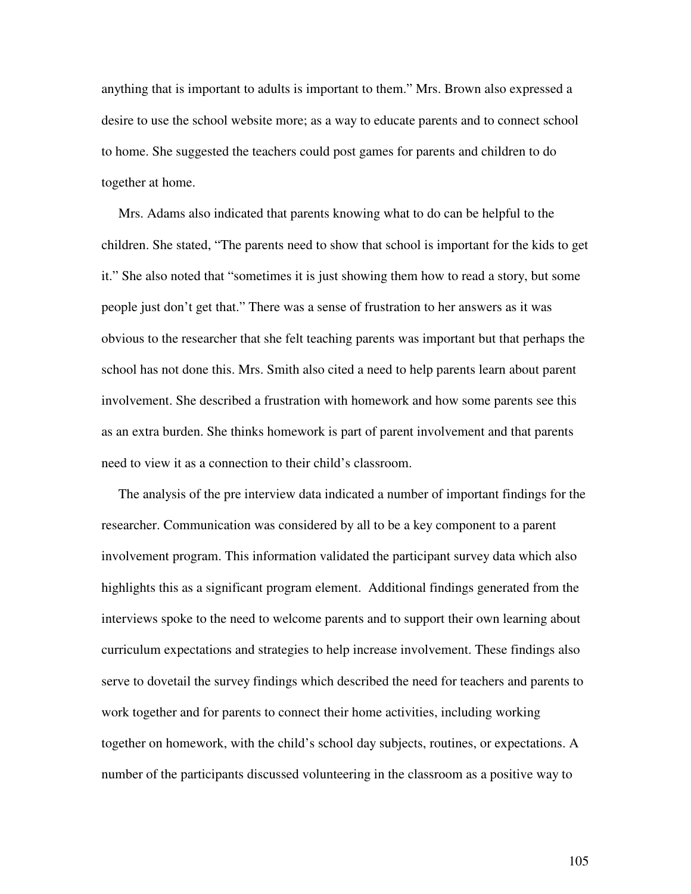anything that is important to adults is important to them." Mrs. Brown also expressed a desire to use the school website more; as a way to educate parents and to connect school to home. She suggested the teachers could post games for parents and children to do together at home.

Mrs. Adams also indicated that parents knowing what to do can be helpful to the children. She stated, "The parents need to show that school is important for the kids to get it." She also noted that "sometimes it is just showing them how to read a story, but some people just don't get that." There was a sense of frustration to her answers as it was obvious to the researcher that she felt teaching parents was important but that perhaps the school has not done this. Mrs. Smith also cited a need to help parents learn about parent involvement. She described a frustration with homework and how some parents see this as an extra burden. She thinks homework is part of parent involvement and that parents need to view it as a connection to their child's classroom.

The analysis of the pre interview data indicated a number of important findings for the researcher. Communication was considered by all to be a key component to a parent involvement program. This information validated the participant survey data which also highlights this as a significant program element. Additional findings generated from the interviews spoke to the need to welcome parents and to support their own learning about curriculum expectations and strategies to help increase involvement. These findings also serve to dovetail the survey findings which described the need for teachers and parents to work together and for parents to connect their home activities, including working together on homework, with the child's school day subjects, routines, or expectations. A number of the participants discussed volunteering in the classroom as a positive way to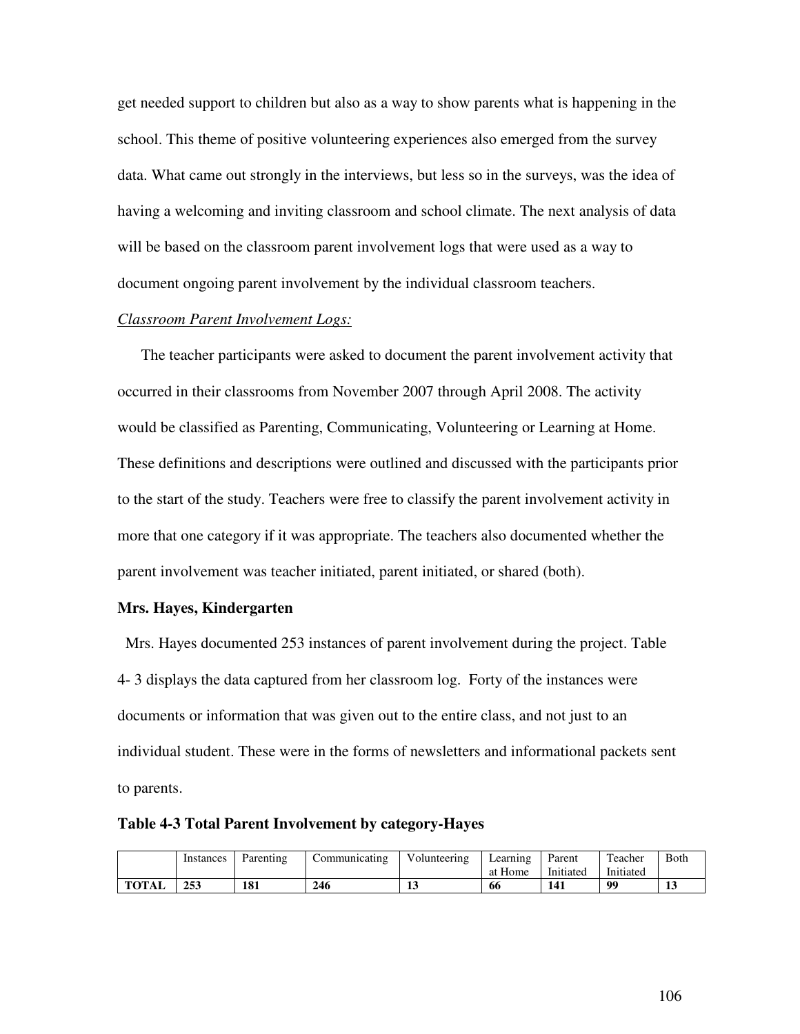get needed support to children but also as a way to show parents what is happening in the school. This theme of positive volunteering experiences also emerged from the survey data. What came out strongly in the interviews, but less so in the surveys, was the idea of having a welcoming and inviting classroom and school climate. The next analysis of data will be based on the classroom parent involvement logs that were used as a way to document ongoing parent involvement by the individual classroom teachers.

*Classroom Parent Involvement Logs:*

The teacher participants were asked to document the parent involvement activity that occurred in their classrooms from November 2007 through April 2008. The activity would be classified as Parenting, Communicating, Volunteering or Learning at Home. These definitions and descriptions were outlined and discussed with the participants prior to the start of the study. Teachers were free to classify the parent involvement activity in more that one category if it was appropriate. The teachers also documented whether the parent involvement was teacher initiated, parent initiated, or shared (both).

**Mrs. Hayes, Kindergarten**

Mrs. Hayes documented 253 instances of parent involvement during the project. Table 4- 3 displays the data captured from her classroom log. Forty of the instances were documents or information that was given out to the entire class, and not just to an individual student. These were in the forms of newsletters and informational packets sent to parents.

**Table 4-3 Total Parent Involvement by category-Hayes**

| | Instances | Parenting | Communicating | Volunteering | Learning at Home | Parent Initiated | Teacher Initiated | Both |
|---|---|---|---|---|---|---|---|---|
| **TOTAL** | **253** | **181** | **246** | **13** | **66** | **141** | **99** | **13** |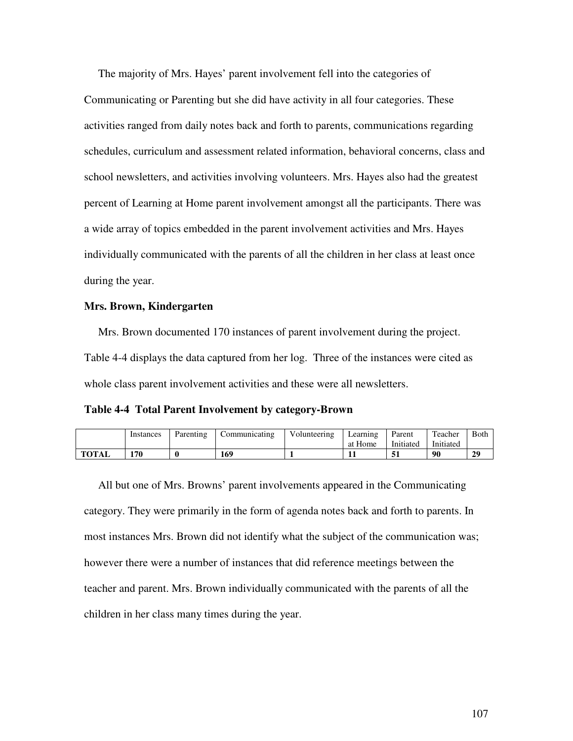The majority of Mrs. Hayes' parent involvement fell into the categories of Communicating or Parenting but she did have activity in all four categories. These activities ranged from daily notes back and forth to parents, communications regarding schedules, curriculum and assessment related information, behavioral concerns, class and school newsletters, and activities involving volunteers. Mrs. Hayes also had the greatest percent of Learning at Home parent involvement amongst all the participants. There was a wide array of topics embedded in the parent involvement activities and Mrs. Hayes individually communicated with the parents of all the children in her class at least once during the year.

**Mrs. Brown, Kindergarten**

Mrs. Brown documented 170 instances of parent involvement during the project. Table 4-4 displays the data captured from her log. Three of the instances were cited as whole class parent involvement activities and these were all newsletters.

**Table 4-4 Total Parent Involvement by category-Brown**

| | Instances | Parenting | Communicating | Volunteering | Learning at Home | Parent Initiated | Teacher Initiated | Both |
|---|---|---|---|---|---|---|---|---|
| **TOTAL** | **170** | **0** | **169** | **1** | **11** | **51** | **90** | **29** |

All but one of Mrs. Browns' parent involvements appeared in the Communicating category. They were primarily in the form of agenda notes back and forth to parents. In most instances Mrs. Brown did not identify what the subject of the communication was; however there were a number of instances that did reference meetings between the teacher and parent. Mrs. Brown individually communicated with the parents of all the children in her class many times during the year.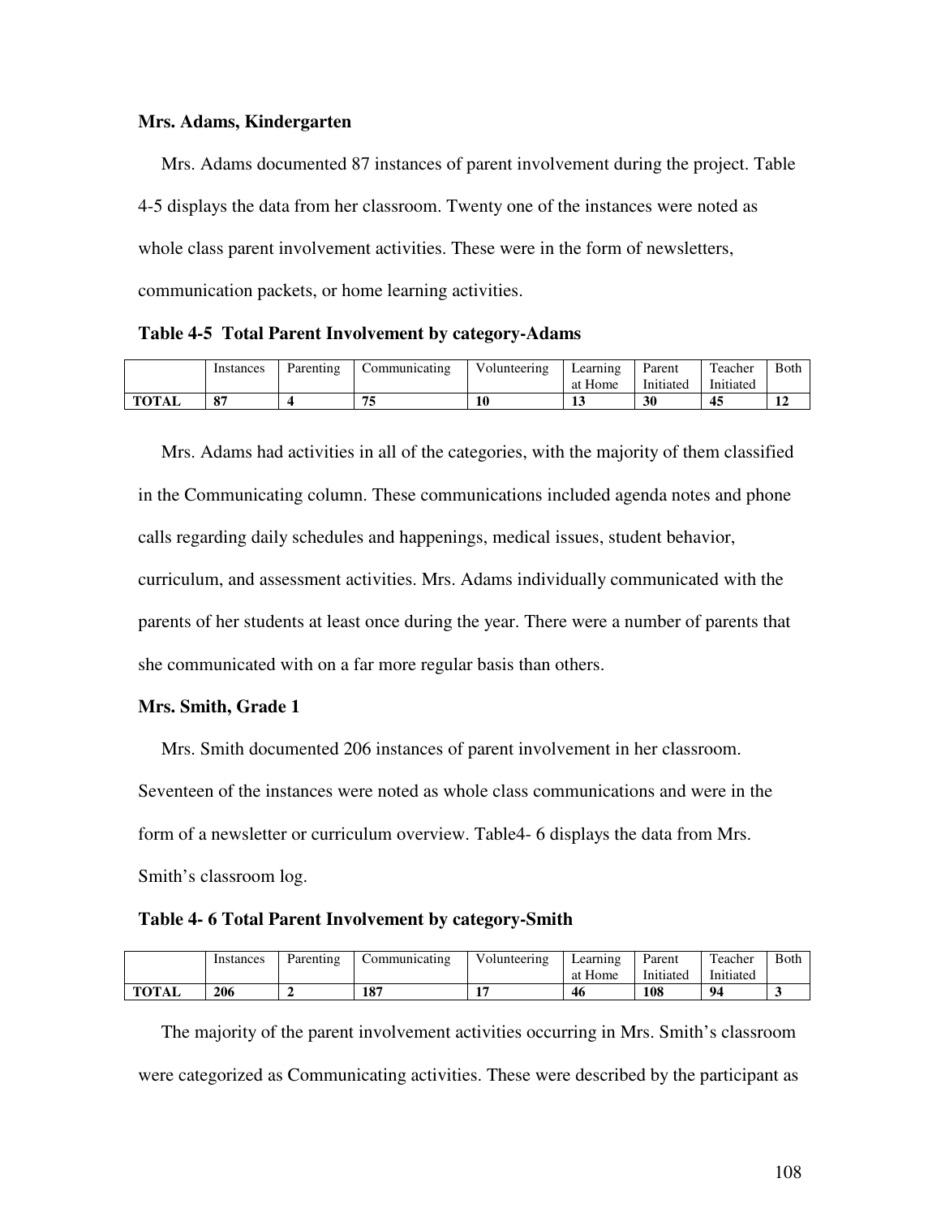**Mrs. Adams, Kindergarten**

Mrs. Adams documented 87 instances of parent involvement during the project. Table 4-5 displays the data from her classroom. Twenty one of the instances were noted as whole class parent involvement activities. These were in the form of newsletters, communication packets, or home learning activities.

**Table 4-5 Total Parent Involvement by category-Adams**

| | Instances | Parenting | Communicating | Volunteering | Learning at Home | Parent Initiated | Teacher Initiated | Both |
|---|---|---|---|---|---|---|---|---|
| **TOTAL** | **87** | **4** | **75** | **10** | **13** | **30** | **45** | **12** |

Mrs. Adams had activities in all of the categories, with the majority of them classified in the Communicating column. These communications included agenda notes and phone calls regarding daily schedules and happenings, medical issues, student behavior, curriculum, and assessment activities. Mrs. Adams individually communicated with the parents of her students at least once during the year. There were a number of parents that she communicated with on a far more regular basis than others.

**Mrs. Smith, Grade 1**

Mrs. Smith documented 206 instances of parent involvement in her classroom. Seventeen of the instances were noted as whole class communications and were in the form of a newsletter or curriculum overview. Table4- 6 displays the data from Mrs. Smith's classroom log.

**Table 4- 6 Total Parent Involvement by category-Smith**

| | Instances | Parenting | Communicating | Volunteering | Learning at Home | Parent Initiated | Teacher Initiated | Both |
|---|---|---|---|---|---|---|---|---|
| **TOTAL** | **206** | **2** | **187** | **17** | **46** | **108** | **94** | **3** |

The majority of the parent involvement activities occurring in Mrs. Smith's classroom were categorized as Communicating activities. These were described by the participant as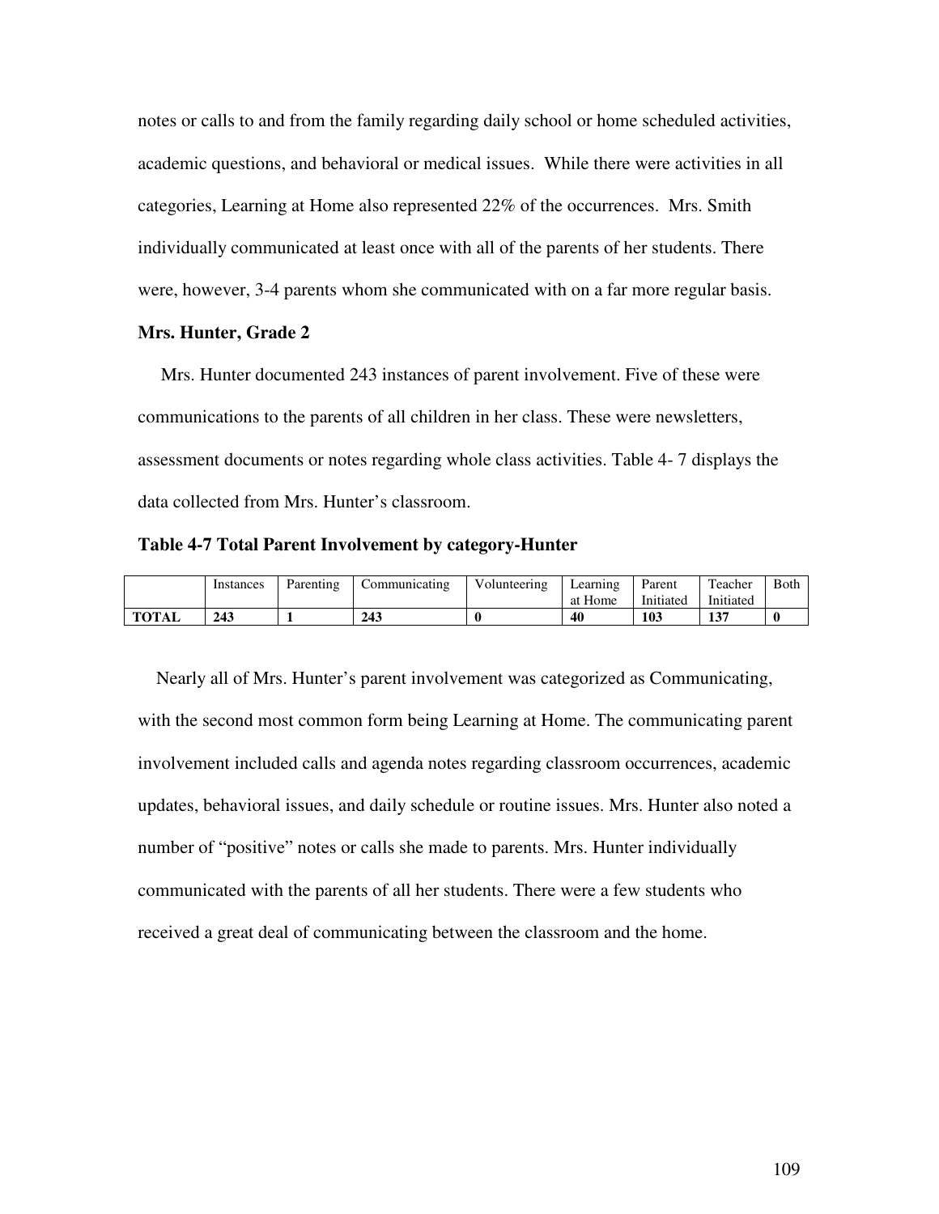notes or calls to and from the family regarding daily school or home scheduled activities, academic questions, and behavioral or medical issues. While there were activities in all categories, Learning at Home also represented 22% of the occurrences. Mrs. Smith individually communicated at least once with all of the parents of her students. There were, however, 3-4 parents whom she communicated with on a far more regular basis.

### Mrs. Hunter, Grade 2

Mrs. Hunter documented 243 instances of parent involvement. Five of these were communications to the parents of all children in her class. These were newsletters, assessment documents or notes regarding whole class activities. Table 4- 7 displays the data collected from Mrs. Hunter's classroom.

**Table 4-7 Total Parent Involvement by category-Hunter**

| | Instances | Parenting | Communicating | Volunteering | Learning at Home | Parent Initiated | Teacher Initiated | Both |
|---|---|---|---|---|---|---|---|---|
| **TOTAL** | **243** | **1** | **243** | **0** | **40** | **103** | **137** | **0** |

Nearly all of Mrs. Hunter's parent involvement was categorized as Communicating, with the second most common form being Learning at Home. The communicating parent involvement included calls and agenda notes regarding classroom occurrences, academic updates, behavioral issues, and daily schedule or routine issues. Mrs. Hunter also noted a number of "positive" notes or calls she made to parents. Mrs. Hunter individually communicated with the parents of all her students. There were a few students who received a great deal of communicating between the classroom and the home.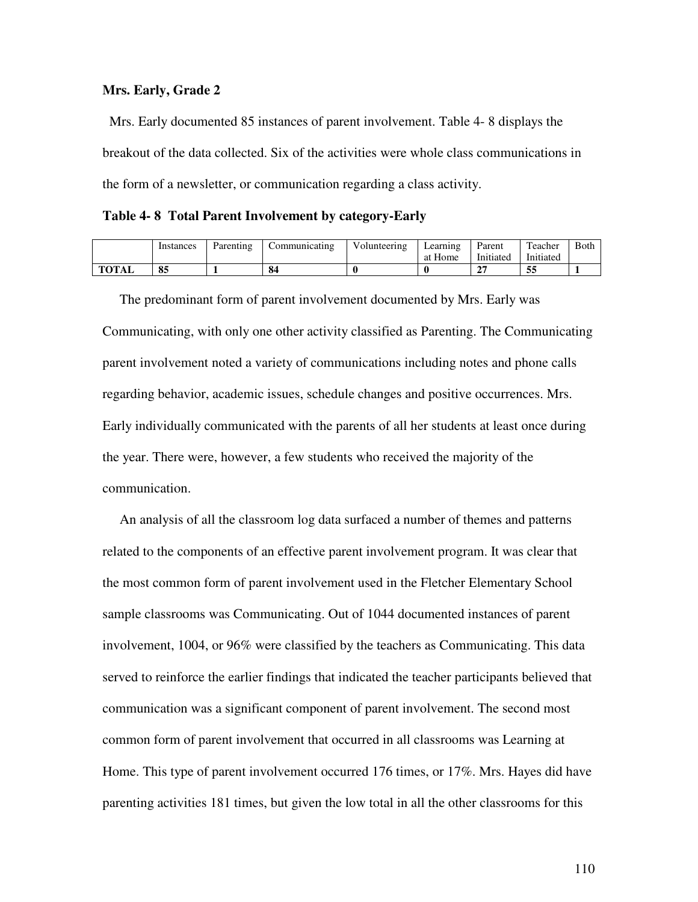**Mrs. Early, Grade 2**

Mrs. Early documented 85 instances of parent involvement. Table 4- 8 displays the breakout of the data collected. Six of the activities were whole class communications in the form of a newsletter, or communication regarding a class activity.

**Table 4- 8 Total Parent Involvement by category-Early**

| | Instances | Parenting | Communicating | Volunteering | Learning at Home | Parent Initiated | Teacher Initiated | Both |
|---|---|---|---|---|---|---|---|---|
| **TOTAL** | **85** | **1** | **84** | **0** | **0** | **27** | **55** | **1** |

The predominant form of parent involvement documented by Mrs. Early was Communicating, with only one other activity classified as Parenting. The Communicating parent involvement noted a variety of communications including notes and phone calls regarding behavior, academic issues, schedule changes and positive occurrences. Mrs. Early individually communicated with the parents of all her students at least once during the year. There were, however, a few students who received the majority of the communication.

An analysis of all the classroom log data surfaced a number of themes and patterns related to the components of an effective parent involvement program. It was clear that the most common form of parent involvement used in the Fletcher Elementary School sample classrooms was Communicating. Out of 1044 documented instances of parent involvement, 1004, or 96% were classified by the teachers as Communicating. This data served to reinforce the earlier findings that indicated the teacher participants believed that communication was a significant component of parent involvement. The second most common form of parent involvement that occurred in all classrooms was Learning at Home. This type of parent involvement occurred 176 times, or 17%. Mrs. Hayes did have parenting activities 181 times, but given the low total in all the other classrooms for this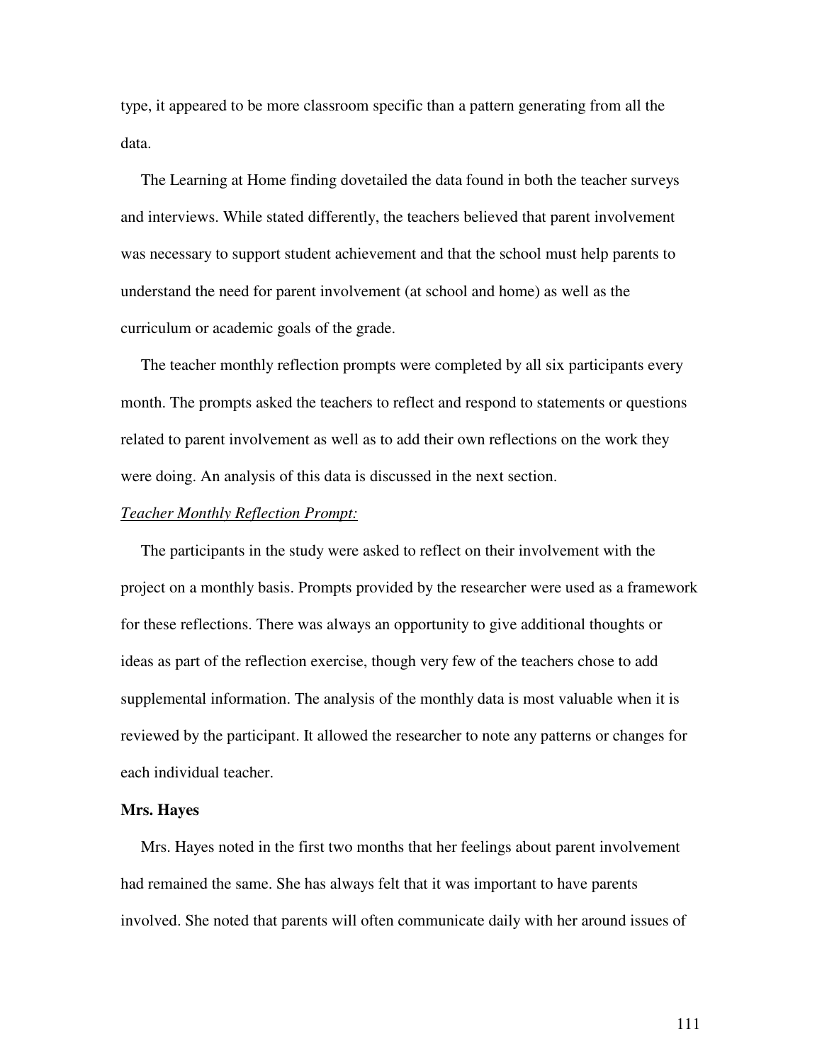type, it appeared to be more classroom specific than a pattern generating from all the data.

The Learning at Home finding dovetailed the data found in both the teacher surveys and interviews. While stated differently, the teachers believed that parent involvement was necessary to support student achievement and that the school must help parents to understand the need for parent involvement (at school and home) as well as the curriculum or academic goals of the grade.

The teacher monthly reflection prompts were completed by all six participants every month. The prompts asked the teachers to reflect and respond to statements or questions related to parent involvement as well as to add their own reflections on the work they were doing. An analysis of this data is discussed in the next section.

*Teacher Monthly Reflection Prompt:*

The participants in the study were asked to reflect on their involvement with the project on a monthly basis. Prompts provided by the researcher were used as a framework for these reflections. There was always an opportunity to give additional thoughts or ideas as part of the reflection exercise, though very few of the teachers chose to add supplemental information. The analysis of the monthly data is most valuable when it is reviewed by the participant. It allowed the researcher to note any patterns or changes for each individual teacher.

**Mrs. Hayes**

Mrs. Hayes noted in the first two months that her feelings about parent involvement had remained the same. She has always felt that it was important to have parents involved. She noted that parents will often communicate daily with her around issues of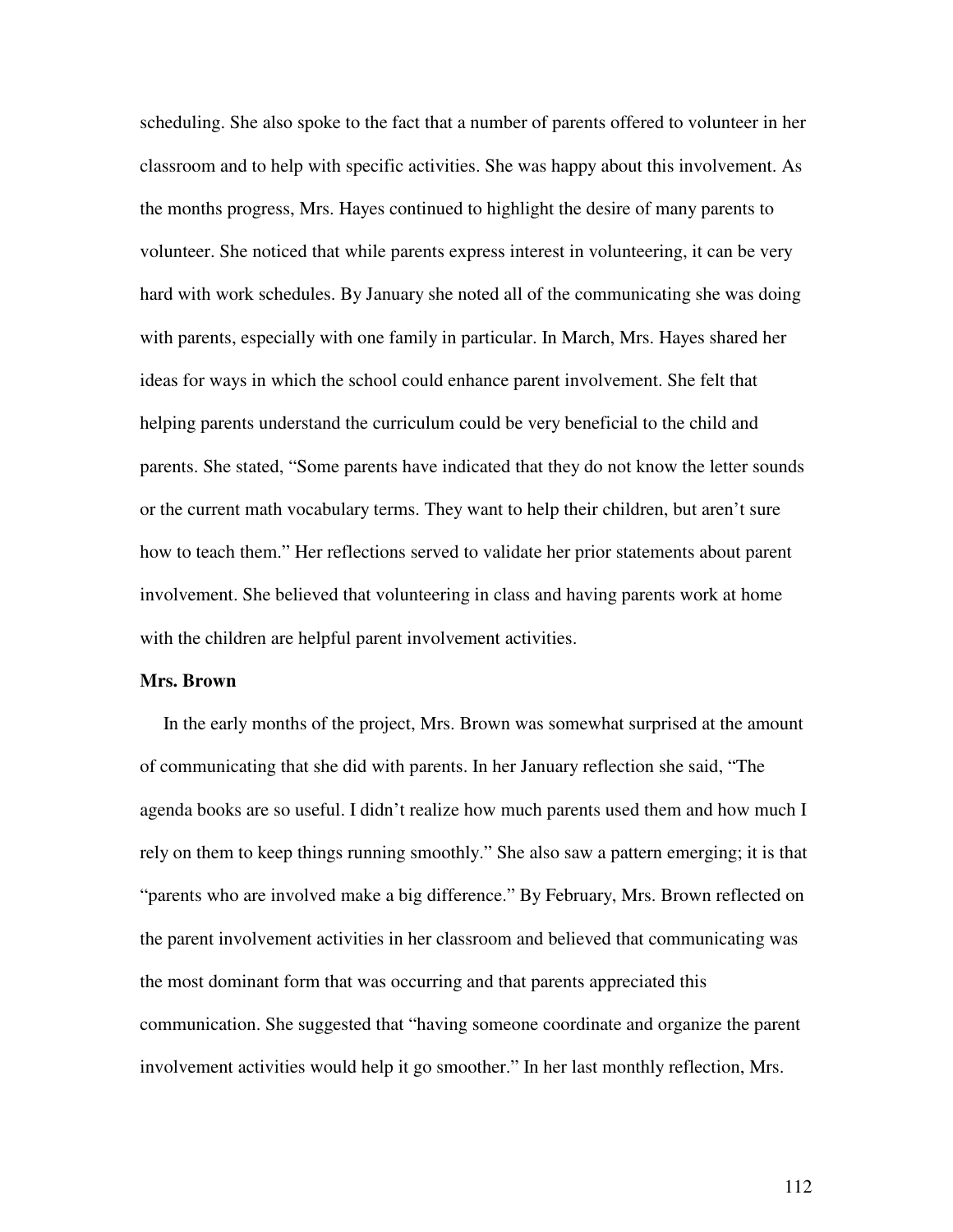scheduling. She also spoke to the fact that a number of parents offered to volunteer in her classroom and to help with specific activities. She was happy about this involvement. As the months progress, Mrs. Hayes continued to highlight the desire of many parents to volunteer. She noticed that while parents express interest in volunteering, it can be very hard with work schedules. By January she noted all of the communicating she was doing with parents, especially with one family in particular. In March, Mrs. Hayes shared her ideas for ways in which the school could enhance parent involvement. She felt that helping parents understand the curriculum could be very beneficial to the child and parents. She stated, "Some parents have indicated that they do not know the letter sounds or the current math vocabulary terms. They want to help their children, but aren't sure how to teach them." Her reflections served to validate her prior statements about parent involvement. She believed that volunteering in class and having parents work at home with the children are helpful parent involvement activities.

**Mrs. Brown**

In the early months of the project, Mrs. Brown was somewhat surprised at the amount of communicating that she did with parents. In her January reflection she said, "The agenda books are so useful. I didn't realize how much parents used them and how much I rely on them to keep things running smoothly." She also saw a pattern emerging; it is that "parents who are involved make a big difference." By February, Mrs. Brown reflected on the parent involvement activities in her classroom and believed that communicating was the most dominant form that was occurring and that parents appreciated this communication. She suggested that "having someone coordinate and organize the parent involvement activities would help it go smoother." In her last monthly reflection, Mrs.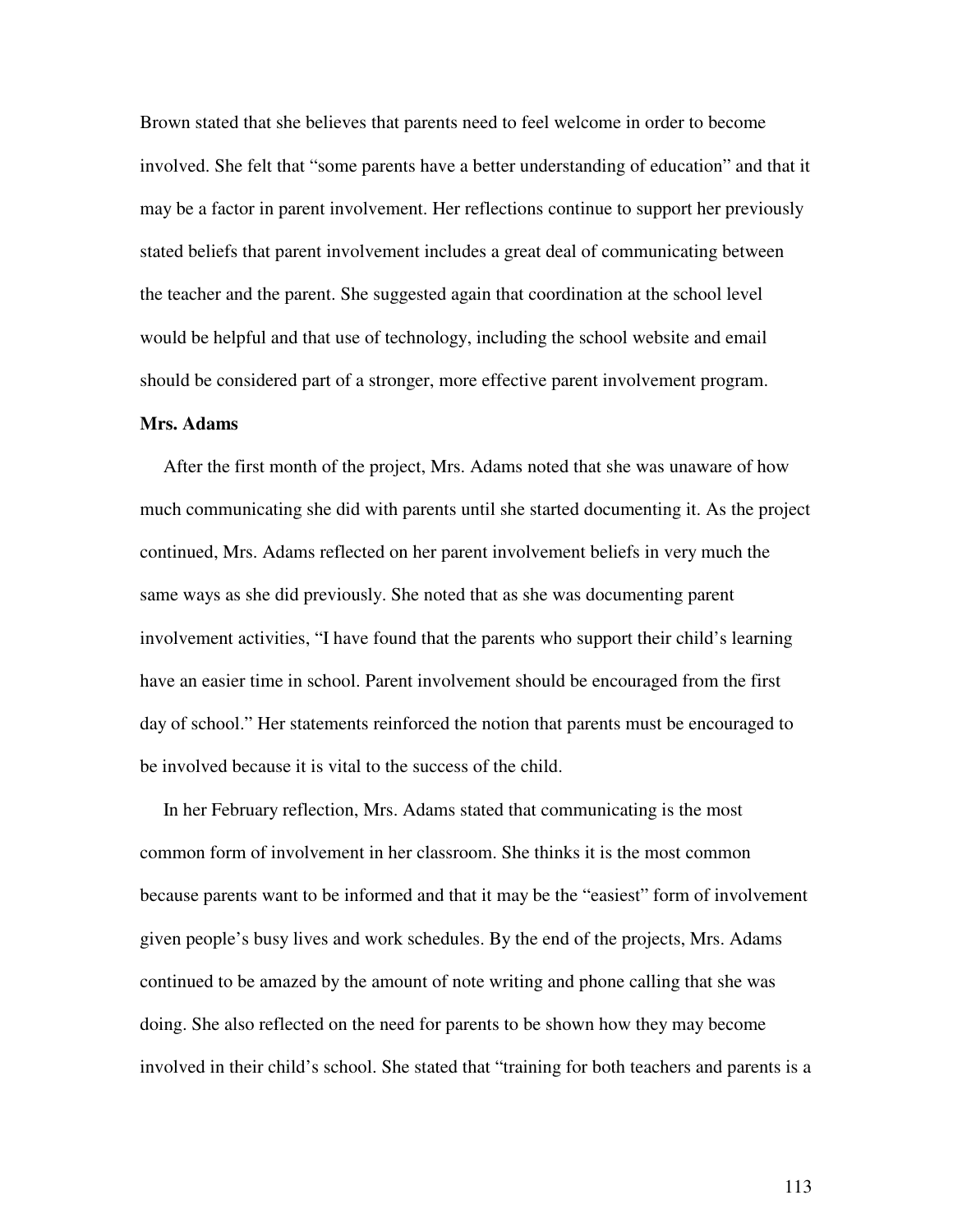Brown stated that she believes that parents need to feel welcome in order to become involved. She felt that "some parents have a better understanding of education" and that it may be a factor in parent involvement. Her reflections continue to support her previously stated beliefs that parent involvement includes a great deal of communicating between the teacher and the parent. She suggested again that coordination at the school level would be helpful and that use of technology, including the school website and email should be considered part of a stronger, more effective parent involvement program.

**Mrs. Adams**

After the first month of the project, Mrs. Adams noted that she was unaware of how much communicating she did with parents until she started documenting it. As the project continued, Mrs. Adams reflected on her parent involvement beliefs in very much the same ways as she did previously. She noted that as she was documenting parent involvement activities, "I have found that the parents who support their child's learning have an easier time in school. Parent involvement should be encouraged from the first day of school." Her statements reinforced the notion that parents must be encouraged to be involved because it is vital to the success of the child.

In her February reflection, Mrs. Adams stated that communicating is the most common form of involvement in her classroom. She thinks it is the most common because parents want to be informed and that it may be the "easiest" form of involvement given people's busy lives and work schedules. By the end of the projects, Mrs. Adams continued to be amazed by the amount of note writing and phone calling that she was doing. She also reflected on the need for parents to be shown how they may become involved in their child's school. She stated that "training for both teachers and parents is a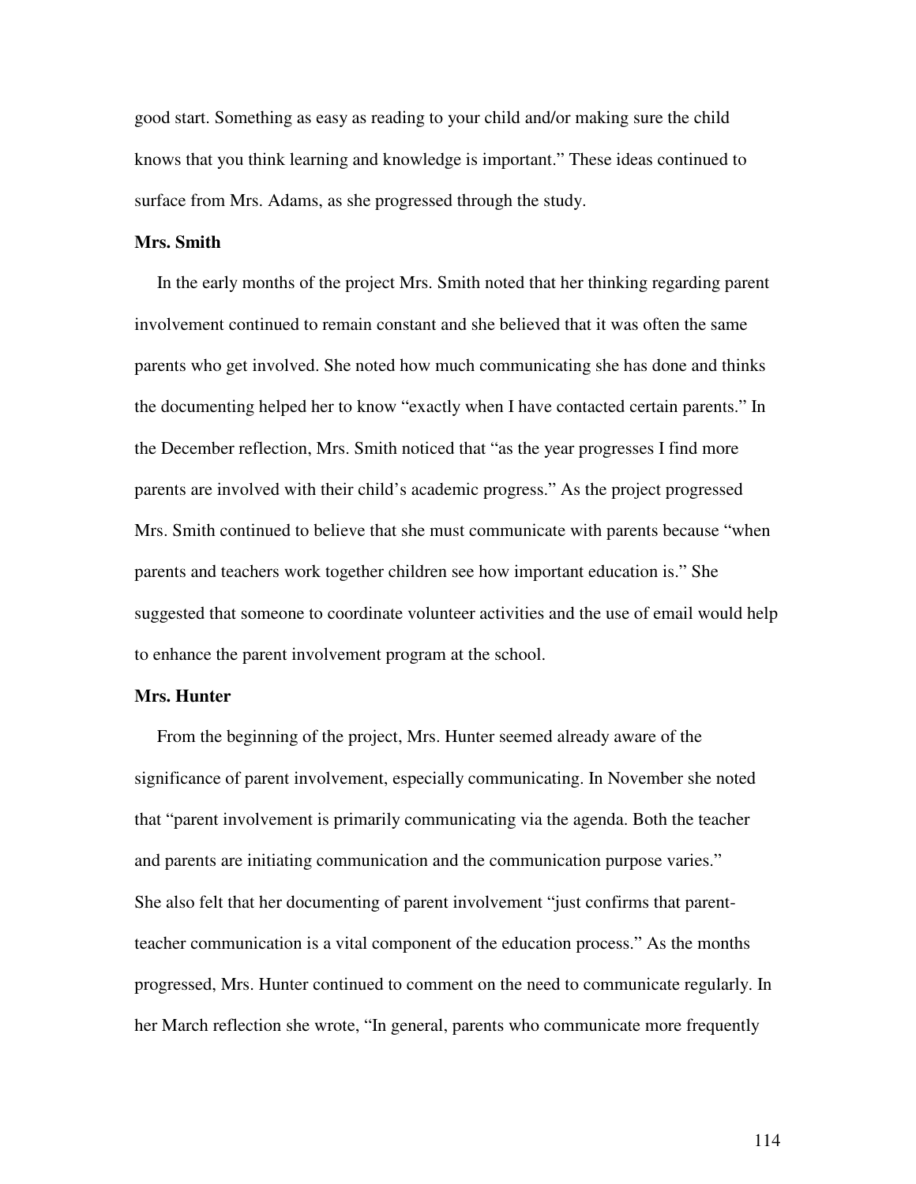good start. Something as easy as reading to your child and/or making sure the child knows that you think learning and knowledge is important." These ideas continued to surface from Mrs. Adams, as she progressed through the study.

**Mrs. Smith**

In the early months of the project Mrs. Smith noted that her thinking regarding parent involvement continued to remain constant and she believed that it was often the same parents who get involved. She noted how much communicating she has done and thinks the documenting helped her to know "exactly when I have contacted certain parents." In the December reflection, Mrs. Smith noticed that "as the year progresses I find more parents are involved with their child's academic progress." As the project progressed Mrs. Smith continued to believe that she must communicate with parents because "when parents and teachers work together children see how important education is." She suggested that someone to coordinate volunteer activities and the use of email would help to enhance the parent involvement program at the school.

**Mrs. Hunter**

From the beginning of the project, Mrs. Hunter seemed already aware of the significance of parent involvement, especially communicating. In November she noted that "parent involvement is primarily communicating via the agenda. Both the teacher and parents are initiating communication and the communication purpose varies." She also felt that her documenting of parent involvement "just confirms that parent-teacher communication is a vital component of the education process." As the months progressed, Mrs. Hunter continued to comment on the need to communicate regularly. In her March reflection she wrote, "In general, parents who communicate more frequently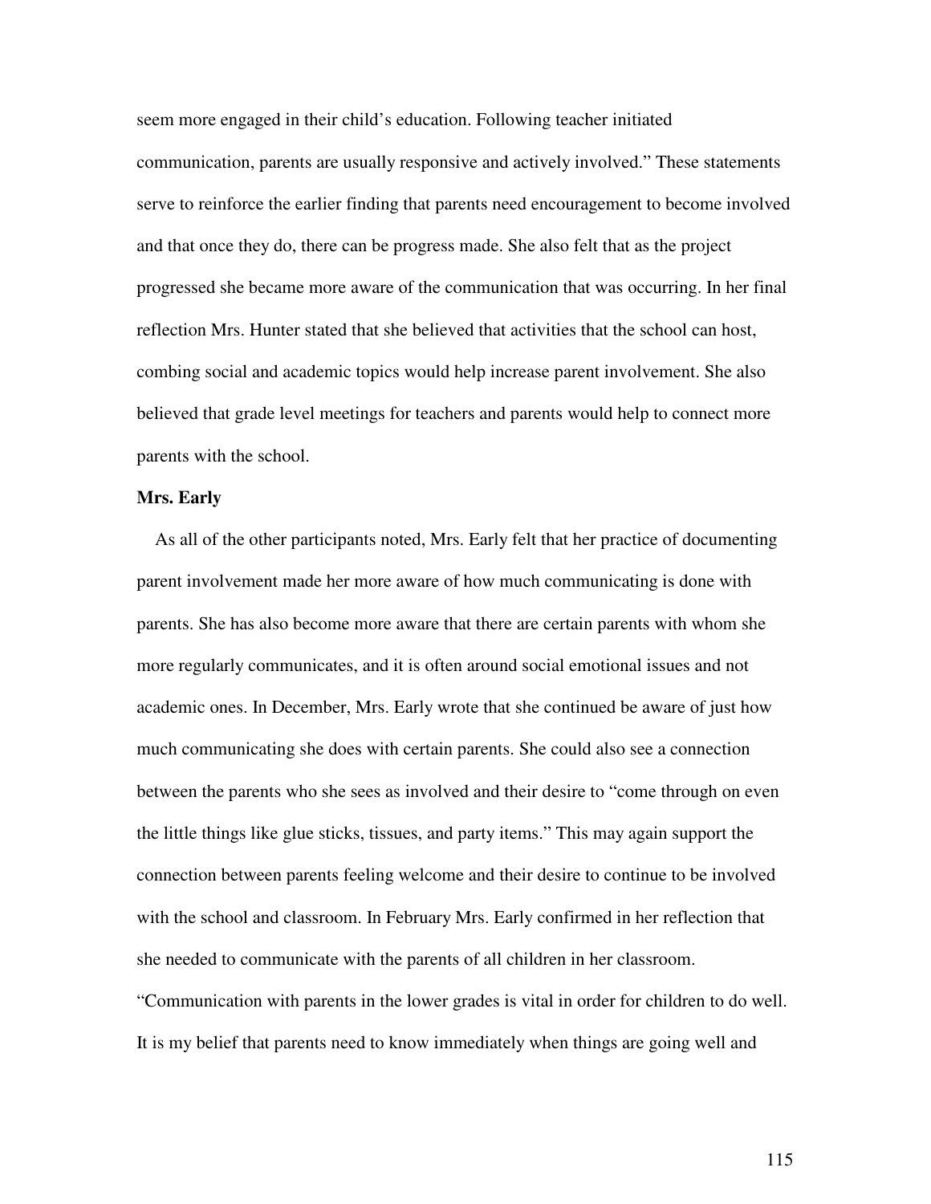seem more engaged in their child's education. Following teacher initiated communication, parents are usually responsive and actively involved." These statements serve to reinforce the earlier finding that parents need encouragement to become involved and that once they do, there can be progress made. She also felt that as the project progressed she became more aware of the communication that was occurring. In her final reflection Mrs. Hunter stated that she believed that activities that the school can host, combing social and academic topics would help increase parent involvement. She also believed that grade level meetings for teachers and parents would help to connect more parents with the school.

**Mrs. Early**

As all of the other participants noted, Mrs. Early felt that her practice of documenting parent involvement made her more aware of how much communicating is done with parents. She has also become more aware that there are certain parents with whom she more regularly communicates, and it is often around social emotional issues and not academic ones. In December, Mrs. Early wrote that she continued be aware of just how much communicating she does with certain parents. She could also see a connection between the parents who she sees as involved and their desire to "come through on even the little things like glue sticks, tissues, and party items." This may again support the connection between parents feeling welcome and their desire to continue to be involved with the school and classroom. In February Mrs. Early confirmed in her reflection that she needed to communicate with the parents of all children in her classroom. "Communication with parents in the lower grades is vital in order for children to do well. It is my belief that parents need to know immediately when things are going well and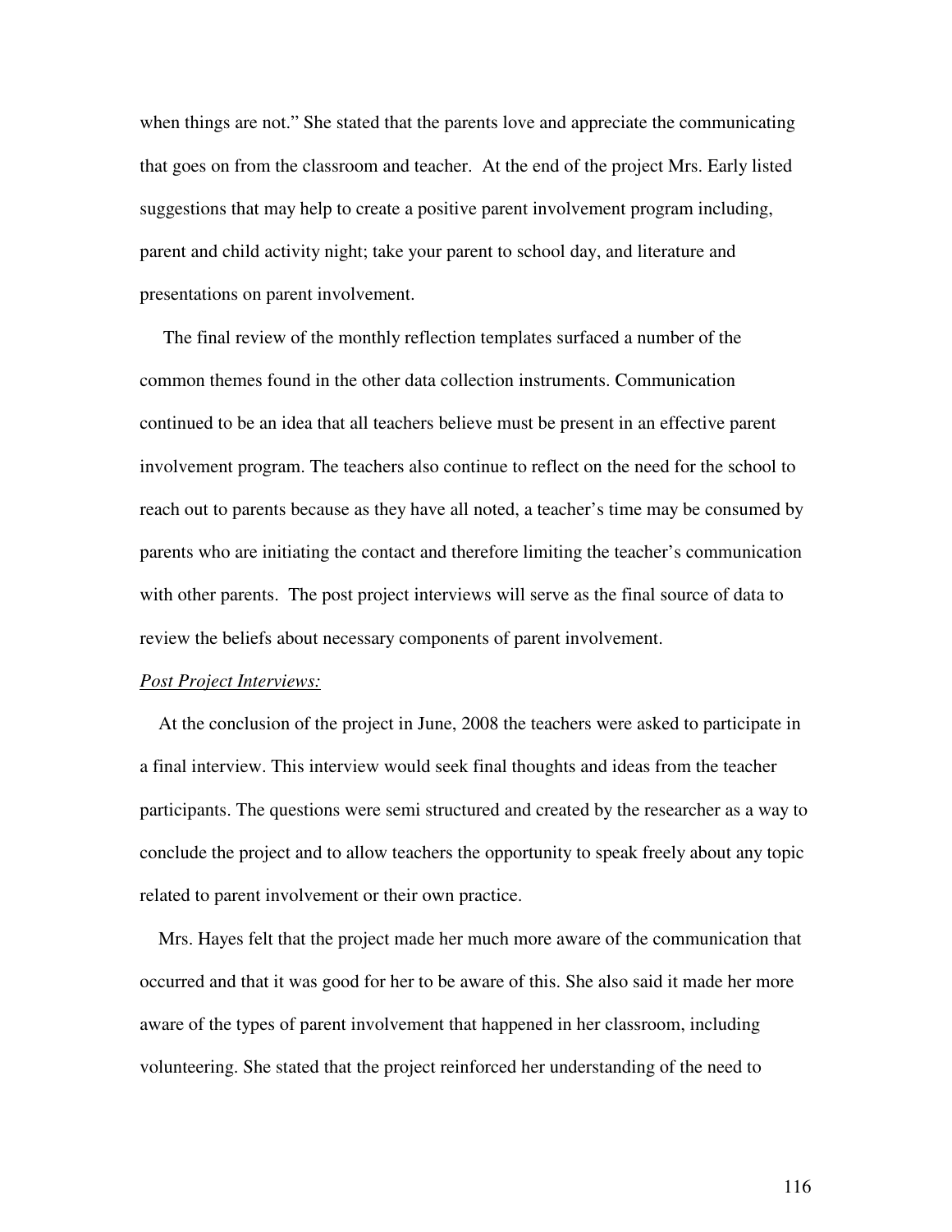when things are not." She stated that the parents love and appreciate the communicating that goes on from the classroom and teacher. At the end of the project Mrs. Early listed suggestions that may help to create a positive parent involvement program including, parent and child activity night; take your parent to school day, and literature and presentations on parent involvement.

The final review of the monthly reflection templates surfaced a number of the common themes found in the other data collection instruments. Communication continued to be an idea that all teachers believe must be present in an effective parent involvement program. The teachers also continue to reflect on the need for the school to reach out to parents because as they have all noted, a teacher's time may be consumed by parents who are initiating the contact and therefore limiting the teacher's communication with other parents. The post project interviews will serve as the final source of data to review the beliefs about necessary components of parent involvement.

*Post Project Interviews:*

At the conclusion of the project in June, 2008 the teachers were asked to participate in a final interview. This interview would seek final thoughts and ideas from the teacher participants. The questions were semi structured and created by the researcher as a way to conclude the project and to allow teachers the opportunity to speak freely about any topic related to parent involvement or their own practice.

Mrs. Hayes felt that the project made her much more aware of the communication that occurred and that it was good for her to be aware of this. She also said it made her more aware of the types of parent involvement that happened in her classroom, including volunteering. She stated that the project reinforced her understanding of the need to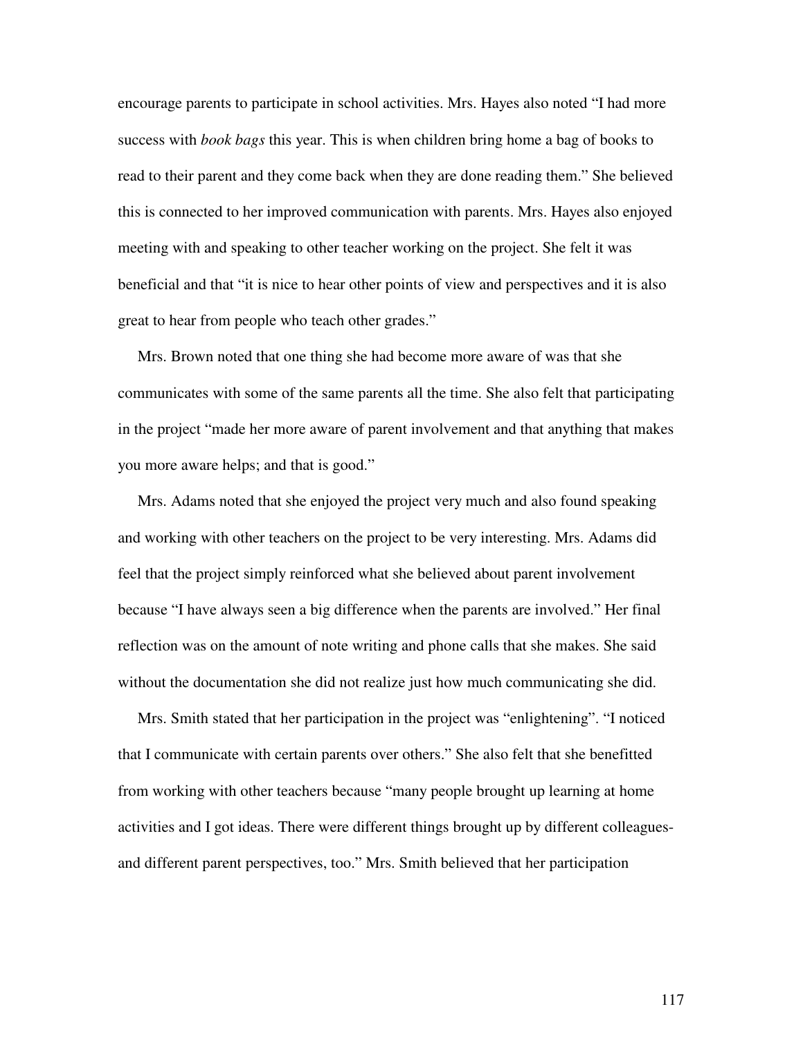encourage parents to participate in school activities. Mrs. Hayes also noted "I had more success with *book bags* this year. This is when children bring home a bag of books to read to their parent and they come back when they are done reading them." She believed this is connected to her improved communication with parents. Mrs. Hayes also enjoyed meeting with and speaking to other teacher working on the project. She felt it was beneficial and that "it is nice to hear other points of view and perspectives and it is also great to hear from people who teach other grades."

Mrs. Brown noted that one thing she had become more aware of was that she communicates with some of the same parents all the time. She also felt that participating in the project "made her more aware of parent involvement and that anything that makes you more aware helps; and that is good."

Mrs. Adams noted that she enjoyed the project very much and also found speaking and working with other teachers on the project to be very interesting. Mrs. Adams did feel that the project simply reinforced what she believed about parent involvement because "I have always seen a big difference when the parents are involved." Her final reflection was on the amount of note writing and phone calls that she makes. She said without the documentation she did not realize just how much communicating she did.

Mrs. Smith stated that her participation in the project was "enlightening". "I noticed that I communicate with certain parents over others." She also felt that she benefitted from working with other teachers because "many people brought up learning at home activities and I got ideas. There were different things brought up by different colleagues- and different parent perspectives, too." Mrs. Smith believed that her participation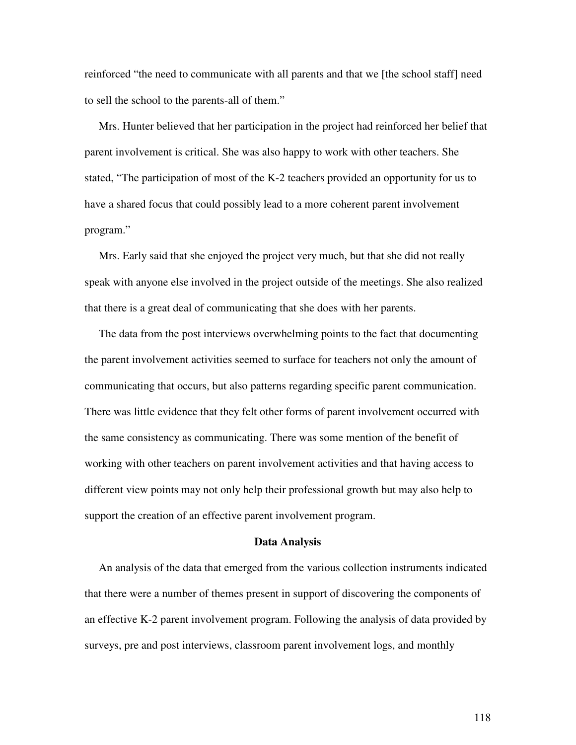reinforced “the need to communicate with all parents and that we [the school staff] need to sell the school to the parents-all of them.”

Mrs. Hunter believed that her participation in the project had reinforced her belief that parent involvement is critical. She was also happy to work with other teachers. She stated, “The participation of most of the K-2 teachers provided an opportunity for us to have a shared focus that could possibly lead to a more coherent parent involvement program.”

Mrs. Early said that she enjoyed the project very much, but that she did not really speak with anyone else involved in the project outside of the meetings. She also realized that there is a great deal of communicating that she does with her parents.

The data from the post interviews overwhelming points to the fact that documenting the parent involvement activities seemed to surface for teachers not only the amount of communicating that occurs, but also patterns regarding specific parent communication. There was little evidence that they felt other forms of parent involvement occurred with the same consistency as communicating. There was some mention of the benefit of working with other teachers on parent involvement activities and that having access to different view points may not only help their professional growth but may also help to support the creation of an effective parent involvement program.

## Data Analysis

An analysis of the data that emerged from the various collection instruments indicated that there were a number of themes present in support of discovering the components of an effective K-2 parent involvement program. Following the analysis of data provided by surveys, pre and post interviews, classroom parent involvement logs, and monthly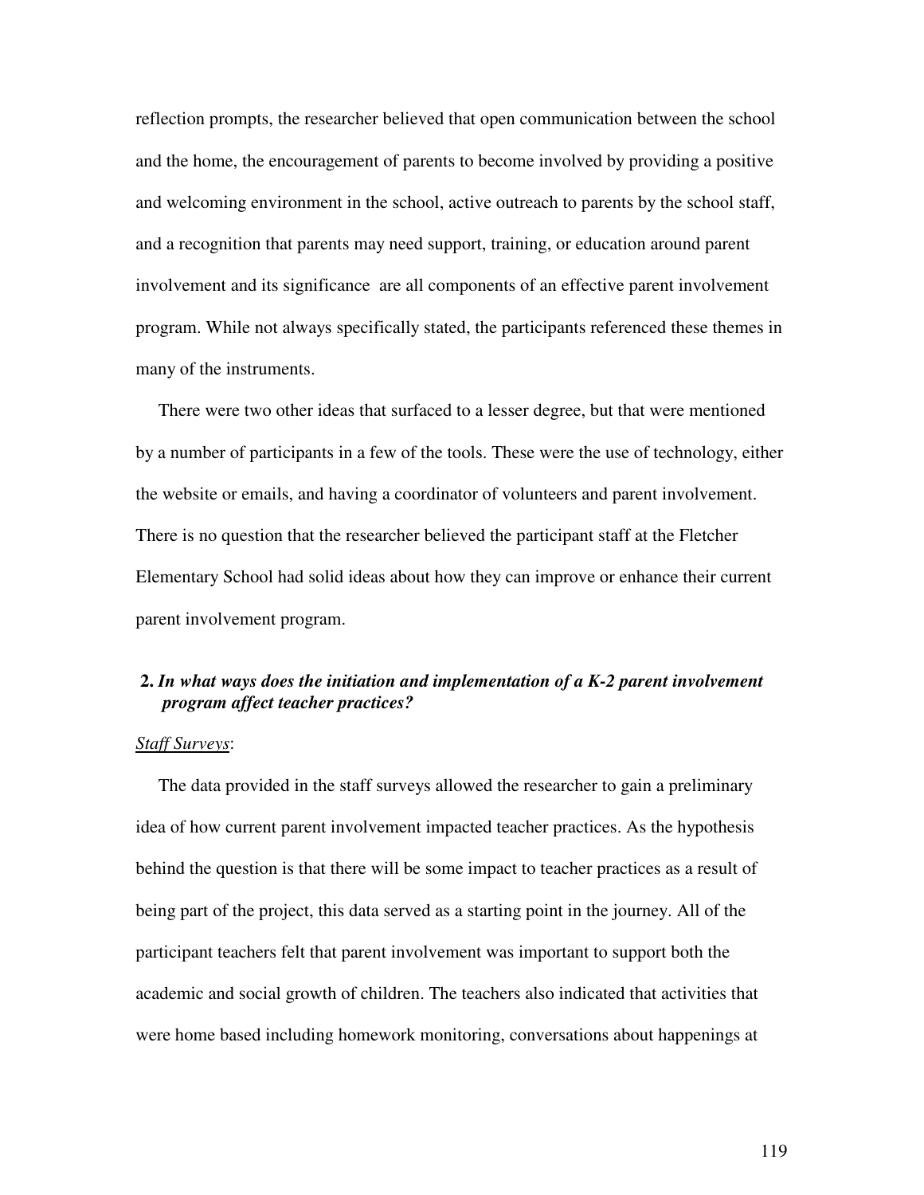reflection prompts, the researcher believed that open communication between the school and the home, the encouragement of parents to become involved by providing a positive and welcoming environment in the school, active outreach to parents by the school staff, and a recognition that parents may need support, training, or education around parent involvement and its significance are all components of an effective parent involvement program. While not always specifically stated, the participants referenced these themes in many of the instruments.

There were two other ideas that surfaced to a lesser degree, but that were mentioned by a number of participants in a few of the tools. These were the use of technology, either the website or emails, and having a coordinator of volunteers and parent involvement. There is no question that the researcher believed the participant staff at the Fletcher Elementary School had solid ideas about how they can improve or enhance their current parent involvement program.

**2.** ***In what ways does the initiation and implementation of a K-2 parent involvement program affect teacher practices?***

*Staff Surveys*:

The data provided in the staff surveys allowed the researcher to gain a preliminary idea of how current parent involvement impacted teacher practices. As the hypothesis behind the question is that there will be some impact to teacher practices as a result of being part of the project, this data served as a starting point in the journey. All of the participant teachers felt that parent involvement was important to support both the academic and social growth of children. The teachers also indicated that activities that were home based including homework monitoring, conversations about happenings at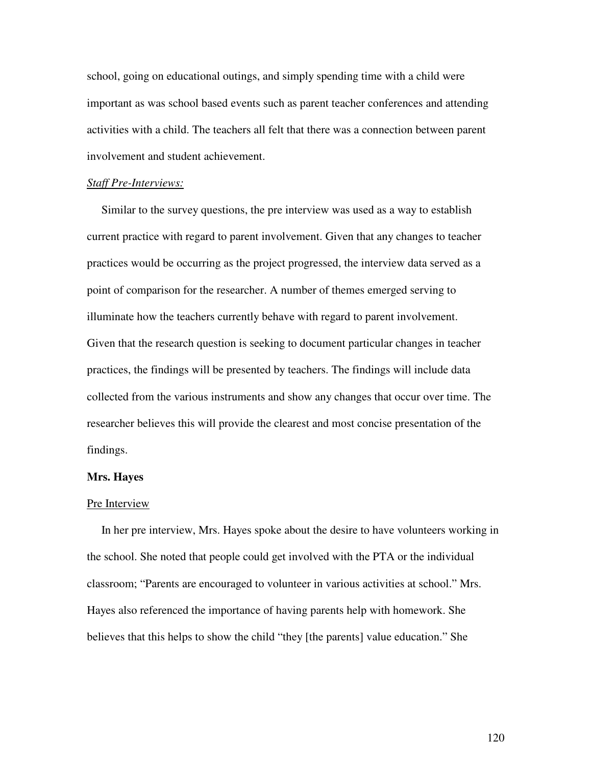school, going on educational outings, and simply spending time with a child were important as was school based events such as parent teacher conferences and attending activities with a child. The teachers all felt that there was a connection between parent involvement and student achievement.

*<u>Staff Pre-Interviews:</u>*

Similar to the survey questions, the pre interview was used as a way to establish current practice with regard to parent involvement. Given that any changes to teacher practices would be occurring as the project progressed, the interview data served as a point of comparison for the researcher. A number of themes emerged serving to illuminate how the teachers currently behave with regard to parent involvement. Given that the research question is seeking to document particular changes in teacher practices, the findings will be presented by teachers. The findings will include data collected from the various instruments and show any changes that occur over time. The researcher believes this will provide the clearest and most concise presentation of the findings.

**Mrs. Hayes**

<u>Pre Interview</u>

In her pre interview, Mrs. Hayes spoke about the desire to have volunteers working in the school. She noted that people could get involved with the PTA or the individual classroom; "Parents are encouraged to volunteer in various activities at school." Mrs. Hayes also referenced the importance of having parents help with homework. She believes that this helps to show the child "they [the parents] value education." She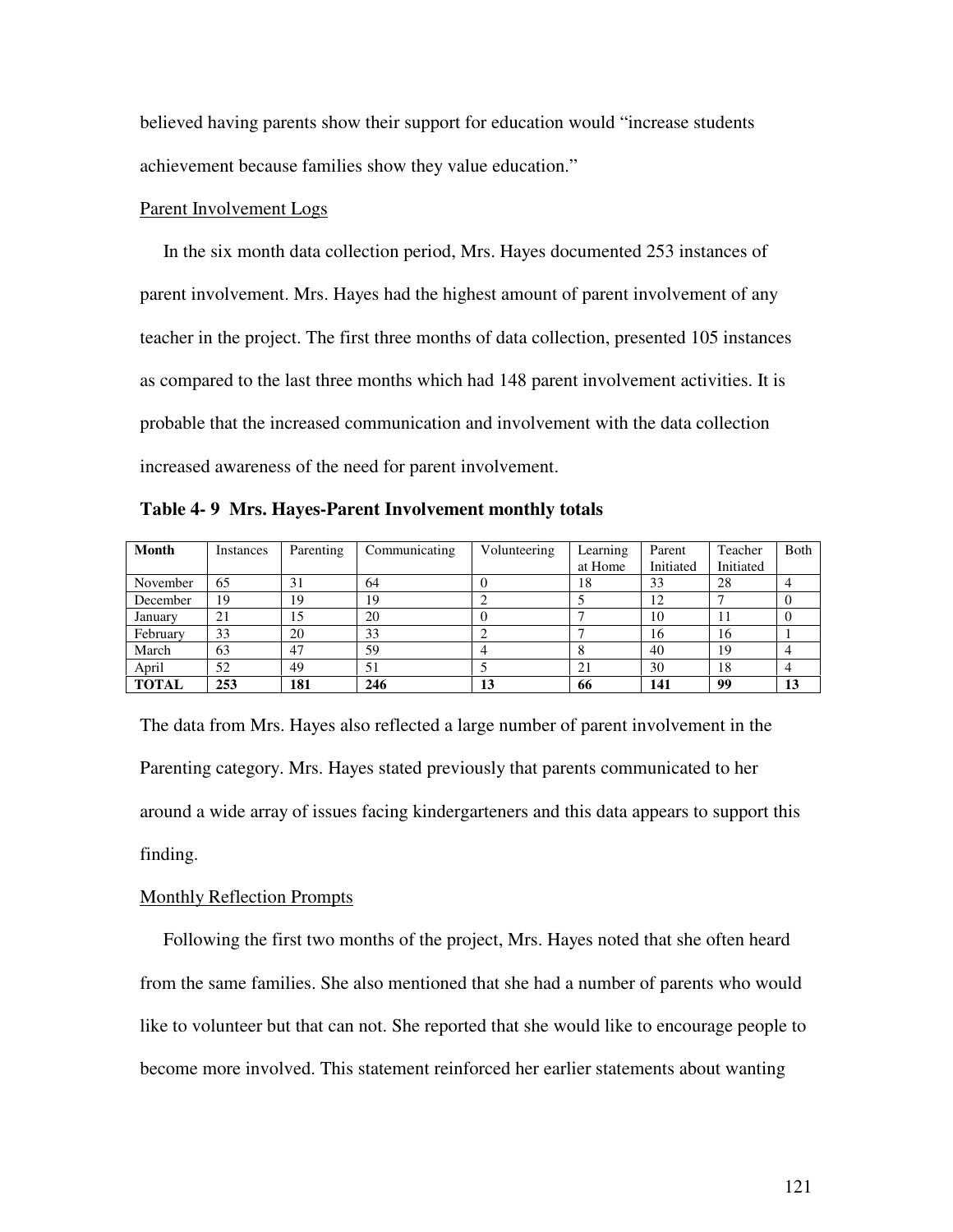believed having parents show their support for education would "increase students achievement because families show they value education."

Parent Involvement Logs

In the six month data collection period, Mrs. Hayes documented 253 instances of parent involvement. Mrs. Hayes had the highest amount of parent involvement of any teacher in the project. The first three months of data collection, presented 105 instances as compared to the last three months which had 148 parent involvement activities. It is probable that the increased communication and involvement with the data collection increased awareness of the need for parent involvement.

**Table 4- 9 Mrs. Hayes-Parent Involvement monthly totals**

| Month | Instances | Parenting | Communicating | Volunteering | Learning at Home | Parent Initiated | Teacher Initiated | Both |
|---|---|---|---|---|---|---|---|---|
| November | 65 | 31 | 64 | 0 | 18 | 33 | 28 | 4 |
| December | 19 | 19 | 19 | 2 | 5 | 12 | 7 | 0 |
| January | 21 | 15 | 20 | 0 | 7 | 10 | 11 | 0 |
| February | 33 | 20 | 33 | 2 | 7 | 16 | 16 | 1 |
| March | 63 | 47 | 59 | 4 | 8 | 40 | 19 | 4 |
| April | 52 | 49 | 51 | 5 | 21 | 30 | 18 | 4 |
| **TOTAL** | **253** | **181** | **246** | **13** | **66** | **141** | **99** | **13** |

The data from Mrs. Hayes also reflected a large number of parent involvement in the Parenting category. Mrs. Hayes stated previously that parents communicated to her around a wide array of issues facing kindergarteners and this data appears to support this finding.

Monthly Reflection Prompts

Following the first two months of the project, Mrs. Hayes noted that she often heard from the same families. She also mentioned that she had a number of parents who would like to volunteer but that can not. She reported that she would like to encourage people to become more involved. This statement reinforced her earlier statements about wanting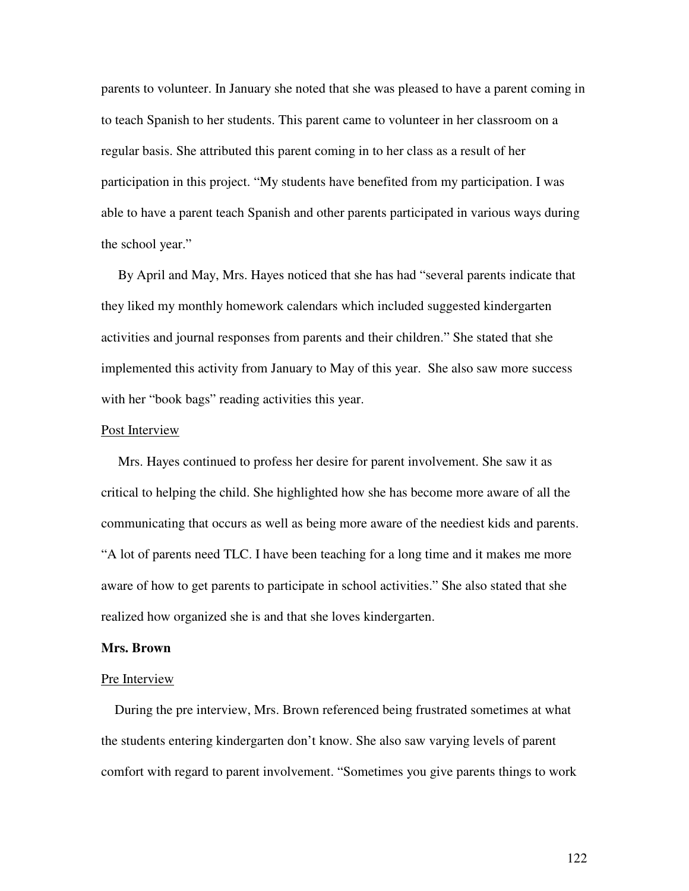parents to volunteer. In January she noted that she was pleased to have a parent coming in to teach Spanish to her students. This parent came to volunteer in her classroom on a regular basis. She attributed this parent coming in to her class as a result of her participation in this project. "My students have benefited from my participation. I was able to have a parent teach Spanish and other parents participated in various ways during the school year."

By April and May, Mrs. Hayes noticed that she has had "several parents indicate that they liked my monthly homework calendars which included suggested kindergarten activities and journal responses from parents and their children." She stated that she implemented this activity from January to May of this year. She also saw more success with her "book bags" reading activities this year.

Post Interview

Mrs. Hayes continued to profess her desire for parent involvement. She saw it as critical to helping the child. She highlighted how she has become more aware of all the communicating that occurs as well as being more aware of the neediest kids and parents. "A lot of parents need TLC. I have been teaching for a long time and it makes me more aware of how to get parents to participate in school activities." She also stated that she realized how organized she is and that she loves kindergarten.

**Mrs. Brown**

Pre Interview

During the pre interview, Mrs. Brown referenced being frustrated sometimes at what the students entering kindergarten don't know. She also saw varying levels of parent comfort with regard to parent involvement. "Sometimes you give parents things to work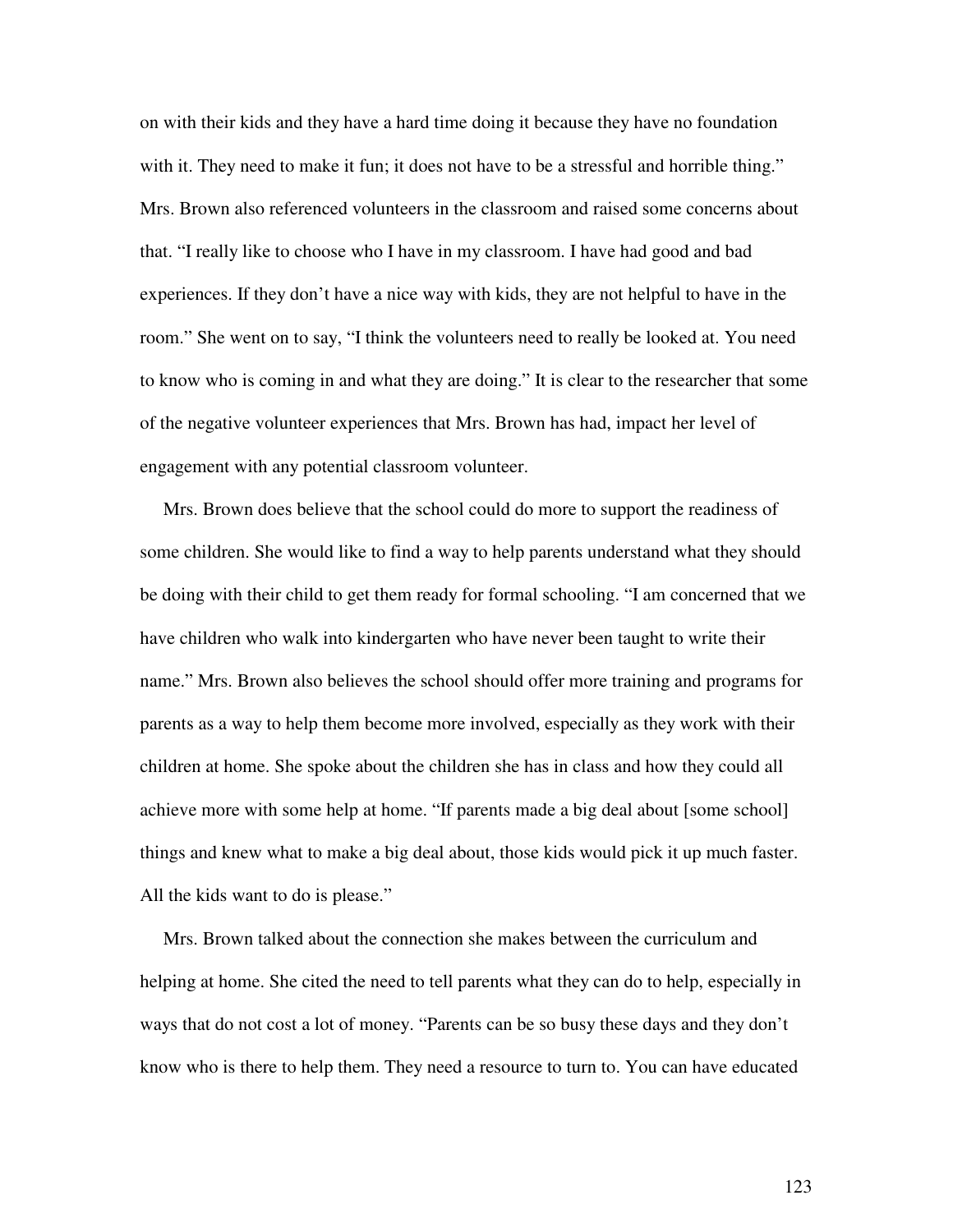on with their kids and they have a hard time doing it because they have no foundation with it. They need to make it fun; it does not have to be a stressful and horrible thing." Mrs. Brown also referenced volunteers in the classroom and raised some concerns about that. "I really like to choose who I have in my classroom. I have had good and bad experiences. If they don't have a nice way with kids, they are not helpful to have in the room." She went on to say, "I think the volunteers need to really be looked at. You need to know who is coming in and what they are doing." It is clear to the researcher that some of the negative volunteer experiences that Mrs. Brown has had, impact her level of engagement with any potential classroom volunteer.

Mrs. Brown does believe that the school could do more to support the readiness of some children. She would like to find a way to help parents understand what they should be doing with their child to get them ready for formal schooling. "I am concerned that we have children who walk into kindergarten who have never been taught to write their name." Mrs. Brown also believes the school should offer more training and programs for parents as a way to help them become more involved, especially as they work with their children at home. She spoke about the children she has in class and how they could all achieve more with some help at home. "If parents made a big deal about [some school] things and knew what to make a big deal about, those kids would pick it up much faster. All the kids want to do is please."

Mrs. Brown talked about the connection she makes between the curriculum and helping at home. She cited the need to tell parents what they can do to help, especially in ways that do not cost a lot of money. "Parents can be so busy these days and they don't know who is there to help them. They need a resource to turn to. You can have educated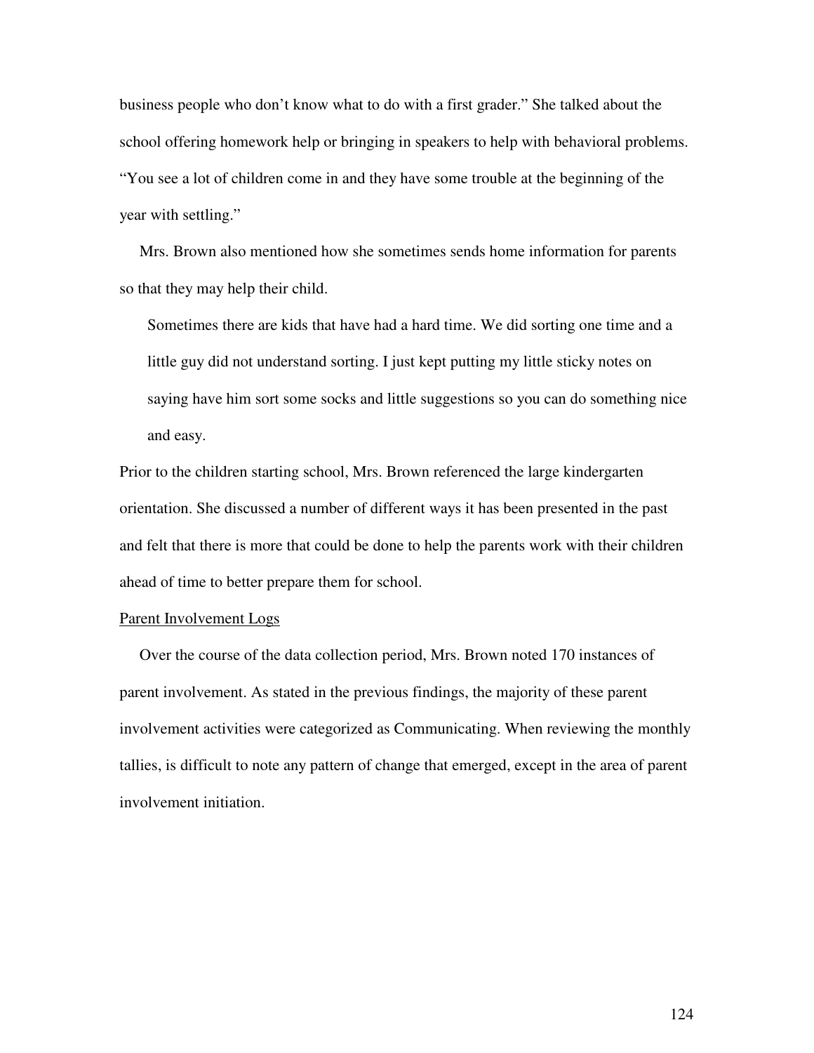business people who don't know what to do with a first grader." She talked about the school offering homework help or bringing in speakers to help with behavioral problems. "You see a lot of children come in and they have some trouble at the beginning of the year with settling."

Mrs. Brown also mentioned how she sometimes sends home information for parents so that they may help their child.

> Sometimes there are kids that have had a hard time. We did sorting one time and a little guy did not understand sorting. I just kept putting my little sticky notes on saying have him sort some socks and little suggestions so you can do something nice and easy.

Prior to the children starting school, Mrs. Brown referenced the large kindergarten orientation. She discussed a number of different ways it has been presented in the past and felt that there is more that could be done to help the parents work with their children ahead of time to better prepare them for school.

<u>Parent Involvement Logs</u>

Over the course of the data collection period, Mrs. Brown noted 170 instances of parent involvement. As stated in the previous findings, the majority of these parent involvement activities were categorized as Communicating. When reviewing the monthly tallies, is difficult to note any pattern of change that emerged, except in the area of parent involvement initiation.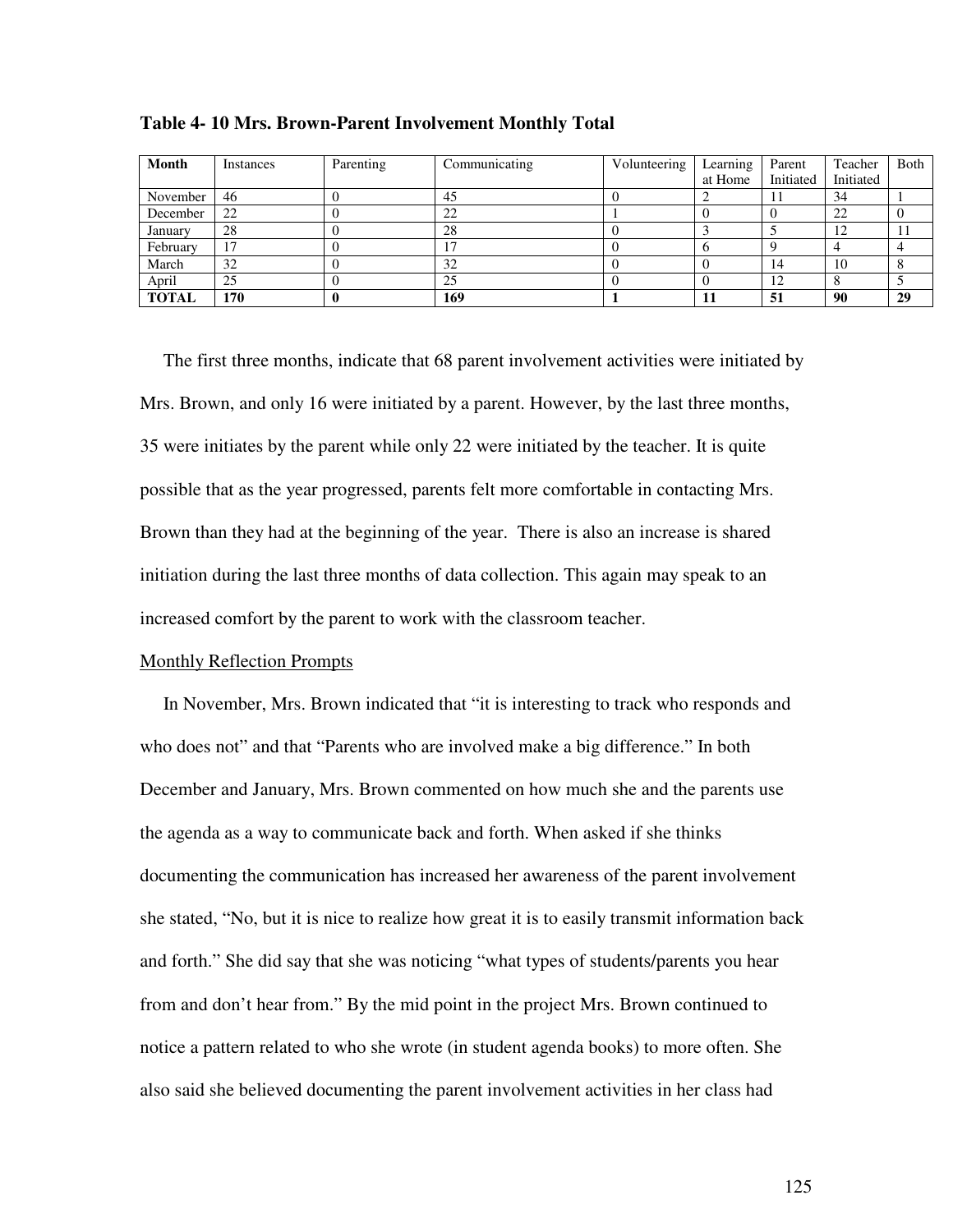**Table 4- 10 Mrs. Brown-Parent Involvement Monthly Total**

| Month | Instances | Parenting | Communicating | Volunteering | Learning at Home | Parent Initiated | Teacher Initiated | Both |
|---|---|---|---|---|---|---|---|---|
| November | 46 | 0 | 45 | 0 | 2 | 11 | 34 | 1 |
| December | 22 | 0 | 22 | 1 | 0 | 0 | 22 | 0 |
| January | 28 | 0 | 28 | 0 | 3 | 5 | 12 | 11 |
| February | 17 | 0 | 17 | 0 | 6 | 9 | 4 | 4 |
| March | 32 | 0 | 32 | 0 | 0 | 14 | 10 | 8 |
| April | 25 | 0 | 25 | 0 | 0 | 12 | 8 | 5 |
| **TOTAL** | **170** | **0** | **169** | **1** | **11** | **51** | **90** | **29** |

The first three months, indicate that 68 parent involvement activities were initiated by Mrs. Brown, and only 16 were initiated by a parent. However, by the last three months, 35 were initiates by the parent while only 22 were initiated by the teacher. It is quite possible that as the year progressed, parents felt more comfortable in contacting Mrs. Brown than they had at the beginning of the year. There is also an increase is shared initiation during the last three months of data collection. This again may speak to an increased comfort by the parent to work with the classroom teacher.

Monthly Reflection Prompts

In November, Mrs. Brown indicated that "it is interesting to track who responds and who does not" and that "Parents who are involved make a big difference." In both December and January, Mrs. Brown commented on how much she and the parents use the agenda as a way to communicate back and forth. When asked if she thinks documenting the communication has increased her awareness of the parent involvement she stated, "No, but it is nice to realize how great it is to easily transmit information back and forth." She did say that she was noticing "what types of students/parents you hear from and don't hear from." By the mid point in the project Mrs. Brown continued to notice a pattern related to who she wrote (in student agenda books) to more often. She also said she believed documenting the parent involvement activities in her class had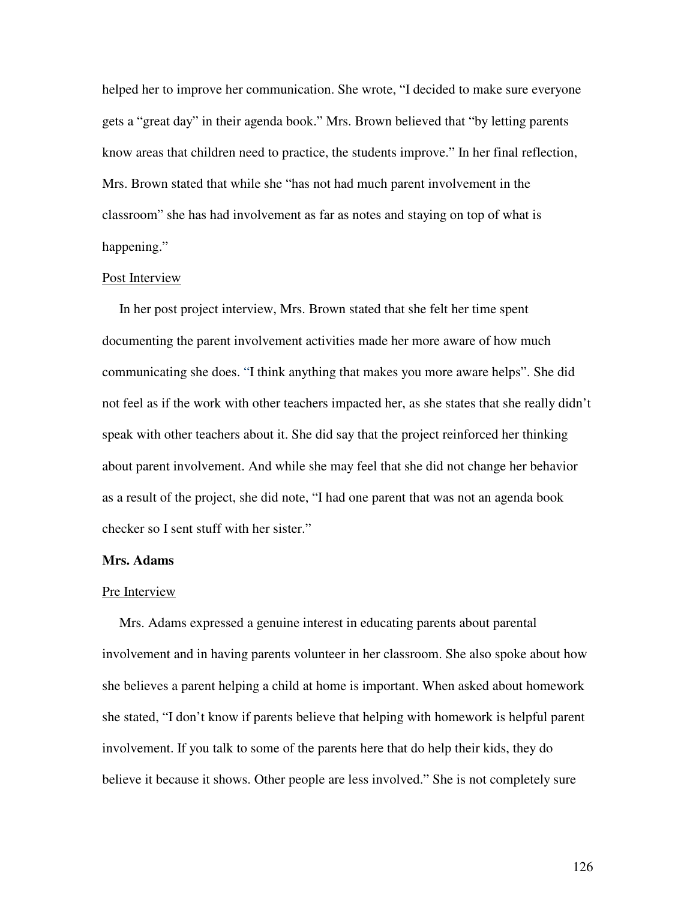helped her to improve her communication. She wrote, "I decided to make sure everyone gets a "great day" in their agenda book." Mrs. Brown believed that "by letting parents know areas that children need to practice, the students improve." In her final reflection, Mrs. Brown stated that while she "has not had much parent involvement in the classroom" she has had involvement as far as notes and staying on top of what is happening."

<u>Post Interview</u>

In her post project interview, Mrs. Brown stated that she felt her time spent documenting the parent involvement activities made her more aware of how much communicating she does. "I think anything that makes you more aware helps". She did not feel as if the work with other teachers impacted her, as she states that she really didn't speak with other teachers about it. She did say that the project reinforced her thinking about parent involvement. And while she may feel that she did not change her behavior as a result of the project, she did note, "I had one parent that was not an agenda book checker so I sent stuff with her sister."

**Mrs. Adams**

<u>Pre Interview</u>

Mrs. Adams expressed a genuine interest in educating parents about parental involvement and in having parents volunteer in her classroom. She also spoke about how she believes a parent helping a child at home is important. When asked about homework she stated, "I don't know if parents believe that helping with homework is helpful parent involvement. If you talk to some of the parents here that do help their kids, they do believe it because it shows. Other people are less involved." She is not completely sure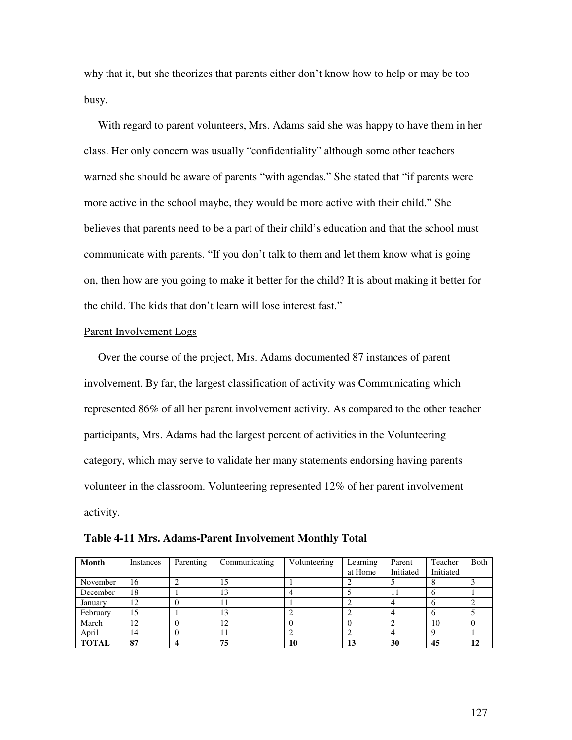why that it, but she theorizes that parents either don't know how to help or may be too busy.

With regard to parent volunteers, Mrs. Adams said she was happy to have them in her class. Her only concern was usually "confidentiality" although some other teachers warned she should be aware of parents "with agendas." She stated that "if parents were more active in the school maybe, they would be more active with their child." She believes that parents need to be a part of their child's education and that the school must communicate with parents. "If you don't talk to them and let them know what is going on, then how are you going to make it better for the child? It is about making it better for the child. The kids that don't learn will lose interest fast."

Parent Involvement Logs

Over the course of the project, Mrs. Adams documented 87 instances of parent involvement. By far, the largest classification of activity was Communicating which represented 86% of all her parent involvement activity. As compared to the other teacher participants, Mrs. Adams had the largest percent of activities in the Volunteering category, which may serve to validate her many statements endorsing having parents volunteer in the classroom. Volunteering represented 12% of her parent involvement activity.

**Table 4-11 Mrs. Adams-Parent Involvement Monthly Total**

| **Month** | Instances | Parenting | Communicating | Volunteering | Learning at Home | Parent Initiated | Teacher Initiated | Both |
|---|---|---|---|---|---|---|---|---|
| November | 16 | 2 | 15 | 1 | 2 | 5 | 8 | 3 |
| December | 18 | 1 | 13 | 4 | 5 | 11 | 6 | 1 |
| January | 12 | 0 | 11 | 1 | 2 | 4 | 6 | 2 |
| February | 15 | 1 | 13 | 2 | 2 | 4 | 6 | 5 |
| March | 12 | 0 | 12 | 0 | 0 | 2 | 10 | 0 |
| April | 14 | 0 | 11 | 2 | 2 | 4 | 9 | 1 |
| **TOTAL** | **87** | **4** | **75** | **10** | **13** | **30** | **45** | **12** |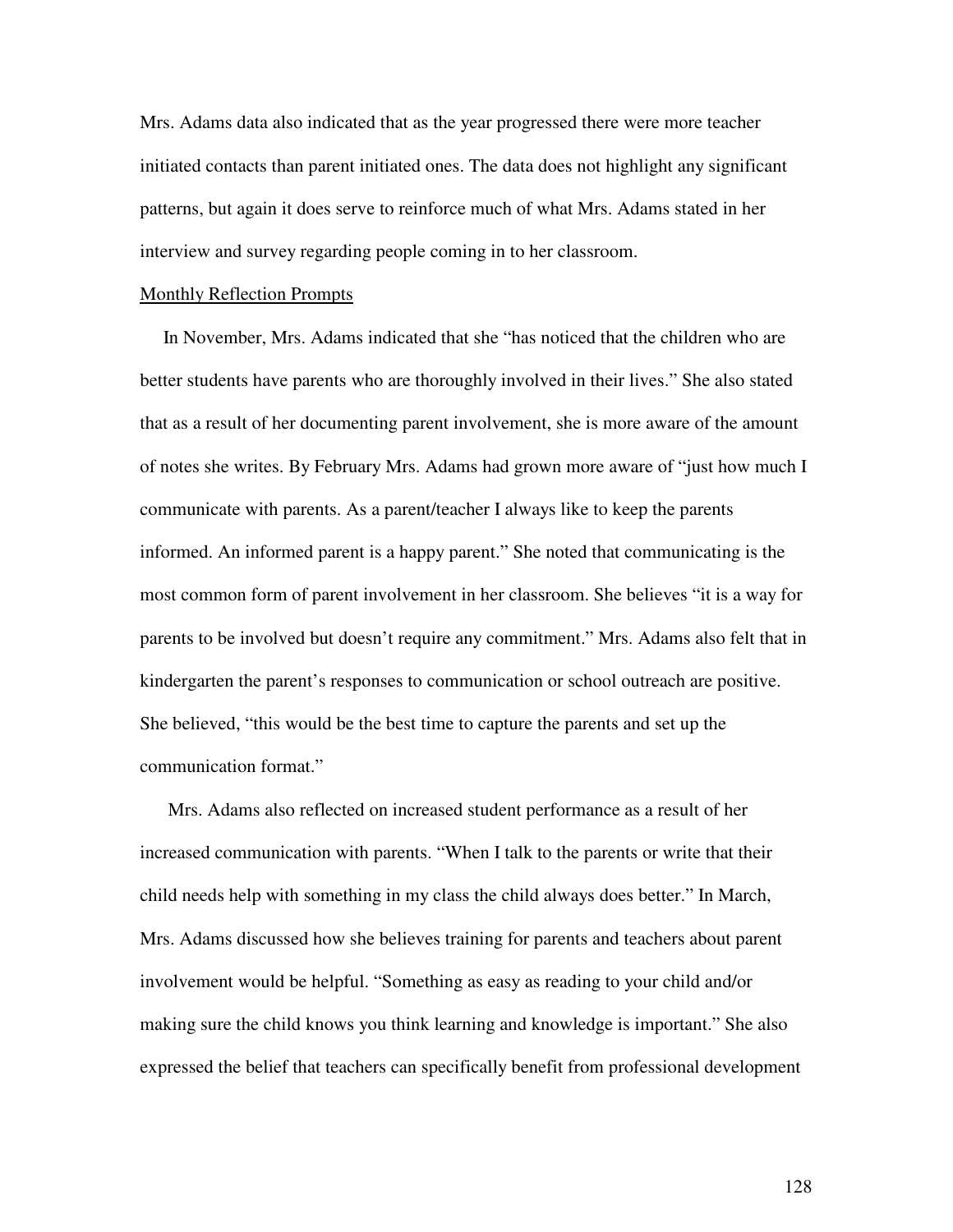Mrs. Adams data also indicated that as the year progressed there were more teacher initiated contacts than parent initiated ones. The data does not highlight any significant patterns, but again it does serve to reinforce much of what Mrs. Adams stated in her interview and survey regarding people coming in to her classroom.

Monthly Reflection Prompts

In November, Mrs. Adams indicated that she "has noticed that the children who are better students have parents who are thoroughly involved in their lives." She also stated that as a result of her documenting parent involvement, she is more aware of the amount of notes she writes. By February Mrs. Adams had grown more aware of "just how much I communicate with parents. As a parent/teacher I always like to keep the parents informed. An informed parent is a happy parent." She noted that communicating is the most common form of parent involvement in her classroom. She believes "it is a way for parents to be involved but doesn't require any commitment." Mrs. Adams also felt that in kindergarten the parent's responses to communication or school outreach are positive. She believed, "this would be the best time to capture the parents and set up the communication format."

Mrs. Adams also reflected on increased student performance as a result of her increased communication with parents. "When I talk to the parents or write that their child needs help with something in my class the child always does better." In March, Mrs. Adams discussed how she believes training for parents and teachers about parent involvement would be helpful. "Something as easy as reading to your child and/or making sure the child knows you think learning and knowledge is important." She also expressed the belief that teachers can specifically benefit from professional development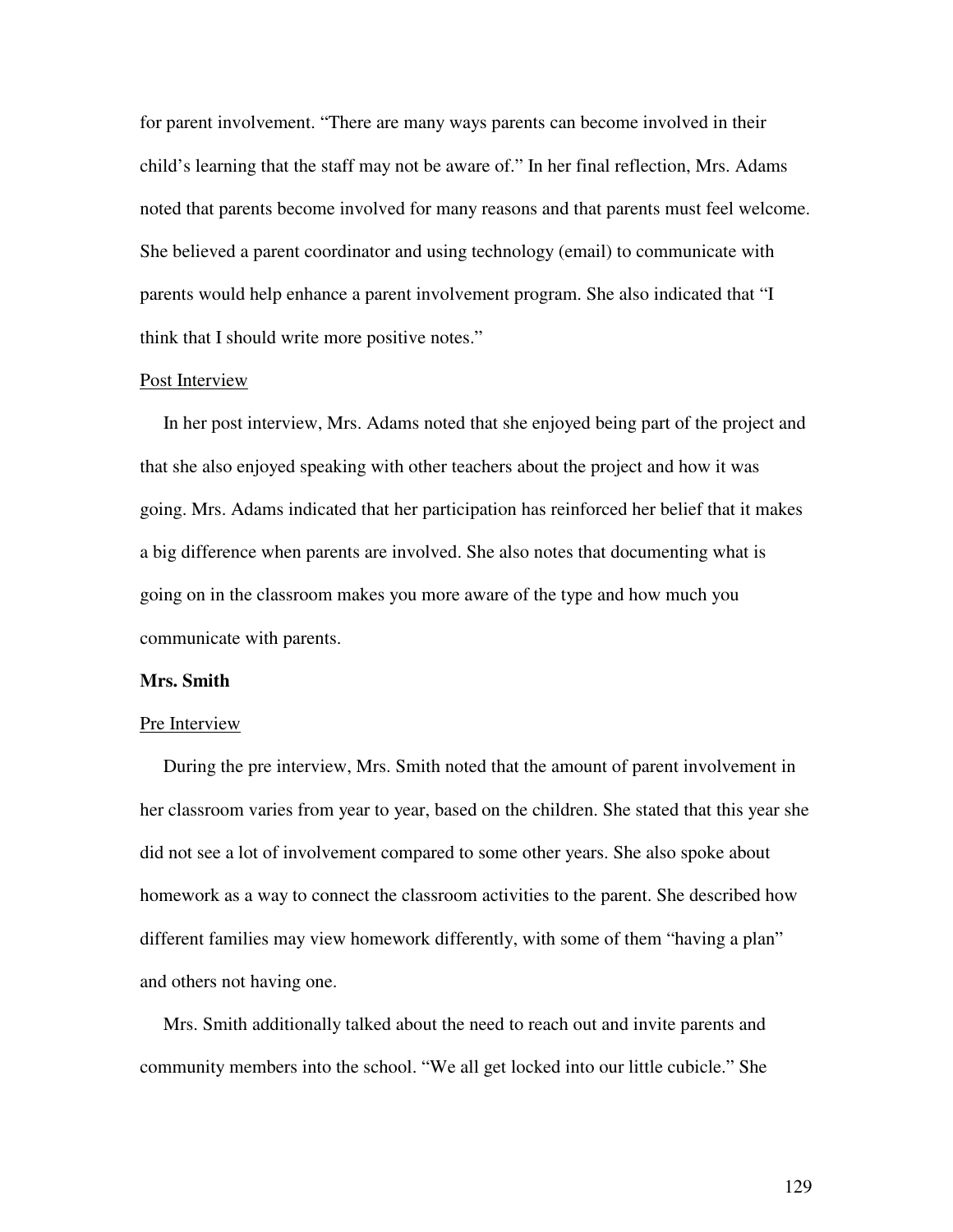for parent involvement. “There are many ways parents can become involved in their child’s learning that the staff may not be aware of.” In her final reflection, Mrs. Adams noted that parents become involved for many reasons and that parents must feel welcome. She believed a parent coordinator and using technology (email) to communicate with parents would help enhance a parent involvement program. She also indicated that “I think that I should write more positive notes.”

<u>Post Interview</u>

In her post interview, Mrs. Adams noted that she enjoyed being part of the project and that she also enjoyed speaking with other teachers about the project and how it was going. Mrs. Adams indicated that her participation has reinforced her belief that it makes a big difference when parents are involved. She also notes that documenting what is going on in the classroom makes you more aware of the type and how much you communicate with parents.

**Mrs. Smith**

<u>Pre Interview</u>

During the pre interview, Mrs. Smith noted that the amount of parent involvement in her classroom varies from year to year, based on the children. She stated that this year she did not see a lot of involvement compared to some other years. She also spoke about homework as a way to connect the classroom activities to the parent. She described how different families may view homework differently, with some of them “having a plan” and others not having one.

Mrs. Smith additionally talked about the need to reach out and invite parents and community members into the school. “We all get locked into our little cubicle.” She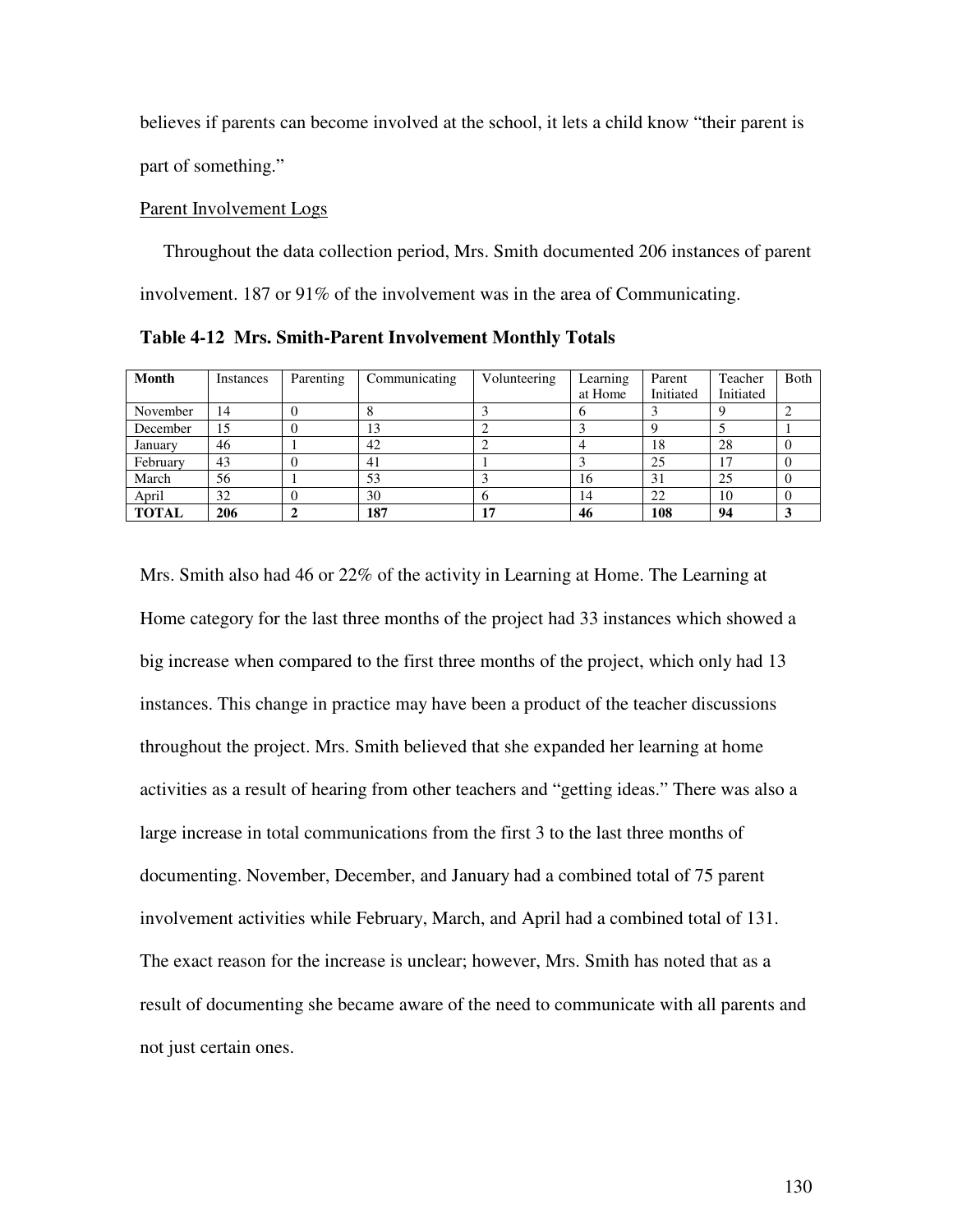believes if parents can become involved at the school, it lets a child know "their parent is part of something."

Parent Involvement Logs

Throughout the data collection period, Mrs. Smith documented 206 instances of parent involvement. 187 or 91% of the involvement was in the area of Communicating.

**Table 4-12 Mrs. Smith-Parent Involvement Monthly Totals**

| Month | Instances | Parenting | Communicating | Volunteering | Learning at Home | Parent Initiated | Teacher Initiated | Both |
|---|---|---|---|---|---|---|---|---|
| November | 14 | 0 | 8 | 3 | 6 | 3 | 9 | 2 |
| December | 15 | 0 | 13 | 2 | 3 | 9 | 5 | 1 |
| January | 46 | 1 | 42 | 2 | 4 | 18 | 28 | 0 |
| February | 43 | 0 | 41 | 1 | 3 | 25 | 17 | 0 |
| March | 56 | 1 | 53 | 3 | 16 | 31 | 25 | 0 |
| April | 32 | 0 | 30 | 6 | 14 | 22 | 10 | 0 |
| **TOTAL** | **206** | **2** | **187** | **17** | **46** | **108** | **94** | **3** |

Mrs. Smith also had 46 or 22% of the activity in Learning at Home. The Learning at Home category for the last three months of the project had 33 instances which showed a big increase when compared to the first three months of the project, which only had 13 instances. This change in practice may have been a product of the teacher discussions throughout the project. Mrs. Smith believed that she expanded her learning at home activities as a result of hearing from other teachers and "getting ideas." There was also a large increase in total communications from the first 3 to the last three months of documenting. November, December, and January had a combined total of 75 parent involvement activities while February, March, and April had a combined total of 131. The exact reason for the increase is unclear; however, Mrs. Smith has noted that as a result of documenting she became aware of the need to communicate with all parents and not just certain ones.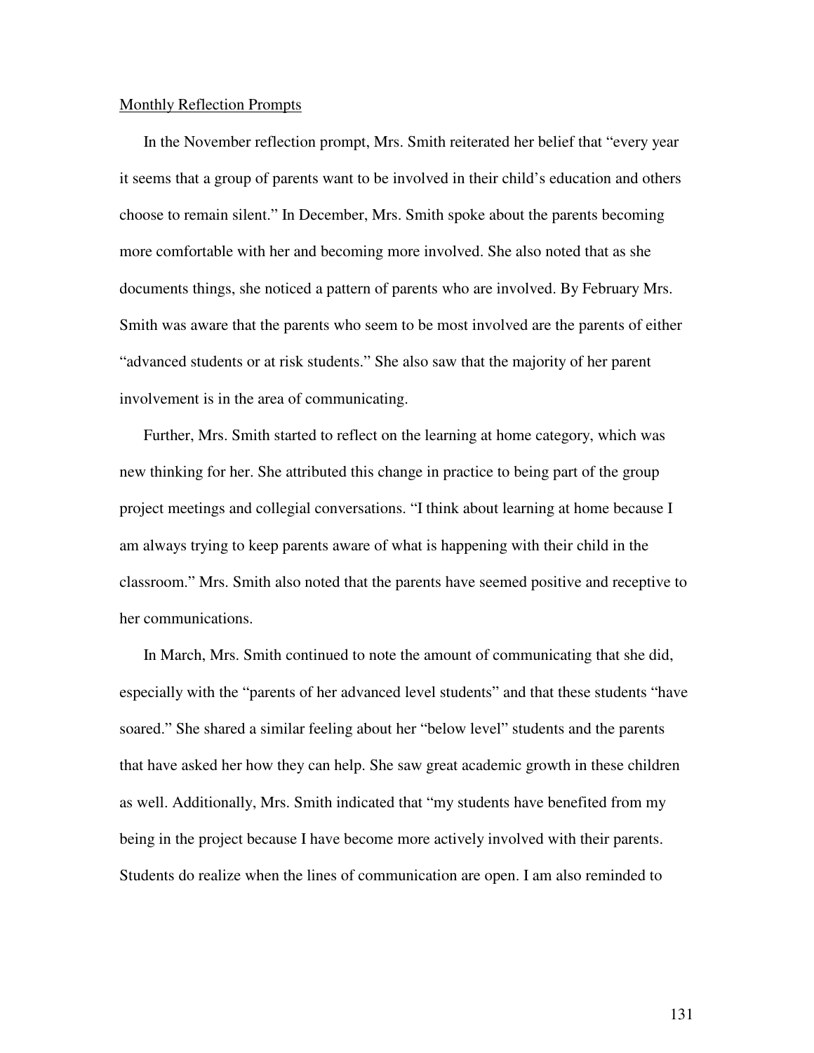Monthly Reflection Prompts

In the November reflection prompt, Mrs. Smith reiterated her belief that "every year it seems that a group of parents want to be involved in their child's education and others choose to remain silent." In December, Mrs. Smith spoke about the parents becoming more comfortable with her and becoming more involved. She also noted that as she documents things, she noticed a pattern of parents who are involved. By February Mrs. Smith was aware that the parents who seem to be most involved are the parents of either "advanced students or at risk students." She also saw that the majority of her parent involvement is in the area of communicating.

Further, Mrs. Smith started to reflect on the learning at home category, which was new thinking for her. She attributed this change in practice to being part of the group project meetings and collegial conversations. "I think about learning at home because I am always trying to keep parents aware of what is happening with their child in the classroom." Mrs. Smith also noted that the parents have seemed positive and receptive to her communications.

In March, Mrs. Smith continued to note the amount of communicating that she did, especially with the "parents of her advanced level students" and that these students "have soared." She shared a similar feeling about her "below level" students and the parents that have asked her how they can help. She saw great academic growth in these children as well. Additionally, Mrs. Smith indicated that "my students have benefited from my being in the project because I have become more actively involved with their parents. Students do realize when the lines of communication are open. I am also reminded to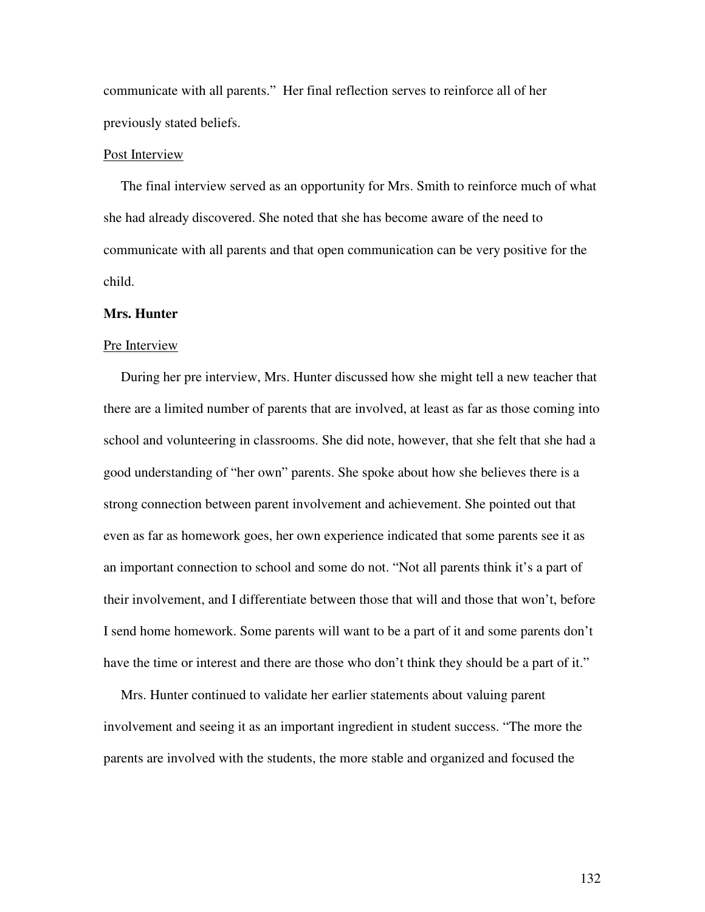communicate with all parents." Her final reflection serves to reinforce all of her previously stated beliefs.

Post Interview

The final interview served as an opportunity for Mrs. Smith to reinforce much of what she had already discovered. She noted that she has become aware of the need to communicate with all parents and that open communication can be very positive for the child.

**Mrs. Hunter**

Pre Interview

During her pre interview, Mrs. Hunter discussed how she might tell a new teacher that there are a limited number of parents that are involved, at least as far as those coming into school and volunteering in classrooms. She did note, however, that she felt that she had a good understanding of "her own" parents. She spoke about how she believes there is a strong connection between parent involvement and achievement. She pointed out that even as far as homework goes, her own experience indicated that some parents see it as an important connection to school and some do not. "Not all parents think it's a part of their involvement, and I differentiate between those that will and those that won't, before I send home homework. Some parents will want to be a part of it and some parents don't have the time or interest and there are those who don't think they should be a part of it."

Mrs. Hunter continued to validate her earlier statements about valuing parent involvement and seeing it as an important ingredient in student success. "The more the parents are involved with the students, the more stable and organized and focused the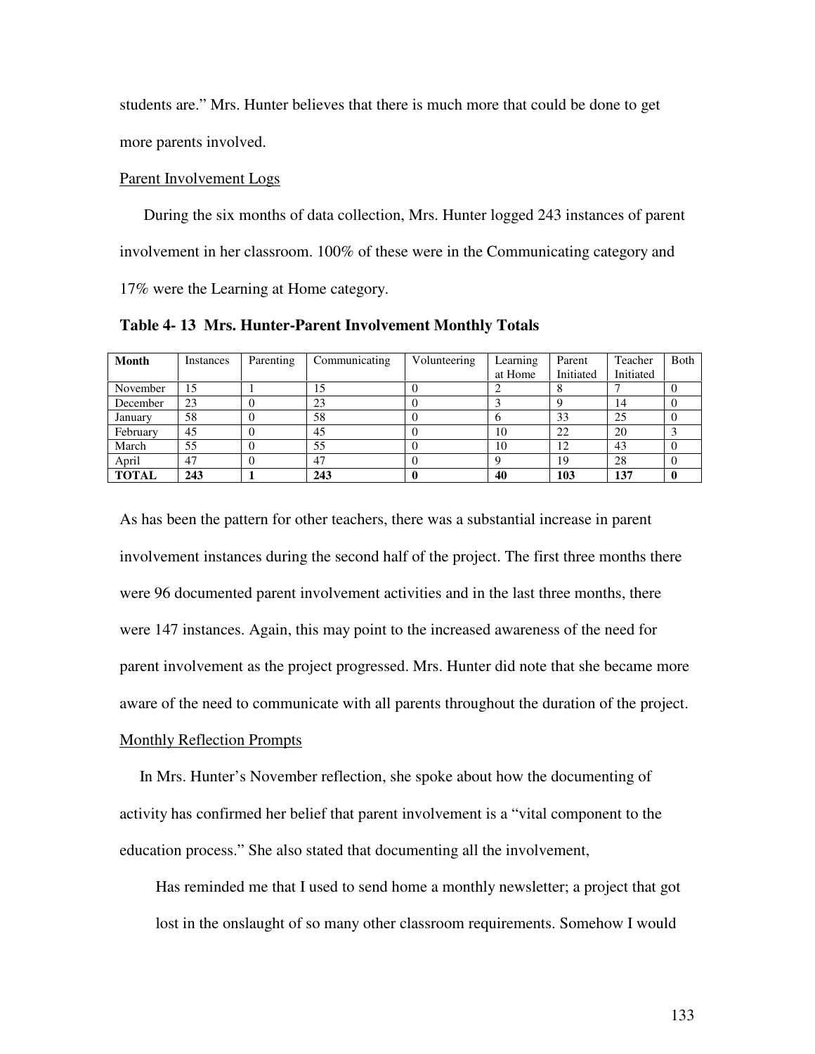students are." Mrs. Hunter believes that there is much more that could be done to get more parents involved.

Parent Involvement Logs

During the six months of data collection, Mrs. Hunter logged 243 instances of parent involvement in her classroom. 100% of these were in the Communicating category and 17% were the Learning at Home category.

**Table 4- 13 Mrs. Hunter-Parent Involvement Monthly Totals**

| Month | Instances | Parenting | Communicating | Volunteering | Learning at Home | Parent Initiated | Teacher Initiated | Both |
|---|---|---|---|---|---|---|---|---|
| November | 15 | 1 | 15 | 0 | 2 | 8 | 7 | 0 |
| December | 23 | 0 | 23 | 0 | 3 | 9 | 14 | 0 |
| January | 58 | 0 | 58 | 0 | 6 | 33 | 25 | 0 |
| February | 45 | 0 | 45 | 0 | 10 | 22 | 20 | 3 |
| March | 55 | 0 | 55 | 0 | 10 | 12 | 43 | 0 |
| April | 47 | 0 | 47 | 0 | 9 | 19 | 28 | 0 |
| **TOTAL** | **243** | **1** | **243** | **0** | **40** | **103** | **137** | **0** |

As has been the pattern for other teachers, there was a substantial increase in parent involvement instances during the second half of the project. The first three months there were 96 documented parent involvement activities and in the last three months, there were 147 instances. Again, this may point to the increased awareness of the need for parent involvement as the project progressed. Mrs. Hunter did note that she became more aware of the need to communicate with all parents throughout the duration of the project.

Monthly Reflection Prompts

In Mrs. Hunter's November reflection, she spoke about how the documenting of activity has confirmed her belief that parent involvement is a "vital component to the education process." She also stated that documenting all the involvement,

> Has reminded me that I used to send home a monthly newsletter; a project that got lost in the onslaught of so many other classroom requirements. Somehow I would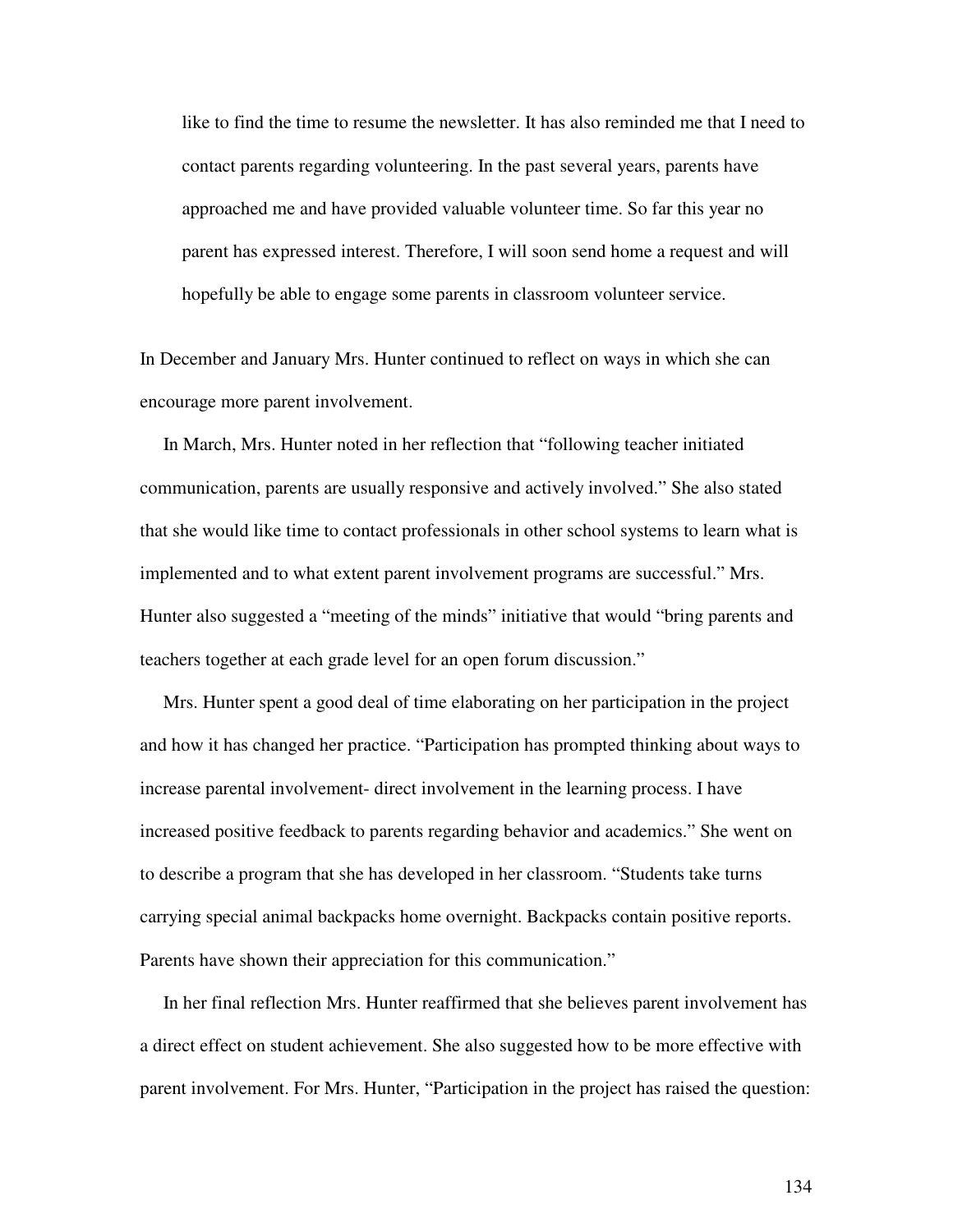> like to find the time to resume the newsletter. It has also reminded me that I need to contact parents regarding volunteering. In the past several years, parents have approached me and have provided valuable volunteer time. So far this year no parent has expressed interest. Therefore, I will soon send home a request and will hopefully be able to engage some parents in classroom volunteer service.

In December and January Mrs. Hunter continued to reflect on ways in which she can encourage more parent involvement.

In March, Mrs. Hunter noted in her reflection that "following teacher initiated communication, parents are usually responsive and actively involved." She also stated that she would like time to contact professionals in other school systems to learn what is implemented and to what extent parent involvement programs are successful." Mrs. Hunter also suggested a "meeting of the minds" initiative that would "bring parents and teachers together at each grade level for an open forum discussion."

Mrs. Hunter spent a good deal of time elaborating on her participation in the project and how it has changed her practice. "Participation has prompted thinking about ways to increase parental involvement- direct involvement in the learning process. I have increased positive feedback to parents regarding behavior and academics." She went on to describe a program that she has developed in her classroom. "Students take turns carrying special animal backpacks home overnight. Backpacks contain positive reports. Parents have shown their appreciation for this communication."

In her final reflection Mrs. Hunter reaffirmed that she believes parent involvement has a direct effect on student achievement. She also suggested how to be more effective with parent involvement. For Mrs. Hunter, "Participation in the project has raised the question: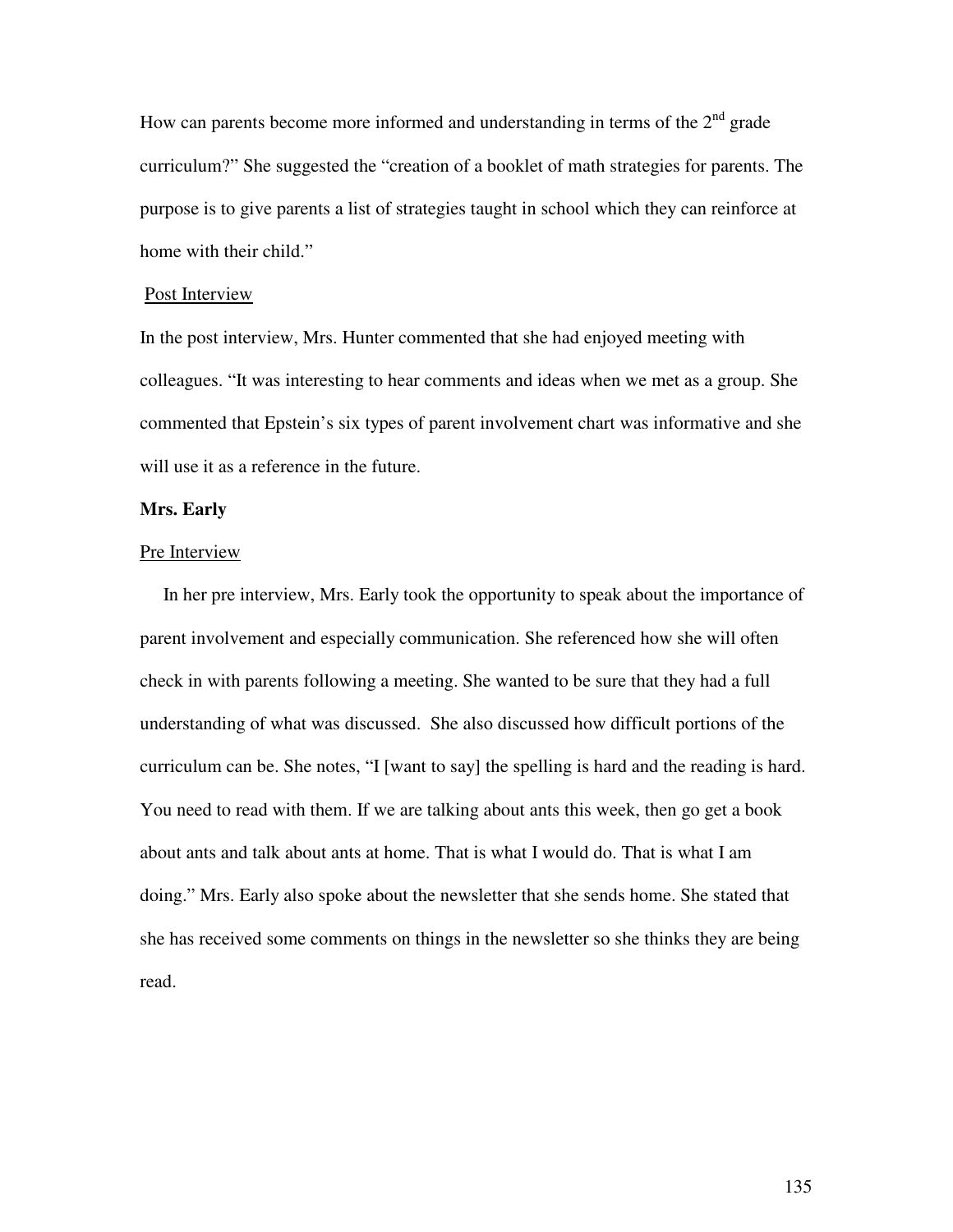How can parents become more informed and understanding in terms of the 2nd grade curriculum?" She suggested the "creation of a booklet of math strategies for parents. The purpose is to give parents a list of strategies taught in school which they can reinforce at home with their child."

<u>Post Interview</u>

In the post interview, Mrs. Hunter commented that she had enjoyed meeting with colleagues. "It was interesting to hear comments and ideas when we met as a group. She commented that Epstein's six types of parent involvement chart was informative and she will use it as a reference in the future.

**Mrs. Early**

<u>Pre Interview</u>

In her pre interview, Mrs. Early took the opportunity to speak about the importance of parent involvement and especially communication. She referenced how she will often check in with parents following a meeting. She wanted to be sure that they had a full understanding of what was discussed. She also discussed how difficult portions of the curriculum can be. She notes, "I [want to say] the spelling is hard and the reading is hard. You need to read with them. If we are talking about ants this week, then go get a book about ants and talk about ants at home. That is what I would do. That is what I am doing." Mrs. Early also spoke about the newsletter that she sends home. She stated that she has received some comments on things in the newsletter so she thinks they are being read.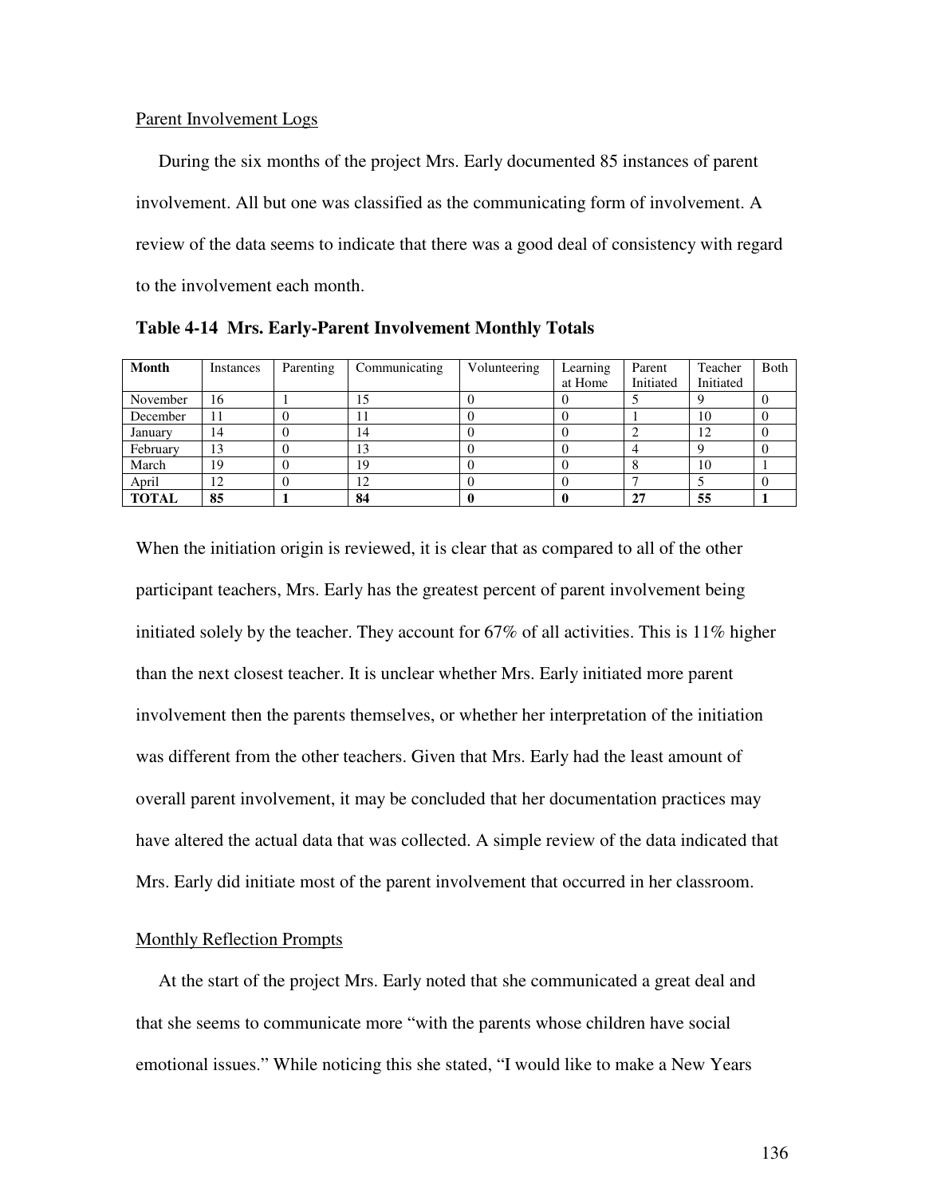Parent Involvement Logs

During the six months of the project Mrs. Early documented 85 instances of parent involvement. All but one was classified as the communicating form of involvement. A review of the data seems to indicate that there was a good deal of consistency with regard to the involvement each month.

**Table 4-14 Mrs. Early-Parent Involvement Monthly Totals**

| Month | Instances | Parenting | Communicating | Volunteering | Learning at Home | Parent Initiated | Teacher Initiated | Both |
|---|---|---|---|---|---|---|---|---|
| November | 16 | 1 | 15 | 0 | 0 | 5 | 9 | 0 |
| December | 11 | 0 | 11 | 0 | 0 | 1 | 10 | 0 |
| January | 14 | 0 | 14 | 0 | 0 | 2 | 12 | 0 |
| February | 13 | 0 | 13 | 0 | 0 | 4 | 9 | 0 |
| March | 19 | 0 | 19 | 0 | 0 | 8 | 10 | 1 |
| April | 12 | 0 | 12 | 0 | 0 | 7 | 5 | 0 |
| **TOTAL** | **85** | **1** | **84** | **0** | **0** | **27** | **55** | **1** |

When the initiation origin is reviewed, it is clear that as compared to all of the other participant teachers, Mrs. Early has the greatest percent of parent involvement being initiated solely by the teacher. They account for 67% of all activities. This is 11% higher than the next closest teacher. It is unclear whether Mrs. Early initiated more parent involvement then the parents themselves, or whether her interpretation of the initiation was different from the other teachers. Given that Mrs. Early had the least amount of overall parent involvement, it may be concluded that her documentation practices may have altered the actual data that was collected. A simple review of the data indicated that Mrs. Early did initiate most of the parent involvement that occurred in her classroom.

Monthly Reflection Prompts

At the start of the project Mrs. Early noted that she communicated a great deal and that she seems to communicate more "with the parents whose children have social emotional issues." While noticing this she stated, "I would like to make a New Years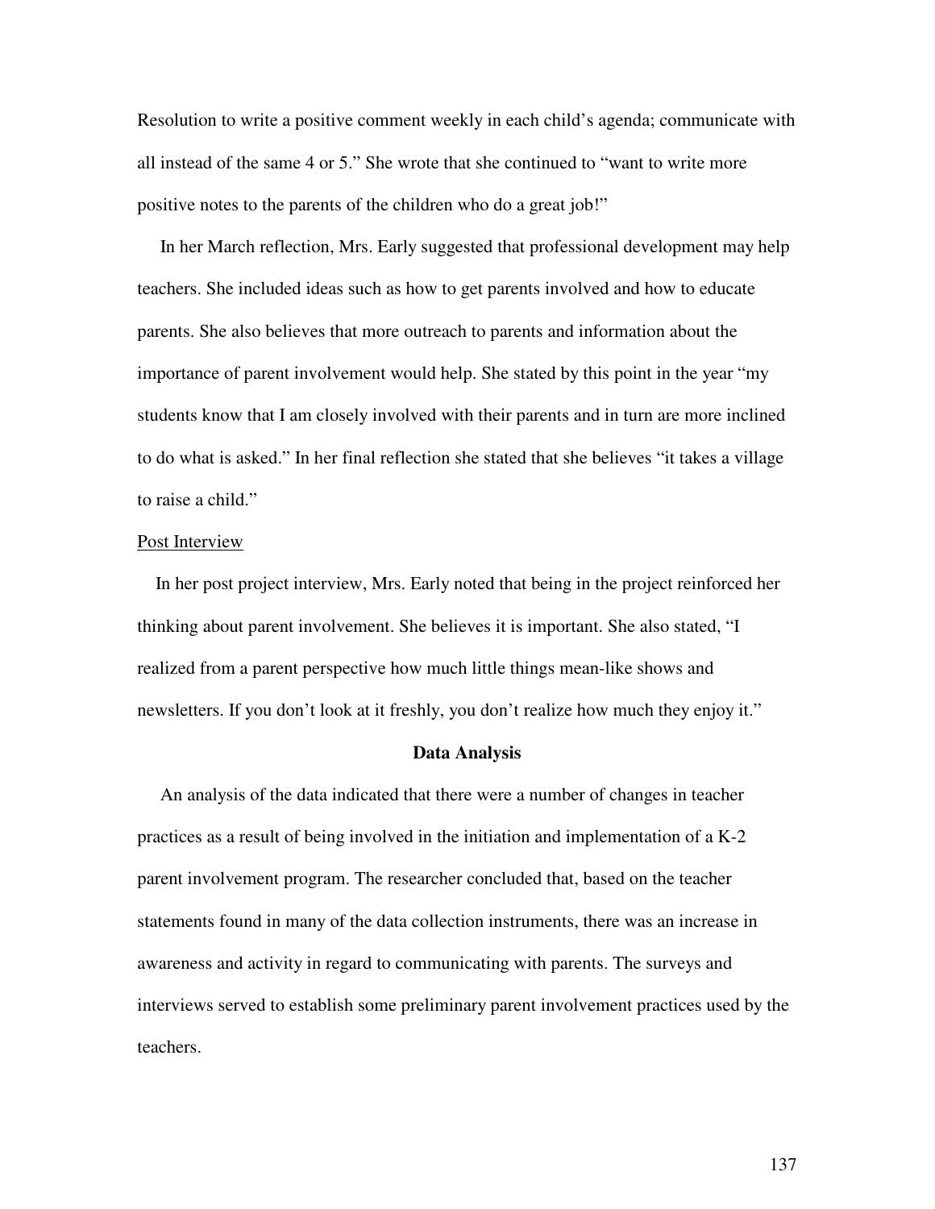Resolution to write a positive comment weekly in each child's agenda; communicate with all instead of the same 4 or 5." She wrote that she continued to "want to write more positive notes to the parents of the children who do a great job!"

In her March reflection, Mrs. Early suggested that professional development may help teachers. She included ideas such as how to get parents involved and how to educate parents. She also believes that more outreach to parents and information about the importance of parent involvement would help. She stated by this point in the year "my students know that I am closely involved with their parents and in turn are more inclined to do what is asked." In her final reflection she stated that she believes "it takes a village to raise a child."

Post Interview

In her post project interview, Mrs. Early noted that being in the project reinforced her thinking about parent involvement. She believes it is important. She also stated, "I realized from a parent perspective how much little things mean-like shows and newsletters. If you don't look at it freshly, you don't realize how much they enjoy it."

## Data Analysis

An analysis of the data indicated that there were a number of changes in teacher practices as a result of being involved in the initiation and implementation of a K-2 parent involvement program. The researcher concluded that, based on the teacher statements found in many of the data collection instruments, there was an increase in awareness and activity in regard to communicating with parents. The surveys and interviews served to establish some preliminary parent involvement practices used by the teachers.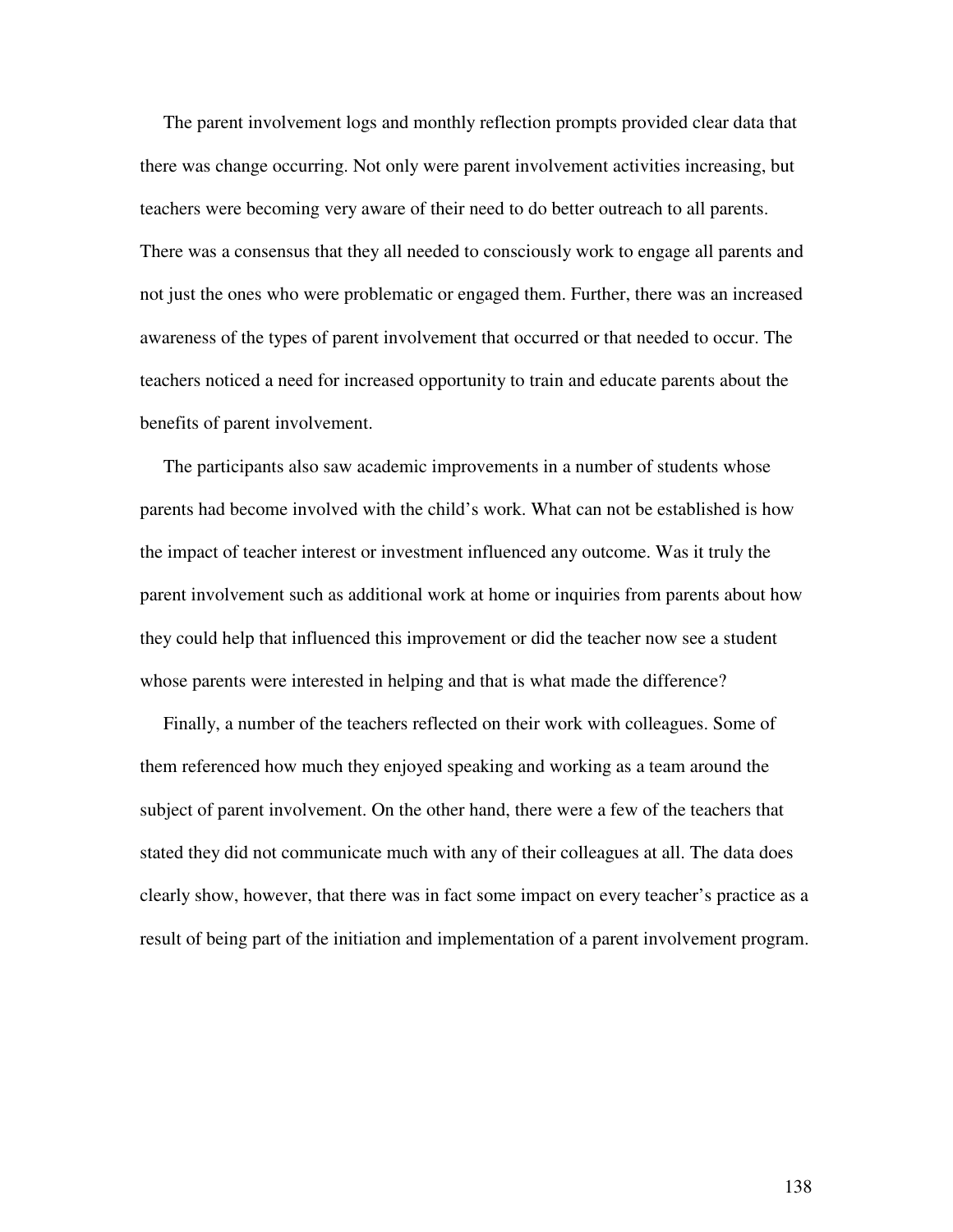The parent involvement logs and monthly reflection prompts provided clear data that there was change occurring. Not only were parent involvement activities increasing, but teachers were becoming very aware of their need to do better outreach to all parents. There was a consensus that they all needed to consciously work to engage all parents and not just the ones who were problematic or engaged them. Further, there was an increased awareness of the types of parent involvement that occurred or that needed to occur. The teachers noticed a need for increased opportunity to train and educate parents about the benefits of parent involvement.

The participants also saw academic improvements in a number of students whose parents had become involved with the child's work. What can not be established is how the impact of teacher interest or investment influenced any outcome. Was it truly the parent involvement such as additional work at home or inquiries from parents about how they could help that influenced this improvement or did the teacher now see a student whose parents were interested in helping and that is what made the difference?

Finally, a number of the teachers reflected on their work with colleagues. Some of them referenced how much they enjoyed speaking and working as a team around the subject of parent involvement. On the other hand, there were a few of the teachers that stated they did not communicate much with any of their colleagues at all. The data does clearly show, however, that there was in fact some impact on every teacher's practice as a result of being part of the initiation and implementation of a parent involvement program.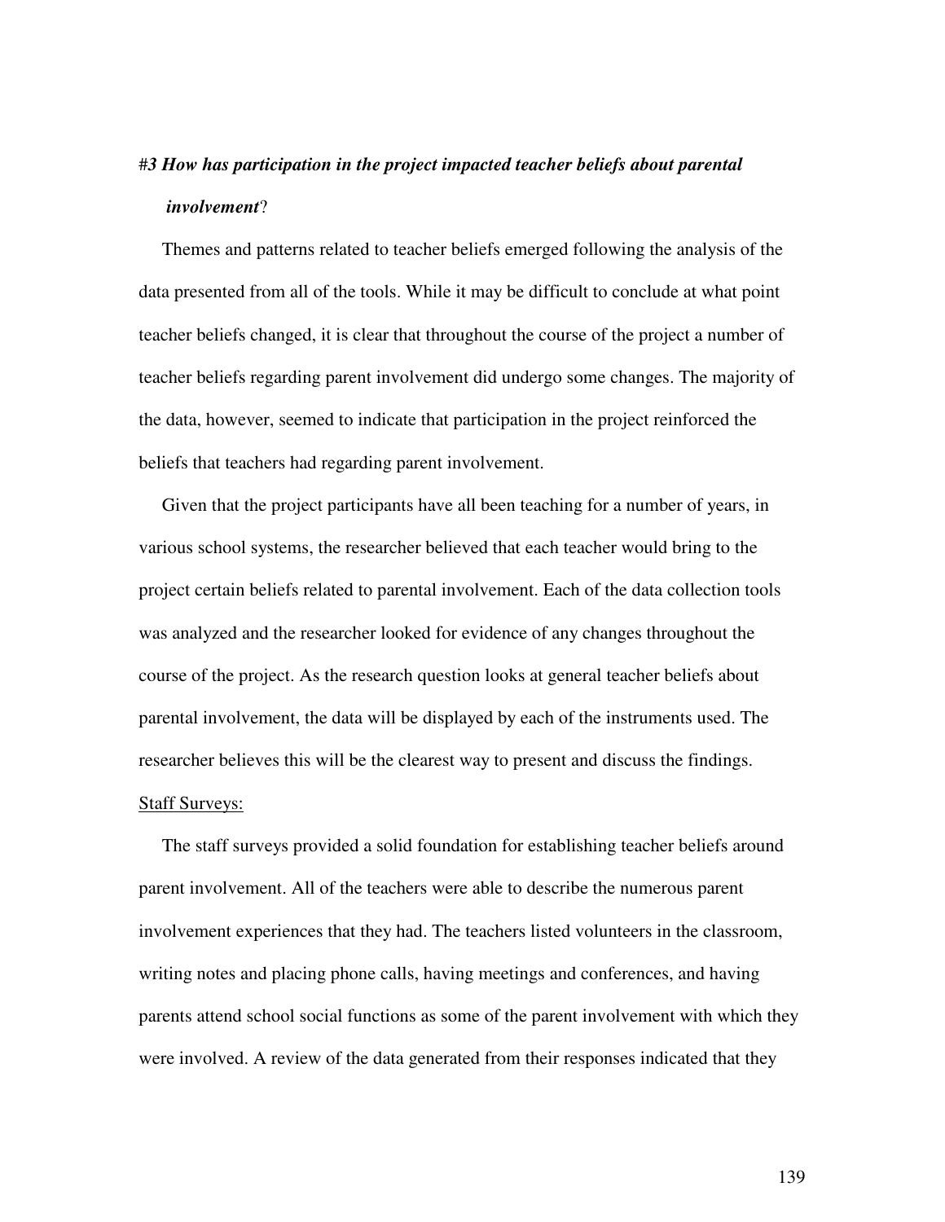#*3 How has participation in the project impacted teacher beliefs about parental involvement*?

Themes and patterns related to teacher beliefs emerged following the analysis of the data presented from all of the tools. While it may be difficult to conclude at what point teacher beliefs changed, it is clear that throughout the course of the project a number of teacher beliefs regarding parent involvement did undergo some changes. The majority of the data, however, seemed to indicate that participation in the project reinforced the beliefs that teachers had regarding parent involvement.

Given that the project participants have all been teaching for a number of years, in various school systems, the researcher believed that each teacher would bring to the project certain beliefs related to parental involvement. Each of the data collection tools was analyzed and the researcher looked for evidence of any changes throughout the course of the project. As the research question looks at general teacher beliefs about parental involvement, the data will be displayed by each of the instruments used. The researcher believes this will be the clearest way to present and discuss the findings.

<u>Staff Surveys:</u>

The staff surveys provided a solid foundation for establishing teacher beliefs around parent involvement. All of the teachers were able to describe the numerous parent involvement experiences that they had. The teachers listed volunteers in the classroom, writing notes and placing phone calls, having meetings and conferences, and having parents attend school social functions as some of the parent involvement with which they were involved. A review of the data generated from their responses indicated that they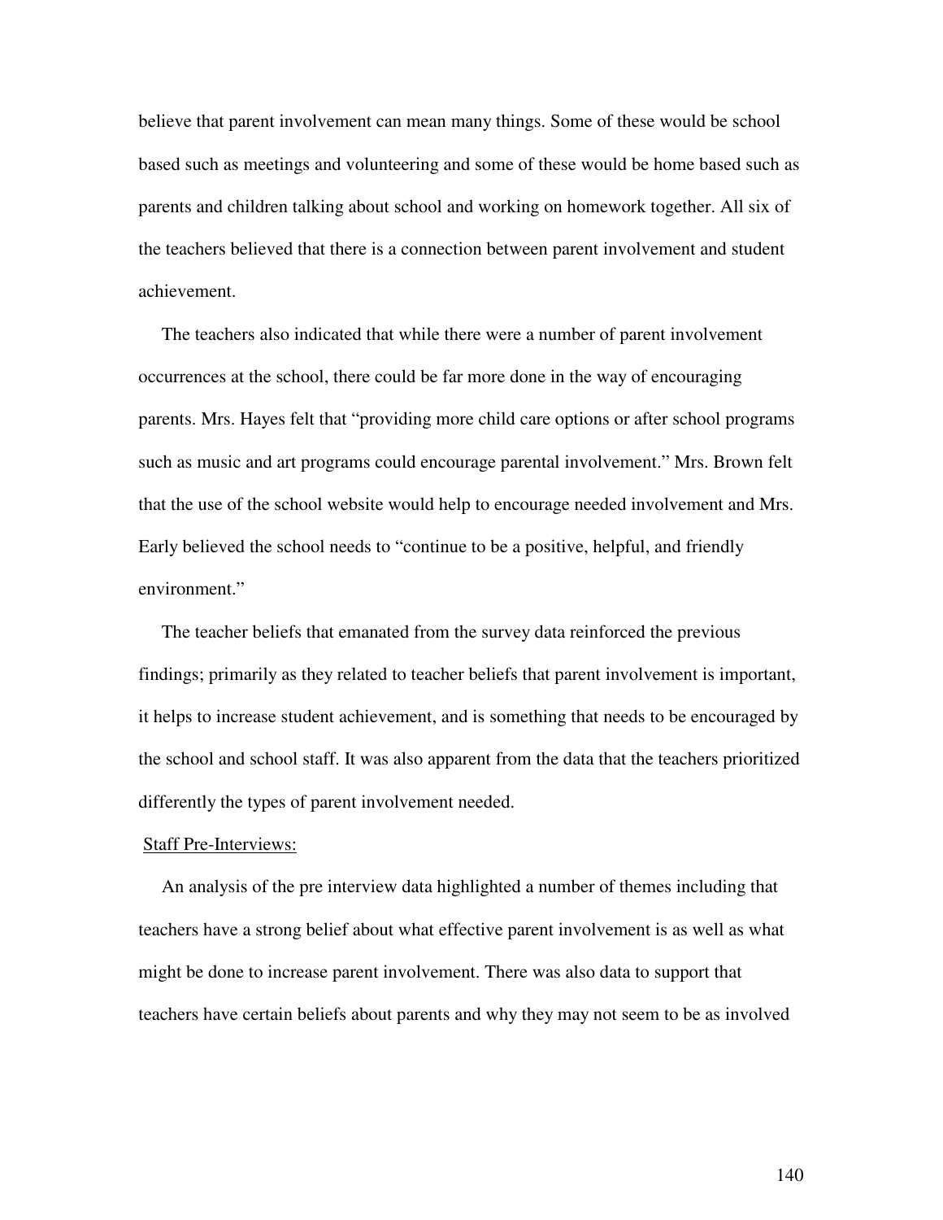believe that parent involvement can mean many things. Some of these would be school based such as meetings and volunteering and some of these would be home based such as parents and children talking about school and working on homework together. All six of the teachers believed that there is a connection between parent involvement and student achievement.

The teachers also indicated that while there were a number of parent involvement occurrences at the school, there could be far more done in the way of encouraging parents. Mrs. Hayes felt that "providing more child care options or after school programs such as music and art programs could encourage parental involvement." Mrs. Brown felt that the use of the school website would help to encourage needed involvement and Mrs. Early believed the school needs to "continue to be a positive, helpful, and friendly environment."

The teacher beliefs that emanated from the survey data reinforced the previous findings; primarily as they related to teacher beliefs that parent involvement is important, it helps to increase student achievement, and is something that needs to be encouraged by the school and school staff. It was also apparent from the data that the teachers prioritized differently the types of parent involvement needed.

<u>Staff Pre-Interviews:</u>

An analysis of the pre interview data highlighted a number of themes including that teachers have a strong belief about what effective parent involvement is as well as what might be done to increase parent involvement. There was also data to support that teachers have certain beliefs about parents and why they may not seem to be as involved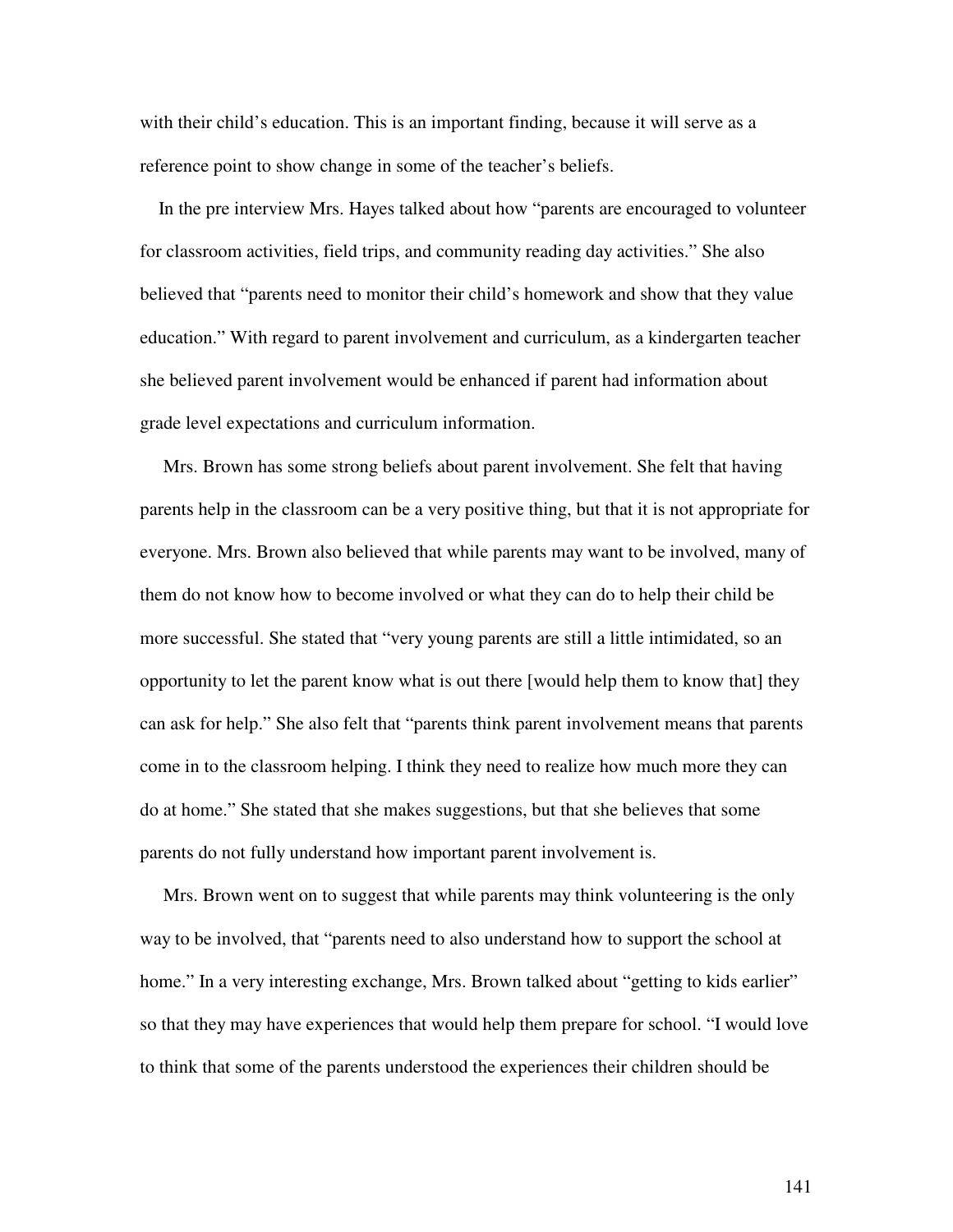with their child's education. This is an important finding, because it will serve as a reference point to show change in some of the teacher's beliefs.

In the pre interview Mrs. Hayes talked about how "parents are encouraged to volunteer for classroom activities, field trips, and community reading day activities." She also believed that "parents need to monitor their child's homework and show that they value education." With regard to parent involvement and curriculum, as a kindergarten teacher she believed parent involvement would be enhanced if parent had information about grade level expectations and curriculum information.

Mrs. Brown has some strong beliefs about parent involvement. She felt that having parents help in the classroom can be a very positive thing, but that it is not appropriate for everyone. Mrs. Brown also believed that while parents may want to be involved, many of them do not know how to become involved or what they can do to help their child be more successful. She stated that "very young parents are still a little intimidated, so an opportunity to let the parent know what is out there [would help them to know that] they can ask for help." She also felt that "parents think parent involvement means that parents come in to the classroom helping. I think they need to realize how much more they can do at home." She stated that she makes suggestions, but that she believes that some parents do not fully understand how important parent involvement is.

Mrs. Brown went on to suggest that while parents may think volunteering is the only way to be involved, that "parents need to also understand how to support the school at home." In a very interesting exchange, Mrs. Brown talked about "getting to kids earlier" so that they may have experiences that would help them prepare for school. "I would love to think that some of the parents understood the experiences their children should be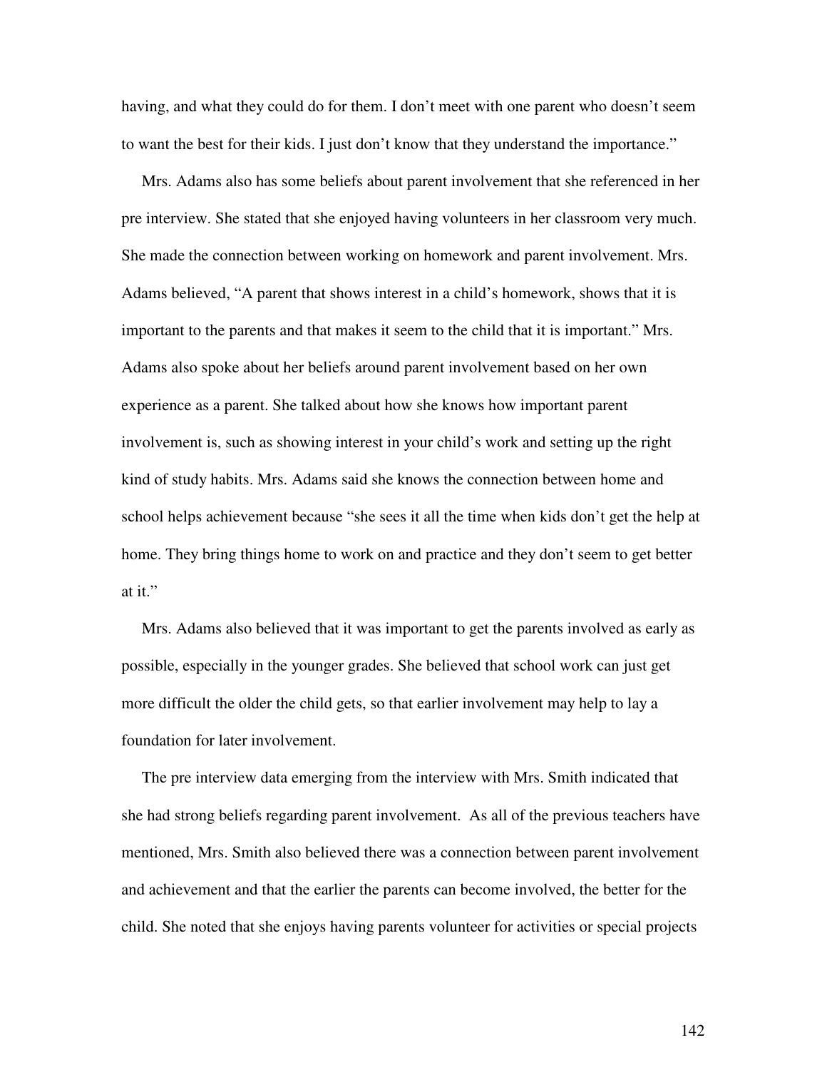having, and what they could do for them. I don't meet with one parent who doesn't seem to want the best for their kids. I just don't know that they understand the importance."

Mrs. Adams also has some beliefs about parent involvement that she referenced in her pre interview. She stated that she enjoyed having volunteers in her classroom very much. She made the connection between working on homework and parent involvement. Mrs. Adams believed, "A parent that shows interest in a child's homework, shows that it is important to the parents and that makes it seem to the child that it is important." Mrs. Adams also spoke about her beliefs around parent involvement based on her own experience as a parent. She talked about how she knows how important parent involvement is, such as showing interest in your child's work and setting up the right kind of study habits. Mrs. Adams said she knows the connection between home and school helps achievement because "she sees it all the time when kids don't get the help at home. They bring things home to work on and practice and they don't seem to get better at it."

Mrs. Adams also believed that it was important to get the parents involved as early as possible, especially in the younger grades. She believed that school work can just get more difficult the older the child gets, so that earlier involvement may help to lay a foundation for later involvement.

The pre interview data emerging from the interview with Mrs. Smith indicated that she had strong beliefs regarding parent involvement. As all of the previous teachers have mentioned, Mrs. Smith also believed there was a connection between parent involvement and achievement and that the earlier the parents can become involved, the better for the child. She noted that she enjoys having parents volunteer for activities or special projects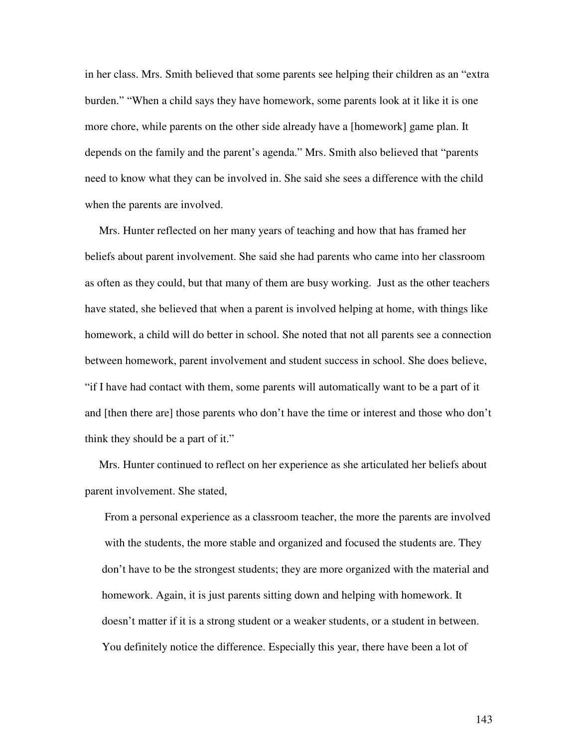in her class. Mrs. Smith believed that some parents see helping their children as an "extra burden." "When a child says they have homework, some parents look at it like it is one more chore, while parents on the other side already have a [homework] game plan. It depends on the family and the parent's agenda." Mrs. Smith also believed that "parents need to know what they can be involved in. She said she sees a difference with the child when the parents are involved.

Mrs. Hunter reflected on her many years of teaching and how that has framed her beliefs about parent involvement. She said she had parents who came into her classroom as often as they could, but that many of them are busy working. Just as the other teachers have stated, she believed that when a parent is involved helping at home, with things like homework, a child will do better in school. She noted that not all parents see a connection between homework, parent involvement and student success in school. She does believe, "if I have had contact with them, some parents will automatically want to be a part of it and [then there are] those parents who don't have the time or interest and those who don't think they should be a part of it."

Mrs. Hunter continued to reflect on her experience as she articulated her beliefs about parent involvement. She stated,

> From a personal experience as a classroom teacher, the more the parents are involved with the students, the more stable and organized and focused the students are. They don't have to be the strongest students; they are more organized with the material and homework. Again, it is just parents sitting down and helping with homework. It doesn't matter if it is a strong student or a weaker students, or a student in between. You definitely notice the difference. Especially this year, there have been a lot of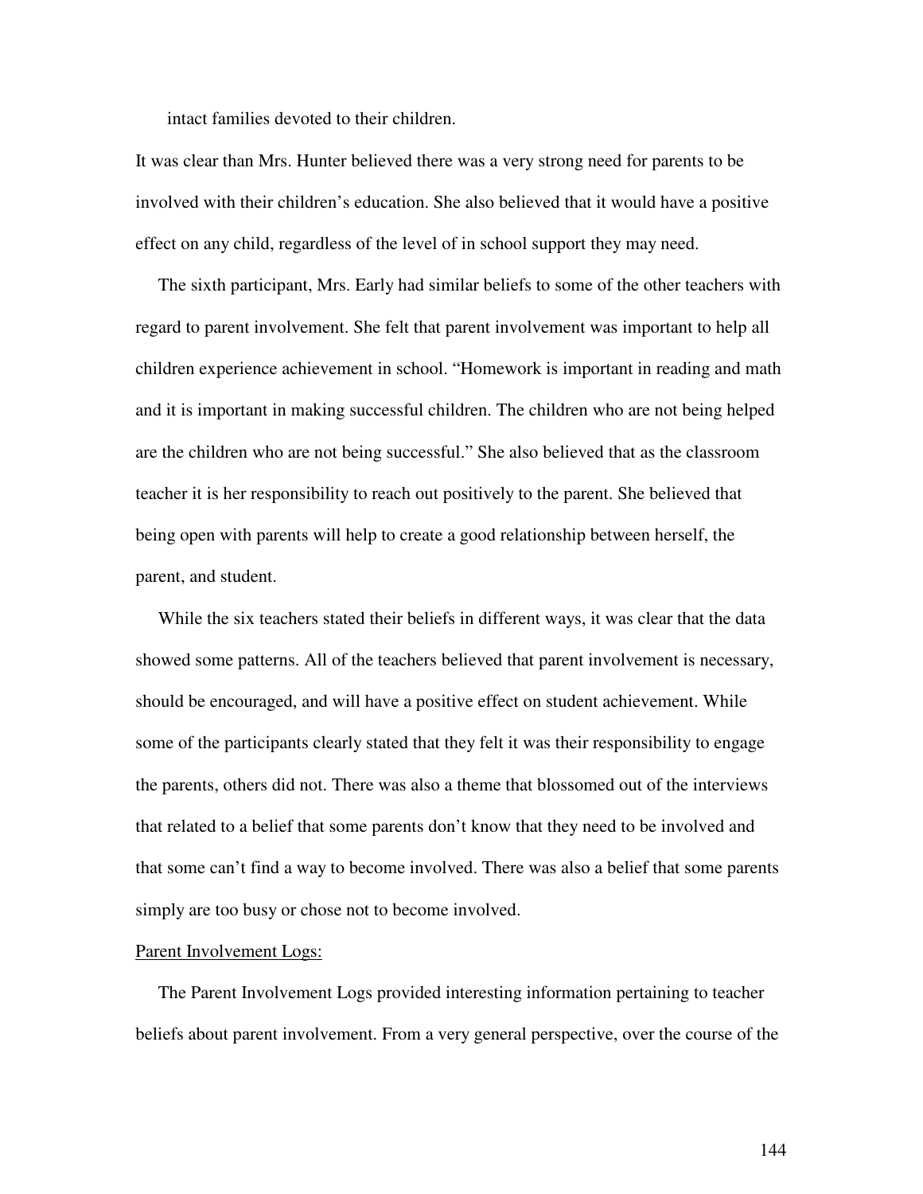intact families devoted to their children.

It was clear than Mrs. Hunter believed there was a very strong need for parents to be involved with their children's education. She also believed that it would have a positive effect on any child, regardless of the level of in school support they may need.

The sixth participant, Mrs. Early had similar beliefs to some of the other teachers with regard to parent involvement. She felt that parent involvement was important to help all children experience achievement in school. "Homework is important in reading and math and it is important in making successful children. The children who are not being helped are the children who are not being successful." She also believed that as the classroom teacher it is her responsibility to reach out positively to the parent. She believed that being open with parents will help to create a good relationship between herself, the parent, and student.

While the six teachers stated their beliefs in different ways, it was clear that the data showed some patterns. All of the teachers believed that parent involvement is necessary, should be encouraged, and will have a positive effect on student achievement. While some of the participants clearly stated that they felt it was their responsibility to engage the parents, others did not. There was also a theme that blossomed out of the interviews that related to a belief that some parents don't know that they need to be involved and that some can't find a way to become involved. There was also a belief that some parents simply are too busy or chose not to become involved.

<u>Parent Involvement Logs:</u>

The Parent Involvement Logs provided interesting information pertaining to teacher beliefs about parent involvement. From a very general perspective, over the course of the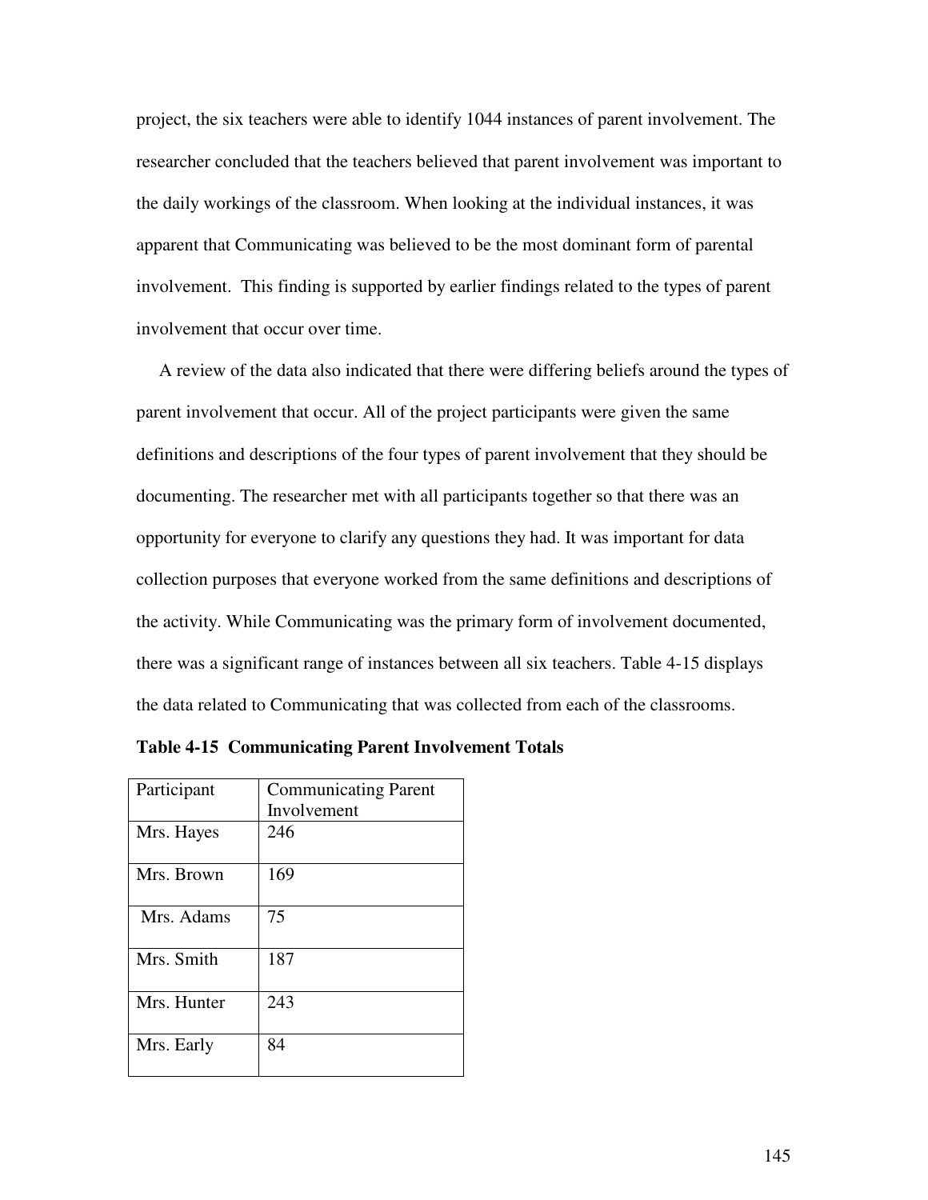project, the six teachers were able to identify 1044 instances of parent involvement. The researcher concluded that the teachers believed that parent involvement was important to the daily workings of the classroom. When looking at the individual instances, it was apparent that Communicating was believed to be the most dominant form of parental involvement. This finding is supported by earlier findings related to the types of parent involvement that occur over time.

A review of the data also indicated that there were differing beliefs around the types of parent involvement that occur. All of the project participants were given the same definitions and descriptions of the four types of parent involvement that they should be documenting. The researcher met with all participants together so that there was an opportunity for everyone to clarify any questions they had. It was important for data collection purposes that everyone worked from the same definitions and descriptions of the activity. While Communicating was the primary form of involvement documented, there was a significant range of instances between all six teachers. Table 4-15 displays the data related to Communicating that was collected from each of the classrooms.

**Table 4-15 Communicating Parent Involvement Totals**

| Participant | Communicating Parent Involvement |
|---|---|
| Mrs. Hayes | 246 |
| Mrs. Brown | 169 |
| Mrs. Adams | 75 |
| Mrs. Smith | 187 |
| Mrs. Hunter | 243 |
| Mrs. Early | 84 |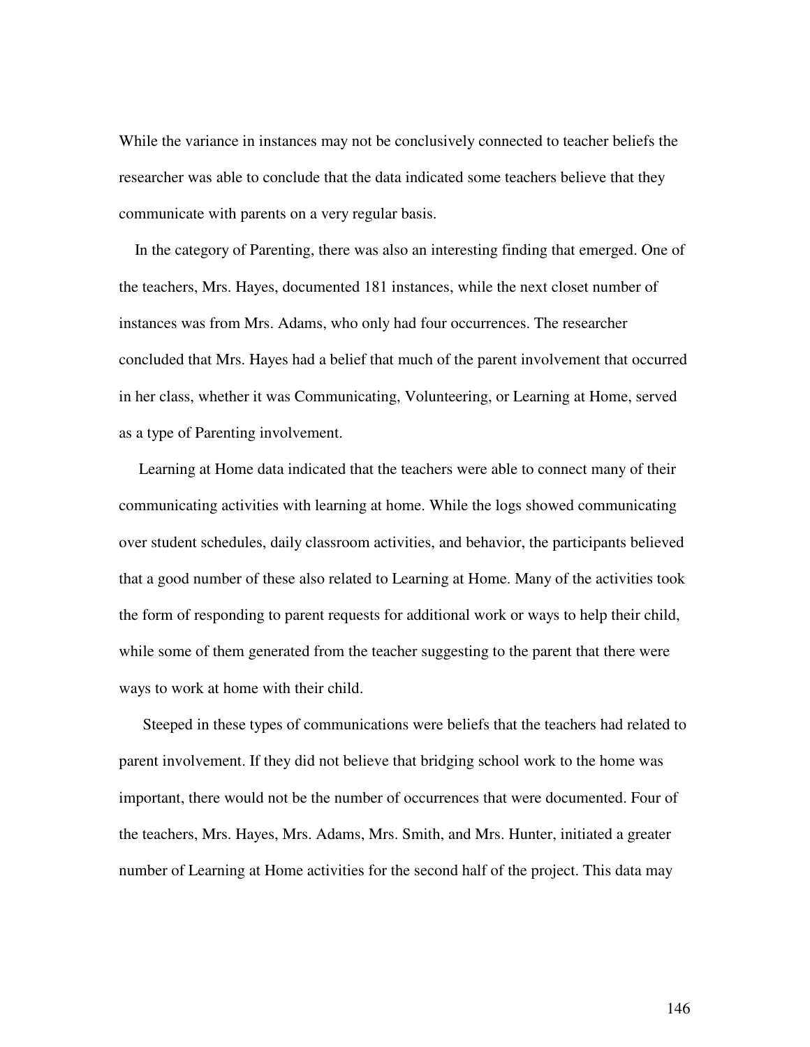While the variance in instances may not be conclusively connected to teacher beliefs the researcher was able to conclude that the data indicated some teachers believe that they communicate with parents on a very regular basis.

In the category of Parenting, there was also an interesting finding that emerged. One of the teachers, Mrs. Hayes, documented 181 instances, while the next closet number of instances was from Mrs. Adams, who only had four occurrences. The researcher concluded that Mrs. Hayes had a belief that much of the parent involvement that occurred in her class, whether it was Communicating, Volunteering, or Learning at Home, served as a type of Parenting involvement.

Learning at Home data indicated that the teachers were able to connect many of their communicating activities with learning at home. While the logs showed communicating over student schedules, daily classroom activities, and behavior, the participants believed that a good number of these also related to Learning at Home. Many of the activities took the form of responding to parent requests for additional work or ways to help their child, while some of them generated from the teacher suggesting to the parent that there were ways to work at home with their child.

Steeped in these types of communications were beliefs that the teachers had related to parent involvement. If they did not believe that bridging school work to the home was important, there would not be the number of occurrences that were documented. Four of the teachers, Mrs. Hayes, Mrs. Adams, Mrs. Smith, and Mrs. Hunter, initiated a greater number of Learning at Home activities for the second half of the project. This data may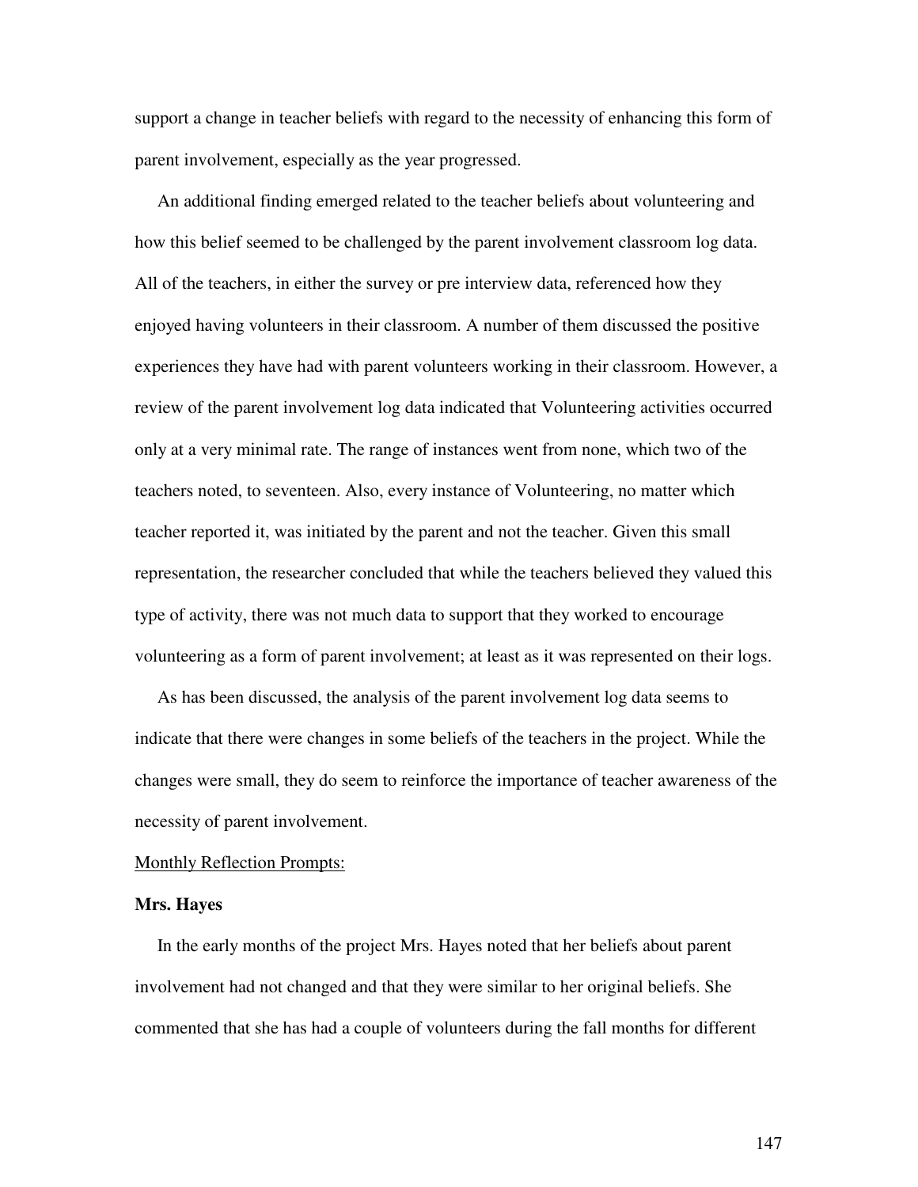support a change in teacher beliefs with regard to the necessity of enhancing this form of parent involvement, especially as the year progressed.

An additional finding emerged related to the teacher beliefs about volunteering and how this belief seemed to be challenged by the parent involvement classroom log data. All of the teachers, in either the survey or pre interview data, referenced how they enjoyed having volunteers in their classroom. A number of them discussed the positive experiences they have had with parent volunteers working in their classroom. However, a review of the parent involvement log data indicated that Volunteering activities occurred only at a very minimal rate. The range of instances went from none, which two of the teachers noted, to seventeen. Also, every instance of Volunteering, no matter which teacher reported it, was initiated by the parent and not the teacher. Given this small representation, the researcher concluded that while the teachers believed they valued this type of activity, there was not much data to support that they worked to encourage volunteering as a form of parent involvement; at least as it was represented on their logs.

As has been discussed, the analysis of the parent involvement log data seems to indicate that there were changes in some beliefs of the teachers in the project. While the changes were small, they do seem to reinforce the importance of teacher awareness of the necessity of parent involvement.

<u>Monthly Reflection Prompts:</u>

**Mrs. Hayes**

In the early months of the project Mrs. Hayes noted that her beliefs about parent involvement had not changed and that they were similar to her original beliefs. She commented that she has had a couple of volunteers during the fall months for different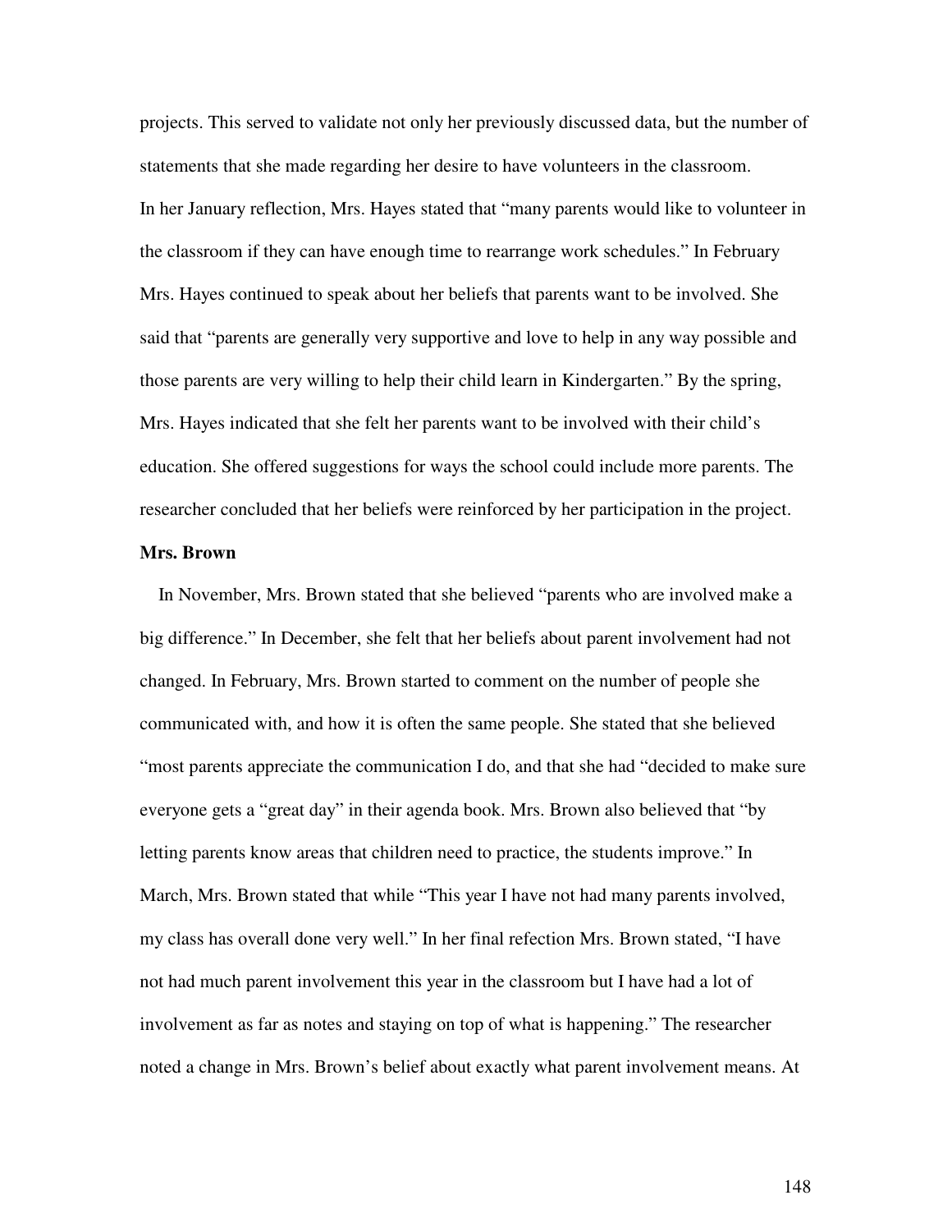projects. This served to validate not only her previously discussed data, but the number of statements that she made regarding her desire to have volunteers in the classroom.

In her January reflection, Mrs. Hayes stated that "many parents would like to volunteer in the classroom if they can have enough time to rearrange work schedules." In February Mrs. Hayes continued to speak about her beliefs that parents want to be involved. She said that "parents are generally very supportive and love to help in any way possible and those parents are very willing to help their child learn in Kindergarten." By the spring, Mrs. Hayes indicated that she felt her parents want to be involved with their child's education. She offered suggestions for ways the school could include more parents. The researcher concluded that her beliefs were reinforced by her participation in the project.

**Mrs. Brown**

In November, Mrs. Brown stated that she believed "parents who are involved make a big difference." In December, she felt that her beliefs about parent involvement had not changed. In February, Mrs. Brown started to comment on the number of people she communicated with, and how it is often the same people. She stated that she believed "most parents appreciate the communication I do, and that she had "decided to make sure everyone gets a "great day" in their agenda book. Mrs. Brown also believed that "by letting parents know areas that children need to practice, the students improve." In March, Mrs. Brown stated that while "This year I have not had many parents involved, my class has overall done very well." In her final refection Mrs. Brown stated, "I have not had much parent involvement this year in the classroom but I have had a lot of involvement as far as notes and staying on top of what is happening." The researcher noted a change in Mrs. Brown's belief about exactly what parent involvement means. At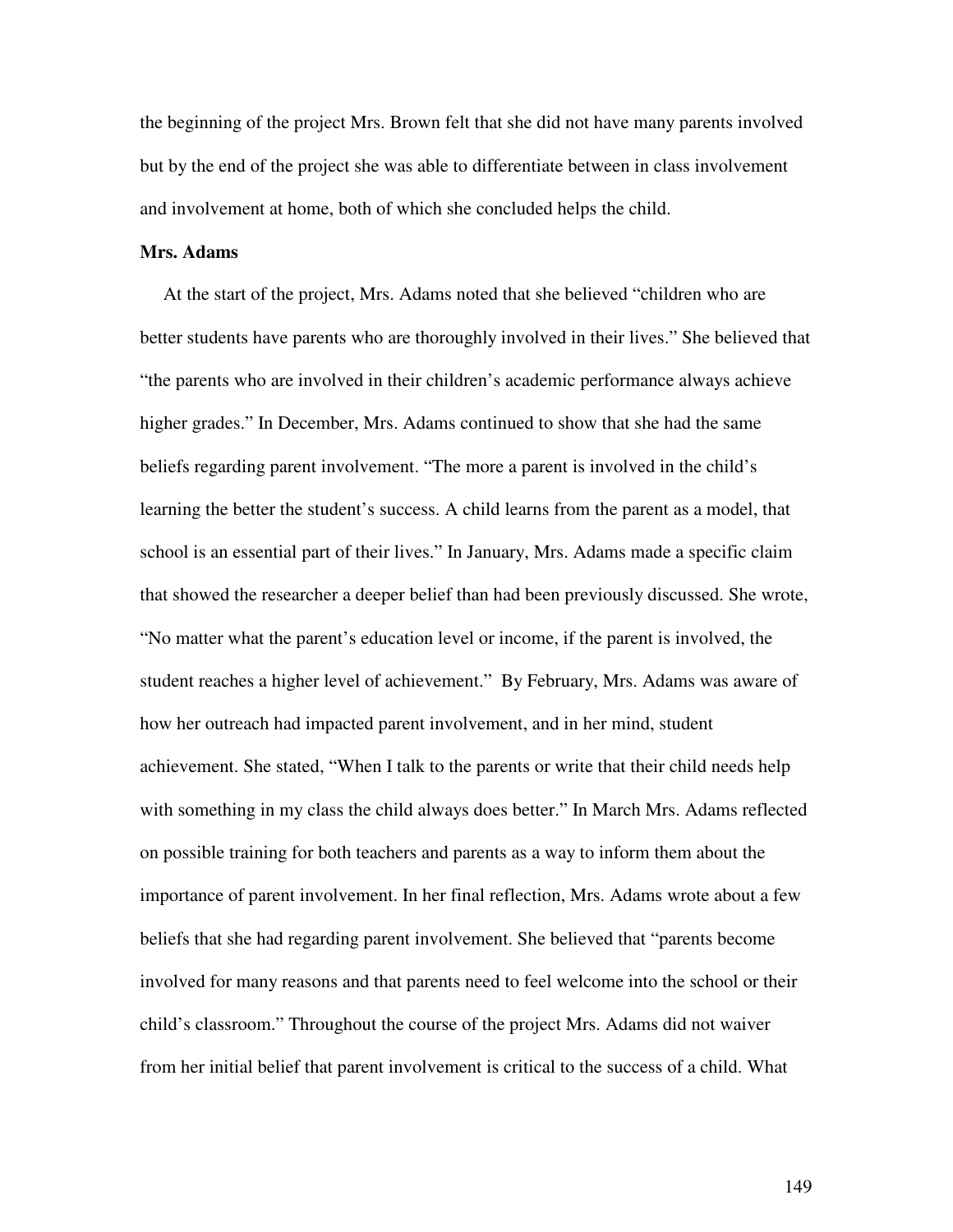the beginning of the project Mrs. Brown felt that she did not have many parents involved but by the end of the project she was able to differentiate between in class involvement and involvement at home, both of which she concluded helps the child.

**Mrs. Adams**

At the start of the project, Mrs. Adams noted that she believed “children who are better students have parents who are thoroughly involved in their lives.” She believed that “the parents who are involved in their children’s academic performance always achieve higher grades.” In December, Mrs. Adams continued to show that she had the same beliefs regarding parent involvement. “The more a parent is involved in the child’s learning the better the student’s success. A child learns from the parent as a model, that school is an essential part of their lives.” In January, Mrs. Adams made a specific claim that showed the researcher a deeper belief than had been previously discussed. She wrote, “No matter what the parent’s education level or income, if the parent is involved, the student reaches a higher level of achievement.” By February, Mrs. Adams was aware of how her outreach had impacted parent involvement, and in her mind, student achievement. She stated, “When I talk to the parents or write that their child needs help with something in my class the child always does better.” In March Mrs. Adams reflected on possible training for both teachers and parents as a way to inform them about the importance of parent involvement. In her final reflection, Mrs. Adams wrote about a few beliefs that she had regarding parent involvement. She believed that “parents become involved for many reasons and that parents need to feel welcome into the school or their child’s classroom.” Throughout the course of the project Mrs. Adams did not waiver from her initial belief that parent involvement is critical to the success of a child. What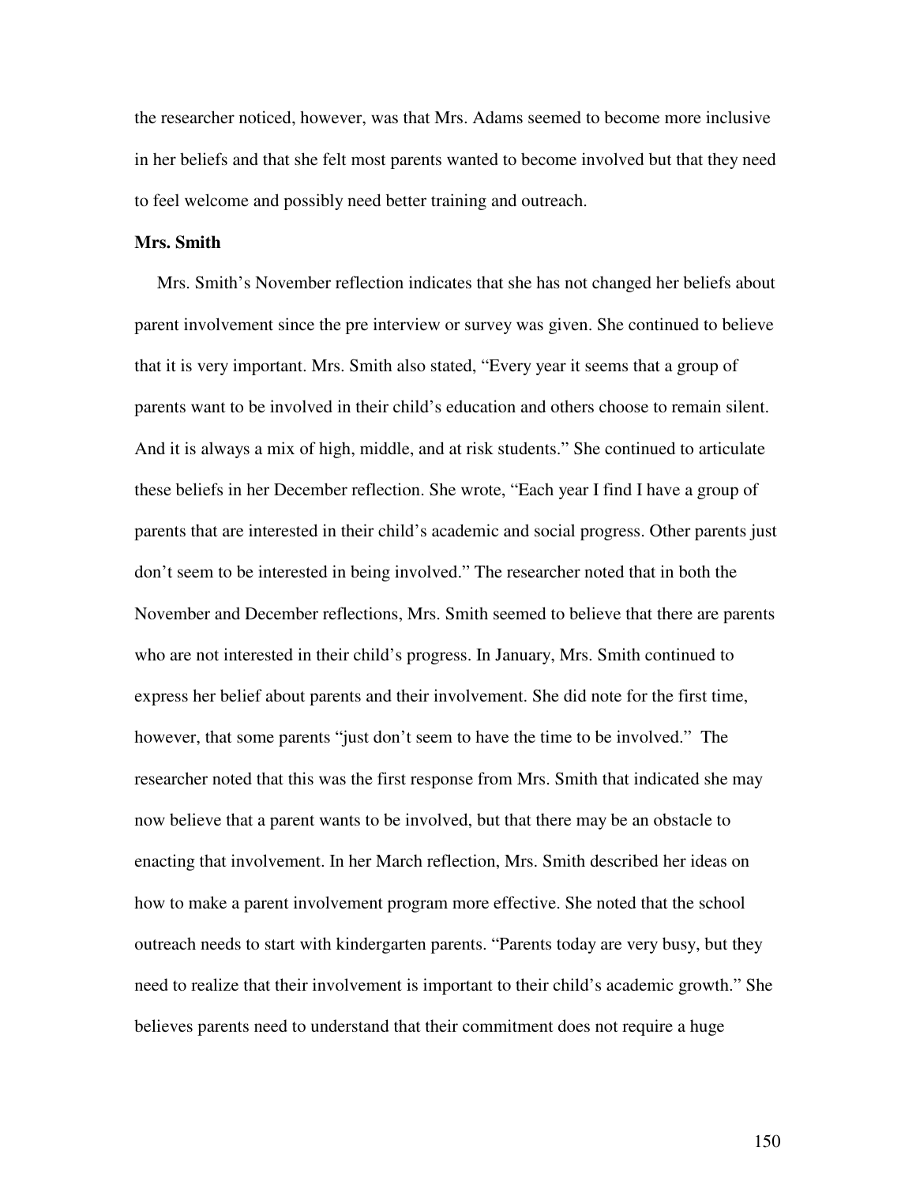the researcher noticed, however, was that Mrs. Adams seemed to become more inclusive in her beliefs and that she felt most parents wanted to become involved but that they need to feel welcome and possibly need better training and outreach.

**Mrs. Smith**

Mrs. Smith's November reflection indicates that she has not changed her beliefs about parent involvement since the pre interview or survey was given. She continued to believe that it is very important. Mrs. Smith also stated, "Every year it seems that a group of parents want to be involved in their child's education and others choose to remain silent. And it is always a mix of high, middle, and at risk students." She continued to articulate these beliefs in her December reflection. She wrote, "Each year I find I have a group of parents that are interested in their child's academic and social progress. Other parents just don't seem to be interested in being involved." The researcher noted that in both the November and December reflections, Mrs. Smith seemed to believe that there are parents who are not interested in their child's progress. In January, Mrs. Smith continued to express her belief about parents and their involvement. She did note for the first time, however, that some parents "just don't seem to have the time to be involved." The researcher noted that this was the first response from Mrs. Smith that indicated she may now believe that a parent wants to be involved, but that there may be an obstacle to enacting that involvement. In her March reflection, Mrs. Smith described her ideas on how to make a parent involvement program more effective. She noted that the school outreach needs to start with kindergarten parents. "Parents today are very busy, but they need to realize that their involvement is important to their child's academic growth." She believes parents need to understand that their commitment does not require a huge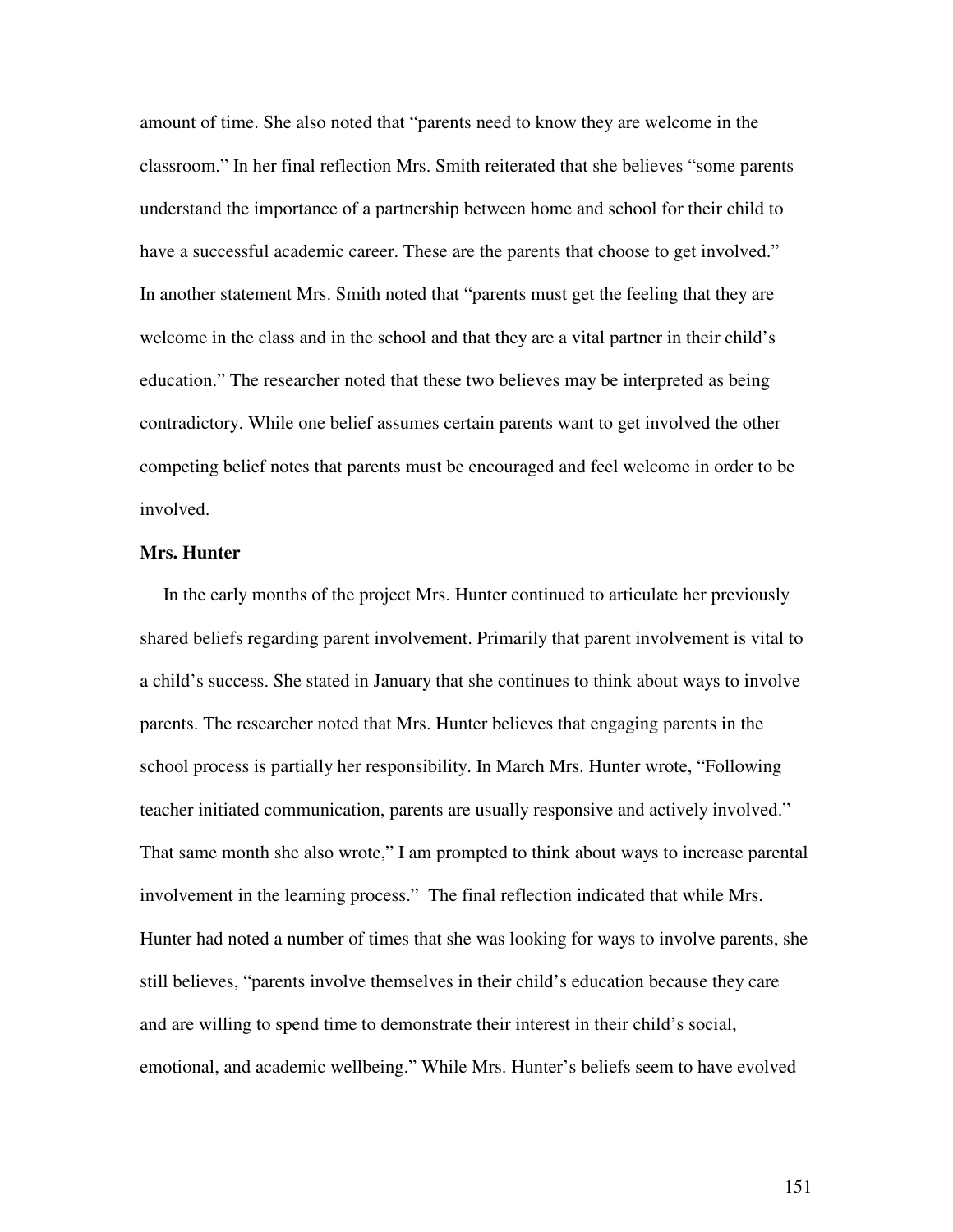amount of time. She also noted that "parents need to know they are welcome in the classroom." In her final reflection Mrs. Smith reiterated that she believes "some parents understand the importance of a partnership between home and school for their child to have a successful academic career. These are the parents that choose to get involved." In another statement Mrs. Smith noted that "parents must get the feeling that they are welcome in the class and in the school and that they are a vital partner in their child's education." The researcher noted that these two believes may be interpreted as being contradictory. While one belief assumes certain parents want to get involved the other competing belief notes that parents must be encouraged and feel welcome in order to be involved.

**Mrs. Hunter**

In the early months of the project Mrs. Hunter continued to articulate her previously shared beliefs regarding parent involvement. Primarily that parent involvement is vital to a child's success. She stated in January that she continues to think about ways to involve parents. The researcher noted that Mrs. Hunter believes that engaging parents in the school process is partially her responsibility. In March Mrs. Hunter wrote, "Following teacher initiated communication, parents are usually responsive and actively involved." That same month she also wrote," I am prompted to think about ways to increase parental involvement in the learning process." The final reflection indicated that while Mrs. Hunter had noted a number of times that she was looking for ways to involve parents, she still believes, "parents involve themselves in their child's education because they care and are willing to spend time to demonstrate their interest in their child's social, emotional, and academic wellbeing." While Mrs. Hunter's beliefs seem to have evolved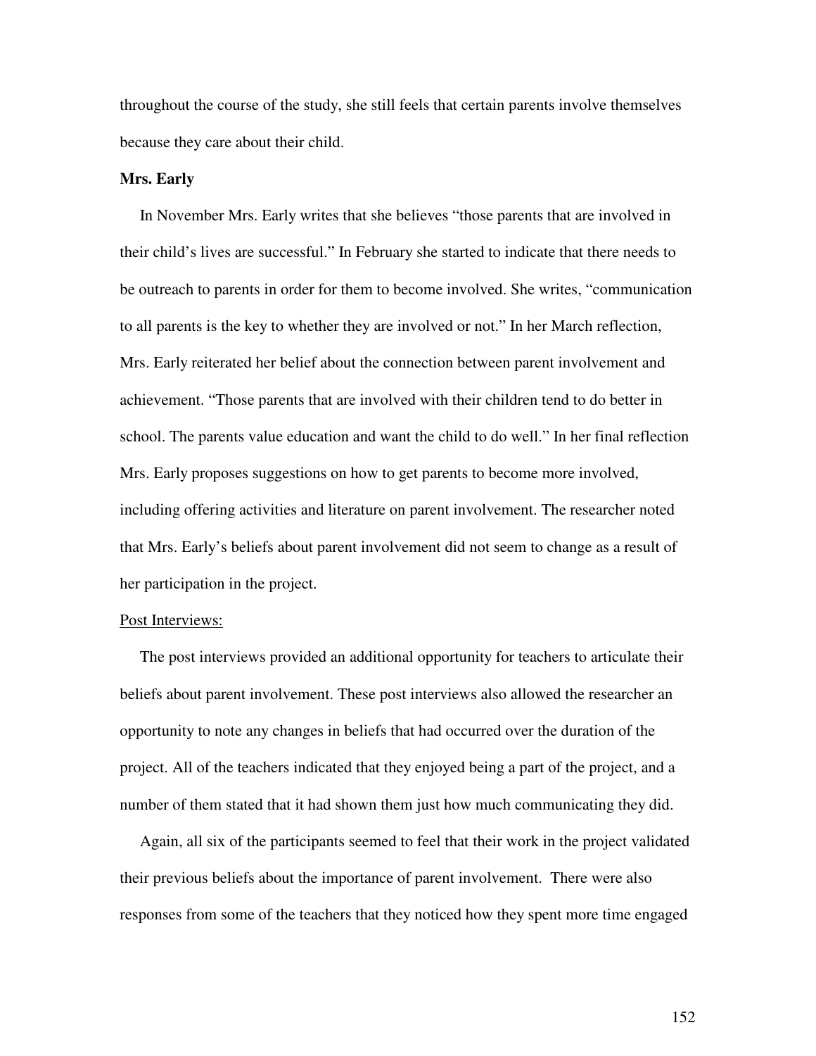throughout the course of the study, she still feels that certain parents involve themselves because they care about their child.

**Mrs. Early**

In November Mrs. Early writes that she believes "those parents that are involved in their child's lives are successful." In February she started to indicate that there needs to be outreach to parents in order for them to become involved. She writes, "communication to all parents is the key to whether they are involved or not." In her March reflection, Mrs. Early reiterated her belief about the connection between parent involvement and achievement. "Those parents that are involved with their children tend to do better in school. The parents value education and want the child to do well." In her final reflection Mrs. Early proposes suggestions on how to get parents to become more involved, including offering activities and literature on parent involvement. The researcher noted that Mrs. Early's beliefs about parent involvement did not seem to change as a result of her participation in the project.

<u>Post Interviews:</u>

The post interviews provided an additional opportunity for teachers to articulate their beliefs about parent involvement. These post interviews also allowed the researcher an opportunity to note any changes in beliefs that had occurred over the duration of the project. All of the teachers indicated that they enjoyed being a part of the project, and a number of them stated that it had shown them just how much communicating they did.

Again, all six of the participants seemed to feel that their work in the project validated their previous beliefs about the importance of parent involvement. There were also responses from some of the teachers that they noticed how they spent more time engaged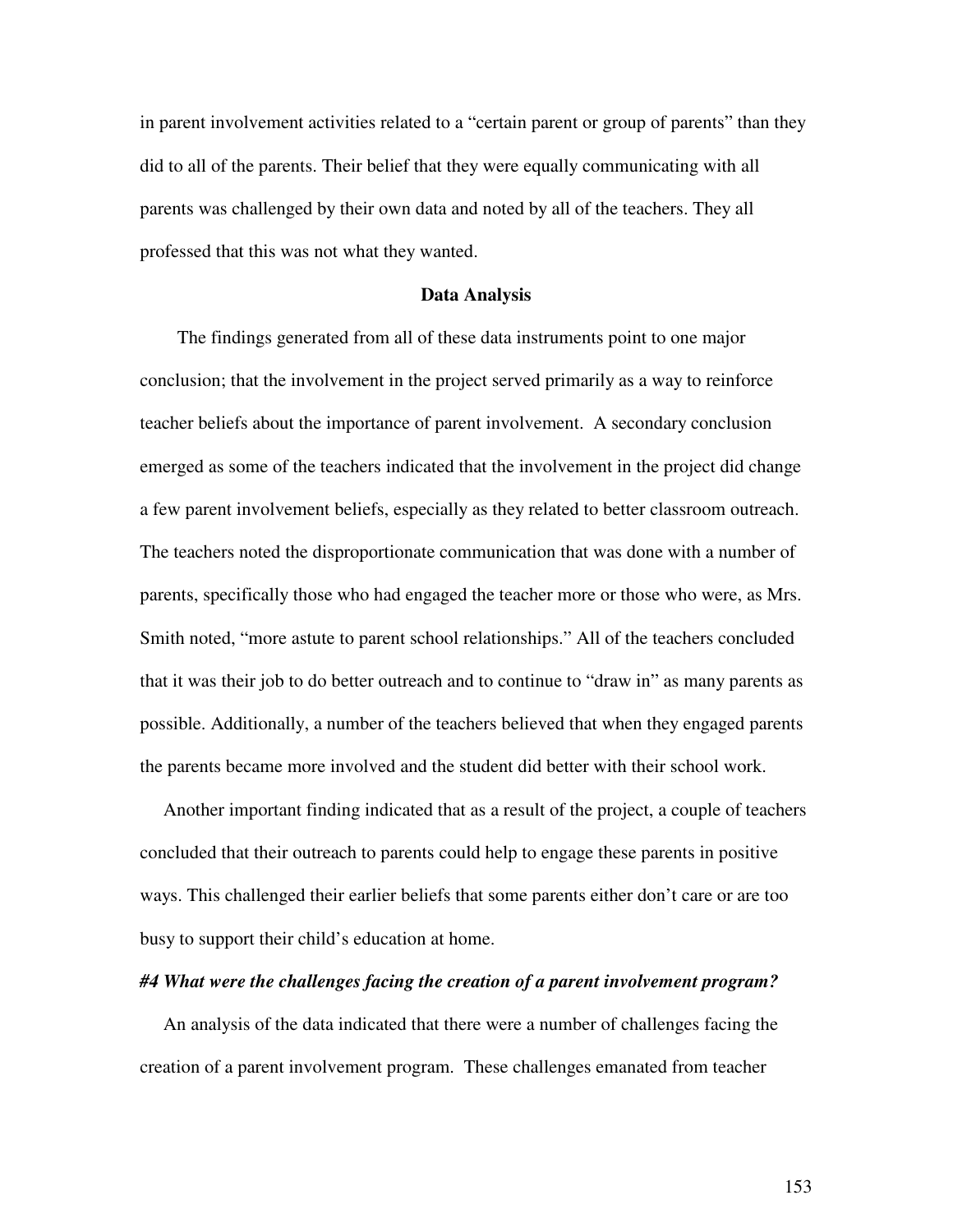in parent involvement activities related to a "certain parent or group of parents" than they did to all of the parents. Their belief that they were equally communicating with all parents was challenged by their own data and noted by all of the teachers. They all professed that this was not what they wanted.

**Data Analysis**

The findings generated from all of these data instruments point to one major conclusion; that the involvement in the project served primarily as a way to reinforce teacher beliefs about the importance of parent involvement. A secondary conclusion emerged as some of the teachers indicated that the involvement in the project did change a few parent involvement beliefs, especially as they related to better classroom outreach. The teachers noted the disproportionate communication that was done with a number of parents, specifically those who had engaged the teacher more or those who were, as Mrs. Smith noted, "more astute to parent school relationships." All of the teachers concluded that it was their job to do better outreach and to continue to "draw in" as many parents as possible. Additionally, a number of the teachers believed that when they engaged parents the parents became more involved and the student did better with their school work.

Another important finding indicated that as a result of the project, a couple of teachers concluded that their outreach to parents could help to engage these parents in positive ways. This challenged their earlier beliefs that some parents either don't care or are too busy to support their child's education at home.

***#4 What were the challenges facing the creation of a parent involvement program?***

An analysis of the data indicated that there were a number of challenges facing the creation of a parent involvement program. These challenges emanated from teacher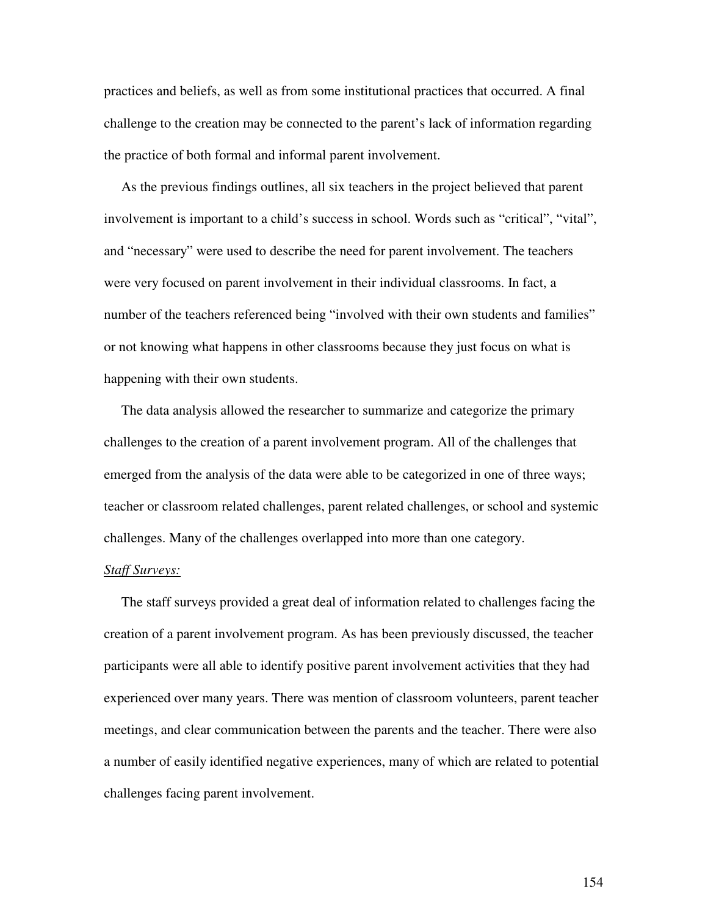practices and beliefs, as well as from some institutional practices that occurred. A final challenge to the creation may be connected to the parent's lack of information regarding the practice of both formal and informal parent involvement.

As the previous findings outlines, all six teachers in the project believed that parent involvement is important to a child's success in school. Words such as "critical", "vital", and "necessary" were used to describe the need for parent involvement. The teachers were very focused on parent involvement in their individual classrooms. In fact, a number of the teachers referenced being "involved with their own students and families" or not knowing what happens in other classrooms because they just focus on what is happening with their own students.

The data analysis allowed the researcher to summarize and categorize the primary challenges to the creation of a parent involvement program. All of the challenges that emerged from the analysis of the data were able to be categorized in one of three ways; teacher or classroom related challenges, parent related challenges, or school and systemic challenges. Many of the challenges overlapped into more than one category.

*Staff Surveys:*

The staff surveys provided a great deal of information related to challenges facing the creation of a parent involvement program. As has been previously discussed, the teacher participants were all able to identify positive parent involvement activities that they had experienced over many years. There was mention of classroom volunteers, parent teacher meetings, and clear communication between the parents and the teacher. There were also a number of easily identified negative experiences, many of which are related to potential challenges facing parent involvement.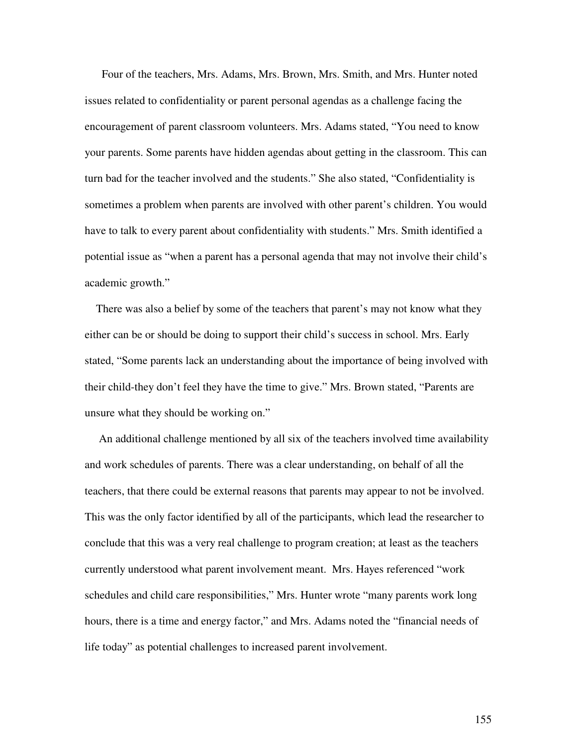Four of the teachers, Mrs. Adams, Mrs. Brown, Mrs. Smith, and Mrs. Hunter noted issues related to confidentiality or parent personal agendas as a challenge facing the encouragement of parent classroom volunteers. Mrs. Adams stated, "You need to know your parents. Some parents have hidden agendas about getting in the classroom. This can turn bad for the teacher involved and the students." She also stated, "Confidentiality is sometimes a problem when parents are involved with other parent's children. You would have to talk to every parent about confidentiality with students." Mrs. Smith identified a potential issue as "when a parent has a personal agenda that may not involve their child's academic growth."

There was also a belief by some of the teachers that parent's may not know what they either can be or should be doing to support their child's success in school. Mrs. Early stated, "Some parents lack an understanding about the importance of being involved with their child-they don't feel they have the time to give." Mrs. Brown stated, "Parents are unsure what they should be working on."

An additional challenge mentioned by all six of the teachers involved time availability and work schedules of parents. There was a clear understanding, on behalf of all the teachers, that there could be external reasons that parents may appear to not be involved. This was the only factor identified by all of the participants, which lead the researcher to conclude that this was a very real challenge to program creation; at least as the teachers currently understood what parent involvement meant. Mrs. Hayes referenced "work schedules and child care responsibilities," Mrs. Hunter wrote "many parents work long hours, there is a time and energy factor," and Mrs. Adams noted the "financial needs of life today" as potential challenges to increased parent involvement.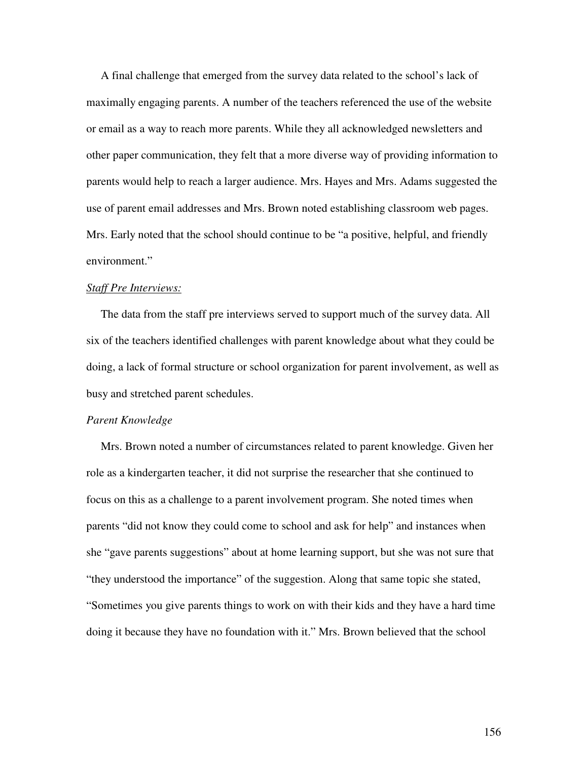A final challenge that emerged from the survey data related to the school's lack of maximally engaging parents. A number of the teachers referenced the use of the website or email as a way to reach more parents. While they all acknowledged newsletters and other paper communication, they felt that a more diverse way of providing information to parents would help to reach a larger audience. Mrs. Hayes and Mrs. Adams suggested the use of parent email addresses and Mrs. Brown noted establishing classroom web pages. Mrs. Early noted that the school should continue to be "a positive, helpful, and friendly environment."

<u>*Staff Pre Interviews:*</u>

The data from the staff pre interviews served to support much of the survey data. All six of the teachers identified challenges with parent knowledge about what they could be doing, a lack of formal structure or school organization for parent involvement, as well as busy and stretched parent schedules.

*Parent Knowledge*

Mrs. Brown noted a number of circumstances related to parent knowledge. Given her role as a kindergarten teacher, it did not surprise the researcher that she continued to focus on this as a challenge to a parent involvement program. She noted times when parents "did not know they could come to school and ask for help" and instances when she "gave parents suggestions" about at home learning support, but she was not sure that "they understood the importance" of the suggestion. Along that same topic she stated, "Sometimes you give parents things to work on with their kids and they have a hard time doing it because they have no foundation with it." Mrs. Brown believed that the school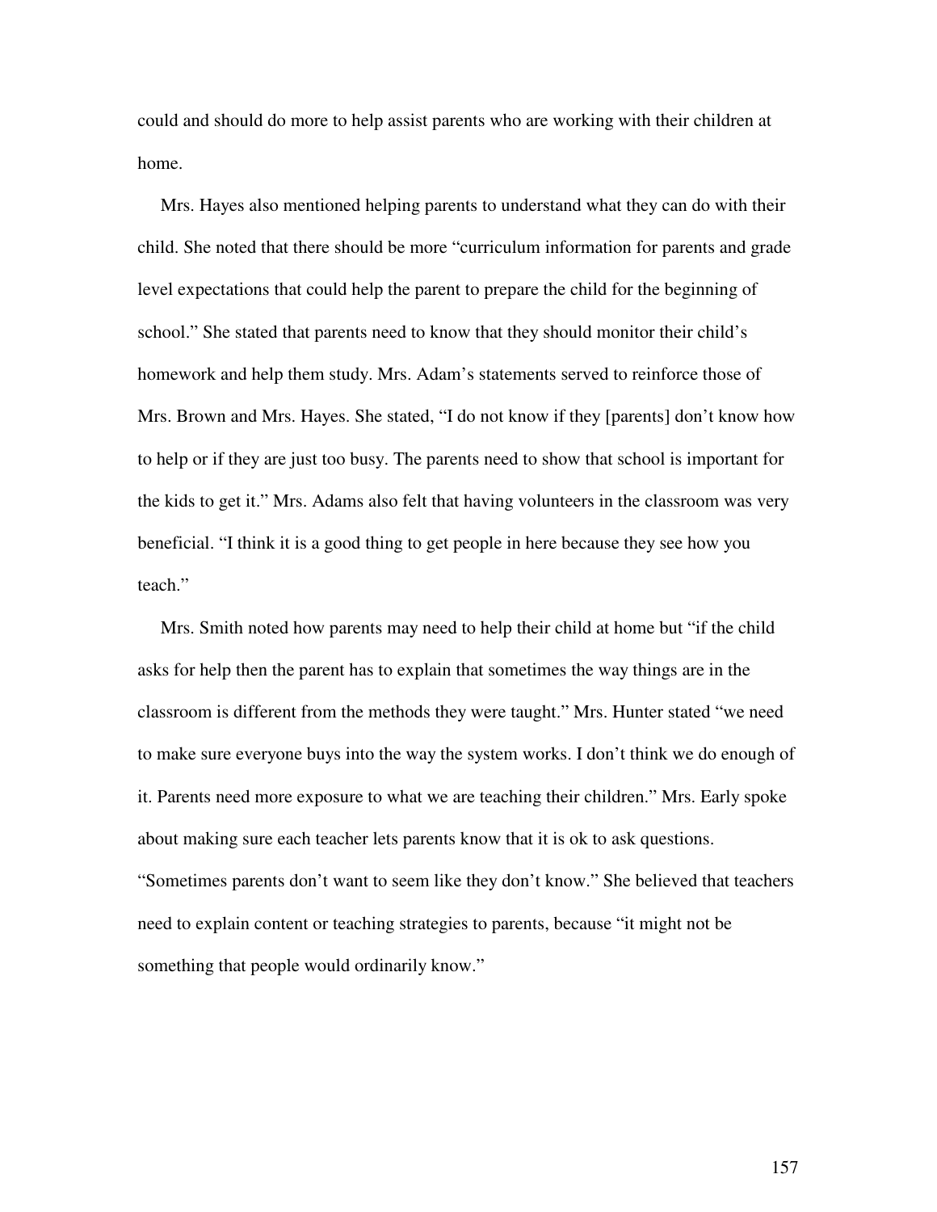could and should do more to help assist parents who are working with their children at home.

Mrs. Hayes also mentioned helping parents to understand what they can do with their child. She noted that there should be more “curriculum information for parents and grade level expectations that could help the parent to prepare the child for the beginning of school.” She stated that parents need to know that they should monitor their child’s homework and help them study. Mrs. Adam’s statements served to reinforce those of Mrs. Brown and Mrs. Hayes. She stated, “I do not know if they [parents] don’t know how to help or if they are just too busy. The parents need to show that school is important for the kids to get it.” Mrs. Adams also felt that having volunteers in the classroom was very beneficial. “I think it is a good thing to get people in here because they see how you teach.”

Mrs. Smith noted how parents may need to help their child at home but “if the child asks for help then the parent has to explain that sometimes the way things are in the classroom is different from the methods they were taught.” Mrs. Hunter stated “we need to make sure everyone buys into the way the system works. I don’t think we do enough of it. Parents need more exposure to what we are teaching their children.” Mrs. Early spoke about making sure each teacher lets parents know that it is ok to ask questions. “Sometimes parents don’t want to seem like they don’t know.” She believed that teachers need to explain content or teaching strategies to parents, because “it might not be something that people would ordinarily know.”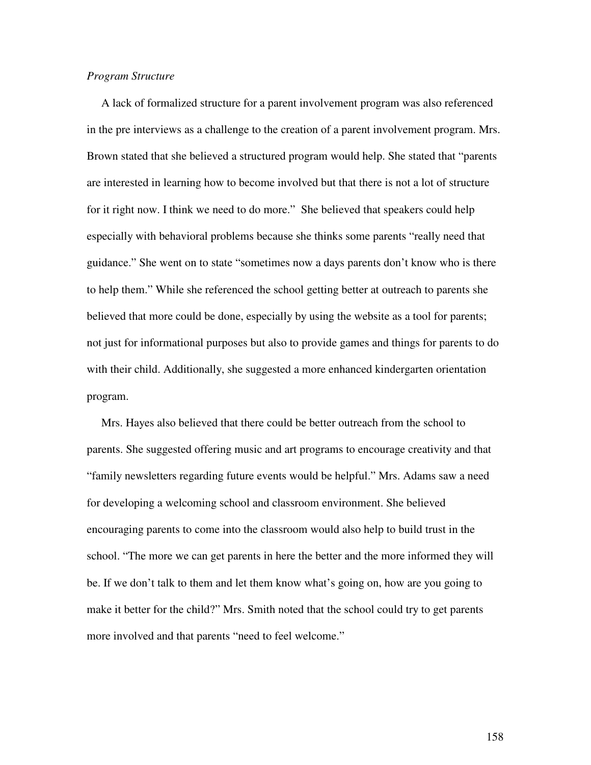*Program Structure*

A lack of formalized structure for a parent involvement program was also referenced in the pre interviews as a challenge to the creation of a parent involvement program. Mrs. Brown stated that she believed a structured program would help. She stated that "parents are interested in learning how to become involved but that there is not a lot of structure for it right now. I think we need to do more." She believed that speakers could help especially with behavioral problems because she thinks some parents "really need that guidance." She went on to state "sometimes now a days parents don't know who is there to help them." While she referenced the school getting better at outreach to parents she believed that more could be done, especially by using the website as a tool for parents; not just for informational purposes but also to provide games and things for parents to do with their child. Additionally, she suggested a more enhanced kindergarten orientation program.

Mrs. Hayes also believed that there could be better outreach from the school to parents. She suggested offering music and art programs to encourage creativity and that "family newsletters regarding future events would be helpful." Mrs. Adams saw a need for developing a welcoming school and classroom environment. She believed encouraging parents to come into the classroom would also help to build trust in the school. "The more we can get parents in here the better and the more informed they will be. If we don't talk to them and let them know what's going on, how are you going to make it better for the child?" Mrs. Smith noted that the school could try to get parents more involved and that parents "need to feel welcome."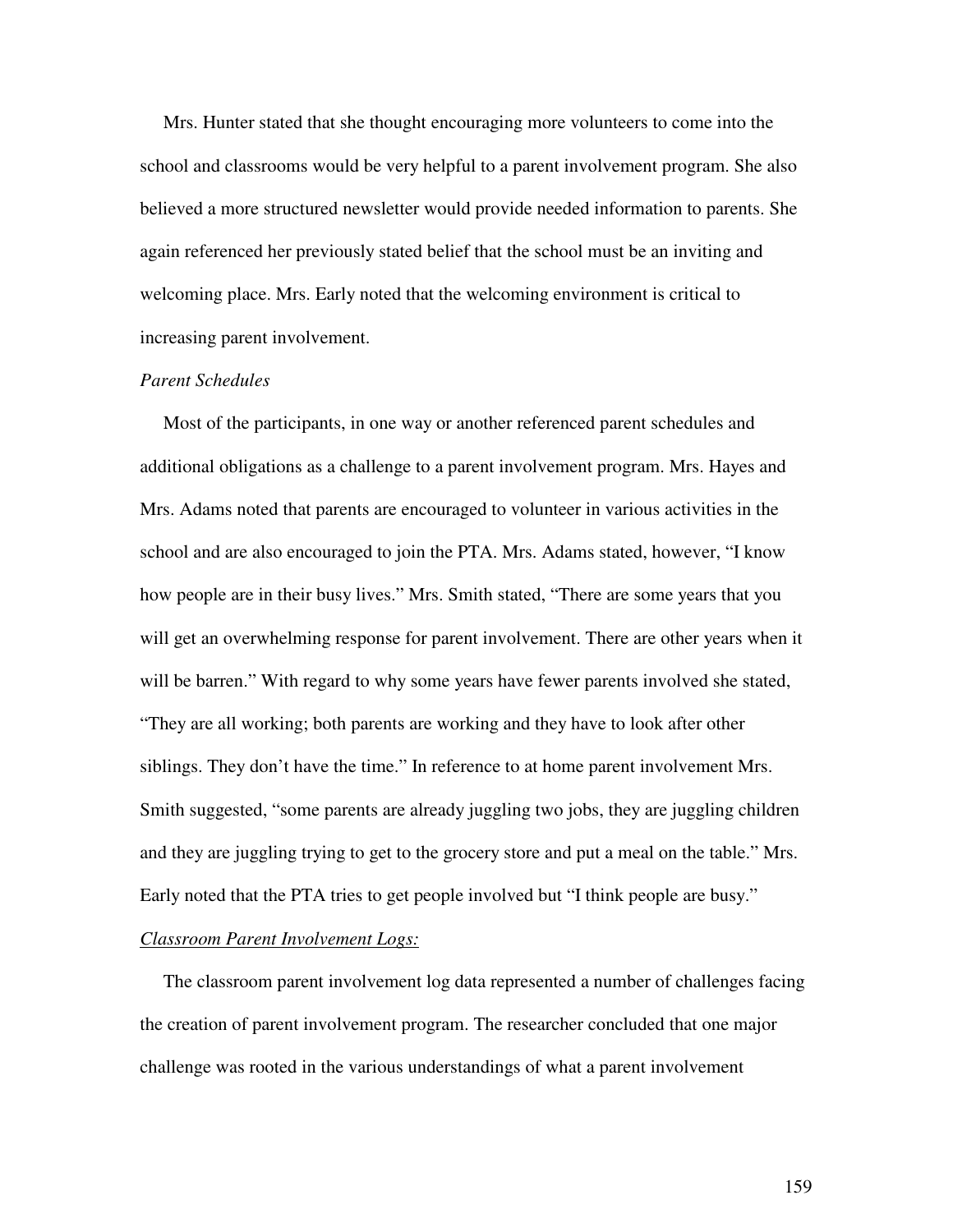Mrs. Hunter stated that she thought encouraging more volunteers to come into the school and classrooms would be very helpful to a parent involvement program. She also believed a more structured newsletter would provide needed information to parents. She again referenced her previously stated belief that the school must be an inviting and welcoming place. Mrs. Early noted that the welcoming environment is critical to increasing parent involvement.

*Parent Schedules*

Most of the participants, in one way or another referenced parent schedules and additional obligations as a challenge to a parent involvement program. Mrs. Hayes and Mrs. Adams noted that parents are encouraged to volunteer in various activities in the school and are also encouraged to join the PTA. Mrs. Adams stated, however, "I know how people are in their busy lives." Mrs. Smith stated, "There are some years that you will get an overwhelming response for parent involvement. There are other years when it will be barren." With regard to why some years have fewer parents involved she stated, "They are all working; both parents are working and they have to look after other siblings. They don't have the time." In reference to at home parent involvement Mrs. Smith suggested, "some parents are already juggling two jobs, they are juggling children and they are juggling trying to get to the grocery store and put a meal on the table." Mrs. Early noted that the PTA tries to get people involved but "I think people are busy."

*Classroom Parent Involvement Logs:*

The classroom parent involvement log data represented a number of challenges facing the creation of parent involvement program. The researcher concluded that one major challenge was rooted in the various understandings of what a parent involvement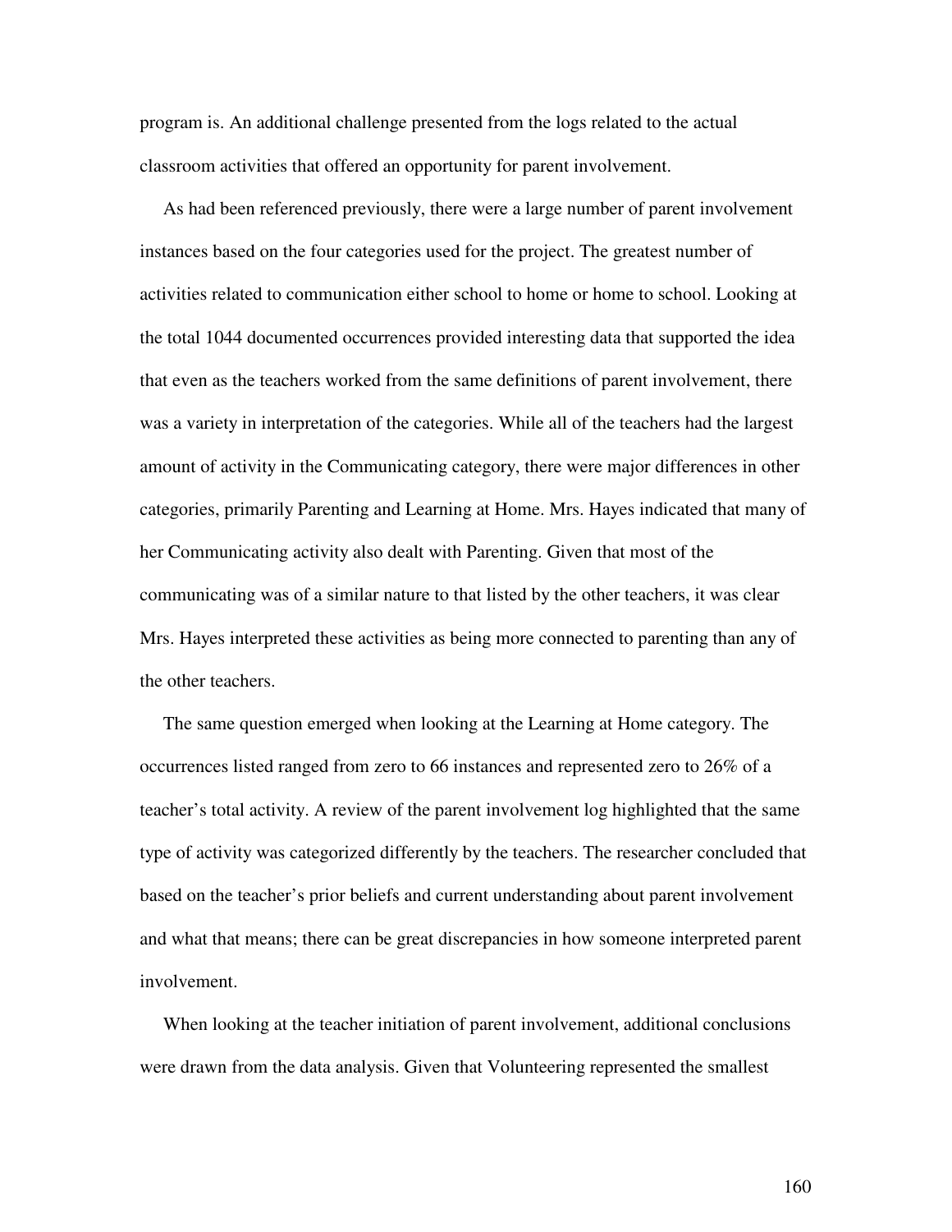program is. An additional challenge presented from the logs related to the actual classroom activities that offered an opportunity for parent involvement.

As had been referenced previously, there were a large number of parent involvement instances based on the four categories used for the project. The greatest number of activities related to communication either school to home or home to school. Looking at the total 1044 documented occurrences provided interesting data that supported the idea that even as the teachers worked from the same definitions of parent involvement, there was a variety in interpretation of the categories. While all of the teachers had the largest amount of activity in the Communicating category, there were major differences in other categories, primarily Parenting and Learning at Home. Mrs. Hayes indicated that many of her Communicating activity also dealt with Parenting. Given that most of the communicating was of a similar nature to that listed by the other teachers, it was clear Mrs. Hayes interpreted these activities as being more connected to parenting than any of the other teachers.

The same question emerged when looking at the Learning at Home category. The occurrences listed ranged from zero to 66 instances and represented zero to 26% of a teacher's total activity. A review of the parent involvement log highlighted that the same type of activity was categorized differently by the teachers. The researcher concluded that based on the teacher's prior beliefs and current understanding about parent involvement and what that means; there can be great discrepancies in how someone interpreted parent involvement.

When looking at the teacher initiation of parent involvement, additional conclusions were drawn from the data analysis. Given that Volunteering represented the smallest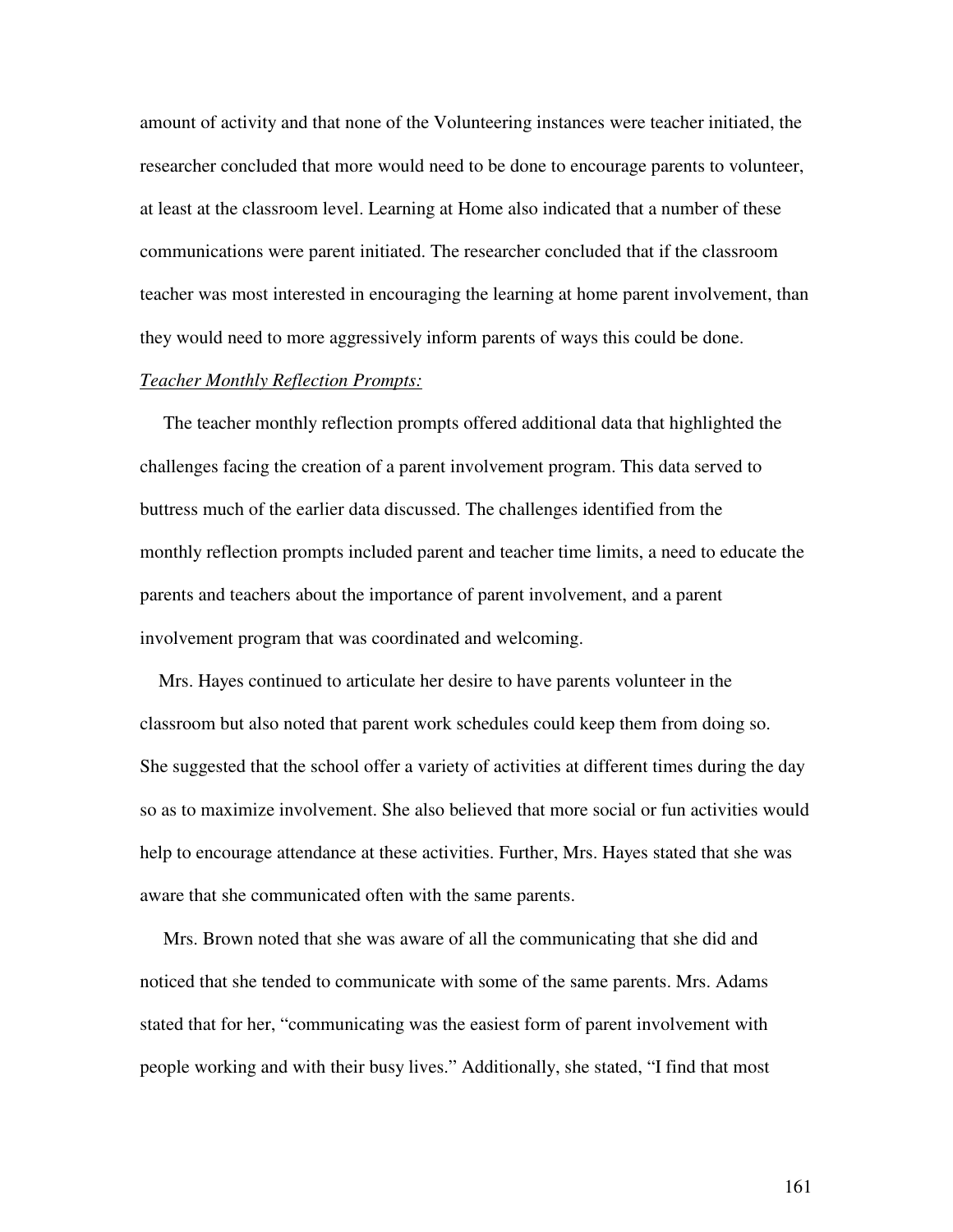amount of activity and that none of the Volunteering instances were teacher initiated, the researcher concluded that more would need to be done to encourage parents to volunteer, at least at the classroom level. Learning at Home also indicated that a number of these communications were parent initiated. The researcher concluded that if the classroom teacher was most interested in encouraging the learning at home parent involvement, than they would need to more aggressively inform parents of ways this could be done.

*Teacher Monthly Reflection Prompts:*

The teacher monthly reflection prompts offered additional data that highlighted the challenges facing the creation of a parent involvement program. This data served to buttress much of the earlier data discussed. The challenges identified from the monthly reflection prompts included parent and teacher time limits, a need to educate the parents and teachers about the importance of parent involvement, and a parent involvement program that was coordinated and welcoming.

Mrs. Hayes continued to articulate her desire to have parents volunteer in the classroom but also noted that parent work schedules could keep them from doing so. She suggested that the school offer a variety of activities at different times during the day so as to maximize involvement. She also believed that more social or fun activities would help to encourage attendance at these activities. Further, Mrs. Hayes stated that she was aware that she communicated often with the same parents.

Mrs. Brown noted that she was aware of all the communicating that she did and noticed that she tended to communicate with some of the same parents. Mrs. Adams stated that for her, "communicating was the easiest form of parent involvement with people working and with their busy lives." Additionally, she stated, "I find that most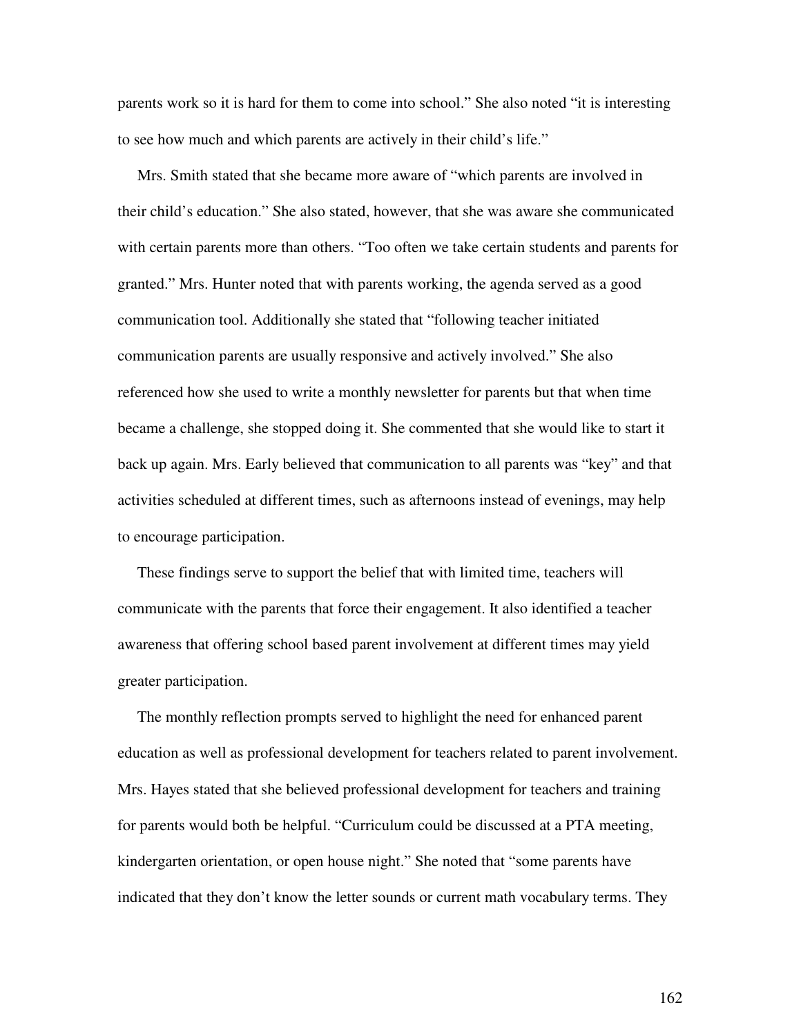parents work so it is hard for them to come into school." She also noted "it is interesting to see how much and which parents are actively in their child's life."

Mrs. Smith stated that she became more aware of "which parents are involved in their child's education." She also stated, however, that she was aware she communicated with certain parents more than others. "Too often we take certain students and parents for granted." Mrs. Hunter noted that with parents working, the agenda served as a good communication tool. Additionally she stated that "following teacher initiated communication parents are usually responsive and actively involved." She also referenced how she used to write a monthly newsletter for parents but that when time became a challenge, she stopped doing it. She commented that she would like to start it back up again. Mrs. Early believed that communication to all parents was "key" and that activities scheduled at different times, such as afternoons instead of evenings, may help to encourage participation.

These findings serve to support the belief that with limited time, teachers will communicate with the parents that force their engagement. It also identified a teacher awareness that offering school based parent involvement at different times may yield greater participation.

The monthly reflection prompts served to highlight the need for enhanced parent education as well as professional development for teachers related to parent involvement. Mrs. Hayes stated that she believed professional development for teachers and training for parents would both be helpful. "Curriculum could be discussed at a PTA meeting, kindergarten orientation, or open house night." She noted that "some parents have indicated that they don't know the letter sounds or current math vocabulary terms. They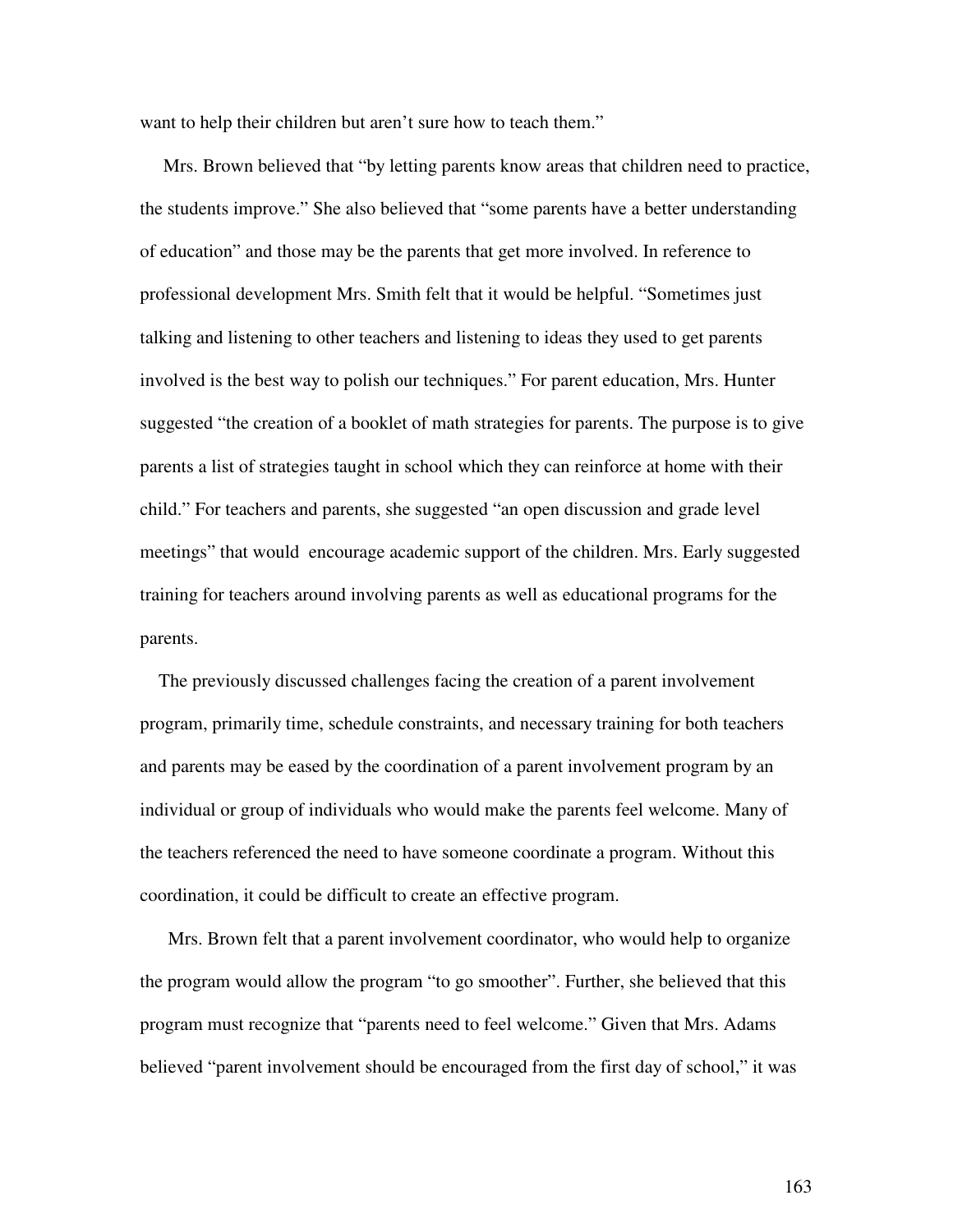want to help their children but aren't sure how to teach them."

Mrs. Brown believed that "by letting parents know areas that children need to practice, the students improve." She also believed that "some parents have a better understanding of education" and those may be the parents that get more involved. In reference to professional development Mrs. Smith felt that it would be helpful. "Sometimes just talking and listening to other teachers and listening to ideas they used to get parents involved is the best way to polish our techniques." For parent education, Mrs. Hunter suggested "the creation of a booklet of math strategies for parents. The purpose is to give parents a list of strategies taught in school which they can reinforce at home with their child." For teachers and parents, she suggested "an open discussion and grade level meetings" that would encourage academic support of the children. Mrs. Early suggested training for teachers around involving parents as well as educational programs for the parents.

The previously discussed challenges facing the creation of a parent involvement program, primarily time, schedule constraints, and necessary training for both teachers and parents may be eased by the coordination of a parent involvement program by an individual or group of individuals who would make the parents feel welcome. Many of the teachers referenced the need to have someone coordinate a program. Without this coordination, it could be difficult to create an effective program.

Mrs. Brown felt that a parent involvement coordinator, who would help to organize the program would allow the program "to go smoother". Further, she believed that this program must recognize that "parents need to feel welcome." Given that Mrs. Adams believed "parent involvement should be encouraged from the first day of school," it was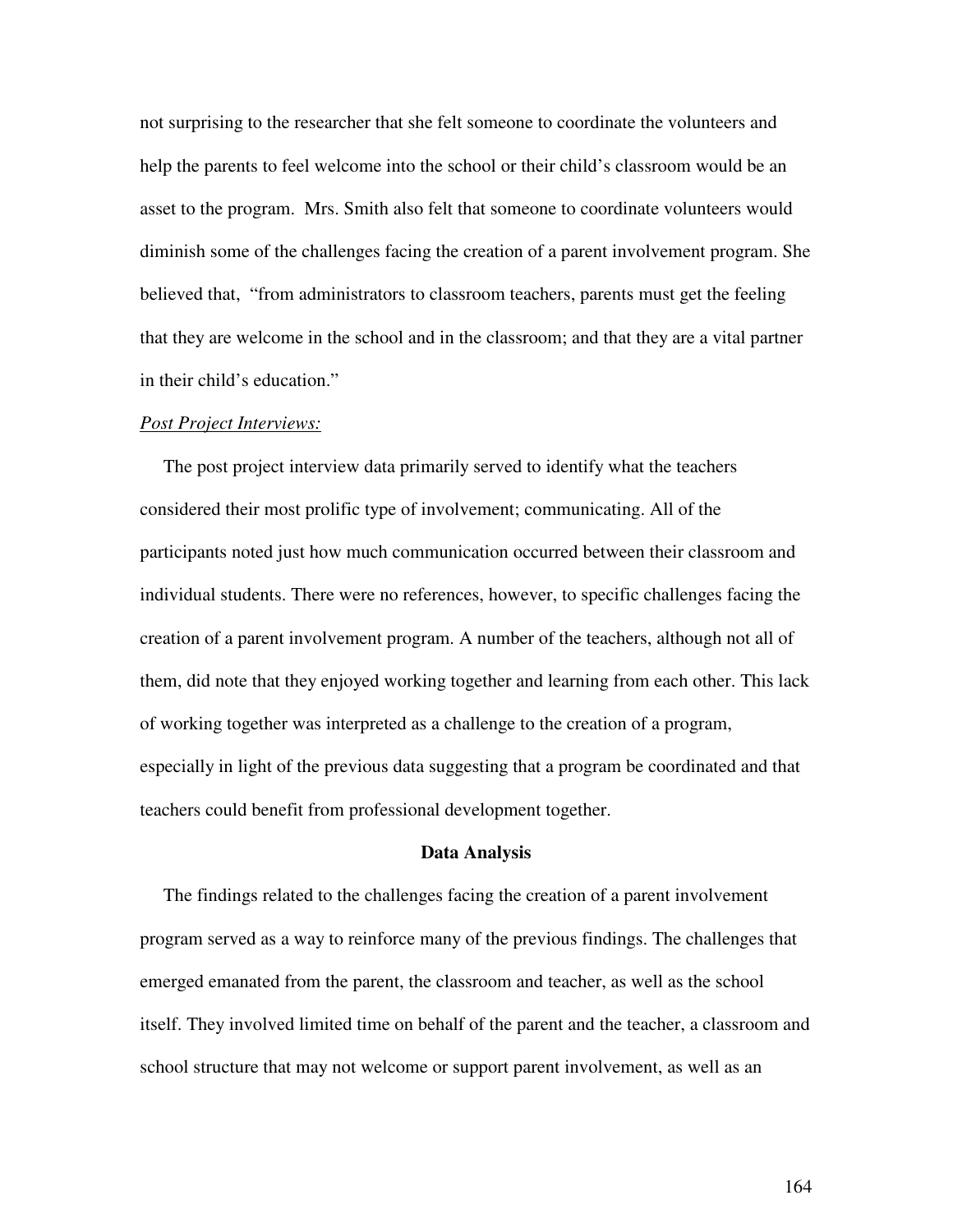not surprising to the researcher that she felt someone to coordinate the volunteers and help the parents to feel welcome into the school or their child's classroom would be an asset to the program. Mrs. Smith also felt that someone to coordinate volunteers would diminish some of the challenges facing the creation of a parent involvement program. She believed that, "from administrators to classroom teachers, parents must get the feeling that they are welcome in the school and in the classroom; and that they are a vital partner in their child's education."

*Post Project Interviews:*

The post project interview data primarily served to identify what the teachers considered their most prolific type of involvement; communicating. All of the participants noted just how much communication occurred between their classroom and individual students. There were no references, however, to specific challenges facing the creation of a parent involvement program. A number of the teachers, although not all of them, did note that they enjoyed working together and learning from each other. This lack of working together was interpreted as a challenge to the creation of a program, especially in light of the previous data suggesting that a program be coordinated and that teachers could benefit from professional development together.

## Data Analysis

The findings related to the challenges facing the creation of a parent involvement program served as a way to reinforce many of the previous findings. The challenges that emerged emanated from the parent, the classroom and teacher, as well as the school itself. They involved limited time on behalf of the parent and the teacher, a classroom and school structure that may not welcome or support parent involvement, as well as an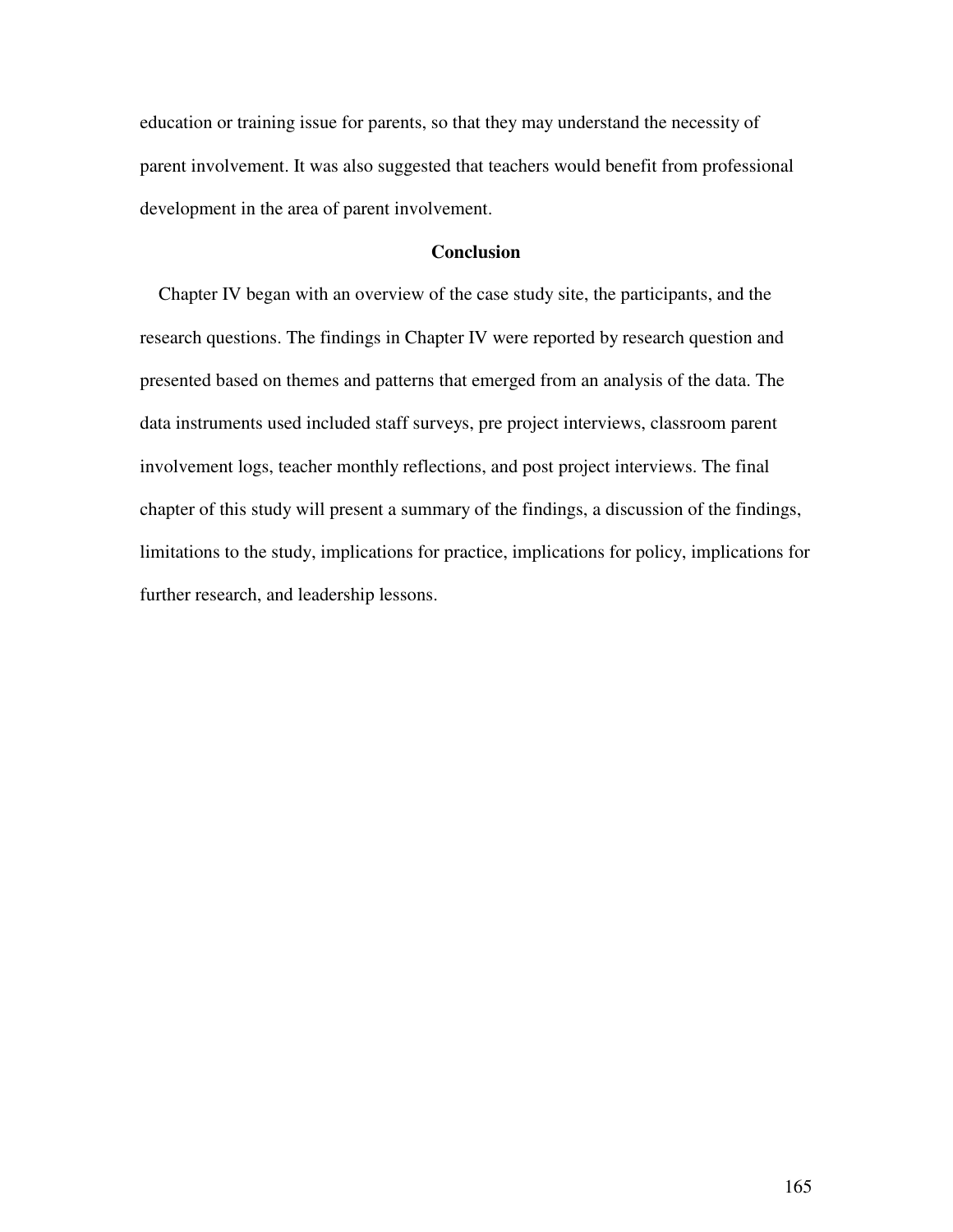education or training issue for parents, so that they may understand the necessity of parent involvement. It was also suggested that teachers would benefit from professional development in the area of parent involvement.

## Conclusion

Chapter IV began with an overview of the case study site, the participants, and the research questions. The findings in Chapter IV were reported by research question and presented based on themes and patterns that emerged from an analysis of the data. The data instruments used included staff surveys, pre project interviews, classroom parent involvement logs, teacher monthly reflections, and post project interviews. The final chapter of this study will present a summary of the findings, a discussion of the findings, limitations to the study, implications for practice, implications for policy, implications for further research, and leadership lessons.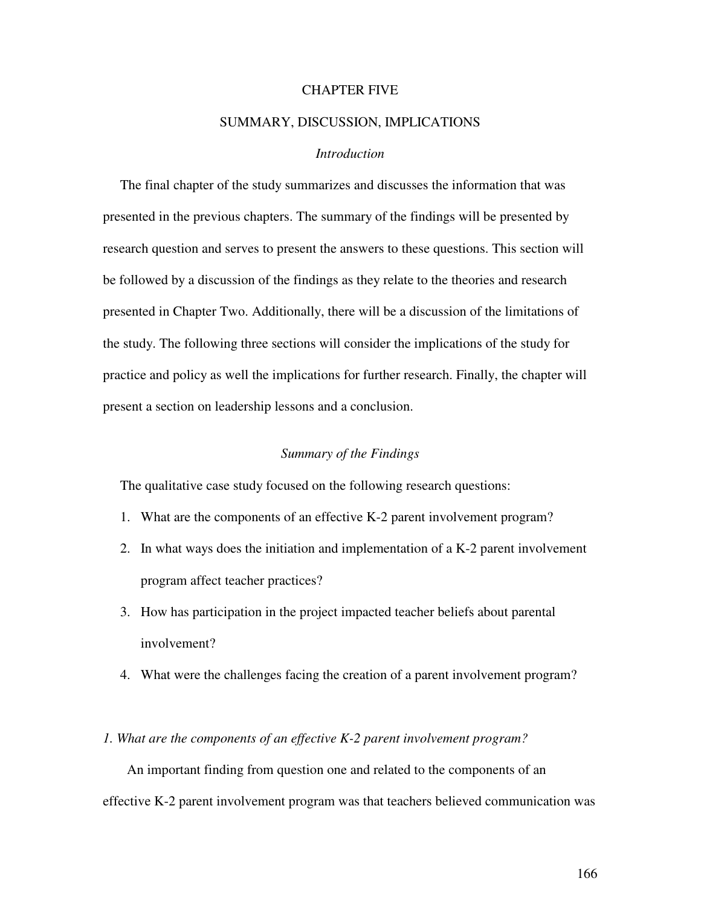# CHAPTER FIVE

## SUMMARY, DISCUSSION, IMPLICATIONS

### *Introduction*

The final chapter of the study summarizes and discusses the information that was presented in the previous chapters. The summary of the findings will be presented by research question and serves to present the answers to these questions. This section will be followed by a discussion of the findings as they relate to the theories and research presented in Chapter Two. Additionally, there will be a discussion of the limitations of the study. The following three sections will consider the implications of the study for practice and policy as well the implications for further research. Finally, the chapter will present a section on leadership lessons and a conclusion.

### *Summary of the Findings*

The qualitative case study focused on the following research questions:

1. What are the components of an effective K-2 parent involvement program?
2. In what ways does the initiation and implementation of a K-2 parent involvement program affect teacher practices?
3. How has participation in the project impacted teacher beliefs about parental involvement?
4. What were the challenges facing the creation of a parent involvement program?

*1. What are the components of an effective K-2 parent involvement program?*

An important finding from question one and related to the components of an effective K-2 parent involvement program was that teachers believed communication was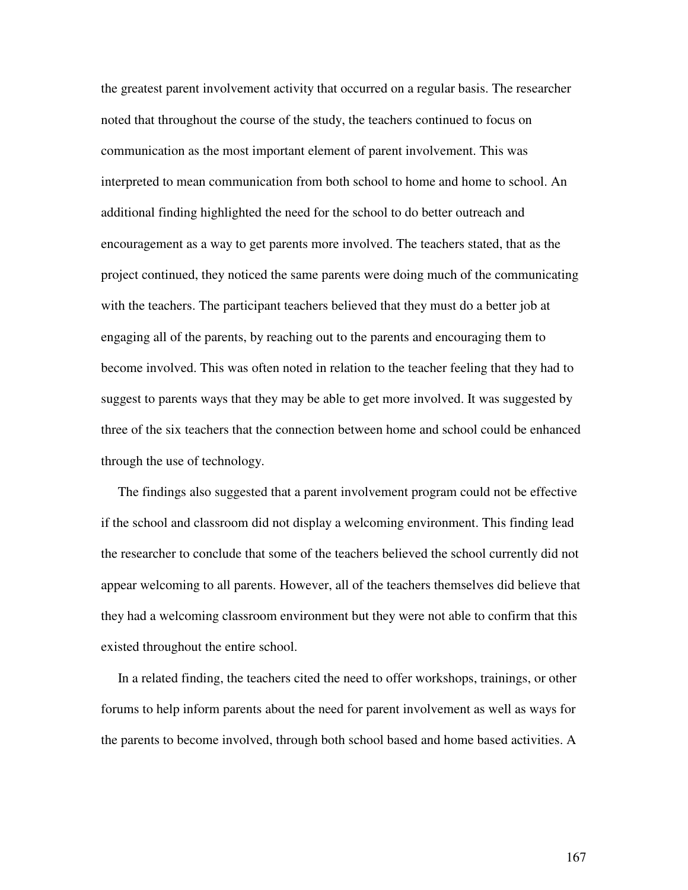the greatest parent involvement activity that occurred on a regular basis. The researcher noted that throughout the course of the study, the teachers continued to focus on communication as the most important element of parent involvement. This was interpreted to mean communication from both school to home and home to school. An additional finding highlighted the need for the school to do better outreach and encouragement as a way to get parents more involved. The teachers stated, that as the project continued, they noticed the same parents were doing much of the communicating with the teachers. The participant teachers believed that they must do a better job at engaging all of the parents, by reaching out to the parents and encouraging them to become involved. This was often noted in relation to the teacher feeling that they had to suggest to parents ways that they may be able to get more involved. It was suggested by three of the six teachers that the connection between home and school could be enhanced through the use of technology.

The findings also suggested that a parent involvement program could not be effective if the school and classroom did not display a welcoming environment. This finding lead the researcher to conclude that some of the teachers believed the school currently did not appear welcoming to all parents. However, all of the teachers themselves did believe that they had a welcoming classroom environment but they were not able to confirm that this existed throughout the entire school.

In a related finding, the teachers cited the need to offer workshops, trainings, or other forums to help inform parents about the need for parent involvement as well as ways for the parents to become involved, through both school based and home based activities. A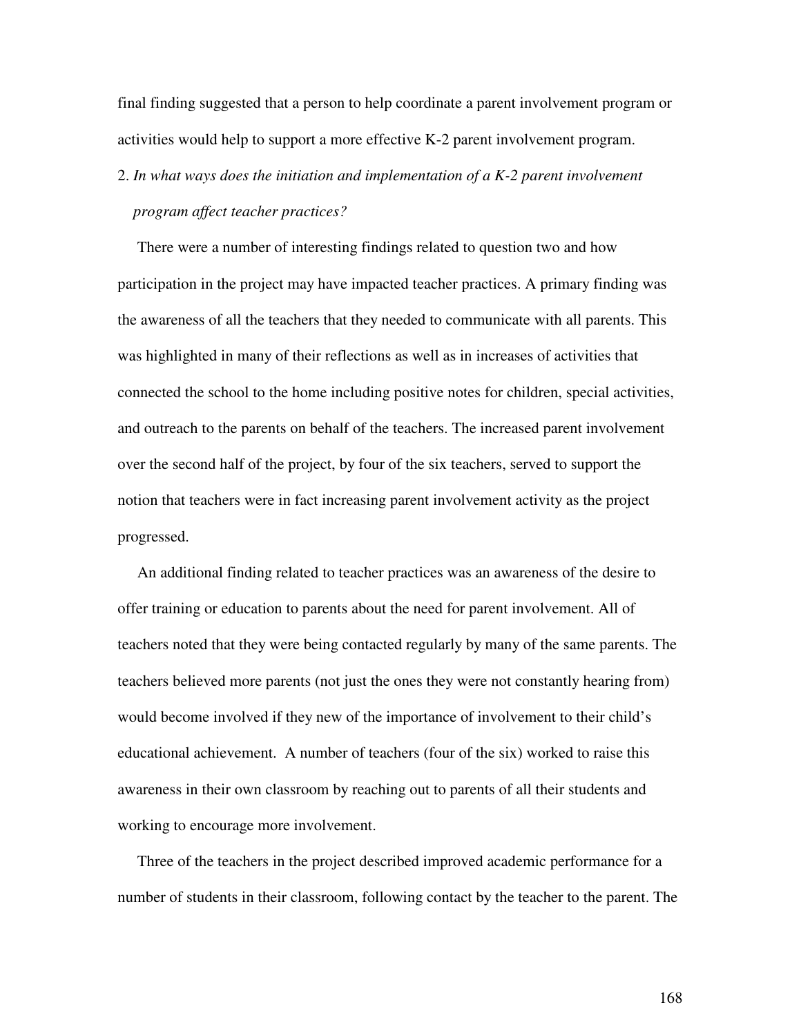final finding suggested that a person to help coordinate a parent involvement program or activities would help to support a more effective K-2 parent involvement program.

2. *In what ways does the initiation and implementation of a K-2 parent involvement program affect teacher practices?*

There were a number of interesting findings related to question two and how participation in the project may have impacted teacher practices. A primary finding was the awareness of all the teachers that they needed to communicate with all parents. This was highlighted in many of their reflections as well as in increases of activities that connected the school to the home including positive notes for children, special activities, and outreach to the parents on behalf of the teachers. The increased parent involvement over the second half of the project, by four of the six teachers, served to support the notion that teachers were in fact increasing parent involvement activity as the project progressed.

An additional finding related to teacher practices was an awareness of the desire to offer training or education to parents about the need for parent involvement. All of teachers noted that they were being contacted regularly by many of the same parents. The teachers believed more parents (not just the ones they were not constantly hearing from) would become involved if they new of the importance of involvement to their child's educational achievement. A number of teachers (four of the six) worked to raise this awareness in their own classroom by reaching out to parents of all their students and working to encourage more involvement.

Three of the teachers in the project described improved academic performance for a number of students in their classroom, following contact by the teacher to the parent. The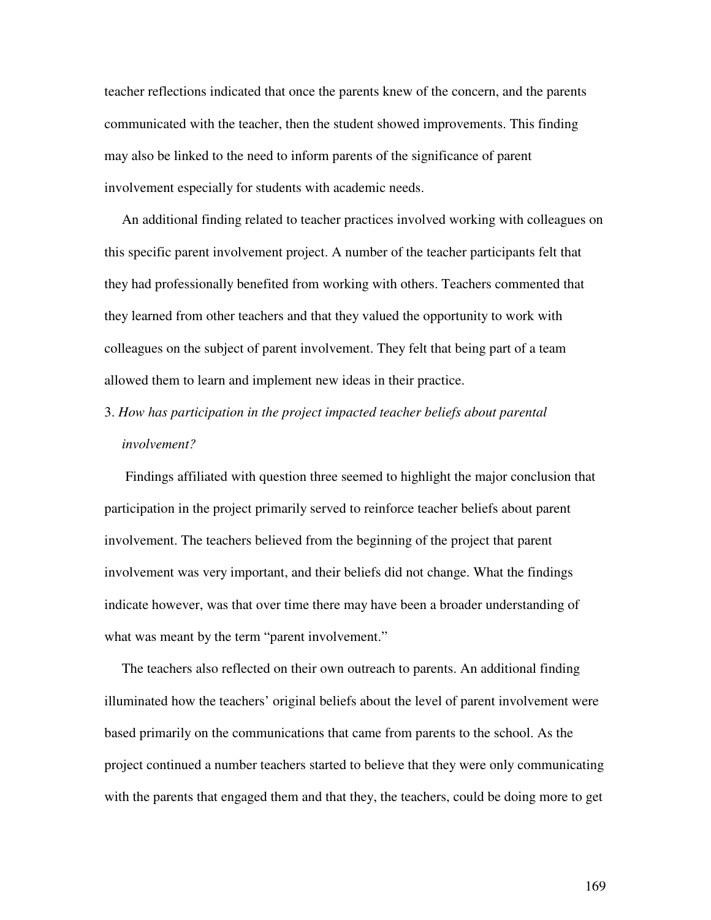teacher reflections indicated that once the parents knew of the concern, and the parents communicated with the teacher, then the student showed improvements. This finding may also be linked to the need to inform parents of the significance of parent involvement especially for students with academic needs.

An additional finding related to teacher practices involved working with colleagues on this specific parent involvement project. A number of the teacher participants felt that they had professionally benefited from working with others. Teachers commented that they learned from other teachers and that they valued the opportunity to work with colleagues on the subject of parent involvement. They felt that being part of a team allowed them to learn and implement new ideas in their practice.

3. *How has participation in the project impacted teacher beliefs about parental involvement?*

Findings affiliated with question three seemed to highlight the major conclusion that participation in the project primarily served to reinforce teacher beliefs about parent involvement. The teachers believed from the beginning of the project that parent involvement was very important, and their beliefs did not change. What the findings indicate however, was that over time there may have been a broader understanding of what was meant by the term "parent involvement."

The teachers also reflected on their own outreach to parents. An additional finding illuminated how the teachers' original beliefs about the level of parent involvement were based primarily on the communications that came from parents to the school. As the project continued a number teachers started to believe that they were only communicating with the parents that engaged them and that they, the teachers, could be doing more to get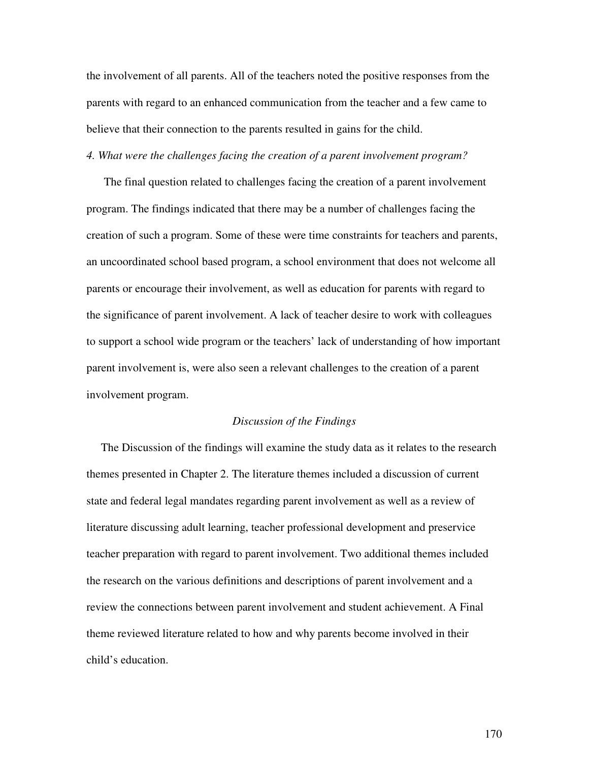the involvement of all parents. All of the teachers noted the positive responses from the parents with regard to an enhanced communication from the teacher and a few came to believe that their connection to the parents resulted in gains for the child.

*4. What were the challenges facing the creation of a parent involvement program?*

The final question related to challenges facing the creation of a parent involvement program. The findings indicated that there may be a number of challenges facing the creation of such a program. Some of these were time constraints for teachers and parents, an uncoordinated school based program, a school environment that does not welcome all parents or encourage their involvement, as well as education for parents with regard to the significance of parent involvement. A lack of teacher desire to work with colleagues to support a school wide program or the teachers' lack of understanding of how important parent involvement is, were also seen a relevant challenges to the creation of a parent involvement program.

### *Discussion of the Findings*

The Discussion of the findings will examine the study data as it relates to the research themes presented in Chapter 2. The literature themes included a discussion of current state and federal legal mandates regarding parent involvement as well as a review of literature discussing adult learning, teacher professional development and preservice teacher preparation with regard to parent involvement. Two additional themes included the research on the various definitions and descriptions of parent involvement and a review the connections between parent involvement and student achievement. A Final theme reviewed literature related to how and why parents become involved in their child's education.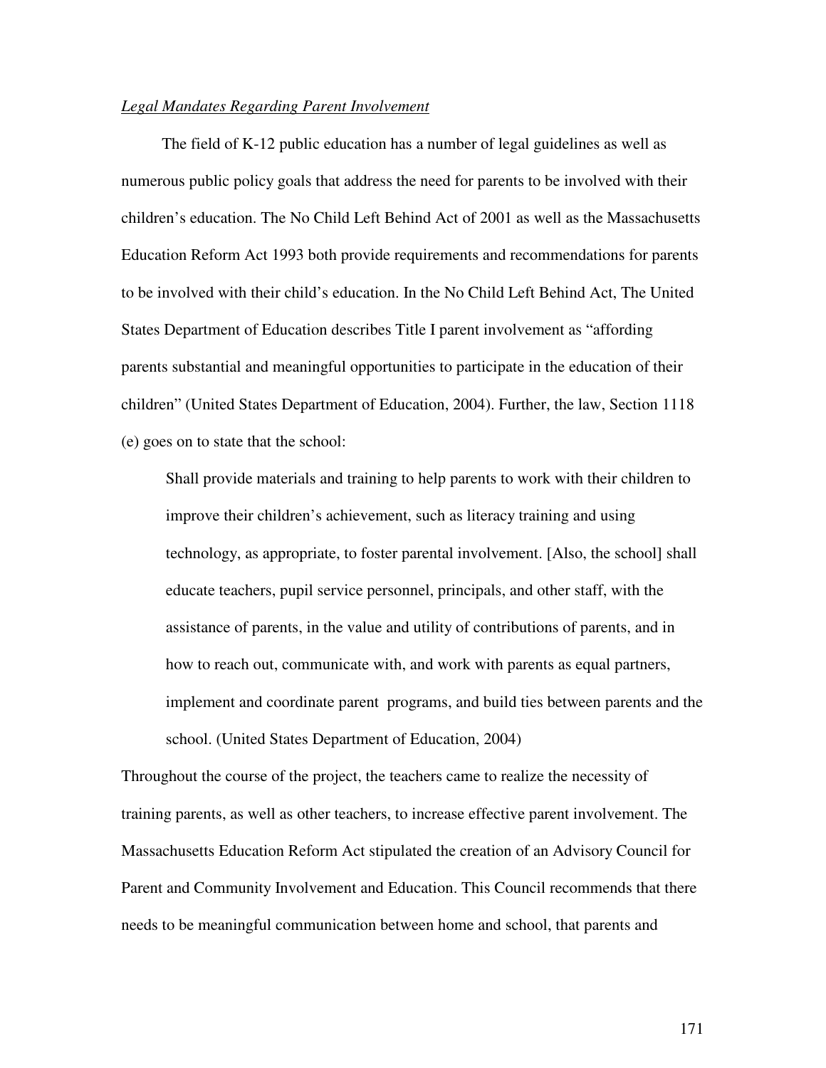*Legal Mandates Regarding Parent Involvement*

The field of K-12 public education has a number of legal guidelines as well as numerous public policy goals that address the need for parents to be involved with their children's education. The No Child Left Behind Act of 2001 as well as the Massachusetts Education Reform Act 1993 both provide requirements and recommendations for parents to be involved with their child's education. In the No Child Left Behind Act, The United States Department of Education describes Title I parent involvement as "affording parents substantial and meaningful opportunities to participate in the education of their children" (United States Department of Education, 2004). Further, the law, Section 1118 (e) goes on to state that the school:

> Shall provide materials and training to help parents to work with their children to improve their children's achievement, such as literacy training and using technology, as appropriate, to foster parental involvement. [Also, the school] shall educate teachers, pupil service personnel, principals, and other staff, with the assistance of parents, in the value and utility of contributions of parents, and in how to reach out, communicate with, and work with parents as equal partners, implement and coordinate parent programs, and build ties between parents and the school. (United States Department of Education, 2004)

Throughout the course of the project, the teachers came to realize the necessity of training parents, as well as other teachers, to increase effective parent involvement. The Massachusetts Education Reform Act stipulated the creation of an Advisory Council for Parent and Community Involvement and Education. This Council recommends that there needs to be meaningful communication between home and school, that parents and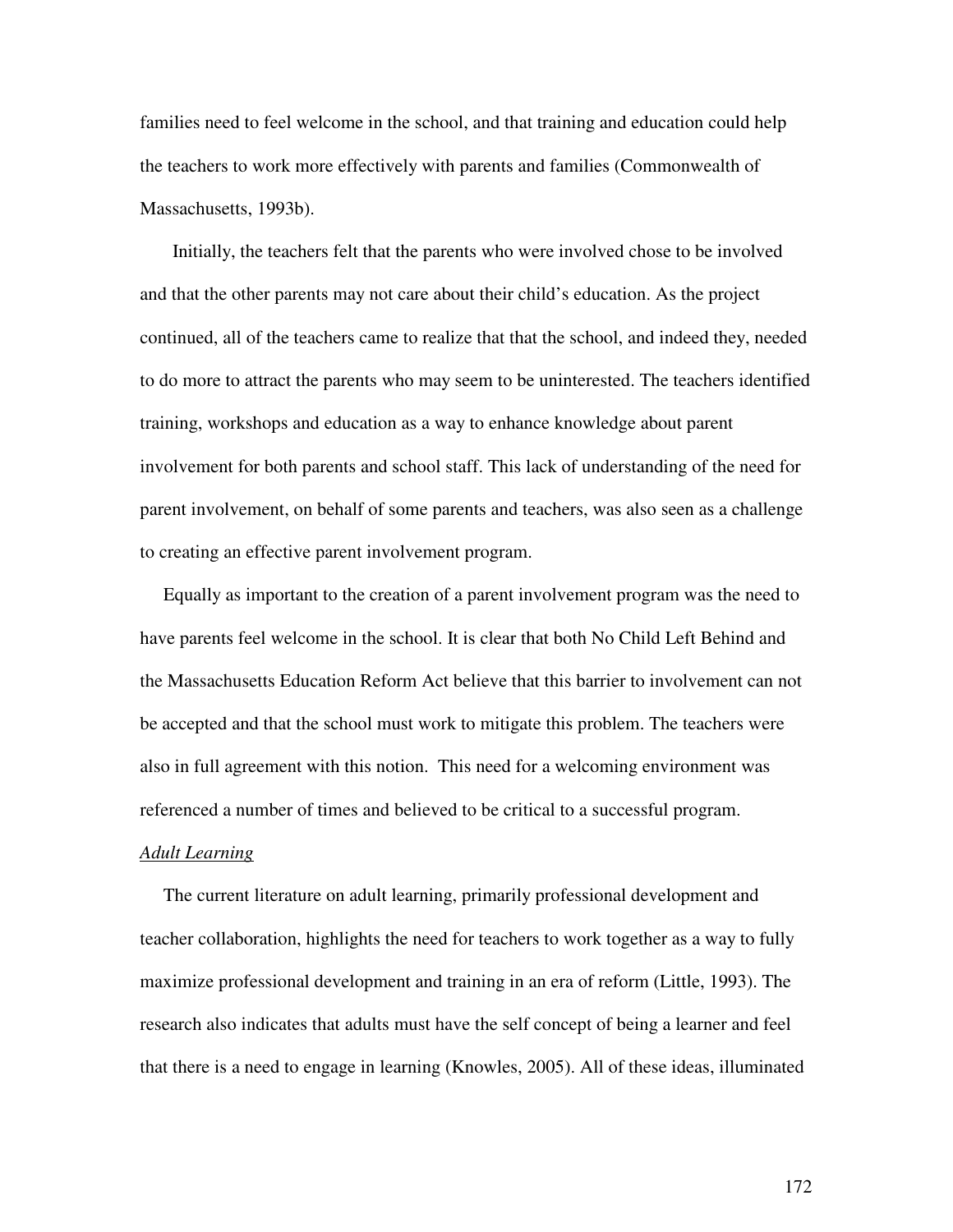families need to feel welcome in the school, and that training and education could help the teachers to work more effectively with parents and families (Commonwealth of Massachusetts, 1993b).

Initially, the teachers felt that the parents who were involved chose to be involved and that the other parents may not care about their child's education. As the project continued, all of the teachers came to realize that that the school, and indeed they, needed to do more to attract the parents who may seem to be uninterested. The teachers identified training, workshops and education as a way to enhance knowledge about parent involvement for both parents and school staff. This lack of understanding of the need for parent involvement, on behalf of some parents and teachers, was also seen as a challenge to creating an effective parent involvement program.

Equally as important to the creation of a parent involvement program was the need to have parents feel welcome in the school. It is clear that both No Child Left Behind and the Massachusetts Education Reform Act believe that this barrier to involvement can not be accepted and that the school must work to mitigate this problem. The teachers were also in full agreement with this notion. This need for a welcoming environment was referenced a number of times and believed to be critical to a successful program.

*Adult Learning*

The current literature on adult learning, primarily professional development and teacher collaboration, highlights the need for teachers to work together as a way to fully maximize professional development and training in an era of reform (Little, 1993). The research also indicates that adults must have the self concept of being a learner and feel that there is a need to engage in learning (Knowles, 2005). All of these ideas, illuminated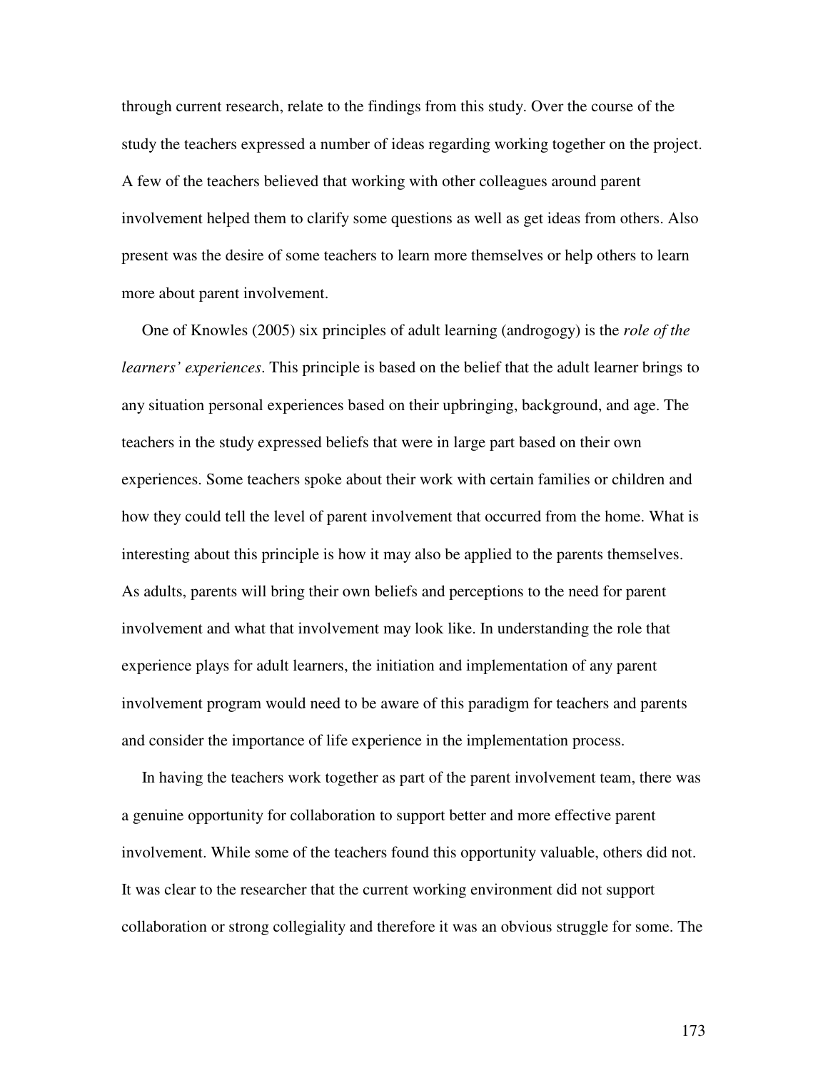through current research, relate to the findings from this study. Over the course of the study the teachers expressed a number of ideas regarding working together on the project. A few of the teachers believed that working with other colleagues around parent involvement helped them to clarify some questions as well as get ideas from others. Also present was the desire of some teachers to learn more themselves or help others to learn more about parent involvement.

One of Knowles (2005) six principles of adult learning (androgogy) is the *role of the learners' experiences*. This principle is based on the belief that the adult learner brings to any situation personal experiences based on their upbringing, background, and age. The teachers in the study expressed beliefs that were in large part based on their own experiences. Some teachers spoke about their work with certain families or children and how they could tell the level of parent involvement that occurred from the home. What is interesting about this principle is how it may also be applied to the parents themselves. As adults, parents will bring their own beliefs and perceptions to the need for parent involvement and what that involvement may look like. In understanding the role that experience plays for adult learners, the initiation and implementation of any parent involvement program would need to be aware of this paradigm for teachers and parents and consider the importance of life experience in the implementation process.

In having the teachers work together as part of the parent involvement team, there was a genuine opportunity for collaboration to support better and more effective parent involvement. While some of the teachers found this opportunity valuable, others did not. It was clear to the researcher that the current working environment did not support collaboration or strong collegiality and therefore it was an obvious struggle for some. The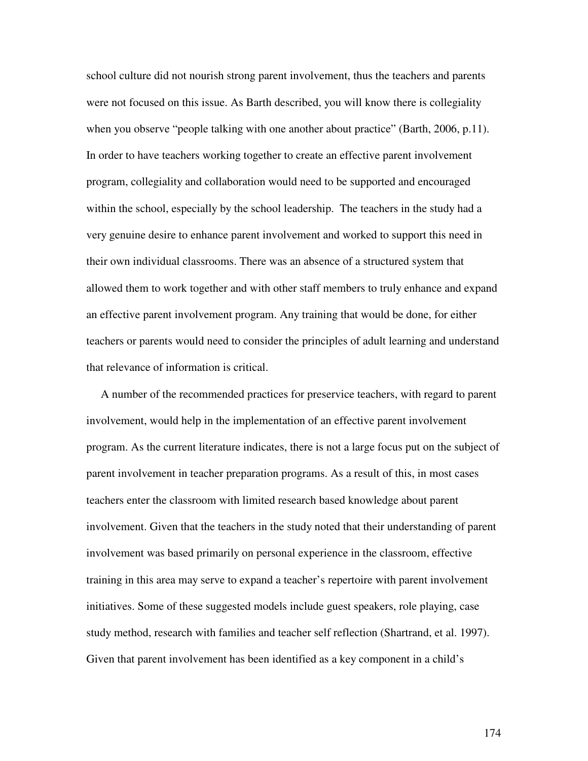school culture did not nourish strong parent involvement, thus the teachers and parents were not focused on this issue. As Barth described, you will know there is collegiality when you observe "people talking with one another about practice" (Barth, 2006, p.11). In order to have teachers working together to create an effective parent involvement program, collegiality and collaboration would need to be supported and encouraged within the school, especially by the school leadership. The teachers in the study had a very genuine desire to enhance parent involvement and worked to support this need in their own individual classrooms. There was an absence of a structured system that allowed them to work together and with other staff members to truly enhance and expand an effective parent involvement program. Any training that would be done, for either teachers or parents would need to consider the principles of adult learning and understand that relevance of information is critical.

A number of the recommended practices for preservice teachers, with regard to parent involvement, would help in the implementation of an effective parent involvement program. As the current literature indicates, there is not a large focus put on the subject of parent involvement in teacher preparation programs. As a result of this, in most cases teachers enter the classroom with limited research based knowledge about parent involvement. Given that the teachers in the study noted that their understanding of parent involvement was based primarily on personal experience in the classroom, effective training in this area may serve to expand a teacher's repertoire with parent involvement initiatives. Some of these suggested models include guest speakers, role playing, case study method, research with families and teacher self reflection (Shartrand, et al. 1997). Given that parent involvement has been identified as a key component in a child's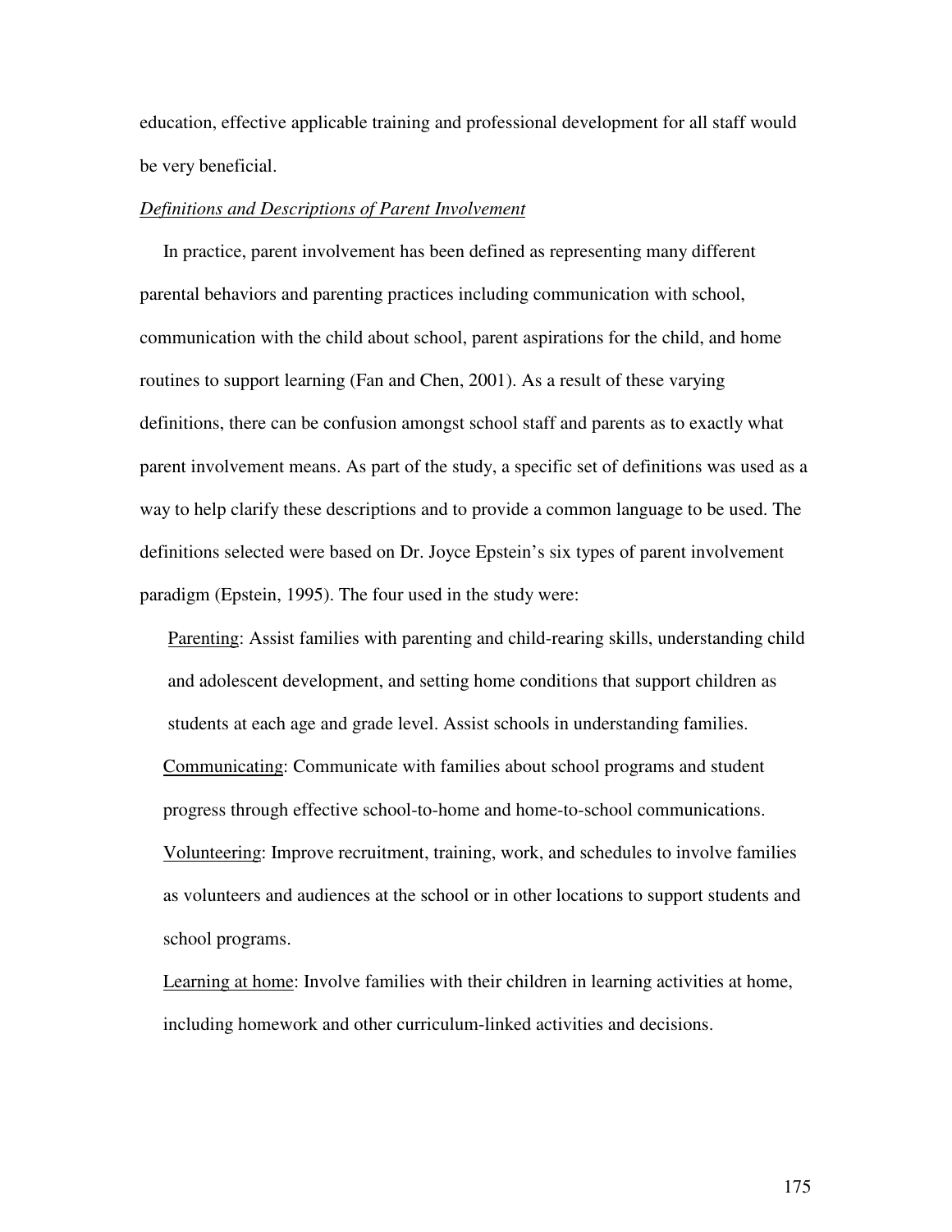education, effective applicable training and professional development for all staff would be very beneficial.

*Definitions and Descriptions of Parent Involvement*

In practice, parent involvement has been defined as representing many different parental behaviors and parenting practices including communication with school, communication with the child about school, parent aspirations for the child, and home routines to support learning (Fan and Chen, 2001). As a result of these varying definitions, there can be confusion amongst school staff and parents as to exactly what parent involvement means. As part of the study, a specific set of definitions was used as a way to help clarify these descriptions and to provide a common language to be used. The definitions selected were based on Dr. Joyce Epstein's six types of parent involvement paradigm (Epstein, 1995). The four used in the study were:

<u>Parenting</u>: Assist families with parenting and child-rearing skills, understanding child and adolescent development, and setting home conditions that support children as students at each age and grade level. Assist schools in understanding families.

<u>Communicating</u>: Communicate with families about school programs and student progress through effective school-to-home and home-to-school communications.

<u>Volunteering</u>: Improve recruitment, training, work, and schedules to involve families as volunteers and audiences at the school or in other locations to support students and school programs.

<u>Learning at home</u>: Involve families with their children in learning activities at home, including homework and other curriculum-linked activities and decisions.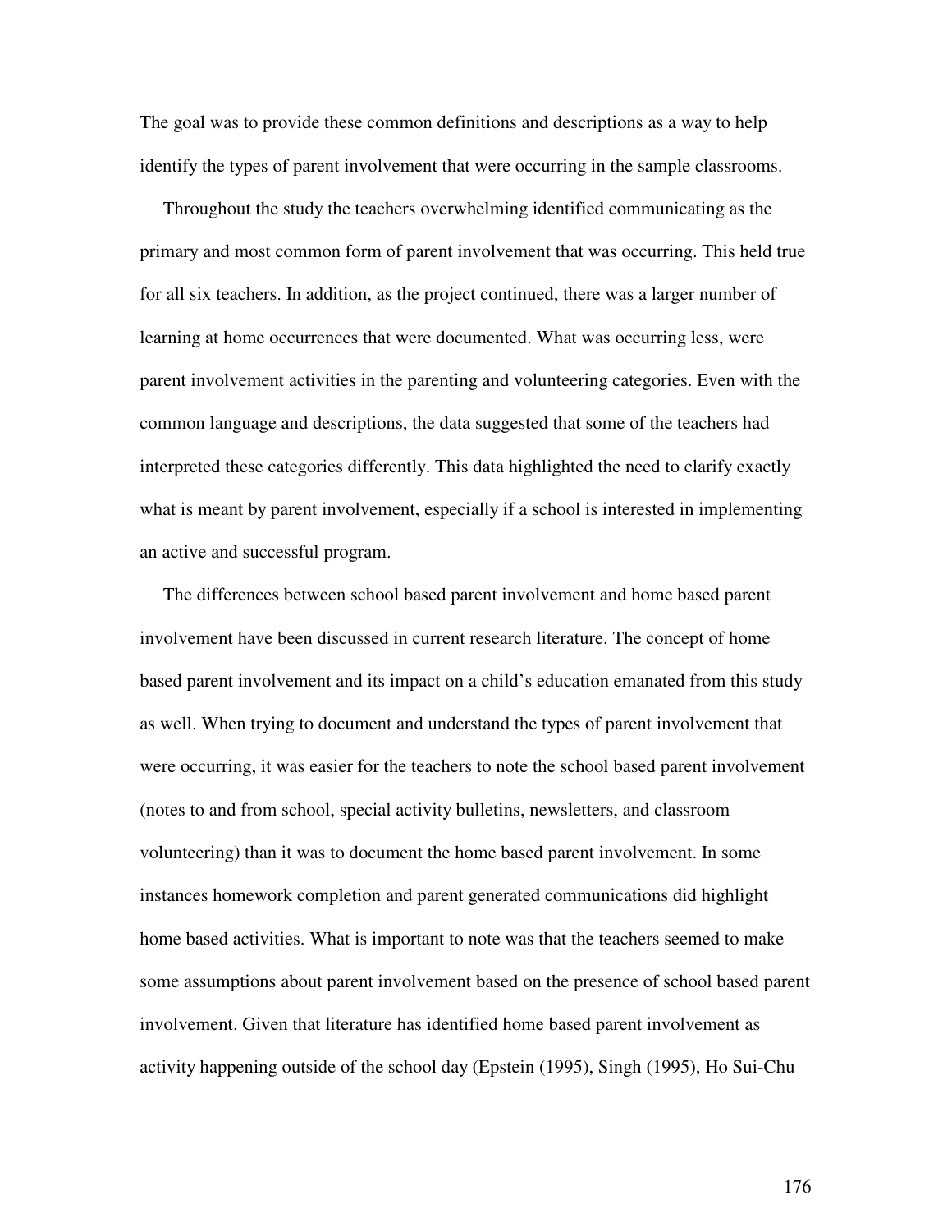The goal was to provide these common definitions and descriptions as a way to help identify the types of parent involvement that were occurring in the sample classrooms.

Throughout the study the teachers overwhelming identified communicating as the primary and most common form of parent involvement that was occurring. This held true for all six teachers. In addition, as the project continued, there was a larger number of learning at home occurrences that were documented. What was occurring less, were parent involvement activities in the parenting and volunteering categories. Even with the common language and descriptions, the data suggested that some of the teachers had interpreted these categories differently. This data highlighted the need to clarify exactly what is meant by parent involvement, especially if a school is interested in implementing an active and successful program.

The differences between school based parent involvement and home based parent involvement have been discussed in current research literature. The concept of home based parent involvement and its impact on a child's education emanated from this study as well. When trying to document and understand the types of parent involvement that were occurring, it was easier for the teachers to note the school based parent involvement (notes to and from school, special activity bulletins, newsletters, and classroom volunteering) than it was to document the home based parent involvement. In some instances homework completion and parent generated communications did highlight home based activities. What is important to note was that the teachers seemed to make some assumptions about parent involvement based on the presence of school based parent involvement. Given that literature has identified home based parent involvement as activity happening outside of the school day (Epstein (1995), Singh (1995), Ho Sui-Chu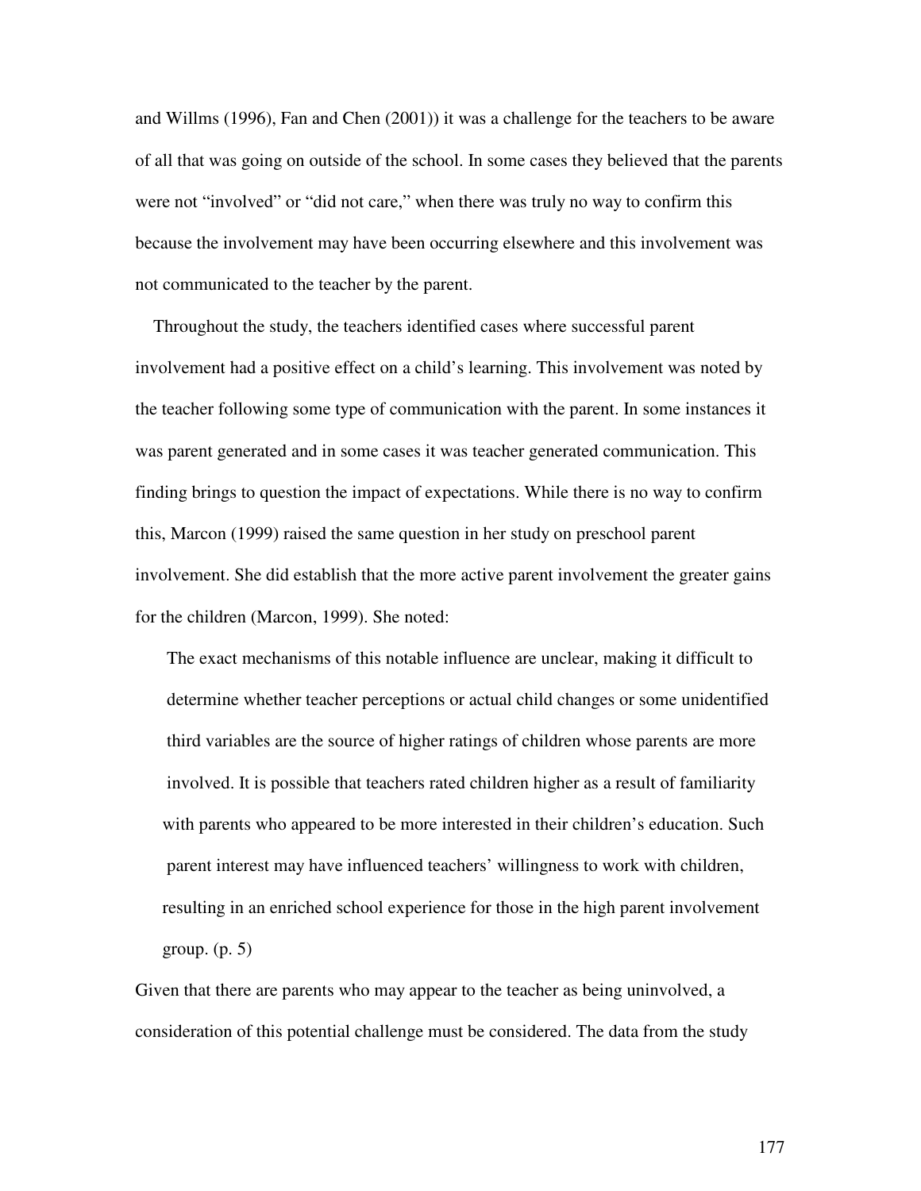and Willms (1996), Fan and Chen (2001)) it was a challenge for the teachers to be aware of all that was going on outside of the school. In some cases they believed that the parents were not "involved" or "did not care," when there was truly no way to confirm this because the involvement may have been occurring elsewhere and this involvement was not communicated to the teacher by the parent.

Throughout the study, the teachers identified cases where successful parent involvement had a positive effect on a child's learning. This involvement was noted by the teacher following some type of communication with the parent. In some instances it was parent generated and in some cases it was teacher generated communication. This finding brings to question the impact of expectations. While there is no way to confirm this, Marcon (1999) raised the same question in her study on preschool parent involvement. She did establish that the more active parent involvement the greater gains for the children (Marcon, 1999). She noted:

> The exact mechanisms of this notable influence are unclear, making it difficult to determine whether teacher perceptions or actual child changes or some unidentified third variables are the source of higher ratings of children whose parents are more involved. It is possible that teachers rated children higher as a result of familiarity with parents who appeared to be more interested in their children's education. Such parent interest may have influenced teachers' willingness to work with children, resulting in an enriched school experience for those in the high parent involvement group. (p. 5)

Given that there are parents who may appear to the teacher as being uninvolved, a consideration of this potential challenge must be considered. The data from the study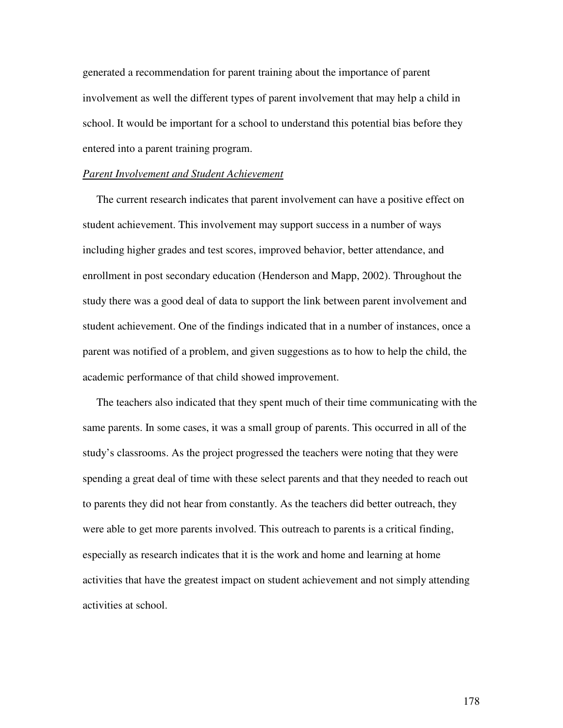generated a recommendation for parent training about the importance of parent involvement as well the different types of parent involvement that may help a child in school. It would be important for a school to understand this potential bias before they entered into a parent training program.

*Parent Involvement and Student Achievement*

The current research indicates that parent involvement can have a positive effect on student achievement. This involvement may support success in a number of ways including higher grades and test scores, improved behavior, better attendance, and enrollment in post secondary education (Henderson and Mapp, 2002). Throughout the study there was a good deal of data to support the link between parent involvement and student achievement. One of the findings indicated that in a number of instances, once a parent was notified of a problem, and given suggestions as to how to help the child, the academic performance of that child showed improvement.

The teachers also indicated that they spent much of their time communicating with the same parents. In some cases, it was a small group of parents. This occurred in all of the study's classrooms. As the project progressed the teachers were noting that they were spending a great deal of time with these select parents and that they needed to reach out to parents they did not hear from constantly. As the teachers did better outreach, they were able to get more parents involved. This outreach to parents is a critical finding, especially as research indicates that it is the work and home and learning at home activities that have the greatest impact on student achievement and not simply attending activities at school.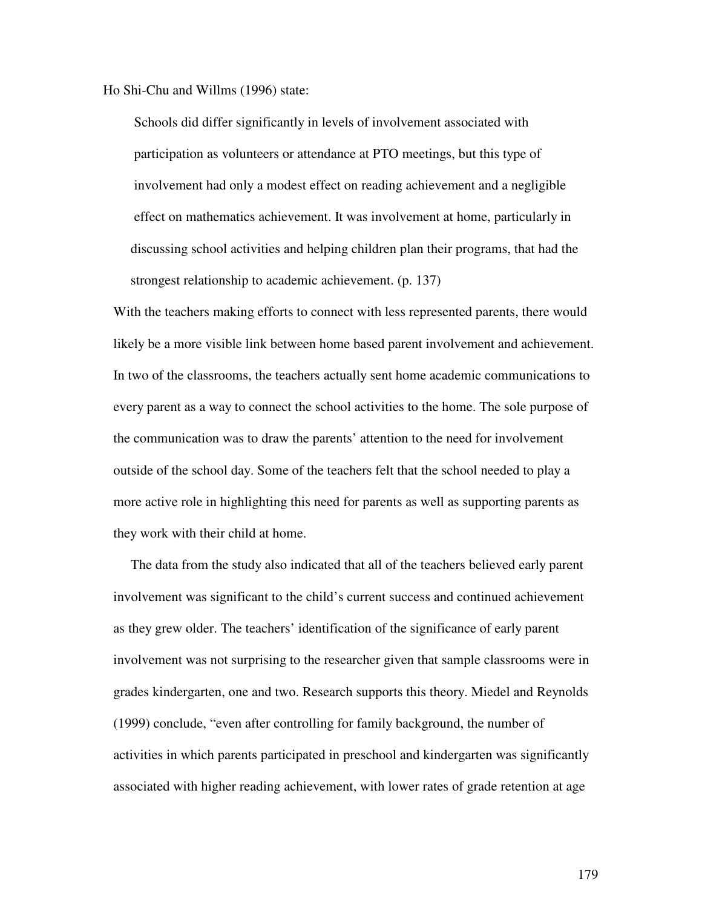Ho Shi-Chu and Willms (1996) state:

> Schools did differ significantly in levels of involvement associated with participation as volunteers or attendance at PTO meetings, but this type of involvement had only a modest effect on reading achievement and a negligible effect on mathematics achievement. It was involvement at home, particularly in discussing school activities and helping children plan their programs, that had the strongest relationship to academic achievement. (p. 137)

With the teachers making efforts to connect with less represented parents, there would likely be a more visible link between home based parent involvement and achievement. In two of the classrooms, the teachers actually sent home academic communications to every parent as a way to connect the school activities to the home. The sole purpose of the communication was to draw the parents' attention to the need for involvement outside of the school day. Some of the teachers felt that the school needed to play a more active role in highlighting this need for parents as well as supporting parents as they work with their child at home.

The data from the study also indicated that all of the teachers believed early parent involvement was significant to the child's current success and continued achievement as they grew older. The teachers' identification of the significance of early parent involvement was not surprising to the researcher given that sample classrooms were in grades kindergarten, one and two. Research supports this theory. Miedel and Reynolds (1999) conclude, "even after controlling for family background, the number of activities in which parents participated in preschool and kindergarten was significantly associated with higher reading achievement, with lower rates of grade retention at age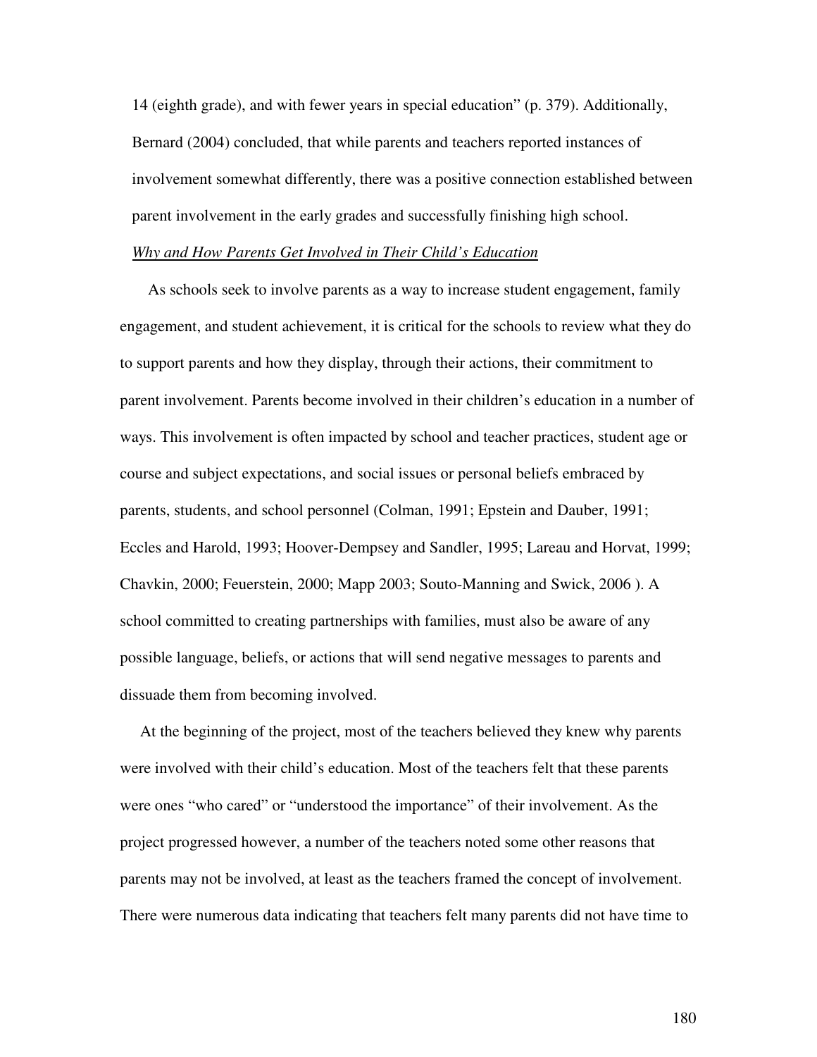14 (eighth grade), and with fewer years in special education" (p. 379). Additionally, Bernard (2004) concluded, that while parents and teachers reported instances of involvement somewhat differently, there was a positive connection established between parent involvement in the early grades and successfully finishing high school.

*Why and How Parents Get Involved in Their Child's Education*

As schools seek to involve parents as a way to increase student engagement, family engagement, and student achievement, it is critical for the schools to review what they do to support parents and how they display, through their actions, their commitment to parent involvement. Parents become involved in their children's education in a number of ways. This involvement is often impacted by school and teacher practices, student age or course and subject expectations, and social issues or personal beliefs embraced by parents, students, and school personnel (Colman, 1991; Epstein and Dauber, 1991; Eccles and Harold, 1993; Hoover-Dempsey and Sandler, 1995; Lareau and Horvat, 1999; Chavkin, 2000; Feuerstein, 2000; Mapp 2003; Souto-Manning and Swick, 2006 ). A school committed to creating partnerships with families, must also be aware of any possible language, beliefs, or actions that will send negative messages to parents and dissuade them from becoming involved.

At the beginning of the project, most of the teachers believed they knew why parents were involved with their child's education. Most of the teachers felt that these parents were ones "who cared" or "understood the importance" of their involvement. As the project progressed however, a number of the teachers noted some other reasons that parents may not be involved, at least as the teachers framed the concept of involvement. There were numerous data indicating that teachers felt many parents did not have time to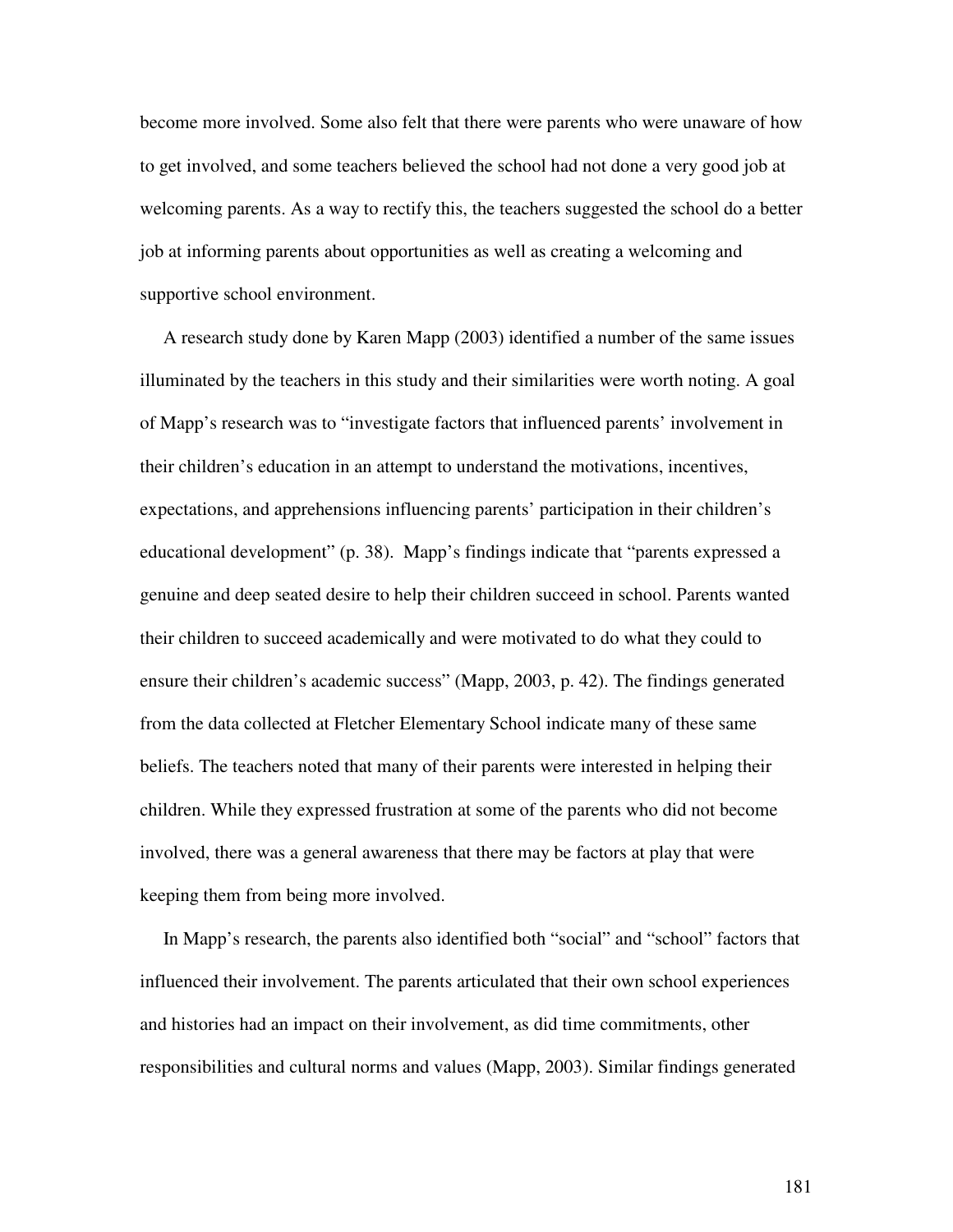become more involved. Some also felt that there were parents who were unaware of how to get involved, and some teachers believed the school had not done a very good job at welcoming parents. As a way to rectify this, the teachers suggested the school do a better job at informing parents about opportunities as well as creating a welcoming and supportive school environment.

A research study done by Karen Mapp (2003) identified a number of the same issues illuminated by the teachers in this study and their similarities were worth noting. A goal of Mapp's research was to "investigate factors that influenced parents' involvement in their children's education in an attempt to understand the motivations, incentives, expectations, and apprehensions influencing parents' participation in their children's educational development" (p. 38). Mapp's findings indicate that "parents expressed a genuine and deep seated desire to help their children succeed in school. Parents wanted their children to succeed academically and were motivated to do what they could to ensure their children's academic success" (Mapp, 2003, p. 42). The findings generated from the data collected at Fletcher Elementary School indicate many of these same beliefs. The teachers noted that many of their parents were interested in helping their children. While they expressed frustration at some of the parents who did not become involved, there was a general awareness that there may be factors at play that were keeping them from being more involved.

In Mapp's research, the parents also identified both "social" and "school" factors that influenced their involvement. The parents articulated that their own school experiences and histories had an impact on their involvement, as did time commitments, other responsibilities and cultural norms and values (Mapp, 2003). Similar findings generated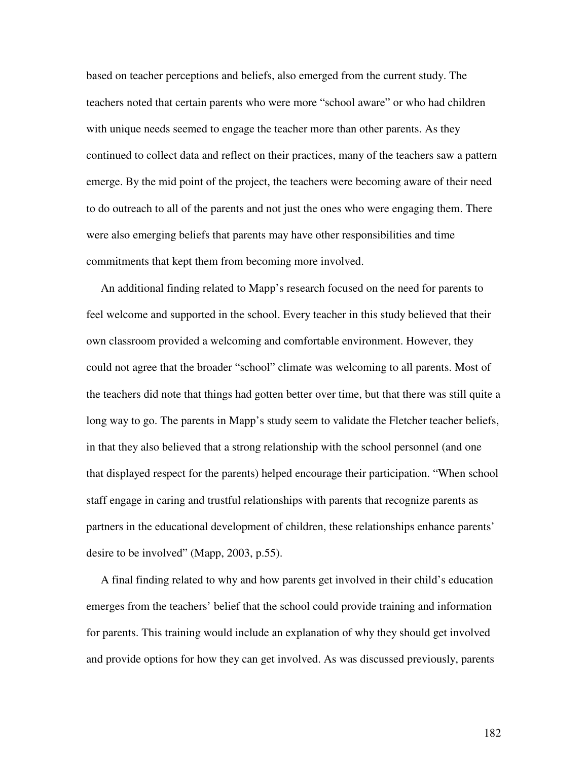based on teacher perceptions and beliefs, also emerged from the current study. The teachers noted that certain parents who were more "school aware" or who had children with unique needs seemed to engage the teacher more than other parents. As they continued to collect data and reflect on their practices, many of the teachers saw a pattern emerge. By the mid point of the project, the teachers were becoming aware of their need to do outreach to all of the parents and not just the ones who were engaging them. There were also emerging beliefs that parents may have other responsibilities and time commitments that kept them from becoming more involved.

An additional finding related to Mapp's research focused on the need for parents to feel welcome and supported in the school. Every teacher in this study believed that their own classroom provided a welcoming and comfortable environment. However, they could not agree that the broader "school" climate was welcoming to all parents. Most of the teachers did note that things had gotten better over time, but that there was still quite a long way to go. The parents in Mapp's study seem to validate the Fletcher teacher beliefs, in that they also believed that a strong relationship with the school personnel (and one that displayed respect for the parents) helped encourage their participation. "When school staff engage in caring and trustful relationships with parents that recognize parents as partners in the educational development of children, these relationships enhance parents' desire to be involved" (Mapp, 2003, p.55).

A final finding related to why and how parents get involved in their child's education emerges from the teachers' belief that the school could provide training and information for parents. This training would include an explanation of why they should get involved and provide options for how they can get involved. As was discussed previously, parents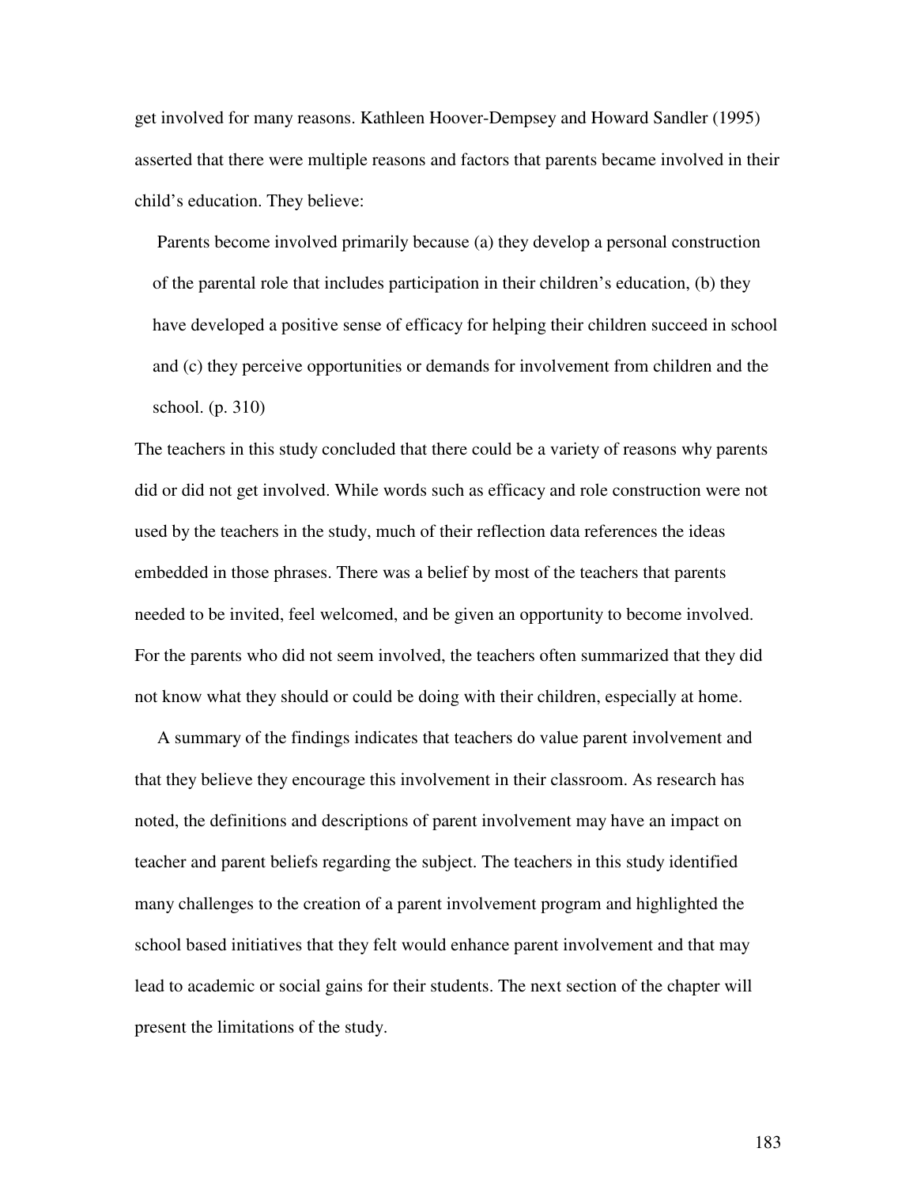get involved for many reasons. Kathleen Hoover-Dempsey and Howard Sandler (1995) asserted that there were multiple reasons and factors that parents became involved in their child's education. They believe:

> Parents become involved primarily because (a) they develop a personal construction of the parental role that includes participation in their children's education, (b) they have developed a positive sense of efficacy for helping their children succeed in school and (c) they perceive opportunities or demands for involvement from children and the school. (p. 310)

The teachers in this study concluded that there could be a variety of reasons why parents did or did not get involved. While words such as efficacy and role construction were not used by the teachers in the study, much of their reflection data references the ideas embedded in those phrases. There was a belief by most of the teachers that parents needed to be invited, feel welcomed, and be given an opportunity to become involved. For the parents who did not seem involved, the teachers often summarized that they did not know what they should or could be doing with their children, especially at home.

A summary of the findings indicates that teachers do value parent involvement and that they believe they encourage this involvement in their classroom. As research has noted, the definitions and descriptions of parent involvement may have an impact on teacher and parent beliefs regarding the subject. The teachers in this study identified many challenges to the creation of a parent involvement program and highlighted the school based initiatives that they felt would enhance parent involvement and that may lead to academic or social gains for their students. The next section of the chapter will present the limitations of the study.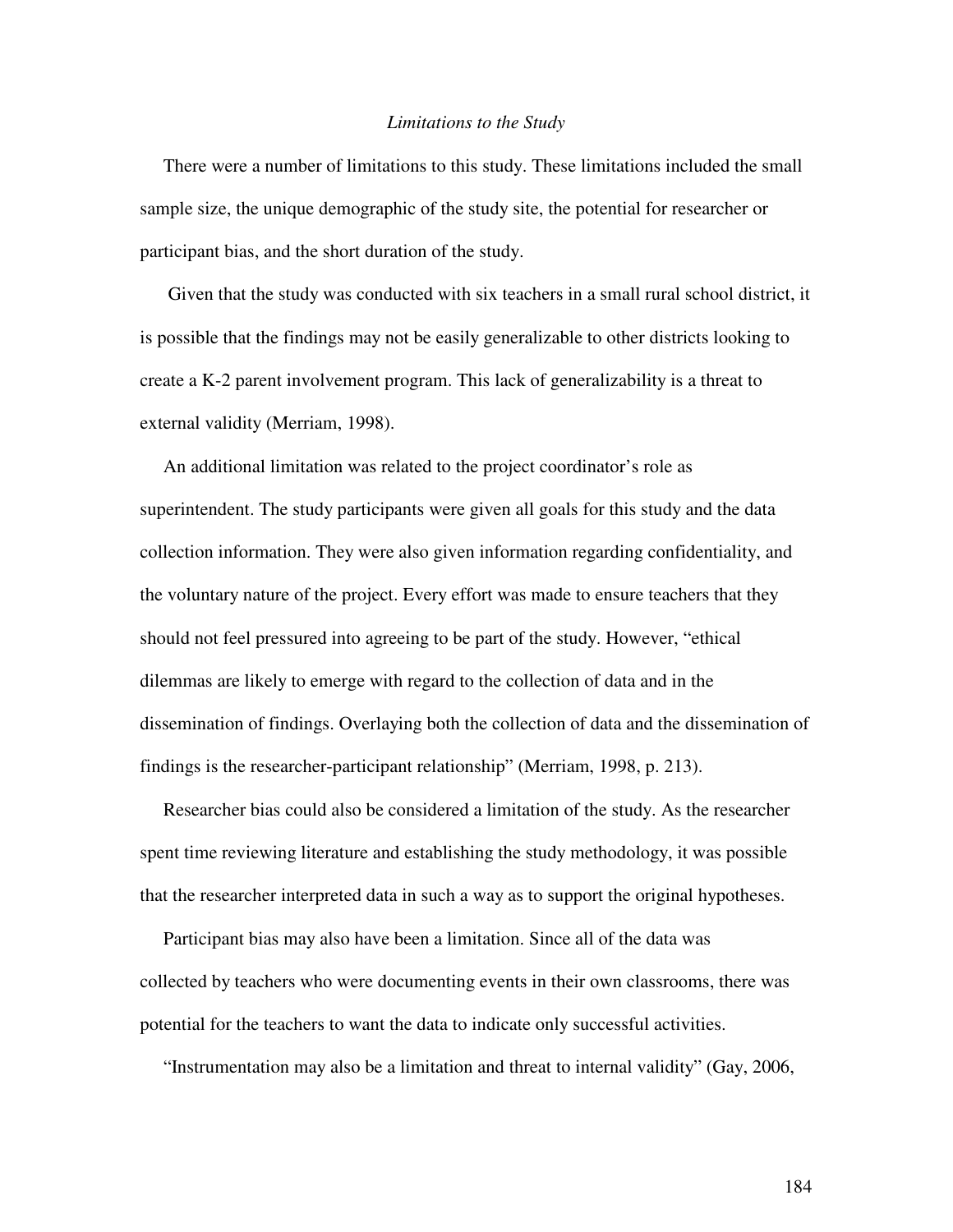### *Limitations to the Study*

There were a number of limitations to this study. These limitations included the small sample size, the unique demographic of the study site, the potential for researcher or participant bias, and the short duration of the study.

Given that the study was conducted with six teachers in a small rural school district, it is possible that the findings may not be easily generalizable to other districts looking to create a K-2 parent involvement program. This lack of generalizability is a threat to external validity (Merriam, 1998).

An additional limitation was related to the project coordinator's role as superintendent. The study participants were given all goals for this study and the data collection information. They were also given information regarding confidentiality, and the voluntary nature of the project. Every effort was made to ensure teachers that they should not feel pressured into agreeing to be part of the study. However, "ethical dilemmas are likely to emerge with regard to the collection of data and in the dissemination of findings. Overlaying both the collection of data and the dissemination of findings is the researcher-participant relationship" (Merriam, 1998, p. 213).

Researcher bias could also be considered a limitation of the study. As the researcher spent time reviewing literature and establishing the study methodology, it was possible that the researcher interpreted data in such a way as to support the original hypotheses.

Participant bias may also have been a limitation. Since all of the data was collected by teachers who were documenting events in their own classrooms, there was potential for the teachers to want the data to indicate only successful activities.

"Instrumentation may also be a limitation and threat to internal validity" (Gay, 2006,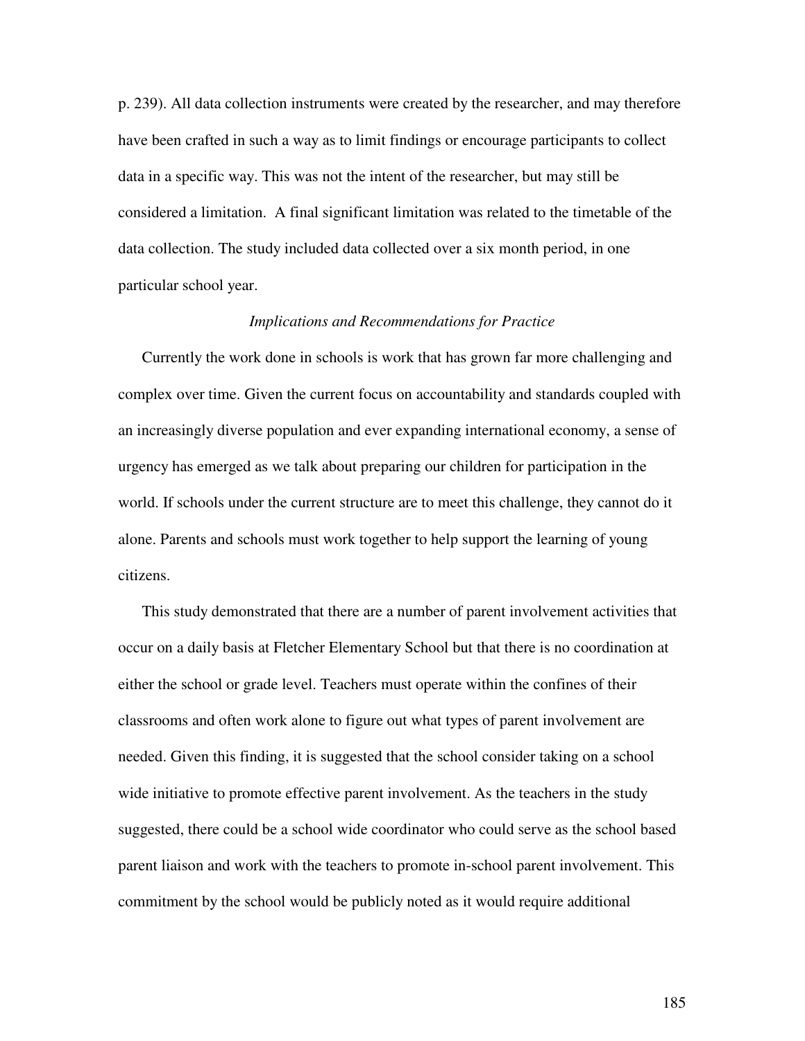p. 239). All data collection instruments were created by the researcher, and may therefore have been crafted in such a way as to limit findings or encourage participants to collect data in a specific way. This was not the intent of the researcher, but may still be considered a limitation. A final significant limitation was related to the timetable of the data collection. The study included data collected over a six month period, in one particular school year.

### *Implications and Recommendations for Practice*

Currently the work done in schools is work that has grown far more challenging and complex over time. Given the current focus on accountability and standards coupled with an increasingly diverse population and ever expanding international economy, a sense of urgency has emerged as we talk about preparing our children for participation in the world. If schools under the current structure are to meet this challenge, they cannot do it alone. Parents and schools must work together to help support the learning of young citizens.

This study demonstrated that there are a number of parent involvement activities that occur on a daily basis at Fletcher Elementary School but that there is no coordination at either the school or grade level. Teachers must operate within the confines of their classrooms and often work alone to figure out what types of parent involvement are needed. Given this finding, it is suggested that the school consider taking on a school wide initiative to promote effective parent involvement. As the teachers in the study suggested, there could be a school wide coordinator who could serve as the school based parent liaison and work with the teachers to promote in-school parent involvement. This commitment by the school would be publicly noted as it would require additional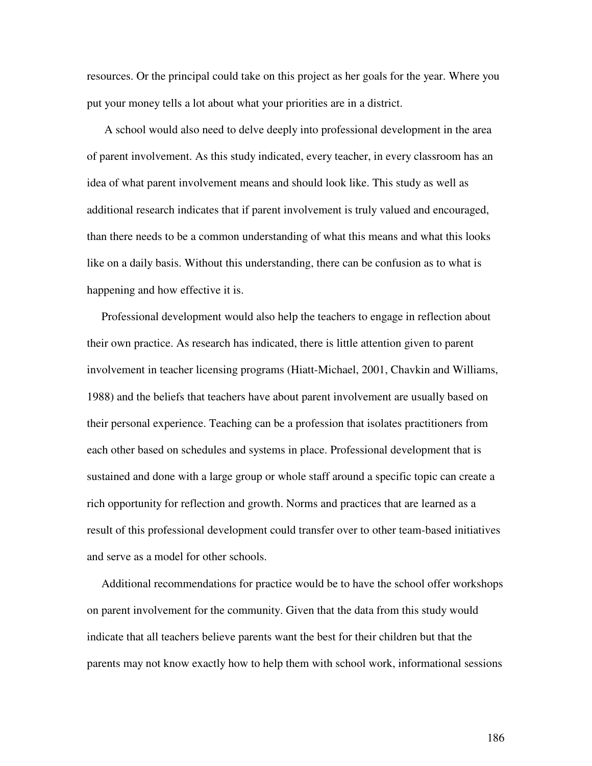resources. Or the principal could take on this project as her goals for the year. Where you put your money tells a lot about what your priorities are in a district.

A school would also need to delve deeply into professional development in the area of parent involvement. As this study indicated, every teacher, in every classroom has an idea of what parent involvement means and should look like. This study as well as additional research indicates that if parent involvement is truly valued and encouraged, than there needs to be a common understanding of what this means and what this looks like on a daily basis. Without this understanding, there can be confusion as to what is happening and how effective it is.

Professional development would also help the teachers to engage in reflection about their own practice. As research has indicated, there is little attention given to parent involvement in teacher licensing programs (Hiatt-Michael, 2001, Chavkin and Williams, 1988) and the beliefs that teachers have about parent involvement are usually based on their personal experience. Teaching can be a profession that isolates practitioners from each other based on schedules and systems in place. Professional development that is sustained and done with a large group or whole staff around a specific topic can create a rich opportunity for reflection and growth. Norms and practices that are learned as a result of this professional development could transfer over to other team-based initiatives and serve as a model for other schools.

Additional recommendations for practice would be to have the school offer workshops on parent involvement for the community. Given that the data from this study would indicate that all teachers believe parents want the best for their children but that the parents may not know exactly how to help them with school work, informational sessions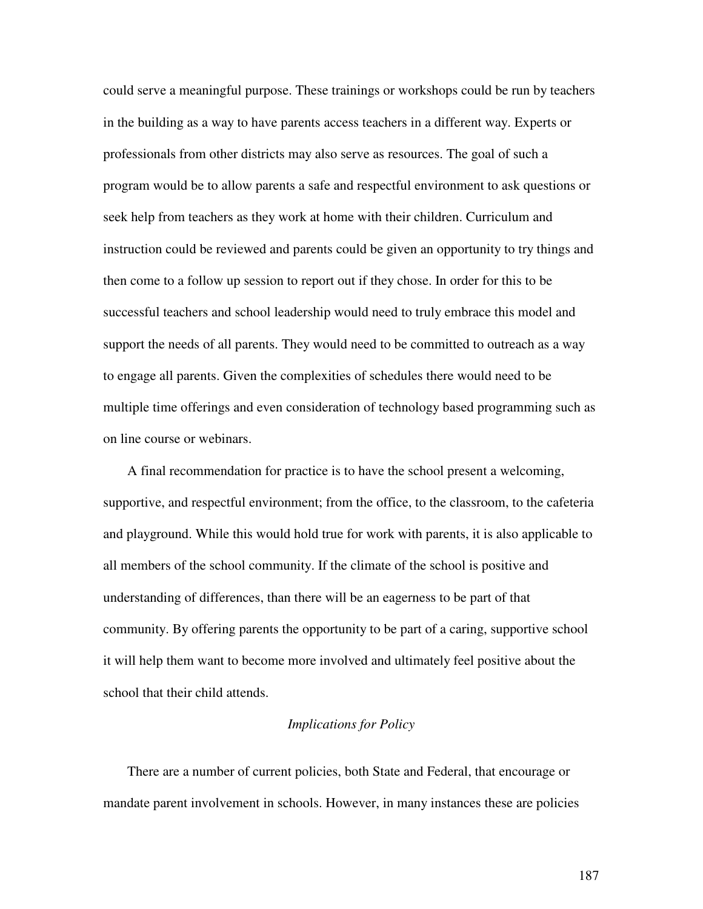could serve a meaningful purpose. These trainings or workshops could be run by teachers in the building as a way to have parents access teachers in a different way. Experts or professionals from other districts may also serve as resources. The goal of such a program would be to allow parents a safe and respectful environment to ask questions or seek help from teachers as they work at home with their children. Curriculum and instruction could be reviewed and parents could be given an opportunity to try things and then come to a follow up session to report out if they chose. In order for this to be successful teachers and school leadership would need to truly embrace this model and support the needs of all parents. They would need to be committed to outreach as a way to engage all parents. Given the complexities of schedules there would need to be multiple time offerings and even consideration of technology based programming such as on line course or webinars.

A final recommendation for practice is to have the school present a welcoming, supportive, and respectful environment; from the office, to the classroom, to the cafeteria and playground. While this would hold true for work with parents, it is also applicable to all members of the school community. If the climate of the school is positive and understanding of differences, than there will be an eagerness to be part of that community. By offering parents the opportunity to be part of a caring, supportive school it will help them want to become more involved and ultimately feel positive about the school that their child attends.

### *Implications for Policy*

There are a number of current policies, both State and Federal, that encourage or mandate parent involvement in schools. However, in many instances these are policies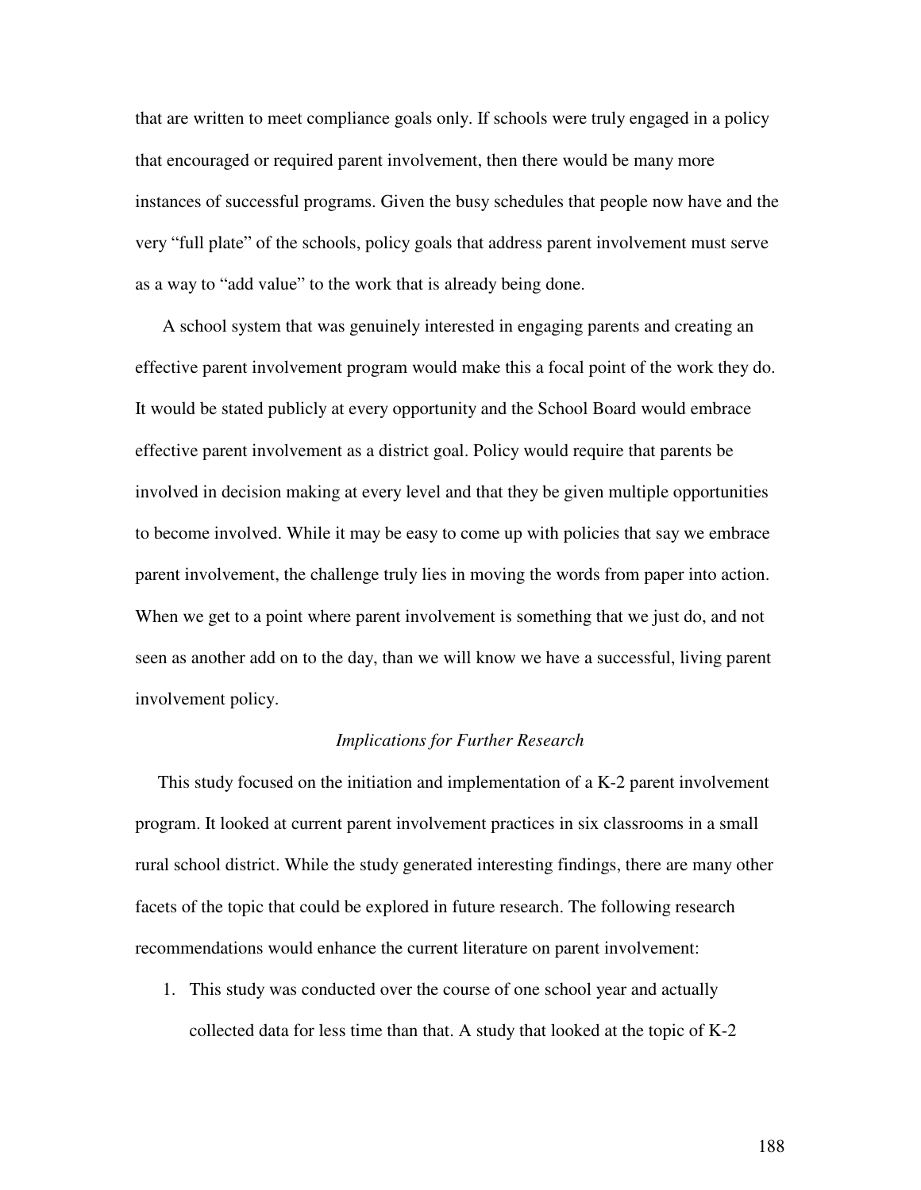that are written to meet compliance goals only. If schools were truly engaged in a policy that encouraged or required parent involvement, then there would be many more instances of successful programs. Given the busy schedules that people now have and the very "full plate" of the schools, policy goals that address parent involvement must serve as a way to "add value" to the work that is already being done.

A school system that was genuinely interested in engaging parents and creating an effective parent involvement program would make this a focal point of the work they do. It would be stated publicly at every opportunity and the School Board would embrace effective parent involvement as a district goal. Policy would require that parents be involved in decision making at every level and that they be given multiple opportunities to become involved. While it may be easy to come up with policies that say we embrace parent involvement, the challenge truly lies in moving the words from paper into action. When we get to a point where parent involvement is something that we just do, and not seen as another add on to the day, than we will know we have a successful, living parent involvement policy.

### *Implications for Further Research*

This study focused on the initiation and implementation of a K-2 parent involvement program. It looked at current parent involvement practices in six classrooms in a small rural school district. While the study generated interesting findings, there are many other facets of the topic that could be explored in future research. The following research recommendations would enhance the current literature on parent involvement:

1. This study was conducted over the course of one school year and actually collected data for less time than that. A study that looked at the topic of K-2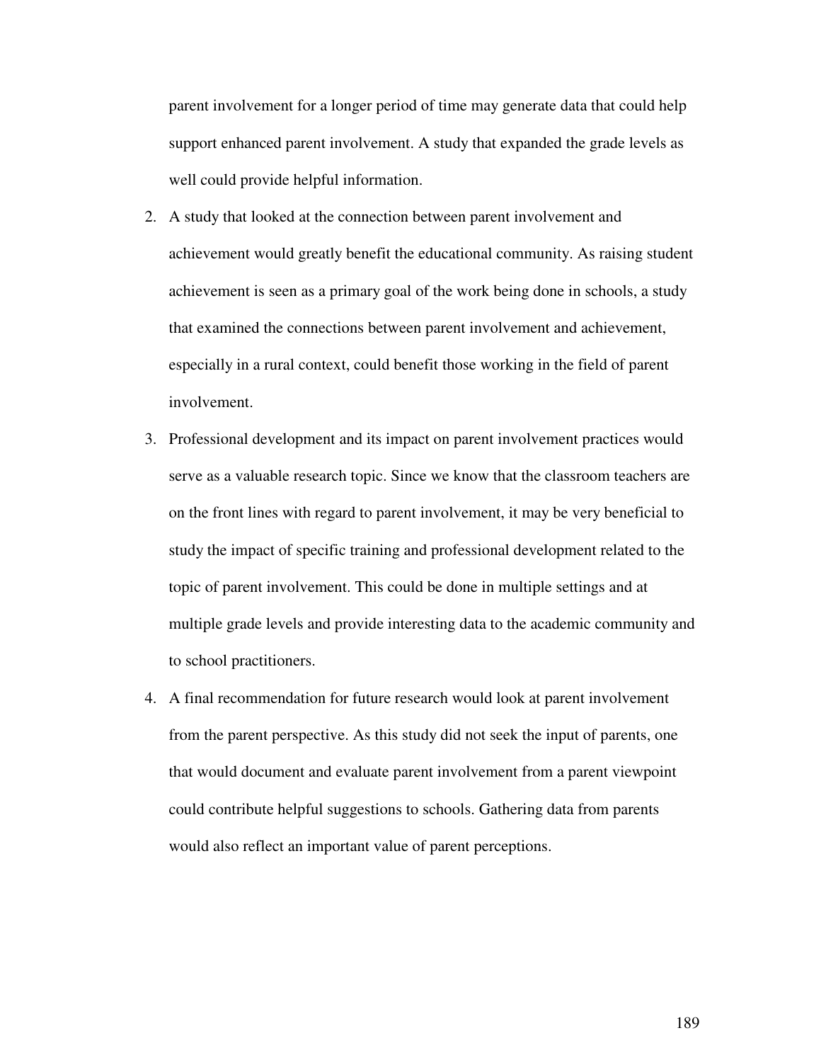parent involvement for a longer period of time may generate data that could help support enhanced parent involvement. A study that expanded the grade levels as well could provide helpful information.

2. A study that looked at the connection between parent involvement and achievement would greatly benefit the educational community. As raising student achievement is seen as a primary goal of the work being done in schools, a study that examined the connections between parent involvement and achievement, especially in a rural context, could benefit those working in the field of parent involvement.
3. Professional development and its impact on parent involvement practices would serve as a valuable research topic. Since we know that the classroom teachers are on the front lines with regard to parent involvement, it may be very beneficial to study the impact of specific training and professional development related to the topic of parent involvement. This could be done in multiple settings and at multiple grade levels and provide interesting data to the academic community and to school practitioners.
4. A final recommendation for future research would look at parent involvement from the parent perspective. As this study did not seek the input of parents, one that would document and evaluate parent involvement from a parent viewpoint could contribute helpful suggestions to schools. Gathering data from parents would also reflect an important value of parent perceptions.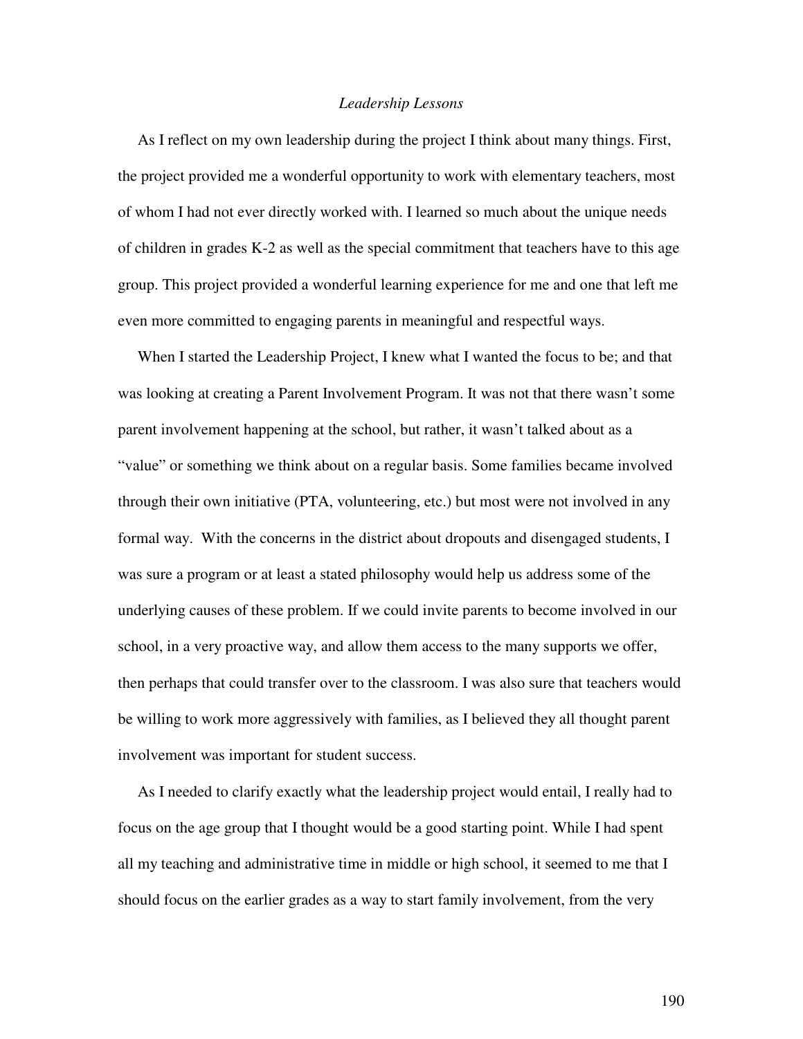*Leadership Lessons*

As I reflect on my own leadership during the project I think about many things. First, the project provided me a wonderful opportunity to work with elementary teachers, most of whom I had not ever directly worked with. I learned so much about the unique needs of children in grades K-2 as well as the special commitment that teachers have to this age group. This project provided a wonderful learning experience for me and one that left me even more committed to engaging parents in meaningful and respectful ways.

When I started the Leadership Project, I knew what I wanted the focus to be; and that was looking at creating a Parent Involvement Program. It was not that there wasn't some parent involvement happening at the school, but rather, it wasn't talked about as a "value" or something we think about on a regular basis. Some families became involved through their own initiative (PTA, volunteering, etc.) but most were not involved in any formal way. With the concerns in the district about dropouts and disengaged students, I was sure a program or at least a stated philosophy would help us address some of the underlying causes of these problem. If we could invite parents to become involved in our school, in a very proactive way, and allow them access to the many supports we offer, then perhaps that could transfer over to the classroom. I was also sure that teachers would be willing to work more aggressively with families, as I believed they all thought parent involvement was important for student success.

As I needed to clarify exactly what the leadership project would entail, I really had to focus on the age group that I thought would be a good starting point. While I had spent all my teaching and administrative time in middle or high school, it seemed to me that I should focus on the earlier grades as a way to start family involvement, from the very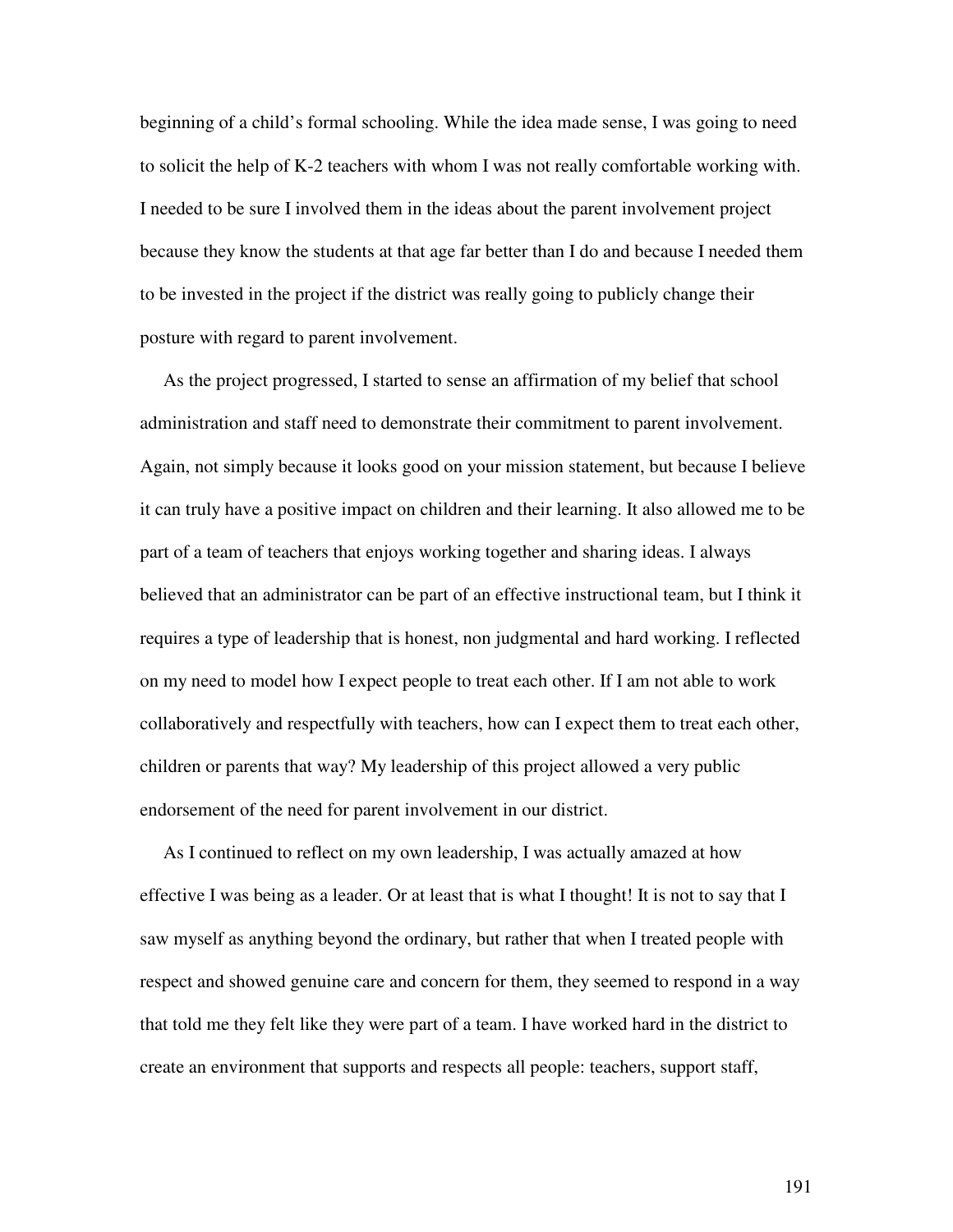beginning of a child's formal schooling. While the idea made sense, I was going to need to solicit the help of K-2 teachers with whom I was not really comfortable working with. I needed to be sure I involved them in the ideas about the parent involvement project because they know the students at that age far better than I do and because I needed them to be invested in the project if the district was really going to publicly change their posture with regard to parent involvement.

As the project progressed, I started to sense an affirmation of my belief that school administration and staff need to demonstrate their commitment to parent involvement. Again, not simply because it looks good on your mission statement, but because I believe it can truly have a positive impact on children and their learning. It also allowed me to be part of a team of teachers that enjoys working together and sharing ideas. I always believed that an administrator can be part of an effective instructional team, but I think it requires a type of leadership that is honest, non judgmental and hard working. I reflected on my need to model how I expect people to treat each other. If I am not able to work collaboratively and respectfully with teachers, how can I expect them to treat each other, children or parents that way? My leadership of this project allowed a very public endorsement of the need for parent involvement in our district.

As I continued to reflect on my own leadership, I was actually amazed at how effective I was being as a leader. Or at least that is what I thought! It is not to say that I saw myself as anything beyond the ordinary, but rather that when I treated people with respect and showed genuine care and concern for them, they seemed to respond in a way that told me they felt like they were part of a team. I have worked hard in the district to create an environment that supports and respects all people: teachers, support staff,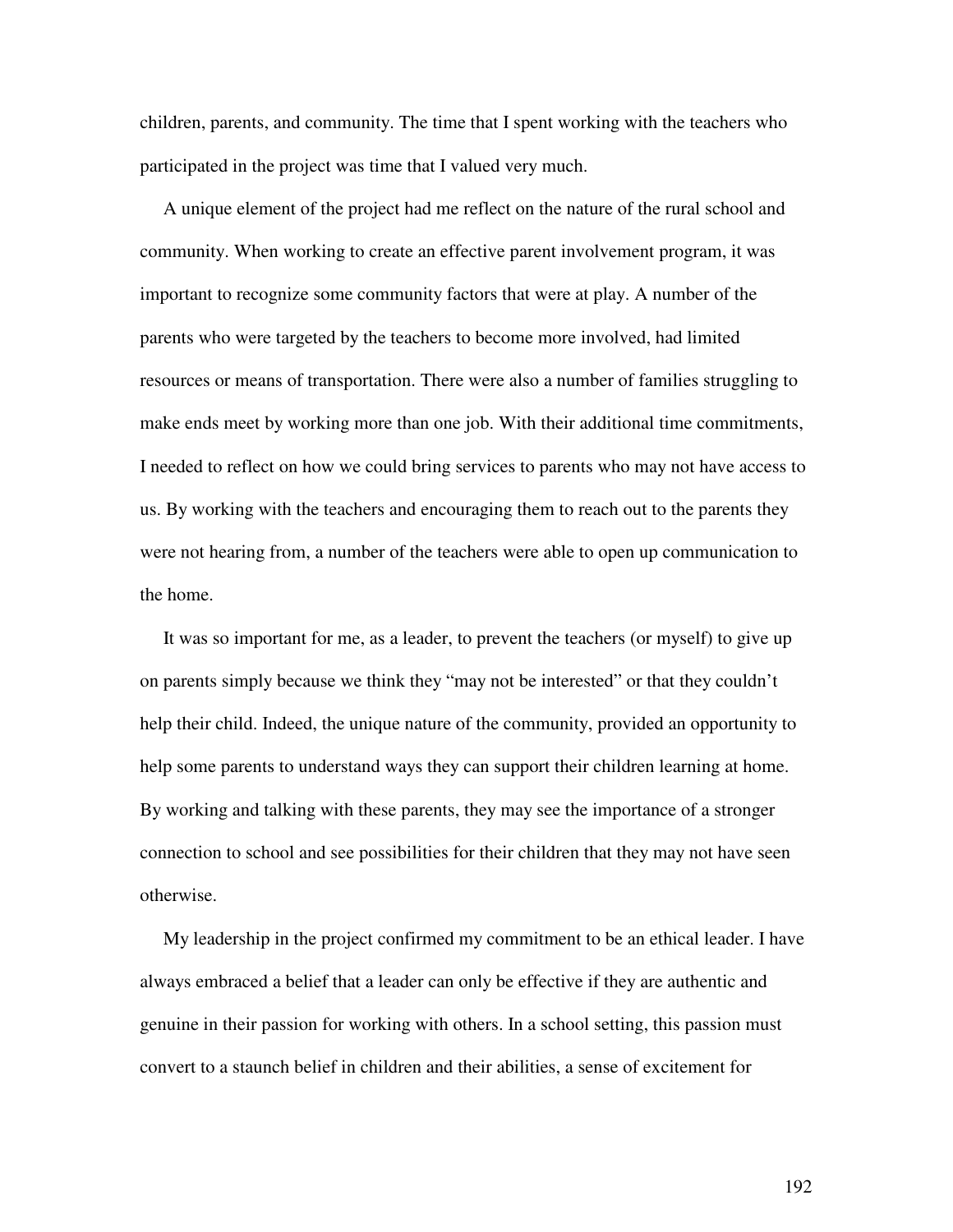children, parents, and community. The time that I spent working with the teachers who participated in the project was time that I valued very much.

A unique element of the project had me reflect on the nature of the rural school and community. When working to create an effective parent involvement program, it was important to recognize some community factors that were at play. A number of the parents who were targeted by the teachers to become more involved, had limited resources or means of transportation. There were also a number of families struggling to make ends meet by working more than one job. With their additional time commitments, I needed to reflect on how we could bring services to parents who may not have access to us. By working with the teachers and encouraging them to reach out to the parents they were not hearing from, a number of the teachers were able to open up communication to the home.

It was so important for me, as a leader, to prevent the teachers (or myself) to give up on parents simply because we think they "may not be interested" or that they couldn't help their child. Indeed, the unique nature of the community, provided an opportunity to help some parents to understand ways they can support their children learning at home. By working and talking with these parents, they may see the importance of a stronger connection to school and see possibilities for their children that they may not have seen otherwise.

My leadership in the project confirmed my commitment to be an ethical leader. I have always embraced a belief that a leader can only be effective if they are authentic and genuine in their passion for working with others. In a school setting, this passion must convert to a staunch belief in children and their abilities, a sense of excitement for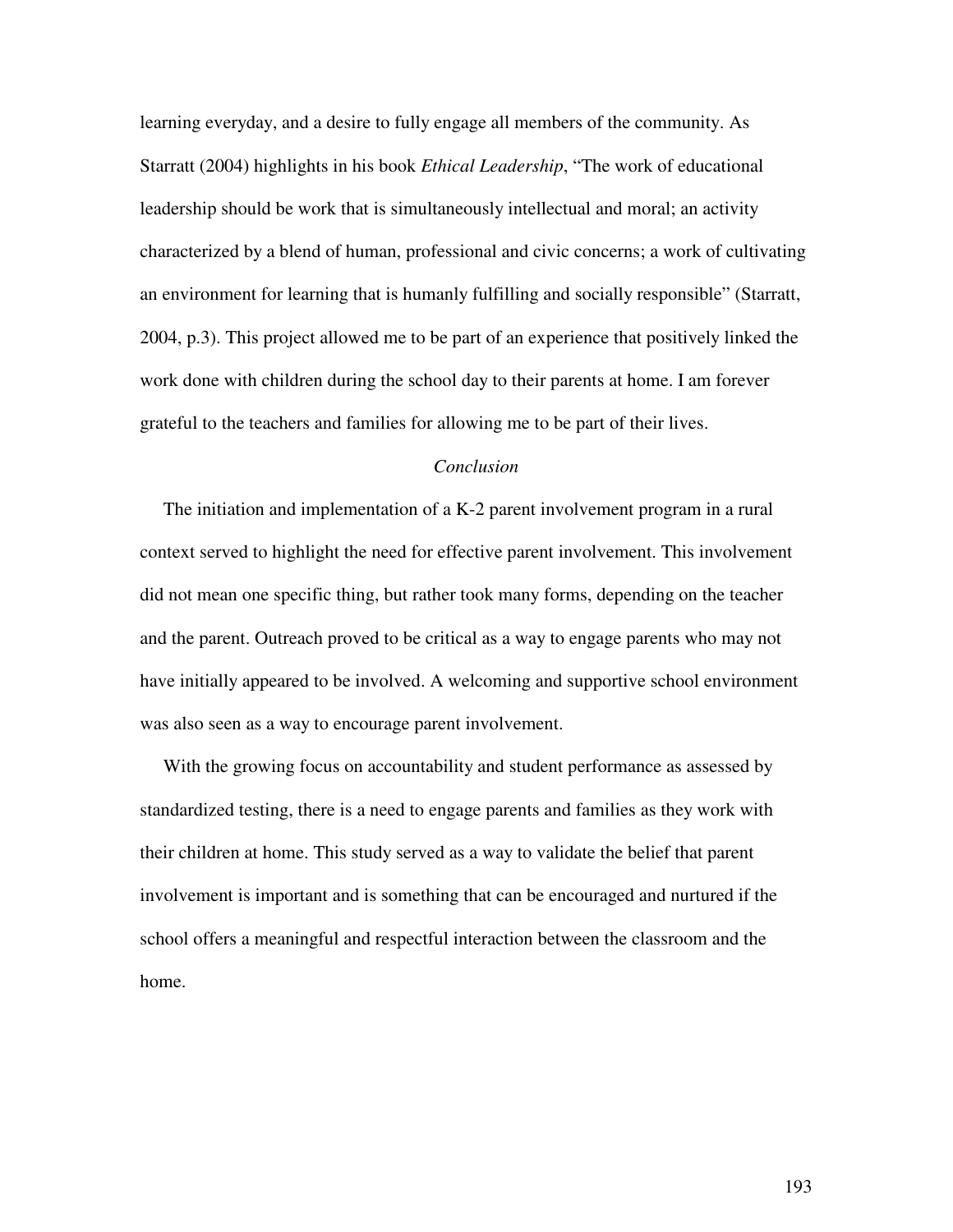learning everyday, and a desire to fully engage all members of the community. As Starratt (2004) highlights in his book *Ethical Leadership*, "The work of educational leadership should be work that is simultaneously intellectual and moral; an activity characterized by a blend of human, professional and civic concerns; a work of cultivating an environment for learning that is humanly fulfilling and socially responsible" (Starratt, 2004, p.3). This project allowed me to be part of an experience that positively linked the work done with children during the school day to their parents at home. I am forever grateful to the teachers and families for allowing me to be part of their lives.

*Conclusion*

The initiation and implementation of a K-2 parent involvement program in a rural context served to highlight the need for effective parent involvement. This involvement did not mean one specific thing, but rather took many forms, depending on the teacher and the parent. Outreach proved to be critical as a way to engage parents who may not have initially appeared to be involved. A welcoming and supportive school environment was also seen as a way to encourage parent involvement.

With the growing focus on accountability and student performance as assessed by standardized testing, there is a need to engage parents and families as they work with their children at home. This study served as a way to validate the belief that parent involvement is important and is something that can be encouraged and nurtured if the school offers a meaningful and respectful interaction between the classroom and the home.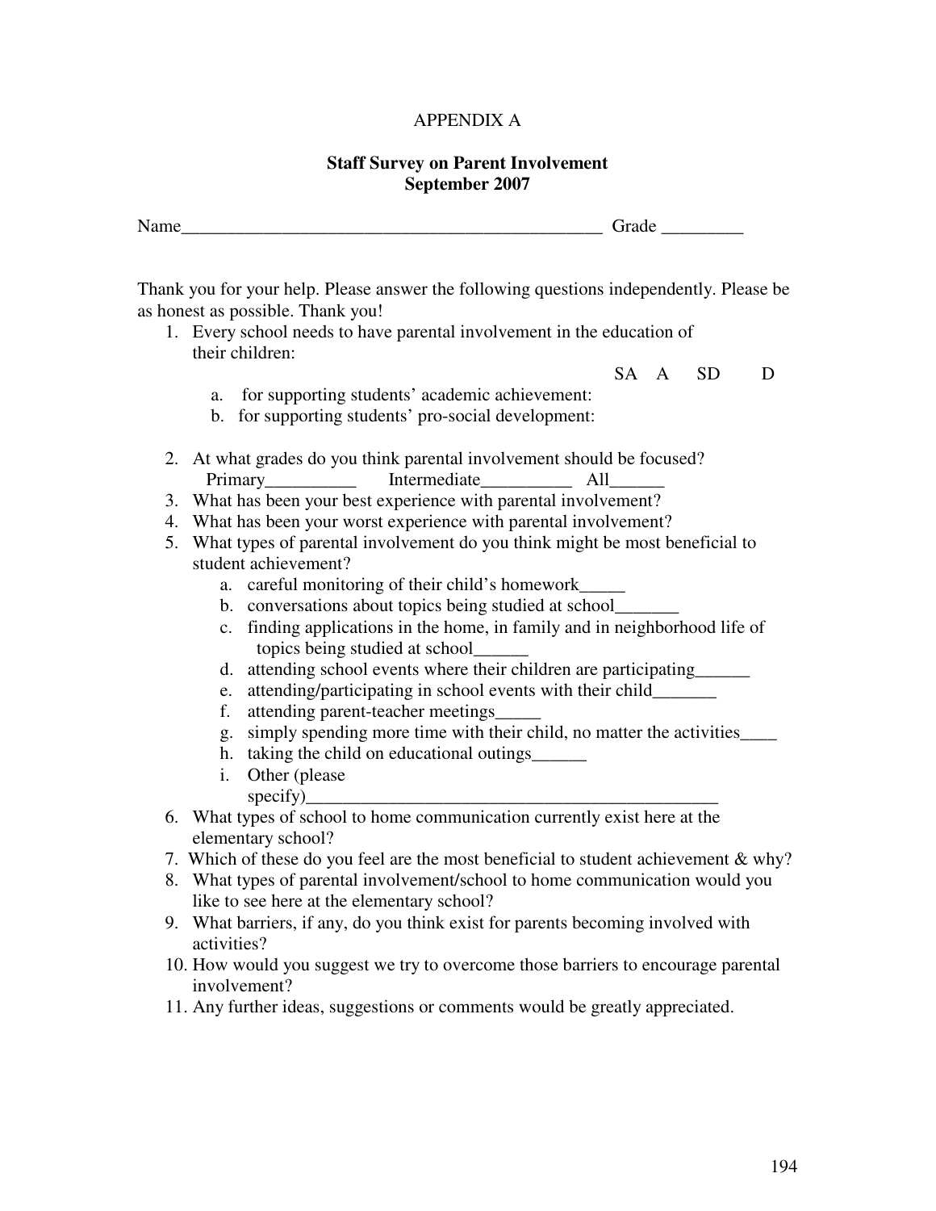# APPENDIX A

## Staff Survey on Parent Involvement
## September 2007

Name_______________________________________________ Grade _________

Thank you for your help. Please answer the following questions independently. Please be as honest as possible. Thank you!

1. Every school needs to have parental involvement in the education of their children:

   SA A SD D

   a. for supporting students' academic achievement:
   b. for supporting students' pro-social development:

2. At what grades do you think parental involvement should be focused?
   Primary__________ Intermediate__________ All______
3. What has been your best experience with parental involvement?
4. What has been your worst experience with parental involvement?
5. What types of parental involvement do you think might be most beneficial to student achievement?
   a. careful monitoring of their child's homework_____
   b. conversations about topics being studied at school_______
   c. finding applications in the home, in family and in neighborhood life of topics being studied at school______
   d. attending school events where their children are participating______
   e. attending/participating in school events with their child_______
   f. attending parent-teacher meetings_____
   g. simply spending more time with their child, no matter the activities____
   h. taking the child on educational outings______
   i. Other (please specify)_______________________________________________
6. What types of school to home communication currently exist here at the elementary school?
7. Which of these do you feel are the most beneficial to student achievement & why?
8. What types of parental involvement/school to home communication would you like to see here at the elementary school?
9. What barriers, if any, do you think exist for parents becoming involved with activities?
10. How would you suggest we try to overcome those barriers to encourage parental involvement?
11. Any further ideas, suggestions or comments would be greatly appreciated.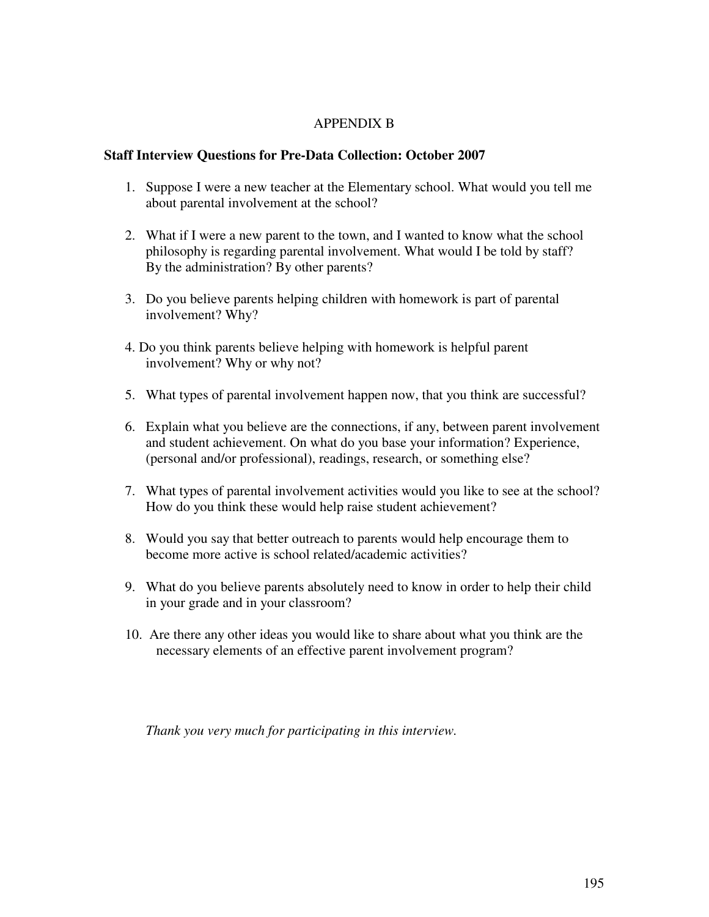# APPENDIX B

## Staff Interview Questions for Pre-Data Collection: October 2007

1. Suppose I were a new teacher at the Elementary school. What would you tell me about parental involvement at the school?

2. What if I were a new parent to the town, and I wanted to know what the school philosophy is regarding parental involvement. What would I be told by staff? By the administration? By other parents?

3. Do you believe parents helping children with homework is part of parental involvement? Why?

4. Do you think parents believe helping with homework is helpful parent involvement? Why or why not?

5. What types of parental involvement happen now, that you think are successful?

6. Explain what you believe are the connections, if any, between parent involvement and student achievement. On what do you base your information? Experience, (personal and/or professional), readings, research, or something else?

7. What types of parental involvement activities would you like to see at the school? How do you think these would help raise student achievement?

8. Would you say that better outreach to parents would help encourage them to become more active is school related/academic activities?

9. What do you believe parents absolutely need to know in order to help their child in your grade and in your classroom?

10. Are there any other ideas you would like to share about what you think are the necessary elements of an effective parent involvement program?

*Thank you very much for participating in this interview.*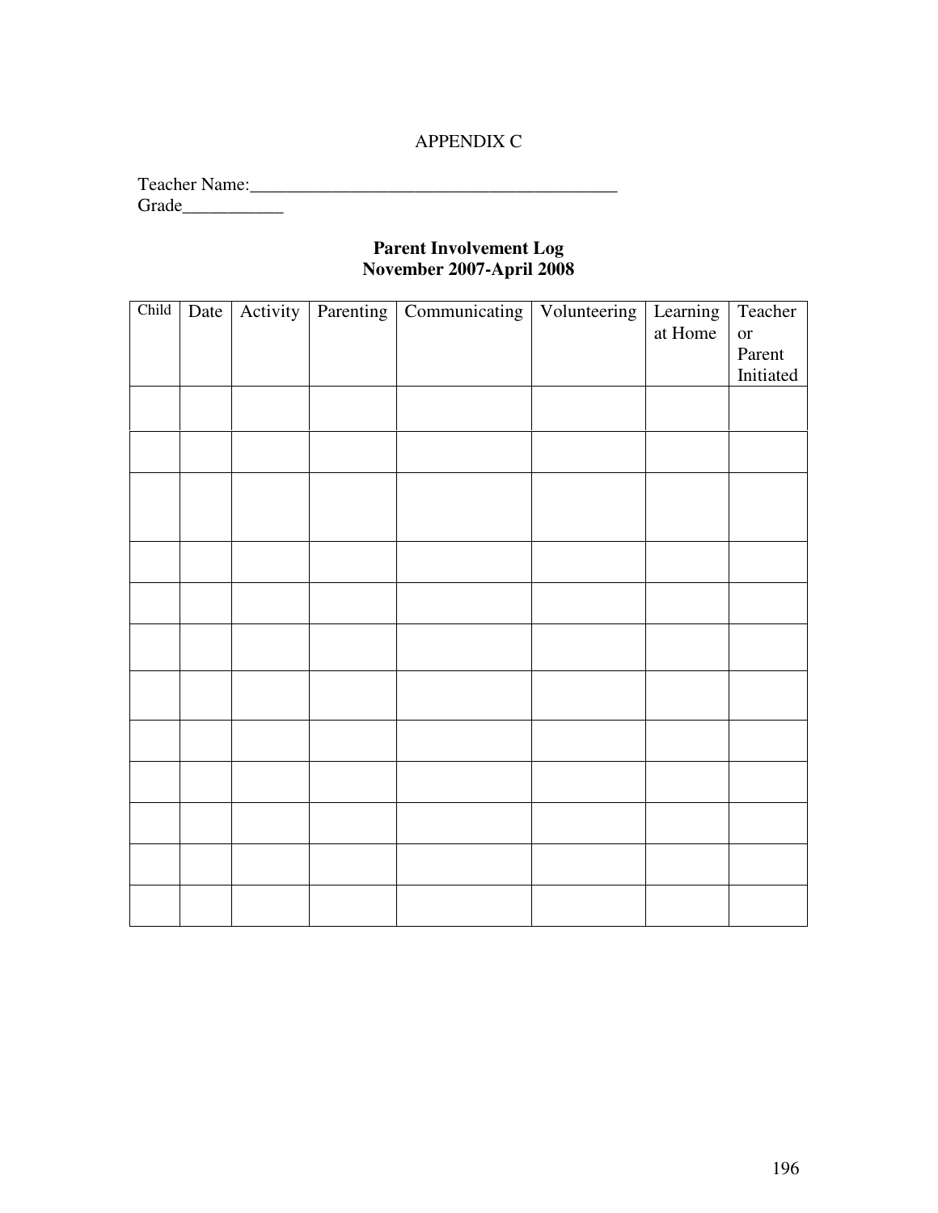APPENDIX C

Teacher Name:_________________________________________
Grade___________

**Parent Involvement Log**
**November 2007-April 2008**

| Child | Date | Activity | Parenting | Communicating | Volunteering | Learning at Home | Teacher or Parent Initiated |
|---|---|---|---|---|---|---|---|
| | | | | | | | |
| | | | | | | | |
| | | | | | | | |
| | | | | | | | |
| | | | | | | | |
| | | | | | | | |
| | | | | | | | |
| | | | | | | | |
| | | | | | | | |
| | | | | | | | |
| | | | | | | | |
| | | | | | | | |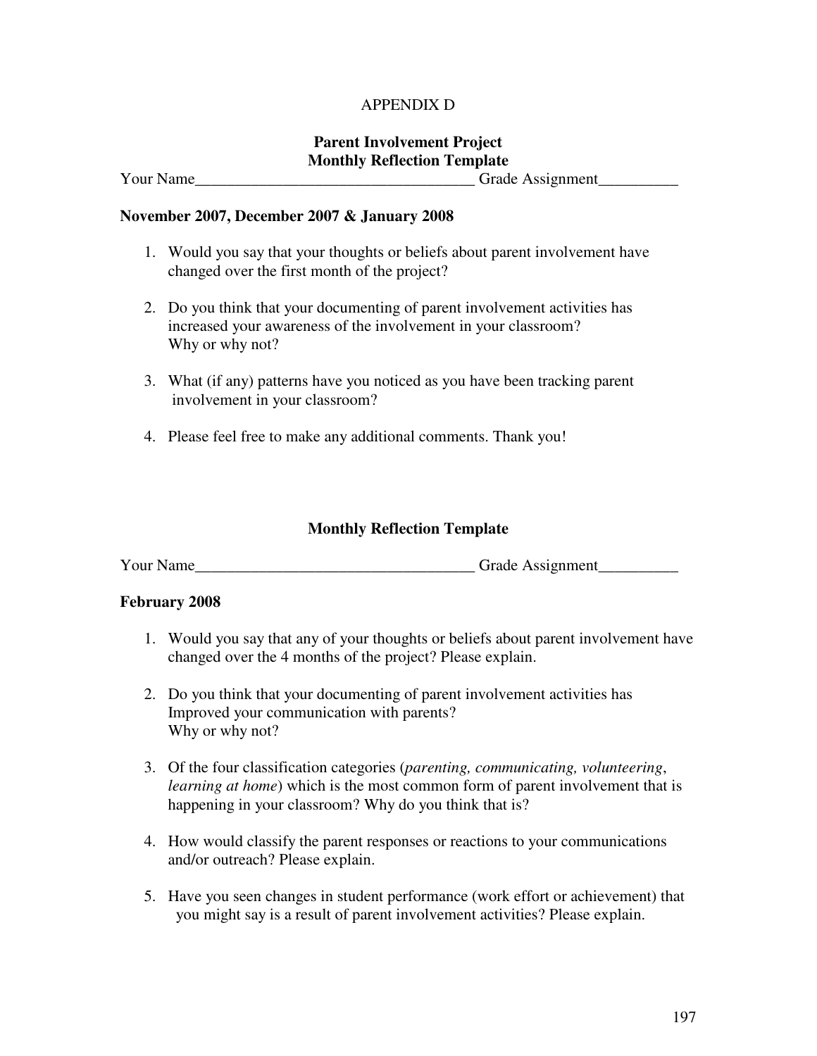# APPENDIX D

## Parent Involvement Project
## Monthly Reflection Template

Your Name___________________________________ Grade Assignment__________

**November 2007, December 2007 & January 2008**

1. Would you say that your thoughts or beliefs about parent involvement have changed over the first month of the project?

2. Do you think that your documenting of parent involvement activities has increased your awareness of the involvement in your classroom? Why or why not?

3. What (if any) patterns have you noticed as you have been tracking parent involvement in your classroom?

4. Please feel free to make any additional comments. Thank you!

## Monthly Reflection Template

Your Name___________________________________ Grade Assignment__________

**February 2008**

1. Would you say that any of your thoughts or beliefs about parent involvement have changed over the 4 months of the project? Please explain.

2. Do you think that your documenting of parent involvement activities has Improved your communication with parents? Why or why not?

3. Of the four classification categories (*parenting, communicating, volunteering*, *learning at home*) which is the most common form of parent involvement that is happening in your classroom? Why do you think that is?

4. How would classify the parent responses or reactions to your communications and/or outreach? Please explain.

5. Have you seen changes in student performance (work effort or achievement) that you might say is a result of parent involvement activities? Please explain.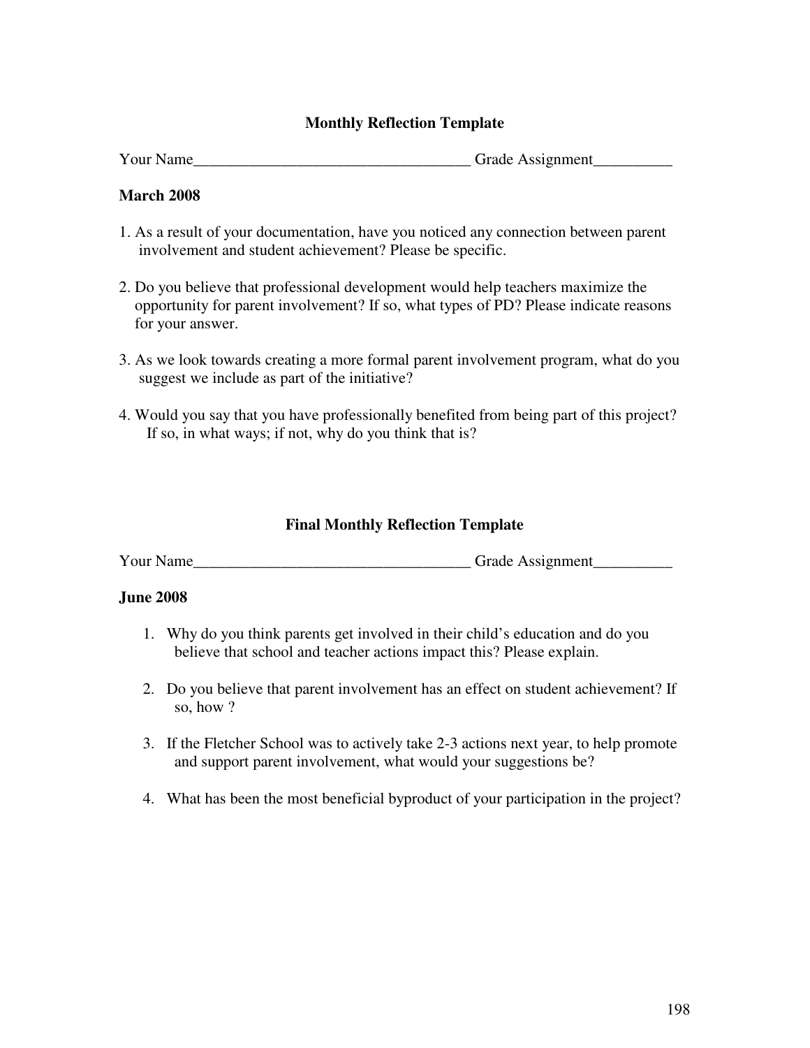## Monthly Reflection Template

Your Name___________________________________ Grade Assignment__________

**March 2008**

1. As a result of your documentation, have you noticed any connection between parent involvement and student achievement? Please be specific.
2. Do you believe that professional development would help teachers maximize the opportunity for parent involvement? If so, what types of PD? Please indicate reasons for your answer.
3. As we look towards creating a more formal parent involvement program, what do you suggest we include as part of the initiative?
4. Would you say that you have professionally benefited from being part of this project? If so, in what ways; if not, why do you think that is?

## Final Monthly Reflection Template

Your Name___________________________________ Grade Assignment__________

**June 2008**

1. Why do you think parents get involved in their child's education and do you believe that school and teacher actions impact this? Please explain.
2. Do you believe that parent involvement has an effect on student achievement? If so, how ?
3. If the Fletcher School was to actively take 2-3 actions next year, to help promote and support parent involvement, what would your suggestions be?
4. What has been the most beneficial byproduct of your participation in the project?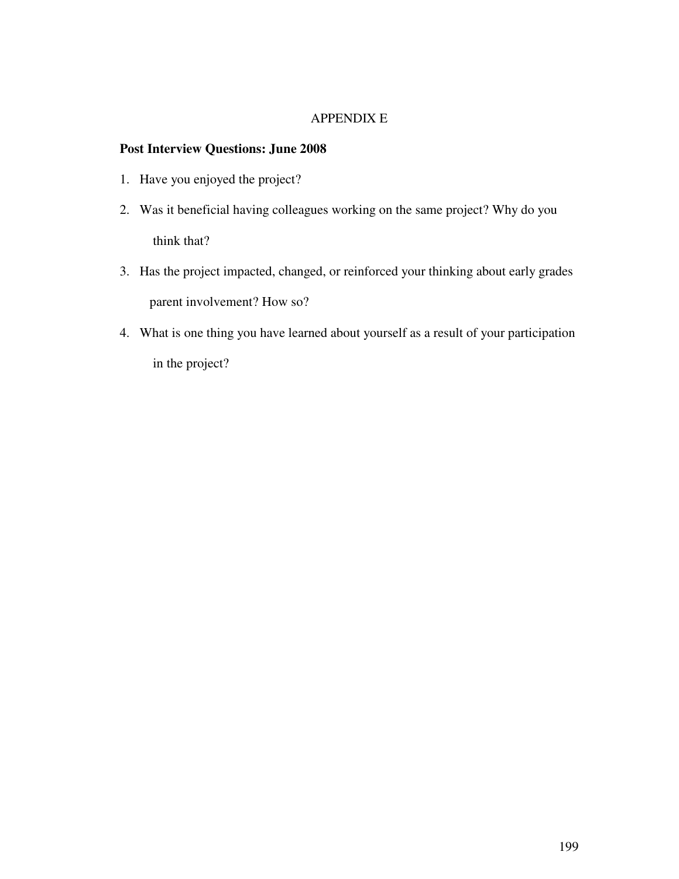# APPENDIX E

**Post Interview Questions: June 2008**

1. Have you enjoyed the project?
2. Was it beneficial having colleagues working on the same project? Why do you think that?
3. Has the project impacted, changed, or reinforced your thinking about early grades parent involvement? How so?
4. What is one thing you have learned about yourself as a result of your participation in the project?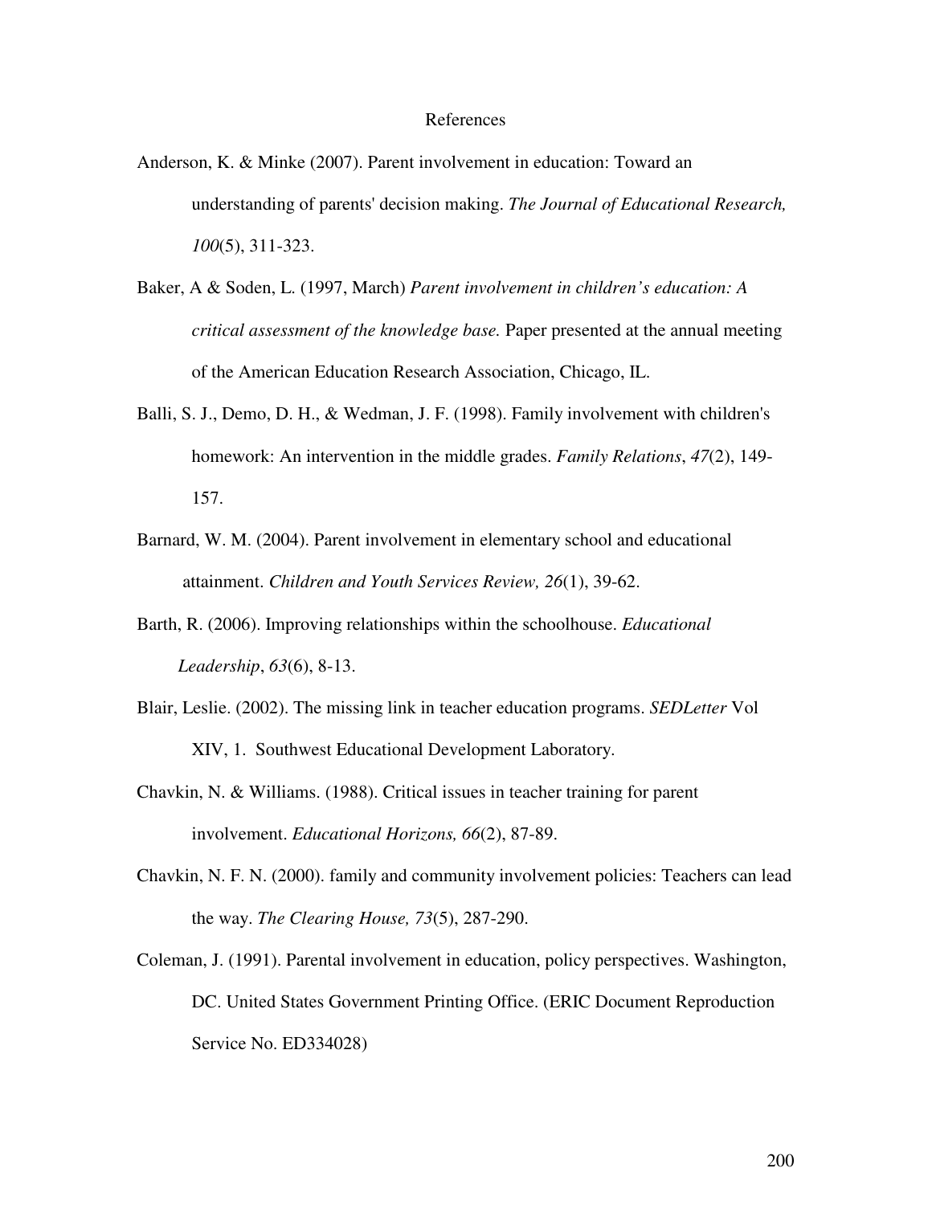# References

Anderson, K. & Minke (2007). Parent involvement in education: Toward an understanding of parents' decision making. *The Journal of Educational Research, 100*(5), 311-323.

Baker, A & Soden, L. (1997, March) *Parent involvement in children's education: A critical assessment of the knowledge base.* Paper presented at the annual meeting of the American Education Research Association, Chicago, IL.

Balli, S. J., Demo, D. H., & Wedman, J. F. (1998). Family involvement with children's homework: An intervention in the middle grades. *Family Relations*, *47*(2), 149-157.

Barnard, W. M. (2004). Parent involvement in elementary school and educational attainment. *Children and Youth Services Review, 26*(1), 39-62.

Barth, R. (2006). Improving relationships within the schoolhouse. *Educational Leadership*, *63*(6), 8-13.

Blair, Leslie. (2002). The missing link in teacher education programs. *SEDLetter* Vol XIV, 1. Southwest Educational Development Laboratory.

Chavkin, N. & Williams. (1988). Critical issues in teacher training for parent involvement. *Educational Horizons, 66*(2), 87-89.

Chavkin, N. F. N. (2000). family and community involvement policies: Teachers can lead the way. *The Clearing House, 73*(5), 287-290.

Coleman, J. (1991). Parental involvement in education, policy perspectives. Washington, DC. United States Government Printing Office. (ERIC Document Reproduction Service No. ED334028)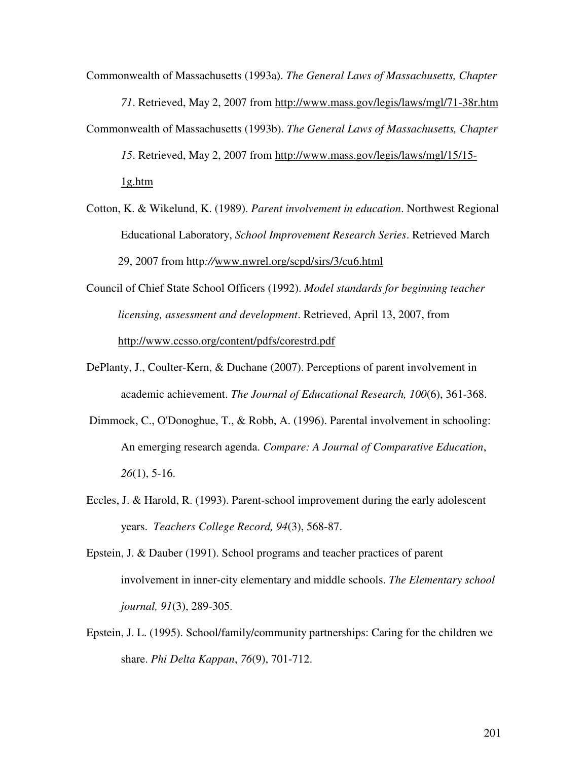Commonwealth of Massachusetts (1993a). *The General Laws of Massachusetts, Chapter 71*. Retrieved, May 2, 2007 from http://www.mass.gov/legis/laws/mgl/71-38r.htm

Commonwealth of Massachusetts (1993b). *The General Laws of Massachusetts, Chapter 15*. Retrieved, May 2, 2007 from http://www.mass.gov/legis/laws/mgl/15/15-1g.htm

Cotton, K. & Wikelund, K. (1989). *Parent involvement in education*. Northwest Regional Educational Laboratory, *School Improvement Research Series*. Retrieved March 29, 2007 from http://www.nwrel.org/scpd/sirs/3/cu6.html

Council of Chief State School Officers (1992). *Model standards for beginning teacher licensing, assessment and development*. Retrieved, April 13, 2007, from http://www.ccsso.org/content/pdfs/corestrd.pdf

DePlanty, J., Coulter-Kern, & Duchane (2007). Perceptions of parent involvement in academic achievement. *The Journal of Educational Research, 100*(6), 361-368.

Dimmock, C., O'Donoghue, T., & Robb, A. (1996). Parental involvement in schooling: An emerging research agenda. *Compare: A Journal of Comparative Education*, *26*(1), 5-16.

Eccles, J. & Harold, R. (1993). Parent-school improvement during the early adolescent years. *Teachers College Record, 94*(3), 568-87.

Epstein, J. & Dauber (1991). School programs and teacher practices of parent involvement in inner-city elementary and middle schools. *The Elementary school journal, 91*(3), 289-305.

Epstein, J. L. (1995). School/family/community partnerships: Caring for the children we share. *Phi Delta Kappan*, *76*(9), 701-712.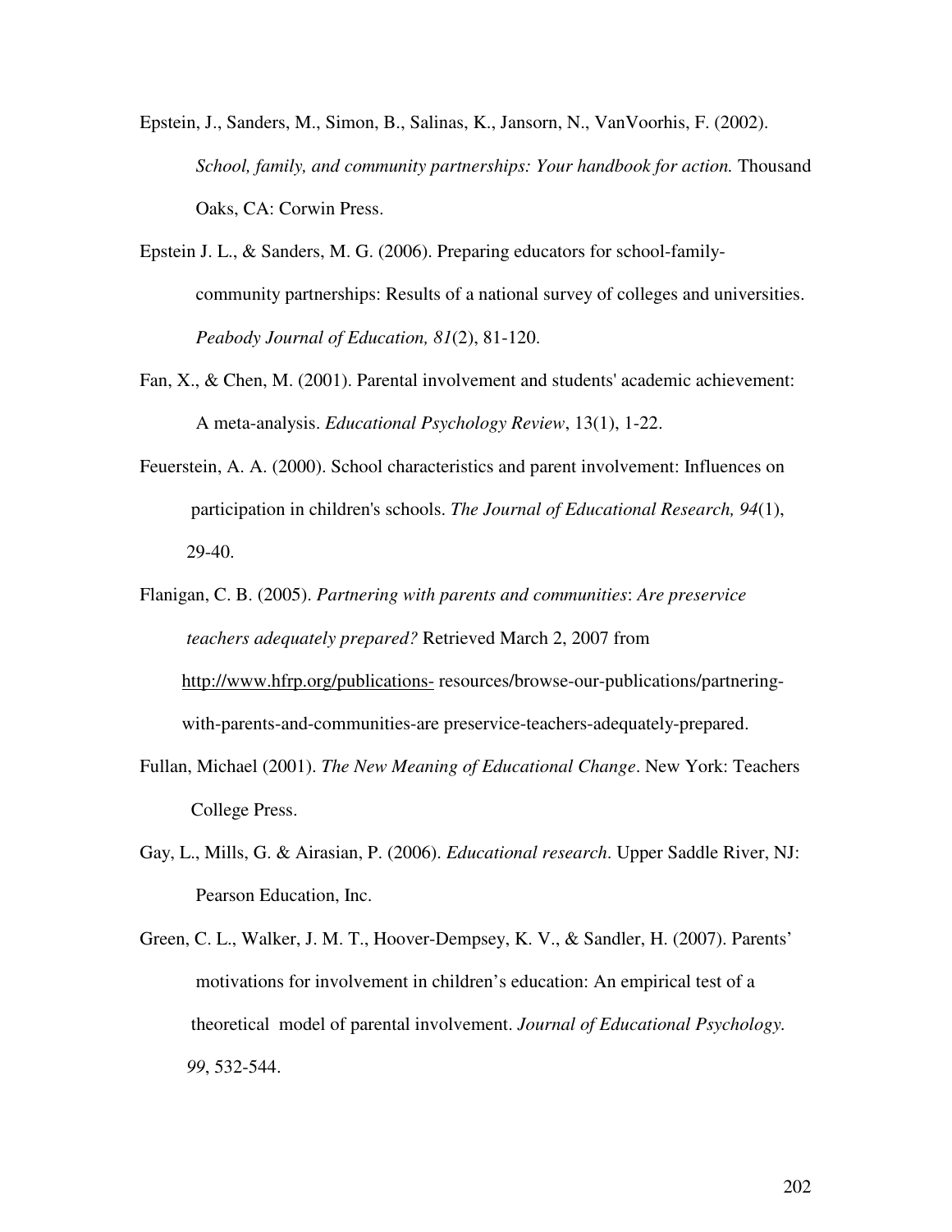Epstein, J., Sanders, M., Simon, B., Salinas, K., Jansorn, N., VanVoorhis, F. (2002). *School, family, and community partnerships: Your handbook for action.* Thousand Oaks, CA: Corwin Press.

Epstein J. L., & Sanders, M. G. (2006). Preparing educators for school-family-community partnerships: Results of a national survey of colleges and universities. *Peabody Journal of Education, 81*(2), 81-120.

Fan, X., & Chen, M. (2001). Parental involvement and students' academic achievement: A meta-analysis. *Educational Psychology Review*, 13(1), 1-22.

Feuerstein, A. A. (2000). School characteristics and parent involvement: Influences on participation in children's schools. *The Journal of Educational Research, 94*(1), 29-40.

Flanigan, C. B. (2005). *Partnering with parents and communities*: *Are preservice teachers adequately prepared?* Retrieved March 2, 2007 from http://www.hfrp.org/publications- resources/browse-our-publications/partnering-with-parents-and-communities-are preservice-teachers-adequately-prepared.

Fullan, Michael (2001). *The New Meaning of Educational Change*. New York: Teachers College Press.

Gay, L., Mills, G. & Airasian, P. (2006). *Educational research*. Upper Saddle River, NJ: Pearson Education, Inc.

Green, C. L., Walker, J. M. T., Hoover-Dempsey, K. V., & Sandler, H. (2007). Parents' motivations for involvement in children's education: An empirical test of a theoretical model of parental involvement. *Journal of Educational Psychology. 99*, 532-544.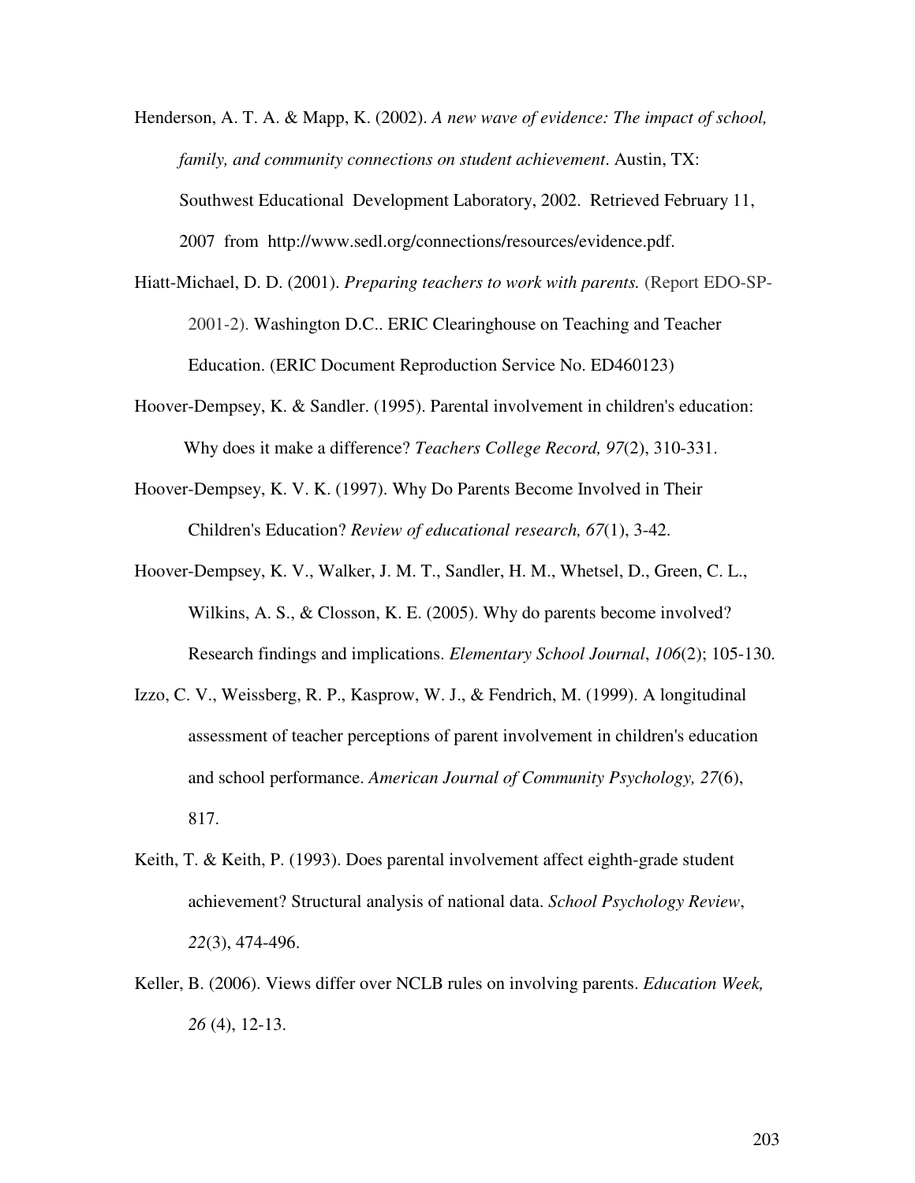Henderson, A. T. A. & Mapp, K. (2002). *A new wave of evidence: The impact of school, family, and community connections on student achievement*. Austin, TX: Southwest Educational Development Laboratory, 2002. Retrieved February 11, 2007 from http://www.sedl.org/connections/resources/evidence.pdf.

Hiatt-Michael, D. D. (2001). *Preparing teachers to work with parents.* (Report EDO-SP-2001-2). Washington D.C.. ERIC Clearinghouse on Teaching and Teacher Education. (ERIC Document Reproduction Service No. ED460123)

Hoover-Dempsey, K. & Sandler. (1995). Parental involvement in children's education: Why does it make a difference? *Teachers College Record, 97*(2), 310-331.

Hoover-Dempsey, K. V. K. (1997). Why Do Parents Become Involved in Their Children's Education? *Review of educational research, 67*(1), 3-42.

Hoover-Dempsey, K. V., Walker, J. M. T., Sandler, H. M., Whetsel, D., Green, C. L., Wilkins, A. S., & Closson, K. E. (2005). Why do parents become involved? Research findings and implications. *Elementary School Journal*, *106*(2); 105-130.

Izzo, C. V., Weissberg, R. P., Kasprow, W. J., & Fendrich, M. (1999). A longitudinal assessment of teacher perceptions of parent involvement in children's education and school performance. *American Journal of Community Psychology, 27*(6), 817.

Keith, T. & Keith, P. (1993). Does parental involvement affect eighth-grade student achievement? Structural analysis of national data. *School Psychology Review*, *22*(3), 474-496.

Keller, B. (2006). Views differ over NCLB rules on involving parents. *Education Week, 26* (4), 12-13.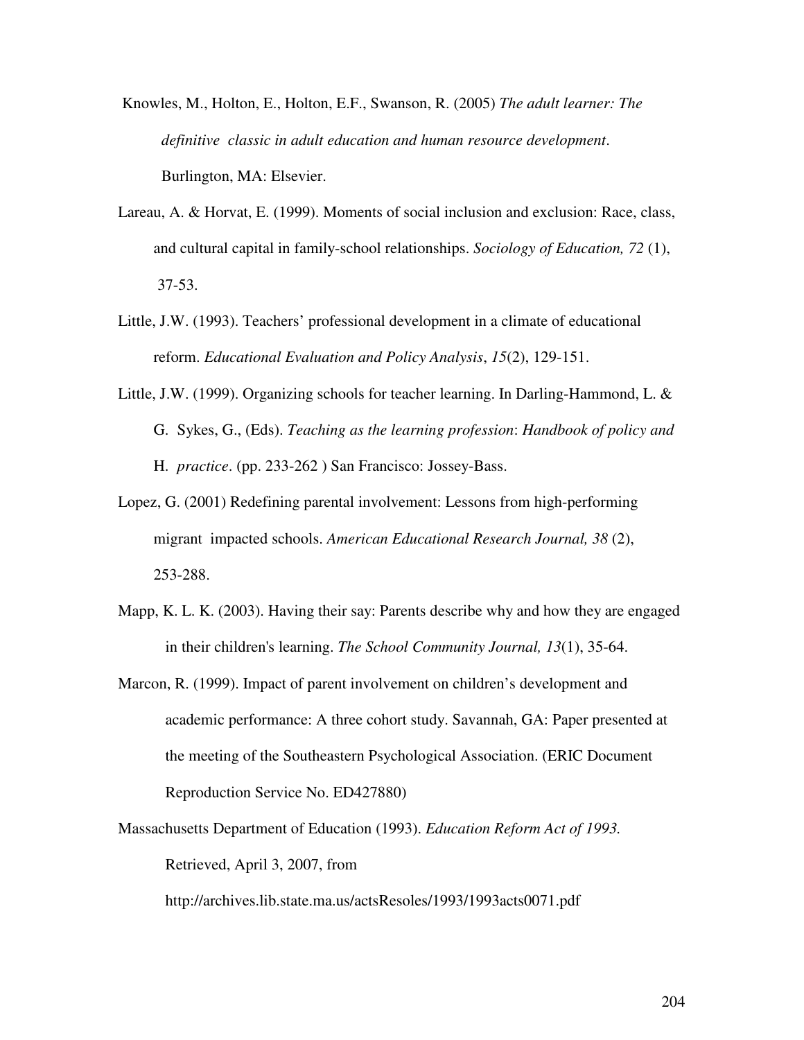Knowles, M., Holton, E., Holton, E.F., Swanson, R. (2005) *The adult learner: The definitive classic in adult education and human resource development*. Burlington, MA: Elsevier.

Lareau, A. & Horvat, E. (1999). Moments of social inclusion and exclusion: Race, class, and cultural capital in family-school relationships. *Sociology of Education, 72* (1), 37-53.

Little, J.W. (1993). Teachers' professional development in a climate of educational reform. *Educational Evaluation and Policy Analysis*, *15*(2), 129-151.

Little, J.W. (1999). Organizing schools for teacher learning. In Darling-Hammond, L. & G. Sykes, G., (Eds). *Teaching as the learning profession*: *Handbook of policy and* H. *practice*. (pp. 233-262 ) San Francisco: Jossey-Bass.

Lopez, G. (2001) Redefining parental involvement: Lessons from high-performing migrant impacted schools. *American Educational Research Journal, 38* (2), 253-288.

Mapp, K. L. K. (2003). Having their say: Parents describe why and how they are engaged in their children's learning. *The School Community Journal, 13*(1), 35-64.

Marcon, R. (1999). Impact of parent involvement on children's development and academic performance: A three cohort study. Savannah, GA: Paper presented at the meeting of the Southeastern Psychological Association. (ERIC Document Reproduction Service No. ED427880)

Massachusetts Department of Education (1993). *Education Reform Act of 1993.* Retrieved, April 3, 2007, from http://archives.lib.state.ma.us/actsResoles/1993/1993acts0071.pdf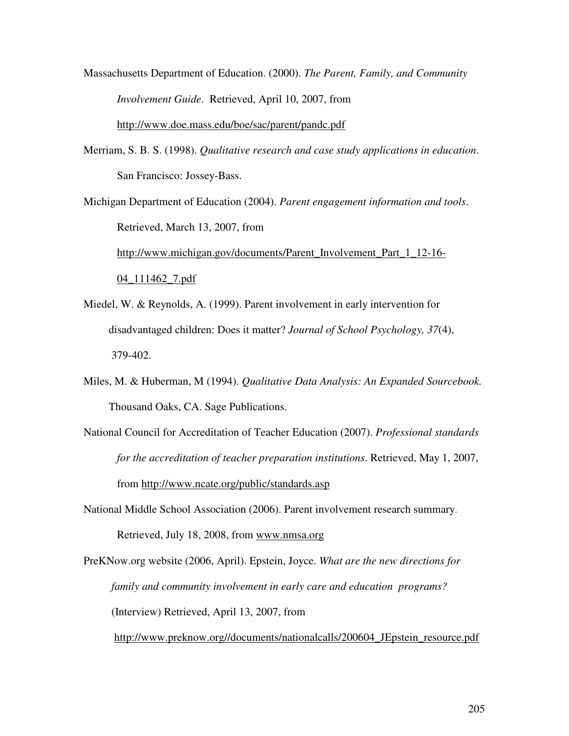Massachusetts Department of Education. (2000). *The Parent, Family, and Community Involvement Guide*. Retrieved, April 10, 2007, from http://www.doe.mass.edu/boe/sac/parent/pandc.pdf

Merriam, S. B. S. (1998). *Qualitative research and case study applications in education*. San Francisco: Jossey-Bass.

Michigan Department of Education (2004). *Parent engagement information and tools*. Retrieved, March 13, 2007, from http://www.michigan.gov/documents/Parent_Involvement_Part_1_12-16-04_111462_7.pdf

Miedel, W. & Reynolds, A. (1999). Parent involvement in early intervention for disadvantaged children: Does it matter? *Journal of School Psychology, 37*(4), 379-402.

Miles, M. & Huberman, M (1994). *Qualitative Data Analysis: An Expanded Sourcebook.* Thousand Oaks, CA. Sage Publications.

National Council for Accreditation of Teacher Education (2007). *Professional standards for the accreditation of teacher preparation institutions*. Retrieved, May 1, 2007, from http://www.ncate.org/public/standards.asp

National Middle School Association (2006). Parent involvement research summary. Retrieved, July 18, 2008, from www.nmsa.org

PreKNow.org website (2006, April). Epstein, Joyce. *What are the new directions for family and community involvement in early care and education programs?* (Interview) Retrieved, April 13, 2007, from http://www.preknow.org//documents/nationalcalls/200604_JEpstein_resource.pdf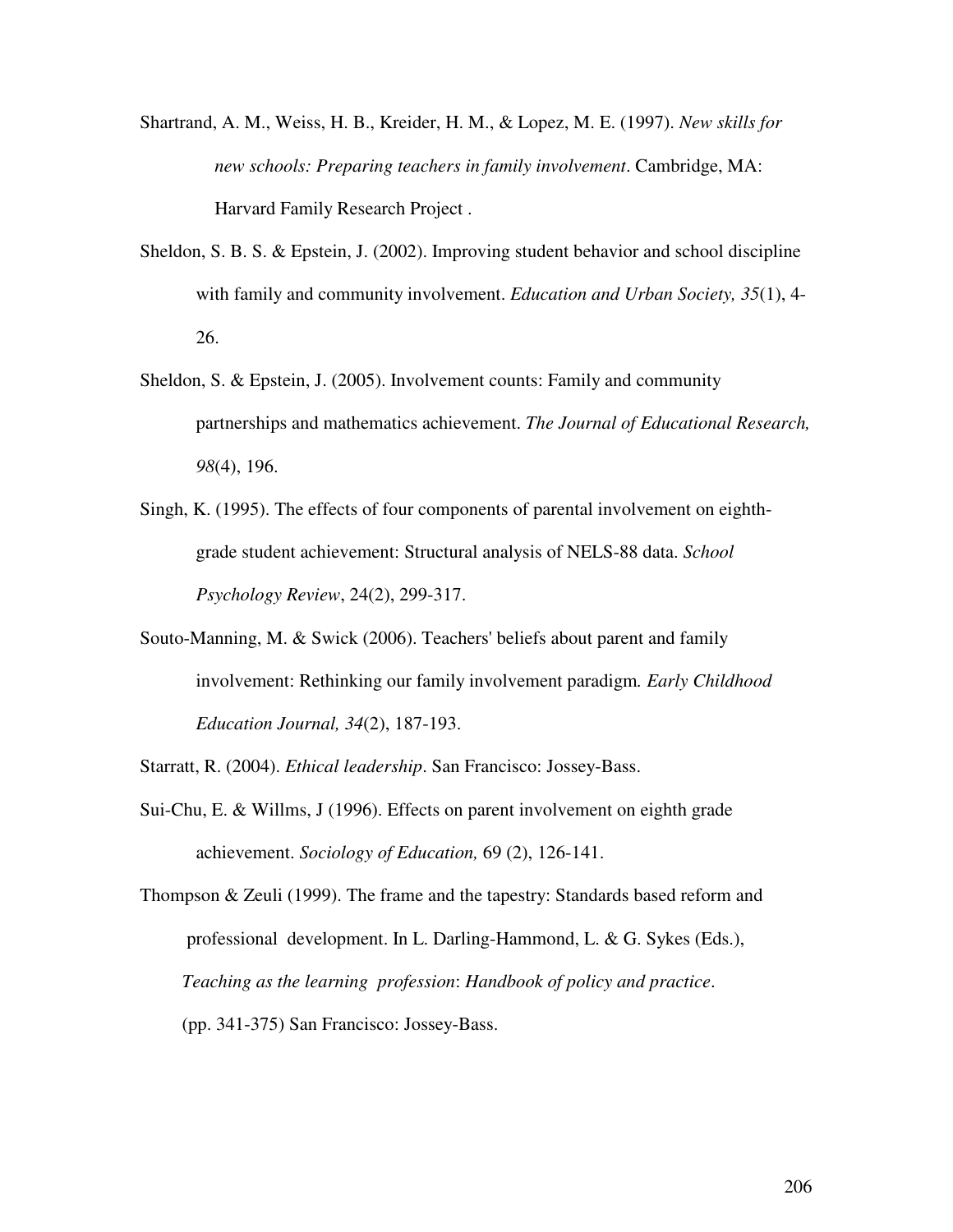Shartrand, A. M., Weiss, H. B., Kreider, H. M., & Lopez, M. E. (1997). *New skills for new schools: Preparing teachers in family involvement*. Cambridge, MA: Harvard Family Research Project .

Sheldon, S. B. S. & Epstein, J. (2002). Improving student behavior and school discipline with family and community involvement. *Education and Urban Society, 35*(1), 4-26.

Sheldon, S. & Epstein, J. (2005). Involvement counts: Family and community partnerships and mathematics achievement. *The Journal of Educational Research, 98*(4), 196.

Singh, K. (1995). The effects of four components of parental involvement on eighth-grade student achievement: Structural analysis of NELS-88 data. *School Psychology Review*, 24(2), 299-317.

Souto-Manning, M. & Swick (2006). Teachers' beliefs about parent and family involvement: Rethinking our family involvement paradigm*. Early Childhood Education Journal, 34*(2), 187-193.

Starratt, R. (2004). *Ethical leadership*. San Francisco: Jossey-Bass.

Sui-Chu, E. & Willms, J (1996). Effects on parent involvement on eighth grade achievement. *Sociology of Education,* 69 (2), 126-141.

Thompson & Zeuli (1999). The frame and the tapestry: Standards based reform and professional development. In L. Darling-Hammond, L. & G. Sykes (Eds.), *Teaching as the learning profession*: *Handbook of policy and practice*. (pp. 341-375) San Francisco: Jossey-Bass.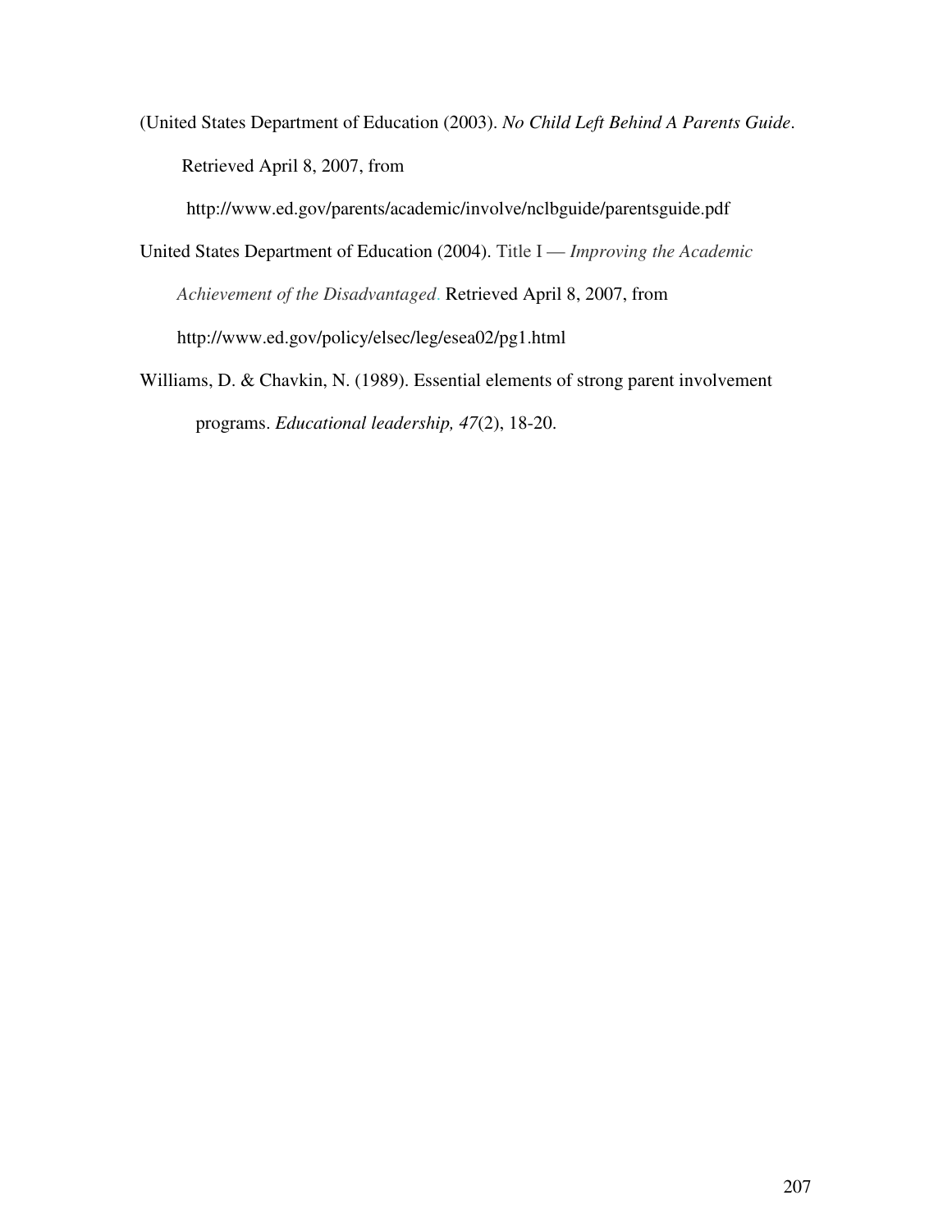(United States Department of Education (2003). *No Child Left Behind A Parents Guide*. Retrieved April 8, 2007, from http://www.ed.gov/parents/academic/involve/nclbguide/parentsguide.pdf

United States Department of Education (2004). Title I — *Improving the Academic Achievement of the Disadvantaged.* Retrieved April 8, 2007, from http://www.ed.gov/policy/elsec/leg/esea02/pg1.html

Williams, D. & Chavkin, N. (1989). Essential elements of strong parent involvement programs. *Educational leadership, 47*(2), 18-20.